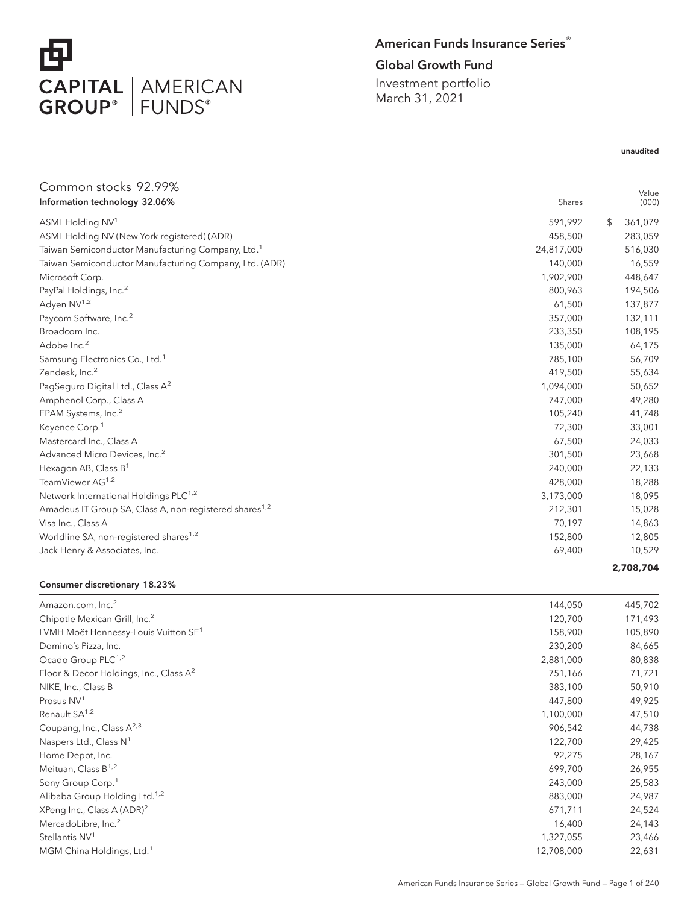# American Funds Insurance Series®

## Global Growth Fund

Investment portfolio
March 31, 2021

unaudited

## Common stocks 92.99%

| Information technology 32.06% | Shares | Value (000) |
|---|---|---|
| ASML Holding NV[1] | 591,992 | $ 361,079 |
| ASML Holding NV (New York registered) (ADR) | 458,500 | 283,059 |
| Taiwan Semiconductor Manufacturing Company, Ltd.[1] | 24,817,000 | 516,030 |
| Taiwan Semiconductor Manufacturing Company, Ltd. (ADR) | 140,000 | 16,559 |
| Microsoft Corp. | 1,902,900 | 448,647 |
| PayPal Holdings, Inc.[2] | 800,963 | 194,506 |
| Adyen NV[1,2] | 61,500 | 137,877 |
| Paycom Software, Inc.[2] | 357,000 | 132,111 |
| Broadcom Inc. | 233,350 | 108,195 |
| Adobe Inc.[2] | 135,000 | 64,175 |
| Samsung Electronics Co., Ltd.[1] | 785,100 | 56,709 |
| Zendesk, Inc.[2] | 419,500 | 55,634 |
| PagSeguro Digital Ltd., Class A[2] | 1,094,000 | 50,652 |
| Amphenol Corp., Class A | 747,000 | 49,280 |
| EPAM Systems, Inc.[2] | 105,240 | 41,748 |
| Keyence Corp.[1] | 72,300 | 33,001 |
| Mastercard Inc., Class A | 67,500 | 24,033 |
| Advanced Micro Devices, Inc.[2] | 301,500 | 23,668 |
| Hexagon AB, Class B[1] | 240,000 | 22,133 |
| TeamViewer AG[1,2] | 428,000 | 18,288 |
| Network International Holdings PLC[1,2] | 3,173,000 | 18,095 |
| Amadeus IT Group SA, Class A, non-registered shares[1,2] | 212,301 | 15,028 |
| Visa Inc., Class A | 70,197 | 14,863 |
| Worldline SA, non-registered shares[1,2] | 152,800 | 12,805 |
| Jack Henry & Associates, Inc. | 69,400 | 10,529 |
| | | **2,708,704** |

| Consumer discretionary 18.23% | Shares | Value (000) |
|---|---|---|
| Amazon.com, Inc.[2] | 144,050 | 445,702 |
| Chipotle Mexican Grill, Inc.[2] | 120,700 | 171,493 |
| LVMH Moët Hennessy-Louis Vuitton SE[1] | 158,900 | 105,890 |
| Domino's Pizza, Inc. | 230,200 | 84,665 |
| Ocado Group PLC[1,2] | 2,881,000 | 80,838 |
| Floor & Decor Holdings, Inc., Class A[2] | 751,166 | 71,721 |
| NIKE, Inc., Class B | 383,100 | 50,910 |
| Prosus NV[1] | 447,800 | 49,925 |
| Renault SA[1,2] | 1,100,000 | 47,510 |
| Coupang, Inc., Class A[2,3] | 906,542 | 44,738 |
| Naspers Ltd., Class N[1] | 122,700 | 29,425 |
| Home Depot, Inc. | 92,275 | 28,167 |
| Meituan, Class B[1,2] | 699,700 | 26,955 |
| Sony Group Corp.[1] | 243,000 | 25,583 |
| Alibaba Group Holding Ltd.[1,2] | 883,000 | 24,987 |
| XPeng Inc., Class A (ADR)[2] | 671,711 | 24,524 |
| MercadoLibre, Inc.[2] | 16,400 | 24,143 |
| Stellantis NV[1] | 1,327,055 | 23,466 |
| MGM China Holdings, Ltd.[1] | 12,708,000 | 22,631 |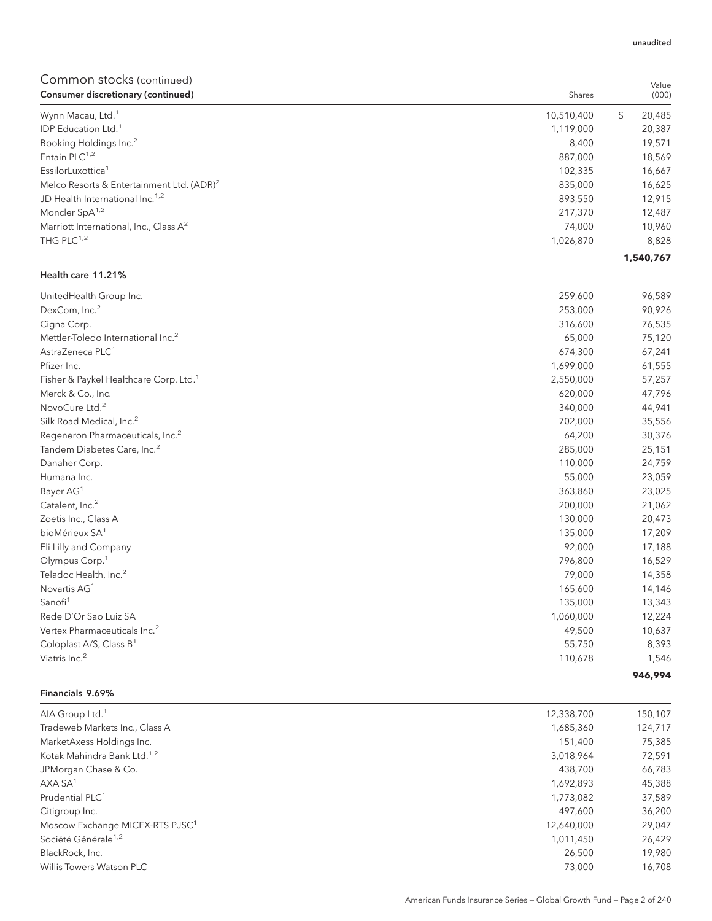unaudited

## Common stocks (continued)

| Consumer discretionary (continued) | Shares | Value (000) |
|---|---|---|
| Wynn Macau, Ltd.[1] | 10,510,400 | $ 20,485 |
| IDP Education Ltd.[1] | 1,119,000 | 20,387 |
| Booking Holdings Inc.[2] | 8,400 | 19,571 |
| Entain PLC[1,2] | 887,000 | 18,569 |
| EssilorLuxottica[1] | 102,335 | 16,667 |
| Melco Resorts & Entertainment Ltd. (ADR)[2] | 835,000 | 16,625 |
| JD Health International Inc.[1,2] | 893,550 | 12,915 |
| Moncler SpA[1,2] | 217,370 | 12,487 |
| Marriott International, Inc., Class A[2] | 74,000 | 10,960 |
| THG PLC[1,2] | 1,026,870 | 8,828 |
| | | **1,540,767** |

| Health care 11.21% | Shares | Value (000) |
|---|---|---|
| UnitedHealth Group Inc. | 259,600 | 96,589 |
| DexCom, Inc.[2] | 253,000 | 90,926 |
| Cigna Corp. | 316,600 | 76,535 |
| Mettler-Toledo International Inc.[2] | 65,000 | 75,120 |
| AstraZeneca PLC[1] | 674,300 | 67,241 |
| Pfizer Inc. | 1,699,000 | 61,555 |
| Fisher & Paykel Healthcare Corp. Ltd.[1] | 2,550,000 | 57,257 |
| Merck & Co., Inc. | 620,000 | 47,796 |
| NovoCure Ltd.[2] | 340,000 | 44,941 |
| Silk Road Medical, Inc.[2] | 702,000 | 35,556 |
| Regeneron Pharmaceuticals, Inc.[2] | 64,200 | 30,376 |
| Tandem Diabetes Care, Inc.[2] | 285,000 | 25,151 |
| Danaher Corp. | 110,000 | 24,759 |
| Humana Inc. | 55,000 | 23,059 |
| Bayer AG[1] | 363,860 | 23,025 |
| Catalent, Inc.[2] | 200,000 | 21,062 |
| Zoetis Inc., Class A | 130,000 | 20,473 |
| bioMérieux SA[1] | 135,000 | 17,209 |
| Eli Lilly and Company | 92,000 | 17,188 |
| Olympus Corp.[1] | 796,800 | 16,529 |
| Teladoc Health, Inc.[2] | 79,000 | 14,358 |
| Novartis AG[1] | 165,600 | 14,146 |
| Sanofi[1] | 135,000 | 13,343 |
| Rede D'Or Sao Luiz SA | 1,060,000 | 12,224 |
| Vertex Pharmaceuticals Inc.[2] | 49,500 | 10,637 |
| Coloplast A/S, Class B[1] | 55,750 | 8,393 |
| Viatris Inc.[2] | 110,678 | 1,546 |
| | | **946,994** |

| Financials 9.69% | Shares | Value (000) |
|---|---|---|
| AIA Group Ltd.[1] | 12,338,700 | 150,107 |
| Tradeweb Markets Inc., Class A | 1,685,360 | 124,717 |
| MarketAxess Holdings Inc. | 151,400 | 75,385 |
| Kotak Mahindra Bank Ltd.[1,2] | 3,018,964 | 72,591 |
| JPMorgan Chase & Co. | 438,700 | 66,783 |
| AXA SA[1] | 1,692,893 | 45,388 |
| Prudential PLC[1] | 1,773,082 | 37,589 |
| Citigroup Inc. | 497,600 | 36,200 |
| Moscow Exchange MICEX-RTS PJSC[1] | 12,640,000 | 29,047 |
| Société Générale[1,2] | 1,011,450 | 26,429 |
| BlackRock, Inc. | 26,500 | 19,980 |
| Willis Towers Watson PLC | 73,000 | 16,708 |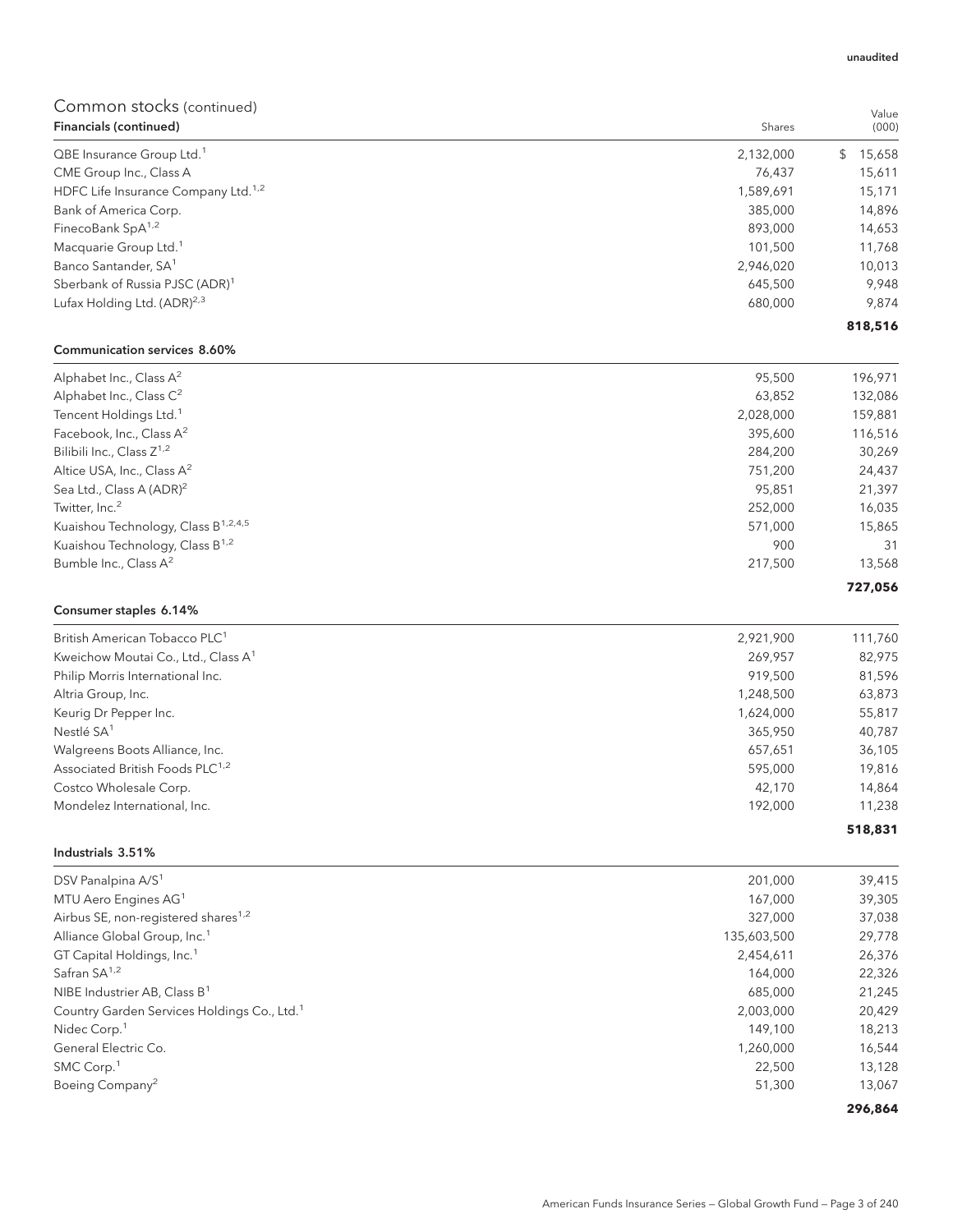unaudited

## Common stocks (continued)

| Financials (continued) | Shares | Value (000) |
|---|---|---|
| QBE Insurance Group Ltd.[1] | 2,132,000 | $ 15,658 |
| CME Group Inc., Class A | 76,437 | 15,611 |
| HDFC Life Insurance Company Ltd.[1,2] | 1,589,691 | 15,171 |
| Bank of America Corp. | 385,000 | 14,896 |
| FinecoBank SpA[1,2] | 893,000 | 14,653 |
| Macquarie Group Ltd.[1] | 101,500 | 11,768 |
| Banco Santander, SA[1] | 2,946,020 | 10,013 |
| Sberbank of Russia PJSC (ADR)[1] | 645,500 | 9,948 |
| Lufax Holding Ltd. (ADR)[2,3] | 680,000 | 9,874 |
| | | **818,516** |

| Communication services 8.60% | | |
|---|---|---|
| Alphabet Inc., Class A[2] | 95,500 | 196,971 |
| Alphabet Inc., Class C[2] | 63,852 | 132,086 |
| Tencent Holdings Ltd.[1] | 2,028,000 | 159,881 |
| Facebook, Inc., Class A[2] | 395,600 | 116,516 |
| Bilibili Inc., Class Z[1,2] | 284,200 | 30,269 |
| Altice USA, Inc., Class A[2] | 751,200 | 24,437 |
| Sea Ltd., Class A (ADR)[2] | 95,851 | 21,397 |
| Twitter, Inc.[2] | 252,000 | 16,035 |
| Kuaishou Technology, Class B[1,2,4,5] | 571,000 | 15,865 |
| Kuaishou Technology, Class B[1,2] | 900 | 31 |
| Bumble Inc., Class A[2] | 217,500 | 13,568 |
| | | **727,056** |

| Consumer staples 6.14% | | |
|---|---|---|
| British American Tobacco PLC[1] | 2,921,900 | 111,760 |
| Kweichow Moutai Co., Ltd., Class A[1] | 269,957 | 82,975 |
| Philip Morris International Inc. | 919,500 | 81,596 |
| Altria Group, Inc. | 1,248,500 | 63,873 |
| Keurig Dr Pepper Inc. | 1,624,000 | 55,817 |
| Nestlé SA[1] | 365,950 | 40,787 |
| Walgreens Boots Alliance, Inc. | 657,651 | 36,105 |
| Associated British Foods PLC[1,2] | 595,000 | 19,816 |
| Costco Wholesale Corp. | 42,170 | 14,864 |
| Mondelez International, Inc. | 192,000 | 11,238 |
| | | **518,831** |

| Industrials 3.51% | | |
|---|---|---|
| DSV Panalpina A/S[1] | 201,000 | 39,415 |
| MTU Aero Engines AG[1] | 167,000 | 39,305 |
| Airbus SE, non-registered shares[1,2] | 327,000 | 37,038 |
| Alliance Global Group, Inc.[1] | 135,603,500 | 29,778 |
| GT Capital Holdings, Inc.[1] | 2,454,611 | 26,376 |
| Safran SA[1,2] | 164,000 | 22,326 |
| NIBE Industrier AB, Class B[1] | 685,000 | 21,245 |
| Country Garden Services Holdings Co., Ltd.[1] | 2,003,000 | 20,429 |
| Nidec Corp.[1] | 149,100 | 18,213 |
| General Electric Co. | 1,260,000 | 16,544 |
| SMC Corp.[1] | 22,500 | 13,128 |
| Boeing Company[2] | 51,300 | 13,067 |
| | | **296,864** |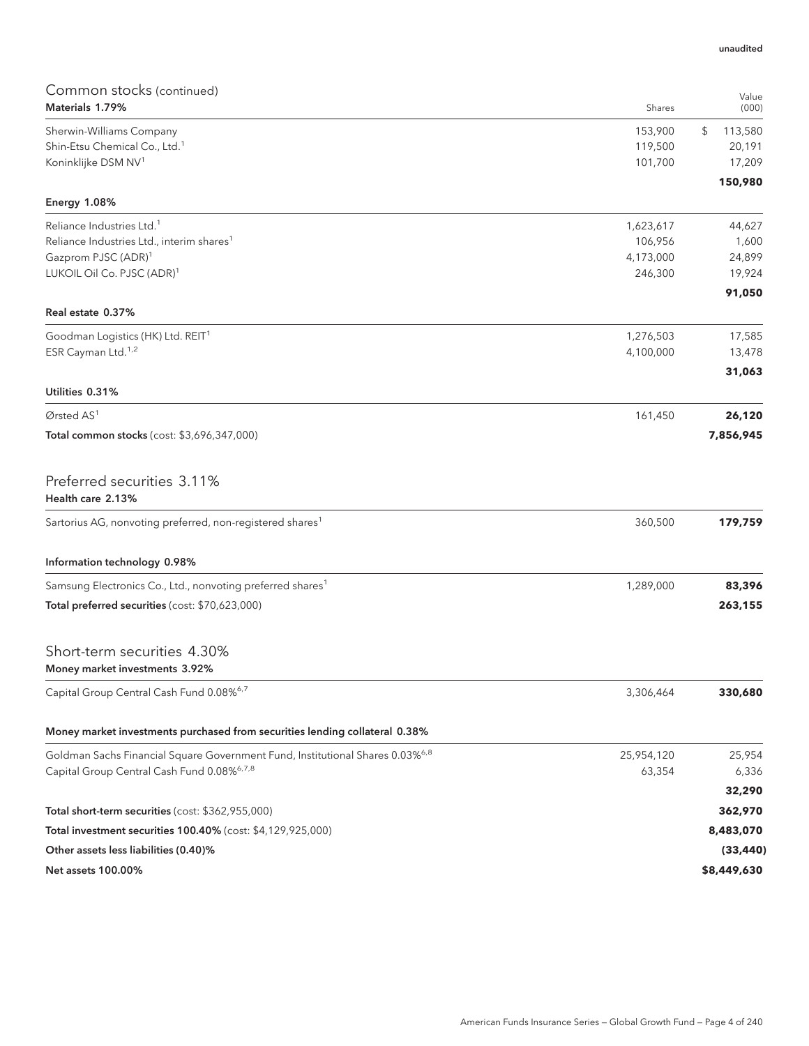unaudited

## Common stocks (continued)

| Materials 1.79% | Shares | Value (000) |
|---|---|---|
| Sherwin-Williams Company | 153,900 | $ 113,580 |
| Shin-Etsu Chemical Co., Ltd.[1] | 119,500 | 20,191 |
| Koninklijke DSM NV[1] | 101,700 | 17,209 |
| | | **150,980** |
| **Energy 1.08%** | | |
| Reliance Industries Ltd.[1] | 1,623,617 | 44,627 |
| Reliance Industries Ltd., interim shares[1] | 106,956 | 1,600 |
| Gazprom PJSC (ADR)[1] | 4,173,000 | 24,899 |
| LUKOIL Oil Co. PJSC (ADR)[1] | 246,300 | 19,924 |
| | | **91,050** |
| **Real estate 0.37%** | | |
| Goodman Logistics (HK) Ltd. REIT[1] | 1,276,503 | 17,585 |
| ESR Cayman Ltd.[1,2] | 4,100,000 | 13,478 |
| | | **31,063** |
| **Utilities 0.31%** | | |
| Ørsted AS[1] | 161,450 | **26,120** |
| **Total common stocks** (cost: $3,696,347,000) | | **7,856,945** |

## Preferred securities 3.11%

| Health care 2.13% | Shares | Value (000) |
|---|---|---|
| Sartorius AG, nonvoting preferred, non-registered shares[1] | 360,500 | **179,759** |
| **Information technology 0.98%** | | |
| Samsung Electronics Co., Ltd., nonvoting preferred shares[1] | 1,289,000 | **83,396** |
| **Total preferred securities** (cost: $70,623,000) | | **263,155** |

## Short-term securities 4.30%

| Money market investments 3.92% | Shares | Value (000) |
|---|---|---|
| Capital Group Central Cash Fund 0.08%[6,7] | 3,306,464 | **330,680** |
| **Money market investments purchased from securities lending collateral 0.38%** | | |
| Goldman Sachs Financial Square Government Fund, Institutional Shares 0.03%[6,8] | 25,954,120 | 25,954 |
| Capital Group Central Cash Fund 0.08%[6,7,8] | 63,354 | 6,336 |
| | | **32,290** |
| **Total short-term securities** (cost: $362,955,000) | | **362,970** |
| **Total investment securities 100.40%** (cost: $4,129,925,000) | | **8,483,070** |
| **Other assets less liabilities (0.40)%** | | **(33,440)** |
| **Net assets 100.00%** | | **$8,449,630** |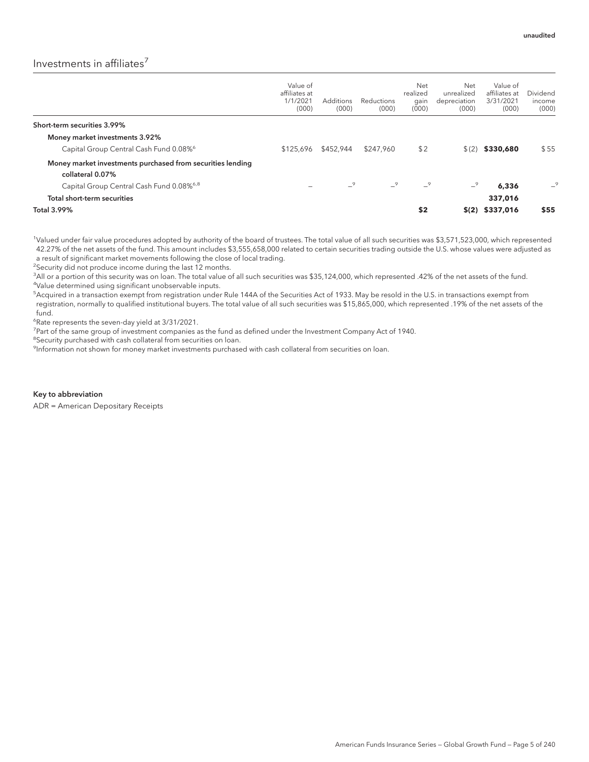unaudited

## Investments in affiliates[7]

| | Value of affiliates at 1/1/2021 (000) | Additions (000) | Reductions (000) | Net realized gain (000) | Net unrealized depreciation (000) | Value of affiliates at 3/31/2021 (000) | Dividend income (000) |
|---|---|---|---|---|---|---|---|
| **Short-term securities 3.99%** | | | | | | | |
| **Money market investments 3.92%** | | | | | | | |
| Capital Group Central Cash Fund 0.08%[6] | $125,696 | $452,944 | $247,960 | $2 | $(2) | **$330,680** | $55 |
| **Money market investments purchased from securities lending collateral 0.07%** | | | | | | | |
| Capital Group Central Cash Fund 0.08%[6,8] | – | –[9] | –[9] | –[9] | –[9] | **6,336** | –[9] |
| **Total short-term securities** | | | | | | **337,016** | |
| **Total 3.99%** | | | | **$2** | **$(2)** | **$337,016** | **$55** |

[1]Valued under fair value procedures adopted by authority of the board of trustees. The total value of all such securities was $3,571,523,000, which represented 42.27% of the net assets of the fund. This amount includes $3,555,658,000 related to certain securities trading outside the U.S. whose values were adjusted as a result of significant market movements following the close of local trading.

[2]Security did not produce income during the last 12 months.

[3]All or a portion of this security was on loan. The total value of all such securities was $35,124,000, which represented .42% of the net assets of the fund.

[4]Value determined using significant unobservable inputs.

[5]Acquired in a transaction exempt from registration under Rule 144A of the Securities Act of 1933. May be resold in the U.S. in transactions exempt from registration, normally to qualified institutional buyers. The total value of all such securities was $15,865,000, which represented .19% of the net assets of the fund.

[6]Rate represents the seven-day yield at 3/31/2021.

[7]Part of the same group of investment companies as the fund as defined under the Investment Company Act of 1940.

[8]Security purchased with cash collateral from securities on loan.

[9]Information not shown for money market investments purchased with cash collateral from securities on loan.

**Key to abbreviation**

ADR = American Depositary Receipts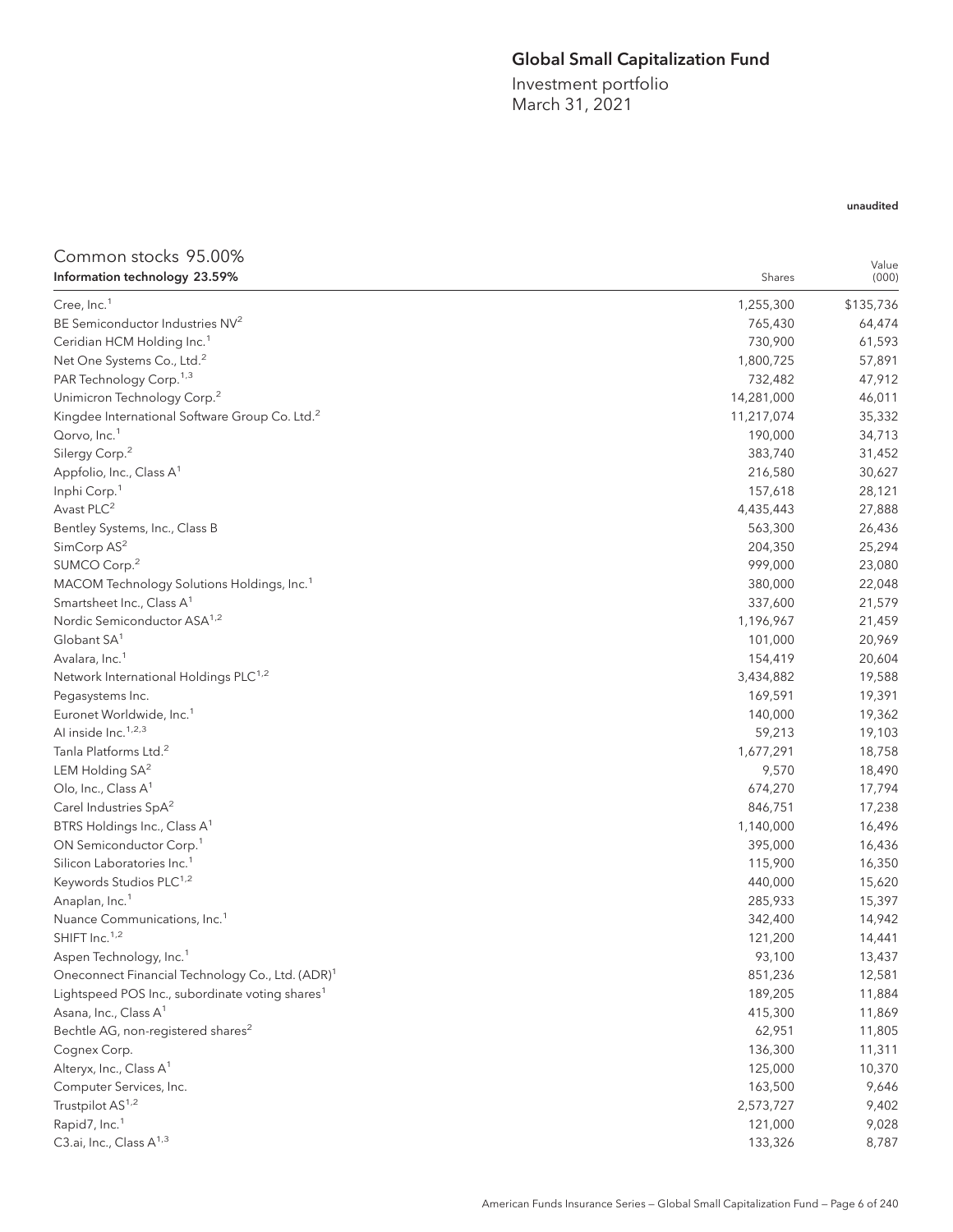# Global Small Capitalization Fund

Investment portfolio
March 31, 2021

unaudited

## Common stocks 95.00%

| Information technology 23.59% | Shares | Value (000) |
|---|---|---|
| Cree, Inc.[1] | 1,255,300 | $135,736 |
| BE Semiconductor Industries NV[2] | 765,430 | 64,474 |
| Ceridian HCM Holding Inc.[1] | 730,900 | 61,593 |
| Net One Systems Co., Ltd.[2] | 1,800,725 | 57,891 |
| PAR Technology Corp.[1,3] | 732,482 | 47,912 |
| Unimicron Technology Corp.[2] | 14,281,000 | 46,011 |
| Kingdee International Software Group Co. Ltd.[2] | 11,217,074 | 35,332 |
| Qorvo, Inc.[1] | 190,000 | 34,713 |
| Silergy Corp.[2] | 383,740 | 31,452 |
| Appfolio, Inc., Class A[1] | 216,580 | 30,627 |
| Inphi Corp.[1] | 157,618 | 28,121 |
| Avast PLC[2] | 4,435,443 | 27,888 |
| Bentley Systems, Inc., Class B | 563,300 | 26,436 |
| SimCorp AS[2] | 204,350 | 25,294 |
| SUMCO Corp.[2] | 999,000 | 23,080 |
| MACOM Technology Solutions Holdings, Inc.[1] | 380,000 | 22,048 |
| Smartsheet Inc., Class A[1] | 337,600 | 21,579 |
| Nordic Semiconductor ASA[1,2] | 1,196,967 | 21,459 |
| Globant SA[1] | 101,000 | 20,969 |
| Avalara, Inc.[1] | 154,419 | 20,604 |
| Network International Holdings PLC[1,2] | 3,434,882 | 19,588 |
| Pegasystems Inc. | 169,591 | 19,391 |
| Euronet Worldwide, Inc.[1] | 140,000 | 19,362 |
| AI inside Inc.[1,2,3] | 59,213 | 19,103 |
| Tanla Platforms Ltd.[2] | 1,677,291 | 18,758 |
| LEM Holding SA[2] | 9,570 | 18,490 |
| Olo, Inc., Class A[1] | 674,270 | 17,794 |
| Carel Industries SpA[2] | 846,751 | 17,238 |
| BTRS Holdings Inc., Class A[1] | 1,140,000 | 16,496 |
| ON Semiconductor Corp.[1] | 395,000 | 16,436 |
| Silicon Laboratories Inc.[1] | 115,900 | 16,350 |
| Keywords Studios PLC[1,2] | 440,000 | 15,620 |
| Anaplan, Inc.[1] | 285,933 | 15,397 |
| Nuance Communications, Inc.[1] | 342,400 | 14,942 |
| SHIFT Inc.[1,2] | 121,200 | 14,441 |
| Aspen Technology, Inc.[1] | 93,100 | 13,437 |
| Oneconnect Financial Technology Co., Ltd. (ADR)[1] | 851,236 | 12,581 |
| Lightspeed POS Inc., subordinate voting shares[1] | 189,205 | 11,884 |
| Asana, Inc., Class A[1] | 415,300 | 11,869 |
| Bechtle AG, non-registered shares[2] | 62,951 | 11,805 |
| Cognex Corp. | 136,300 | 11,311 |
| Alteryx, Inc., Class A[1] | 125,000 | 10,370 |
| Computer Services, Inc. | 163,500 | 9,646 |
| Trustpilot AS[1,2] | 2,573,727 | 9,402 |
| Rapid7, Inc.[1] | 121,000 | 9,028 |
| C3.ai, Inc., Class A[1,3] | 133,326 | 8,787 |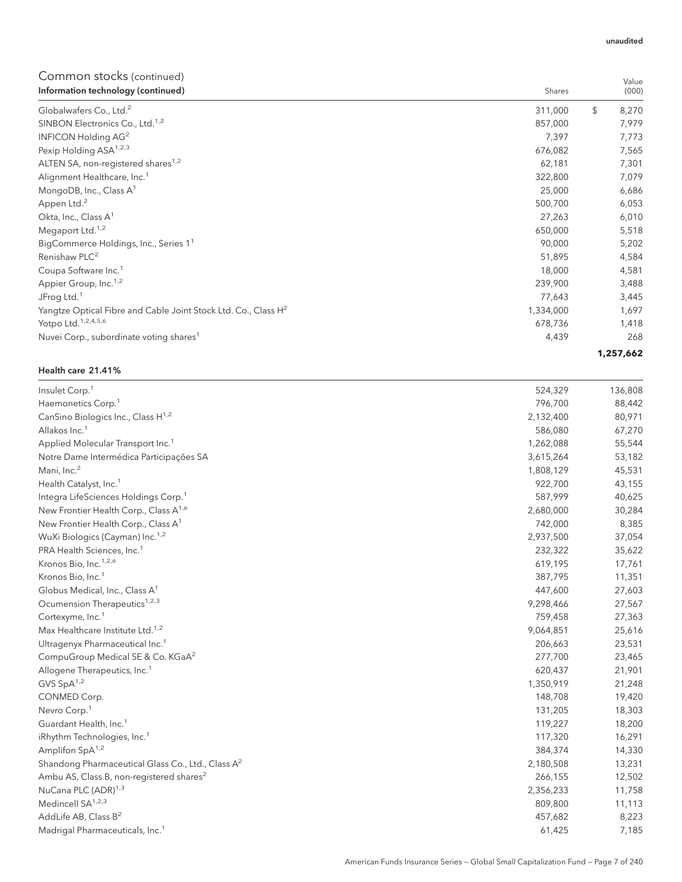unaudited

## Common stocks (continued)

| Information technology (continued) | Shares | Value (000) |
|---|---|---|
| Globalwafers Co., Ltd.[2] | 311,000 | $ 8,270 |
| SINBON Electronics Co., Ltd.[1,2] | 857,000 | 7,979 |
| INFICON Holding AG[2] | 7,397 | 7,773 |
| Pexip Holding ASA[1,2,3] | 676,082 | 7,565 |
| ALTEN SA, non-registered shares[1,2] | 62,181 | 7,301 |
| Alignment Healthcare, Inc.[1] | 322,800 | 7,079 |
| MongoDB, Inc., Class A[1] | 25,000 | 6,686 |
| Appen Ltd.[2] | 500,700 | 6,053 |
| Okta, Inc., Class A[1] | 27,263 | 6,010 |
| Megaport Ltd.[1,2] | 650,000 | 5,518 |
| BigCommerce Holdings, Inc., Series 1[1] | 90,000 | 5,202 |
| Renishaw PLC[2] | 51,895 | 4,584 |
| Coupa Software Inc.[1] | 18,000 | 4,581 |
| Appier Group, Inc.[1,2] | 239,900 | 3,488 |
| JFrog Ltd.[1] | 77,643 | 3,445 |
| Yangtze Optical Fibre and Cable Joint Stock Ltd. Co., Class H[2] | 1,334,000 | 1,697 |
| Yotpo Ltd.[1,2,4,5,6] | 678,736 | 1,418 |
| Nuvei Corp., subordinate voting shares[1] | 4,439 | 268 |
| | | **1,257,662** |

| Health care 21.41% | Shares | Value (000) |
|---|---|---|
| Insulet Corp.[1] | 524,329 | 136,808 |
| Haemonetics Corp.[1] | 796,700 | 88,442 |
| CanSino Biologics Inc., Class H[1,2] | 2,132,400 | 80,971 |
| Allakos Inc.[1] | 586,080 | 67,270 |
| Applied Molecular Transport Inc.[1] | 1,262,088 | 55,544 |
| Notre Dame Intermédica Participações SA | 3,615,264 | 53,182 |
| Mani, Inc.[2] | 1,808,129 | 45,531 |
| Health Catalyst, Inc.[1] | 922,700 | 43,155 |
| Integra LifeSciences Holdings Corp.[1] | 587,999 | 40,625 |
| New Frontier Health Corp., Class A[1,6] | 2,680,000 | 30,284 |
| New Frontier Health Corp., Class A[1] | 742,000 | 8,385 |
| WuXi Biologics (Cayman) Inc.[1,2] | 2,937,500 | 37,054 |
| PRA Health Sciences, Inc.[1] | 232,322 | 35,622 |
| Kronos Bio, Inc.[1,2,6] | 619,195 | 17,761 |
| Kronos Bio, Inc.[1] | 387,795 | 11,351 |
| Globus Medical, Inc., Class A[1] | 447,600 | 27,603 |
| Ocumension Therapeutics[1,2,3] | 9,298,466 | 27,567 |
| Cortexyme, Inc.[1] | 759,458 | 27,363 |
| Max Healthcare Institute Ltd.[1,2] | 9,064,851 | 25,616 |
| Ultragenyx Pharmaceutical Inc.[1] | 206,663 | 23,531 |
| CompuGroup Medical SE & Co. KGaA[2] | 277,700 | 23,465 |
| Allogene Therapeutics, Inc.[1] | 620,437 | 21,901 |
| GVS SpA[1,2] | 1,350,919 | 21,248 |
| CONMED Corp. | 148,708 | 19,420 |
| Nevro Corp.[1] | 131,205 | 18,303 |
| Guardant Health, Inc.[1] | 119,227 | 18,200 |
| iRhythm Technologies, Inc.[1] | 117,320 | 16,291 |
| Amplifon SpA[1,2] | 384,374 | 14,330 |
| Shandong Pharmaceutical Glass Co., Ltd., Class A[2] | 2,180,508 | 13,231 |
| Ambu AS, Class B, non-registered shares[2] | 266,155 | 12,502 |
| NuCana PLC (ADR)[1,3] | 2,356,233 | 11,758 |
| Medincell SA[1,2,3] | 809,800 | 11,113 |
| AddLife AB, Class B[2] | 457,682 | 8,223 |
| Madrigal Pharmaceuticals, Inc.[1] | 61,425 | 7,185 |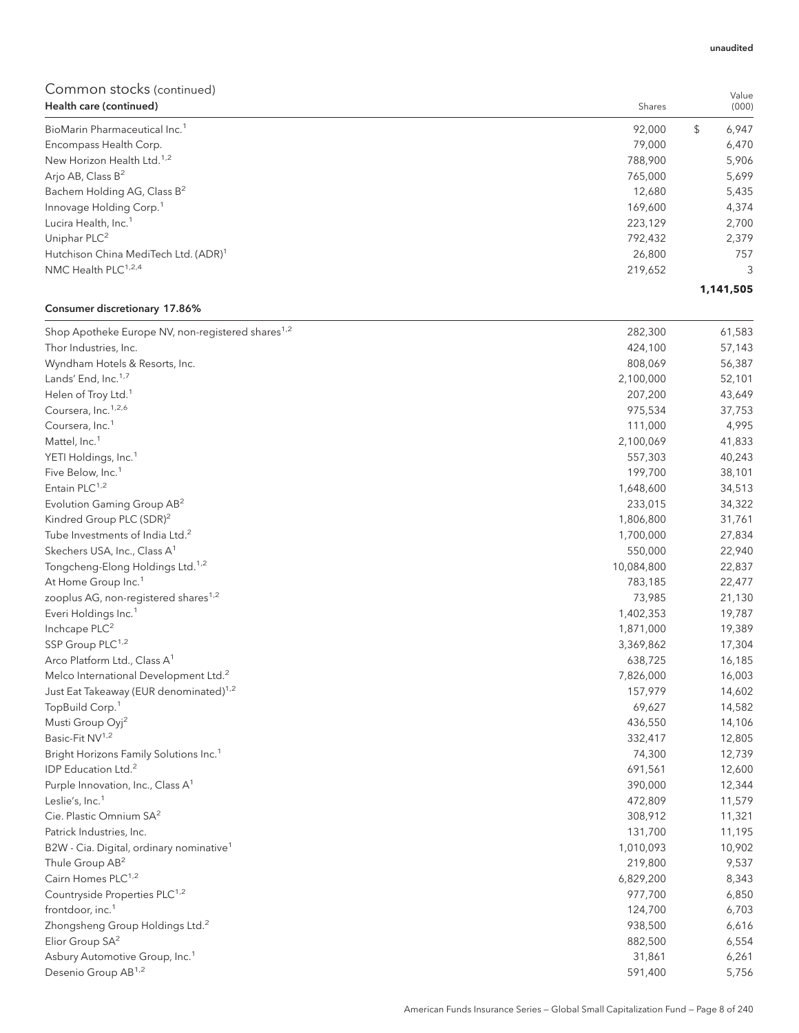unaudited

## Common stocks (continued)

| Health care (continued) | Shares | Value (000) |
|---|---|---|
| BioMarin Pharmaceutical Inc.[1] | 92,000 | $ 6,947 |
| Encompass Health Corp. | 79,000 | 6,470 |
| New Horizon Health Ltd.[1,2] | 788,900 | 5,906 |
| Arjo AB, Class B[2] | 765,000 | 5,699 |
| Bachem Holding AG, Class B[2] | 12,680 | 5,435 |
| Innovage Holding Corp.[1] | 169,600 | 4,374 |
| Lucira Health, Inc.[1] | 223,129 | 2,700 |
| Uniphar PLC[2] | 792,432 | 2,379 |
| Hutchison China MediTech Ltd. (ADR)[1] | 26,800 | 757 |
| NMC Health PLC[1,2,4] | 219,652 | 3 |
| | | **1,141,505** |

| Consumer discretionary 17.86% | | |
|---|---|---|
| Shop Apotheke Europe NV, non-registered shares[1,2] | 282,300 | 61,583 |
| Thor Industries, Inc. | 424,100 | 57,143 |
| Wyndham Hotels & Resorts, Inc. | 808,069 | 56,387 |
| Lands' End, Inc.[1,7] | 2,100,000 | 52,101 |
| Helen of Troy Ltd.[1] | 207,200 | 43,649 |
| Coursera, Inc.[1,2,6] | 975,534 | 37,753 |
| Coursera, Inc.[1] | 111,000 | 4,995 |
| Mattel, Inc.[1] | 2,100,069 | 41,833 |
| YETI Holdings, Inc.[1] | 557,303 | 40,243 |
| Five Below, Inc.[1] | 199,700 | 38,101 |
| Entain PLC[1,2] | 1,648,600 | 34,513 |
| Evolution Gaming Group AB[2] | 233,015 | 34,322 |
| Kindred Group PLC (SDR)[2] | 1,806,800 | 31,761 |
| Tube Investments of India Ltd.[2] | 1,700,000 | 27,834 |
| Skechers USA, Inc., Class A[1] | 550,000 | 22,940 |
| Tongcheng-Elong Holdings Ltd.[1,2] | 10,084,800 | 22,837 |
| At Home Group Inc.[1] | 783,185 | 22,477 |
| zooplus AG, non-registered shares[1,2] | 73,985 | 21,130 |
| Everi Holdings Inc.[1] | 1,402,353 | 19,787 |
| Inchcape PLC[2] | 1,871,000 | 19,389 |
| SSP Group PLC[1,2] | 3,369,862 | 17,304 |
| Arco Platform Ltd., Class A[1] | 638,725 | 16,185 |
| Melco International Development Ltd.[2] | 7,826,000 | 16,003 |
| Just Eat Takeaway (EUR denominated)[1,2] | 157,979 | 14,602 |
| TopBuild Corp.[1] | 69,627 | 14,582 |
| Musti Group Oyj[2] | 436,550 | 14,106 |
| Basic-Fit NV[1,2] | 332,417 | 12,805 |
| Bright Horizons Family Solutions Inc.[1] | 74,300 | 12,739 |
| IDP Education Ltd.[2] | 691,561 | 12,600 |
| Purple Innovation, Inc., Class A[1] | 390,000 | 12,344 |
| Leslie's, Inc.[1] | 472,809 | 11,579 |
| Cie. Plastic Omnium SA[2] | 308,912 | 11,321 |
| Patrick Industries, Inc. | 131,700 | 11,195 |
| B2W - Cia. Digital, ordinary nominative[1] | 1,010,093 | 10,902 |
| Thule Group AB[2] | 219,800 | 9,537 |
| Cairn Homes PLC[1,2] | 6,829,200 | 8,343 |
| Countryside Properties PLC[1,2] | 977,700 | 6,850 |
| frontdoor, inc.[1] | 124,700 | 6,703 |
| Zhongsheng Group Holdings Ltd.[2] | 938,500 | 6,616 |
| Elior Group SA[2] | 882,500 | 6,554 |
| Asbury Automotive Group, Inc.[1] | 31,861 | 6,261 |
| Desenio Group AB[1,2] | 591,400 | 5,756 |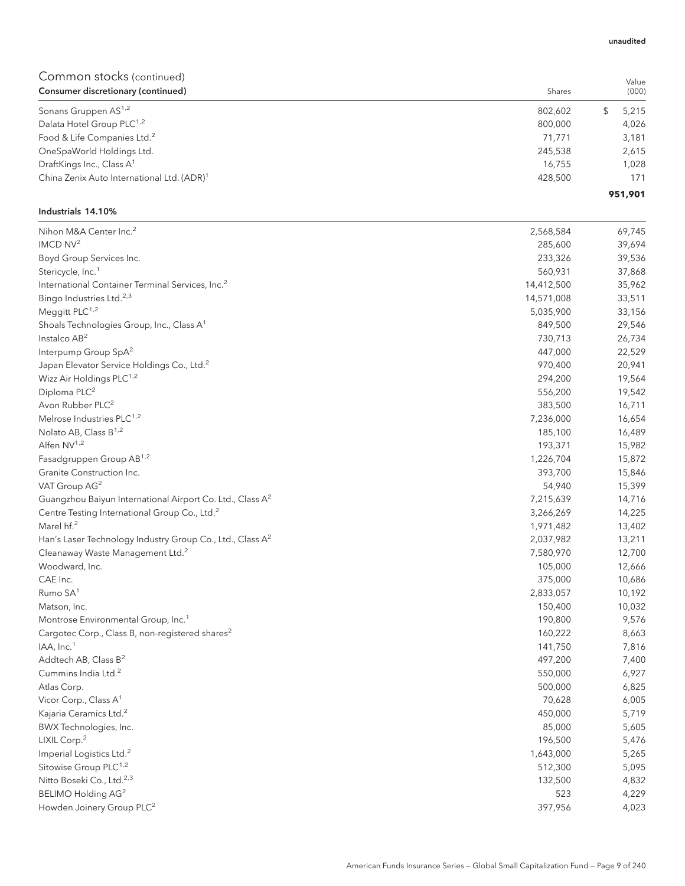unaudited

## Common stocks (continued)

| Consumer discretionary (continued) | Shares | Value (000) |
|---|---|---|
| Sonans Gruppen AS[1,2] | 802,602 | $ 5,215 |
| Dalata Hotel Group PLC[1,2] | 800,000 | 4,026 |
| Food & Life Companies Ltd.[2] | 71,771 | 3,181 |
| OneSpaWorld Holdings Ltd. | 245,538 | 2,615 |
| DraftKings Inc., Class A[1] | 16,755 | 1,028 |
| China Zenix Auto International Ltd. (ADR)[1] | 428,500 | 171 |
| | | **951,901** |

| Industrials 14.10% | | |
|---|---|---|
| Nihon M&A Center Inc.[2] | 2,568,584 | 69,745 |
| IMCD NV[2] | 285,600 | 39,694 |
| Boyd Group Services Inc. | 233,326 | 39,536 |
| Stericycle, Inc.[1] | 560,931 | 37,868 |
| International Container Terminal Services, Inc.[2] | 14,412,500 | 35,962 |
| Bingo Industries Ltd.[2,3] | 14,571,008 | 33,511 |
| Meggitt PLC[1,2] | 5,035,900 | 33,156 |
| Shoals Technologies Group, Inc., Class A[1] | 849,500 | 29,546 |
| Instalco AB[2] | 730,713 | 26,734 |
| Interpump Group SpA[2] | 447,000 | 22,529 |
| Japan Elevator Service Holdings Co., Ltd.[2] | 970,400 | 20,941 |
| Wizz Air Holdings PLC[1,2] | 294,200 | 19,564 |
| Diploma PLC[2] | 556,200 | 19,542 |
| Avon Rubber PLC[2] | 383,500 | 16,711 |
| Melrose Industries PLC[1,2] | 7,236,000 | 16,654 |
| Nolato AB, Class B[1,2] | 185,100 | 16,489 |
| Alfen NV[1,2] | 193,371 | 15,982 |
| Fasadgruppen Group AB[1,2] | 1,226,704 | 15,872 |
| Granite Construction Inc. | 393,700 | 15,846 |
| VAT Group AG[2] | 54,940 | 15,399 |
| Guangzhou Baiyun International Airport Co. Ltd., Class A[2] | 7,215,639 | 14,716 |
| Centre Testing International Group Co., Ltd.[2] | 3,266,269 | 14,225 |
| Marel hf.[2] | 1,971,482 | 13,402 |
| Han's Laser Technology Industry Group Co., Ltd., Class A[2] | 2,037,982 | 13,211 |
| Cleanaway Waste Management Ltd.[2] | 7,580,970 | 12,700 |
| Woodward, Inc. | 105,000 | 12,666 |
| CAE Inc. | 375,000 | 10,686 |
| Rumo SA[1] | 2,833,057 | 10,192 |
| Matson, Inc. | 150,400 | 10,032 |
| Montrose Environmental Group, Inc.[1] | 190,800 | 9,576 |
| Cargotec Corp., Class B, non-registered shares[2] | 160,222 | 8,663 |
| IAA, Inc.[1] | 141,750 | 7,816 |
| Addtech AB, Class B[2] | 497,200 | 7,400 |
| Cummins India Ltd.[2] | 550,000 | 6,927 |
| Atlas Corp. | 500,000 | 6,825 |
| Vicor Corp., Class A[1] | 70,628 | 6,005 |
| Kajaria Ceramics Ltd.[2] | 450,000 | 5,719 |
| BWX Technologies, Inc. | 85,000 | 5,605 |
| LIXIL Corp.[2] | 196,500 | 5,476 |
| Imperial Logistics Ltd.[2] | 1,643,000 | 5,265 |
| Sitowise Group PLC[1,2] | 512,300 | 5,095 |
| Nitto Boseki Co., Ltd.[2,3] | 132,500 | 4,832 |
| BELIMO Holding AG[2] | 523 | 4,229 |
| Howden Joinery Group PLC[2] | 397,956 | 4,023 |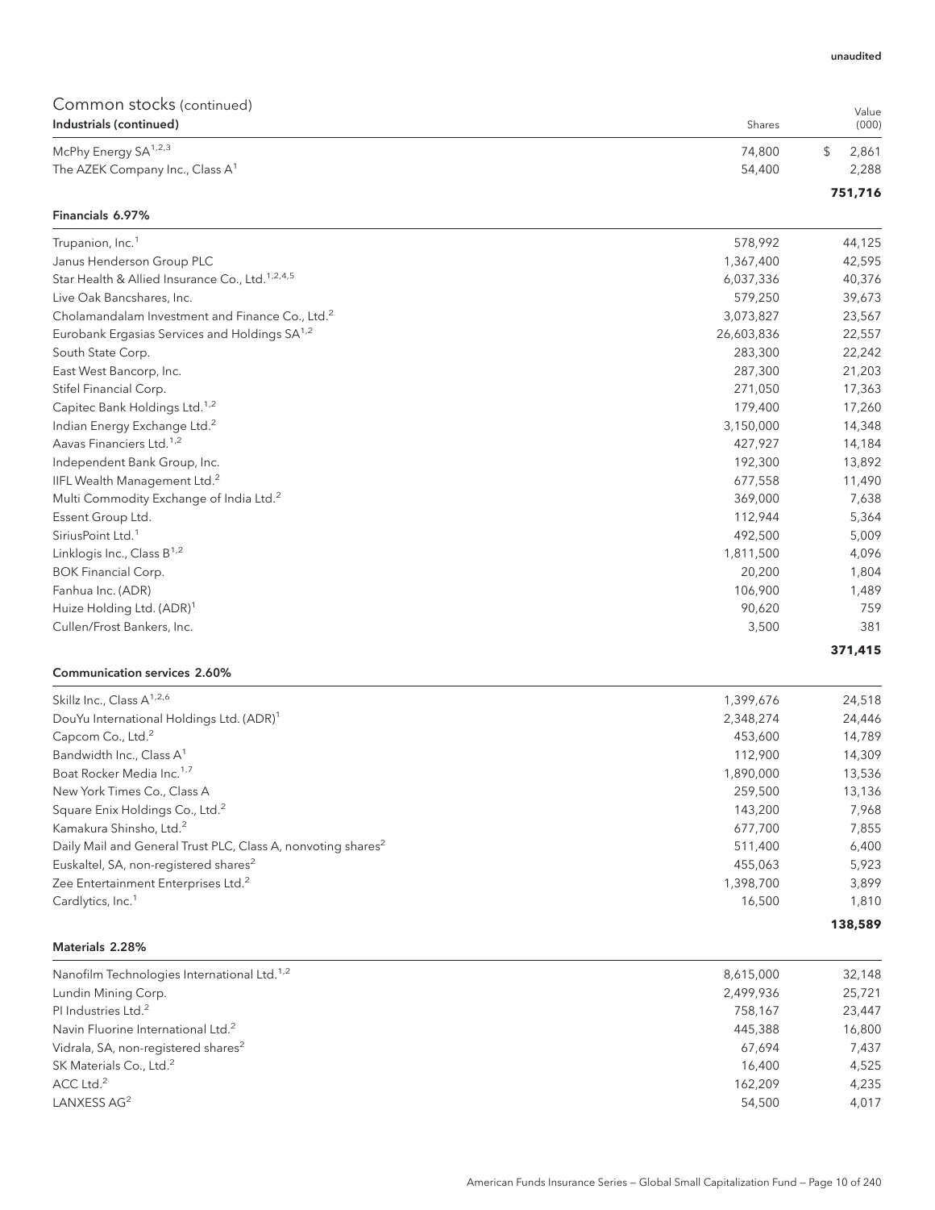unaudited

## Common stocks (continued)

| Industrials (continued) | Shares | Value (000) |
|---|---|---|
| McPhy Energy SA[1,2,3] | 74,800 | $ 2,861 |
| The AZEK Company Inc., Class A[1] | 54,400 | 2,288 |
| | | **751,716** |

| Financials 6.97% | | |
|---|---|---|
| Trupanion, Inc.[1] | 578,992 | 44,125 |
| Janus Henderson Group PLC | 1,367,400 | 42,595 |
| Star Health & Allied Insurance Co., Ltd.[1,2,4,5] | 6,037,336 | 40,376 |
| Live Oak Bancshares, Inc. | 579,250 | 39,673 |
| Cholamandalam Investment and Finance Co., Ltd.[2] | 3,073,827 | 23,567 |
| Eurobank Ergasias Services and Holdings SA[1,2] | 26,603,836 | 22,557 |
| South State Corp. | 283,300 | 22,242 |
| East West Bancorp, Inc. | 287,300 | 21,203 |
| Stifel Financial Corp. | 271,050 | 17,363 |
| Capitec Bank Holdings Ltd.[1,2] | 179,400 | 17,260 |
| Indian Energy Exchange Ltd.[2] | 3,150,000 | 14,348 |
| Aavas Financiers Ltd.[1,2] | 427,927 | 14,184 |
| Independent Bank Group, Inc. | 192,300 | 13,892 |
| IIFL Wealth Management Ltd.[2] | 677,558 | 11,490 |
| Multi Commodity Exchange of India Ltd.[2] | 369,000 | 7,638 |
| Essent Group Ltd. | 112,944 | 5,364 |
| SiriusPoint Ltd.[1] | 492,500 | 5,009 |
| Linklogis Inc., Class B[1,2] | 1,811,500 | 4,096 |
| BOK Financial Corp. | 20,200 | 1,804 |
| Fanhua Inc. (ADR) | 106,900 | 1,489 |
| Huize Holding Ltd. (ADR)[1] | 90,620 | 759 |
| Cullen/Frost Bankers, Inc. | 3,500 | 381 |
| | | **371,415** |

| Communication services 2.60% | | |
|---|---|---|
| Skillz Inc., Class A[1,2,6] | 1,399,676 | 24,518 |
| DouYu International Holdings Ltd. (ADR)[1] | 2,348,274 | 24,446 |
| Capcom Co., Ltd.[2] | 453,600 | 14,789 |
| Bandwidth Inc., Class A[1] | 112,900 | 14,309 |
| Boat Rocker Media Inc.[1,7] | 1,890,000 | 13,536 |
| New York Times Co., Class A | 259,500 | 13,136 |
| Square Enix Holdings Co., Ltd.[2] | 143,200 | 7,968 |
| Kamakura Shinsho, Ltd.[2] | 677,700 | 7,855 |
| Daily Mail and General Trust PLC, Class A, nonvoting shares[2] | 511,400 | 6,400 |
| Euskaltel, SA, non-registered shares[2] | 455,063 | 5,923 |
| Zee Entertainment Enterprises Ltd.[2] | 1,398,700 | 3,899 |
| Cardlytics, Inc.[1] | 16,500 | 1,810 |
| | | **138,589** |

| Materials 2.28% | | |
|---|---|---|
| Nanofilm Technologies International Ltd.[1,2] | 8,615,000 | 32,148 |
| Lundin Mining Corp. | 2,499,936 | 25,721 |
| PI Industries Ltd.[2] | 758,167 | 23,447 |
| Navin Fluorine International Ltd.[2] | 445,388 | 16,800 |
| Vidrala, SA, non-registered shares[2] | 67,694 | 7,437 |
| SK Materials Co., Ltd.[2] | 16,400 | 4,525 |
| ACC Ltd.[2] | 162,209 | 4,235 |
| LANXESS AG[2] | 54,500 | 4,017 |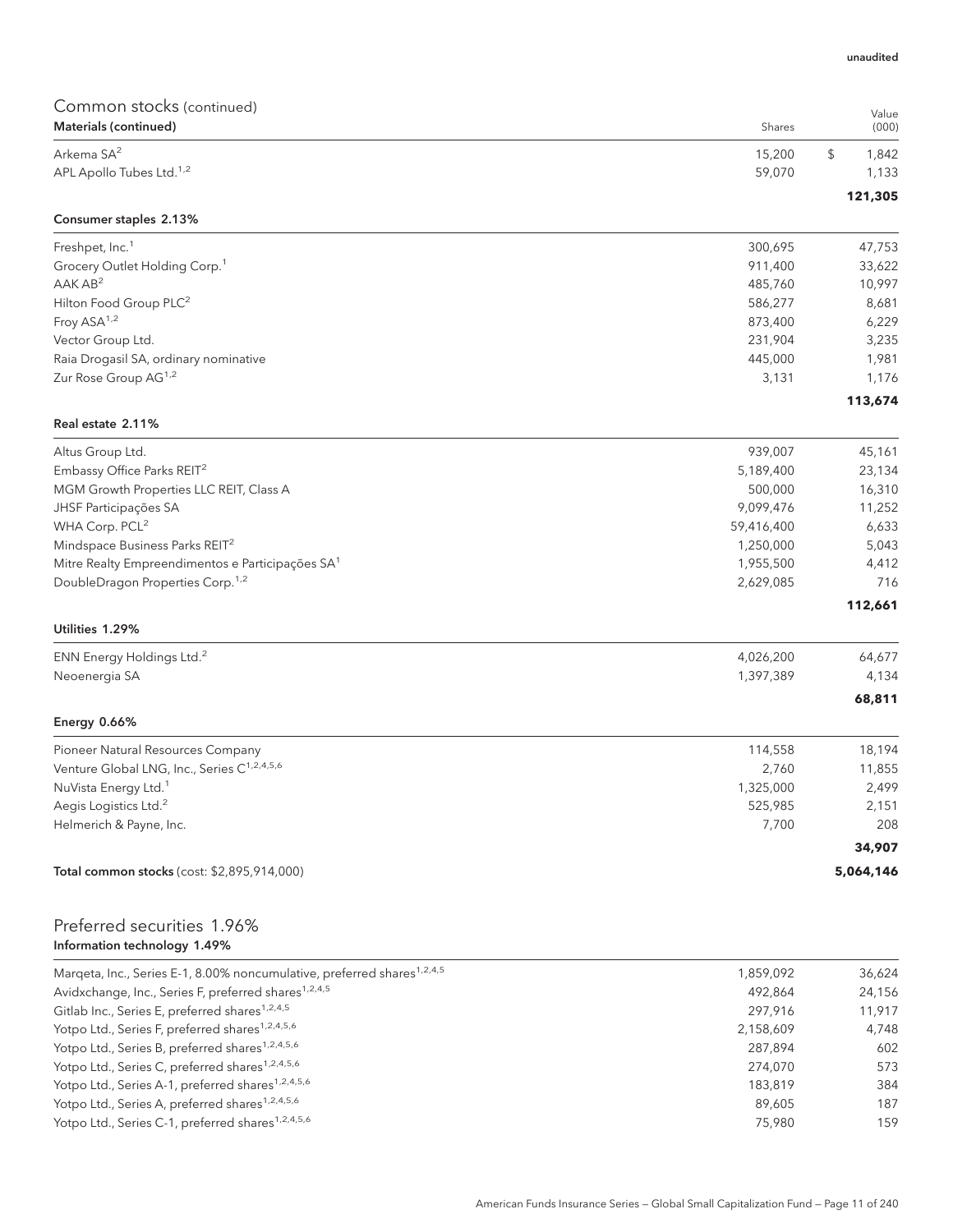unaudited

## Common stocks (continued)

| Materials (continued) | Shares | Value (000) |
|---|---|---|
| Arkema SA[2] | 15,200 | $ 1,842 |
| APL Apollo Tubes Ltd.[1,2] | 59,070 | 1,133 |
| | | **121,305** |
| **Consumer staples 2.13%** | | |
| Freshpet, Inc.[1] | 300,695 | 47,753 |
| Grocery Outlet Holding Corp.[1] | 911,400 | 33,622 |
| AAK AB[2] | 485,760 | 10,997 |
| Hilton Food Group PLC[2] | 586,277 | 8,681 |
| Froy ASA[1,2] | 873,400 | 6,229 |
| Vector Group Ltd. | 231,904 | 3,235 |
| Raia Drogasil SA, ordinary nominative | 445,000 | 1,981 |
| Zur Rose Group AG[1,2] | 3,131 | 1,176 |
| | | **113,674** |
| **Real estate 2.11%** | | |
| Altus Group Ltd. | 939,007 | 45,161 |
| Embassy Office Parks REIT[2] | 5,189,400 | 23,134 |
| MGM Growth Properties LLC REIT, Class A | 500,000 | 16,310 |
| JHSF Participações SA | 9,099,476 | 11,252 |
| WHA Corp. PCL[2] | 59,416,400 | 6,633 |
| Mindspace Business Parks REIT[2] | 1,250,000 | 5,043 |
| Mitre Realty Empreendimentos e Participações SA[1] | 1,955,500 | 4,412 |
| DoubleDragon Properties Corp.[1,2] | 2,629,085 | 716 |
| | | **112,661** |
| **Utilities 1.29%** | | |
| ENN Energy Holdings Ltd.[2] | 4,026,200 | 64,677 |
| Neoenergia SA | 1,397,389 | 4,134 |
| | | **68,811** |
| **Energy 0.66%** | | |
| Pioneer Natural Resources Company | 114,558 | 18,194 |
| Venture Global LNG, Inc., Series C[1,2,4,5,6] | 2,760 | 11,855 |
| NuVista Energy Ltd.[1] | 1,325,000 | 2,499 |
| Aegis Logistics Ltd.[2] | 525,985 | 2,151 |
| Helmerich & Payne, Inc. | 7,700 | 208 |
| | | **34,907** |
| **Total common stocks** (cost: $2,895,914,000) | | **5,064,146** |

## Preferred securities 1.96%

| Information technology 1.49% | | |
|---|---|---|
| Marqeta, Inc., Series E-1, 8.00% noncumulative, preferred shares[1,2,4,5] | 1,859,092 | 36,624 |
| Avidxchange, Inc., Series F, preferred shares[1,2,4,5] | 492,864 | 24,156 |
| Gitlab Inc., Series E, preferred shares[1,2,4,5] | 297,916 | 11,917 |
| Yotpo Ltd., Series F, preferred shares[1,2,4,5,6] | 2,158,609 | 4,748 |
| Yotpo Ltd., Series B, preferred shares[1,2,4,5,6] | 287,894 | 602 |
| Yotpo Ltd., Series C, preferred shares[1,2,4,5,6] | 274,070 | 573 |
| Yotpo Ltd., Series A-1, preferred shares[1,2,4,5,6] | 183,819 | 384 |
| Yotpo Ltd., Series A, preferred shares[1,2,4,5,6] | 89,605 | 187 |
| Yotpo Ltd., Series C-1, preferred shares[1,2,4,5,6] | 75,980 | 159 |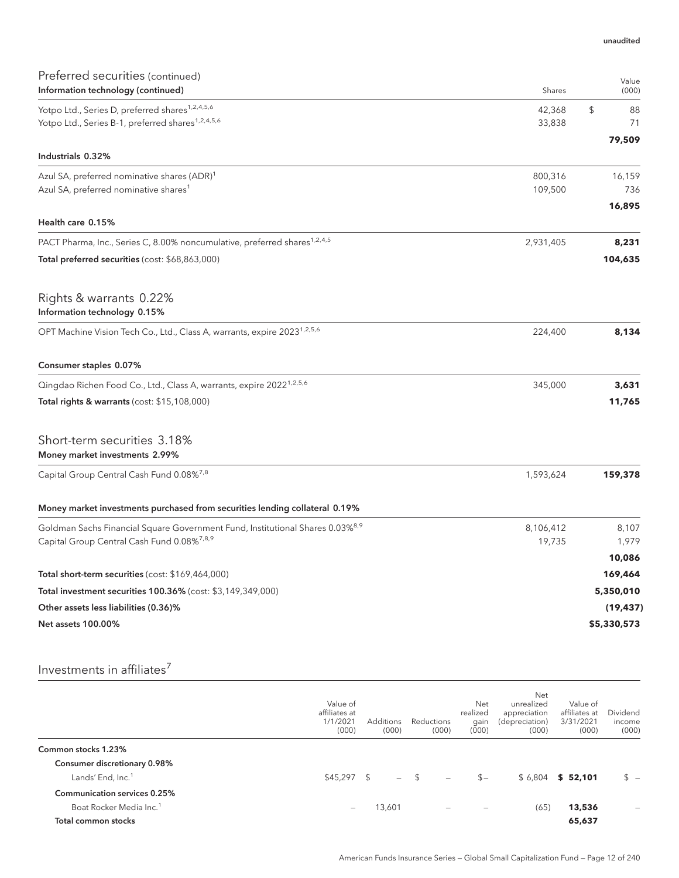unaudited

## Preferred securities (continued)

| Information technology (continued) | Shares | Value (000) |
|---|---|---|
| Yotpo Ltd., Series D, preferred shares[1,2,4,5,6] | 42,368 | $ 88 |
| Yotpo Ltd., Series B-1, preferred shares[1,2,4,5,6] | 33,838 | 71 |
| | | **79,509** |
| **Industrials 0.32%** | | |
| Azul SA, preferred nominative shares (ADR)[1] | 800,316 | 16,159 |
| Azul SA, preferred nominative shares[1] | 109,500 | 736 |
| | | **16,895** |
| **Health care 0.15%** | | |
| PACT Pharma, Inc., Series C, 8.00% noncumulative, preferred shares[1,2,4,5] | 2,931,405 | **8,231** |
| **Total preferred securities** (cost: $68,863,000) | | **104,635** |

## Rights & warrants 0.22%

| Information technology 0.15% | | |
|---|---|---|
| OPT Machine Vision Tech Co., Ltd., Class A, warrants, expire 2023[1,2,5,6] | 224,400 | **8,134** |
| **Consumer staples 0.07%** | | |
| Qingdao Richen Food Co., Ltd., Class A, warrants, expire 2022[1,2,5,6] | 345,000 | **3,631** |
| **Total rights & warrants** (cost: $15,108,000) | | **11,765** |

## Short-term securities 3.18%

| Money market investments 2.99% | | |
|---|---|---|
| Capital Group Central Cash Fund 0.08%[7,8] | 1,593,624 | **159,378** |
| **Money market investments purchased from securities lending collateral 0.19%** | | |
| Goldman Sachs Financial Square Government Fund, Institutional Shares 0.03%[8,9] | 8,106,412 | 8,107 |
| Capital Group Central Cash Fund 0.08%[7,8,9] | 19,735 | 1,979 |
| | | **10,086** |
| **Total short-term securities** (cost: $169,464,000) | | **169,464** |
| **Total investment securities 100.36%** (cost: $3,149,349,000) | | **5,350,010** |
| **Other assets less liabilities (0.36)%** | | **(19,437)** |
| **Net assets 100.00%** | | **$5,330,573** |

## Investments in affiliates[7]

| | Value of affiliates at 1/1/2021 (000) | Additions (000) | Reductions (000) | Net realized gain (000) | Net unrealized appreciation (depreciation) (000) | Value of affiliates at 3/31/2021 (000) | Dividend income (000) |
|---|---|---|---|---|---|---|---|
| **Common stocks 1.23%** | | | | | | | |
| **Consumer discretionary 0.98%** | | | | | | | |
| Lands' End, Inc.[1] | $45,297 | $ – | $ – | $– | $ 6,804 | **$ 52,101** | $ – |
| **Communication services 0.25%** | | | | | | | |
| Boat Rocker Media Inc.[1] | – | 13,601 | – | – | (65) | **13,536** | – |
| **Total common stocks** | | | | | | **65,637** | |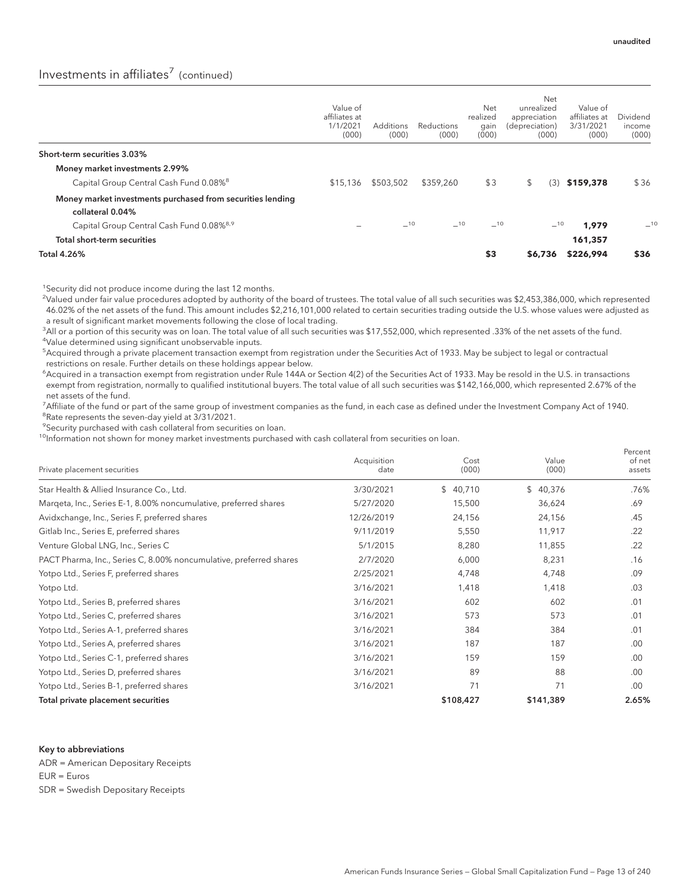unaudited

## Investments in affiliates[7] (continued)

| | Value of affiliates at 1/1/2021 (000) | Additions (000) | Reductions (000) | Net realized gain (000) | Net unrealized appreciation (depreciation) (000) | Value of affiliates at 3/31/2021 (000) | Dividend income (000) |
|---|---|---|---|---|---|---|---|
| **Short-term securities 3.03%** | | | | | | | |
| **Money market investments 2.99%** | | | | | | | |
| Capital Group Central Cash Fund 0.08%[8] | $15,136 | $503,502 | $359,260 | $3 | $ (3) | **$159,378** | $36 |
| **Money market investments purchased from securities lending collateral 0.04%** | | | | | | | |
| Capital Group Central Cash Fund 0.08%[8,9] | – | –[10] | –[10] | –[10] | –[10] | **1,979** | –[10] |
| **Total short-term securities** | | | | | | **161,357** | |
| **Total 4.26%** | | | | **$3** | **$6,736** | **$226,994** | **$36** |

[1]Security did not produce income during the last 12 months.

[2]Valued under fair value procedures adopted by authority of the board of trustees. The total value of all such securities was $2,453,386,000, which represented 46.02% of the net assets of the fund. This amount includes $2,216,101,000 related to certain securities trading outside the U.S. whose values were adjusted as a result of significant market movements following the close of local trading.

[3]All or a portion of this security was on loan. The total value of all such securities was $17,552,000, which represented .33% of the net assets of the fund.

[4]Value determined using significant unobservable inputs.

[5]Acquired through a private placement transaction exempt from registration under the Securities Act of 1933. May be subject to legal or contractual restrictions on resale. Further details on these holdings appear below.

[6]Acquired in a transaction exempt from registration under Rule 144A or Section 4(2) of the Securities Act of 1933. May be resold in the U.S. in transactions exempt from registration, normally to qualified institutional buyers. The total value of all such securities was $142,166,000, which represented 2.67% of the net assets of the fund.

[7]Affiliate of the fund or part of the same group of investment companies as the fund, in each case as defined under the Investment Company Act of 1940.

[8]Rate represents the seven-day yield at 3/31/2021.

[9]Security purchased with cash collateral from securities on loan.

[10]Information not shown for money market investments purchased with cash collateral from securities on loan.

| Private placement securities | Acquisition date | Cost (000) | Value (000) | Percent of net assets |
|---|---|---|---|---|
| Star Health & Allied Insurance Co., Ltd. | 3/30/2021 | $ 40,710 | $ 40,376 | .76% |
| Marqeta, Inc., Series E-1, 8.00% noncumulative, preferred shares | 5/27/2020 | 15,500 | 36,624 | .69 |
| Avidxchange, Inc., Series F, preferred shares | 12/26/2019 | 24,156 | 24,156 | .45 |
| Gitlab Inc., Series E, preferred shares | 9/11/2019 | 5,550 | 11,917 | .22 |
| Venture Global LNG, Inc., Series C | 5/1/2015 | 8,280 | 11,855 | .22 |
| PACT Pharma, Inc., Series C, 8.00% noncumulative, preferred shares | 2/7/2020 | 6,000 | 8,231 | .16 |
| Yotpo Ltd., Series F, preferred shares | 2/25/2021 | 4,748 | 4,748 | .09 |
| Yotpo Ltd. | 3/16/2021 | 1,418 | 1,418 | .03 |
| Yotpo Ltd., Series B, preferred shares | 3/16/2021 | 602 | 602 | .01 |
| Yotpo Ltd., Series C, preferred shares | 3/16/2021 | 573 | 573 | .01 |
| Yotpo Ltd., Series A-1, preferred shares | 3/16/2021 | 384 | 384 | .01 |
| Yotpo Ltd., Series A, preferred shares | 3/16/2021 | 187 | 187 | .00 |
| Yotpo Ltd., Series C-1, preferred shares | 3/16/2021 | 159 | 159 | .00 |
| Yotpo Ltd., Series D, preferred shares | 3/16/2021 | 89 | 88 | .00 |
| Yotpo Ltd., Series B-1, preferred shares | 3/16/2021 | 71 | 71 | .00 |
| **Total private placement securities** | | **$108,427** | **$141,389** | **2.65%** |

**Key to abbreviations**

ADR = American Depositary Receipts

EUR = Euros

SDR = Swedish Depositary Receipts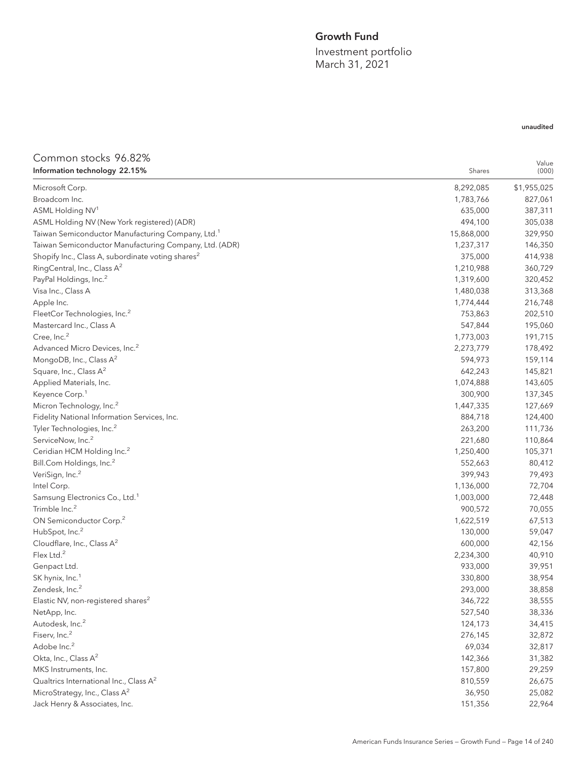# Growth Fund

Investment portfolio
March 31, 2021

unaudited

## Common stocks 96.82%

| Information technology 22.15% | Shares | Value (000) |
|---|---|---|
| Microsoft Corp. | 8,292,085 | $1,955,025 |
| Broadcom Inc. | 1,783,766 | 827,061 |
| ASML Holding NV[1] | 635,000 | 387,311 |
| ASML Holding NV (New York registered) (ADR) | 494,100 | 305,038 |
| Taiwan Semiconductor Manufacturing Company, Ltd.[1] | 15,868,000 | 329,950 |
| Taiwan Semiconductor Manufacturing Company, Ltd. (ADR) | 1,237,317 | 146,350 |
| Shopify Inc., Class A, subordinate voting shares[2] | 375,000 | 414,938 |
| RingCentral, Inc., Class A[2] | 1,210,988 | 360,729 |
| PayPal Holdings, Inc.[2] | 1,319,600 | 320,452 |
| Visa Inc., Class A | 1,480,038 | 313,368 |
| Apple Inc. | 1,774,444 | 216,748 |
| FleetCor Technologies, Inc.[2] | 753,863 | 202,510 |
| Mastercard Inc., Class A | 547,844 | 195,060 |
| Cree, Inc.[2] | 1,773,003 | 191,715 |
| Advanced Micro Devices, Inc.[2] | 2,273,779 | 178,492 |
| MongoDB, Inc., Class A[2] | 594,973 | 159,114 |
| Square, Inc., Class A[2] | 642,243 | 145,821 |
| Applied Materials, Inc. | 1,074,888 | 143,605 |
| Keyence Corp.[1] | 300,900 | 137,345 |
| Micron Technology, Inc.[2] | 1,447,335 | 127,669 |
| Fidelity National Information Services, Inc. | 884,718 | 124,400 |
| Tyler Technologies, Inc.[2] | 263,200 | 111,736 |
| ServiceNow, Inc.[2] | 221,680 | 110,864 |
| Ceridian HCM Holding Inc.[2] | 1,250,400 | 105,371 |
| Bill.Com Holdings, Inc.[2] | 552,663 | 80,412 |
| VeriSign, Inc.[2] | 399,943 | 79,493 |
| Intel Corp. | 1,136,000 | 72,704 |
| Samsung Electronics Co., Ltd.[1] | 1,003,000 | 72,448 |
| Trimble Inc.[2] | 900,572 | 70,055 |
| ON Semiconductor Corp.[2] | 1,622,519 | 67,513 |
| HubSpot, Inc.[2] | 130,000 | 59,047 |
| Cloudflare, Inc., Class A[2] | 600,000 | 42,156 |
| Flex Ltd.[2] | 2,234,300 | 40,910 |
| Genpact Ltd. | 933,000 | 39,951 |
| SK hynix, Inc.[1] | 330,800 | 38,954 |
| Zendesk, Inc.[2] | 293,000 | 38,858 |
| Elastic NV, non-registered shares[2] | 346,722 | 38,555 |
| NetApp, Inc. | 527,540 | 38,336 |
| Autodesk, Inc.[2] | 124,173 | 34,415 |
| Fiserv, Inc.[2] | 276,145 | 32,872 |
| Adobe Inc.[2] | 69,034 | 32,817 |
| Okta, Inc., Class A[2] | 142,366 | 31,382 |
| MKS Instruments, Inc. | 157,800 | 29,259 |
| Qualtrics International Inc., Class A[2] | 810,559 | 26,675 |
| MicroStrategy, Inc., Class A[2] | 36,950 | 25,082 |
| Jack Henry & Associates, Inc. | 151,356 | 22,964 |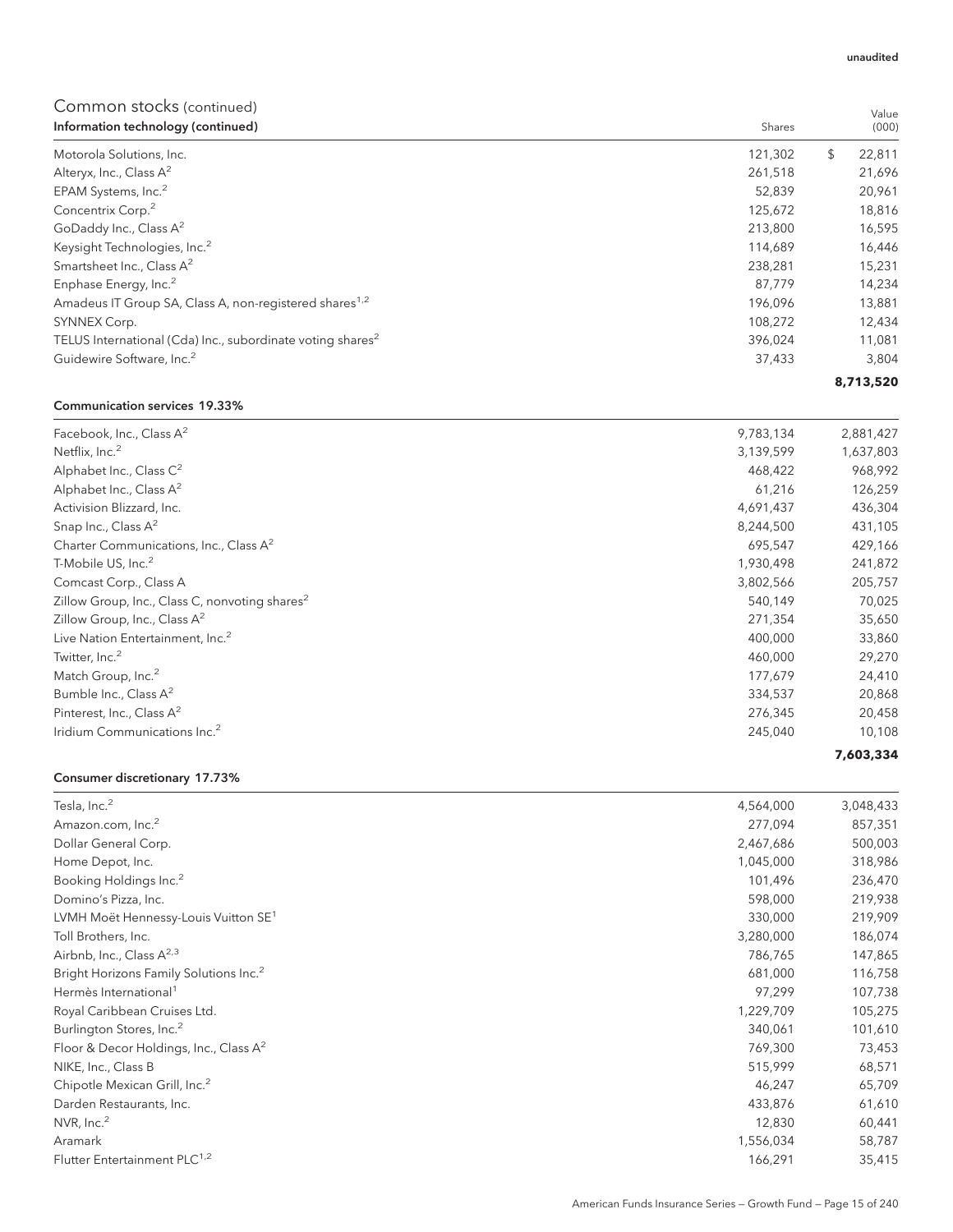unaudited

## Common stocks (continued)

| Information technology (continued) | Shares | Value (000) |
|---|---|---|
| Motorola Solutions, Inc. | 121,302 | $ 22,811 |
| Alteryx, Inc., Class A[2] | 261,518 | 21,696 |
| EPAM Systems, Inc.[2] | 52,839 | 20,961 |
| Concentrix Corp.[2] | 125,672 | 18,816 |
| GoDaddy Inc., Class A[2] | 213,800 | 16,595 |
| Keysight Technologies, Inc.[2] | 114,689 | 16,446 |
| Smartsheet Inc., Class A[2] | 238,281 | 15,231 |
| Enphase Energy, Inc.[2] | 87,779 | 14,234 |
| Amadeus IT Group SA, Class A, non-registered shares[1,2] | 196,096 | 13,881 |
| SYNNEX Corp. | 108,272 | 12,434 |
| TELUS International (Cda) Inc., subordinate voting shares[2] | 396,024 | 11,081 |
| Guidewire Software, Inc.[2] | 37,433 | 3,804 |
| | | **8,713,520** |

| Communication services 19.33% | | |
|---|---|---|
| Facebook, Inc., Class A[2] | 9,783,134 | 2,881,427 |
| Netflix, Inc.[2] | 3,139,599 | 1,637,803 |
| Alphabet Inc., Class C[2] | 468,422 | 968,992 |
| Alphabet Inc., Class A[2] | 61,216 | 126,259 |
| Activision Blizzard, Inc. | 4,691,437 | 436,304 |
| Snap Inc., Class A[2] | 8,244,500 | 431,105 |
| Charter Communications, Inc., Class A[2] | 695,547 | 429,166 |
| T-Mobile US, Inc.[2] | 1,930,498 | 241,872 |
| Comcast Corp., Class A | 3,802,566 | 205,757 |
| Zillow Group, Inc., Class C, nonvoting shares[2] | 540,149 | 70,025 |
| Zillow Group, Inc., Class A[2] | 271,354 | 35,650 |
| Live Nation Entertainment, Inc.[2] | 400,000 | 33,860 |
| Twitter, Inc.[2] | 460,000 | 29,270 |
| Match Group, Inc.[2] | 177,679 | 24,410 |
| Bumble Inc., Class A[2] | 334,537 | 20,868 |
| Pinterest, Inc., Class A[2] | 276,345 | 20,458 |
| Iridium Communications Inc.[2] | 245,040 | 10,108 |
| | | **7,603,334** |

| Consumer discretionary 17.73% | | |
|---|---|---|
| Tesla, Inc.[2] | 4,564,000 | 3,048,433 |
| Amazon.com, Inc.[2] | 277,094 | 857,351 |
| Dollar General Corp. | 2,467,686 | 500,003 |
| Home Depot, Inc. | 1,045,000 | 318,986 |
| Booking Holdings Inc.[2] | 101,496 | 236,470 |
| Domino's Pizza, Inc. | 598,000 | 219,938 |
| LVMH Moët Hennessy-Louis Vuitton SE[1] | 330,000 | 219,909 |
| Toll Brothers, Inc. | 3,280,000 | 186,074 |
| Airbnb, Inc., Class A[2,3] | 786,765 | 147,865 |
| Bright Horizons Family Solutions Inc.[2] | 681,000 | 116,758 |
| Hermès International[1] | 97,299 | 107,738 |
| Royal Caribbean Cruises Ltd. | 1,229,709 | 105,275 |
| Burlington Stores, Inc.[2] | 340,061 | 101,610 |
| Floor & Decor Holdings, Inc., Class A[2] | 769,300 | 73,453 |
| NIKE, Inc., Class B | 515,999 | 68,571 |
| Chipotle Mexican Grill, Inc.[2] | 46,247 | 65,709 |
| Darden Restaurants, Inc. | 433,876 | 61,610 |
| NVR, Inc.[2] | 12,830 | 60,441 |
| Aramark | 1,556,034 | 58,787 |
| Flutter Entertainment PLC[1,2] | 166,291 | 35,415 |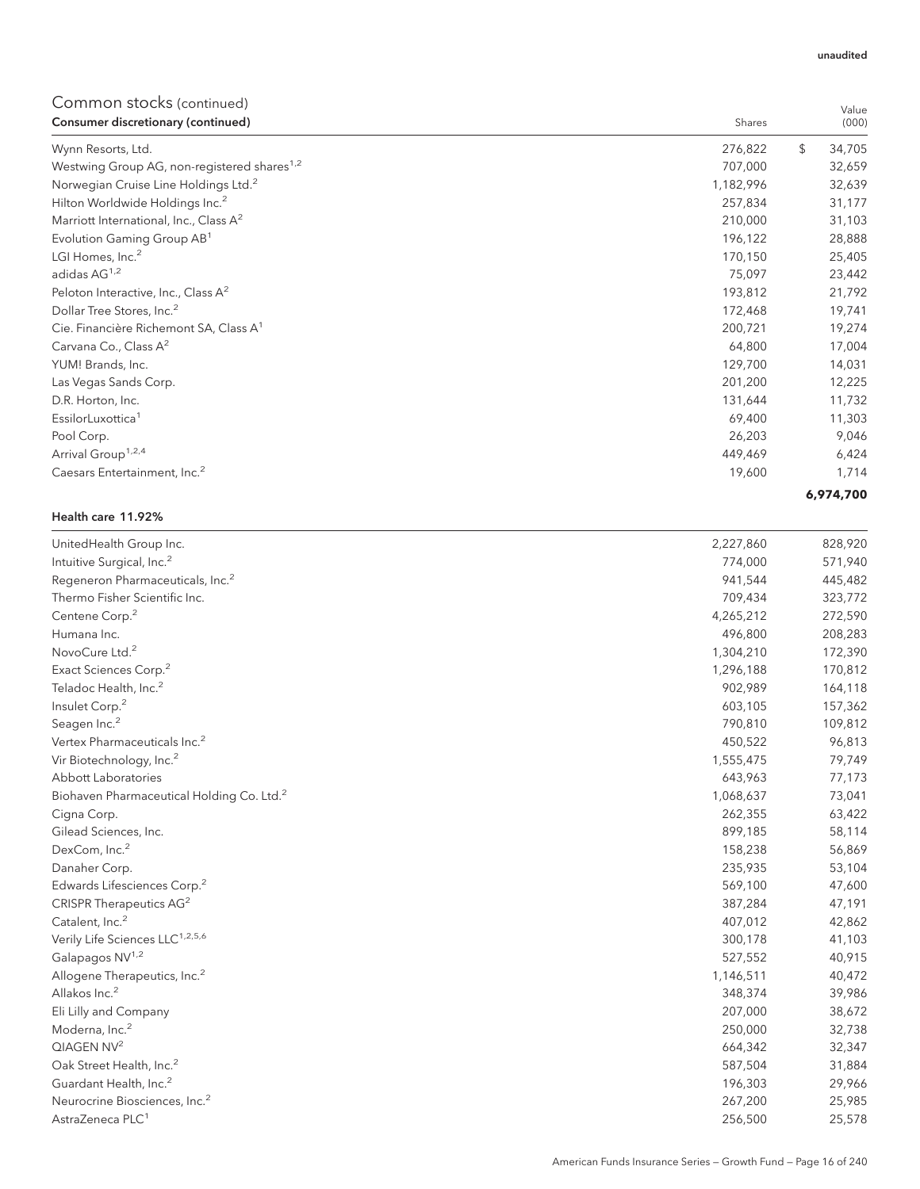unaudited

## Common stocks (continued)

| Consumer discretionary (continued) | Shares | Value (000) |
|---|---|---|
| Wynn Resorts, Ltd. | 276,822 | $ 34,705 |
| Westwing Group AG, non-registered shares[1,2] | 707,000 | 32,659 |
| Norwegian Cruise Line Holdings Ltd.[2] | 1,182,996 | 32,639 |
| Hilton Worldwide Holdings Inc.[2] | 257,834 | 31,177 |
| Marriott International, Inc., Class A[2] | 210,000 | 31,103 |
| Evolution Gaming Group AB[1] | 196,122 | 28,888 |
| LGI Homes, Inc.[2] | 170,150 | 25,405 |
| adidas AG[1,2] | 75,097 | 23,442 |
| Peloton Interactive, Inc., Class A[2] | 193,812 | 21,792 |
| Dollar Tree Stores, Inc.[2] | 172,468 | 19,741 |
| Cie. Financière Richemont SA, Class A[1] | 200,721 | 19,274 |
| Carvana Co., Class A[2] | 64,800 | 17,004 |
| YUM! Brands, Inc. | 129,700 | 14,031 |
| Las Vegas Sands Corp. | 201,200 | 12,225 |
| D.R. Horton, Inc. | 131,644 | 11,732 |
| EssilorLuxottica[1] | 69,400 | 11,303 |
| Pool Corp. | 26,203 | 9,046 |
| Arrival Group[1,2,4] | 449,469 | 6,424 |
| Caesars Entertainment, Inc.[2] | 19,600 | 1,714 |
| | | **6,974,700** |

| Health care 11.92% | | |
|---|---|---|
| UnitedHealth Group Inc. | 2,227,860 | 828,920 |
| Intuitive Surgical, Inc.[2] | 774,000 | 571,940 |
| Regeneron Pharmaceuticals, Inc.[2] | 941,544 | 445,482 |
| Thermo Fisher Scientific Inc. | 709,434 | 323,772 |
| Centene Corp.[2] | 4,265,212 | 272,590 |
| Humana Inc. | 496,800 | 208,283 |
| NovoCure Ltd.[2] | 1,304,210 | 172,390 |
| Exact Sciences Corp.[2] | 1,296,188 | 170,812 |
| Teladoc Health, Inc.[2] | 902,989 | 164,118 |
| Insulet Corp.[2] | 603,105 | 157,362 |
| Seagen Inc.[2] | 790,810 | 109,812 |
| Vertex Pharmaceuticals Inc.[2] | 450,522 | 96,813 |
| Vir Biotechnology, Inc.[2] | 1,555,475 | 79,749 |
| Abbott Laboratories | 643,963 | 77,173 |
| Biohaven Pharmaceutical Holding Co. Ltd.[2] | 1,068,637 | 73,041 |
| Cigna Corp. | 262,355 | 63,422 |
| Gilead Sciences, Inc. | 899,185 | 58,114 |
| DexCom, Inc.[2] | 158,238 | 56,869 |
| Danaher Corp. | 235,935 | 53,104 |
| Edwards Lifesciences Corp.[2] | 569,100 | 47,600 |
| CRISPR Therapeutics AG[2] | 387,284 | 47,191 |
| Catalent, Inc.[2] | 407,012 | 42,862 |
| Verily Life Sciences LLC[1,2,5,6] | 300,178 | 41,103 |
| Galapagos NV[1,2] | 527,552 | 40,915 |
| Allogene Therapeutics, Inc.[2] | 1,146,511 | 40,472 |
| Allakos Inc.[2] | 348,374 | 39,986 |
| Eli Lilly and Company | 207,000 | 38,672 |
| Moderna, Inc.[2] | 250,000 | 32,738 |
| QIAGEN NV[2] | 664,342 | 32,347 |
| Oak Street Health, Inc.[2] | 587,504 | 31,884 |
| Guardant Health, Inc.[2] | 196,303 | 29,966 |
| Neurocrine Biosciences, Inc.[2] | 267,200 | 25,985 |
| AstraZeneca PLC[1] | 256,500 | 25,578 |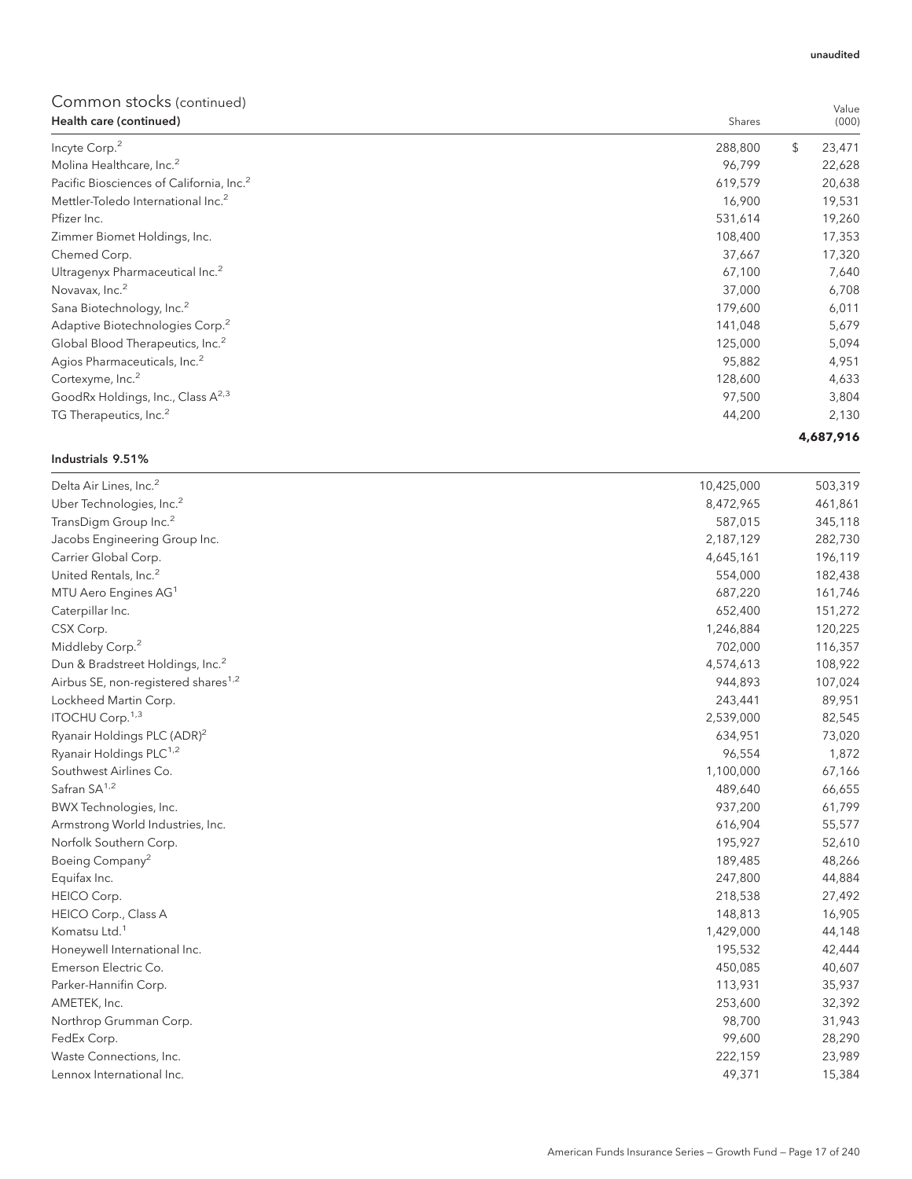unaudited

## Common stocks (continued)

| Health care (continued) | Shares | Value (000) |
|---|---|---|
| Incyte Corp.[2] | 288,800 | $ 23,471 |
| Molina Healthcare, Inc.[2] | 96,799 | 22,628 |
| Pacific Biosciences of California, Inc.[2] | 619,579 | 20,638 |
| Mettler-Toledo International Inc.[2] | 16,900 | 19,531 |
| Pfizer Inc. | 531,614 | 19,260 |
| Zimmer Biomet Holdings, Inc. | 108,400 | 17,353 |
| Chemed Corp. | 37,667 | 17,320 |
| Ultragenyx Pharmaceutical Inc.[2] | 67,100 | 7,640 |
| Novavax, Inc.[2] | 37,000 | 6,708 |
| Sana Biotechnology, Inc.[2] | 179,600 | 6,011 |
| Adaptive Biotechnologies Corp.[2] | 141,048 | 5,679 |
| Global Blood Therapeutics, Inc.[2] | 125,000 | 5,094 |
| Agios Pharmaceuticals, Inc.[2] | 95,882 | 4,951 |
| Cortexyme, Inc.[2] | 128,600 | 4,633 |
| GoodRx Holdings, Inc., Class A[2,3] | 97,500 | 3,804 |
| TG Therapeutics, Inc.[2] | 44,200 | 2,130 |
| | | **4,687,916** |

| Industrials 9.51% | | |
|---|---|---|
| Delta Air Lines, Inc.[2] | 10,425,000 | 503,319 |
| Uber Technologies, Inc.[2] | 8,472,965 | 461,861 |
| TransDigm Group Inc.[2] | 587,015 | 345,118 |
| Jacobs Engineering Group Inc. | 2,187,129 | 282,730 |
| Carrier Global Corp. | 4,645,161 | 196,119 |
| United Rentals, Inc.[2] | 554,000 | 182,438 |
| MTU Aero Engines AG[1] | 687,220 | 161,746 |
| Caterpillar Inc. | 652,400 | 151,272 |
| CSX Corp. | 1,246,884 | 120,225 |
| Middleby Corp.[2] | 702,000 | 116,357 |
| Dun & Bradstreet Holdings, Inc.[2] | 4,574,613 | 108,922 |
| Airbus SE, non-registered shares[1,2] | 944,893 | 107,024 |
| Lockheed Martin Corp. | 243,441 | 89,951 |
| ITOCHU Corp.[1,3] | 2,539,000 | 82,545 |
| Ryanair Holdings PLC (ADR)[2] | 634,951 | 73,020 |
| Ryanair Holdings PLC[1,2] | 96,554 | 1,872 |
| Southwest Airlines Co. | 1,100,000 | 67,166 |
| Safran SA[1,2] | 489,640 | 66,655 |
| BWX Technologies, Inc. | 937,200 | 61,799 |
| Armstrong World Industries, Inc. | 616,904 | 55,577 |
| Norfolk Southern Corp. | 195,927 | 52,610 |
| Boeing Company[2] | 189,485 | 48,266 |
| Equifax Inc. | 247,800 | 44,884 |
| HEICO Corp. | 218,538 | 27,492 |
| HEICO Corp., Class A | 148,813 | 16,905 |
| Komatsu Ltd.[1] | 1,429,000 | 44,148 |
| Honeywell International Inc. | 195,532 | 42,444 |
| Emerson Electric Co. | 450,085 | 40,607 |
| Parker-Hannifin Corp. | 113,931 | 35,937 |
| AMETEK, Inc. | 253,600 | 32,392 |
| Northrop Grumman Corp. | 98,700 | 31,943 |
| FedEx Corp. | 99,600 | 28,290 |
| Waste Connections, Inc. | 222,159 | 23,989 |
| Lennox International Inc. | 49,371 | 15,384 |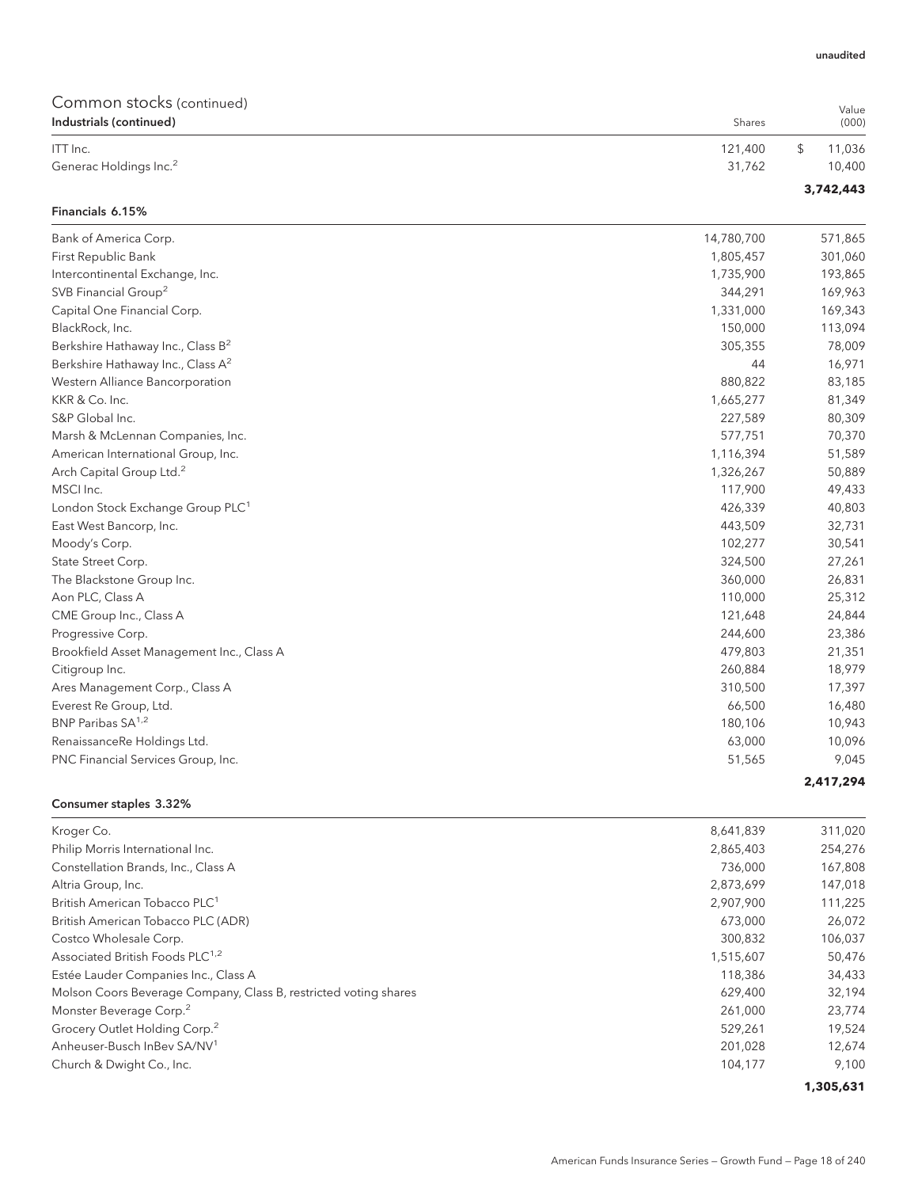unaudited

## Common stocks (continued)

| Industrials (continued) | Shares | Value (000) |
|---|---|---|
| ITT Inc. | 121,400 | $ 11,036 |
| Generac Holdings Inc.[2] | 31,762 | 10,400 |
| | | **3,742,443** |

| Financials 6.15% | | |
|---|---|---|
| Bank of America Corp. | 14,780,700 | 571,865 |
| First Republic Bank | 1,805,457 | 301,060 |
| Intercontinental Exchange, Inc. | 1,735,900 | 193,865 |
| SVB Financial Group[2] | 344,291 | 169,963 |
| Capital One Financial Corp. | 1,331,000 | 169,343 |
| BlackRock, Inc. | 150,000 | 113,094 |
| Berkshire Hathaway Inc., Class B[2] | 305,355 | 78,009 |
| Berkshire Hathaway Inc., Class A[2] | 44 | 16,971 |
| Western Alliance Bancorporation | 880,822 | 83,185 |
| KKR & Co. Inc. | 1,665,277 | 81,349 |
| S&P Global Inc. | 227,589 | 80,309 |
| Marsh & McLennan Companies, Inc. | 577,751 | 70,370 |
| American International Group, Inc. | 1,116,394 | 51,589 |
| Arch Capital Group Ltd.[2] | 1,326,267 | 50,889 |
| MSCI Inc. | 117,900 | 49,433 |
| London Stock Exchange Group PLC[1] | 426,339 | 40,803 |
| East West Bancorp, Inc. | 443,509 | 32,731 |
| Moody's Corp. | 102,277 | 30,541 |
| State Street Corp. | 324,500 | 27,261 |
| The Blackstone Group Inc. | 360,000 | 26,831 |
| Aon PLC, Class A | 110,000 | 25,312 |
| CME Group Inc., Class A | 121,648 | 24,844 |
| Progressive Corp. | 244,600 | 23,386 |
| Brookfield Asset Management Inc., Class A | 479,803 | 21,351 |
| Citigroup Inc. | 260,884 | 18,979 |
| Ares Management Corp., Class A | 310,500 | 17,397 |
| Everest Re Group, Ltd. | 66,500 | 16,480 |
| BNP Paribas SA[1,2] | 180,106 | 10,943 |
| RenaissanceRe Holdings Ltd. | 63,000 | 10,096 |
| PNC Financial Services Group, Inc. | 51,565 | 9,045 |
| | | **2,417,294** |

| Consumer staples 3.32% | | |
|---|---|---|
| Kroger Co. | 8,641,839 | 311,020 |
| Philip Morris International Inc. | 2,865,403 | 254,276 |
| Constellation Brands, Inc., Class A | 736,000 | 167,808 |
| Altria Group, Inc. | 2,873,699 | 147,018 |
| British American Tobacco PLC[1] | 2,907,900 | 111,225 |
| British American Tobacco PLC (ADR) | 673,000 | 26,072 |
| Costco Wholesale Corp. | 300,832 | 106,037 |
| Associated British Foods PLC[1,2] | 1,515,607 | 50,476 |
| Estée Lauder Companies Inc., Class A | 118,386 | 34,433 |
| Molson Coors Beverage Company, Class B, restricted voting shares | 629,400 | 32,194 |
| Monster Beverage Corp.[2] | 261,000 | 23,774 |
| Grocery Outlet Holding Corp.[2] | 529,261 | 19,524 |
| Anheuser-Busch InBev SA/NV[1] | 201,028 | 12,674 |
| Church & Dwight Co., Inc. | 104,177 | 9,100 |
| | | **1,305,631** |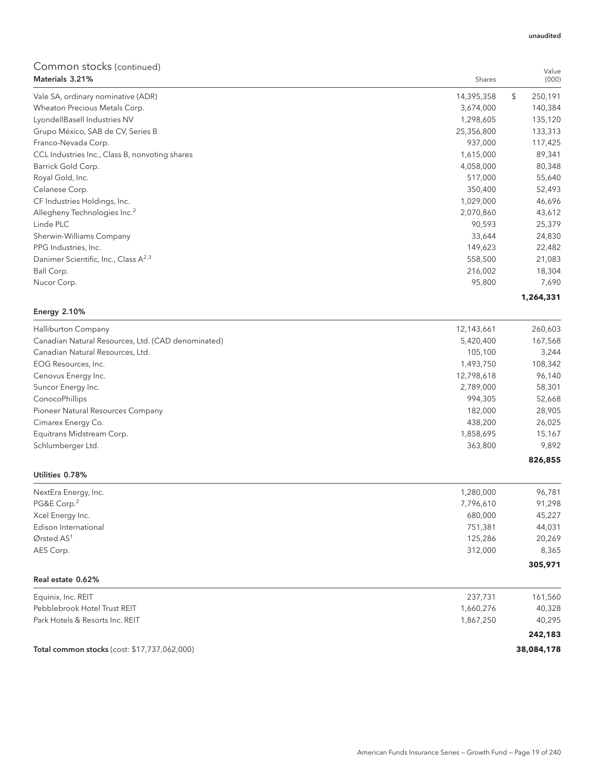unaudited

## Common stocks (continued)

| Materials 3.21% | Shares | Value (000) |
|---|---|---|
| Vale SA, ordinary nominative (ADR) | 14,395,358 | $ 250,191 |
| Wheaton Precious Metals Corp. | 3,674,000 | 140,384 |
| LyondellBasell Industries NV | 1,298,605 | 135,120 |
| Grupo México, SAB de CV, Series B | 25,356,800 | 133,313 |
| Franco-Nevada Corp. | 937,000 | 117,425 |
| CCL Industries Inc., Class B, nonvoting shares | 1,615,000 | 89,341 |
| Barrick Gold Corp. | 4,058,000 | 80,348 |
| Royal Gold, Inc. | 517,000 | 55,640 |
| Celanese Corp. | 350,400 | 52,493 |
| CF Industries Holdings, Inc. | 1,029,000 | 46,696 |
| Allegheny Technologies Inc.[2] | 2,070,860 | 43,612 |
| Linde PLC | 90,593 | 25,379 |
| Sherwin-Williams Company | 33,644 | 24,830 |
| PPG Industries, Inc. | 149,623 | 22,482 |
| Danimer Scientific, Inc., Class A[2,3] | 558,500 | 21,083 |
| Ball Corp. | 216,002 | 18,304 |
| Nucor Corp. | 95,800 | 7,690 |
| | | **1,264,331** |

| Energy 2.10% | | |
|---|---|---|
| Halliburton Company | 12,143,661 | 260,603 |
| Canadian Natural Resources, Ltd. (CAD denominated) | 5,420,400 | 167,568 |
| Canadian Natural Resources, Ltd. | 105,100 | 3,244 |
| EOG Resources, Inc. | 1,493,750 | 108,342 |
| Cenovus Energy Inc. | 12,798,618 | 96,140 |
| Suncor Energy Inc. | 2,789,000 | 58,301 |
| ConocoPhillips | 994,305 | 52,668 |
| Pioneer Natural Resources Company | 182,000 | 28,905 |
| Cimarex Energy Co. | 438,200 | 26,025 |
| Equitrans Midstream Corp. | 1,858,695 | 15,167 |
| Schlumberger Ltd. | 363,800 | 9,892 |
| | | **826,855** |

| Utilities 0.78% | | |
|---|---|---|
| NextEra Energy, Inc. | 1,280,000 | 96,781 |
| PG&E Corp.[2] | 7,796,610 | 91,298 |
| Xcel Energy Inc. | 680,000 | 45,227 |
| Edison International | 751,381 | 44,031 |
| Ørsted AS[1] | 125,286 | 20,269 |
| AES Corp. | 312,000 | 8,365 |
| | | **305,971** |

| Real estate 0.62% | | |
|---|---|---|
| Equinix, Inc. REIT | 237,731 | 161,560 |
| Pebblebrook Hotel Trust REIT | 1,660,276 | 40,328 |
| Park Hotels & Resorts Inc. REIT | 1,867,250 | 40,295 |
| | | **242,183** |
| **Total common stocks** (cost: $17,737,062,000) | | **38,084,178** |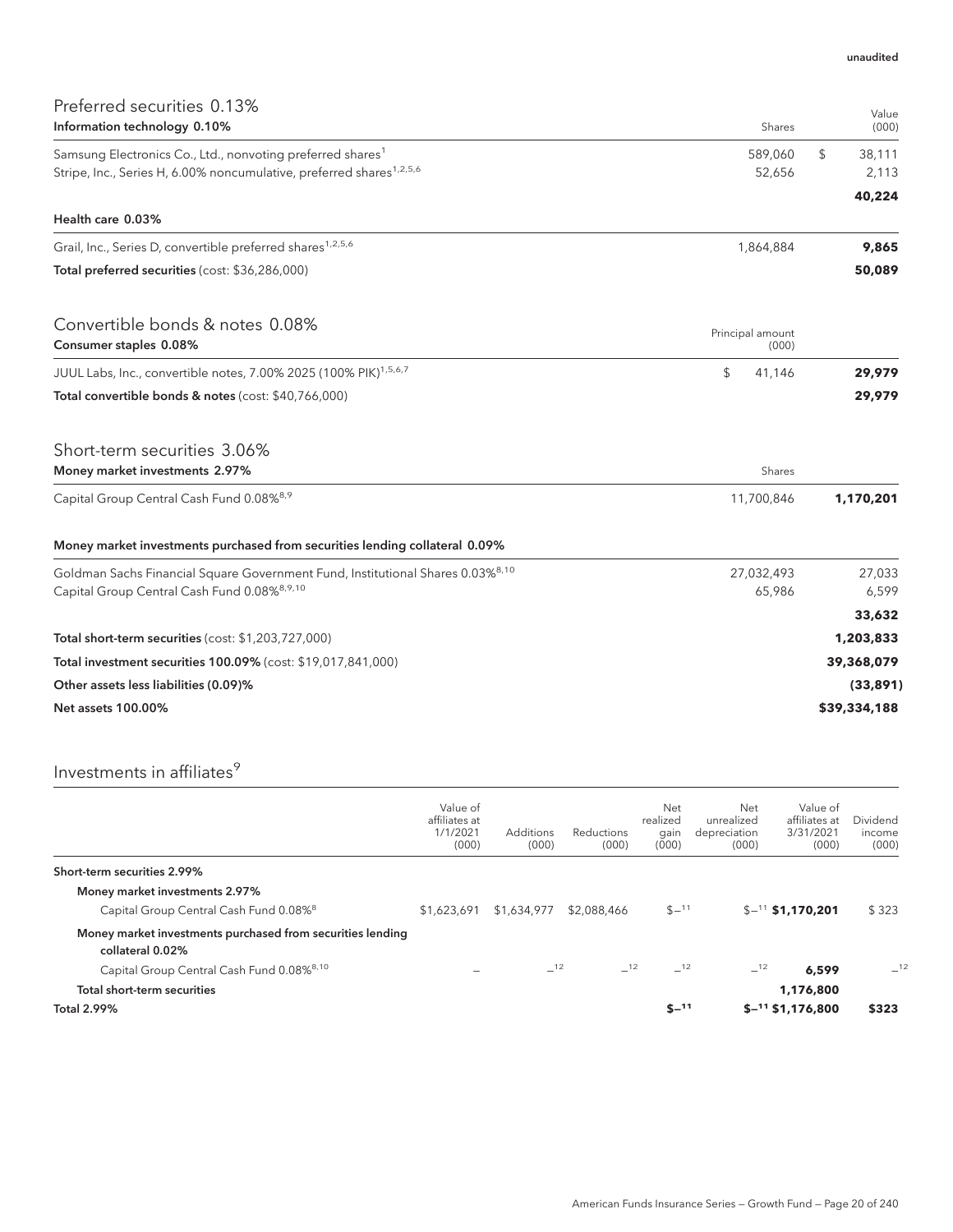unaudited

## Preferred securities 0.13%

| Information technology 0.10% | Shares | Value (000) |
|---|---|---|
| Samsung Electronics Co., Ltd., nonvoting preferred shares[1] | 589,060 | $ 38,111 |
| Stripe, Inc., Series H, 6.00% noncumulative, preferred shares[1,2,5,6] | 52,656 | 2,113 |
| | | **40,224** |
| **Health care 0.03%** | | |
| Grail, Inc., Series D, convertible preferred shares[1,2,5,6] | 1,864,884 | **9,865** |
| **Total preferred securities** (cost: $36,286,000) | | **50,089** |

## Convertible bonds & notes 0.08%

| Consumer staples 0.08% | Principal amount (000) | |
|---|---|---|
| JUUL Labs, Inc., convertible notes, 7.00% 2025 (100% PIK)[1,5,6,7] | $ 41,146 | **29,979** |
| **Total convertible bonds & notes** (cost: $40,766,000) | | **29,979** |

## Short-term securities 3.06%

| Money market investments 2.97% | Shares | |
|---|---|---|
| Capital Group Central Cash Fund 0.08%[8,9] | 11,700,846 | **1,170,201** |
| **Money market investments purchased from securities lending collateral 0.09%** | | |
| Goldman Sachs Financial Square Government Fund, Institutional Shares 0.03%[8,10] | 27,032,493 | 27,033 |
| Capital Group Central Cash Fund 0.08%[8,9,10] | 65,986 | 6,599 |
| | | **33,632** |
| **Total short-term securities** (cost: $1,203,727,000) | | **1,203,833** |
| **Total investment securities 100.09%** (cost: $19,017,841,000) | | **39,368,079** |
| **Other assets less liabilities (0.09)%** | | **(33,891)** |
| **Net assets 100.00%** | | **$39,334,188** |

## Investments in affiliates[9]

| | Value of affiliates at 1/1/2021 (000) | Additions (000) | Reductions (000) | Net realized gain (000) | Net unrealized depreciation (000) | Value of affiliates at 3/31/2021 (000) | Dividend income (000) |
|---|---|---|---|---|---|---|---|
| **Short-term securities 2.99%** | | | | | | | |
| **Money market investments 2.97%** | | | | | | | |
| Capital Group Central Cash Fund 0.08%[8] | $1,623,691 | $1,634,977 | $2,088,466 | $–[11] | $–[11] | **$1,170,201** | $ 323 |
| **Money market investments purchased from securities lending collateral 0.02%** | | | | | | | |
| Capital Group Central Cash Fund 0.08%[8,10] | – | –[12] | –[12] | –[12] | –[12] | **6,599** | –[12] |
| **Total short-term securities** | | | | | | **1,176,800** | |
| **Total 2.99%** | | | | **$–[11]** | **$–[11]** | **$1,176,800** | **$323** |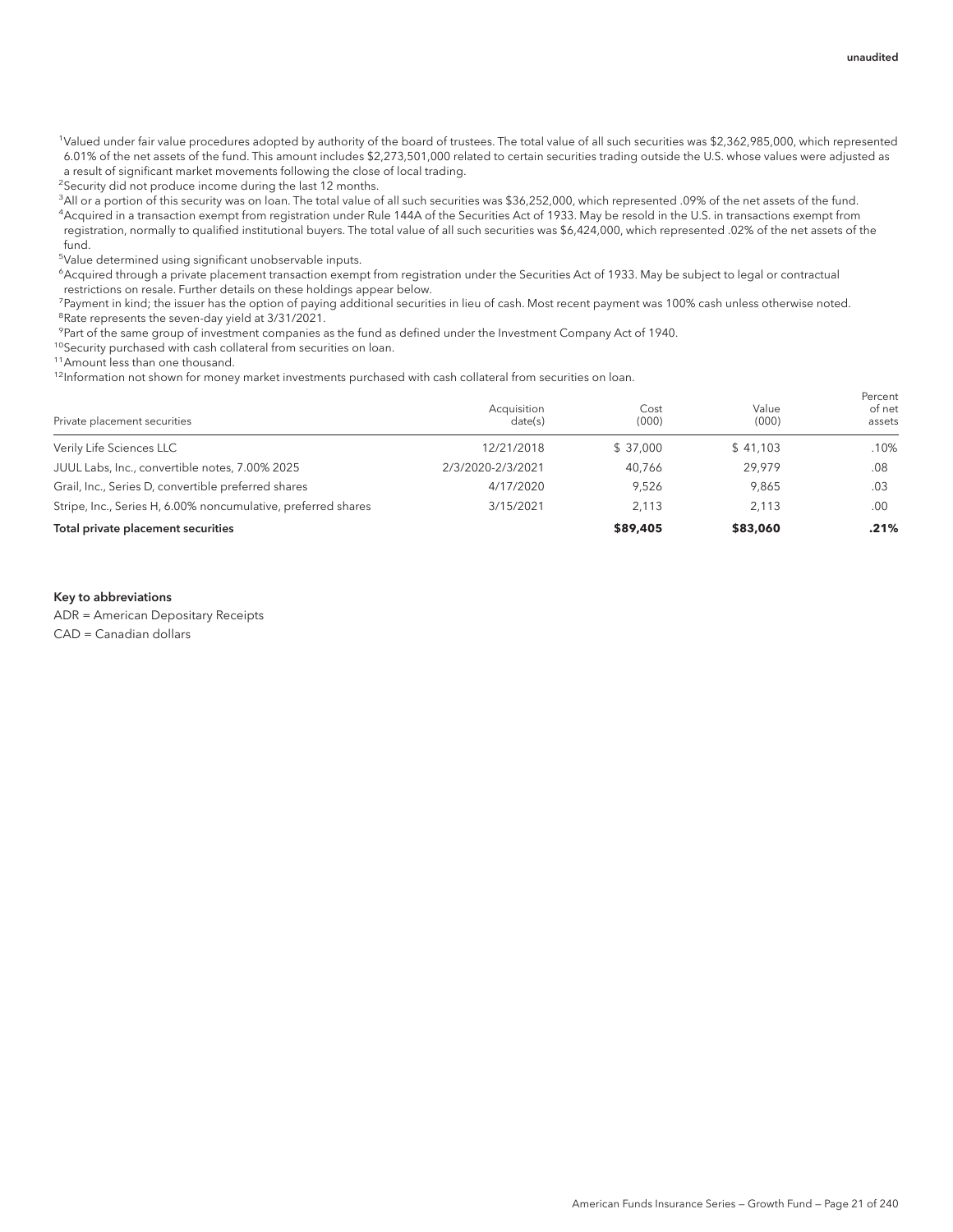[1]Valued under fair value procedures adopted by authority of the board of trustees. The total value of all such securities was $2,362,985,000, which represented 6.01% of the net assets of the fund. This amount includes $2,273,501,000 related to certain securities trading outside the U.S. whose values were adjusted as a result of significant market movements following the close of local trading.

[2]Security did not produce income during the last 12 months.

[3]All or a portion of this security was on loan. The total value of all such securities was $36,252,000, which represented .09% of the net assets of the fund.

[4]Acquired in a transaction exempt from registration under Rule 144A of the Securities Act of 1933. May be resold in the U.S. in transactions exempt from registration, normally to qualified institutional buyers. The total value of all such securities was $6,424,000, which represented .02% of the net assets of the fund.

[5]Value determined using significant unobservable inputs.

[6]Acquired through a private placement transaction exempt from registration under the Securities Act of 1933. May be subject to legal or contractual restrictions on resale. Further details on these holdings appear below.

[7]Payment in kind; the issuer has the option of paying additional securities in lieu of cash. Most recent payment was 100% cash unless otherwise noted.

[8]Rate represents the seven-day yield at 3/31/2021.

[9]Part of the same group of investment companies as the fund as defined under the Investment Company Act of 1940.

[10]Security purchased with cash collateral from securities on loan.

[11]Amount less than one thousand.

[12]Information not shown for money market investments purchased with cash collateral from securities on loan.

| Private placement securities | Acquisition date(s) | Cost (000) | Value (000) | Percent of net assets |
|---|---|---|---|---|
| Verily Life Sciences LLC | 12/21/2018 | $ 37,000 | $ 41,103 | .10% |
| JUUL Labs, Inc., convertible notes, 7.00% 2025 | 2/3/2020-2/3/2021 | 40,766 | 29,979 | .08 |
| Grail, Inc., Series D, convertible preferred shares | 4/17/2020 | 9,526 | 9,865 | .03 |
| Stripe, Inc., Series H, 6.00% noncumulative, preferred shares | 3/15/2021 | 2,113 | 2,113 | .00 |
| **Total private placement securities** | | **$89,405** | **$83,060** | **.21%** |

**Key to abbreviations**

ADR = American Depositary Receipts

CAD = Canadian dollars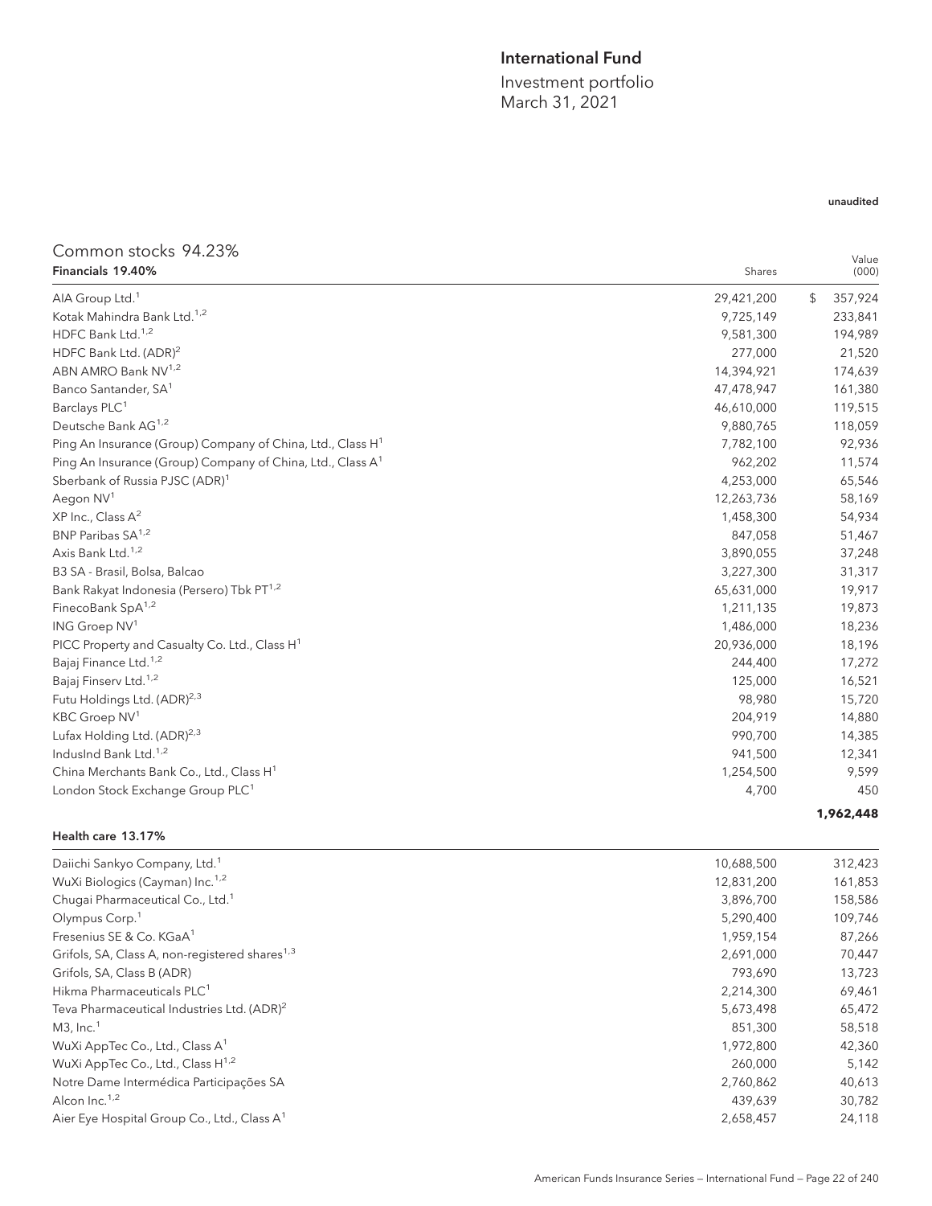# International Fund

Investment portfolio
March 31, 2021

unaudited

## Common stocks 94.23%

| Financials 19.40% | Shares | Value (000) |
|---|---|---|
| AIA Group Ltd.[1] | 29,421,200 | $ 357,924 |
| Kotak Mahindra Bank Ltd.[1,2] | 9,725,149 | 233,841 |
| HDFC Bank Ltd.[1,2] | 9,581,300 | 194,989 |
| HDFC Bank Ltd. (ADR)[2] | 277,000 | 21,520 |
| ABN AMRO Bank NV[1,2] | 14,394,921 | 174,639 |
| Banco Santander, SA[1] | 47,478,947 | 161,380 |
| Barclays PLC[1] | 46,610,000 | 119,515 |
| Deutsche Bank AG[1,2] | 9,880,765 | 118,059 |
| Ping An Insurance (Group) Company of China, Ltd., Class H[1] | 7,782,100 | 92,936 |
| Ping An Insurance (Group) Company of China, Ltd., Class A[1] | 962,202 | 11,574 |
| Sberbank of Russia PJSC (ADR)[1] | 4,253,000 | 65,546 |
| Aegon NV[1] | 12,263,736 | 58,169 |
| XP Inc., Class A[2] | 1,458,300 | 54,934 |
| BNP Paribas SA[1,2] | 847,058 | 51,467 |
| Axis Bank Ltd.[1,2] | 3,890,055 | 37,248 |
| B3 SA - Brasil, Bolsa, Balcao | 3,227,300 | 31,317 |
| Bank Rakyat Indonesia (Persero) Tbk PT[1,2] | 65,631,000 | 19,917 |
| FinecoBank SpA[1,2] | 1,211,135 | 19,873 |
| ING Groep NV[1] | 1,486,000 | 18,236 |
| PICC Property and Casualty Co. Ltd., Class H[1] | 20,936,000 | 18,196 |
| Bajaj Finance Ltd.[1,2] | 244,400 | 17,272 |
| Bajaj Finserv Ltd.[1,2] | 125,000 | 16,521 |
| Futu Holdings Ltd. (ADR)[2,3] | 98,980 | 15,720 |
| KBC Groep NV[1] | 204,919 | 14,880 |
| Lufax Holding Ltd. (ADR)[2,3] | 990,700 | 14,385 |
| IndusInd Bank Ltd.[1,2] | 941,500 | 12,341 |
| China Merchants Bank Co., Ltd., Class H[1] | 1,254,500 | 9,599 |
| London Stock Exchange Group PLC[1] | 4,700 | 450 |
| | | **1,962,448** |

| Health care 13.17% | Shares | Value (000) |
|---|---|---|
| Daiichi Sankyo Company, Ltd.[1] | 10,688,500 | 312,423 |
| WuXi Biologics (Cayman) Inc.[1,2] | 12,831,200 | 161,853 |
| Chugai Pharmaceutical Co., Ltd.[1] | 3,896,700 | 158,586 |
| Olympus Corp.[1] | 5,290,400 | 109,746 |
| Fresenius SE & Co. KGaA[1] | 1,959,154 | 87,266 |
| Grifols, SA, Class A, non-registered shares[1,3] | 2,691,000 | 70,447 |
| Grifols, SA, Class B (ADR) | 793,690 | 13,723 |
| Hikma Pharmaceuticals PLC[1] | 2,214,300 | 69,461 |
| Teva Pharmaceutical Industries Ltd. (ADR)[2] | 5,673,498 | 65,472 |
| M3, Inc.[1] | 851,300 | 58,518 |
| WuXi AppTec Co., Ltd., Class A[1] | 1,972,800 | 42,360 |
| WuXi AppTec Co., Ltd., Class H[1,2] | 260,000 | 5,142 |
| Notre Dame Intermédica Participações SA | 2,760,862 | 40,613 |
| Alcon Inc.[1,2] | 439,639 | 30,782 |
| Aier Eye Hospital Group Co., Ltd., Class A[1] | 2,658,457 | 24,118 |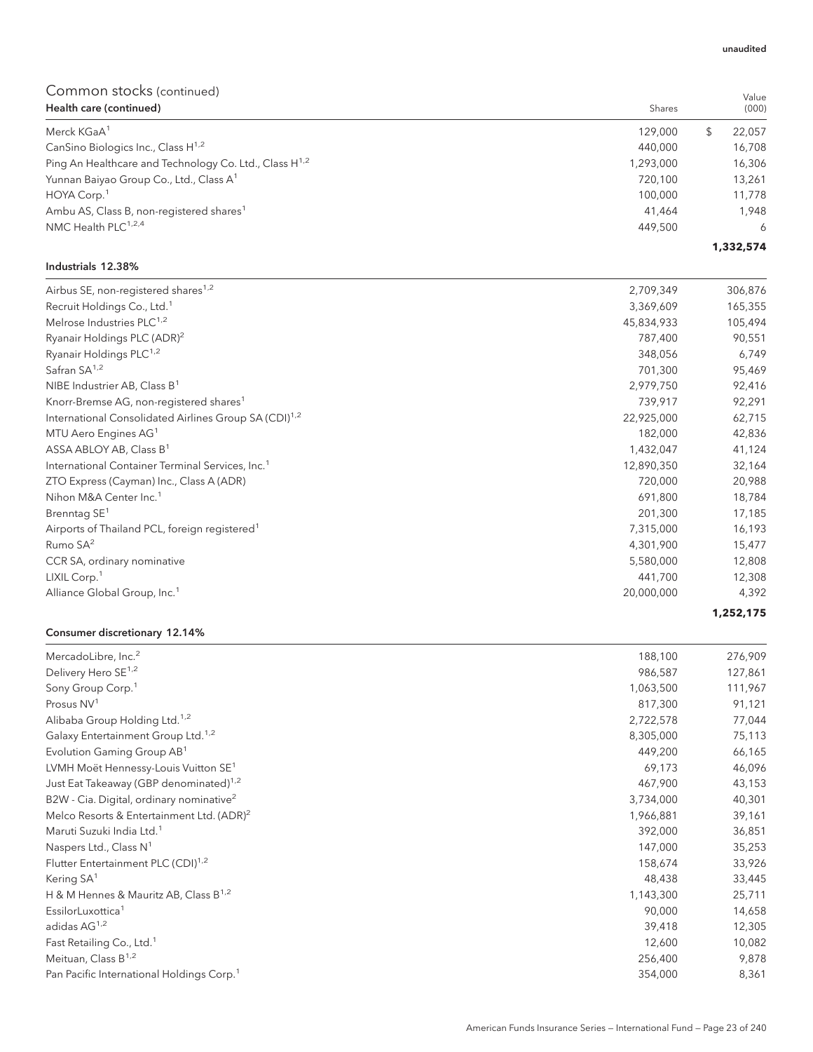unaudited

## Common stocks (continued)

| Health care (continued) | Shares | Value (000) |
|---|---|---|
| Merck KGaA[1] | 129,000 | $ 22,057 |
| CanSino Biologics Inc., Class H[1,2] | 440,000 | 16,708 |
| Ping An Healthcare and Technology Co. Ltd., Class H[1,2] | 1,293,000 | 16,306 |
| Yunnan Baiyao Group Co., Ltd., Class A[1] | 720,100 | 13,261 |
| HOYA Corp.[1] | 100,000 | 11,778 |
| Ambu AS, Class B, non-registered shares[1] | 41,464 | 1,948 |
| NMC Health PLC[1,2,4] | 449,500 | 6 |
| | | **1,332,574** |

| Industrials 12.38% | Shares | Value (000) |
|---|---|---|
| Airbus SE, non-registered shares[1,2] | 2,709,349 | 306,876 |
| Recruit Holdings Co., Ltd.[1] | 3,369,609 | 165,355 |
| Melrose Industries PLC[1,2] | 45,834,933 | 105,494 |
| Ryanair Holdings PLC (ADR)[2] | 787,400 | 90,551 |
| Ryanair Holdings PLC[1,2] | 348,056 | 6,749 |
| Safran SA[1,2] | 701,300 | 95,469 |
| NIBE Industrier AB, Class B[1] | 2,979,750 | 92,416 |
| Knorr-Bremse AG, non-registered shares[1] | 739,917 | 92,291 |
| International Consolidated Airlines Group SA (CDI)[1,2] | 22,925,000 | 62,715 |
| MTU Aero Engines AG[1] | 182,000 | 42,836 |
| ASSA ABLOY AB, Class B[1] | 1,432,047 | 41,124 |
| International Container Terminal Services, Inc.[1] | 12,890,350 | 32,164 |
| ZTO Express (Cayman) Inc., Class A (ADR) | 720,000 | 20,988 |
| Nihon M&A Center Inc.[1] | 691,800 | 18,784 |
| Brenntag SE[1] | 201,300 | 17,185 |
| Airports of Thailand PCL, foreign registered[1] | 7,315,000 | 16,193 |
| Rumo SA[2] | 4,301,900 | 15,477 |
| CCR SA, ordinary nominative | 5,580,000 | 12,808 |
| LIXIL Corp.[1] | 441,700 | 12,308 |
| Alliance Global Group, Inc.[1] | 20,000,000 | 4,392 |
| | | **1,252,175** |

| Consumer discretionary 12.14% | Shares | Value (000) |
|---|---|---|
| MercadoLibre, Inc.[2] | 188,100 | 276,909 |
| Delivery Hero SE[1,2] | 986,587 | 127,861 |
| Sony Group Corp.[1] | 1,063,500 | 111,967 |
| Prosus NV[1] | 817,300 | 91,121 |
| Alibaba Group Holding Ltd.[1,2] | 2,722,578 | 77,044 |
| Galaxy Entertainment Group Ltd.[1,2] | 8,305,000 | 75,113 |
| Evolution Gaming Group AB[1] | 449,200 | 66,165 |
| LVMH Moët Hennessy-Louis Vuitton SE[1] | 69,173 | 46,096 |
| Just Eat Takeaway (GBP denominated)[1,2] | 467,900 | 43,153 |
| B2W - Cia. Digital, ordinary nominative[2] | 3,734,000 | 40,301 |
| Melco Resorts & Entertainment Ltd. (ADR)[2] | 1,966,881 | 39,161 |
| Maruti Suzuki India Ltd.[1] | 392,000 | 36,851 |
| Naspers Ltd., Class N[1] | 147,000 | 35,253 |
| Flutter Entertainment PLC (CDI)[1,2] | 158,674 | 33,926 |
| Kering SA[1] | 48,438 | 33,445 |
| H & M Hennes & Mauritz AB, Class B[1,2] | 1,143,300 | 25,711 |
| EssilorLuxottica[1] | 90,000 | 14,658 |
| adidas AG[1,2] | 39,418 | 12,305 |
| Fast Retailing Co., Ltd.[1] | 12,600 | 10,082 |
| Meituan, Class B[1,2] | 256,400 | 9,878 |
| Pan Pacific International Holdings Corp.[1] | 354,000 | 8,361 |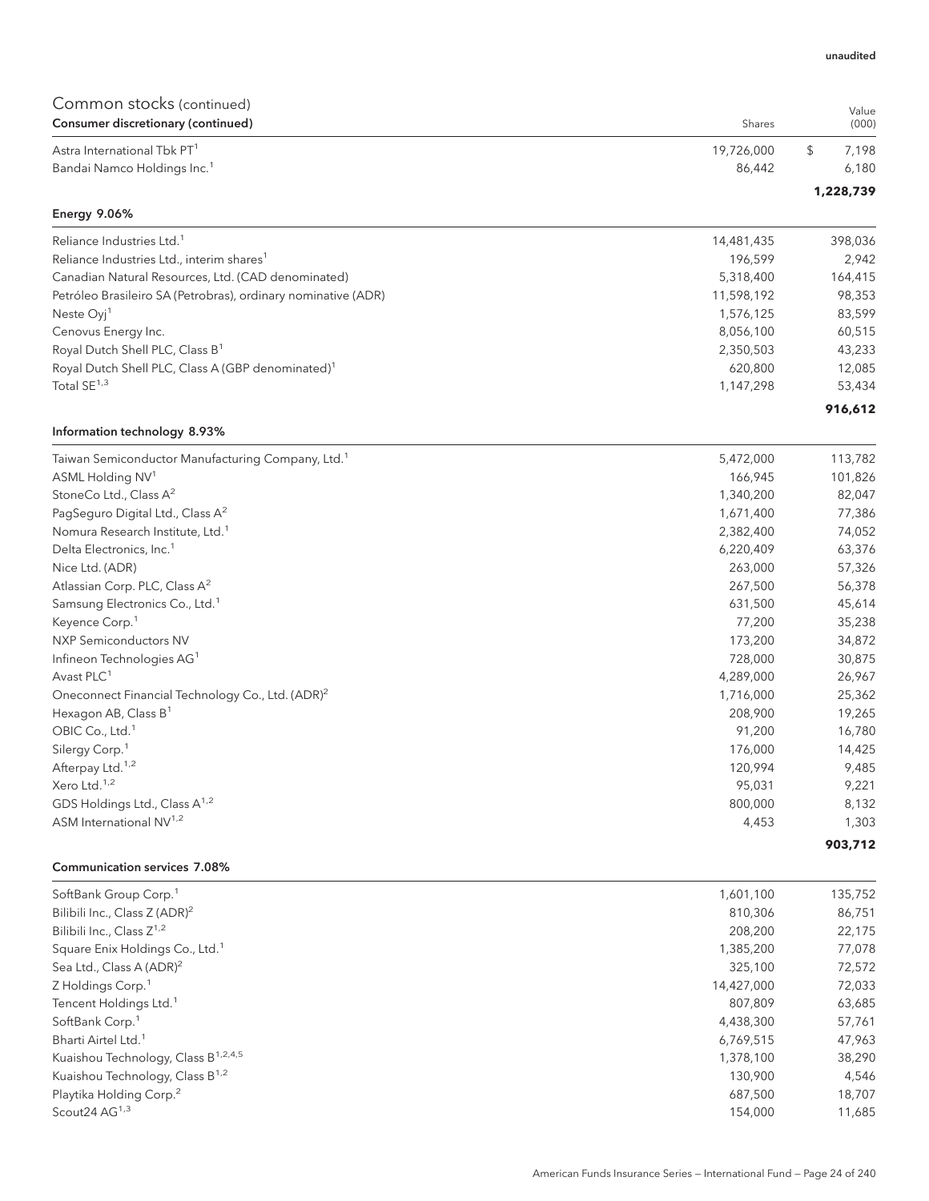unaudited

## Common stocks (continued)

| Consumer discretionary (continued) | Shares | Value (000) |
|---|---|---|
| Astra International Tbk PT[1] | 19,726,000 | $ 7,198 |
| Bandai Namco Holdings Inc.[1] | 86,442 | 6,180 |
| | | **1,228,739** |

| Energy 9.06% | | |
|---|---|---|
| Reliance Industries Ltd.[1] | 14,481,435 | 398,036 |
| Reliance Industries Ltd., interim shares[1] | 196,599 | 2,942 |
| Canadian Natural Resources, Ltd. (CAD denominated) | 5,318,400 | 164,415 |
| Petróleo Brasileiro SA (Petrobras), ordinary nominative (ADR) | 11,598,192 | 98,353 |
| Neste Oyj[1] | 1,576,125 | 83,599 |
| Cenovus Energy Inc. | 8,056,100 | 60,515 |
| Royal Dutch Shell PLC, Class B[1] | 2,350,503 | 43,233 |
| Royal Dutch Shell PLC, Class A (GBP denominated)[1] | 620,800 | 12,085 |
| Total SE[1,3] | 1,147,298 | 53,434 |
| | | **916,612** |

| Information technology 8.93% | | |
|---|---|---|
| Taiwan Semiconductor Manufacturing Company, Ltd.[1] | 5,472,000 | 113,782 |
| ASML Holding NV[1] | 166,945 | 101,826 |
| StoneCo Ltd., Class A[2] | 1,340,200 | 82,047 |
| PagSeguro Digital Ltd., Class A[2] | 1,671,400 | 77,386 |
| Nomura Research Institute, Ltd.[1] | 2,382,400 | 74,052 |
| Delta Electronics, Inc.[1] | 6,220,409 | 63,376 |
| Nice Ltd. (ADR) | 263,000 | 57,326 |
| Atlassian Corp. PLC, Class A[2] | 267,500 | 56,378 |
| Samsung Electronics Co., Ltd.[1] | 631,500 | 45,614 |
| Keyence Corp.[1] | 77,200 | 35,238 |
| NXP Semiconductors NV | 173,200 | 34,872 |
| Infineon Technologies AG[1] | 728,000 | 30,875 |
| Avast PLC[1] | 4,289,000 | 26,967 |
| Oneconnect Financial Technology Co., Ltd. (ADR)[2] | 1,716,000 | 25,362 |
| Hexagon AB, Class B[1] | 208,900 | 19,265 |
| OBIC Co., Ltd.[1] | 91,200 | 16,780 |
| Silergy Corp.[1] | 176,000 | 14,425 |
| Afterpay Ltd.[1,2] | 120,994 | 9,485 |
| Xero Ltd.[1,2] | 95,031 | 9,221 |
| GDS Holdings Ltd., Class A[1,2] | 800,000 | 8,132 |
| ASM International NV[1,2] | 4,453 | 1,303 |
| | | **903,712** |

| Communication services 7.08% | | |
|---|---|---|
| SoftBank Group Corp.[1] | 1,601,100 | 135,752 |
| Bilibili Inc., Class Z (ADR)[2] | 810,306 | 86,751 |
| Bilibili Inc., Class Z[1,2] | 208,200 | 22,175 |
| Square Enix Holdings Co., Ltd.[1] | 1,385,200 | 77,078 |
| Sea Ltd., Class A (ADR)[2] | 325,100 | 72,572 |
| Z Holdings Corp.[1] | 14,427,000 | 72,033 |
| Tencent Holdings Ltd.[1] | 807,809 | 63,685 |
| SoftBank Corp.[1] | 4,438,300 | 57,761 |
| Bharti Airtel Ltd.[1] | 6,769,515 | 47,963 |
| Kuaishou Technology, Class B[1,2,4,5] | 1,378,100 | 38,290 |
| Kuaishou Technology, Class B[1,2] | 130,900 | 4,546 |
| Playtika Holding Corp.[2] | 687,500 | 18,707 |
| Scout24 AG[1,3] | 154,000 | 11,685 |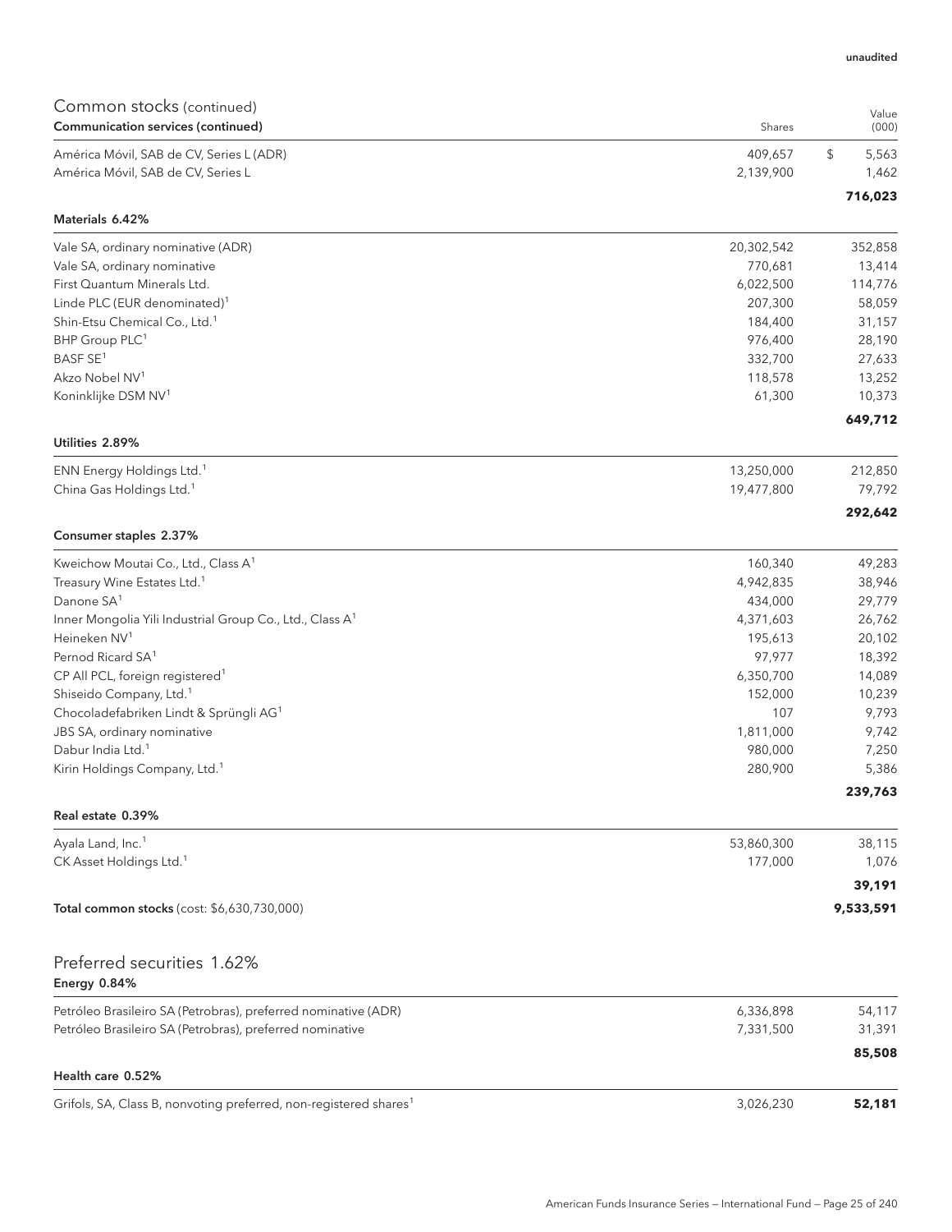unaudited

## Common stocks (continued)

| Communication services (continued) | Shares | Value (000) |
|---|---|---|
| América Móvil, SAB de CV, Series L (ADR) | 409,657 | $ 5,563 |
| América Móvil, SAB de CV, Series L | 2,139,900 | 1,462 |
| | | **716,023** |

| Materials 6.42% | | |
|---|---|---|
| Vale SA, ordinary nominative (ADR) | 20,302,542 | 352,858 |
| Vale SA, ordinary nominative | 770,681 | 13,414 |
| First Quantum Minerals Ltd. | 6,022,500 | 114,776 |
| Linde PLC (EUR denominated)[1] | 207,300 | 58,059 |
| Shin-Etsu Chemical Co., Ltd.[1] | 184,400 | 31,157 |
| BHP Group PLC[1] | 976,400 | 28,190 |
| BASF SE[1] | 332,700 | 27,633 |
| Akzo Nobel NV[1] | 118,578 | 13,252 |
| Koninklijke DSM NV[1] | 61,300 | 10,373 |
| | | **649,712** |

| Utilities 2.89% | | |
|---|---|---|
| ENN Energy Holdings Ltd.[1] | 13,250,000 | 212,850 |
| China Gas Holdings Ltd.[1] | 19,477,800 | 79,792 |
| | | **292,642** |

| Consumer staples 2.37% | | |
|---|---|---|
| Kweichow Moutai Co., Ltd., Class A[1] | 160,340 | 49,283 |
| Treasury Wine Estates Ltd.[1] | 4,942,835 | 38,946 |
| Danone SA[1] | 434,000 | 29,779 |
| Inner Mongolia Yili Industrial Group Co., Ltd., Class A[1] | 4,371,603 | 26,762 |
| Heineken NV[1] | 195,613 | 20,102 |
| Pernod Ricard SA[1] | 97,977 | 18,392 |
| CP All PCL, foreign registered[1] | 6,350,700 | 14,089 |
| Shiseido Company, Ltd.[1] | 152,000 | 10,239 |
| Chocoladefabriken Lindt & Sprüngli AG[1] | 107 | 9,793 |
| JBS SA, ordinary nominative | 1,811,000 | 9,742 |
| Dabur India Ltd.[1] | 980,000 | 7,250 |
| Kirin Holdings Company, Ltd.[1] | 280,900 | 5,386 |
| | | **239,763** |

| Real estate 0.39% | | |
|---|---|---|
| Ayala Land, Inc.[1] | 53,860,300 | 38,115 |
| CK Asset Holdings Ltd.[1] | 177,000 | 1,076 |
| | | **39,191** |
| **Total common stocks** (cost: $6,630,730,000) | | **9,533,591** |

## Preferred securities 1.62%

| Energy 0.84% | | |
|---|---|---|
| Petróleo Brasileiro SA (Petrobras), preferred nominative (ADR) | 6,336,898 | 54,117 |
| Petróleo Brasileiro SA (Petrobras), preferred nominative | 7,331,500 | 31,391 |
| | | **85,508** |

| Health care 0.52% | | |
|---|---|---|
| Grifols, SA, Class B, nonvoting preferred, non-registered shares[1] | 3,026,230 | **52,181** |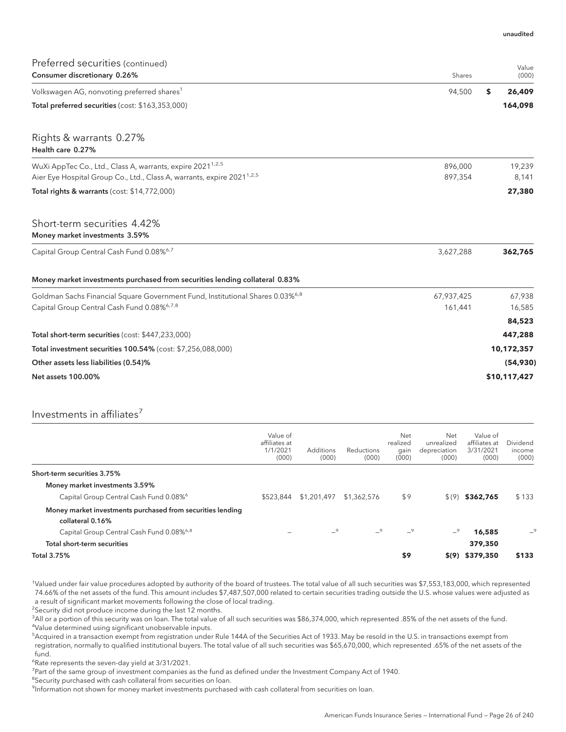unaudited

## Preferred securities (continued)

| Consumer discretionary 0.26% | Shares | Value (000) |
|---|---|---|
| Volkswagen AG, nonvoting preferred shares[1] | 94,500 | $ 26,409 |
| **Total preferred securities** (cost: $163,353,000) | | **164,098** |

## Rights & warrants 0.27%

| Health care 0.27% | | |
|---|---|---|
| WuXi AppTec Co., Ltd., Class A, warrants, expire 2021[1,2,5] | 896,000 | 19,239 |
| Aier Eye Hospital Group Co., Ltd., Class A, warrants, expire 2021[1,2,5] | 897,354 | 8,141 |
| **Total rights & warrants** (cost: $14,772,000) | | **27,380** |

## Short-term securities 4.42%

| Money market investments 3.59% | | |
|---|---|---|
| Capital Group Central Cash Fund 0.08%[6,7] | 3,627,288 | **362,765** |

| Money market investments purchased from securities lending collateral 0.83% | | |
|---|---|---|
| Goldman Sachs Financial Square Government Fund, Institutional Shares 0.03%[6,8] | 67,937,425 | 67,938 |
| Capital Group Central Cash Fund 0.08%[6,7,8] | 161,441 | 16,585 |
| | | **84,523** |
| **Total short-term securities** (cost: $447,233,000) | | **447,288** |
| **Total investment securities 100.54%** (cost: $7,256,088,000) | | **10,172,357** |
| **Other assets less liabilities (0.54)%** | | **(54,930)** |
| **Net assets 100.00%** | | **$10,117,427** |

## Investments in affiliates[7]

| | Value of affiliates at 1/1/2021 (000) | Additions (000) | Reductions (000) | Net realized gain (000) | Net unrealized depreciation (000) | Value of affiliates at 3/31/2021 (000) | Dividend income (000) |
|---|---|---|---|---|---|---|---|
| **Short-term securities 3.75%** | | | | | | | |
| **Money market investments 3.59%** | | | | | | | |
| Capital Group Central Cash Fund 0.08%[6] | $523,844 | $1,201,497 | $1,362,576 | $9 | $(9) | **$362,765** | $133 |
| **Money market investments purchased from securities lending collateral 0.16%** | | | | | | | |
| Capital Group Central Cash Fund 0.08%[6,8] | – | –[9] | –[9] | –[9] | –[9] | **16,585** | –[9] |
| **Total short-term securities** | | | | | | **379,350** | |
| **Total 3.75%** | | | | **$9** | **$(9)** | **$379,350** | **$133** |

[1]Valued under fair value procedures adopted by authority of the board of trustees. The total value of all such securities was $7,553,183,000, which represented 74.66% of the net assets of the fund. This amount includes $7,487,507,000 related to certain securities trading outside the U.S. whose values were adjusted as a result of significant market movements following the close of local trading.

[2]Security did not produce income during the last 12 months.

[3]All or a portion of this security was on loan. The total value of all such securities was $86,374,000, which represented .85% of the net assets of the fund.

[4]Value determined using significant unobservable inputs.

[5]Acquired in a transaction exempt from registration under Rule 144A of the Securities Act of 1933. May be resold in the U.S. in transactions exempt from registration, normally to qualified institutional buyers. The total value of all such securities was $65,670,000, which represented .65% of the net assets of the fund.

[6]Rate represents the seven-day yield at 3/31/2021.

[7]Part of the same group of investment companies as the fund as defined under the Investment Company Act of 1940.

[8]Security purchased with cash collateral from securities on loan.

[9]Information not shown for money market investments purchased with cash collateral from securities on loan.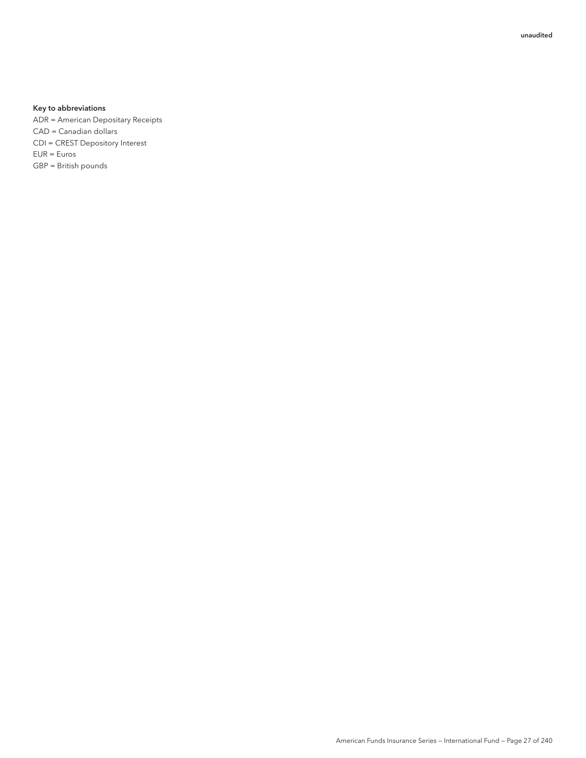unaudited

**Key to abbreviations**

ADR = American Depositary Receipts
CAD = Canadian dollars
CDI = CREST Depository Interest
EUR = Euros
GBP = British pounds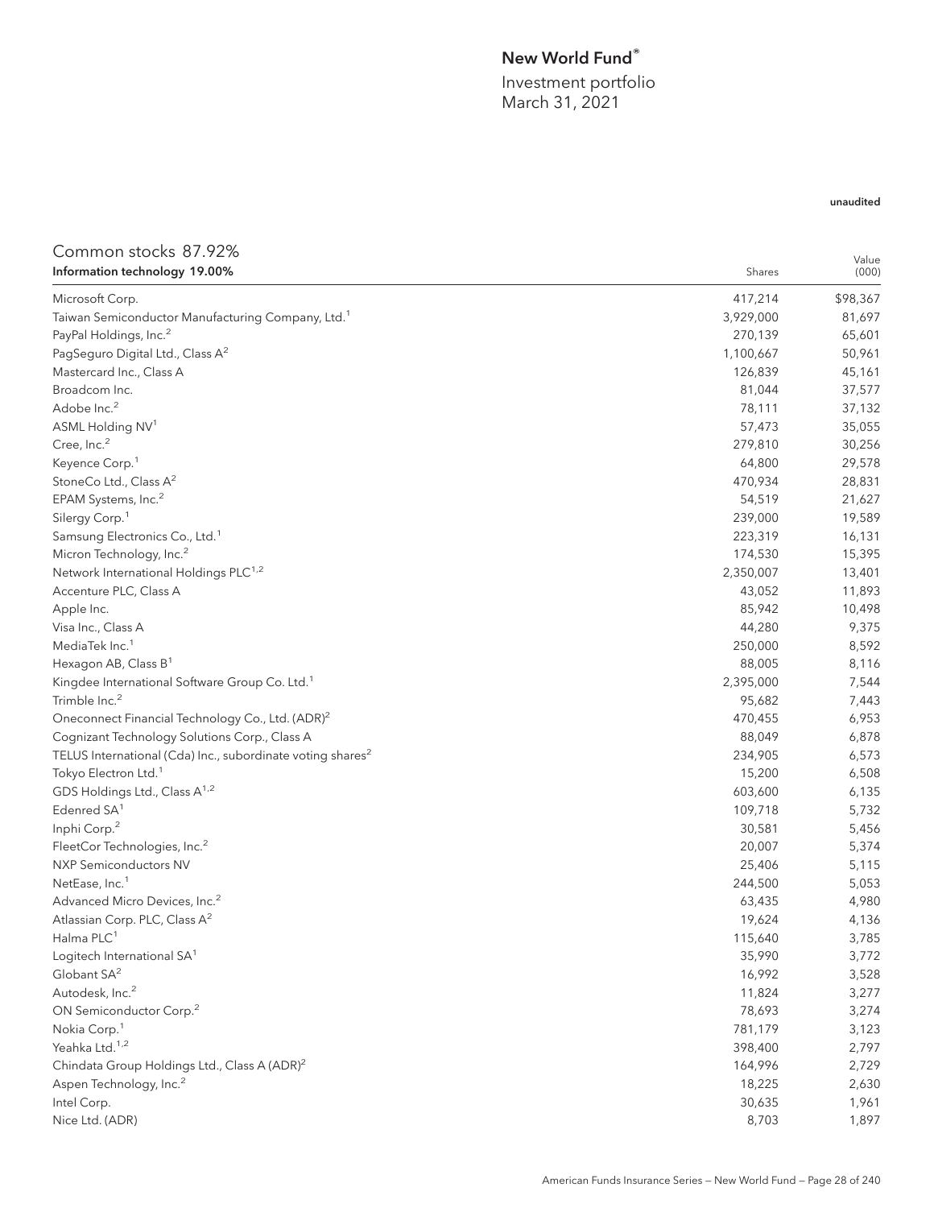# New World Fund®

Investment portfolio
March 31, 2021

unaudited

## Common stocks 87.92%

| Information technology 19.00% | Shares | Value (000) |
|---|---|---|
| Microsoft Corp. | 417,214 | $98,367 |
| Taiwan Semiconductor Manufacturing Company, Ltd.[1] | 3,929,000 | 81,697 |
| PayPal Holdings, Inc.[2] | 270,139 | 65,601 |
| PagSeguro Digital Ltd., Class A[2] | 1,100,667 | 50,961 |
| Mastercard Inc., Class A | 126,839 | 45,161 |
| Broadcom Inc. | 81,044 | 37,577 |
| Adobe Inc.[2] | 78,111 | 37,132 |
| ASML Holding NV[1] | 57,473 | 35,055 |
| Cree, Inc.[2] | 279,810 | 30,256 |
| Keyence Corp.[1] | 64,800 | 29,578 |
| StoneCo Ltd., Class A[2] | 470,934 | 28,831 |
| EPAM Systems, Inc.[2] | 54,519 | 21,627 |
| Silergy Corp.[1] | 239,000 | 19,589 |
| Samsung Electronics Co., Ltd.[1] | 223,319 | 16,131 |
| Micron Technology, Inc.[2] | 174,530 | 15,395 |
| Network International Holdings PLC[1,2] | 2,350,007 | 13,401 |
| Accenture PLC, Class A | 43,052 | 11,893 |
| Apple Inc. | 85,942 | 10,498 |
| Visa Inc., Class A | 44,280 | 9,375 |
| MediaTek Inc.[1] | 250,000 | 8,592 |
| Hexagon AB, Class B[1] | 88,005 | 8,116 |
| Kingdee International Software Group Co. Ltd.[1] | 2,395,000 | 7,544 |
| Trimble Inc.[2] | 95,682 | 7,443 |
| Oneconnect Financial Technology Co., Ltd. (ADR)[2] | 470,455 | 6,953 |
| Cognizant Technology Solutions Corp., Class A | 88,049 | 6,878 |
| TELUS International (Cda) Inc., subordinate voting shares[2] | 234,905 | 6,573 |
| Tokyo Electron Ltd.[1] | 15,200 | 6,508 |
| GDS Holdings Ltd., Class A[1,2] | 603,600 | 6,135 |
| Edenred SA[1] | 109,718 | 5,732 |
| Inphi Corp.[2] | 30,581 | 5,456 |
| FleetCor Technologies, Inc.[2] | 20,007 | 5,374 |
| NXP Semiconductors NV | 25,406 | 5,115 |
| NetEase, Inc.[1] | 244,500 | 5,053 |
| Advanced Micro Devices, Inc.[2] | 63,435 | 4,980 |
| Atlassian Corp. PLC, Class A[2] | 19,624 | 4,136 |
| Halma PLC[1] | 115,640 | 3,785 |
| Logitech International SA[1] | 35,990 | 3,772 |
| Globant SA[2] | 16,992 | 3,528 |
| Autodesk, Inc.[2] | 11,824 | 3,277 |
| ON Semiconductor Corp.[2] | 78,693 | 3,274 |
| Nokia Corp.[1] | 781,179 | 3,123 |
| Yeahka Ltd.[1,2] | 398,400 | 2,797 |
| Chindata Group Holdings Ltd., Class A (ADR)[2] | 164,996 | 2,729 |
| Aspen Technology, Inc.[2] | 18,225 | 2,630 |
| Intel Corp. | 30,635 | 1,961 |
| Nice Ltd. (ADR) | 8,703 | 1,897 |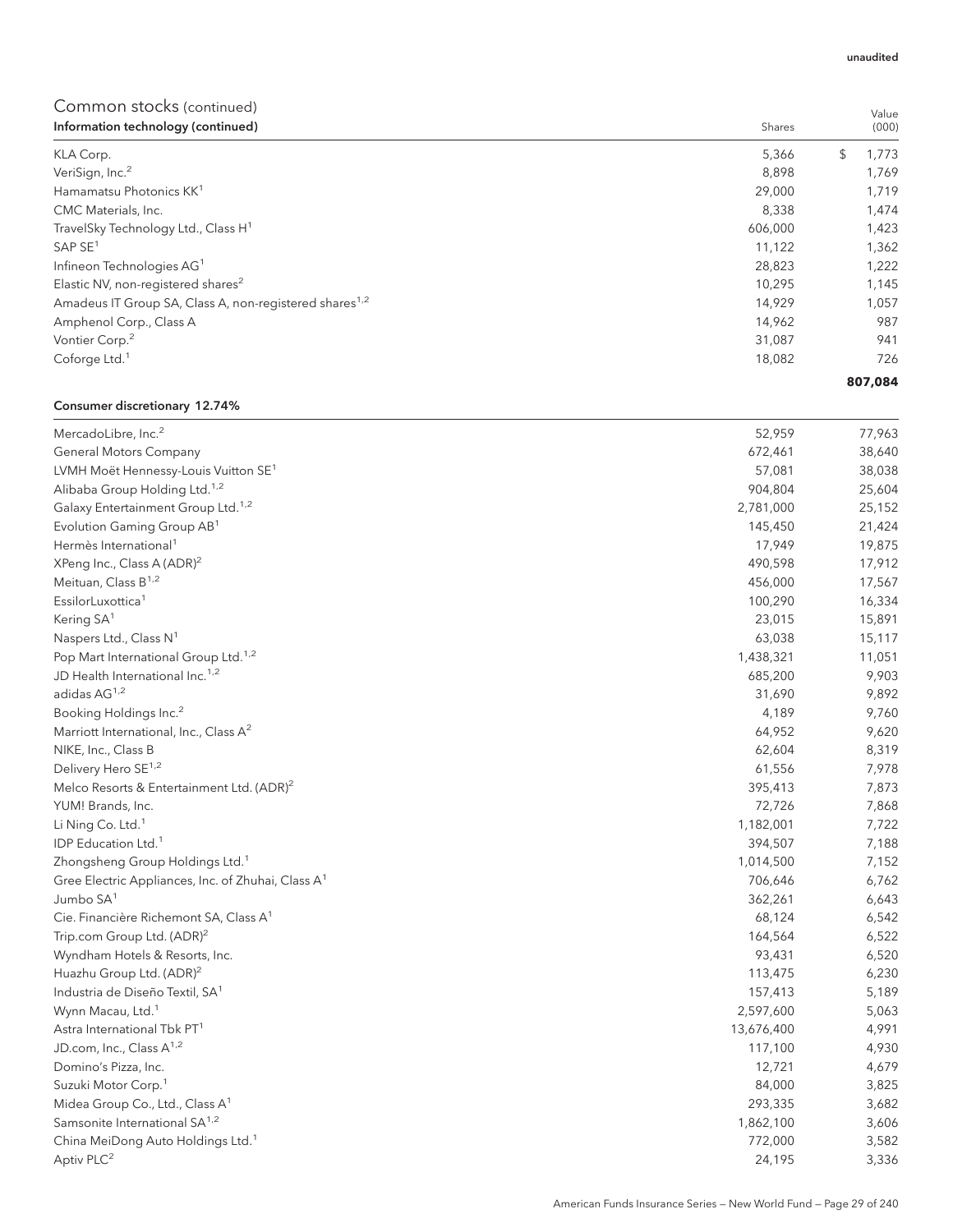unaudited

## Common stocks (continued)

| Information technology (continued) | Shares | Value (000) |
|---|---|---|
| KLA Corp. | 5,366 | $ 1,773 |
| VeriSign, Inc.[2] | 8,898 | 1,769 |
| Hamamatsu Photonics KK[1] | 29,000 | 1,719 |
| CMC Materials, Inc. | 8,338 | 1,474 |
| TravelSky Technology Ltd., Class H[1] | 606,000 | 1,423 |
| SAP SE[1] | 11,122 | 1,362 |
| Infineon Technologies AG[1] | 28,823 | 1,222 |
| Elastic NV, non-registered shares[2] | 10,295 | 1,145 |
| Amadeus IT Group SA, Class A, non-registered shares[1,2] | 14,929 | 1,057 |
| Amphenol Corp., Class A | 14,962 | 987 |
| Vontier Corp.[2] | 31,087 | 941 |
| Coforge Ltd.[1] | 18,082 | 726 |
| | | **807,084** |

| Consumer discretionary 12.74% | Shares | Value (000) |
|---|---|---|
| MercadoLibre, Inc.[2] | 52,959 | 77,963 |
| General Motors Company | 672,461 | 38,640 |
| LVMH Moët Hennessy-Louis Vuitton SE[1] | 57,081 | 38,038 |
| Alibaba Group Holding Ltd.[1,2] | 904,804 | 25,604 |
| Galaxy Entertainment Group Ltd.[1,2] | 2,781,000 | 25,152 |
| Evolution Gaming Group AB[1] | 145,450 | 21,424 |
| Hermès International[1] | 17,949 | 19,875 |
| XPeng Inc., Class A (ADR)[2] | 490,598 | 17,912 |
| Meituan, Class B[1,2] | 456,000 | 17,567 |
| EssilorLuxottica[1] | 100,290 | 16,334 |
| Kering SA[1] | 23,015 | 15,891 |
| Naspers Ltd., Class N[1] | 63,038 | 15,117 |
| Pop Mart International Group Ltd.[1,2] | 1,438,321 | 11,051 |
| JD Health International Inc.[1,2] | 685,200 | 9,903 |
| adidas AG[1,2] | 31,690 | 9,892 |
| Booking Holdings Inc.[2] | 4,189 | 9,760 |
| Marriott International, Inc., Class A[2] | 64,952 | 9,620 |
| NIKE, Inc., Class B | 62,604 | 8,319 |
| Delivery Hero SE[1,2] | 61,556 | 7,978 |
| Melco Resorts & Entertainment Ltd. (ADR)[2] | 395,413 | 7,873 |
| YUM! Brands, Inc. | 72,726 | 7,868 |
| Li Ning Co. Ltd.[1] | 1,182,001 | 7,722 |
| IDP Education Ltd.[1] | 394,507 | 7,188 |
| Zhongsheng Group Holdings Ltd.[1] | 1,014,500 | 7,152 |
| Gree Electric Appliances, Inc. of Zhuhai, Class A[1] | 706,646 | 6,762 |
| Jumbo SA[1] | 362,261 | 6,643 |
| Cie. Financière Richemont SA, Class A[1] | 68,124 | 6,542 |
| Trip.com Group Ltd. (ADR)[2] | 164,564 | 6,522 |
| Wyndham Hotels & Resorts, Inc. | 93,431 | 6,520 |
| Huazhu Group Ltd. (ADR)[2] | 113,475 | 6,230 |
| Industria de Diseño Textil, SA[1] | 157,413 | 5,189 |
| Wynn Macau, Ltd.[1] | 2,597,600 | 5,063 |
| Astra International Tbk PT[1] | 13,676,400 | 4,991 |
| JD.com, Inc., Class A[1,2] | 117,100 | 4,930 |
| Domino's Pizza, Inc. | 12,721 | 4,679 |
| Suzuki Motor Corp.[1] | 84,000 | 3,825 |
| Midea Group Co., Ltd., Class A[1] | 293,335 | 3,682 |
| Samsonite International SA[1,2] | 1,862,100 | 3,606 |
| China MeiDong Auto Holdings Ltd.[1] | 772,000 | 3,582 |
| Aptiv PLC[2] | 24,195 | 3,336 |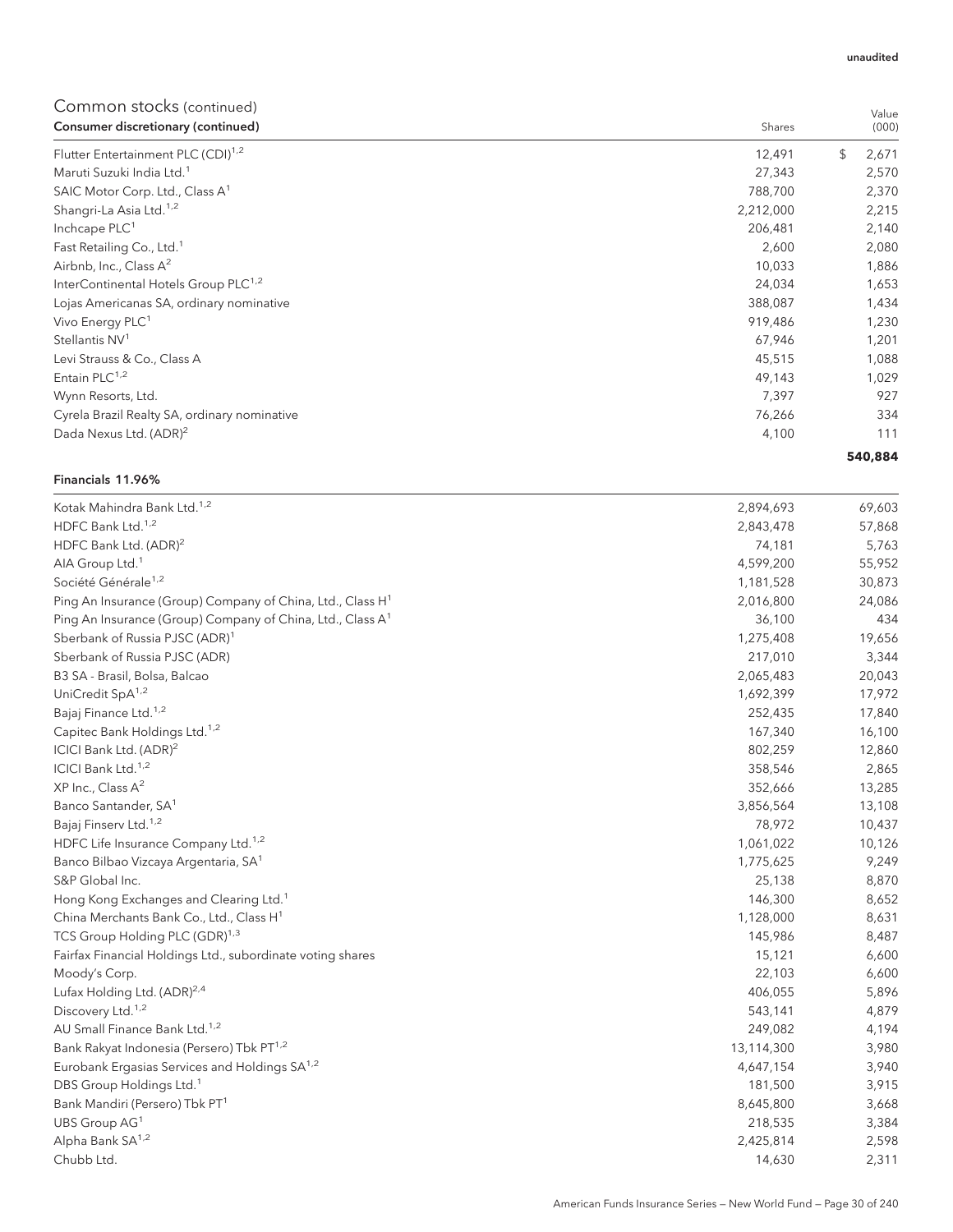unaudited

## Common stocks (continued)

| Consumer discretionary (continued) | Shares | Value (000) |
|---|---|---|
| Flutter Entertainment PLC (CDI)[1,2] | 12,491 | $ 2,671 |
| Maruti Suzuki India Ltd.[1] | 27,343 | 2,570 |
| SAIC Motor Corp. Ltd., Class A[1] | 788,700 | 2,370 |
| Shangri-La Asia Ltd.[1,2] | 2,212,000 | 2,215 |
| Inchcape PLC[1] | 206,481 | 2,140 |
| Fast Retailing Co., Ltd.[1] | 2,600 | 2,080 |
| Airbnb, Inc., Class A[2] | 10,033 | 1,886 |
| InterContinental Hotels Group PLC[1,2] | 24,034 | 1,653 |
| Lojas Americanas SA, ordinary nominative | 388,087 | 1,434 |
| Vivo Energy PLC[1] | 919,486 | 1,230 |
| Stellantis NV[1] | 67,946 | 1,201 |
| Levi Strauss & Co., Class A | 45,515 | 1,088 |
| Entain PLC[1,2] | 49,143 | 1,029 |
| Wynn Resorts, Ltd. | 7,397 | 927 |
| Cyrela Brazil Realty SA, ordinary nominative | 76,266 | 334 |
| Dada Nexus Ltd. (ADR)[2] | 4,100 | 111 |
| | | **540,884** |

| Financials 11.96% | | |
|---|---|---|
| Kotak Mahindra Bank Ltd.[1,2] | 2,894,693 | 69,603 |
| HDFC Bank Ltd.[1,2] | 2,843,478 | 57,868 |
| HDFC Bank Ltd. (ADR)[2] | 74,181 | 5,763 |
| AIA Group Ltd.[1] | 4,599,200 | 55,952 |
| Société Générale[1,2] | 1,181,528 | 30,873 |
| Ping An Insurance (Group) Company of China, Ltd., Class H[1] | 2,016,800 | 24,086 |
| Ping An Insurance (Group) Company of China, Ltd., Class A[1] | 36,100 | 434 |
| Sberbank of Russia PJSC (ADR)[1] | 1,275,408 | 19,656 |
| Sberbank of Russia PJSC (ADR) | 217,010 | 3,344 |
| B3 SA - Brasil, Bolsa, Balcao | 2,065,483 | 20,043 |
| UniCredit SpA[1,2] | 1,692,399 | 17,972 |
| Bajaj Finance Ltd.[1,2] | 252,435 | 17,840 |
| Capitec Bank Holdings Ltd.[1,2] | 167,340 | 16,100 |
| ICICI Bank Ltd. (ADR)[2] | 802,259 | 12,860 |
| ICICI Bank Ltd.[1,2] | 358,546 | 2,865 |
| XP Inc., Class A[2] | 352,666 | 13,285 |
| Banco Santander, SA[1] | 3,856,564 | 13,108 |
| Bajaj Finserv Ltd.[1,2] | 78,972 | 10,437 |
| HDFC Life Insurance Company Ltd.[1,2] | 1,061,022 | 10,126 |
| Banco Bilbao Vizcaya Argentaria, SA[1] | 1,775,625 | 9,249 |
| S&P Global Inc. | 25,138 | 8,870 |
| Hong Kong Exchanges and Clearing Ltd.[1] | 146,300 | 8,652 |
| China Merchants Bank Co., Ltd., Class H[1] | 1,128,000 | 8,631 |
| TCS Group Holding PLC (GDR)[1,3] | 145,986 | 8,487 |
| Fairfax Financial Holdings Ltd., subordinate voting shares | 15,121 | 6,600 |
| Moody's Corp. | 22,103 | 6,600 |
| Lufax Holding Ltd. (ADR)[2,4] | 406,055 | 5,896 |
| Discovery Ltd.[1,2] | 543,141 | 4,879 |
| AU Small Finance Bank Ltd.[1,2] | 249,082 | 4,194 |
| Bank Rakyat Indonesia (Persero) Tbk PT[1,2] | 13,114,300 | 3,980 |
| Eurobank Ergasias Services and Holdings SA[1,2] | 4,647,154 | 3,940 |
| DBS Group Holdings Ltd.[1] | 181,500 | 3,915 |
| Bank Mandiri (Persero) Tbk PT[1] | 8,645,800 | 3,668 |
| UBS Group AG[1] | 218,535 | 3,384 |
| Alpha Bank SA[1,2] | 2,425,814 | 2,598 |
| Chubb Ltd. | 14,630 | 2,311 |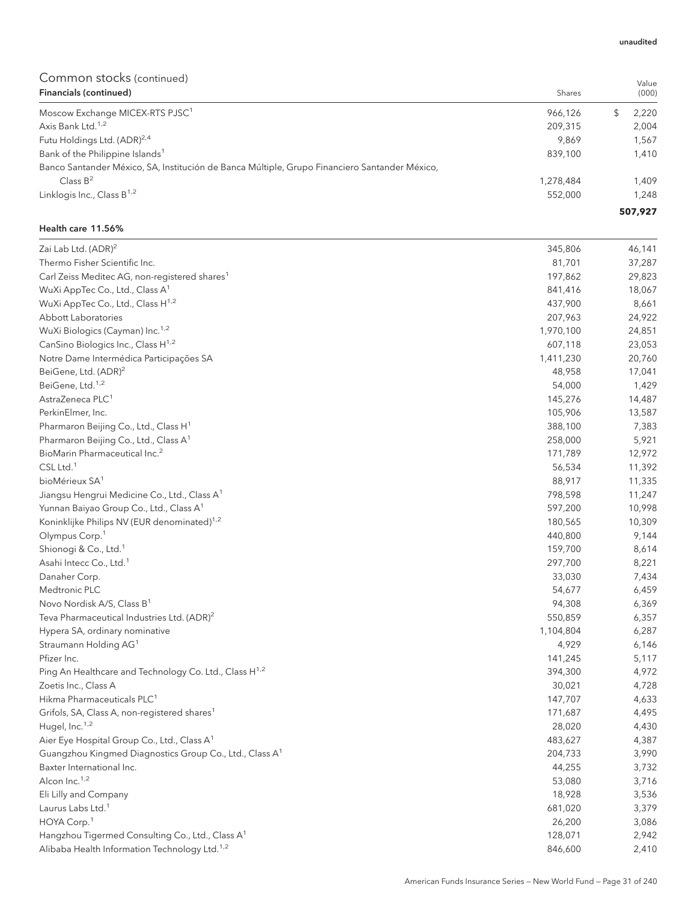unaudited

## Common stocks (continued)

| Financials (continued) | Shares | Value (000) |
|---|---|---|
| Moscow Exchange MICEX-RTS PJSC[1] | 966,126 | $ 2,220 |
| Axis Bank Ltd.[1,2] | 209,315 | 2,004 |
| Futu Holdings Ltd. (ADR)[2,4] | 9,869 | 1,567 |
| Bank of the Philippine Islands[1] | 839,100 | 1,410 |
| Banco Santander México, SA, Institución de Banca Múltiple, Grupo Financiero Santander México, Class B[2] | 1,278,484 | 1,409 |
| Linklogis Inc., Class B[1,2] | 552,000 | 1,248 |
| | | **507,927** |

| Health care 11.56% | | |
|---|---|---|
| Zai Lab Ltd. (ADR)[2] | 345,806 | 46,141 |
| Thermo Fisher Scientific Inc. | 81,701 | 37,287 |
| Carl Zeiss Meditec AG, non-registered shares[1] | 197,862 | 29,823 |
| WuXi AppTec Co., Ltd., Class A[1] | 841,416 | 18,067 |
| WuXi AppTec Co., Ltd., Class H[1,2] | 437,900 | 8,661 |
| Abbott Laboratories | 207,963 | 24,922 |
| WuXi Biologics (Cayman) Inc.[1,2] | 1,970,100 | 24,851 |
| CanSino Biologics Inc., Class H[1,2] | 607,118 | 23,053 |
| Notre Dame Intermédica Participações SA | 1,411,230 | 20,760 |
| BeiGene, Ltd. (ADR)[2] | 48,958 | 17,041 |
| BeiGene, Ltd.[1,2] | 54,000 | 1,429 |
| AstraZeneca PLC[1] | 145,276 | 14,487 |
| PerkinElmer, Inc. | 105,906 | 13,587 |
| Pharmaron Beijing Co., Ltd., Class H[1] | 388,100 | 7,383 |
| Pharmaron Beijing Co., Ltd., Class A[1] | 258,000 | 5,921 |
| BioMarin Pharmaceutical Inc.[2] | 171,789 | 12,972 |
| CSL Ltd.[1] | 56,534 | 11,392 |
| bioMérieux SA[1] | 88,917 | 11,335 |
| Jiangsu Hengrui Medicine Co., Ltd., Class A[1] | 798,598 | 11,247 |
| Yunnan Baiyao Group Co., Ltd., Class A[1] | 597,200 | 10,998 |
| Koninklijke Philips NV (EUR denominated)[1,2] | 180,565 | 10,309 |
| Olympus Corp.[1] | 440,800 | 9,144 |
| Shionogi & Co., Ltd.[1] | 159,700 | 8,614 |
| Asahi Intecc Co., Ltd.[1] | 297,700 | 8,221 |
| Danaher Corp. | 33,030 | 7,434 |
| Medtronic PLC | 54,677 | 6,459 |
| Novo Nordisk A/S, Class B[1] | 94,308 | 6,369 |
| Teva Pharmaceutical Industries Ltd. (ADR)[2] | 550,859 | 6,357 |
| Hypera SA, ordinary nominative | 1,104,804 | 6,287 |
| Straumann Holding AG[1] | 4,929 | 6,146 |
| Pfizer Inc. | 141,245 | 5,117 |
| Ping An Healthcare and Technology Co. Ltd., Class H[1,2] | 394,300 | 4,972 |
| Zoetis Inc., Class A | 30,021 | 4,728 |
| Hikma Pharmaceuticals PLC[1] | 147,707 | 4,633 |
| Grifols, SA, Class A, non-registered shares[1] | 171,687 | 4,495 |
| Hugel, Inc.[1,2] | 28,020 | 4,430 |
| Aier Eye Hospital Group Co., Ltd., Class A[1] | 483,627 | 4,387 |
| Guangzhou Kingmed Diagnostics Group Co., Ltd., Class A[1] | 204,733 | 3,990 |
| Baxter International Inc. | 44,255 | 3,732 |
| Alcon Inc.[1,2] | 53,080 | 3,716 |
| Eli Lilly and Company | 18,928 | 3,536 |
| Laurus Labs Ltd.[1] | 681,020 | 3,379 |
| HOYA Corp.[1] | 26,200 | 3,086 |
| Hangzhou Tigermed Consulting Co., Ltd., Class A[1] | 128,071 | 2,942 |
| Alibaba Health Information Technology Ltd.[1,2] | 846,600 | 2,410 |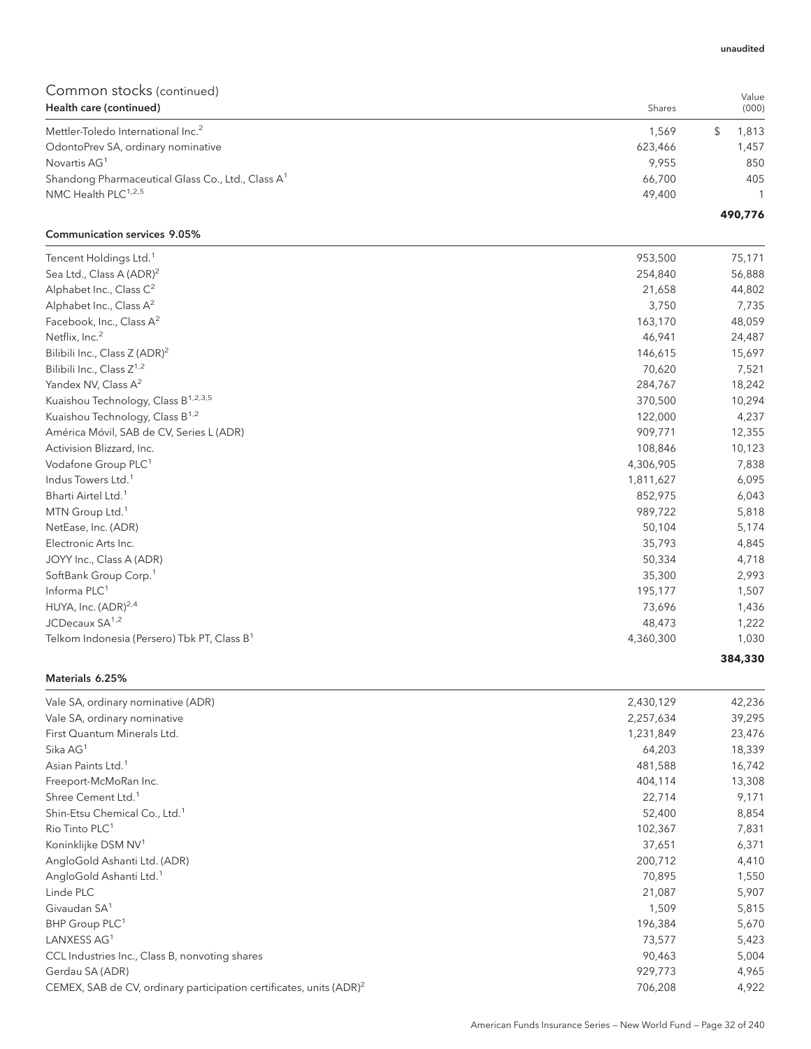unaudited

## Common stocks (continued)

| Health care (continued) | Shares | Value (000) |
|---|---|---|
| Mettler-Toledo International Inc.[2] | 1,569 | $ 1,813 |
| OdontoPrev SA, ordinary nominative | 623,466 | 1,457 |
| Novartis AG[1] | 9,955 | 850 |
| Shandong Pharmaceutical Glass Co., Ltd., Class A[1] | 66,700 | 405 |
| NMC Health PLC[1,2,5] | 49,400 | 1 |
| | | **490,776** |

| Communication services 9.05% | | |
|---|---|---|
| Tencent Holdings Ltd.[1] | 953,500 | 75,171 |
| Sea Ltd., Class A (ADR)[2] | 254,840 | 56,888 |
| Alphabet Inc., Class C[2] | 21,658 | 44,802 |
| Alphabet Inc., Class A[2] | 3,750 | 7,735 |
| Facebook, Inc., Class A[2] | 163,170 | 48,059 |
| Netflix, Inc.[2] | 46,941 | 24,487 |
| Bilibili Inc., Class Z (ADR)[2] | 146,615 | 15,697 |
| Bilibili Inc., Class Z[1,2] | 70,620 | 7,521 |
| Yandex NV, Class A[2] | 284,767 | 18,242 |
| Kuaishou Technology, Class B[1,2,3,5] | 370,500 | 10,294 |
| Kuaishou Technology, Class B[1,2] | 122,000 | 4,237 |
| América Móvil, SAB de CV, Series L (ADR) | 909,771 | 12,355 |
| Activision Blizzard, Inc. | 108,846 | 10,123 |
| Vodafone Group PLC[1] | 4,306,905 | 7,838 |
| Indus Towers Ltd.[1] | 1,811,627 | 6,095 |
| Bharti Airtel Ltd.[1] | 852,975 | 6,043 |
| MTN Group Ltd.[1] | 989,722 | 5,818 |
| NetEase, Inc. (ADR) | 50,104 | 5,174 |
| Electronic Arts Inc. | 35,793 | 4,845 |
| JOYY Inc., Class A (ADR) | 50,334 | 4,718 |
| SoftBank Group Corp.[1] | 35,300 | 2,993 |
| Informa PLC[1] | 195,177 | 1,507 |
| HUYA, Inc. (ADR)[2,4] | 73,696 | 1,436 |
| JCDecaux SA[1,2] | 48,473 | 1,222 |
| Telkom Indonesia (Persero) Tbk PT, Class B[1] | 4,360,300 | 1,030 |
| | | **384,330** |

| Materials 6.25% | | |
|---|---|---|
| Vale SA, ordinary nominative (ADR) | 2,430,129 | 42,236 |
| Vale SA, ordinary nominative | 2,257,634 | 39,295 |
| First Quantum Minerals Ltd. | 1,231,849 | 23,476 |
| Sika AG[1] | 64,203 | 18,339 |
| Asian Paints Ltd.[1] | 481,588 | 16,742 |
| Freeport-McMoRan Inc. | 404,114 | 13,308 |
| Shree Cement Ltd.[1] | 22,714 | 9,171 |
| Shin-Etsu Chemical Co., Ltd.[1] | 52,400 | 8,854 |
| Rio Tinto PLC[1] | 102,367 | 7,831 |
| Koninklijke DSM NV[1] | 37,651 | 6,371 |
| AngloGold Ashanti Ltd. (ADR) | 200,712 | 4,410 |
| AngloGold Ashanti Ltd.[1] | 70,895 | 1,550 |
| Linde PLC | 21,087 | 5,907 |
| Givaudan SA[1] | 1,509 | 5,815 |
| BHP Group PLC[1] | 196,384 | 5,670 |
| LANXESS AG[1] | 73,577 | 5,423 |
| CCL Industries Inc., Class B, nonvoting shares | 90,463 | 5,004 |
| Gerdau SA (ADR) | 929,773 | 4,965 |
| CEMEX, SAB de CV, ordinary participation certificates, units (ADR)[2] | 706,208 | 4,922 |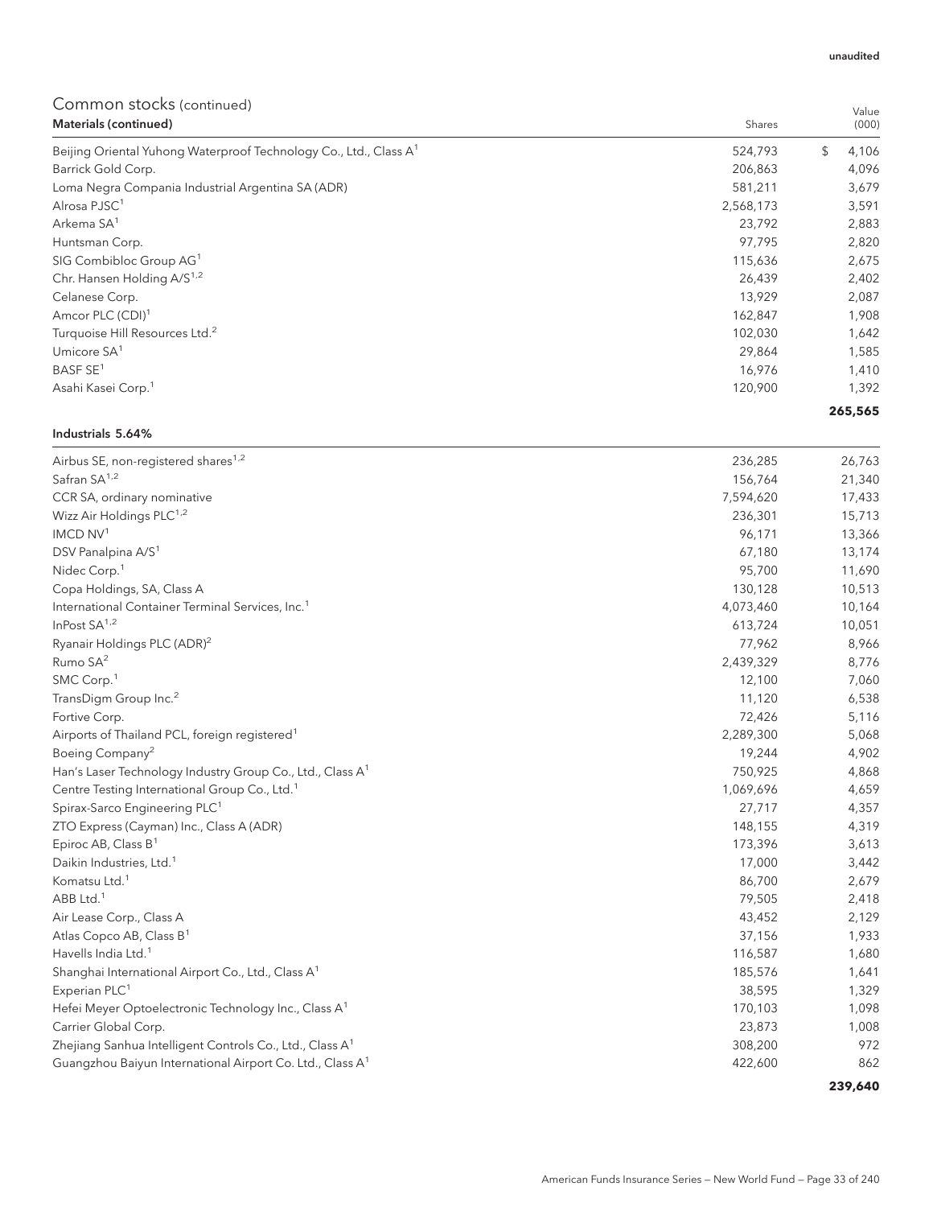unaudited

## Common stocks (continued)

| Materials (continued) | Shares | Value (000) |
|---|---|---|
| Beijing Oriental Yuhong Waterproof Technology Co., Ltd., Class A[1] | 524,793 | $ 4,106 |
| Barrick Gold Corp. | 206,863 | 4,096 |
| Loma Negra Compania Industrial Argentina SA (ADR) | 581,211 | 3,679 |
| Alrosa PJSC[1] | 2,568,173 | 3,591 |
| Arkema SA[1] | 23,792 | 2,883 |
| Huntsman Corp. | 97,795 | 2,820 |
| SIG Combibloc Group AG[1] | 115,636 | 2,675 |
| Chr. Hansen Holding A/S[1,2] | 26,439 | 2,402 |
| Celanese Corp. | 13,929 | 2,087 |
| Amcor PLC (CDI)[1] | 162,847 | 1,908 |
| Turquoise Hill Resources Ltd.[2] | 102,030 | 1,642 |
| Umicore SA[1] | 29,864 | 1,585 |
| BASF SE[1] | 16,976 | 1,410 |
| Asahi Kasei Corp.[1] | 120,900 | 1,392 |
| | | **265,565** |

| Industrials 5.64% | | |
|---|---|---|
| Airbus SE, non-registered shares[1,2] | 236,285 | 26,763 |
| Safran SA[1,2] | 156,764 | 21,340 |
| CCR SA, ordinary nominative | 7,594,620 | 17,433 |
| Wizz Air Holdings PLC[1,2] | 236,301 | 15,713 |
| IMCD NV[1] | 96,171 | 13,366 |
| DSV Panalpina A/S[1] | 67,180 | 13,174 |
| Nidec Corp.[1] | 95,700 | 11,690 |
| Copa Holdings, SA, Class A | 130,128 | 10,513 |
| International Container Terminal Services, Inc.[1] | 4,073,460 | 10,164 |
| InPost SA[1,2] | 613,724 | 10,051 |
| Ryanair Holdings PLC (ADR)[2] | 77,962 | 8,966 |
| Rumo SA[2] | 2,439,329 | 8,776 |
| SMC Corp.[1] | 12,100 | 7,060 |
| TransDigm Group Inc.[2] | 11,120 | 6,538 |
| Fortive Corp. | 72,426 | 5,116 |
| Airports of Thailand PCL, foreign registered[1] | 2,289,300 | 5,068 |
| Boeing Company[2] | 19,244 | 4,902 |
| Han's Laser Technology Industry Group Co., Ltd., Class A[1] | 750,925 | 4,868 |
| Centre Testing International Group Co., Ltd.[1] | 1,069,696 | 4,659 |
| Spirax-Sarco Engineering PLC[1] | 27,717 | 4,357 |
| ZTO Express (Cayman) Inc., Class A (ADR) | 148,155 | 4,319 |
| Epiroc AB, Class B[1] | 173,396 | 3,613 |
| Daikin Industries, Ltd.[1] | 17,000 | 3,442 |
| Komatsu Ltd.[1] | 86,700 | 2,679 |
| ABB Ltd.[1] | 79,505 | 2,418 |
| Air Lease Corp., Class A | 43,452 | 2,129 |
| Atlas Copco AB, Class B[1] | 37,156 | 1,933 |
| Havells India Ltd.[1] | 116,587 | 1,680 |
| Shanghai International Airport Co., Ltd., Class A[1] | 185,576 | 1,641 |
| Experian PLC[1] | 38,595 | 1,329 |
| Hefei Meyer Optoelectronic Technology Inc., Class A[1] | 170,103 | 1,098 |
| Carrier Global Corp. | 23,873 | 1,008 |
| Zhejiang Sanhua Intelligent Controls Co., Ltd., Class A[1] | 308,200 | 972 |
| Guangzhou Baiyun International Airport Co. Ltd., Class A[1] | 422,600 | 862 |
| | | **239,640** |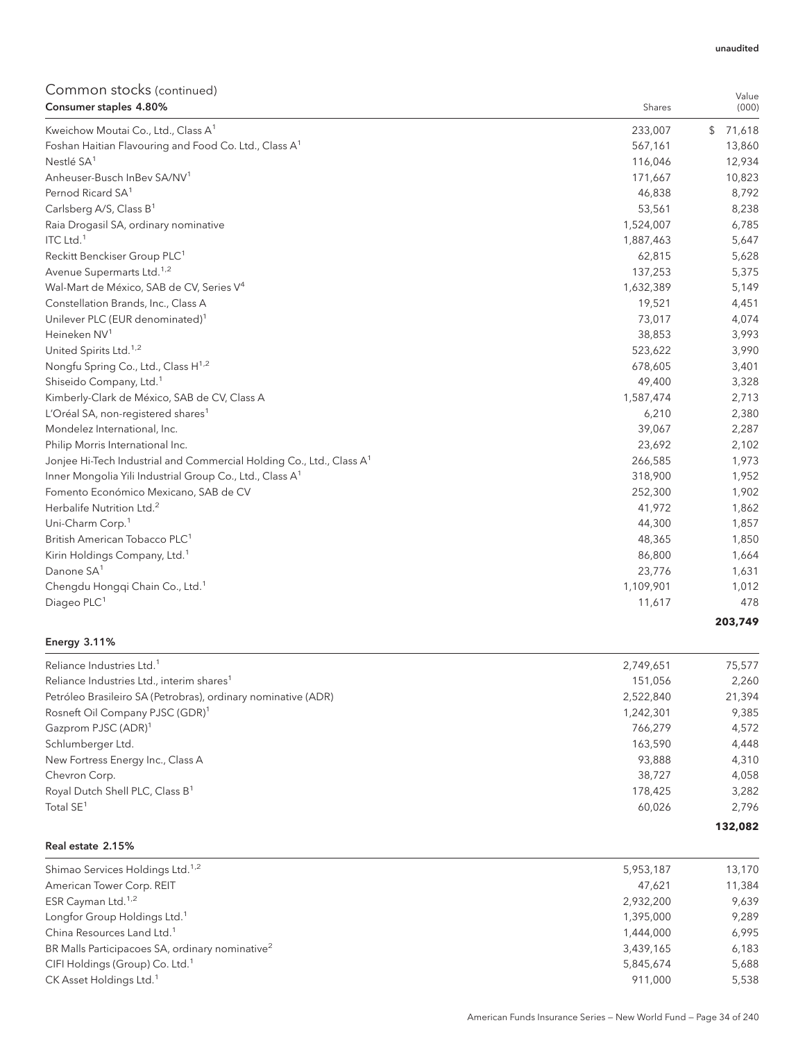unaudited

## Common stocks (continued)

| Consumer staples 4.80% | Shares | Value (000) |
|---|---|---|
| Kweichow Moutai Co., Ltd., Class A[1] | 233,007 | $ 71,618 |
| Foshan Haitian Flavouring and Food Co. Ltd., Class A[1] | 567,161 | 13,860 |
| Nestlé SA[1] | 116,046 | 12,934 |
| Anheuser-Busch InBev SA/NV[1] | 171,667 | 10,823 |
| Pernod Ricard SA[1] | 46,838 | 8,792 |
| Carlsberg A/S, Class B[1] | 53,561 | 8,238 |
| Raia Drogasil SA, ordinary nominative | 1,524,007 | 6,785 |
| ITC Ltd.[1] | 1,887,463 | 5,647 |
| Reckitt Benckiser Group PLC[1] | 62,815 | 5,628 |
| Avenue Supermarts Ltd.[1,2] | 137,253 | 5,375 |
| Wal-Mart de México, SAB de CV, Series V[4] | 1,632,389 | 5,149 |
| Constellation Brands, Inc., Class A | 19,521 | 4,451 |
| Unilever PLC (EUR denominated)[1] | 73,017 | 4,074 |
| Heineken NV[1] | 38,853 | 3,993 |
| United Spirits Ltd.[1,2] | 523,622 | 3,990 |
| Nongfu Spring Co., Ltd., Class H[1,2] | 678,605 | 3,401 |
| Shiseido Company, Ltd.[1] | 49,400 | 3,328 |
| Kimberly-Clark de México, SAB de CV, Class A | 1,587,474 | 2,713 |
| L'Oréal SA, non-registered shares[1] | 6,210 | 2,380 |
| Mondelez International, Inc. | 39,067 | 2,287 |
| Philip Morris International Inc. | 23,692 | 2,102 |
| Jonjee Hi-Tech Industrial and Commercial Holding Co., Ltd., Class A[1] | 266,585 | 1,973 |
| Inner Mongolia Yili Industrial Group Co., Ltd., Class A[1] | 318,900 | 1,952 |
| Fomento Económico Mexicano, SAB de CV | 252,300 | 1,902 |
| Herbalife Nutrition Ltd.[2] | 41,972 | 1,862 |
| Uni-Charm Corp.[1] | 44,300 | 1,857 |
| British American Tobacco PLC[1] | 48,365 | 1,850 |
| Kirin Holdings Company, Ltd.[1] | 86,800 | 1,664 |
| Danone SA[1] | 23,776 | 1,631 |
| Chengdu Hongqi Chain Co., Ltd.[1] | 1,109,901 | 1,012 |
| Diageo PLC[1] | 11,617 | 478 |
| | | **203,749** |

| Energy 3.11% | | |
|---|---|---|
| Reliance Industries Ltd.[1] | 2,749,651 | 75,577 |
| Reliance Industries Ltd., interim shares[1] | 151,056 | 2,260 |
| Petróleo Brasileiro SA (Petrobras), ordinary nominative (ADR) | 2,522,840 | 21,394 |
| Rosneft Oil Company PJSC (GDR)[1] | 1,242,301 | 9,385 |
| Gazprom PJSC (ADR)[1] | 766,279 | 4,572 |
| Schlumberger Ltd. | 163,590 | 4,448 |
| New Fortress Energy Inc., Class A | 93,888 | 4,310 |
| Chevron Corp. | 38,727 | 4,058 |
| Royal Dutch Shell PLC, Class B[1] | 178,425 | 3,282 |
| Total SE[1] | 60,026 | 2,796 |
| | | **132,082** |

| Real estate 2.15% | | |
|---|---|---|
| Shimao Services Holdings Ltd.[1,2] | 5,953,187 | 13,170 |
| American Tower Corp. REIT | 47,621 | 11,384 |
| ESR Cayman Ltd.[1,2] | 2,932,200 | 9,639 |
| Longfor Group Holdings Ltd.[1] | 1,395,000 | 9,289 |
| China Resources Land Ltd.[1] | 1,444,000 | 6,995 |
| BR Malls Participacoes SA, ordinary nominative[2] | 3,439,165 | 6,183 |
| CIFI Holdings (Group) Co. Ltd.[1] | 5,845,674 | 5,688 |
| CK Asset Holdings Ltd.[1] | 911,000 | 5,538 |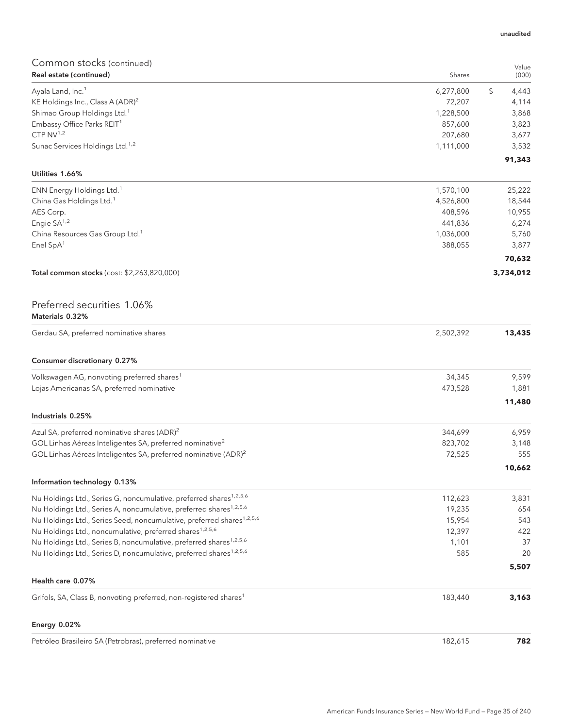"unaudited" at top — it's a running header; omit probably.

## Common stocks (continued)

| Real estate (continued) | Shares | Value (000) |
|---|---|---|
| Ayala Land, Inc.[1] | 6,277,800 | $ 4,443 |
| KE Holdings Inc., Class A (ADR)[2] | 72,207 | 4,114 |
| Shimao Group Holdings Ltd.[1] | 1,228,500 | 3,868 |
| Embassy Office Parks REIT[1] | 857,600 | 3,823 |
| CTP NV[1,2] | 207,680 | 3,677 |
| Sunac Services Holdings Ltd.[1,2] | 1,111,000 | 3,532 |
| | | **91,343** |
| **Utilities 1.66%** | | |
| ENN Energy Holdings Ltd.[1] | 1,570,100 | 25,222 |
| China Gas Holdings Ltd.[1] | 4,526,800 | 18,544 |
| AES Corp. | 408,596 | 10,955 |
| Engie SA[1,2] | 441,836 | 6,274 |
| China Resources Gas Group Ltd.[1] | 1,036,000 | 5,760 |
| Enel SpA[1] | 388,055 | 3,877 |
| | | **70,632** |
| **Total common stocks** (cost: $2,263,820,000) | | **3,734,012** |

## Preferred securities 1.06%

| Materials 0.32% | Shares | Value (000) |
|---|---|---|
| Gerdau SA, preferred nominative shares | 2,502,392 | **13,435** |
| **Consumer discretionary 0.27%** | | |
| Volkswagen AG, nonvoting preferred shares[1] | 34,345 | 9,599 |
| Lojas Americanas SA, preferred nominative | 473,528 | 1,881 |
| | | **11,480** |
| **Industrials 0.25%** | | |
| Azul SA, preferred nominative shares (ADR)[2] | 344,699 | 6,959 |
| GOL Linhas Aéreas Inteligentes SA, preferred nominative[2] | 823,702 | 3,148 |
| GOL Linhas Aéreas Inteligentes SA, preferred nominative (ADR)[2] | 72,525 | 555 |
| | | **10,662** |
| **Information technology 0.13%** | | |
| Nu Holdings Ltd., Series G, noncumulative, preferred shares[1,2,5,6] | 112,623 | 3,831 |
| Nu Holdings Ltd., Series A, noncumulative, preferred shares[1,2,5,6] | 19,235 | 654 |
| Nu Holdings Ltd., Series Seed, noncumulative, preferred shares[1,2,5,6] | 15,954 | 543 |
| Nu Holdings Ltd., noncumulative, preferred shares[1,2,5,6] | 12,397 | 422 |
| Nu Holdings Ltd., Series B, noncumulative, preferred shares[1,2,5,6] | 1,101 | 37 |
| Nu Holdings Ltd., Series D, noncumulative, preferred shares[1,2,5,6] | 585 | 20 |
| | | **5,507** |
| **Health care 0.07%** | | |
| Grifols, SA, Class B, nonvoting preferred, non-registered shares[1] | 183,440 | **3,163** |
| **Energy 0.02%** | | |
| Petróleo Brasileiro SA (Petrobras), preferred nominative | 182,615 | **782** |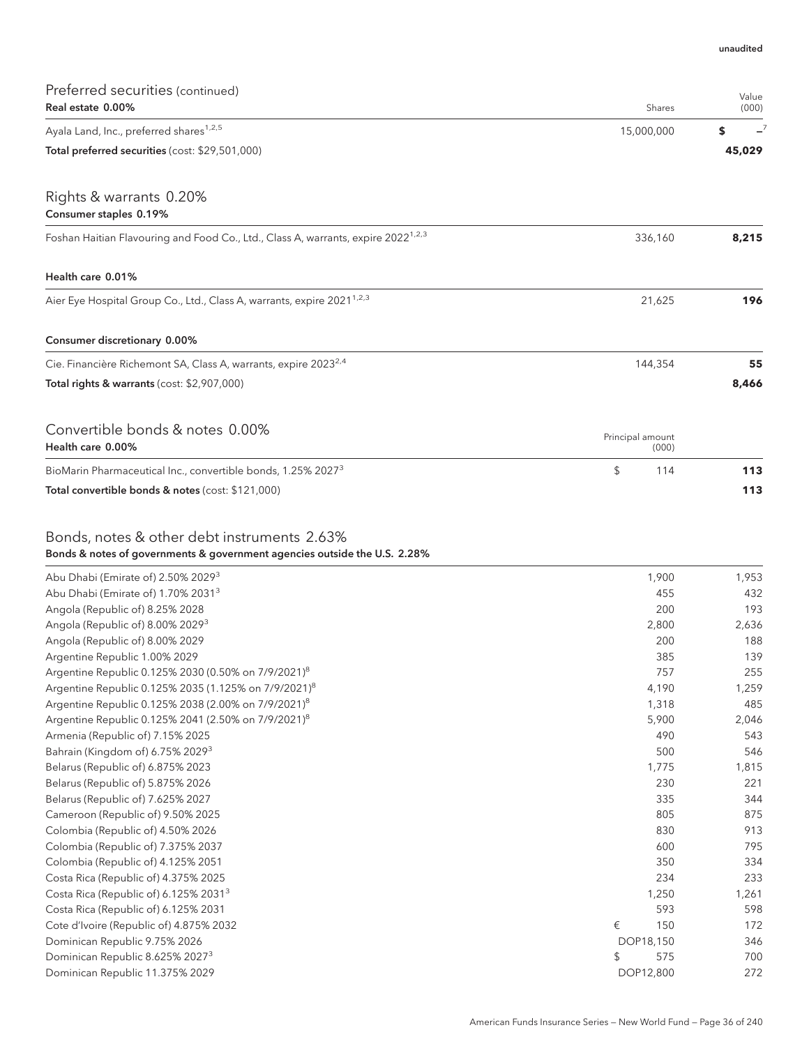unaudited

## Preferred securities (continued)

| Real estate 0.00% | Shares | Value (000) |
|---|---|---|
| Ayala Land, Inc., preferred shares[1,2,5] | 15,000,000 | $ –[7] |
| **Total preferred securities** (cost: $29,501,000) | | **45,029** |

## Rights & warrants 0.20%

| | Shares | Value (000) |
|---|---|---|
| **Consumer staples 0.19%** | | |
| Foshan Haitian Flavouring and Food Co., Ltd., Class A, warrants, expire 2022[1,2,3] | 336,160 | **8,215** |
| **Health care 0.01%** | | |
| Aier Eye Hospital Group Co., Ltd., Class A, warrants, expire 2021[1,2,3] | 21,625 | **196** |
| **Consumer discretionary 0.00%** | | |
| Cie. Financière Richemont SA, Class A, warrants, expire 2023[2,4] | 144,354 | **55** |
| **Total rights & warrants** (cost: $2,907,000) | | **8,466** |

## Convertible bonds & notes 0.00%

| Health care 0.00% | Principal amount (000) | Value (000) |
|---|---|---|
| BioMarin Pharmaceutical Inc., convertible bonds, 1.25% 2027[3] | $ 114 | **113** |
| **Total convertible bonds & notes** (cost: $121,000) | | **113** |

## Bonds, notes & other debt instruments 2.63%

| Bonds & notes of governments & government agencies outside the U.S. 2.28% | Principal amount (000) | Value (000) |
|---|---|---|
| Abu Dhabi (Emirate of) 2.50% 2029[3] | 1,900 | 1,953 |
| Abu Dhabi (Emirate of) 1.70% 2031[3] | 455 | 432 |
| Angola (Republic of) 8.25% 2028 | 200 | 193 |
| Angola (Republic of) 8.00% 2029[3] | 2,800 | 2,636 |
| Angola (Republic of) 8.00% 2029 | 200 | 188 |
| Argentine Republic 1.00% 2029 | 385 | 139 |
| Argentine Republic 0.125% 2030 (0.50% on 7/9/2021)[8] | 757 | 255 |
| Argentine Republic 0.125% 2035 (1.125% on 7/9/2021)[8] | 4,190 | 1,259 |
| Argentine Republic 0.125% 2038 (2.00% on 7/9/2021)[8] | 1,318 | 485 |
| Argentine Republic 0.125% 2041 (2.50% on 7/9/2021)[8] | 5,900 | 2,046 |
| Armenia (Republic of) 7.15% 2025 | 490 | 543 |
| Bahrain (Kingdom of) 6.75% 2029[3] | 500 | 546 |
| Belarus (Republic of) 6.875% 2023 | 1,775 | 1,815 |
| Belarus (Republic of) 5.875% 2026 | 230 | 221 |
| Belarus (Republic of) 7.625% 2027 | 335 | 344 |
| Cameroon (Republic of) 9.50% 2025 | 805 | 875 |
| Colombia (Republic of) 4.50% 2026 | 830 | 913 |
| Colombia (Republic of) 7.375% 2037 | 600 | 795 |
| Colombia (Republic of) 4.125% 2051 | 350 | 334 |
| Costa Rica (Republic of) 4.375% 2025 | 234 | 233 |
| Costa Rica (Republic of) 6.125% 2031[3] | 1,250 | 1,261 |
| Costa Rica (Republic of) 6.125% 2031 | 593 | 598 |
| Cote d'Ivoire (Republic of) 4.875% 2032 | € 150 | 172 |
| Dominican Republic 9.75% 2026 | DOP18,150 | 346 |
| Dominican Republic 8.625% 2027[3] | $ 575 | 700 |
| Dominican Republic 11.375% 2029 | DOP12,800 | 272 |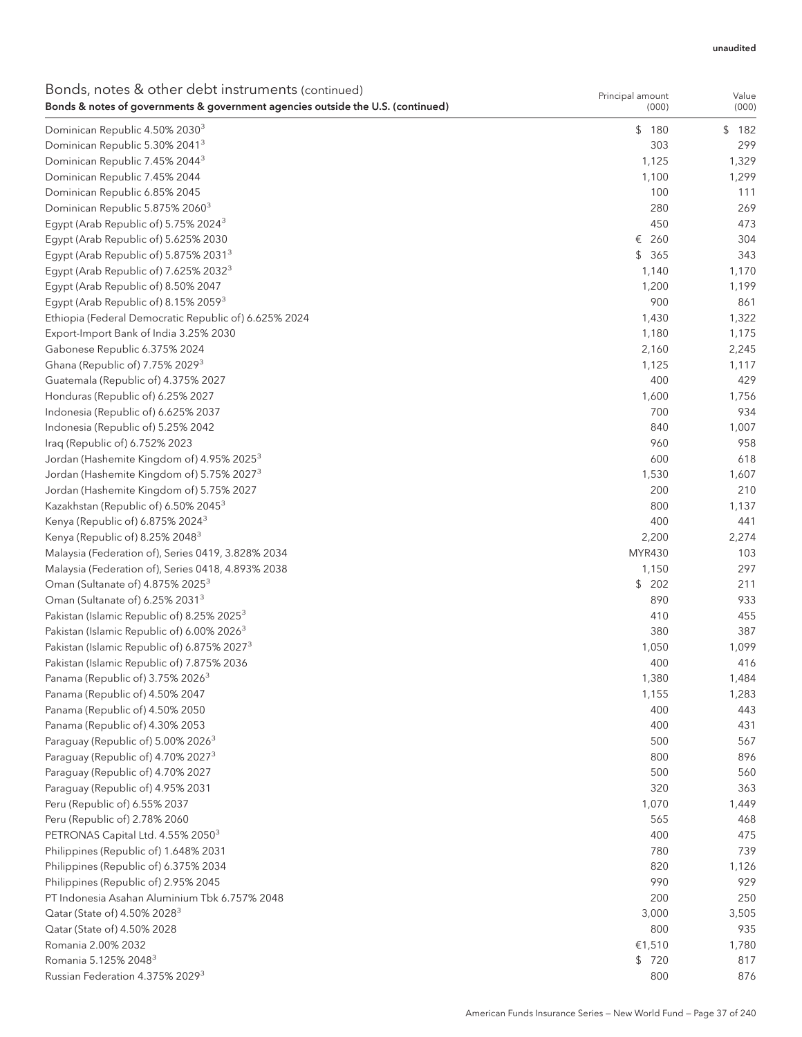unaudited

| Bonds, notes & other debt instruments (continued)<br>**Bonds & notes of governments & government agencies outside the U.S. (continued)** | Principal amount (000) | Value (000) |
|---|---|---|
| Dominican Republic 4.50% 2030[3] | $ 180 | $ 182 |
| Dominican Republic 5.30% 2041[3] | 303 | 299 |
| Dominican Republic 7.45% 2044[3] | 1,125 | 1,329 |
| Dominican Republic 7.45% 2044 | 1,100 | 1,299 |
| Dominican Republic 6.85% 2045 | 100 | 111 |
| Dominican Republic 5.875% 2060[3] | 280 | 269 |
| Egypt (Arab Republic of) 5.75% 2024[3] | 450 | 473 |
| Egypt (Arab Republic of) 5.625% 2030 | € 260 | 304 |
| Egypt (Arab Republic of) 5.875% 2031[3] | $ 365 | 343 |
| Egypt (Arab Republic of) 7.625% 2032[3] | 1,140 | 1,170 |
| Egypt (Arab Republic of) 8.50% 2047 | 1,200 | 1,199 |
| Egypt (Arab Republic of) 8.15% 2059[3] | 900 | 861 |
| Ethiopia (Federal Democratic Republic of) 6.625% 2024 | 1,430 | 1,322 |
| Export-Import Bank of India 3.25% 2030 | 1,180 | 1,175 |
| Gabonese Republic 6.375% 2024 | 2,160 | 2,245 |
| Ghana (Republic of) 7.75% 2029[3] | 1,125 | 1,117 |
| Guatemala (Republic of) 4.375% 2027 | 400 | 429 |
| Honduras (Republic of) 6.25% 2027 | 1,600 | 1,756 |
| Indonesia (Republic of) 6.625% 2037 | 700 | 934 |
| Indonesia (Republic of) 5.25% 2042 | 840 | 1,007 |
| Iraq (Republic of) 6.752% 2023 | 960 | 958 |
| Jordan (Hashemite Kingdom of) 4.95% 2025[3] | 600 | 618 |
| Jordan (Hashemite Kingdom of) 5.75% 2027[3] | 1,530 | 1,607 |
| Jordan (Hashemite Kingdom of) 5.75% 2027 | 200 | 210 |
| Kazakhstan (Republic of) 6.50% 2045[3] | 800 | 1,137 |
| Kenya (Republic of) 6.875% 2024[3] | 400 | 441 |
| Kenya (Republic of) 8.25% 2048[3] | 2,200 | 2,274 |
| Malaysia (Federation of), Series 0419, 3.828% 2034 | MYR430 | 103 |
| Malaysia (Federation of), Series 0418, 4.893% 2038 | 1,150 | 297 |
| Oman (Sultanate of) 4.875% 2025[3] | $ 202 | 211 |
| Oman (Sultanate of) 6.25% 2031[3] | 890 | 933 |
| Pakistan (Islamic Republic of) 8.25% 2025[3] | 410 | 455 |
| Pakistan (Islamic Republic of) 6.00% 2026[3] | 380 | 387 |
| Pakistan (Islamic Republic of) 6.875% 2027[3] | 1,050 | 1,099 |
| Pakistan (Islamic Republic of) 7.875% 2036 | 400 | 416 |
| Panama (Republic of) 3.75% 2026[3] | 1,380 | 1,484 |
| Panama (Republic of) 4.50% 2047 | 1,155 | 1,283 |
| Panama (Republic of) 4.50% 2050 | 400 | 443 |
| Panama (Republic of) 4.30% 2053 | 400 | 431 |
| Paraguay (Republic of) 5.00% 2026[3] | 500 | 567 |
| Paraguay (Republic of) 4.70% 2027[3] | 800 | 896 |
| Paraguay (Republic of) 4.70% 2027 | 500 | 560 |
| Paraguay (Republic of) 4.95% 2031 | 320 | 363 |
| Peru (Republic of) 6.55% 2037 | 1,070 | 1,449 |
| Peru (Republic of) 2.78% 2060 | 565 | 468 |
| PETRONAS Capital Ltd. 4.55% 2050[3] | 400 | 475 |
| Philippines (Republic of) 1.648% 2031 | 780 | 739 |
| Philippines (Republic of) 6.375% 2034 | 820 | 1,126 |
| Philippines (Republic of) 2.95% 2045 | 990 | 929 |
| PT Indonesia Asahan Aluminium Tbk 6.757% 2048 | 200 | 250 |
| Qatar (State of) 4.50% 2028[3] | 3,000 | 3,505 |
| Qatar (State of) 4.50% 2028 | 800 | 935 |
| Romania 2.00% 2032 | €1,510 | 1,780 |
| Romania 5.125% 2048[3] | $ 720 | 817 |
| Russian Federation 4.375% 2029[3] | 800 | 876 |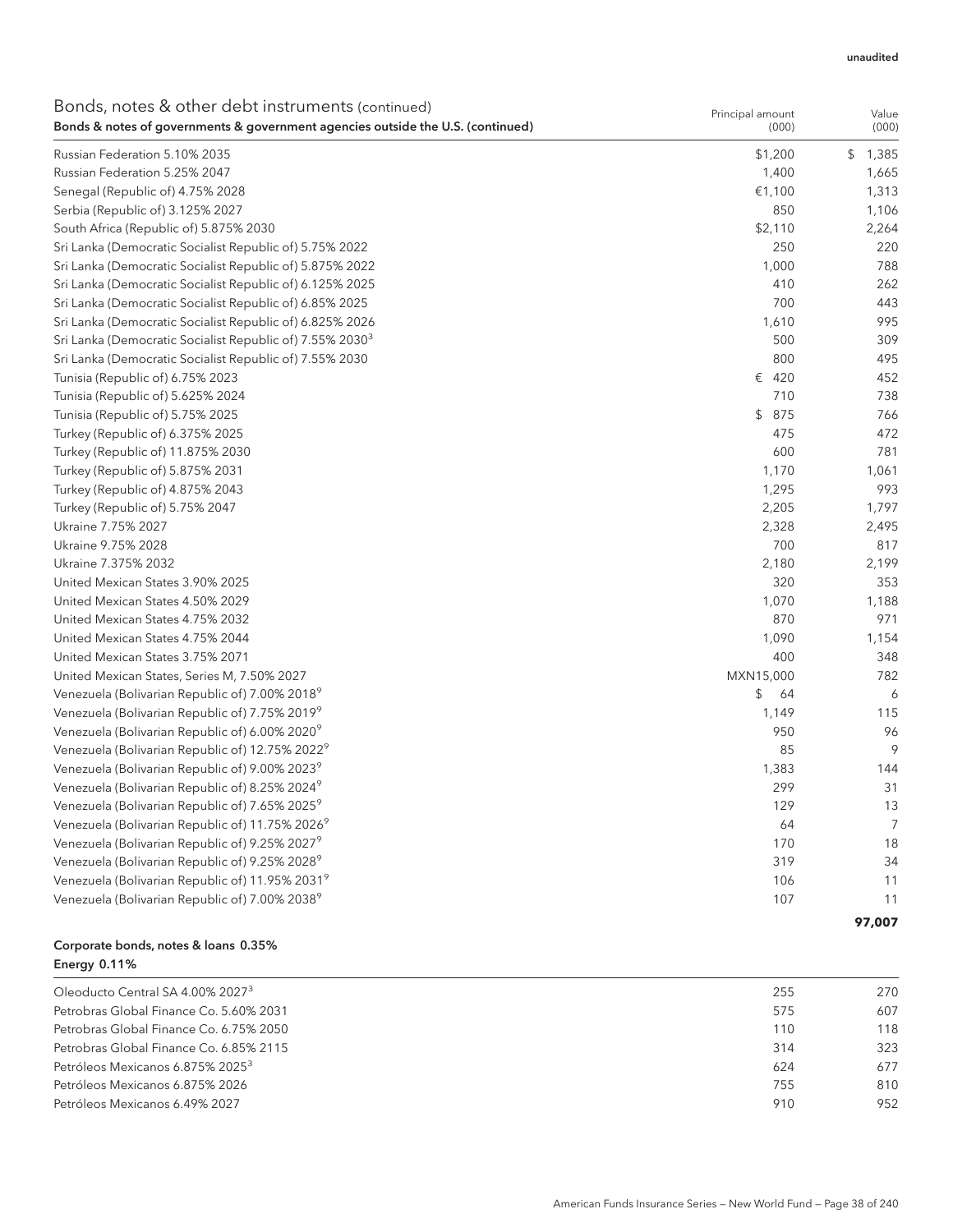unaudited

## Bonds, notes & other debt instruments (continued)

| Bonds & notes of governments & government agencies outside the U.S. (continued) | Principal amount (000) | Value (000) |
|---|---|---|
| Russian Federation 5.10% 2035 | $1,200 | $ 1,385 |
| Russian Federation 5.25% 2047 | 1,400 | 1,665 |
| Senegal (Republic of) 4.75% 2028 | €1,100 | 1,313 |
| Serbia (Republic of) 3.125% 2027 | 850 | 1,106 |
| South Africa (Republic of) 5.875% 2030 | $2,110 | 2,264 |
| Sri Lanka (Democratic Socialist Republic of) 5.75% 2022 | 250 | 220 |
| Sri Lanka (Democratic Socialist Republic of) 5.875% 2022 | 1,000 | 788 |
| Sri Lanka (Democratic Socialist Republic of) 6.125% 2025 | 410 | 262 |
| Sri Lanka (Democratic Socialist Republic of) 6.85% 2025 | 700 | 443 |
| Sri Lanka (Democratic Socialist Republic of) 6.825% 2026 | 1,610 | 995 |
| Sri Lanka (Democratic Socialist Republic of) 7.55% 2030[3] | 500 | 309 |
| Sri Lanka (Democratic Socialist Republic of) 7.55% 2030 | 800 | 495 |
| Tunisia (Republic of) 6.75% 2023 | € 420 | 452 |
| Tunisia (Republic of) 5.625% 2024 | 710 | 738 |
| Tunisia (Republic of) 5.75% 2025 | $ 875 | 766 |
| Turkey (Republic of) 6.375% 2025 | 475 | 472 |
| Turkey (Republic of) 11.875% 2030 | 600 | 781 |
| Turkey (Republic of) 5.875% 2031 | 1,170 | 1,061 |
| Turkey (Republic of) 4.875% 2043 | 1,295 | 993 |
| Turkey (Republic of) 5.75% 2047 | 2,205 | 1,797 |
| Ukraine 7.75% 2027 | 2,328 | 2,495 |
| Ukraine 9.75% 2028 | 700 | 817 |
| Ukraine 7.375% 2032 | 2,180 | 2,199 |
| United Mexican States 3.90% 2025 | 320 | 353 |
| United Mexican States 4.50% 2029 | 1,070 | 1,188 |
| United Mexican States 4.75% 2032 | 870 | 971 |
| United Mexican States 4.75% 2044 | 1,090 | 1,154 |
| United Mexican States 3.75% 2071 | 400 | 348 |
| United Mexican States, Series M, 7.50% 2027 | MXN15,000 | 782 |
| Venezuela (Bolivarian Republic of) 7.00% 2018[9] | $ 64 | 6 |
| Venezuela (Bolivarian Republic of) 7.75% 2019[9] | 1,149 | 115 |
| Venezuela (Bolivarian Republic of) 6.00% 2020[9] | 950 | 96 |
| Venezuela (Bolivarian Republic of) 12.75% 2022[9] | 85 | 9 |
| Venezuela (Bolivarian Republic of) 9.00% 2023[9] | 1,383 | 144 |
| Venezuela (Bolivarian Republic of) 8.25% 2024[9] | 299 | 31 |
| Venezuela (Bolivarian Republic of) 7.65% 2025[9] | 129 | 13 |
| Venezuela (Bolivarian Republic of) 11.75% 2026[9] | 64 | 7 |
| Venezuela (Bolivarian Republic of) 9.25% 2027[9] | 170 | 18 |
| Venezuela (Bolivarian Republic of) 9.25% 2028[9] | 319 | 34 |
| Venezuela (Bolivarian Republic of) 11.95% 2031[9] | 106 | 11 |
| Venezuela (Bolivarian Republic of) 7.00% 2038[9] | 107 | 11 |
| | | **97,007** |

### Corporate bonds, notes & loans 0.35%

#### Energy 0.11%

| | | |
|---|---|---|
| Oleoducto Central SA 4.00% 2027[3] | 255 | 270 |
| Petrobras Global Finance Co. 5.60% 2031 | 575 | 607 |
| Petrobras Global Finance Co. 6.75% 2050 | 110 | 118 |
| Petrobras Global Finance Co. 6.85% 2115 | 314 | 323 |
| Petróleos Mexicanos 6.875% 2025[3] | 624 | 677 |
| Petróleos Mexicanos 6.875% 2026 | 755 | 810 |
| Petróleos Mexicanos 6.49% 2027 | 910 | 952 |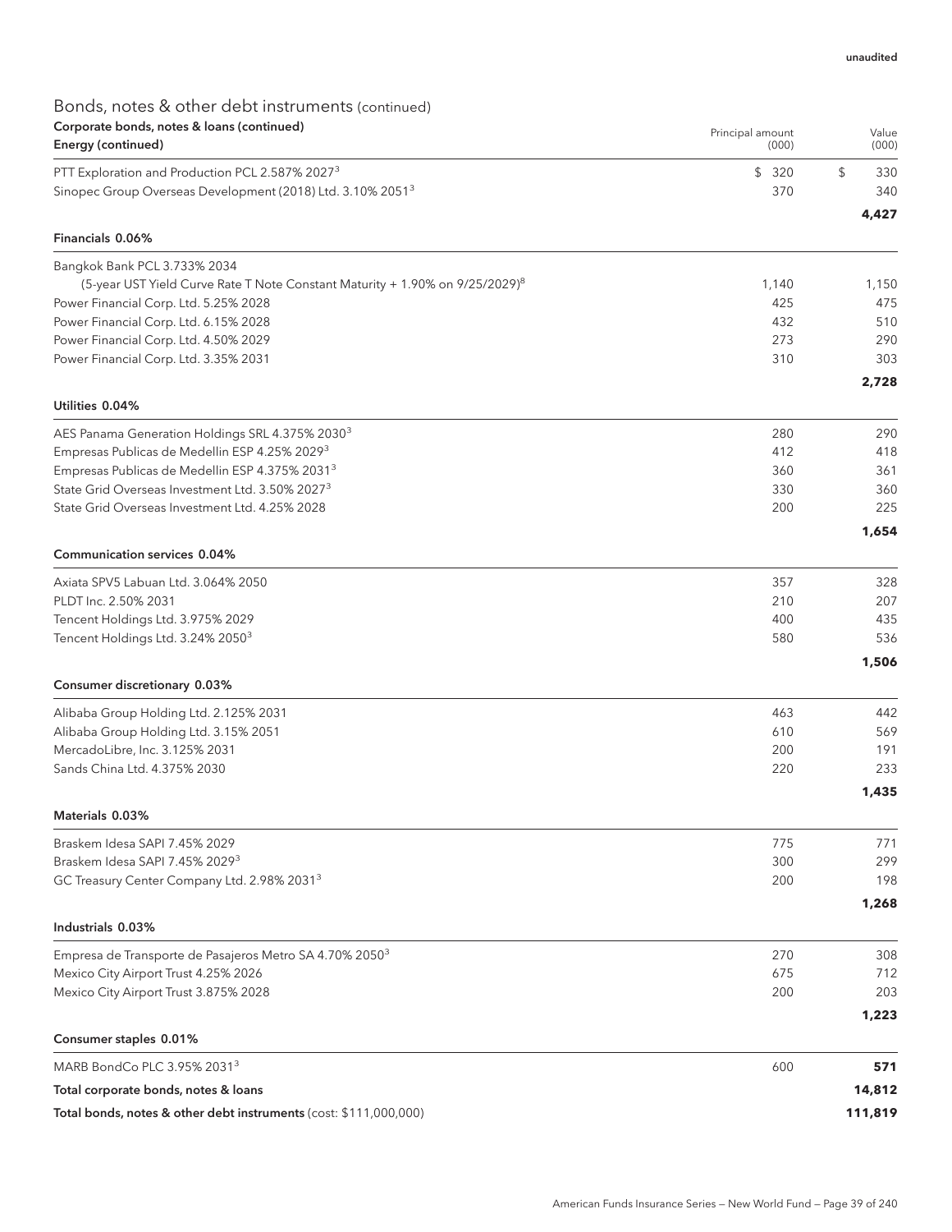## Bonds, notes & other debt instruments (continued)

| Corporate bonds, notes & loans (continued)<br>Energy (continued) | Principal amount (000) | Value (000) |
|---|---|---|
| PTT Exploration and Production PCL 2.587% 2027[3] | $ 320 | $ 330 |
| Sinopec Group Overseas Development (2018) Ltd. 3.10% 2051[3] | 370 | 340 |
| | | **4,427** |
| **Financials 0.06%** | | |
| Bangkok Bank PCL 3.733% 2034 (5-year UST Yield Curve Rate T Note Constant Maturity + 1.90% on 9/25/2029)[8] | 1,140 | 1,150 |
| Power Financial Corp. Ltd. 5.25% 2028 | 425 | 475 |
| Power Financial Corp. Ltd. 6.15% 2028 | 432 | 510 |
| Power Financial Corp. Ltd. 4.50% 2029 | 273 | 290 |
| Power Financial Corp. Ltd. 3.35% 2031 | 310 | 303 |
| | | **2,728** |
| **Utilities 0.04%** | | |
| AES Panama Generation Holdings SRL 4.375% 2030[3] | 280 | 290 |
| Empresas Publicas de Medellin ESP 4.25% 2029[3] | 412 | 418 |
| Empresas Publicas de Medellin ESP 4.375% 2031[3] | 360 | 361 |
| State Grid Overseas Investment Ltd. 3.50% 2027[3] | 330 | 360 |
| State Grid Overseas Investment Ltd. 4.25% 2028 | 200 | 225 |
| | | **1,654** |
| **Communication services 0.04%** | | |
| Axiata SPV5 Labuan Ltd. 3.064% 2050 | 357 | 328 |
| PLDT Inc. 2.50% 2031 | 210 | 207 |
| Tencent Holdings Ltd. 3.975% 2029 | 400 | 435 |
| Tencent Holdings Ltd. 3.24% 2050[3] | 580 | 536 |
| | | **1,506** |
| **Consumer discretionary 0.03%** | | |
| Alibaba Group Holding Ltd. 2.125% 2031 | 463 | 442 |
| Alibaba Group Holding Ltd. 3.15% 2051 | 610 | 569 |
| MercadoLibre, Inc. 3.125% 2031 | 200 | 191 |
| Sands China Ltd. 4.375% 2030 | 220 | 233 |
| | | **1,435** |
| **Materials 0.03%** | | |
| Braskem Idesa SAPI 7.45% 2029 | 775 | 771 |
| Braskem Idesa SAPI 7.45% 2029[3] | 300 | 299 |
| GC Treasury Center Company Ltd. 2.98% 2031[3] | 200 | 198 |
| | | **1,268** |
| **Industrials 0.03%** | | |
| Empresa de Transporte de Pasajeros Metro SA 4.70% 2050[3] | 270 | 308 |
| Mexico City Airport Trust 4.25% 2026 | 675 | 712 |
| Mexico City Airport Trust 3.875% 2028 | 200 | 203 |
| | | **1,223** |
| **Consumer staples 0.01%** | | |
| MARB BondCo PLC 3.95% 2031[3] | 600 | **571** |
| **Total corporate bonds, notes & loans** | | **14,812** |
| **Total bonds, notes & other debt instruments** (cost: $111,000,000) | | **111,819** |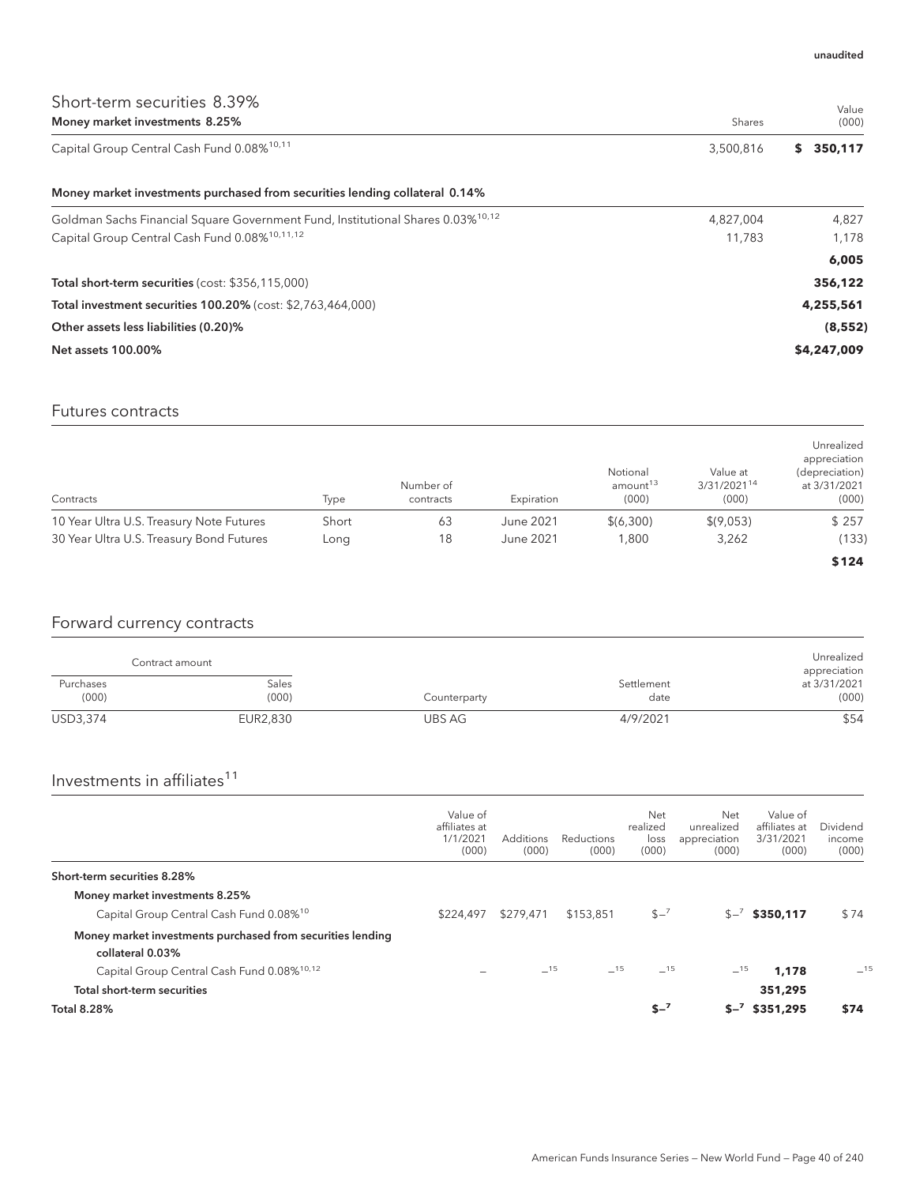unaudited

## Short-term securities 8.39%

| Money market investments 8.25% | Shares | Value (000) |
|---|---|---|
| Capital Group Central Cash Fund 0.08%[10,11] | 3,500,816 | $ 350,117 |
| **Money market investments purchased from securities lending collateral 0.14%** | | |
| Goldman Sachs Financial Square Government Fund, Institutional Shares 0.03%[10,12] | 4,827,004 | 4,827 |
| Capital Group Central Cash Fund 0.08%[10,11,12] | 11,783 | 1,178 |
| | | **6,005** |
| **Total short-term securities** (cost: $356,115,000) | | **356,122** |
| **Total investment securities 100.20%** (cost: $2,763,464,000) | | **4,255,561** |
| **Other assets less liabilities (0.20)%** | | **(8,552)** |
| **Net assets 100.00%** | | **$4,247,009** |

## Futures contracts

| Contracts | Type | Number of contracts | Expiration | Notional amount[13] (000) | Value at 3/31/2021[14] (000) | Unrealized appreciation (depreciation) at 3/31/2021 (000) |
|---|---|---|---|---|---|---|
| 10 Year Ultra U.S. Treasury Note Futures | Short | 63 | June 2021 | $(6,300) | $(9,053) | $ 257 |
| 30 Year Ultra U.S. Treasury Bond Futures | Long | 18 | June 2021 | 1,800 | 3,262 | (133) |
| | | | | | | **$124** |

## Forward currency contracts

| Contract amount | | | | |
|---|---|---|---|---|
| Purchases (000) | Sales (000) | Counterparty | Settlement date | Unrealized appreciation at 3/31/2021 (000) |
| USD3,374 | EUR2,830 | UBS AG | 4/9/2021 | $54 |

## Investments in affiliates[11]

| | Value of affiliates at 1/1/2021 (000) | Additions (000) | Reductions (000) | Net realized loss (000) | Net unrealized appreciation (000) | Value of affiliates at 3/31/2021 (000) | Dividend income (000) |
|---|---|---|---|---|---|---|---|
| **Short-term securities 8.28%** | | | | | | | |
| **Money market investments 8.25%** | | | | | | | |
| Capital Group Central Cash Fund 0.08%[10] | $224,497 | $279,471 | $153,851 | $–[7] | $–[7] | **$350,117** | $74 |
| **Money market investments purchased from securities lending collateral 0.03%** | | | | | | | |
| Capital Group Central Cash Fund 0.08%[10,12] | – | –[15] | –[15] | –[15] | –[15] | **1,178** | –[15] |
| **Total short-term securities** | | | | | | **351,295** | |
| **Total 8.28%** | | | | **$–[7]** | **$–[7]** | **$351,295** | **$74** |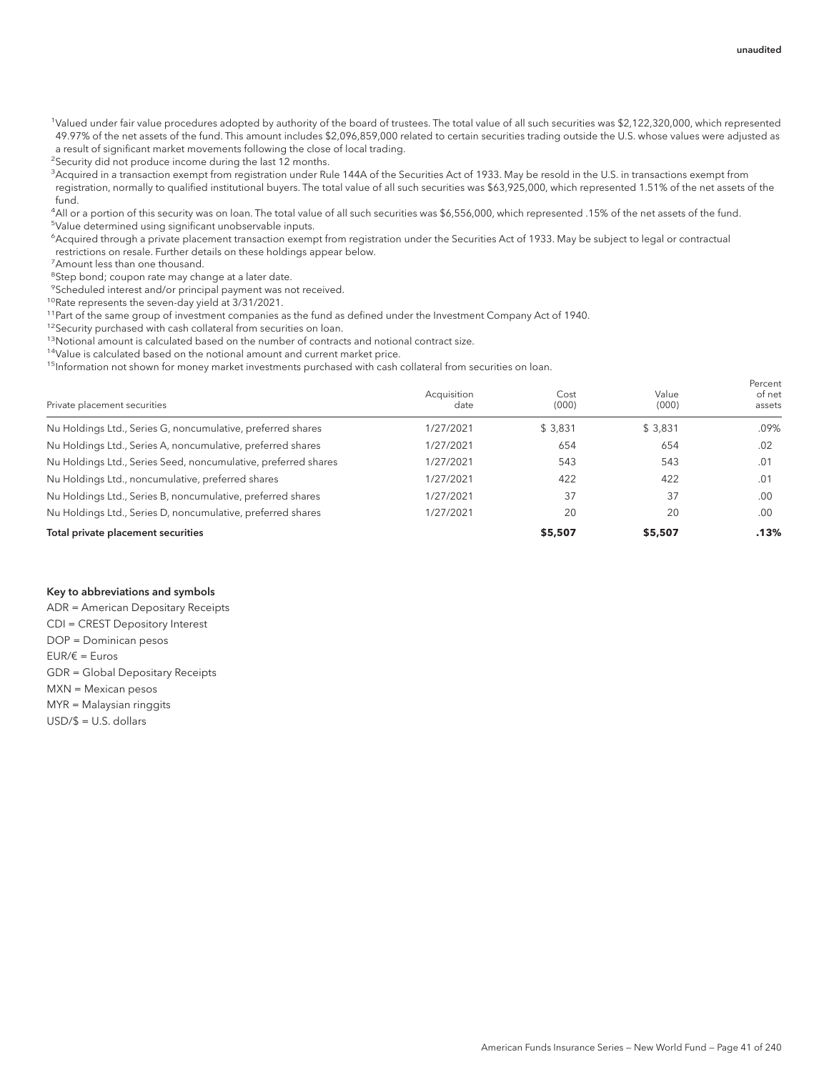[1]Valued under fair value procedures adopted by authority of the board of trustees. The total value of all such securities was $2,122,320,000, which represented 49.97% of the net assets of the fund. This amount includes $2,096,859,000 related to certain securities trading outside the U.S. whose values were adjusted as a result of significant market movements following the close of local trading.

[2]Security did not produce income during the last 12 months.

[3]Acquired in a transaction exempt from registration under Rule 144A of the Securities Act of 1933. May be resold in the U.S. in transactions exempt from registration, normally to qualified institutional buyers. The total value of all such securities was $63,925,000, which represented 1.51% of the net assets of the fund.

[4]All or a portion of this security was on loan. The total value of all such securities was $6,556,000, which represented .15% of the net assets of the fund.

[5]Value determined using significant unobservable inputs.

[6]Acquired through a private placement transaction exempt from registration under the Securities Act of 1933. May be subject to legal or contractual restrictions on resale. Further details on these holdings appear below.

[7]Amount less than one thousand.

[8]Step bond; coupon rate may change at a later date.

[9]Scheduled interest and/or principal payment was not received.

[10]Rate represents the seven-day yield at 3/31/2021.

[11]Part of the same group of investment companies as the fund as defined under the Investment Company Act of 1940.

[12]Security purchased with cash collateral from securities on loan.

[13]Notional amount is calculated based on the number of contracts and notional contract size.

[14]Value is calculated based on the notional amount and current market price.

[15]Information not shown for money market investments purchased with cash collateral from securities on loan.

| Private placement securities | Acquisition date | Cost (000) | Value (000) | Percent of net assets |
|---|---|---|---|---|
| Nu Holdings Ltd., Series G, noncumulative, preferred shares | 1/27/2021 | $ 3,831 | $ 3,831 | .09% |
| Nu Holdings Ltd., Series A, noncumulative, preferred shares | 1/27/2021 | 654 | 654 | .02 |
| Nu Holdings Ltd., Series Seed, noncumulative, preferred shares | 1/27/2021 | 543 | 543 | .01 |
| Nu Holdings Ltd., noncumulative, preferred shares | 1/27/2021 | 422 | 422 | .01 |
| Nu Holdings Ltd., Series B, noncumulative, preferred shares | 1/27/2021 | 37 | 37 | .00 |
| Nu Holdings Ltd., Series D, noncumulative, preferred shares | 1/27/2021 | 20 | 20 | .00 |
| **Total private placement securities** | | **$5,507** | **$5,507** | **.13%** |

**Key to abbreviations and symbols**

ADR = American Depositary Receipts

CDI = CREST Depository Interest

DOP = Dominican pesos

EUR/€ = Euros

GDR = Global Depositary Receipts

MXN = Mexican pesos

MYR = Malaysian ringgits

USD/$ = U.S. dollars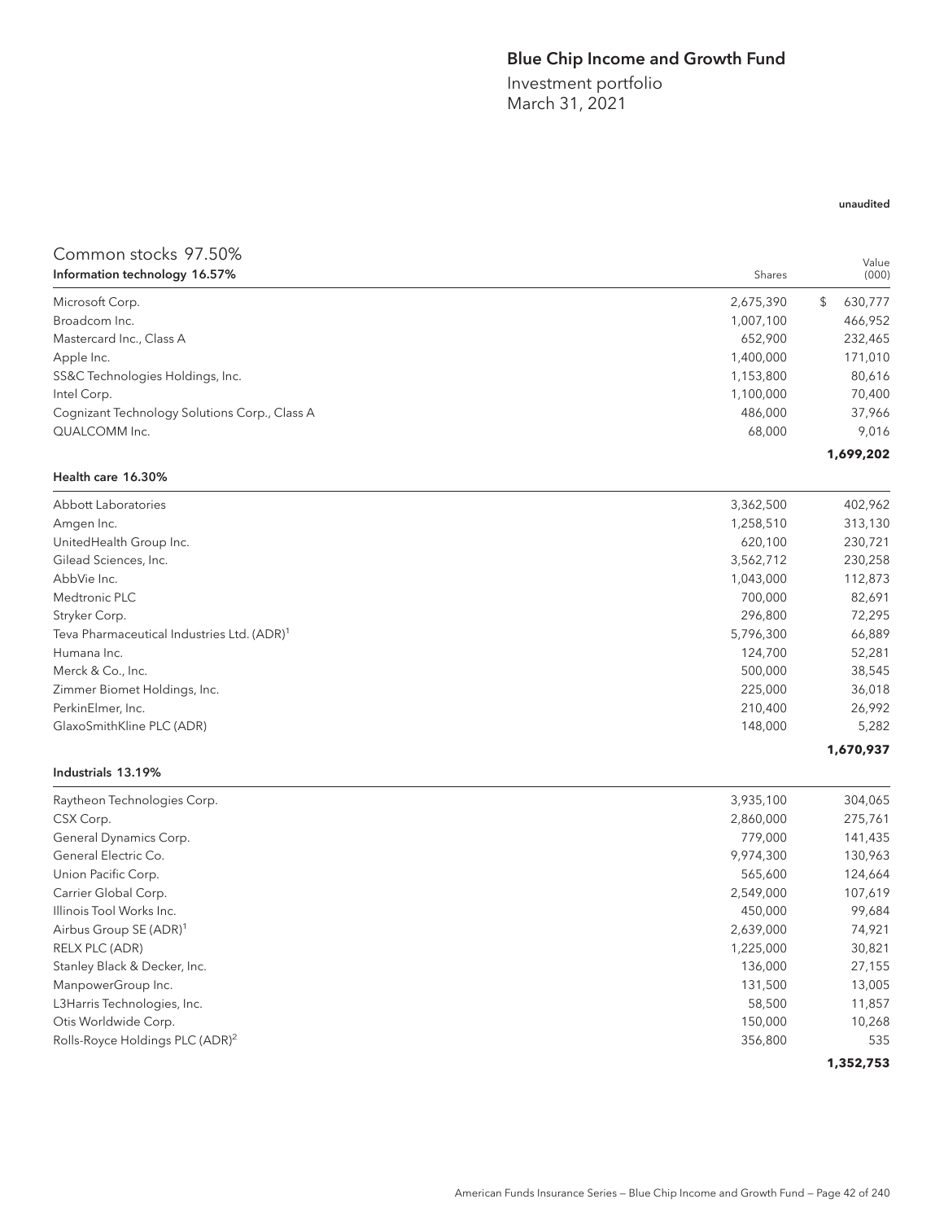# Blue Chip Income and Growth Fund

Investment portfolio
March 31, 2021

unaudited

## Common stocks 97.50%

| Information technology 16.57% | Shares | Value (000) |
|---|---|---|
| Microsoft Corp. | 2,675,390 | $ 630,777 |
| Broadcom Inc. | 1,007,100 | 466,952 |
| Mastercard Inc., Class A | 652,900 | 232,465 |
| Apple Inc. | 1,400,000 | 171,010 |
| SS&C Technologies Holdings, Inc. | 1,153,800 | 80,616 |
| Intel Corp. | 1,100,000 | 70,400 |
| Cognizant Technology Solutions Corp., Class A | 486,000 | 37,966 |
| QUALCOMM Inc. | 68,000 | 9,016 |
| | | **1,699,202** |

| Health care 16.30% | | |
|---|---|---|
| Abbott Laboratories | 3,362,500 | 402,962 |
| Amgen Inc. | 1,258,510 | 313,130 |
| UnitedHealth Group Inc. | 620,100 | 230,721 |
| Gilead Sciences, Inc. | 3,562,712 | 230,258 |
| AbbVie Inc. | 1,043,000 | 112,873 |
| Medtronic PLC | 700,000 | 82,691 |
| Stryker Corp. | 296,800 | 72,295 |
| Teva Pharmaceutical Industries Ltd. (ADR)[1] | 5,796,300 | 66,889 |
| Humana Inc. | 124,700 | 52,281 |
| Merck & Co., Inc. | 500,000 | 38,545 |
| Zimmer Biomet Holdings, Inc. | 225,000 | 36,018 |
| PerkinElmer, Inc. | 210,400 | 26,992 |
| GlaxoSmithKline PLC (ADR) | 148,000 | 5,282 |
| | | **1,670,937** |

| Industrials 13.19% | | |
|---|---|---|
| Raytheon Technologies Corp. | 3,935,100 | 304,065 |
| CSX Corp. | 2,860,000 | 275,761 |
| General Dynamics Corp. | 779,000 | 141,435 |
| General Electric Co. | 9,974,300 | 130,963 |
| Union Pacific Corp. | 565,600 | 124,664 |
| Carrier Global Corp. | 2,549,000 | 107,619 |
| Illinois Tool Works Inc. | 450,000 | 99,684 |
| Airbus Group SE (ADR)[1] | 2,639,000 | 74,921 |
| RELX PLC (ADR) | 1,225,000 | 30,821 |
| Stanley Black & Decker, Inc. | 136,000 | 27,155 |
| ManpowerGroup Inc. | 131,500 | 13,005 |
| L3Harris Technologies, Inc. | 58,500 | 11,857 |
| Otis Worldwide Corp. | 150,000 | 10,268 |
| Rolls-Royce Holdings PLC (ADR)[2] | 356,800 | 535 |
| | | **1,352,753** |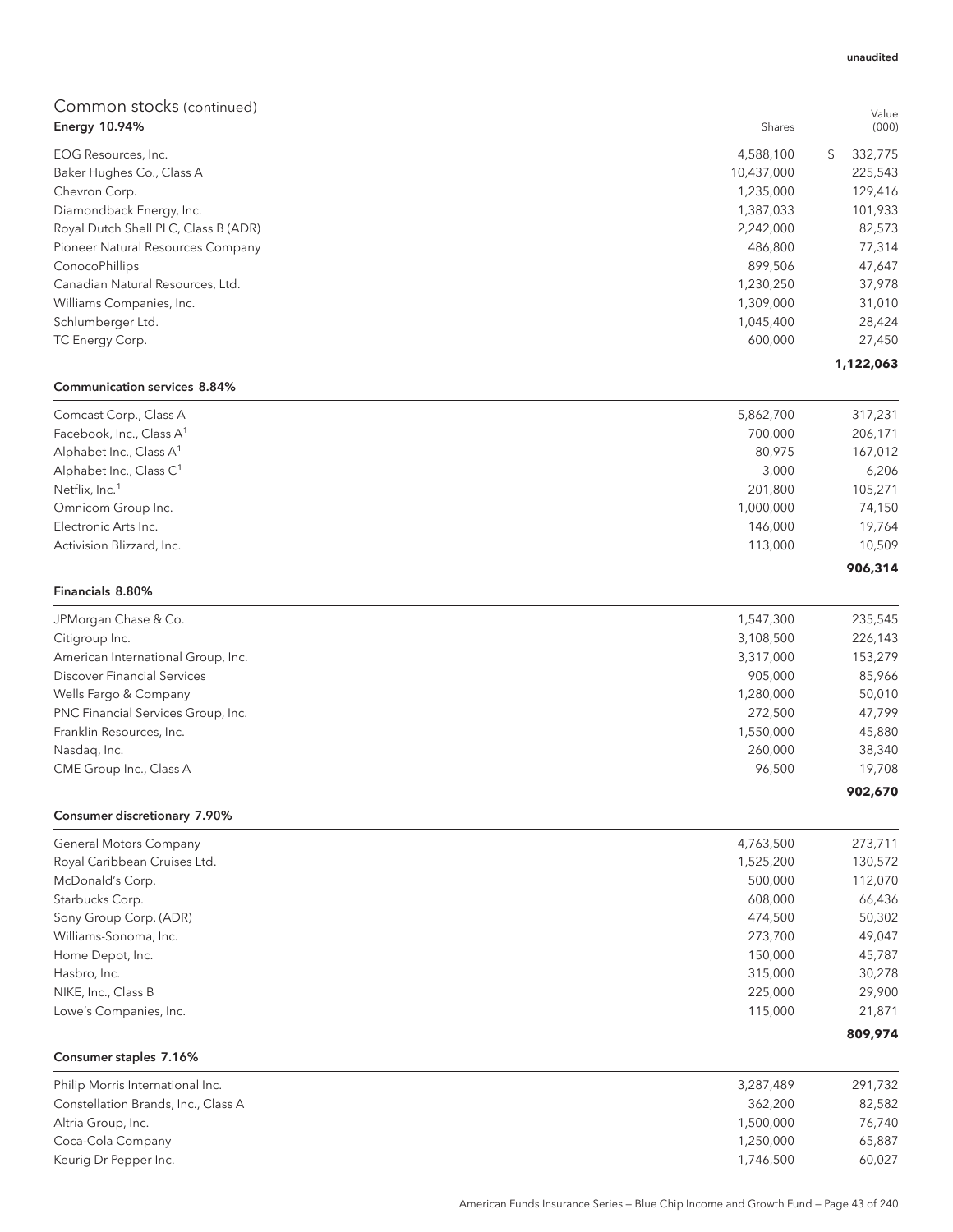unaudited

## Common stocks (continued)

| Energy 10.94% | Shares | Value (000) |
|---|---|---|
| EOG Resources, Inc. | 4,588,100 | $ 332,775 |
| Baker Hughes Co., Class A | 10,437,000 | 225,543 |
| Chevron Corp. | 1,235,000 | 129,416 |
| Diamondback Energy, Inc. | 1,387,033 | 101,933 |
| Royal Dutch Shell PLC, Class B (ADR) | 2,242,000 | 82,573 |
| Pioneer Natural Resources Company | 486,800 | 77,314 |
| ConocoPhillips | 899,506 | 47,647 |
| Canadian Natural Resources, Ltd. | 1,230,250 | 37,978 |
| Williams Companies, Inc. | 1,309,000 | 31,010 |
| Schlumberger Ltd. | 1,045,400 | 28,424 |
| TC Energy Corp. | 600,000 | 27,450 |
| | | **1,122,063** |

| Communication services 8.84% | | |
|---|---|---|
| Comcast Corp., Class A | 5,862,700 | 317,231 |
| Facebook, Inc., Class A[1] | 700,000 | 206,171 |
| Alphabet Inc., Class A[1] | 80,975 | 167,012 |
| Alphabet Inc., Class C[1] | 3,000 | 6,206 |
| Netflix, Inc.[1] | 201,800 | 105,271 |
| Omnicom Group Inc. | 1,000,000 | 74,150 |
| Electronic Arts Inc. | 146,000 | 19,764 |
| Activision Blizzard, Inc. | 113,000 | 10,509 |
| | | **906,314** |

| Financials 8.80% | | |
|---|---|---|
| JPMorgan Chase & Co. | 1,547,300 | 235,545 |
| Citigroup Inc. | 3,108,500 | 226,143 |
| American International Group, Inc. | 3,317,000 | 153,279 |
| Discover Financial Services | 905,000 | 85,966 |
| Wells Fargo & Company | 1,280,000 | 50,010 |
| PNC Financial Services Group, Inc. | 272,500 | 47,799 |
| Franklin Resources, Inc. | 1,550,000 | 45,880 |
| Nasdaq, Inc. | 260,000 | 38,340 |
| CME Group Inc., Class A | 96,500 | 19,708 |
| | | **902,670** |

| Consumer discretionary 7.90% | | |
|---|---|---|
| General Motors Company | 4,763,500 | 273,711 |
| Royal Caribbean Cruises Ltd. | 1,525,200 | 130,572 |
| McDonald's Corp. | 500,000 | 112,070 |
| Starbucks Corp. | 608,000 | 66,436 |
| Sony Group Corp. (ADR) | 474,500 | 50,302 |
| Williams-Sonoma, Inc. | 273,700 | 49,047 |
| Home Depot, Inc. | 150,000 | 45,787 |
| Hasbro, Inc. | 315,000 | 30,278 |
| NIKE, Inc., Class B | 225,000 | 29,900 |
| Lowe's Companies, Inc. | 115,000 | 21,871 |
| | | **809,974** |

| Consumer staples 7.16% | | |
|---|---|---|
| Philip Morris International Inc. | 3,287,489 | 291,732 |
| Constellation Brands, Inc., Class A | 362,200 | 82,582 |
| Altria Group, Inc. | 1,500,000 | 76,740 |
| Coca-Cola Company | 1,250,000 | 65,887 |
| Keurig Dr Pepper Inc. | 1,746,500 | 60,027 |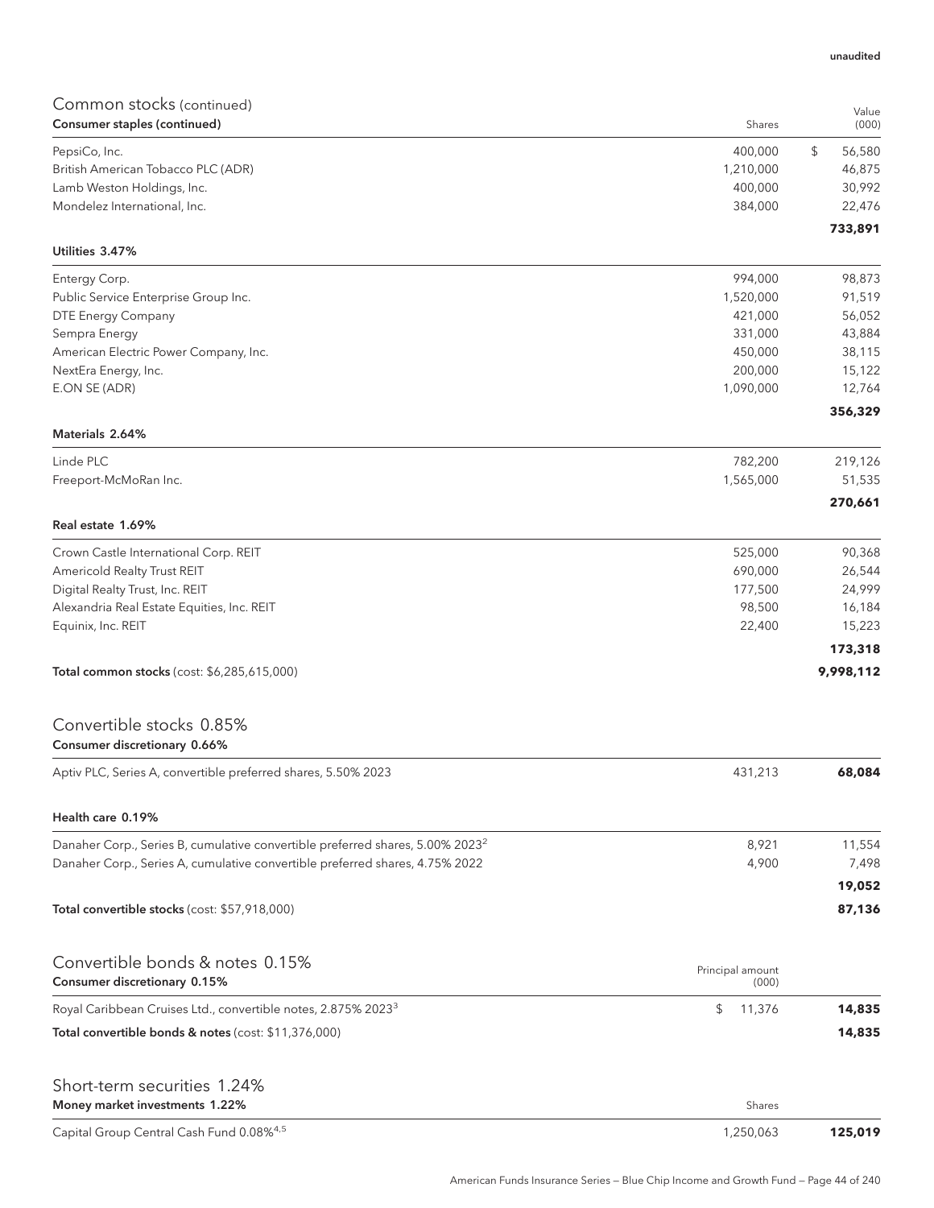unaudited

## Common stocks (continued)

| Consumer staples (continued) | Shares | Value (000) |
|---|---|---|
| PepsiCo, Inc. | 400,000 | $ 56,580 |
| British American Tobacco PLC (ADR) | 1,210,000 | 46,875 |
| Lamb Weston Holdings, Inc. | 400,000 | 30,992 |
| Mondelez International, Inc. | 384,000 | 22,476 |
| | | **733,891** |
| **Utilities 3.47%** | | |
| Entergy Corp. | 994,000 | 98,873 |
| Public Service Enterprise Group Inc. | 1,520,000 | 91,519 |
| DTE Energy Company | 421,000 | 56,052 |
| Sempra Energy | 331,000 | 43,884 |
| American Electric Power Company, Inc. | 450,000 | 38,115 |
| NextEra Energy, Inc. | 200,000 | 15,122 |
| E.ON SE (ADR) | 1,090,000 | 12,764 |
| | | **356,329** |
| **Materials 2.64%** | | |
| Linde PLC | 782,200 | 219,126 |
| Freeport-McMoRan Inc. | 1,565,000 | 51,535 |
| | | **270,661** |
| **Real estate 1.69%** | | |
| Crown Castle International Corp. REIT | 525,000 | 90,368 |
| Americold Realty Trust REIT | 690,000 | 26,544 |
| Digital Realty Trust, Inc. REIT | 177,500 | 24,999 |
| Alexandria Real Estate Equities, Inc. REIT | 98,500 | 16,184 |
| Equinix, Inc. REIT | 22,400 | 15,223 |
| | | **173,318** |
| **Total common stocks** (cost: $6,285,615,000) | | **9,998,112** |

## Convertible stocks 0.85%

| Consumer discretionary 0.66% | | |
|---|---|---|
| Aptiv PLC, Series A, convertible preferred shares, 5.50% 2023 | 431,213 | **68,084** |
| **Health care 0.19%** | | |
| Danaher Corp., Series B, cumulative convertible preferred shares, 5.00% 2023[2] | 8,921 | 11,554 |
| Danaher Corp., Series A, cumulative convertible preferred shares, 4.75% 2022 | 4,900 | 7,498 |
| | | **19,052** |
| **Total convertible stocks** (cost: $57,918,000) | | **87,136** |

## Convertible bonds & notes 0.15%

| Consumer discretionary 0.15% | Principal amount (000) | |
|---|---|---|
| Royal Caribbean Cruises Ltd., convertible notes, 2.875% 2023[3] | $ 11,376 | **14,835** |
| **Total convertible bonds & notes** (cost: $11,376,000) | | **14,835** |

## Short-term securities 1.24%

| Money market investments 1.22% | Shares | |
|---|---|---|
| Capital Group Central Cash Fund 0.08%[4,5] | 1,250,063 | **125,019** |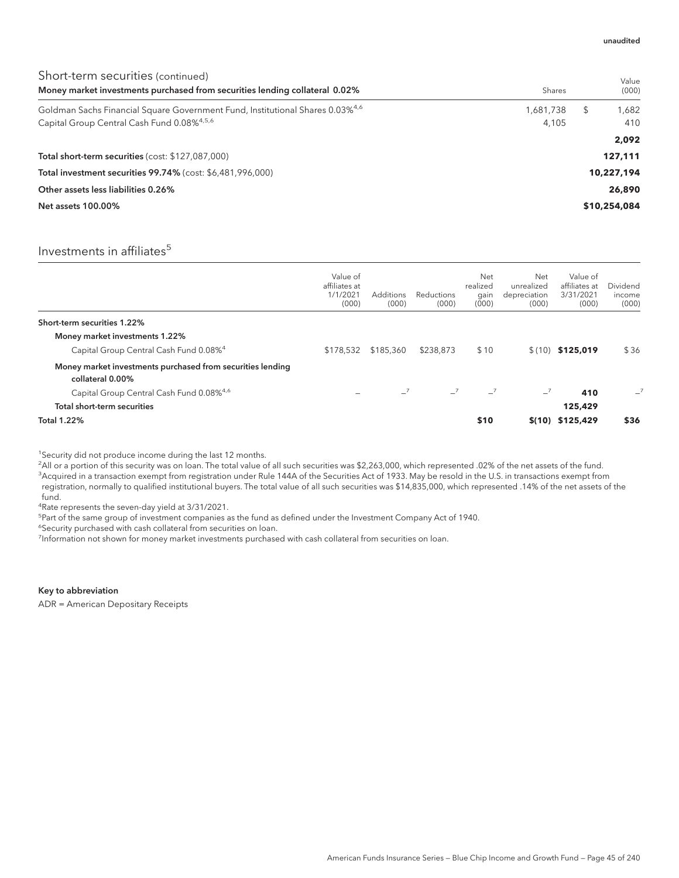unaudited

## Short-term securities (continued)

| Money market investments purchased from securities lending collateral 0.02% | Shares | Value (000) |
|---|---|---|
| Goldman Sachs Financial Square Government Fund, Institutional Shares 0.03%[4,6] | 1,681,738 | $ 1,682 |
| Capital Group Central Cash Fund 0.08%[4,5,6] | 4,105 | 410 |
| | | **2,092** |
| **Total short-term securities** (cost: $127,087,000) | | **127,111** |
| **Total investment securities 99.74%** (cost: $6,481,996,000) | | **10,227,194** |
| **Other assets less liabilities 0.26%** | | **26,890** |
| **Net assets 100.00%** | | **$10,254,084** |

## Investments in affiliates[5]

| | Value of affiliates at 1/1/2021 (000) | Additions (000) | Reductions (000) | Net realized gain (000) | Net unrealized depreciation (000) | Value of affiliates at 3/31/2021 (000) | Dividend income (000) |
|---|---|---|---|---|---|---|---|
| **Short-term securities 1.22%** | | | | | | | |
| **Money market investments 1.22%** | | | | | | | |
| Capital Group Central Cash Fund 0.08%[4] | $178,532 | $185,360 | $238,873 | $10 | $(10) | **$125,019** | $36 |
| **Money market investments purchased from securities lending collateral 0.00%** | | | | | | | |
| Capital Group Central Cash Fund 0.08%[4,6] | – | –[7] | –[7] | –[7] | –[7] | **410** | –[7] |
| **Total short-term securities** | | | | | | **125,429** | |
| **Total 1.22%** | | | | **$10** | **$(10)** | **$125,429** | **$36** |

[1]Security did not produce income during the last 12 months.
[2]All or a portion of this security was on loan. The total value of all such securities was $2,263,000, which represented .02% of the net assets of the fund.
[3]Acquired in a transaction exempt from registration under Rule 144A of the Securities Act of 1933. May be resold in the U.S. in transactions exempt from registration, normally to qualified institutional buyers. The total value of all such securities was $14,835,000, which represented .14% of the net assets of the fund.
[4]Rate represents the seven-day yield at 3/31/2021.
[5]Part of the same group of investment companies as the fund as defined under the Investment Company Act of 1940.
[6]Security purchased with cash collateral from securities on loan.
[7]Information not shown for money market investments purchased with cash collateral from securities on loan.

**Key to abbreviation**

ADR = American Depositary Receipts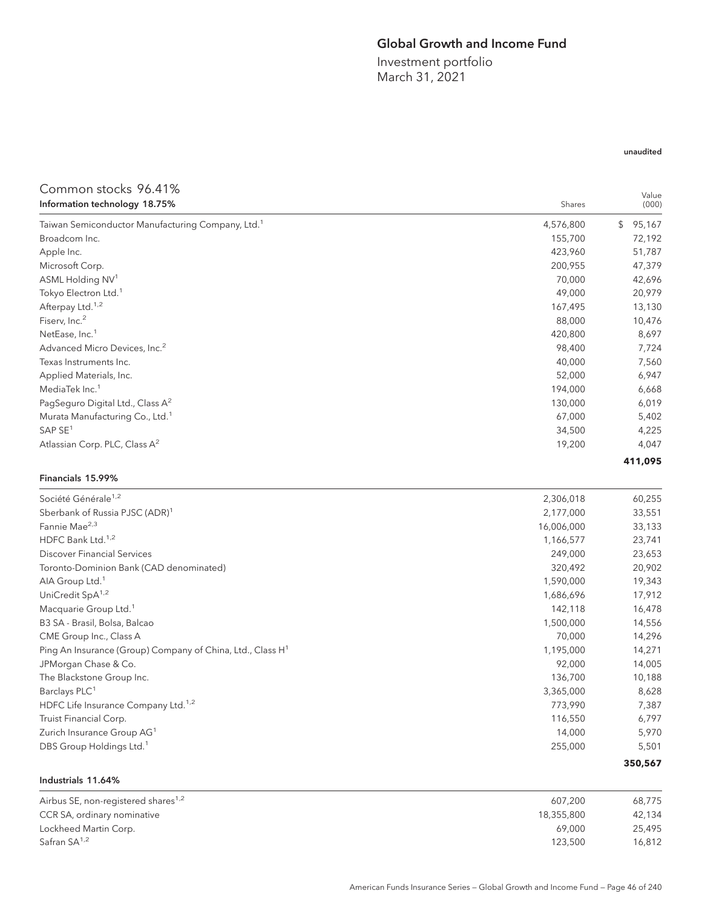# Global Growth and Income Fund

Investment portfolio
March 31, 2021

unaudited

## Common stocks 96.41%

| Information technology 18.75% | Shares | Value (000) |
|---|---|---|
| Taiwan Semiconductor Manufacturing Company, Ltd.[1] | 4,576,800 | $ 95,167 |
| Broadcom Inc. | 155,700 | 72,192 |
| Apple Inc. | 423,960 | 51,787 |
| Microsoft Corp. | 200,955 | 47,379 |
| ASML Holding NV[1] | 70,000 | 42,696 |
| Tokyo Electron Ltd.[1] | 49,000 | 20,979 |
| Afterpay Ltd.[1,2] | 167,495 | 13,130 |
| Fiserv, Inc.[2] | 88,000 | 10,476 |
| NetEase, Inc.[1] | 420,800 | 8,697 |
| Advanced Micro Devices, Inc.[2] | 98,400 | 7,724 |
| Texas Instruments Inc. | 40,000 | 7,560 |
| Applied Materials, Inc. | 52,000 | 6,947 |
| MediaTek Inc.[1] | 194,000 | 6,668 |
| PagSeguro Digital Ltd., Class A[2] | 130,000 | 6,019 |
| Murata Manufacturing Co., Ltd.[1] | 67,000 | 5,402 |
| SAP SE[1] | 34,500 | 4,225 |
| Atlassian Corp. PLC, Class A[2] | 19,200 | 4,047 |
| | | **411,095** |

| Financials 15.99% | Shares | Value (000) |
|---|---|---|
| Société Générale[1,2] | 2,306,018 | 60,255 |
| Sberbank of Russia PJSC (ADR)[1] | 2,177,000 | 33,551 |
| Fannie Mae[2,3] | 16,006,000 | 33,133 |
| HDFC Bank Ltd.[1,2] | 1,166,577 | 23,741 |
| Discover Financial Services | 249,000 | 23,653 |
| Toronto-Dominion Bank (CAD denominated) | 320,492 | 20,902 |
| AIA Group Ltd.[1] | 1,590,000 | 19,343 |
| UniCredit SpA[1,2] | 1,686,696 | 17,912 |
| Macquarie Group Ltd.[1] | 142,118 | 16,478 |
| B3 SA - Brasil, Bolsa, Balcao | 1,500,000 | 14,556 |
| CME Group Inc., Class A | 70,000 | 14,296 |
| Ping An Insurance (Group) Company of China, Ltd., Class H[1] | 1,195,000 | 14,271 |
| JPMorgan Chase & Co. | 92,000 | 14,005 |
| The Blackstone Group Inc. | 136,700 | 10,188 |
| Barclays PLC[1] | 3,365,000 | 8,628 |
| HDFC Life Insurance Company Ltd.[1,2] | 773,990 | 7,387 |
| Truist Financial Corp. | 116,550 | 6,797 |
| Zurich Insurance Group AG[1] | 14,000 | 5,970 |
| DBS Group Holdings Ltd.[1] | 255,000 | 5,501 |
| | | **350,567** |

| Industrials 11.64% | Shares | Value (000) |
|---|---|---|
| Airbus SE, non-registered shares[1,2] | 607,200 | 68,775 |
| CCR SA, ordinary nominative | 18,355,800 | 42,134 |
| Lockheed Martin Corp. | 69,000 | 25,495 |
| Safran SA[1,2] | 123,500 | 16,812 |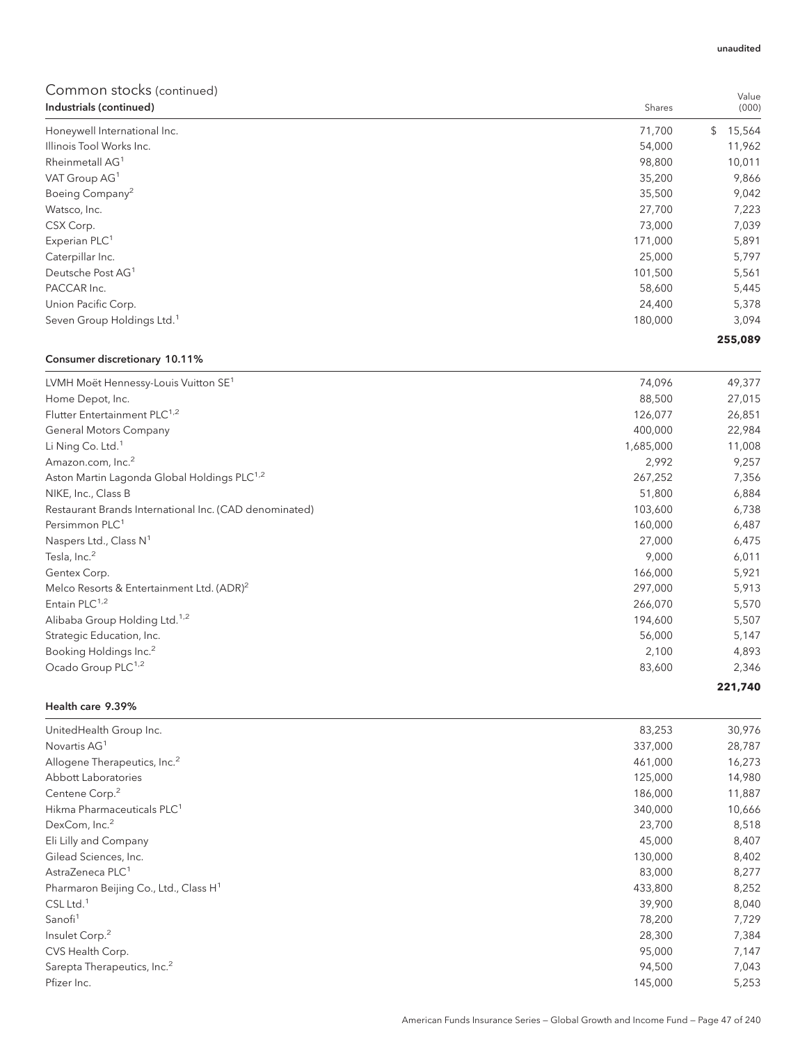unaudited

## Common stocks (continued)

| Industrials (continued) | Shares | Value (000) |
|---|---|---|
| Honeywell International Inc. | 71,700 | $ 15,564 |
| Illinois Tool Works Inc. | 54,000 | 11,962 |
| Rheinmetall AG[1] | 98,800 | 10,011 |
| VAT Group AG[1] | 35,200 | 9,866 |
| Boeing Company[2] | 35,500 | 9,042 |
| Watsco, Inc. | 27,700 | 7,223 |
| CSX Corp. | 73,000 | 7,039 |
| Experian PLC[1] | 171,000 | 5,891 |
| Caterpillar Inc. | 25,000 | 5,797 |
| Deutsche Post AG[1] | 101,500 | 5,561 |
| PACCAR Inc. | 58,600 | 5,445 |
| Union Pacific Corp. | 24,400 | 5,378 |
| Seven Group Holdings Ltd.[1] | 180,000 | 3,094 |
| | | **255,089** |

| Consumer discretionary 10.11% | | |
|---|---|---|
| LVMH Moët Hennessy-Louis Vuitton SE[1] | 74,096 | 49,377 |
| Home Depot, Inc. | 88,500 | 27,015 |
| Flutter Entertainment PLC[1,2] | 126,077 | 26,851 |
| General Motors Company | 400,000 | 22,984 |
| Li Ning Co. Ltd.[1] | 1,685,000 | 11,008 |
| Amazon.com, Inc.[2] | 2,992 | 9,257 |
| Aston Martin Lagonda Global Holdings PLC[1,2] | 267,252 | 7,356 |
| NIKE, Inc., Class B | 51,800 | 6,884 |
| Restaurant Brands International Inc. (CAD denominated) | 103,600 | 6,738 |
| Persimmon PLC[1] | 160,000 | 6,487 |
| Naspers Ltd., Class N[1] | 27,000 | 6,475 |
| Tesla, Inc.[2] | 9,000 | 6,011 |
| Gentex Corp. | 166,000 | 5,921 |
| Melco Resorts & Entertainment Ltd. (ADR)[2] | 297,000 | 5,913 |
| Entain PLC[1,2] | 266,070 | 5,570 |
| Alibaba Group Holding Ltd.[1,2] | 194,600 | 5,507 |
| Strategic Education, Inc. | 56,000 | 5,147 |
| Booking Holdings Inc.[2] | 2,100 | 4,893 |
| Ocado Group PLC[1,2] | 83,600 | 2,346 |
| | | **221,740** |

| Health care 9.39% | | |
|---|---|---|
| UnitedHealth Group Inc. | 83,253 | 30,976 |
| Novartis AG[1] | 337,000 | 28,787 |
| Allogene Therapeutics, Inc.[2] | 461,000 | 16,273 |
| Abbott Laboratories | 125,000 | 14,980 |
| Centene Corp.[2] | 186,000 | 11,887 |
| Hikma Pharmaceuticals PLC[1] | 340,000 | 10,666 |
| DexCom, Inc.[2] | 23,700 | 8,518 |
| Eli Lilly and Company | 45,000 | 8,407 |
| Gilead Sciences, Inc. | 130,000 | 8,402 |
| AstraZeneca PLC[1] | 83,000 | 8,277 |
| Pharmaron Beijing Co., Ltd., Class H[1] | 433,800 | 8,252 |
| CSL Ltd.[1] | 39,900 | 8,040 |
| Sanofi[1] | 78,200 | 7,729 |
| Insulet Corp.[2] | 28,300 | 7,384 |
| CVS Health Corp. | 95,000 | 7,147 |
| Sarepta Therapeutics, Inc.[2] | 94,500 | 7,043 |
| Pfizer Inc. | 145,000 | 5,253 |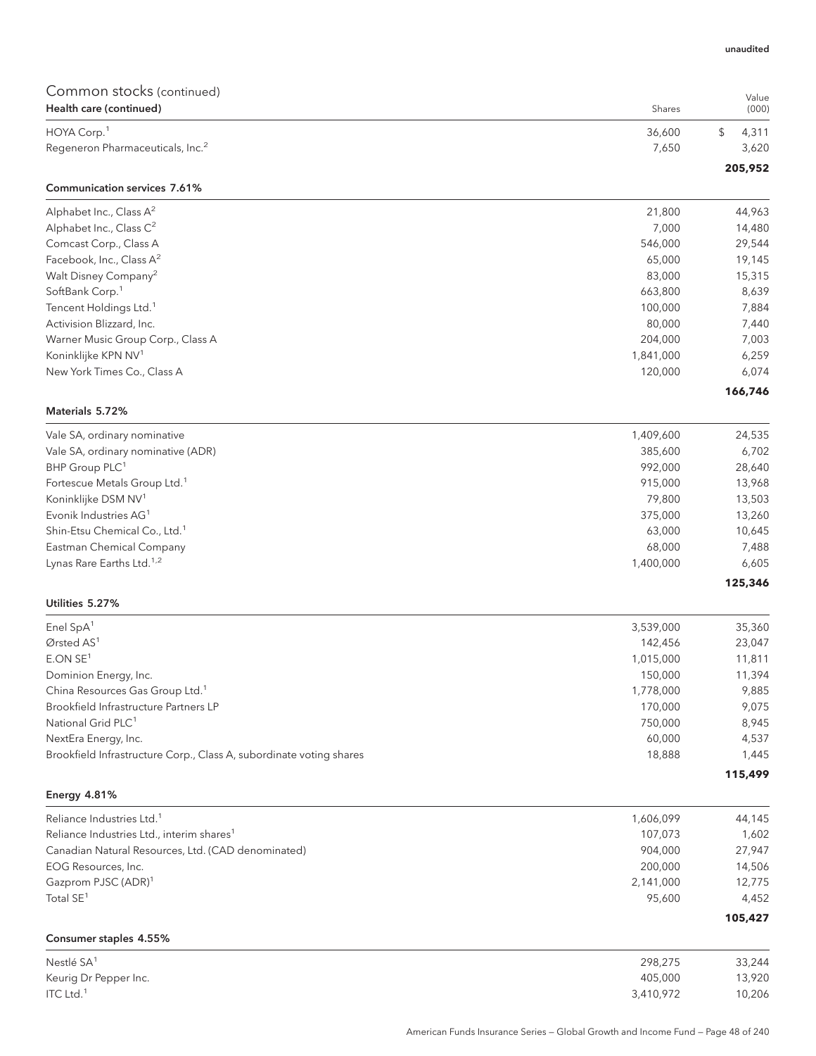unaudited

## Common stocks (continued)

| Health care (continued) | Shares | Value (000) |
|---|---|---|
| HOYA Corp.[1] | 36,600 | $ 4,311 |
| Regeneron Pharmaceuticals, Inc.[2] | 7,650 | 3,620 |
| | | **205,952** |
| **Communication services 7.61%** | | |
| Alphabet Inc., Class A[2] | 21,800 | 44,963 |
| Alphabet Inc., Class C[2] | 7,000 | 14,480 |
| Comcast Corp., Class A | 546,000 | 29,544 |
| Facebook, Inc., Class A[2] | 65,000 | 19,145 |
| Walt Disney Company[2] | 83,000 | 15,315 |
| SoftBank Corp.[1] | 663,800 | 8,639 |
| Tencent Holdings Ltd.[1] | 100,000 | 7,884 |
| Activision Blizzard, Inc. | 80,000 | 7,440 |
| Warner Music Group Corp., Class A | 204,000 | 7,003 |
| Koninklijke KPN NV[1] | 1,841,000 | 6,259 |
| New York Times Co., Class A | 120,000 | 6,074 |
| | | **166,746** |
| **Materials 5.72%** | | |
| Vale SA, ordinary nominative | 1,409,600 | 24,535 |
| Vale SA, ordinary nominative (ADR) | 385,600 | 6,702 |
| BHP Group PLC[1] | 992,000 | 28,640 |
| Fortescue Metals Group Ltd.[1] | 915,000 | 13,968 |
| Koninklijke DSM NV[1] | 79,800 | 13,503 |
| Evonik Industries AG[1] | 375,000 | 13,260 |
| Shin-Etsu Chemical Co., Ltd.[1] | 63,000 | 10,645 |
| Eastman Chemical Company | 68,000 | 7,488 |
| Lynas Rare Earths Ltd.[1,2] | 1,400,000 | 6,605 |
| | | **125,346** |
| **Utilities 5.27%** | | |
| Enel SpA[1] | 3,539,000 | 35,360 |
| Ørsted AS[1] | 142,456 | 23,047 |
| E.ON SE[1] | 1,015,000 | 11,811 |
| Dominion Energy, Inc. | 150,000 | 11,394 |
| China Resources Gas Group Ltd.[1] | 1,778,000 | 9,885 |
| Brookfield Infrastructure Partners LP | 170,000 | 9,075 |
| National Grid PLC[1] | 750,000 | 8,945 |
| NextEra Energy, Inc. | 60,000 | 4,537 |
| Brookfield Infrastructure Corp., Class A, subordinate voting shares | 18,888 | 1,445 |
| | | **115,499** |
| **Energy 4.81%** | | |
| Reliance Industries Ltd.[1] | 1,606,099 | 44,145 |
| Reliance Industries Ltd., interim shares[1] | 107,073 | 1,602 |
| Canadian Natural Resources, Ltd. (CAD denominated) | 904,000 | 27,947 |
| EOG Resources, Inc. | 200,000 | 14,506 |
| Gazprom PJSC (ADR)[1] | 2,141,000 | 12,775 |
| Total SE[1] | 95,600 | 4,452 |
| | | **105,427** |
| **Consumer staples 4.55%** | | |
| Nestlé SA[1] | 298,275 | 33,244 |
| Keurig Dr Pepper Inc. | 405,000 | 13,920 |
| ITC Ltd.[1] | 3,410,972 | 10,206 |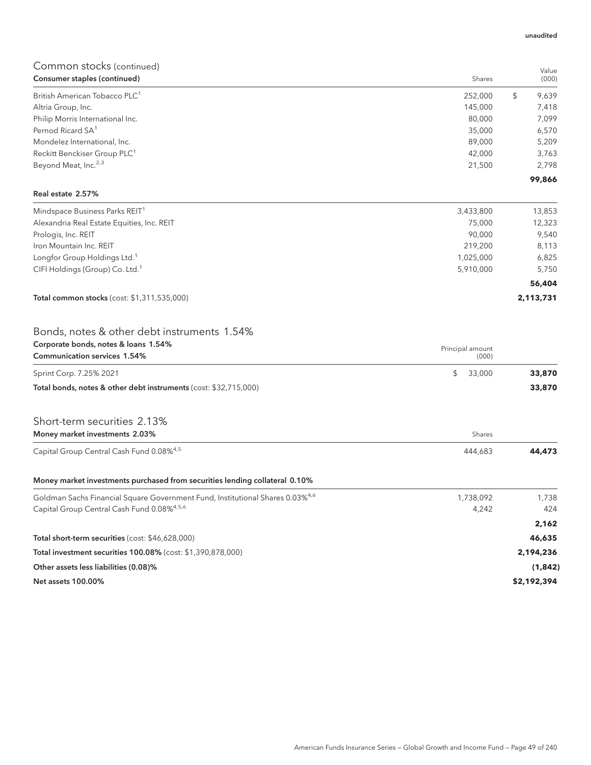unaudited

## Common stocks (continued)

| Consumer staples (continued) | Shares | Value (000) |
|---|---|---|
| British American Tobacco PLC[1] | 252,000 | $ 9,639 |
| Altria Group, Inc. | 145,000 | 7,418 |
| Philip Morris International Inc. | 80,000 | 7,099 |
| Pernod Ricard SA[1] | 35,000 | 6,570 |
| Mondelez International, Inc. | 89,000 | 5,209 |
| Reckitt Benckiser Group PLC[1] | 42,000 | 3,763 |
| Beyond Meat, Inc.[2,3] | 21,500 | 2,798 |
| | | **99,866** |
| **Real estate 2.57%** | | |
| Mindspace Business Parks REIT[1] | 3,433,800 | 13,853 |
| Alexandria Real Estate Equities, Inc. REIT | 75,000 | 12,323 |
| Prologis, Inc. REIT | 90,000 | 9,540 |
| Iron Mountain Inc. REIT | 219,200 | 8,113 |
| Longfor Group Holdings Ltd.[1] | 1,025,000 | 6,825 |
| CIFI Holdings (Group) Co. Ltd.[1] | 5,910,000 | 5,750 |
| | | **56,404** |
| **Total common stocks** (cost: $1,311,535,000) | | **2,113,731** |

## Bonds, notes & other debt instruments 1.54%

| Corporate bonds, notes & loans 1.54%<br>Communication services 1.54% | Principal amount (000) | |
|---|---|---|
| Sprint Corp. 7.25% 2021 | $ 33,000 | **33,870** |
| **Total bonds, notes & other debt instruments** (cost: $32,715,000) | | **33,870** |

## Short-term securities 2.13%

| Money market investments 2.03% | Shares | |
|---|---|---|
| Capital Group Central Cash Fund 0.08%[4,5] | 444,683 | **44,473** |
| **Money market investments purchased from securities lending collateral 0.10%** | | |
| Goldman Sachs Financial Square Government Fund, Institutional Shares 0.03%[4,6] | 1,738,092 | 1,738 |
| Capital Group Central Cash Fund 0.08%[4,5,6] | 4,242 | 424 |
| | | **2,162** |
| **Total short-term securities** (cost: $46,628,000) | | **46,635** |
| **Total investment securities 100.08%** (cost: $1,390,878,000) | | **2,194,236** |
| **Other assets less liabilities (0.08)%** | | **(1,842)** |
| **Net assets 100.00%** | | **$2,192,394** |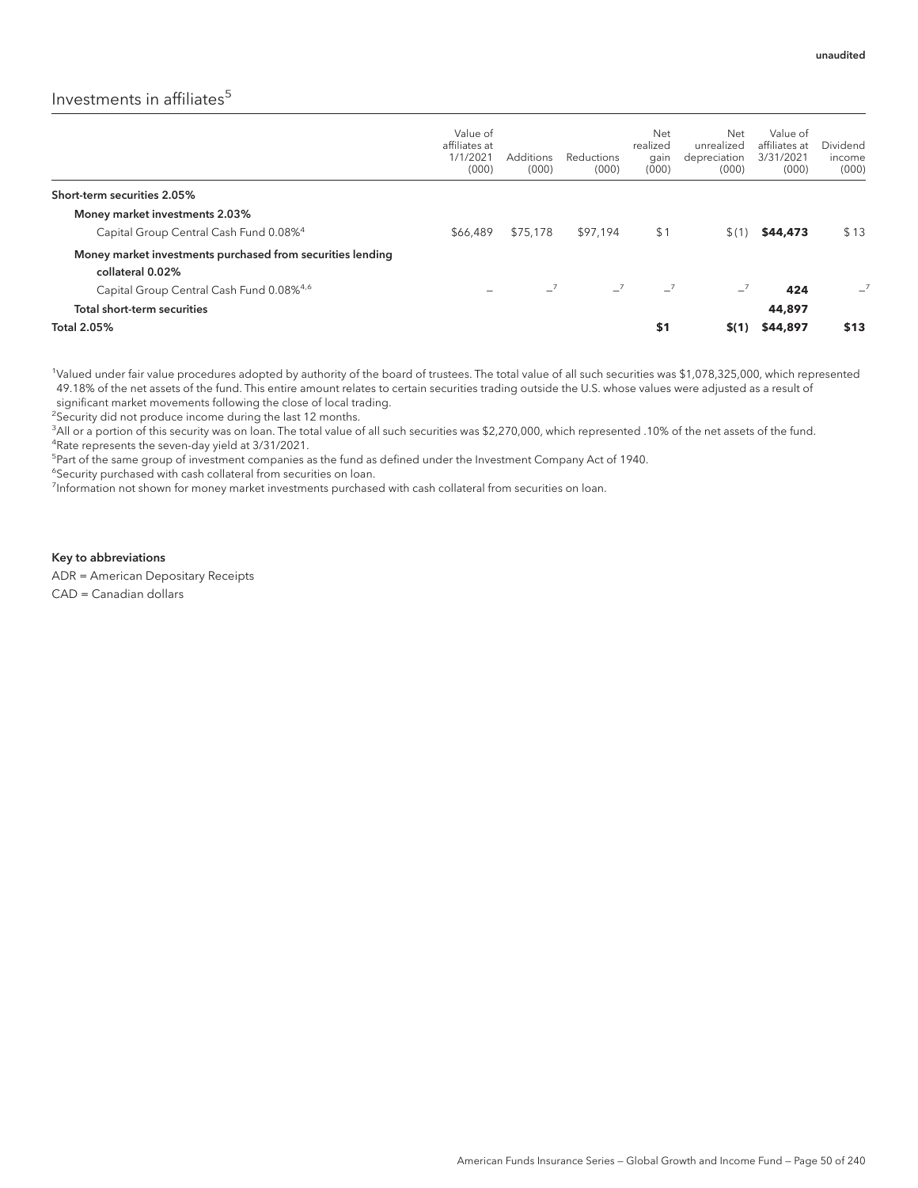unaudited

## Investments in affiliates[5]

| | Value of affiliates at 1/1/2021 (000) | Additions (000) | Reductions (000) | Net realized gain (000) | Net unrealized depreciation (000) | Value of affiliates at 3/31/2021 (000) | Dividend income (000) |
|---|---|---|---|---|---|---|---|
| **Short-term securities 2.05%** | | | | | | | |
| **Money market investments 2.03%** | | | | | | | |
| Capital Group Central Cash Fund 0.08%[4] | $66,489 | $75,178 | $97,194 | $1 | $(1) | **$44,473** | $13 |
| **Money market investments purchased from securities lending collateral 0.02%** | | | | | | | |
| Capital Group Central Cash Fund 0.08%[4,6] | – | –[7] | –[7] | –[7] | –[7] | **424** | –[7] |
| **Total short-term securities** | | | | | | **44,897** | |
| **Total 2.05%** | | | | **$1** | **$(1)** | **$44,897** | **$13** |

[1]Valued under fair value procedures adopted by authority of the board of trustees. The total value of all such securities was $1,078,325,000, which represented 49.18% of the net assets of the fund. This entire amount relates to certain securities trading outside the U.S. whose values were adjusted as a result of significant market movements following the close of local trading.
[2]Security did not produce income during the last 12 months.
[3]All or a portion of this security was on loan. The total value of all such securities was $2,270,000, which represented .10% of the net assets of the fund.
[4]Rate represents the seven-day yield at 3/31/2021.
[5]Part of the same group of investment companies as the fund as defined under the Investment Company Act of 1940.
[6]Security purchased with cash collateral from securities on loan.
[7]Information not shown for money market investments purchased with cash collateral from securities on loan.

**Key to abbreviations**

ADR = American Depositary Receipts
CAD = Canadian dollars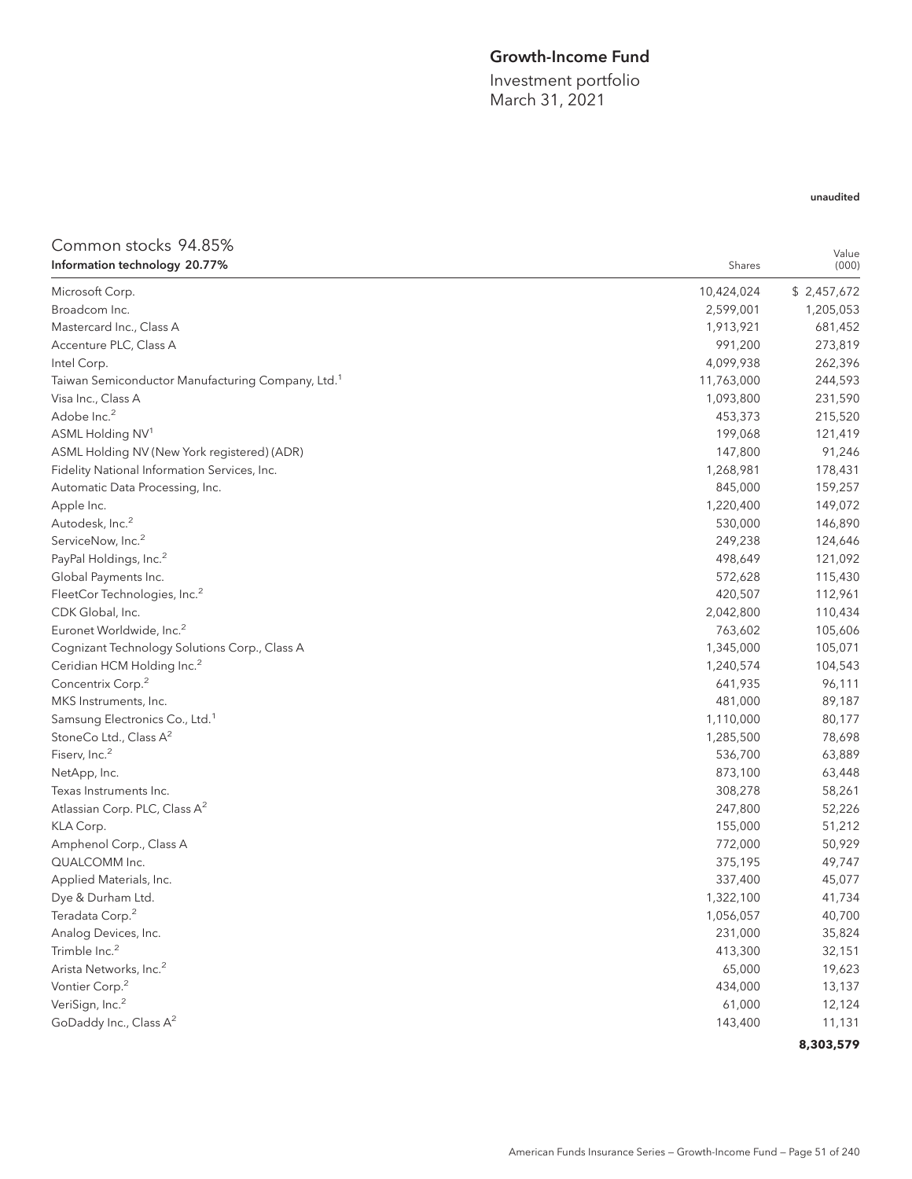# Growth-Income Fund

Investment portfolio
March 31, 2021

unaudited

## Common stocks 94.85%

| Information technology 20.77% | Shares | Value (000) |
|---|---|---|
| Microsoft Corp. | 10,424,024 | $ 2,457,672 |
| Broadcom Inc. | 2,599,001 | 1,205,053 |
| Mastercard Inc., Class A | 1,913,921 | 681,452 |
| Accenture PLC, Class A | 991,200 | 273,819 |
| Intel Corp. | 4,099,938 | 262,396 |
| Taiwan Semiconductor Manufacturing Company, Ltd.[1] | 11,763,000 | 244,593 |
| Visa Inc., Class A | 1,093,800 | 231,590 |
| Adobe Inc.[2] | 453,373 | 215,520 |
| ASML Holding NV[1] | 199,068 | 121,419 |
| ASML Holding NV (New York registered) (ADR) | 147,800 | 91,246 |
| Fidelity National Information Services, Inc. | 1,268,981 | 178,431 |
| Automatic Data Processing, Inc. | 845,000 | 159,257 |
| Apple Inc. | 1,220,400 | 149,072 |
| Autodesk, Inc.[2] | 530,000 | 146,890 |
| ServiceNow, Inc.[2] | 249,238 | 124,646 |
| PayPal Holdings, Inc.[2] | 498,649 | 121,092 |
| Global Payments Inc. | 572,628 | 115,430 |
| FleetCor Technologies, Inc.[2] | 420,507 | 112,961 |
| CDK Global, Inc. | 2,042,800 | 110,434 |
| Euronet Worldwide, Inc.[2] | 763,602 | 105,606 |
| Cognizant Technology Solutions Corp., Class A | 1,345,000 | 105,071 |
| Ceridian HCM Holding Inc.[2] | 1,240,574 | 104,543 |
| Concentrix Corp.[2] | 641,935 | 96,111 |
| MKS Instruments, Inc. | 481,000 | 89,187 |
| Samsung Electronics Co., Ltd.[1] | 1,110,000 | 80,177 |
| StoneCo Ltd., Class A[2] | 1,285,500 | 78,698 |
| Fiserv, Inc.[2] | 536,700 | 63,889 |
| NetApp, Inc. | 873,100 | 63,448 |
| Texas Instruments Inc. | 308,278 | 58,261 |
| Atlassian Corp. PLC, Class A[2] | 247,800 | 52,226 |
| KLA Corp. | 155,000 | 51,212 |
| Amphenol Corp., Class A | 772,000 | 50,929 |
| QUALCOMM Inc. | 375,195 | 49,747 |
| Applied Materials, Inc. | 337,400 | 45,077 |
| Dye & Durham Ltd. | 1,322,100 | 41,734 |
| Teradata Corp.[2] | 1,056,057 | 40,700 |
| Analog Devices, Inc. | 231,000 | 35,824 |
| Trimble Inc.[2] | 413,300 | 32,151 |
| Arista Networks, Inc.[2] | 65,000 | 19,623 |
| Vontier Corp.[2] | 434,000 | 13,137 |
| VeriSign, Inc.[2] | 61,000 | 12,124 |
| GoDaddy Inc., Class A[2] | 143,400 | 11,131 |
| | | **8,303,579** |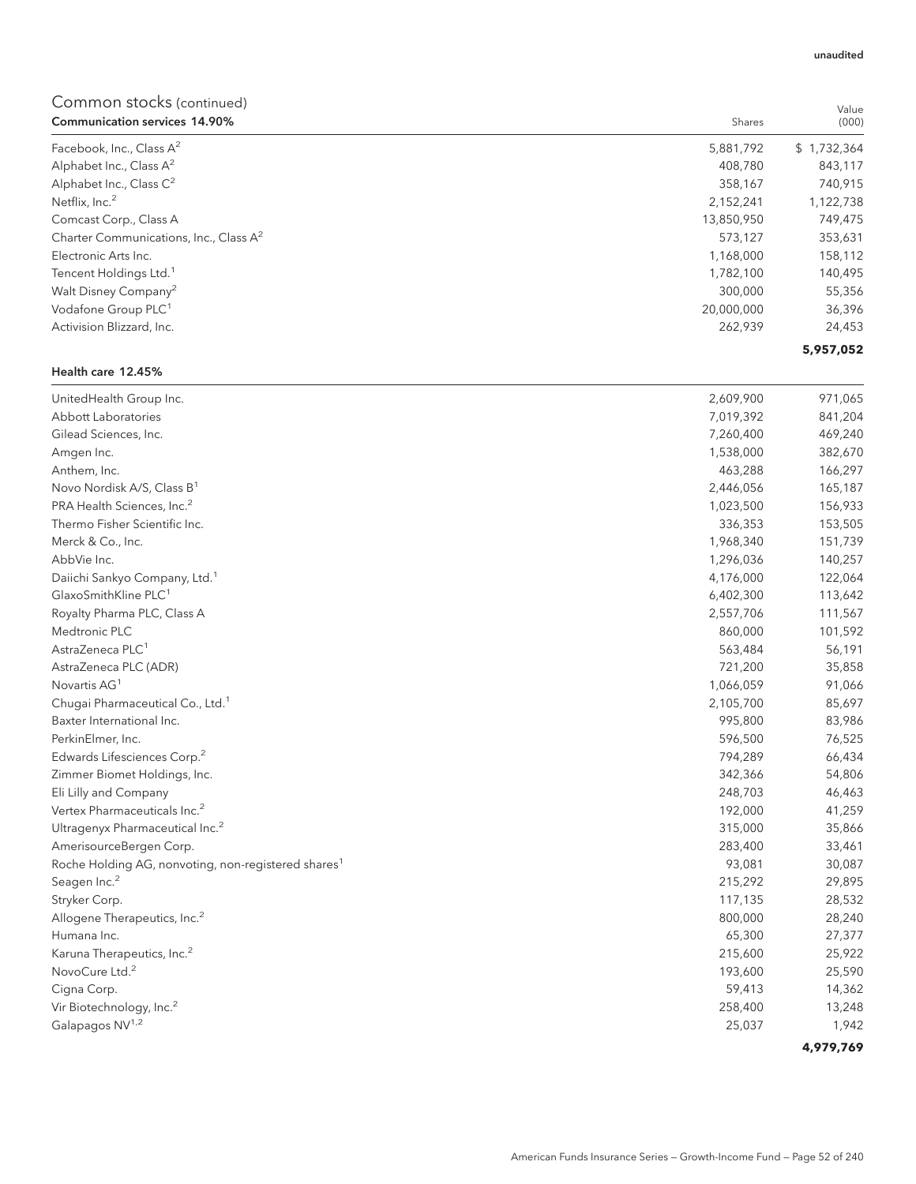unaudited

## Common stocks (continued)

| Communication services 14.90% | Shares | Value (000) |
|---|---|---|
| Facebook, Inc., Class A[2] | 5,881,792 | $ 1,732,364 |
| Alphabet Inc., Class A[2] | 408,780 | 843,117 |
| Alphabet Inc., Class C[2] | 358,167 | 740,915 |
| Netflix, Inc.[2] | 2,152,241 | 1,122,738 |
| Comcast Corp., Class A | 13,850,950 | 749,475 |
| Charter Communications, Inc., Class A[2] | 573,127 | 353,631 |
| Electronic Arts Inc. | 1,168,000 | 158,112 |
| Tencent Holdings Ltd.[1] | 1,782,100 | 140,495 |
| Walt Disney Company[2] | 300,000 | 55,356 |
| Vodafone Group PLC[1] | 20,000,000 | 36,396 |
| Activision Blizzard, Inc. | 262,939 | 24,453 |
| | | **5,957,052** |

| Health care 12.45% | Shares | Value (000) |
|---|---|---|
| UnitedHealth Group Inc. | 2,609,900 | 971,065 |
| Abbott Laboratories | 7,019,392 | 841,204 |
| Gilead Sciences, Inc. | 7,260,400 | 469,240 |
| Amgen Inc. | 1,538,000 | 382,670 |
| Anthem, Inc. | 463,288 | 166,297 |
| Novo Nordisk A/S, Class B[1] | 2,446,056 | 165,187 |
| PRA Health Sciences, Inc.[2] | 1,023,500 | 156,933 |
| Thermo Fisher Scientific Inc. | 336,353 | 153,505 |
| Merck & Co., Inc. | 1,968,340 | 151,739 |
| AbbVie Inc. | 1,296,036 | 140,257 |
| Daiichi Sankyo Company, Ltd.[1] | 4,176,000 | 122,064 |
| GlaxoSmithKline PLC[1] | 6,402,300 | 113,642 |
| Royalty Pharma PLC, Class A | 2,557,706 | 111,567 |
| Medtronic PLC | 860,000 | 101,592 |
| AstraZeneca PLC[1] | 563,484 | 56,191 |
| AstraZeneca PLC (ADR) | 721,200 | 35,858 |
| Novartis AG[1] | 1,066,059 | 91,066 |
| Chugai Pharmaceutical Co., Ltd.[1] | 2,105,700 | 85,697 |
| Baxter International Inc. | 995,800 | 83,986 |
| PerkinElmer, Inc. | 596,500 | 76,525 |
| Edwards Lifesciences Corp.[2] | 794,289 | 66,434 |
| Zimmer Biomet Holdings, Inc. | 342,366 | 54,806 |
| Eli Lilly and Company | 248,703 | 46,463 |
| Vertex Pharmaceuticals Inc.[2] | 192,000 | 41,259 |
| Ultragenyx Pharmaceutical Inc.[2] | 315,000 | 35,866 |
| AmerisourceBergen Corp. | 283,400 | 33,461 |
| Roche Holding AG, nonvoting, non-registered shares[1] | 93,081 | 30,087 |
| Seagen Inc.[2] | 215,292 | 29,895 |
| Stryker Corp. | 117,135 | 28,532 |
| Allogene Therapeutics, Inc.[2] | 800,000 | 28,240 |
| Humana Inc. | 65,300 | 27,377 |
| Karuna Therapeutics, Inc.[2] | 215,600 | 25,922 |
| NovoCure Ltd.[2] | 193,600 | 25,590 |
| Cigna Corp. | 59,413 | 14,362 |
| Vir Biotechnology, Inc.[2] | 258,400 | 13,248 |
| Galapagos NV[1,2] | 25,037 | 1,942 |
| | | **4,979,769** |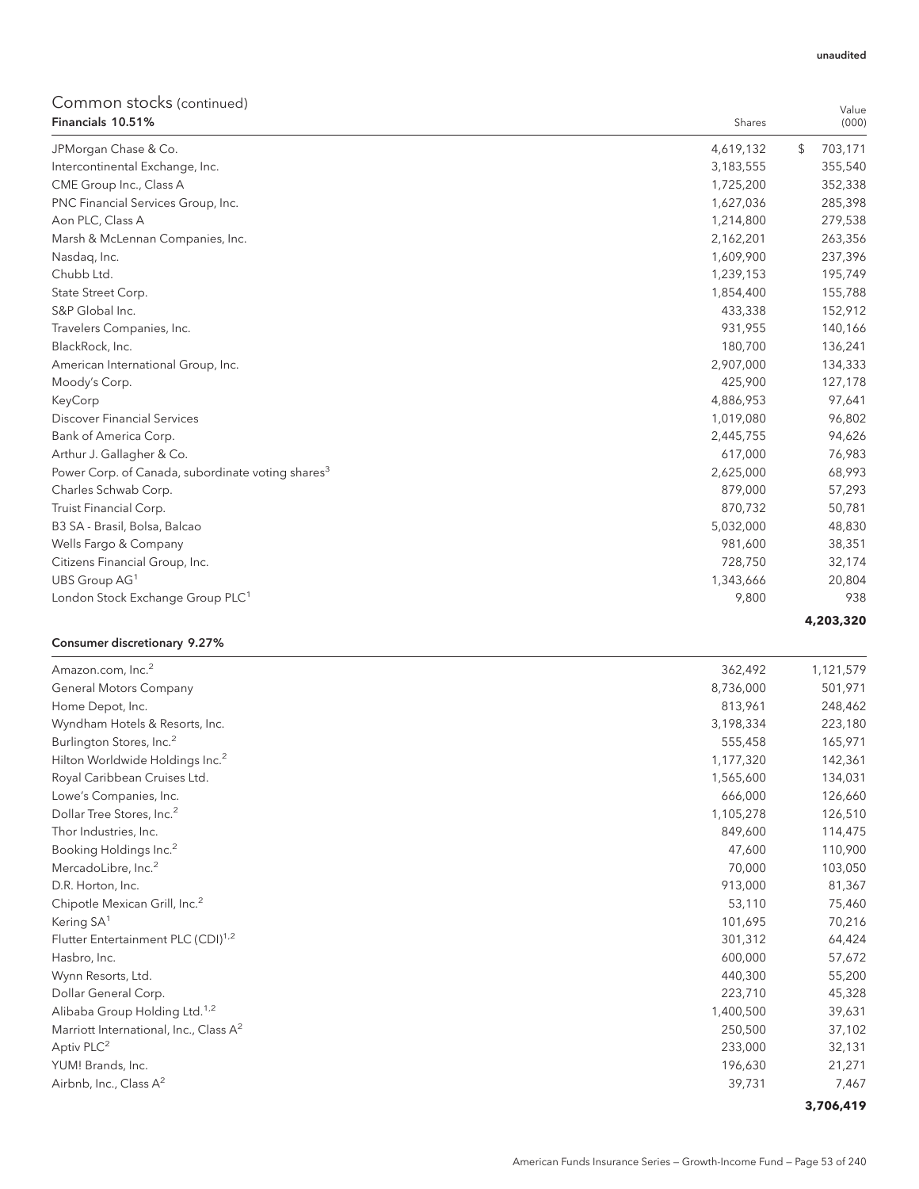unaudited

## Common stocks (continued)

| Financials 10.51% | Shares | Value (000) |
|---|---|---|
| JPMorgan Chase & Co. | 4,619,132 | $ 703,171 |
| Intercontinental Exchange, Inc. | 3,183,555 | 355,540 |
| CME Group Inc., Class A | 1,725,200 | 352,338 |
| PNC Financial Services Group, Inc. | 1,627,036 | 285,398 |
| Aon PLC, Class A | 1,214,800 | 279,538 |
| Marsh & McLennan Companies, Inc. | 2,162,201 | 263,356 |
| Nasdaq, Inc. | 1,609,900 | 237,396 |
| Chubb Ltd. | 1,239,153 | 195,749 |
| State Street Corp. | 1,854,400 | 155,788 |
| S&P Global Inc. | 433,338 | 152,912 |
| Travelers Companies, Inc. | 931,955 | 140,166 |
| BlackRock, Inc. | 180,700 | 136,241 |
| American International Group, Inc. | 2,907,000 | 134,333 |
| Moody's Corp. | 425,900 | 127,178 |
| KeyCorp | 4,886,953 | 97,641 |
| Discover Financial Services | 1,019,080 | 96,802 |
| Bank of America Corp. | 2,445,755 | 94,626 |
| Arthur J. Gallagher & Co. | 617,000 | 76,983 |
| Power Corp. of Canada, subordinate voting shares[3] | 2,625,000 | 68,993 |
| Charles Schwab Corp. | 879,000 | 57,293 |
| Truist Financial Corp. | 870,732 | 50,781 |
| B3 SA - Brasil, Bolsa, Balcao | 5,032,000 | 48,830 |
| Wells Fargo & Company | 981,600 | 38,351 |
| Citizens Financial Group, Inc. | 728,750 | 32,174 |
| UBS Group AG[1] | 1,343,666 | 20,804 |
| London Stock Exchange Group PLC[1] | 9,800 | 938 |
| | | **4,203,320** |

| Consumer discretionary 9.27% | Shares | Value (000) |
|---|---|---|
| Amazon.com, Inc.[2] | 362,492 | 1,121,579 |
| General Motors Company | 8,736,000 | 501,971 |
| Home Depot, Inc. | 813,961 | 248,462 |
| Wyndham Hotels & Resorts, Inc. | 3,198,334 | 223,180 |
| Burlington Stores, Inc.[2] | 555,458 | 165,971 |
| Hilton Worldwide Holdings Inc.[2] | 1,177,320 | 142,361 |
| Royal Caribbean Cruises Ltd. | 1,565,600 | 134,031 |
| Lowe's Companies, Inc. | 666,000 | 126,660 |
| Dollar Tree Stores, Inc.[2] | 1,105,278 | 126,510 |
| Thor Industries, Inc. | 849,600 | 114,475 |
| Booking Holdings Inc.[2] | 47,600 | 110,900 |
| MercadoLibre, Inc.[2] | 70,000 | 103,050 |
| D.R. Horton, Inc. | 913,000 | 81,367 |
| Chipotle Mexican Grill, Inc.[2] | 53,110 | 75,460 |
| Kering SA[1] | 101,695 | 70,216 |
| Flutter Entertainment PLC (CDI)[1,2] | 301,312 | 64,424 |
| Hasbro, Inc. | 600,000 | 57,672 |
| Wynn Resorts, Ltd. | 440,300 | 55,200 |
| Dollar General Corp. | 223,710 | 45,328 |
| Alibaba Group Holding Ltd.[1,2] | 1,400,500 | 39,631 |
| Marriott International, Inc., Class A[2] | 250,500 | 37,102 |
| Aptiv PLC[2] | 233,000 | 32,131 |
| YUM! Brands, Inc. | 196,630 | 21,271 |
| Airbnb, Inc., Class A[2] | 39,731 | 7,467 |
| | | **3,706,419** |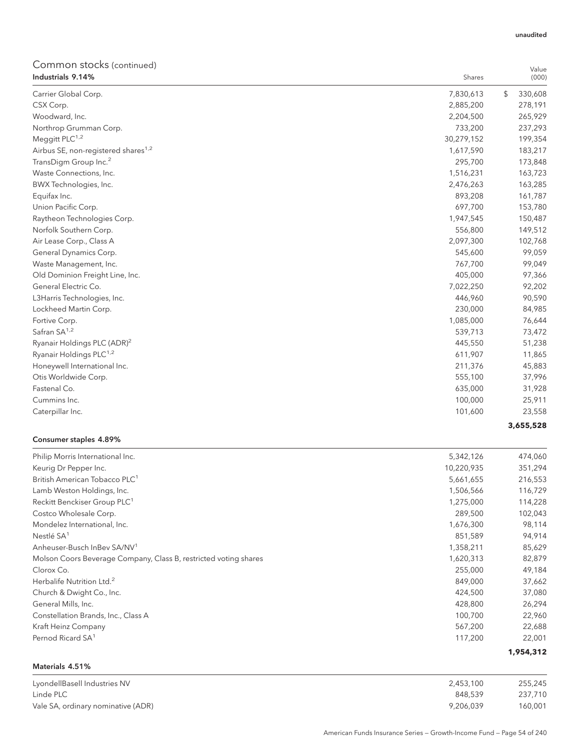unaudited

## Common stocks (continued)

| Industrials 9.14% | Shares | Value (000) |
|---|---|---|
| Carrier Global Corp. | 7,830,613 | $ 330,608 |
| CSX Corp. | 2,885,200 | 278,191 |
| Woodward, Inc. | 2,204,500 | 265,929 |
| Northrop Grumman Corp. | 733,200 | 237,293 |
| Meggitt PLC[1,2] | 30,279,152 | 199,354 |
| Airbus SE, non-registered shares[1,2] | 1,617,590 | 183,217 |
| TransDigm Group Inc.[2] | 295,700 | 173,848 |
| Waste Connections, Inc. | 1,516,231 | 163,723 |
| BWX Technologies, Inc. | 2,476,263 | 163,285 |
| Equifax Inc. | 893,208 | 161,787 |
| Union Pacific Corp. | 697,700 | 153,780 |
| Raytheon Technologies Corp. | 1,947,545 | 150,487 |
| Norfolk Southern Corp. | 556,800 | 149,512 |
| Air Lease Corp., Class A | 2,097,300 | 102,768 |
| General Dynamics Corp. | 545,600 | 99,059 |
| Waste Management, Inc. | 767,700 | 99,049 |
| Old Dominion Freight Line, Inc. | 405,000 | 97,366 |
| General Electric Co. | 7,022,250 | 92,202 |
| L3Harris Technologies, Inc. | 446,960 | 90,590 |
| Lockheed Martin Corp. | 230,000 | 84,985 |
| Fortive Corp. | 1,085,000 | 76,644 |
| Safran SA[1,2] | 539,713 | 73,472 |
| Ryanair Holdings PLC (ADR)[2] | 445,550 | 51,238 |
| Ryanair Holdings PLC[1,2] | 611,907 | 11,865 |
| Honeywell International Inc. | 211,376 | 45,883 |
| Otis Worldwide Corp. | 555,100 | 37,996 |
| Fastenal Co. | 635,000 | 31,928 |
| Cummins Inc. | 100,000 | 25,911 |
| Caterpillar Inc. | 101,600 | 23,558 |
| | | **3,655,528** |

| Consumer staples 4.89% | | |
|---|---|---|
| Philip Morris International Inc. | 5,342,126 | 474,060 |
| Keurig Dr Pepper Inc. | 10,220,935 | 351,294 |
| British American Tobacco PLC[1] | 5,661,655 | 216,553 |
| Lamb Weston Holdings, Inc. | 1,506,566 | 116,729 |
| Reckitt Benckiser Group PLC[1] | 1,275,000 | 114,228 |
| Costco Wholesale Corp. | 289,500 | 102,043 |
| Mondelez International, Inc. | 1,676,300 | 98,114 |
| Nestlé SA[1] | 851,589 | 94,914 |
| Anheuser-Busch InBev SA/NV[1] | 1,358,211 | 85,629 |
| Molson Coors Beverage Company, Class B, restricted voting shares | 1,620,313 | 82,879 |
| Clorox Co. | 255,000 | 49,184 |
| Herbalife Nutrition Ltd.[2] | 849,000 | 37,662 |
| Church & Dwight Co., Inc. | 424,500 | 37,080 |
| General Mills, Inc. | 428,800 | 26,294 |
| Constellation Brands, Inc., Class A | 100,700 | 22,960 |
| Kraft Heinz Company | 567,200 | 22,688 |
| Pernod Ricard SA[1] | 117,200 | 22,001 |
| | | **1,954,312** |

| Materials 4.51% | | |
|---|---|---|
| LyondellBasell Industries NV | 2,453,100 | 255,245 |
| Linde PLC | 848,539 | 237,710 |
| Vale SA, ordinary nominative (ADR) | 9,206,039 | 160,001 |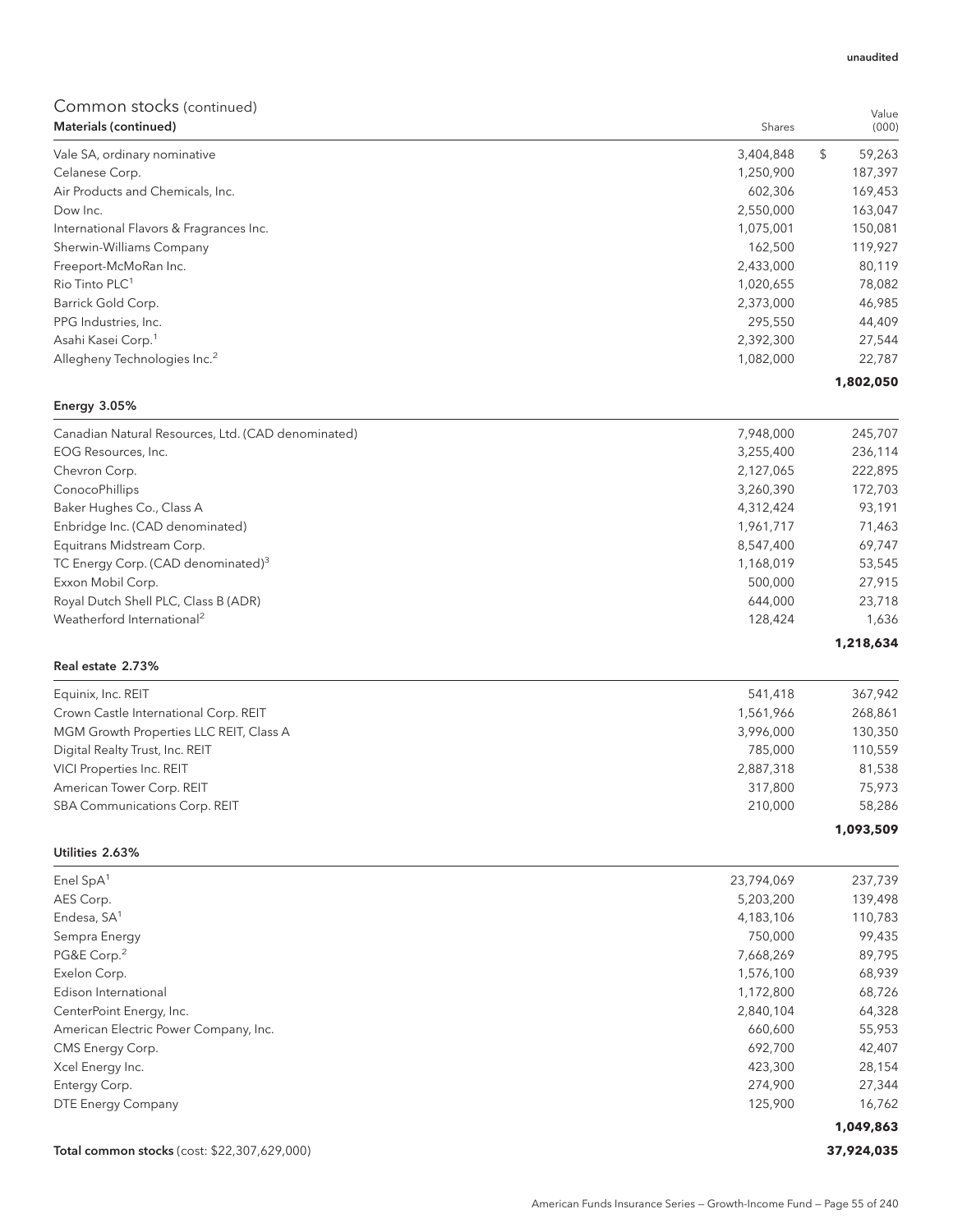unaudited

## Common stocks (continued)

| Materials (continued) | Shares | Value (000) |
|---|---|---|
| Vale SA, ordinary nominative | 3,404,848 | $ 59,263 |
| Celanese Corp. | 1,250,900 | 187,397 |
| Air Products and Chemicals, Inc. | 602,306 | 169,453 |
| Dow Inc. | 2,550,000 | 163,047 |
| International Flavors & Fragrances Inc. | 1,075,001 | 150,081 |
| Sherwin-Williams Company | 162,500 | 119,927 |
| Freeport-McMoRan Inc. | 2,433,000 | 80,119 |
| Rio Tinto PLC[1] | 1,020,655 | 78,082 |
| Barrick Gold Corp. | 2,373,000 | 46,985 |
| PPG Industries, Inc. | 295,550 | 44,409 |
| Asahi Kasei Corp.[1] | 2,392,300 | 27,544 |
| Allegheny Technologies Inc.[2] | 1,082,000 | 22,787 |
| | | **1,802,050** |

| Energy 3.05% | | |
|---|---|---|
| Canadian Natural Resources, Ltd. (CAD denominated) | 7,948,000 | 245,707 |
| EOG Resources, Inc. | 3,255,400 | 236,114 |
| Chevron Corp. | 2,127,065 | 222,895 |
| ConocoPhillips | 3,260,390 | 172,703 |
| Baker Hughes Co., Class A | 4,312,424 | 93,191 |
| Enbridge Inc. (CAD denominated) | 1,961,717 | 71,463 |
| Equitrans Midstream Corp. | 8,547,400 | 69,747 |
| TC Energy Corp. (CAD denominated)[3] | 1,168,019 | 53,545 |
| Exxon Mobil Corp. | 500,000 | 27,915 |
| Royal Dutch Shell PLC, Class B (ADR) | 644,000 | 23,718 |
| Weatherford International[2] | 128,424 | 1,636 |
| | | **1,218,634** |

| Real estate 2.73% | | |
|---|---|---|
| Equinix, Inc. REIT | 541,418 | 367,942 |
| Crown Castle International Corp. REIT | 1,561,966 | 268,861 |
| MGM Growth Properties LLC REIT, Class A | 3,996,000 | 130,350 |
| Digital Realty Trust, Inc. REIT | 785,000 | 110,559 |
| VICI Properties Inc. REIT | 2,887,318 | 81,538 |
| American Tower Corp. REIT | 317,800 | 75,973 |
| SBA Communications Corp. REIT | 210,000 | 58,286 |
| | | **1,093,509** |

| Utilities 2.63% | | |
|---|---|---|
| Enel SpA[1] | 23,794,069 | 237,739 |
| AES Corp. | 5,203,200 | 139,498 |
| Endesa, SA[1] | 4,183,106 | 110,783 |
| Sempra Energy | 750,000 | 99,435 |
| PG&E Corp.[2] | 7,668,269 | 89,795 |
| Exelon Corp. | 1,576,100 | 68,939 |
| Edison International | 1,172,800 | 68,726 |
| CenterPoint Energy, Inc. | 2,840,104 | 64,328 |
| American Electric Power Company, Inc. | 660,600 | 55,953 |
| CMS Energy Corp. | 692,700 | 42,407 |
| Xcel Energy Inc. | 423,300 | 28,154 |
| Entergy Corp. | 274,900 | 27,344 |
| DTE Energy Company | 125,900 | 16,762 |
| | | **1,049,863** |

| | | |
|---|---|---|
| **Total common stocks** (cost: $22,307,629,000) | | **37,924,035** |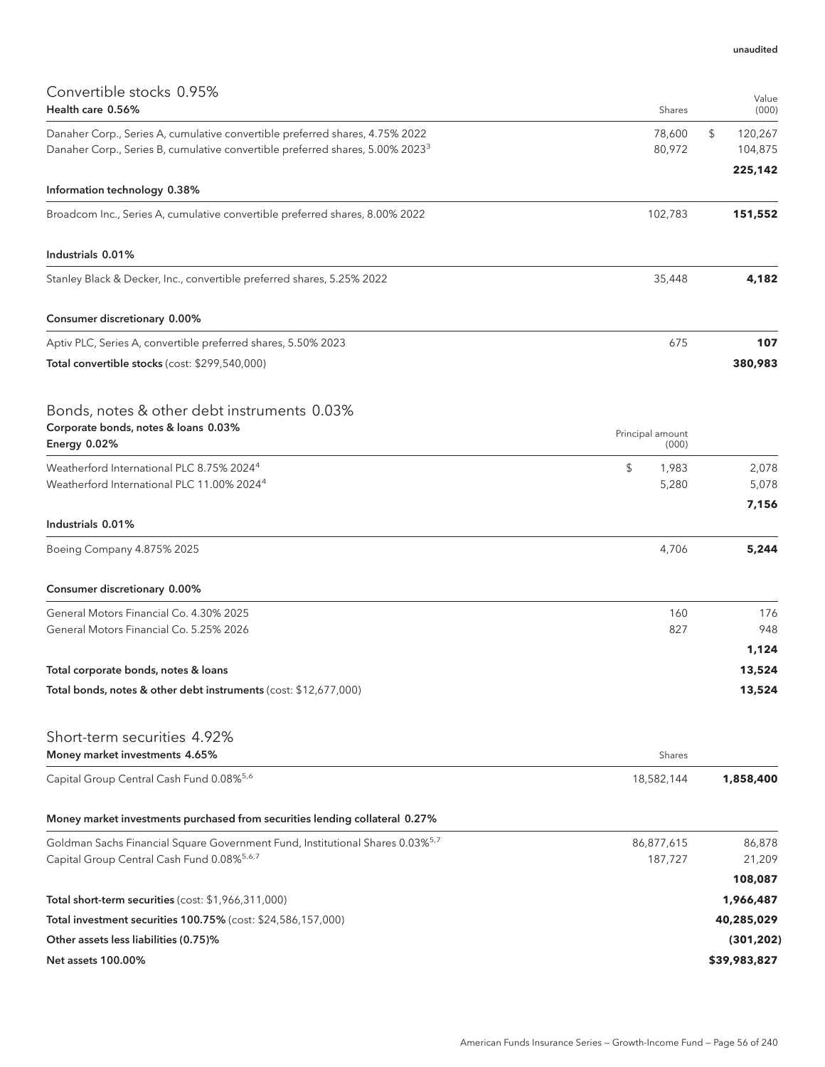unaudited

## Convertible stocks 0.95%

| Health care 0.56% | Shares | Value (000) |
|---|---|---|
| Danaher Corp., Series A, cumulative convertible preferred shares, 4.75% 2022 | 78,600 | $ 120,267 |
| Danaher Corp., Series B, cumulative convertible preferred shares, 5.00% 2023[3] | 80,972 | 104,875 |
| | | **225,142** |
| **Information technology 0.38%** | | |
| Broadcom Inc., Series A, cumulative convertible preferred shares, 8.00% 2022 | 102,783 | **151,552** |
| **Industrials 0.01%** | | |
| Stanley Black & Decker, Inc., convertible preferred shares, 5.25% 2022 | 35,448 | **4,182** |
| **Consumer discretionary 0.00%** | | |
| Aptiv PLC, Series A, convertible preferred shares, 5.50% 2023 | 675 | **107** |
| **Total convertible stocks** (cost: $299,540,000) | | **380,983** |

## Bonds, notes & other debt instruments 0.03%

| Corporate bonds, notes & loans 0.03%<br>Energy 0.02% | Principal amount (000) | |
|---|---|---|
| Weatherford International PLC 8.75% 2024[4] | $ 1,983 | 2,078 |
| Weatherford International PLC 11.00% 2024[4] | 5,280 | 5,078 |
| | | **7,156** |
| **Industrials 0.01%** | | |
| Boeing Company 4.875% 2025 | 4,706 | **5,244** |
| **Consumer discretionary 0.00%** | | |
| General Motors Financial Co. 4.30% 2025 | 160 | 176 |
| General Motors Financial Co. 5.25% 2026 | 827 | 948 |
| | | **1,124** |
| **Total corporate bonds, notes & loans** | | **13,524** |
| **Total bonds, notes & other debt instruments** (cost: $12,677,000) | | **13,524** |

## Short-term securities 4.92%

| Money market investments 4.65% | Shares | |
|---|---|---|
| Capital Group Central Cash Fund 0.08%[5,6] | 18,582,144 | **1,858,400** |
| **Money market investments purchased from securities lending collateral 0.27%** | | |
| Goldman Sachs Financial Square Government Fund, Institutional Shares 0.03%[5,7] | 86,877,615 | 86,878 |
| Capital Group Central Cash Fund 0.08%[5,6,7] | 187,727 | 21,209 |
| | | **108,087** |
| **Total short-term securities** (cost: $1,966,311,000) | | **1,966,487** |
| **Total investment securities 100.75%** (cost: $24,586,157,000) | | **40,285,029** |
| **Other assets less liabilities (0.75)%** | | **(301,202)** |
| **Net assets 100.00%** | | **$39,983,827** |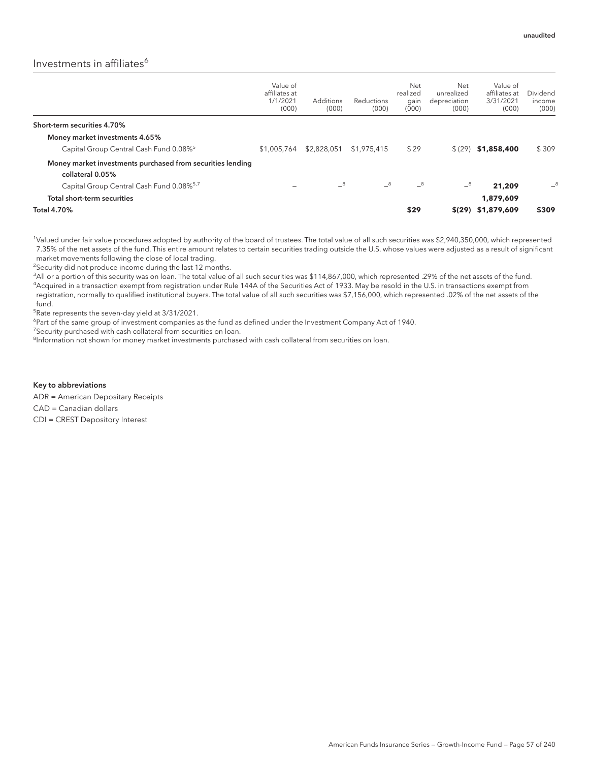unaudited

## Investments in affiliates[6]

| | Value of affiliates at 1/1/2021 (000) | Additions (000) | Reductions (000) | Net realized gain (000) | Net unrealized depreciation (000) | Value of affiliates at 3/31/2021 (000) | Dividend income (000) |
|---|---|---|---|---|---|---|---|
| **Short-term securities 4.70%** | | | | | | | |
| **Money market investments 4.65%** | | | | | | | |
| Capital Group Central Cash Fund 0.08%[5] | $1,005,764 | $2,828,051 | $1,975,415 | $29 | $(29) | **$1,858,400** | $309 |
| **Money market investments purchased from securities lending collateral 0.05%** | | | | | | | |
| Capital Group Central Cash Fund 0.08%[5,7] | – | –[8] | –[8] | –[8] | –[8] | **21,209** | –[8] |
| **Total short-term securities** | | | | | | **1,879,609** | |
| **Total 4.70%** | | | | **$29** | **$(29)** | **$1,879,609** | **$309** |

[1]Valued under fair value procedures adopted by authority of the board of trustees. The total value of all such securities was $2,940,350,000, which represented 7.35% of the net assets of the fund. This entire amount relates to certain securities trading outside the U.S. whose values were adjusted as a result of significant market movements following the close of local trading.

[2]Security did not produce income during the last 12 months.

[3]All or a portion of this security was on loan. The total value of all such securities was $114,867,000, which represented .29% of the net assets of the fund.

[4]Acquired in a transaction exempt from registration under Rule 144A of the Securities Act of 1933. May be resold in the U.S. in transactions exempt from registration, normally to qualified institutional buyers. The total value of all such securities was $7,156,000, which represented .02% of the net assets of the fund.

[5]Rate represents the seven-day yield at 3/31/2021.

[6]Part of the same group of investment companies as the fund as defined under the Investment Company Act of 1940.

[7]Security purchased with cash collateral from securities on loan.

[8]Information not shown for money market investments purchased with cash collateral from securities on loan.

**Key to abbreviations**

ADR = American Depositary Receipts

CAD = Canadian dollars

CDI = CREST Depository Interest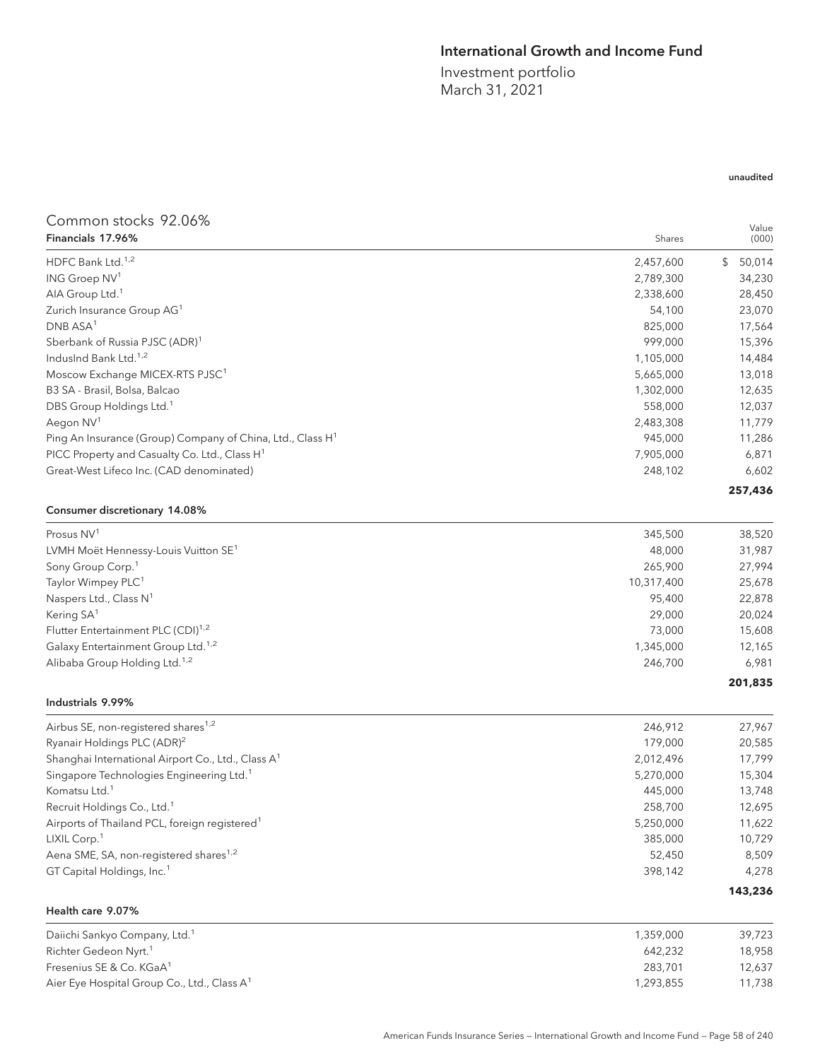# International Growth and Income Fund

Investment portfolio
March 31, 2021

unaudited

## Common stocks 92.06%

| Financials 17.96% | Shares | Value (000) |
|---|---|---|
| HDFC Bank Ltd.[1,2] | 2,457,600 | $ 50,014 |
| ING Groep NV[1] | 2,789,300 | 34,230 |
| AIA Group Ltd.[1] | 2,338,600 | 28,450 |
| Zurich Insurance Group AG[1] | 54,100 | 23,070 |
| DNB ASA[1] | 825,000 | 17,564 |
| Sberbank of Russia PJSC (ADR)[1] | 999,000 | 15,396 |
| IndusInd Bank Ltd.[1,2] | 1,105,000 | 14,484 |
| Moscow Exchange MICEX-RTS PJSC[1] | 5,665,000 | 13,018 |
| B3 SA - Brasil, Bolsa, Balcao | 1,302,000 | 12,635 |
| DBS Group Holdings Ltd.[1] | 558,000 | 12,037 |
| Aegon NV[1] | 2,483,308 | 11,779 |
| Ping An Insurance (Group) Company of China, Ltd., Class H[1] | 945,000 | 11,286 |
| PICC Property and Casualty Co. Ltd., Class H[1] | 7,905,000 | 6,871 |
| Great-West Lifeco Inc. (CAD denominated) | 248,102 | 6,602 |
| | | **257,436** |
| **Consumer discretionary 14.08%** | | |
| Prosus NV[1] | 345,500 | 38,520 |
| LVMH Moët Hennessy-Louis Vuitton SE[1] | 48,000 | 31,987 |
| Sony Group Corp.[1] | 265,900 | 27,994 |
| Taylor Wimpey PLC[1] | 10,317,400 | 25,678 |
| Naspers Ltd., Class N[1] | 95,400 | 22,878 |
| Kering SA[1] | 29,000 | 20,024 |
| Flutter Entertainment PLC (CDI)[1,2] | 73,000 | 15,608 |
| Galaxy Entertainment Group Ltd.[1,2] | 1,345,000 | 12,165 |
| Alibaba Group Holding Ltd.[1,2] | 246,700 | 6,981 |
| | | **201,835** |
| **Industrials 9.99%** | | |
| Airbus SE, non-registered shares[1,2] | 246,912 | 27,967 |
| Ryanair Holdings PLC (ADR)[2] | 179,000 | 20,585 |
| Shanghai International Airport Co., Ltd., Class A[1] | 2,012,496 | 17,799 |
| Singapore Technologies Engineering Ltd.[1] | 5,270,000 | 15,304 |
| Komatsu Ltd.[1] | 445,000 | 13,748 |
| Recruit Holdings Co., Ltd.[1] | 258,700 | 12,695 |
| Airports of Thailand PCL, foreign registered[1] | 5,250,000 | 11,622 |
| LIXIL Corp.[1] | 385,000 | 10,729 |
| Aena SME, SA, non-registered shares[1,2] | 52,450 | 8,509 |
| GT Capital Holdings, Inc.[1] | 398,142 | 4,278 |
| | | **143,236** |
| **Health care 9.07%** | | |
| Daiichi Sankyo Company, Ltd.[1] | 1,359,000 | 39,723 |
| Richter Gedeon Nyrt.[1] | 642,232 | 18,958 |
| Fresenius SE & Co. KGaA[1] | 283,701 | 12,637 |
| Aier Eye Hospital Group Co., Ltd., Class A[1] | 1,293,855 | 11,738 |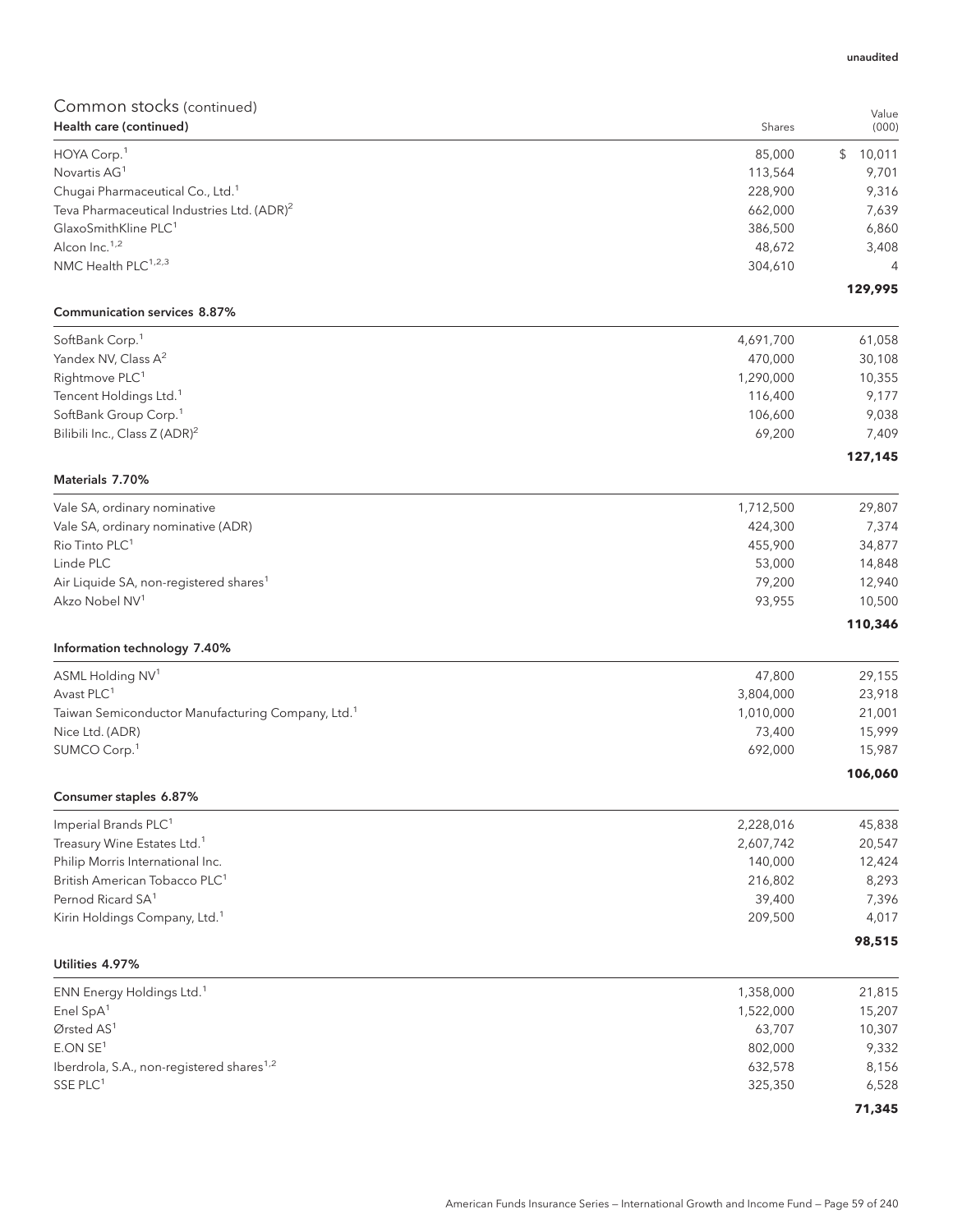unaudited

## Common stocks (continued)

| Health care (continued) | Shares | Value (000) |
|---|---|---|
| HOYA Corp.[1] | 85,000 | $ 10,011 |
| Novartis AG[1] | 113,564 | 9,701 |
| Chugai Pharmaceutical Co., Ltd.[1] | 228,900 | 9,316 |
| Teva Pharmaceutical Industries Ltd. (ADR)[2] | 662,000 | 7,639 |
| GlaxoSmithKline PLC[1] | 386,500 | 6,860 |
| Alcon Inc.[1,2] | 48,672 | 3,408 |
| NMC Health PLC[1,2,3] | 304,610 | 4 |
| | | **129,995** |
| **Communication services 8.87%** | | |
| SoftBank Corp.[1] | 4,691,700 | 61,058 |
| Yandex NV, Class A[2] | 470,000 | 30,108 |
| Rightmove PLC[1] | 1,290,000 | 10,355 |
| Tencent Holdings Ltd.[1] | 116,400 | 9,177 |
| SoftBank Group Corp.[1] | 106,600 | 9,038 |
| Bilibili Inc., Class Z (ADR)[2] | 69,200 | 7,409 |
| | | **127,145** |
| **Materials 7.70%** | | |
| Vale SA, ordinary nominative | 1,712,500 | 29,807 |
| Vale SA, ordinary nominative (ADR) | 424,300 | 7,374 |
| Rio Tinto PLC[1] | 455,900 | 34,877 |
| Linde PLC | 53,000 | 14,848 |
| Air Liquide SA, non-registered shares[1] | 79,200 | 12,940 |
| Akzo Nobel NV[1] | 93,955 | 10,500 |
| | | **110,346** |
| **Information technology 7.40%** | | |
| ASML Holding NV[1] | 47,800 | 29,155 |
| Avast PLC[1] | 3,804,000 | 23,918 |
| Taiwan Semiconductor Manufacturing Company, Ltd.[1] | 1,010,000 | 21,001 |
| Nice Ltd. (ADR) | 73,400 | 15,999 |
| SUMCO Corp.[1] | 692,000 | 15,987 |
| | | **106,060** |
| **Consumer staples 6.87%** | | |
| Imperial Brands PLC[1] | 2,228,016 | 45,838 |
| Treasury Wine Estates Ltd.[1] | 2,607,742 | 20,547 |
| Philip Morris International Inc. | 140,000 | 12,424 |
| British American Tobacco PLC[1] | 216,802 | 8,293 |
| Pernod Ricard SA[1] | 39,400 | 7,396 |
| Kirin Holdings Company, Ltd.[1] | 209,500 | 4,017 |
| | | **98,515** |
| **Utilities 4.97%** | | |
| ENN Energy Holdings Ltd.[1] | 1,358,000 | 21,815 |
| Enel SpA[1] | 1,522,000 | 15,207 |
| Ørsted AS[1] | 63,707 | 10,307 |
| E.ON SE[1] | 802,000 | 9,332 |
| Iberdrola, S.A., non-registered shares[1,2] | 632,578 | 8,156 |
| SSE PLC[1] | 325,350 | 6,528 |
| | | **71,345** |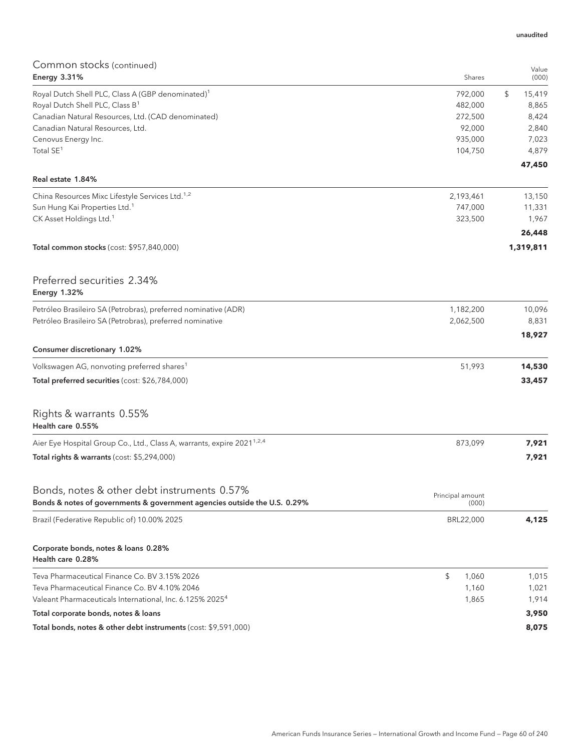unaudited

## Common stocks (continued)

| Energy 3.31% | Shares | Value (000) |
|---|---|---|
| Royal Dutch Shell PLC, Class A (GBP denominated)[1] | 792,000 | $ 15,419 |
| Royal Dutch Shell PLC, Class B[1] | 482,000 | 8,865 |
| Canadian Natural Resources, Ltd. (CAD denominated) | 272,500 | 8,424 |
| Canadian Natural Resources, Ltd. | 92,000 | 2,840 |
| Cenovus Energy Inc. | 935,000 | 7,023 |
| Total SE[1] | 104,750 | 4,879 |
| | | **47,450** |
| **Real estate 1.84%** | | |
| China Resources Mixc Lifestyle Services Ltd.[1,2] | 2,193,461 | 13,150 |
| Sun Hung Kai Properties Ltd.[1] | 747,000 | 11,331 |
| CK Asset Holdings Ltd.[1] | 323,500 | 1,967 |
| | | **26,448** |
| **Total common stocks** (cost: $957,840,000) | | **1,319,811** |

## Preferred securities 2.34%

| Energy 1.32% | | |
|---|---|---|
| Petróleo Brasileiro SA (Petrobras), preferred nominative (ADR) | 1,182,200 | 10,096 |
| Petróleo Brasileiro SA (Petrobras), preferred nominative | 2,062,500 | 8,831 |
| | | **18,927** |
| **Consumer discretionary 1.02%** | | |
| Volkswagen AG, nonvoting preferred shares[1] | 51,993 | **14,530** |
| **Total preferred securities** (cost: $26,784,000) | | **33,457** |

## Rights & warrants 0.55%

| Health care 0.55% | | |
|---|---|---|
| Aier Eye Hospital Group Co., Ltd., Class A, warrants, expire 2021[1,2,4] | 873,099 | **7,921** |
| **Total rights & warrants** (cost: $5,294,000) | | **7,921** |

## Bonds, notes & other debt instruments 0.57%

| Bonds & notes of governments & government agencies outside the U.S. 0.29% | Principal amount (000) | |
|---|---|---|
| Brazil (Federative Republic of) 10.00% 2025 | BRL22,000 | **4,125** |
| **Corporate bonds, notes & loans 0.28%** | | |
| **Health care 0.28%** | | |
| Teva Pharmaceutical Finance Co. BV 3.15% 2026 | $ 1,060 | 1,015 |
| Teva Pharmaceutical Finance Co. BV 4.10% 2046 | 1,160 | 1,021 |
| Valeant Pharmaceuticals International, Inc. 6.125% 2025[4] | 1,865 | 1,914 |
| **Total corporate bonds, notes & loans** | | **3,950** |
| **Total bonds, notes & other debt instruments** (cost: $9,591,000) | | **8,075** |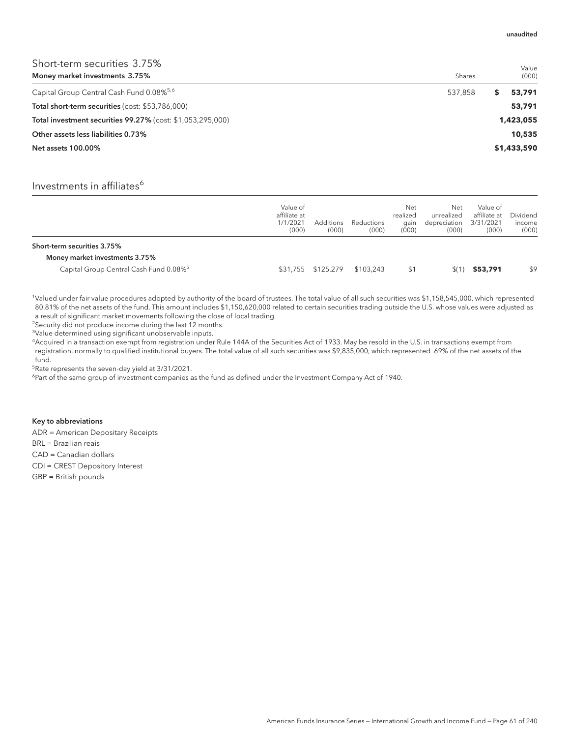unaudited

## Short-term securities 3.75%

| Money market investments 3.75% | Shares | Value (000) |
|---|---|---|
| Capital Group Central Cash Fund 0.08%[5,6] | 537,858 | $ **53,791** |
| **Total short-term securities** (cost: $53,786,000) | | **53,791** |
| **Total investment securities 99.27%** (cost: $1,053,295,000) | | **1,423,055** |
| **Other assets less liabilities 0.73%** | | **10,535** |
| **Net assets 100.00%** | | **$1,433,590** |

## Investments in affiliates[6]

| | Value of affiliate at 1/1/2021 (000) | Additions (000) | Reductions (000) | Net realized gain (000) | Net unrealized depreciation (000) | Value of affiliate at 3/31/2021 (000) | Dividend income (000) |
|---|---|---|---|---|---|---|---|
| **Short-term securities 3.75%** | | | | | | | |
| **Money market investments 3.75%** | | | | | | | |
| Capital Group Central Cash Fund 0.08%[5] | $31,755 | $125,279 | $103,243 | $1 | $(1) | **$53,791** | $9 |

[1]Valued under fair value procedures adopted by authority of the board of trustees. The total value of all such securities was $1,158,545,000, which represented 80.81% of the net assets of the fund. This amount includes $1,150,620,000 related to certain securities trading outside the U.S. whose values were adjusted as a result of significant market movements following the close of local trading.

[2]Security did not produce income during the last 12 months.

[3]Value determined using significant unobservable inputs.

[4]Acquired in a transaction exempt from registration under Rule 144A of the Securities Act of 1933. May be resold in the U.S. in transactions exempt from registration, normally to qualified institutional buyers. The total value of all such securities was $9,835,000, which represented .69% of the net assets of the fund.

[5]Rate represents the seven-day yield at 3/31/2021.

[6]Part of the same group of investment companies as the fund as defined under the Investment Company Act of 1940.

**Key to abbreviations**

ADR = American Depositary Receipts

BRL = Brazilian reais

CAD = Canadian dollars

CDI = CREST Depository Interest

GBP = British pounds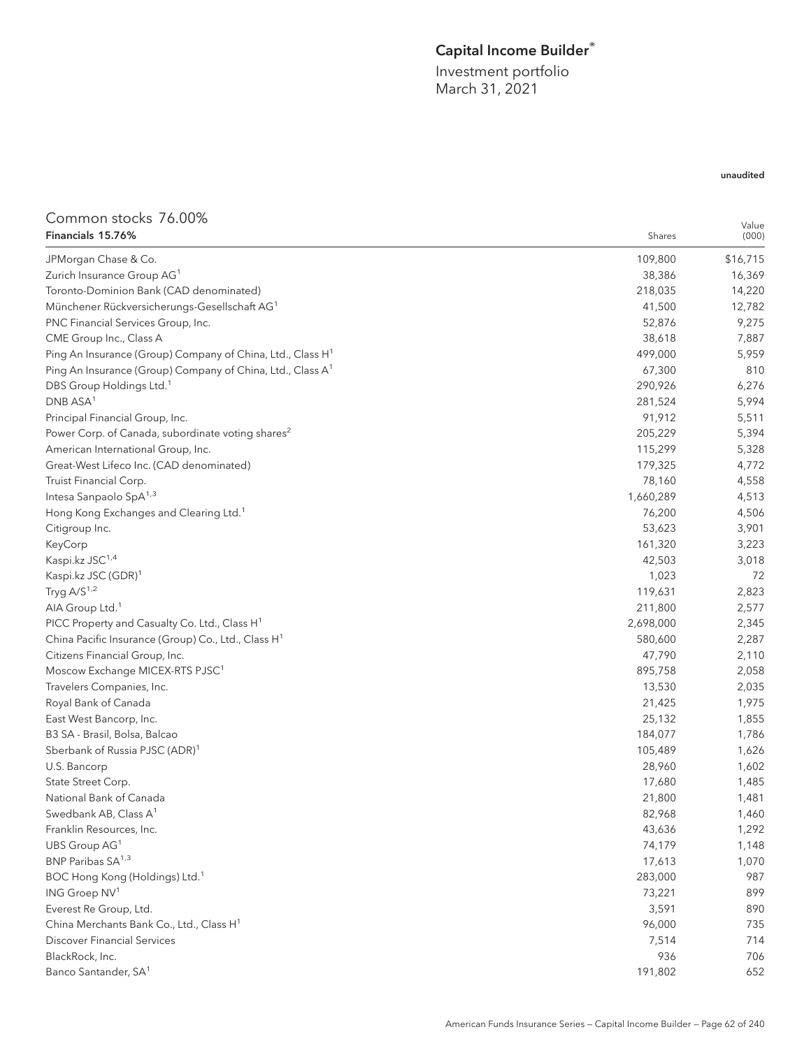# Capital Income Builder®

Investment portfolio
March 31, 2021

unaudited

## Common stocks 76.00%

| Financials 15.76% | Shares | Value (000) |
|---|---|---|
| JPMorgan Chase & Co. | 109,800 | $16,715 |
| Zurich Insurance Group AG[1] | 38,386 | 16,369 |
| Toronto-Dominion Bank (CAD denominated) | 218,035 | 14,220 |
| Münchener Rückversicherungs-Gesellschaft AG[1] | 41,500 | 12,782 |
| PNC Financial Services Group, Inc. | 52,876 | 9,275 |
| CME Group Inc., Class A | 38,618 | 7,887 |
| Ping An Insurance (Group) Company of China, Ltd., Class H[1] | 499,000 | 5,959 |
| Ping An Insurance (Group) Company of China, Ltd., Class A[1] | 67,300 | 810 |
| DBS Group Holdings Ltd.[1] | 290,926 | 6,276 |
| DNB ASA[1] | 281,524 | 5,994 |
| Principal Financial Group, Inc. | 91,912 | 5,511 |
| Power Corp. of Canada, subordinate voting shares[2] | 205,229 | 5,394 |
| American International Group, Inc. | 115,299 | 5,328 |
| Great-West Lifeco Inc. (CAD denominated) | 179,325 | 4,772 |
| Truist Financial Corp. | 78,160 | 4,558 |
| Intesa Sanpaolo SpA[1,3] | 1,660,289 | 4,513 |
| Hong Kong Exchanges and Clearing Ltd.[1] | 76,200 | 4,506 |
| Citigroup Inc. | 53,623 | 3,901 |
| KeyCorp | 161,320 | 3,223 |
| Kaspi.kz JSC[1,4] | 42,503 | 3,018 |
| Kaspi.kz JSC (GDR)[1] | 1,023 | 72 |
| Tryg A/S[1,2] | 119,631 | 2,823 |
| AIA Group Ltd.[1] | 211,800 | 2,577 |
| PICC Property and Casualty Co. Ltd., Class H[1] | 2,698,000 | 2,345 |
| China Pacific Insurance (Group) Co., Ltd., Class H[1] | 580,600 | 2,287 |
| Citizens Financial Group, Inc. | 47,790 | 2,110 |
| Moscow Exchange MICEX-RTS PJSC[1] | 895,758 | 2,058 |
| Travelers Companies, Inc. | 13,530 | 2,035 |
| Royal Bank of Canada | 21,425 | 1,975 |
| East West Bancorp, Inc. | 25,132 | 1,855 |
| B3 SA - Brasil, Bolsa, Balcao | 184,077 | 1,786 |
| Sberbank of Russia PJSC (ADR)[1] | 105,489 | 1,626 |
| U.S. Bancorp | 28,960 | 1,602 |
| State Street Corp. | 17,680 | 1,485 |
| National Bank of Canada | 21,800 | 1,481 |
| Swedbank AB, Class A[1] | 82,968 | 1,460 |
| Franklin Resources, Inc. | 43,636 | 1,292 |
| UBS Group AG[1] | 74,179 | 1,148 |
| BNP Paribas SA[1,3] | 17,613 | 1,070 |
| BOC Hong Kong (Holdings) Ltd.[1] | 283,000 | 987 |
| ING Groep NV[1] | 73,221 | 899 |
| Everest Re Group, Ltd. | 3,591 | 890 |
| China Merchants Bank Co., Ltd., Class H[1] | 96,000 | 735 |
| Discover Financial Services | 7,514 | 714 |
| BlackRock, Inc. | 936 | 706 |
| Banco Santander, SA[1] | 191,802 | 652 |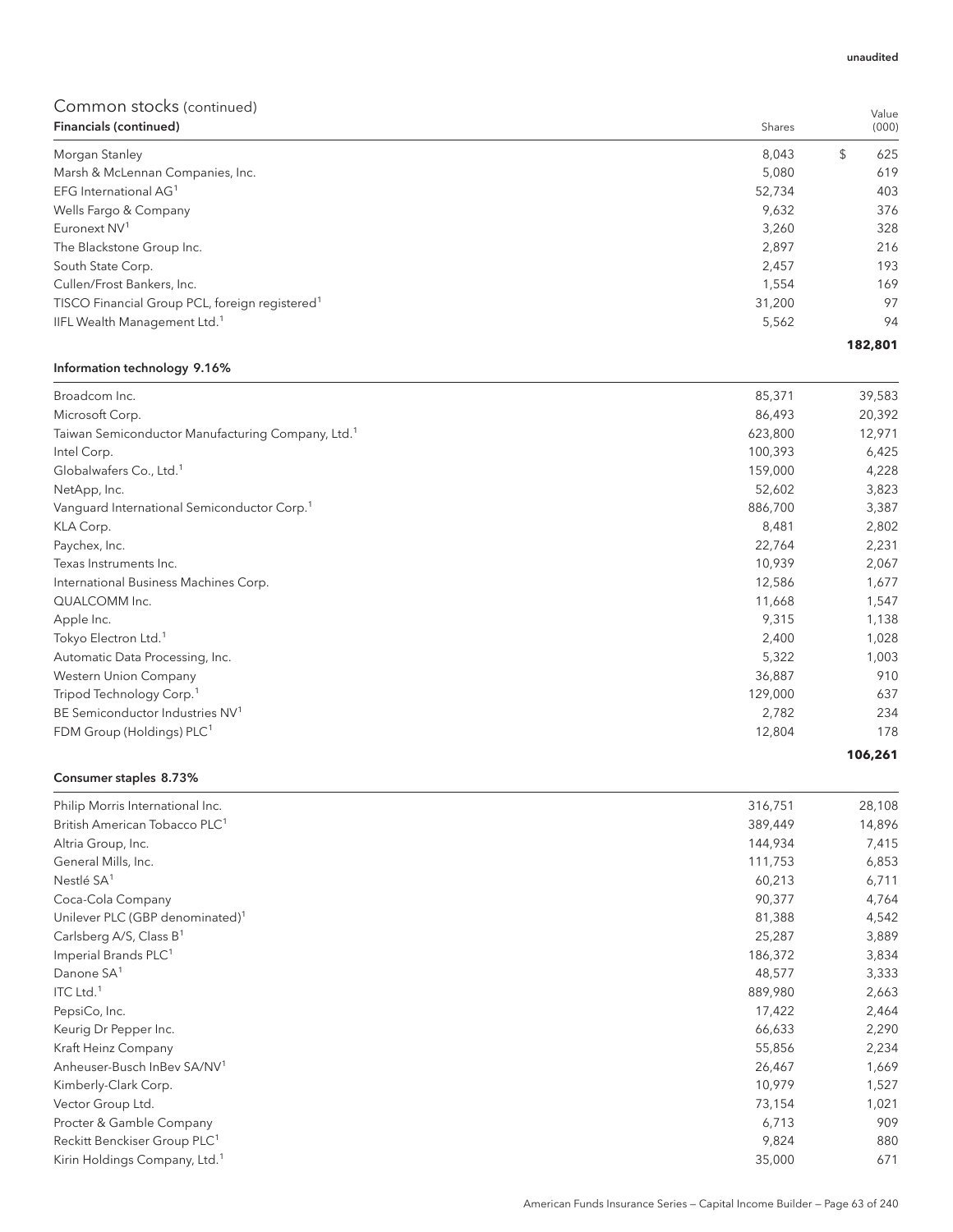unaudited

## Common stocks (continued)

| Financials (continued) | Shares | Value (000) |
|---|---|---|
| Morgan Stanley | 8,043 | $ 625 |
| Marsh & McLennan Companies, Inc. | 5,080 | 619 |
| EFG International AG[1] | 52,734 | 403 |
| Wells Fargo & Company | 9,632 | 376 |
| Euronext NV[1] | 3,260 | 328 |
| The Blackstone Group Inc. | 2,897 | 216 |
| South State Corp. | 2,457 | 193 |
| Cullen/Frost Bankers, Inc. | 1,554 | 169 |
| TISCO Financial Group PCL, foreign registered[1] | 31,200 | 97 |
| IIFL Wealth Management Ltd.[1] | 5,562 | 94 |
| | | **182,801** |

| Information technology 9.16% | | |
|---|---|---|
| Broadcom Inc. | 85,371 | 39,583 |
| Microsoft Corp. | 86,493 | 20,392 |
| Taiwan Semiconductor Manufacturing Company, Ltd.[1] | 623,800 | 12,971 |
| Intel Corp. | 100,393 | 6,425 |
| Globalwafers Co., Ltd.[1] | 159,000 | 4,228 |
| NetApp, Inc. | 52,602 | 3,823 |
| Vanguard International Semiconductor Corp.[1] | 886,700 | 3,387 |
| KLA Corp. | 8,481 | 2,802 |
| Paychex, Inc. | 22,764 | 2,231 |
| Texas Instruments Inc. | 10,939 | 2,067 |
| International Business Machines Corp. | 12,586 | 1,677 |
| QUALCOMM Inc. | 11,668 | 1,547 |
| Apple Inc. | 9,315 | 1,138 |
| Tokyo Electron Ltd.[1] | 2,400 | 1,028 |
| Automatic Data Processing, Inc. | 5,322 | 1,003 |
| Western Union Company | 36,887 | 910 |
| Tripod Technology Corp.[1] | 129,000 | 637 |
| BE Semiconductor Industries NV[1] | 2,782 | 234 |
| FDM Group (Holdings) PLC[1] | 12,804 | 178 |
| | | **106,261** |

| Consumer staples 8.73% | | |
|---|---|---|
| Philip Morris International Inc. | 316,751 | 28,108 |
| British American Tobacco PLC[1] | 389,449 | 14,896 |
| Altria Group, Inc. | 144,934 | 7,415 |
| General Mills, Inc. | 111,753 | 6,853 |
| Nestlé SA[1] | 60,213 | 6,711 |
| Coca-Cola Company | 90,377 | 4,764 |
| Unilever PLC (GBP denominated)[1] | 81,388 | 4,542 |
| Carlsberg A/S, Class B[1] | 25,287 | 3,889 |
| Imperial Brands PLC[1] | 186,372 | 3,834 |
| Danone SA[1] | 48,577 | 3,333 |
| ITC Ltd.[1] | 889,980 | 2,663 |
| PepsiCo, Inc. | 17,422 | 2,464 |
| Keurig Dr Pepper Inc. | 66,633 | 2,290 |
| Kraft Heinz Company | 55,856 | 2,234 |
| Anheuser-Busch InBev SA/NV[1] | 26,467 | 1,669 |
| Kimberly-Clark Corp. | 10,979 | 1,527 |
| Vector Group Ltd. | 73,154 | 1,021 |
| Procter & Gamble Company | 6,713 | 909 |
| Reckitt Benckiser Group PLC[1] | 9,824 | 880 |
| Kirin Holdings Company, Ltd.[1] | 35,000 | 671 |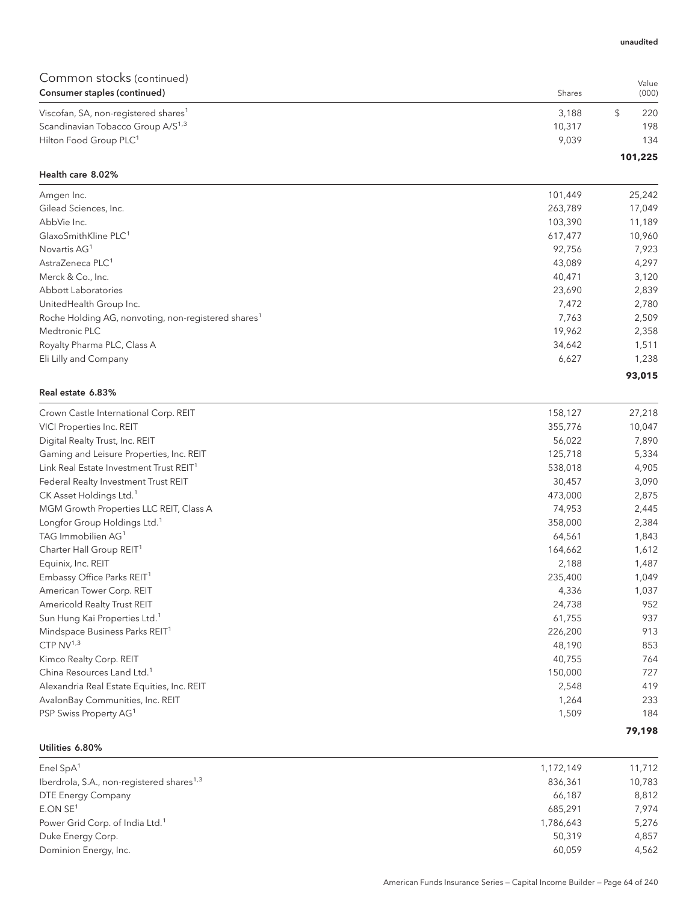unaudited

## Common stocks (continued)

| Consumer staples (continued) | Shares | Value (000) |
|---|---|---|
| Viscofan, SA, non-registered shares[1] | 3,188 | $ 220 |
| Scandinavian Tobacco Group A/S[1,3] | 10,317 | 198 |
| Hilton Food Group PLC[1] | 9,039 | 134 |
| | | **101,225** |

| Health care 8.02% | | |
|---|---|---|
| Amgen Inc. | 101,449 | 25,242 |
| Gilead Sciences, Inc. | 263,789 | 17,049 |
| AbbVie Inc. | 103,390 | 11,189 |
| GlaxoSmithKline PLC[1] | 617,477 | 10,960 |
| Novartis AG[1] | 92,756 | 7,923 |
| AstraZeneca PLC[1] | 43,089 | 4,297 |
| Merck & Co., Inc. | 40,471 | 3,120 |
| Abbott Laboratories | 23,690 | 2,839 |
| UnitedHealth Group Inc. | 7,472 | 2,780 |
| Roche Holding AG, nonvoting, non-registered shares[1] | 7,763 | 2,509 |
| Medtronic PLC | 19,962 | 2,358 |
| Royalty Pharma PLC, Class A | 34,642 | 1,511 |
| Eli Lilly and Company | 6,627 | 1,238 |
| | | **93,015** |

| Real estate 6.83% | | |
|---|---|---|
| Crown Castle International Corp. REIT | 158,127 | 27,218 |
| VICI Properties Inc. REIT | 355,776 | 10,047 |
| Digital Realty Trust, Inc. REIT | 56,022 | 7,890 |
| Gaming and Leisure Properties, Inc. REIT | 125,718 | 5,334 |
| Link Real Estate Investment Trust REIT[1] | 538,018 | 4,905 |
| Federal Realty Investment Trust REIT | 30,457 | 3,090 |
| CK Asset Holdings Ltd.[1] | 473,000 | 2,875 |
| MGM Growth Properties LLC REIT, Class A | 74,953 | 2,445 |
| Longfor Group Holdings Ltd.[1] | 358,000 | 2,384 |
| TAG Immobilien AG[1] | 64,561 | 1,843 |
| Charter Hall Group REIT[1] | 164,662 | 1,612 |
| Equinix, Inc. REIT | 2,188 | 1,487 |
| Embassy Office Parks REIT[1] | 235,400 | 1,049 |
| American Tower Corp. REIT | 4,336 | 1,037 |
| Americold Realty Trust REIT | 24,738 | 952 |
| Sun Hung Kai Properties Ltd.[1] | 61,755 | 937 |
| Mindspace Business Parks REIT[1] | 226,200 | 913 |
| CTP NV[1,3] | 48,190 | 853 |
| Kimco Realty Corp. REIT | 40,755 | 764 |
| China Resources Land Ltd.[1] | 150,000 | 727 |
| Alexandria Real Estate Equities, Inc. REIT | 2,548 | 419 |
| AvalonBay Communities, Inc. REIT | 1,264 | 233 |
| PSP Swiss Property AG[1] | 1,509 | 184 |
| | | **79,198** |

| Utilities 6.80% | | |
|---|---|---|
| Enel SpA[1] | 1,172,149 | 11,712 |
| Iberdrola, S.A., non-registered shares[1,3] | 836,361 | 10,783 |
| DTE Energy Company | 66,187 | 8,812 |
| E.ON SE[1] | 685,291 | 7,974 |
| Power Grid Corp. of India Ltd.[1] | 1,786,643 | 5,276 |
| Duke Energy Corp. | 50,319 | 4,857 |
| Dominion Energy, Inc. | 60,059 | 4,562 |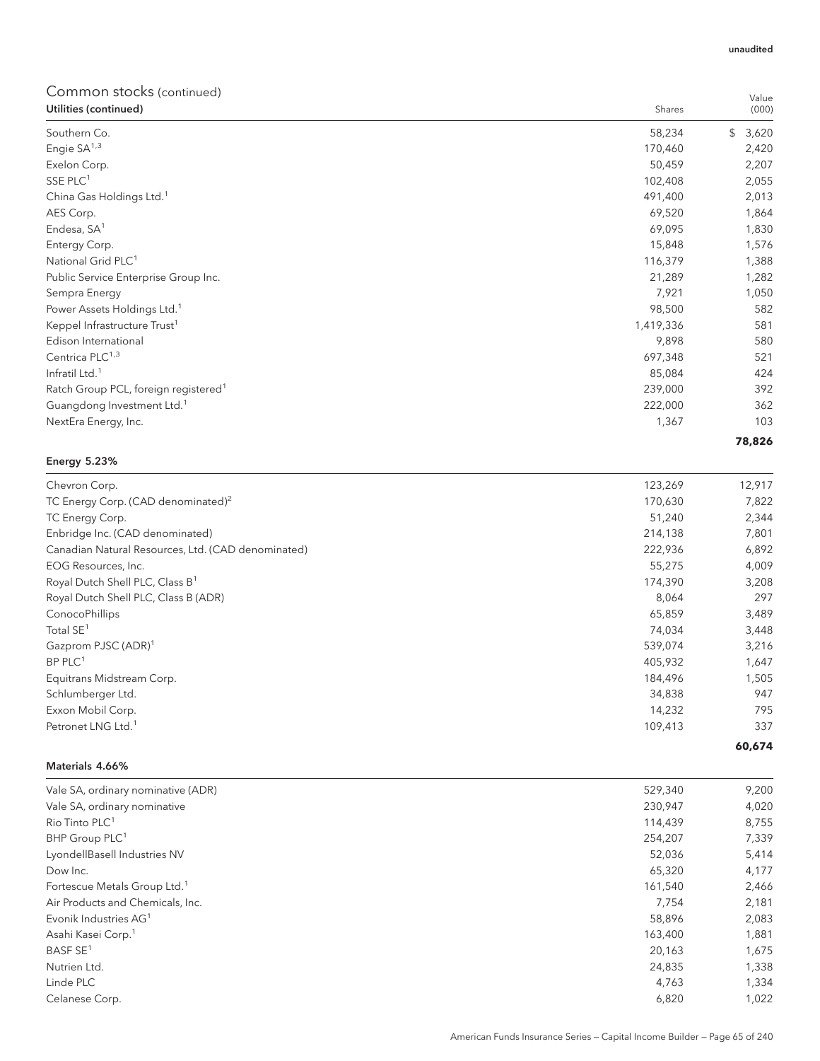unaudited

## Common stocks (continued)

| Utilities (continued) | Shares | Value (000) |
|---|---|---|
| Southern Co. | 58,234 | $ 3,620 |
| Engie SA[1,3] | 170,460 | 2,420 |
| Exelon Corp. | 50,459 | 2,207 |
| SSE PLC[1] | 102,408 | 2,055 |
| China Gas Holdings Ltd.[1] | 491,400 | 2,013 |
| AES Corp. | 69,520 | 1,864 |
| Endesa, SA[1] | 69,095 | 1,830 |
| Entergy Corp. | 15,848 | 1,576 |
| National Grid PLC[1] | 116,379 | 1,388 |
| Public Service Enterprise Group Inc. | 21,289 | 1,282 |
| Sempra Energy | 7,921 | 1,050 |
| Power Assets Holdings Ltd.[1] | 98,500 | 582 |
| Keppel Infrastructure Trust[1] | 1,419,336 | 581 |
| Edison International | 9,898 | 580 |
| Centrica PLC[1,3] | 697,348 | 521 |
| Infratil Ltd.[1] | 85,084 | 424 |
| Ratch Group PCL, foreign registered[1] | 239,000 | 392 |
| Guangdong Investment Ltd.[1] | 222,000 | 362 |
| NextEra Energy, Inc. | 1,367 | 103 |
| | | **78,826** |

| Energy 5.23% | Shares | Value (000) |
|---|---|---|
| Chevron Corp. | 123,269 | 12,917 |
| TC Energy Corp. (CAD denominated)[2] | 170,630 | 7,822 |
| TC Energy Corp. | 51,240 | 2,344 |
| Enbridge Inc. (CAD denominated) | 214,138 | 7,801 |
| Canadian Natural Resources, Ltd. (CAD denominated) | 222,936 | 6,892 |
| EOG Resources, Inc. | 55,275 | 4,009 |
| Royal Dutch Shell PLC, Class B[1] | 174,390 | 3,208 |
| Royal Dutch Shell PLC, Class B (ADR) | 8,064 | 297 |
| ConocoPhillips | 65,859 | 3,489 |
| Total SE[1] | 74,034 | 3,448 |
| Gazprom PJSC (ADR)[1] | 539,074 | 3,216 |
| BP PLC[1] | 405,932 | 1,647 |
| Equitrans Midstream Corp. | 184,496 | 1,505 |
| Schlumberger Ltd. | 34,838 | 947 |
| Exxon Mobil Corp. | 14,232 | 795 |
| Petronet LNG Ltd.[1] | 109,413 | 337 |
| | | **60,674** |

| Materials 4.66% | Shares | Value (000) |
|---|---|---|
| Vale SA, ordinary nominative (ADR) | 529,340 | 9,200 |
| Vale SA, ordinary nominative | 230,947 | 4,020 |
| Rio Tinto PLC[1] | 114,439 | 8,755 |
| BHP Group PLC[1] | 254,207 | 7,339 |
| LyondellBasell Industries NV | 52,036 | 5,414 |
| Dow Inc. | 65,320 | 4,177 |
| Fortescue Metals Group Ltd.[1] | 161,540 | 2,466 |
| Air Products and Chemicals, Inc. | 7,754 | 2,181 |
| Evonik Industries AG[1] | 58,896 | 2,083 |
| Asahi Kasei Corp.[1] | 163,400 | 1,881 |
| BASF SE[1] | 20,163 | 1,675 |
| Nutrien Ltd. | 24,835 | 1,338 |
| Linde PLC | 4,763 | 1,334 |
| Celanese Corp. | 6,820 | 1,022 |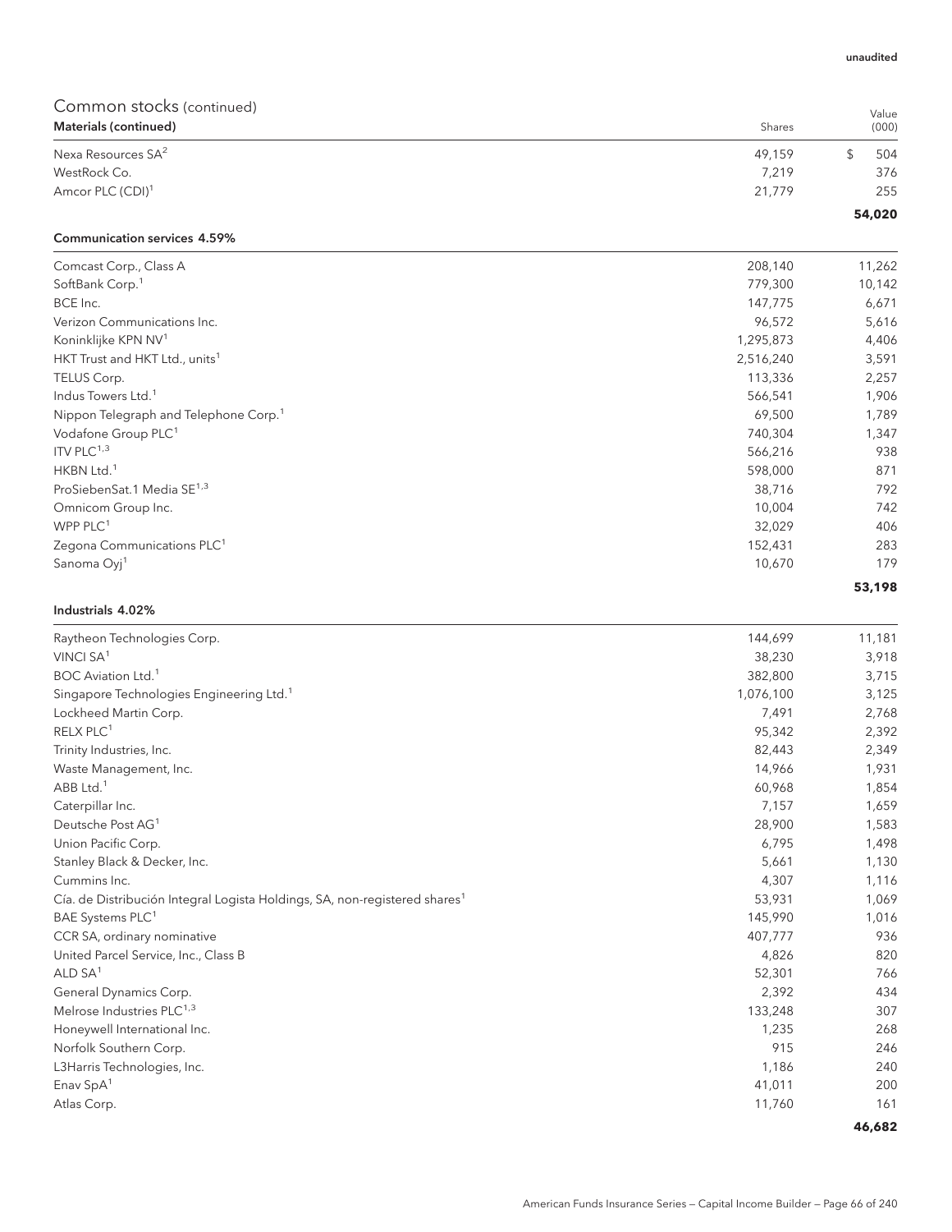unaudited

## Common stocks (continued)

| Materials (continued) | Shares | Value (000) |
|---|---|---|
| Nexa Resources SA[2] | 49,159 | $ 504 |
| WestRock Co. | 7,219 | 376 |
| Amcor PLC (CDI)[1] | 21,779 | 255 |
| | | **54,020** |

| Communication services 4.59% | | |
|---|---|---|
| Comcast Corp., Class A | 208,140 | 11,262 |
| SoftBank Corp.[1] | 779,300 | 10,142 |
| BCE Inc. | 147,775 | 6,671 |
| Verizon Communications Inc. | 96,572 | 5,616 |
| Koninklijke KPN NV[1] | 1,295,873 | 4,406 |
| HKT Trust and HKT Ltd., units[1] | 2,516,240 | 3,591 |
| TELUS Corp. | 113,336 | 2,257 |
| Indus Towers Ltd.[1] | 566,541 | 1,906 |
| Nippon Telegraph and Telephone Corp.[1] | 69,500 | 1,789 |
| Vodafone Group PLC[1] | 740,304 | 1,347 |
| ITV PLC[1,3] | 566,216 | 938 |
| HKBN Ltd.[1] | 598,000 | 871 |
| ProSiebenSat.1 Media SE[1,3] | 38,716 | 792 |
| Omnicom Group Inc. | 10,004 | 742 |
| WPP PLC[1] | 32,029 | 406 |
| Zegona Communications PLC[1] | 152,431 | 283 |
| Sanoma Oyj[1] | 10,670 | 179 |
| | | **53,198** |

| Industrials 4.02% | | |
|---|---|---|
| Raytheon Technologies Corp. | 144,699 | 11,181 |
| VINCI SA[1] | 38,230 | 3,918 |
| BOC Aviation Ltd.[1] | 382,800 | 3,715 |
| Singapore Technologies Engineering Ltd.[1] | 1,076,100 | 3,125 |
| Lockheed Martin Corp. | 7,491 | 2,768 |
| RELX PLC[1] | 95,342 | 2,392 |
| Trinity Industries, Inc. | 82,443 | 2,349 |
| Waste Management, Inc. | 14,966 | 1,931 |
| ABB Ltd.[1] | 60,968 | 1,854 |
| Caterpillar Inc. | 7,157 | 1,659 |
| Deutsche Post AG[1] | 28,900 | 1,583 |
| Union Pacific Corp. | 6,795 | 1,498 |
| Stanley Black & Decker, Inc. | 5,661 | 1,130 |
| Cummins Inc. | 4,307 | 1,116 |
| Cía. de Distribución Integral Logista Holdings, SA, non-registered shares[1] | 53,931 | 1,069 |
| BAE Systems PLC[1] | 145,990 | 1,016 |
| CCR SA, ordinary nominative | 407,777 | 936 |
| United Parcel Service, Inc., Class B | 4,826 | 820 |
| ALD SA[1] | 52,301 | 766 |
| General Dynamics Corp. | 2,392 | 434 |
| Melrose Industries PLC[1,3] | 133,248 | 307 |
| Honeywell International Inc. | 1,235 | 268 |
| Norfolk Southern Corp. | 915 | 246 |
| L3Harris Technologies, Inc. | 1,186 | 240 |
| Enav SpA[1] | 41,011 | 200 |
| Atlas Corp. | 11,760 | 161 |
| | | **46,682** |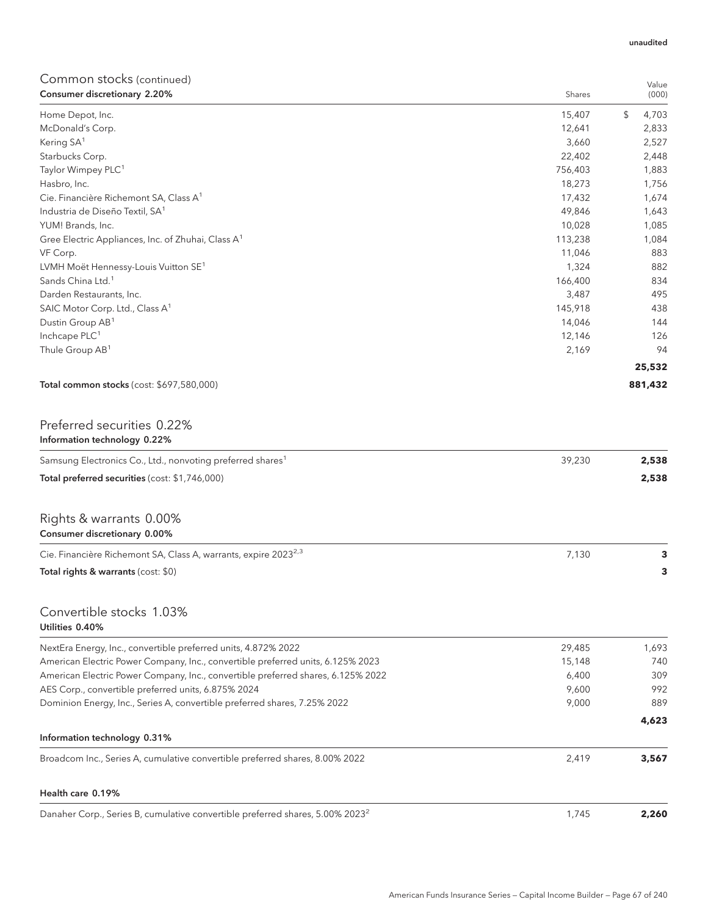unaudited

## Common stocks (continued)

| Consumer discretionary 2.20% | Shares | Value (000) |
|---|---|---|
| Home Depot, Inc. | 15,407 | $ 4,703 |
| McDonald's Corp. | 12,641 | 2,833 |
| Kering SA[1] | 3,660 | 2,527 |
| Starbucks Corp. | 22,402 | 2,448 |
| Taylor Wimpey PLC[1] | 756,403 | 1,883 |
| Hasbro, Inc. | 18,273 | 1,756 |
| Cie. Financière Richemont SA, Class A[1] | 17,432 | 1,674 |
| Industria de Diseño Textil, SA[1] | 49,846 | 1,643 |
| YUM! Brands, Inc. | 10,028 | 1,085 |
| Gree Electric Appliances, Inc. of Zhuhai, Class A[1] | 113,238 | 1,084 |
| VF Corp. | 11,046 | 883 |
| LVMH Moët Hennessy-Louis Vuitton SE[1] | 1,324 | 882 |
| Sands China Ltd.[1] | 166,400 | 834 |
| Darden Restaurants, Inc. | 3,487 | 495 |
| SAIC Motor Corp. Ltd., Class A[1] | 145,918 | 438 |
| Dustin Group AB[1] | 14,046 | 144 |
| Inchcape PLC[1] | 12,146 | 126 |
| Thule Group AB[1] | 2,169 | 94 |
| | | **25,532** |
| **Total common stocks** (cost: $697,580,000) | | **881,432** |

## Preferred securities 0.22%

| Information technology 0.22% | | |
|---|---|---|
| Samsung Electronics Co., Ltd., nonvoting preferred shares[1] | 39,230 | **2,538** |
| **Total preferred securities** (cost: $1,746,000) | | **2,538** |

## Rights & warrants 0.00%

| Consumer discretionary 0.00% | | |
|---|---|---|
| Cie. Financière Richemont SA, Class A, warrants, expire 2023[2,3] | 7,130 | **3** |
| **Total rights & warrants** (cost: $0) | | **3** |

## Convertible stocks 1.03%

| Utilities 0.40% | | |
|---|---|---|
| NextEra Energy, Inc., convertible preferred units, 4.872% 2022 | 29,485 | 1,693 |
| American Electric Power Company, Inc., convertible preferred units, 6.125% 2023 | 15,148 | 740 |
| American Electric Power Company, Inc., convertible preferred shares, 6.125% 2022 | 6,400 | 309 |
| AES Corp., convertible preferred units, 6.875% 2024 | 9,600 | 992 |
| Dominion Energy, Inc., Series A, convertible preferred shares, 7.25% 2022 | 9,000 | 889 |
| | | **4,623** |
| **Information technology 0.31%** | | |
| Broadcom Inc., Series A, cumulative convertible preferred shares, 8.00% 2022 | 2,419 | **3,567** |
| **Health care 0.19%** | | |
| Danaher Corp., Series B, cumulative convertible preferred shares, 5.00% 2023[2] | 1,745 | **2,260** |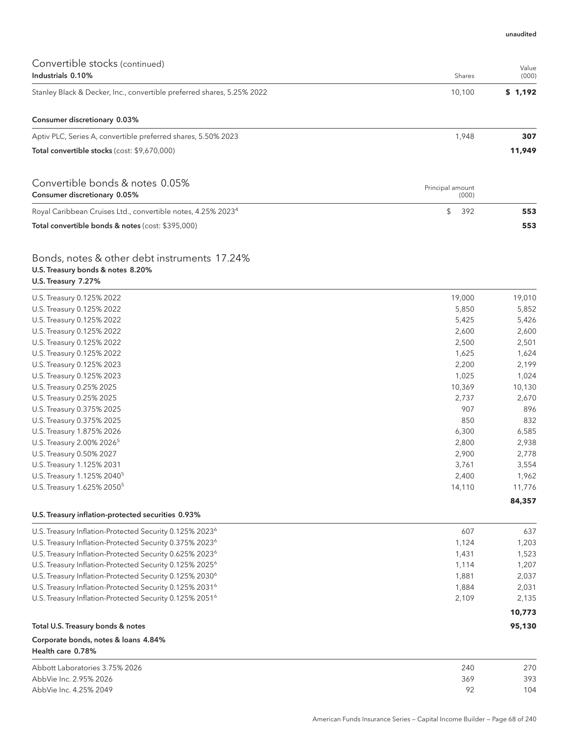unaudited

## Convertible stocks (continued)

| Industrials 0.10% | Shares | Value (000) |
|---|---|---|
| Stanley Black & Decker, Inc., convertible preferred shares, 5.25% 2022 | 10,100 | **$ 1,192** |

| Consumer discretionary 0.03% | | |
|---|---|---|
| Aptiv PLC, Series A, convertible preferred shares, 5.50% 2023 | 1,948 | **307** |
| **Total convertible stocks** (cost: $9,670,000) | | **11,949** |

## Convertible bonds & notes 0.05%

| Consumer discretionary 0.05% | Principal amount (000) | |
|---|---|---|
| Royal Caribbean Cruises Ltd., convertible notes, 4.25% 2023[4] | $ 392 | **553** |
| **Total convertible bonds & notes** (cost: $395,000) | | **553** |

## Bonds, notes & other debt instruments 17.24%

### U.S. Treasury bonds & notes 8.20%

| U.S. Treasury 7.27% | | |
|---|---|---|
| U.S. Treasury 0.125% 2022 | 19,000 | 19,010 |
| U.S. Treasury 0.125% 2022 | 5,850 | 5,852 |
| U.S. Treasury 0.125% 2022 | 5,425 | 5,426 |
| U.S. Treasury 0.125% 2022 | 2,600 | 2,600 |
| U.S. Treasury 0.125% 2022 | 2,500 | 2,501 |
| U.S. Treasury 0.125% 2022 | 1,625 | 1,624 |
| U.S. Treasury 0.125% 2023 | 2,200 | 2,199 |
| U.S. Treasury 0.125% 2023 | 1,025 | 1,024 |
| U.S. Treasury 0.25% 2025 | 10,369 | 10,130 |
| U.S. Treasury 0.25% 2025 | 2,737 | 2,670 |
| U.S. Treasury 0.375% 2025 | 907 | 896 |
| U.S. Treasury 0.375% 2025 | 850 | 832 |
| U.S. Treasury 1.875% 2026 | 6,300 | 6,585 |
| U.S. Treasury 2.00% 2026[5] | 2,800 | 2,938 |
| U.S. Treasury 0.50% 2027 | 2,900 | 2,778 |
| U.S. Treasury 1.125% 2031 | 3,761 | 3,554 |
| U.S. Treasury 1.125% 2040[5] | 2,400 | 1,962 |
| U.S. Treasury 1.625% 2050[5] | 14,110 | 11,776 |
| | | **84,357** |

| U.S. Treasury inflation-protected securities 0.93% | | |
|---|---|---|
| U.S. Treasury Inflation-Protected Security 0.125% 2023[6] | 607 | 637 |
| U.S. Treasury Inflation-Protected Security 0.375% 2023[6] | 1,124 | 1,203 |
| U.S. Treasury Inflation-Protected Security 0.625% 2023[6] | 1,431 | 1,523 |
| U.S. Treasury Inflation-Protected Security 0.125% 2025[6] | 1,114 | 1,207 |
| U.S. Treasury Inflation-Protected Security 0.125% 2030[6] | 1,881 | 2,037 |
| U.S. Treasury Inflation-Protected Security 0.125% 2031[6] | 1,884 | 2,031 |
| U.S. Treasury Inflation-Protected Security 0.125% 2051[6] | 2,109 | 2,135 |
| | | **10,773** |
| **Total U.S. Treasury bonds & notes** | | **95,130** |

### Corporate bonds, notes & loans 4.84%

| Health care 0.78% | | |
|---|---|---|
| Abbott Laboratories 3.75% 2026 | 240 | 270 |
| AbbVie Inc. 2.95% 2026 | 369 | 393 |
| AbbVie Inc. 4.25% 2049 | 92 | 104 |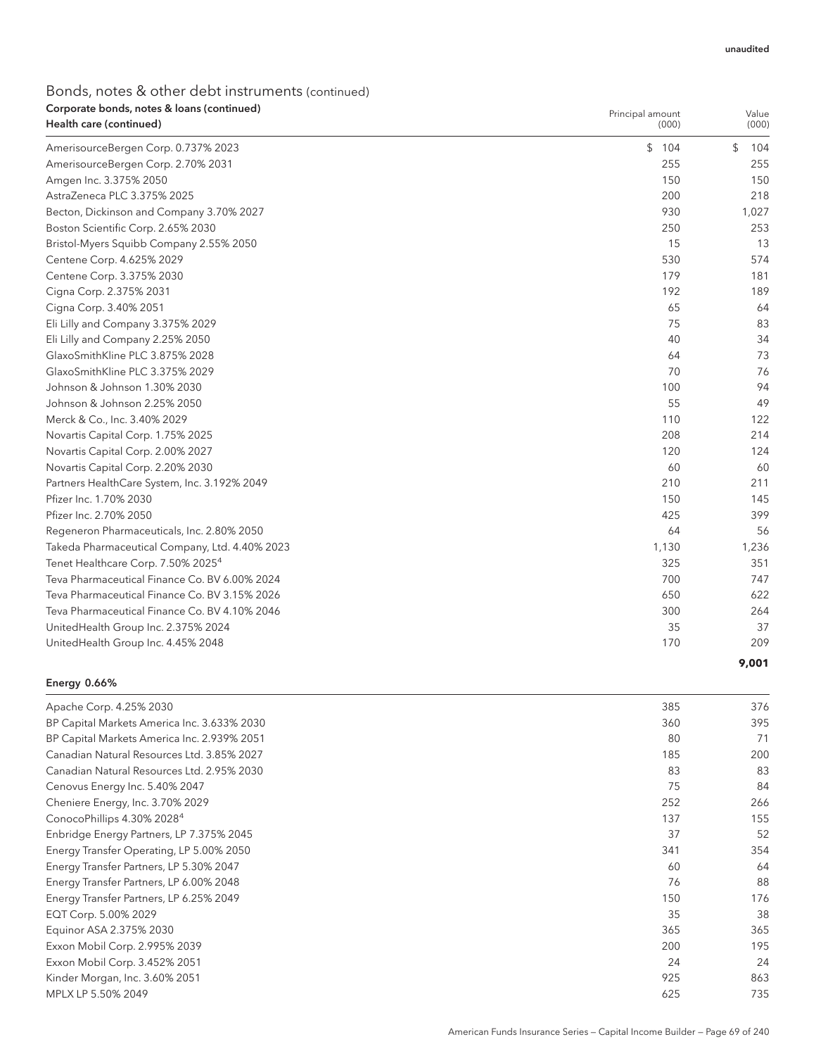unaudited

## Bonds, notes & other debt instruments (continued)

**Corporate bonds, notes & loans (continued)**

| **Health care (continued)** | Principal amount (000) | Value (000) |
|---|---|---|
| AmerisourceBergen Corp. 0.737% 2023 | $ 104 | $ 104 |
| AmerisourceBergen Corp. 2.70% 2031 | 255 | 255 |
| Amgen Inc. 3.375% 2050 | 150 | 150 |
| AstraZeneca PLC 3.375% 2025 | 200 | 218 |
| Becton, Dickinson and Company 3.70% 2027 | 930 | 1,027 |
| Boston Scientific Corp. 2.65% 2030 | 250 | 253 |
| Bristol-Myers Squibb Company 2.55% 2050 | 15 | 13 |
| Centene Corp. 4.625% 2029 | 530 | 574 |
| Centene Corp. 3.375% 2030 | 179 | 181 |
| Cigna Corp. 2.375% 2031 | 192 | 189 |
| Cigna Corp. 3.40% 2051 | 65 | 64 |
| Eli Lilly and Company 3.375% 2029 | 75 | 83 |
| Eli Lilly and Company 2.25% 2050 | 40 | 34 |
| GlaxoSmithKline PLC 3.875% 2028 | 64 | 73 |
| GlaxoSmithKline PLC 3.375% 2029 | 70 | 76 |
| Johnson & Johnson 1.30% 2030 | 100 | 94 |
| Johnson & Johnson 2.25% 2050 | 55 | 49 |
| Merck & Co., Inc. 3.40% 2029 | 110 | 122 |
| Novartis Capital Corp. 1.75% 2025 | 208 | 214 |
| Novartis Capital Corp. 2.00% 2027 | 120 | 124 |
| Novartis Capital Corp. 2.20% 2030 | 60 | 60 |
| Partners HealthCare System, Inc. 3.192% 2049 | 210 | 211 |
| Pfizer Inc. 1.70% 2030 | 150 | 145 |
| Pfizer Inc. 2.70% 2050 | 425 | 399 |
| Regeneron Pharmaceuticals, Inc. 2.80% 2050 | 64 | 56 |
| Takeda Pharmaceutical Company, Ltd. 4.40% 2023 | 1,130 | 1,236 |
| Tenet Healthcare Corp. 7.50% 2025[4] | 325 | 351 |
| Teva Pharmaceutical Finance Co. BV 6.00% 2024 | 700 | 747 |
| Teva Pharmaceutical Finance Co. BV 3.15% 2026 | 650 | 622 |
| Teva Pharmaceutical Finance Co. BV 4.10% 2046 | 300 | 264 |
| UnitedHealth Group Inc. 2.375% 2024 | 35 | 37 |
| UnitedHealth Group Inc. 4.45% 2048 | 170 | 209 |
| | | **9,001** |

| **Energy 0.66%** | | |
|---|---|---|
| Apache Corp. 4.25% 2030 | 385 | 376 |
| BP Capital Markets America Inc. 3.633% 2030 | 360 | 395 |
| BP Capital Markets America Inc. 2.939% 2051 | 80 | 71 |
| Canadian Natural Resources Ltd. 3.85% 2027 | 185 | 200 |
| Canadian Natural Resources Ltd. 2.95% 2030 | 83 | 83 |
| Cenovus Energy Inc. 5.40% 2047 | 75 | 84 |
| Cheniere Energy, Inc. 3.70% 2029 | 252 | 266 |
| ConocoPhillips 4.30% 2028[4] | 137 | 155 |
| Enbridge Energy Partners, LP 7.375% 2045 | 37 | 52 |
| Energy Transfer Operating, LP 5.00% 2050 | 341 | 354 |
| Energy Transfer Partners, LP 5.30% 2047 | 60 | 64 |
| Energy Transfer Partners, LP 6.00% 2048 | 76 | 88 |
| Energy Transfer Partners, LP 6.25% 2049 | 150 | 176 |
| EQT Corp. 5.00% 2029 | 35 | 38 |
| Equinor ASA 2.375% 2030 | 365 | 365 |
| Exxon Mobil Corp. 2.995% 2039 | 200 | 195 |
| Exxon Mobil Corp. 3.452% 2051 | 24 | 24 |
| Kinder Morgan, Inc. 3.60% 2051 | 925 | 863 |
| MPLX LP 5.50% 2049 | 625 | 735 |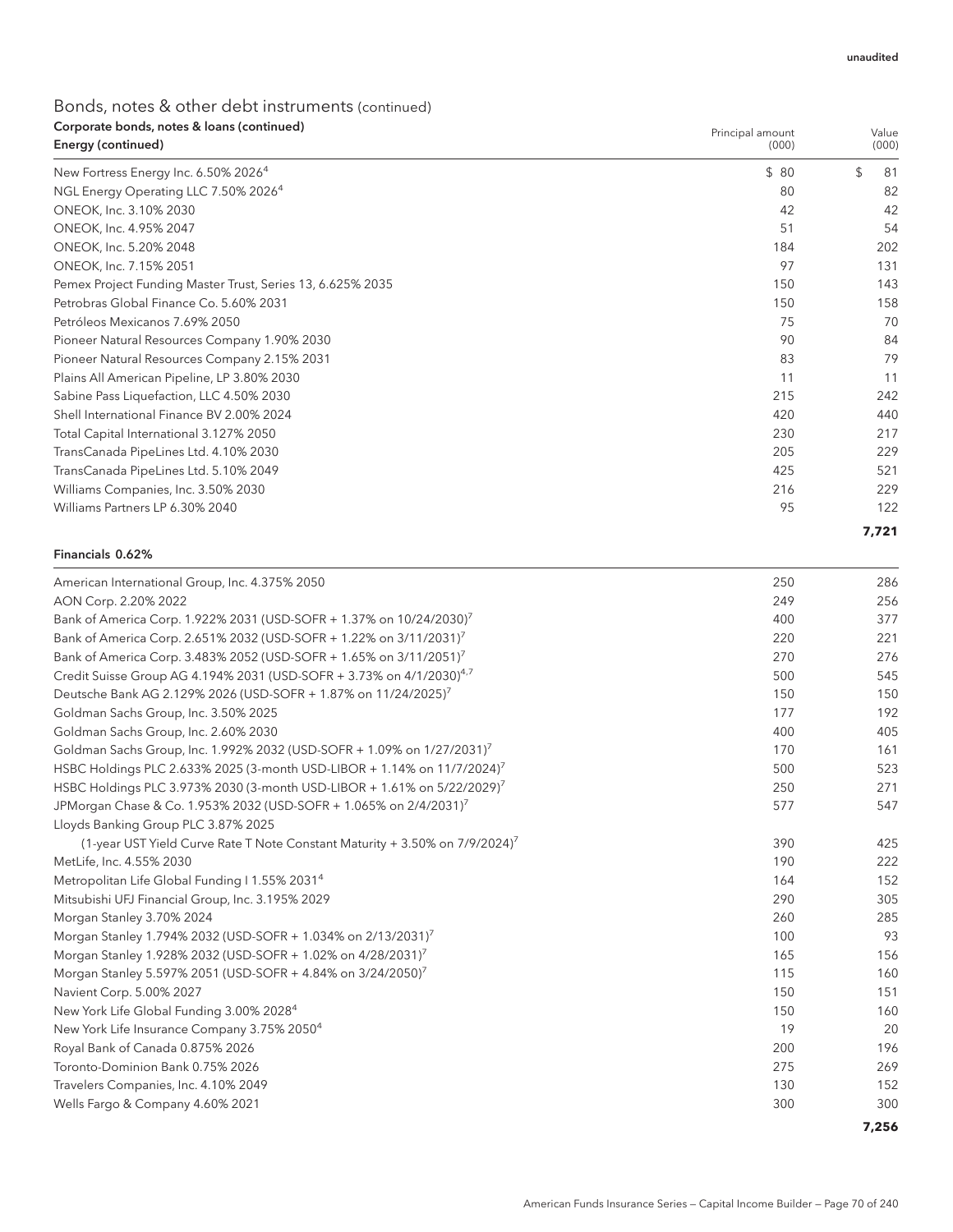unaudited

## Bonds, notes & other debt instruments (continued)

**Corporate bonds, notes & loans (continued)**

| **Energy (continued)** | Principal amount (000) | Value (000) |
|---|---|---|
| New Fortress Energy Inc. 6.50% 2026[4] | $ 80 | $ 81 |
| NGL Energy Operating LLC 7.50% 2026[4] | 80 | 82 |
| ONEOK, Inc. 3.10% 2030 | 42 | 42 |
| ONEOK, Inc. 4.95% 2047 | 51 | 54 |
| ONEOK, Inc. 5.20% 2048 | 184 | 202 |
| ONEOK, Inc. 7.15% 2051 | 97 | 131 |
| Pemex Project Funding Master Trust, Series 13, 6.625% 2035 | 150 | 143 |
| Petrobras Global Finance Co. 5.60% 2031 | 150 | 158 |
| Petróleos Mexicanos 7.69% 2050 | 75 | 70 |
| Pioneer Natural Resources Company 1.90% 2030 | 90 | 84 |
| Pioneer Natural Resources Company 2.15% 2031 | 83 | 79 |
| Plains All American Pipeline, LP 3.80% 2030 | 11 | 11 |
| Sabine Pass Liquefaction, LLC 4.50% 2030 | 215 | 242 |
| Shell International Finance BV 2.00% 2024 | 420 | 440 |
| Total Capital International 3.127% 2050 | 230 | 217 |
| TransCanada PipeLines Ltd. 4.10% 2030 | 205 | 229 |
| TransCanada PipeLines Ltd. 5.10% 2049 | 425 | 521 |
| Williams Companies, Inc. 3.50% 2030 | 216 | 229 |
| Williams Partners LP 6.30% 2040 | 95 | 122 |
| | | **7,721** |

| **Financials 0.62%** | | |
|---|---|---|
| American International Group, Inc. 4.375% 2050 | 250 | 286 |
| AON Corp. 2.20% 2022 | 249 | 256 |
| Bank of America Corp. 1.922% 2031 (USD-SOFR + 1.37% on 10/24/2030)[7] | 400 | 377 |
| Bank of America Corp. 2.651% 2032 (USD-SOFR + 1.22% on 3/11/2031)[7] | 220 | 221 |
| Bank of America Corp. 3.483% 2052 (USD-SOFR + 1.65% on 3/11/2051)[7] | 270 | 276 |
| Credit Suisse Group AG 4.194% 2031 (USD-SOFR + 3.73% on 4/1/2030)[4,7] | 500 | 545 |
| Deutsche Bank AG 2.129% 2026 (USD-SOFR + 1.87% on 11/24/2025)[7] | 150 | 150 |
| Goldman Sachs Group, Inc. 3.50% 2025 | 177 | 192 |
| Goldman Sachs Group, Inc. 2.60% 2030 | 400 | 405 |
| Goldman Sachs Group, Inc. 1.992% 2032 (USD-SOFR + 1.09% on 1/27/2031)[7] | 170 | 161 |
| HSBC Holdings PLC 2.633% 2025 (3-month USD-LIBOR + 1.14% on 11/7/2024)[7] | 500 | 523 |
| HSBC Holdings PLC 3.973% 2030 (3-month USD-LIBOR + 1.61% on 5/22/2029)[7] | 250 | 271 |
| JPMorgan Chase & Co. 1.953% 2032 (USD-SOFR + 1.065% on 2/4/2031)[7] | 577 | 547 |
| Lloyds Banking Group PLC 3.87% 2025 (1-year UST Yield Curve Rate T Note Constant Maturity + 3.50% on 7/9/2024)[7] | 390 | 425 |
| MetLife, Inc. 4.55% 2030 | 190 | 222 |
| Metropolitan Life Global Funding I 1.55% 2031[4] | 164 | 152 |
| Mitsubishi UFJ Financial Group, Inc. 3.195% 2029 | 290 | 305 |
| Morgan Stanley 3.70% 2024 | 260 | 285 |
| Morgan Stanley 1.794% 2032 (USD-SOFR + 1.034% on 2/13/2031)[7] | 100 | 93 |
| Morgan Stanley 1.928% 2032 (USD-SOFR + 1.02% on 4/28/2031)[7] | 165 | 156 |
| Morgan Stanley 5.597% 2051 (USD-SOFR + 4.84% on 3/24/2050)[7] | 115 | 160 |
| Navient Corp. 5.00% 2027 | 150 | 151 |
| New York Life Global Funding 3.00% 2028[4] | 150 | 160 |
| New York Life Insurance Company 3.75% 2050[4] | 19 | 20 |
| Royal Bank of Canada 0.875% 2026 | 200 | 196 |
| Toronto-Dominion Bank 0.75% 2026 | 275 | 269 |
| Travelers Companies, Inc. 4.10% 2049 | 130 | 152 |
| Wells Fargo & Company 4.60% 2021 | 300 | 300 |
| | | **7,256** |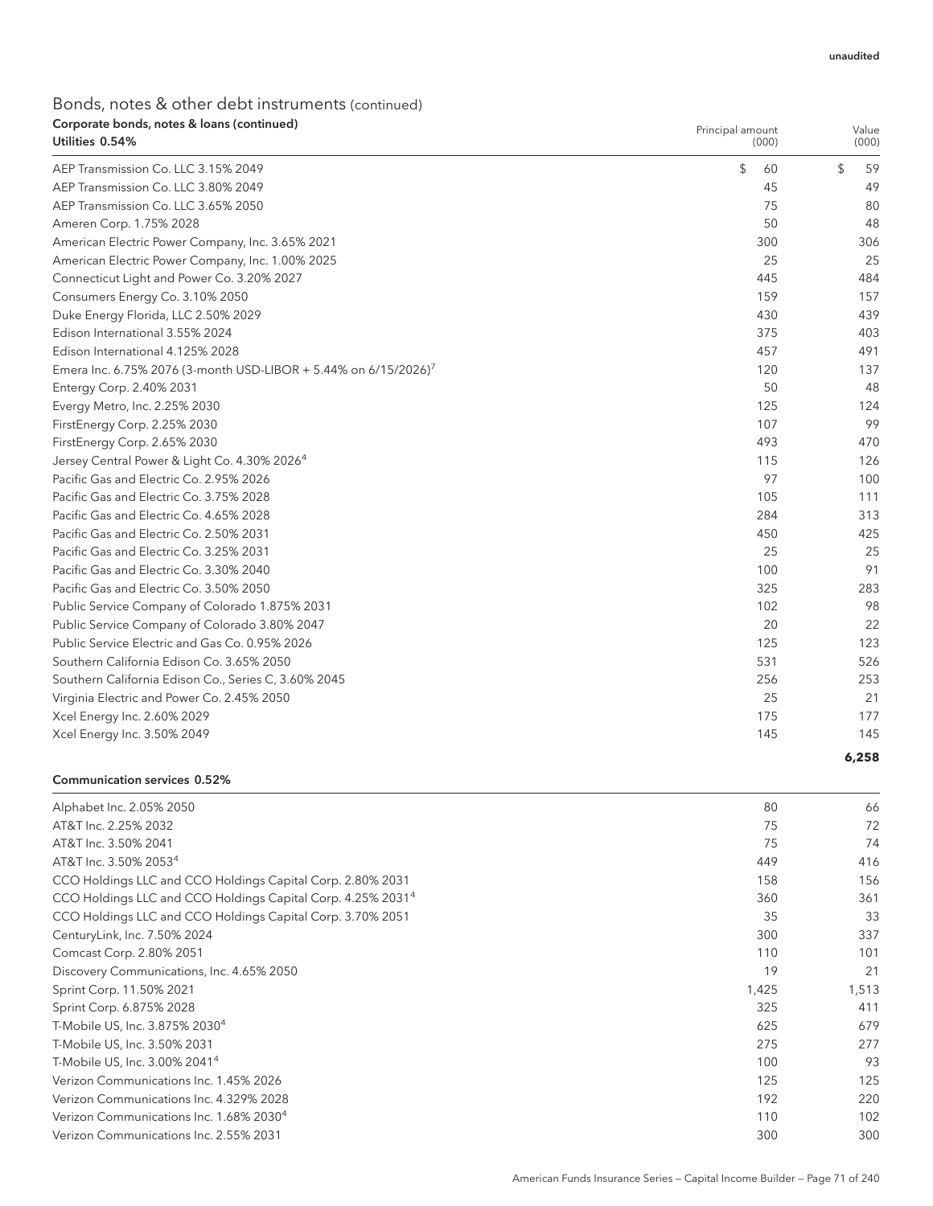unaudited

## Bonds, notes & other debt instruments (continued)

### Corporate bonds, notes & loans (continued)

| Utilities 0.54% | Principal amount (000) | Value (000) |
|---|---|---|
| AEP Transmission Co. LLC 3.15% 2049 | $ 60 | $ 59 |
| AEP Transmission Co. LLC 3.80% 2049 | 45 | 49 |
| AEP Transmission Co. LLC 3.65% 2050 | 75 | 80 |
| Ameren Corp. 1.75% 2028 | 50 | 48 |
| American Electric Power Company, Inc. 3.65% 2021 | 300 | 306 |
| American Electric Power Company, Inc. 1.00% 2025 | 25 | 25 |
| Connecticut Light and Power Co. 3.20% 2027 | 445 | 484 |
| Consumers Energy Co. 3.10% 2050 | 159 | 157 |
| Duke Energy Florida, LLC 2.50% 2029 | 430 | 439 |
| Edison International 3.55% 2024 | 375 | 403 |
| Edison International 4.125% 2028 | 457 | 491 |
| Emera Inc. 6.75% 2076 (3-month USD-LIBOR + 5.44% on 6/15/2026)[7] | 120 | 137 |
| Entergy Corp. 2.40% 2031 | 50 | 48 |
| Evergy Metro, Inc. 2.25% 2030 | 125 | 124 |
| FirstEnergy Corp. 2.25% 2030 | 107 | 99 |
| FirstEnergy Corp. 2.65% 2030 | 493 | 470 |
| Jersey Central Power & Light Co. 4.30% 2026[4] | 115 | 126 |
| Pacific Gas and Electric Co. 2.95% 2026 | 97 | 100 |
| Pacific Gas and Electric Co. 3.75% 2028 | 105 | 111 |
| Pacific Gas and Electric Co. 4.65% 2028 | 284 | 313 |
| Pacific Gas and Electric Co. 2.50% 2031 | 450 | 425 |
| Pacific Gas and Electric Co. 3.25% 2031 | 25 | 25 |
| Pacific Gas and Electric Co. 3.30% 2040 | 100 | 91 |
| Pacific Gas and Electric Co. 3.50% 2050 | 325 | 283 |
| Public Service Company of Colorado 1.875% 2031 | 102 | 98 |
| Public Service Company of Colorado 3.80% 2047 | 20 | 22 |
| Public Service Electric and Gas Co. 0.95% 2026 | 125 | 123 |
| Southern California Edison Co. 3.65% 2050 | 531 | 526 |
| Southern California Edison Co., Series C, 3.60% 2045 | 256 | 253 |
| Virginia Electric and Power Co. 2.45% 2050 | 25 | 21 |
| Xcel Energy Inc. 2.60% 2029 | 175 | 177 |
| Xcel Energy Inc. 3.50% 2049 | 145 | 145 |
| | | **6,258** |

| Communication services 0.52% | Principal amount (000) | Value (000) |
|---|---|---|
| Alphabet Inc. 2.05% 2050 | 80 | 66 |
| AT&T Inc. 2.25% 2032 | 75 | 72 |
| AT&T Inc. 3.50% 2041 | 75 | 74 |
| AT&T Inc. 3.50% 2053[4] | 449 | 416 |
| CCO Holdings LLC and CCO Holdings Capital Corp. 2.80% 2031 | 158 | 156 |
| CCO Holdings LLC and CCO Holdings Capital Corp. 4.25% 2031[4] | 360 | 361 |
| CCO Holdings LLC and CCO Holdings Capital Corp. 3.70% 2051 | 35 | 33 |
| CenturyLink, Inc. 7.50% 2024 | 300 | 337 |
| Comcast Corp. 2.80% 2051 | 110 | 101 |
| Discovery Communications, Inc. 4.65% 2050 | 19 | 21 |
| Sprint Corp. 11.50% 2021 | 1,425 | 1,513 |
| Sprint Corp. 6.875% 2028 | 325 | 411 |
| T-Mobile US, Inc. 3.875% 2030[4] | 625 | 679 |
| T-Mobile US, Inc. 3.50% 2031 | 275 | 277 |
| T-Mobile US, Inc. 3.00% 2041[4] | 100 | 93 |
| Verizon Communications Inc. 1.45% 2026 | 125 | 125 |
| Verizon Communications Inc. 4.329% 2028 | 192 | 220 |
| Verizon Communications Inc. 1.68% 2030[4] | 110 | 102 |
| Verizon Communications Inc. 2.55% 2031 | 300 | 300 |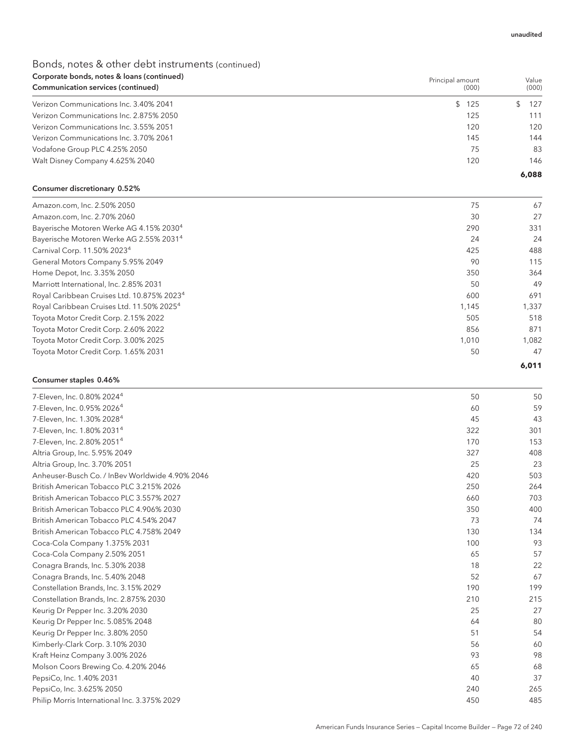unaudited

## Bonds, notes & other debt instruments (continued)

**Corporate bonds, notes & loans (continued)**

| Communication services (continued) | Principal amount (000) | Value (000) |
|---|---|---|
| Verizon Communications Inc. 3.40% 2041 | $ 125 | $ 127 |
| Verizon Communications Inc. 2.875% 2050 | 125 | 111 |
| Verizon Communications Inc. 3.55% 2051 | 120 | 120 |
| Verizon Communications Inc. 3.70% 2061 | 145 | 144 |
| Vodafone Group PLC 4.25% 2050 | 75 | 83 |
| Walt Disney Company 4.625% 2040 | 120 | 146 |
| | | **6,088** |

| Consumer discretionary 0.52% | | |
|---|---|---|
| Amazon.com, Inc. 2.50% 2050 | 75 | 67 |
| Amazon.com, Inc. 2.70% 2060 | 30 | 27 |
| Bayerische Motoren Werke AG 4.15% 2030[4] | 290 | 331 |
| Bayerische Motoren Werke AG 2.55% 2031[4] | 24 | 24 |
| Carnival Corp. 11.50% 2023[4] | 425 | 488 |
| General Motors Company 5.95% 2049 | 90 | 115 |
| Home Depot, Inc. 3.35% 2050 | 350 | 364 |
| Marriott International, Inc. 2.85% 2031 | 50 | 49 |
| Royal Caribbean Cruises Ltd. 10.875% 2023[4] | 600 | 691 |
| Royal Caribbean Cruises Ltd. 11.50% 2025[4] | 1,145 | 1,337 |
| Toyota Motor Credit Corp. 2.15% 2022 | 505 | 518 |
| Toyota Motor Credit Corp. 2.60% 2022 | 856 | 871 |
| Toyota Motor Credit Corp. 3.00% 2025 | 1,010 | 1,082 |
| Toyota Motor Credit Corp. 1.65% 2031 | 50 | 47 |
| | | **6,011** |

| Consumer staples 0.46% | | |
|---|---|---|
| 7-Eleven, Inc. 0.80% 2024[4] | 50 | 50 |
| 7-Eleven, Inc. 0.95% 2026[4] | 60 | 59 |
| 7-Eleven, Inc. 1.30% 2028[4] | 45 | 43 |
| 7-Eleven, Inc. 1.80% 2031[4] | 322 | 301 |
| 7-Eleven, Inc. 2.80% 2051[4] | 170 | 153 |
| Altria Group, Inc. 5.95% 2049 | 327 | 408 |
| Altria Group, Inc. 3.70% 2051 | 25 | 23 |
| Anheuser-Busch Co. / InBev Worldwide 4.90% 2046 | 420 | 503 |
| British American Tobacco PLC 3.215% 2026 | 250 | 264 |
| British American Tobacco PLC 3.557% 2027 | 660 | 703 |
| British American Tobacco PLC 4.906% 2030 | 350 | 400 |
| British American Tobacco PLC 4.54% 2047 | 73 | 74 |
| British American Tobacco PLC 4.758% 2049 | 130 | 134 |
| Coca-Cola Company 1.375% 2031 | 100 | 93 |
| Coca-Cola Company 2.50% 2051 | 65 | 57 |
| Conagra Brands, Inc. 5.30% 2038 | 18 | 22 |
| Conagra Brands, Inc. 5.40% 2048 | 52 | 67 |
| Constellation Brands, Inc. 3.15% 2029 | 190 | 199 |
| Constellation Brands, Inc. 2.875% 2030 | 210 | 215 |
| Keurig Dr Pepper Inc. 3.20% 2030 | 25 | 27 |
| Keurig Dr Pepper Inc. 5.085% 2048 | 64 | 80 |
| Keurig Dr Pepper Inc. 3.80% 2050 | 51 | 54 |
| Kimberly-Clark Corp. 3.10% 2030 | 56 | 60 |
| Kraft Heinz Company 3.00% 2026 | 93 | 98 |
| Molson Coors Brewing Co. 4.20% 2046 | 65 | 68 |
| PepsiCo, Inc. 1.40% 2031 | 40 | 37 |
| PepsiCo, Inc. 3.625% 2050 | 240 | 265 |
| Philip Morris International Inc. 3.375% 2029 | 450 | 485 |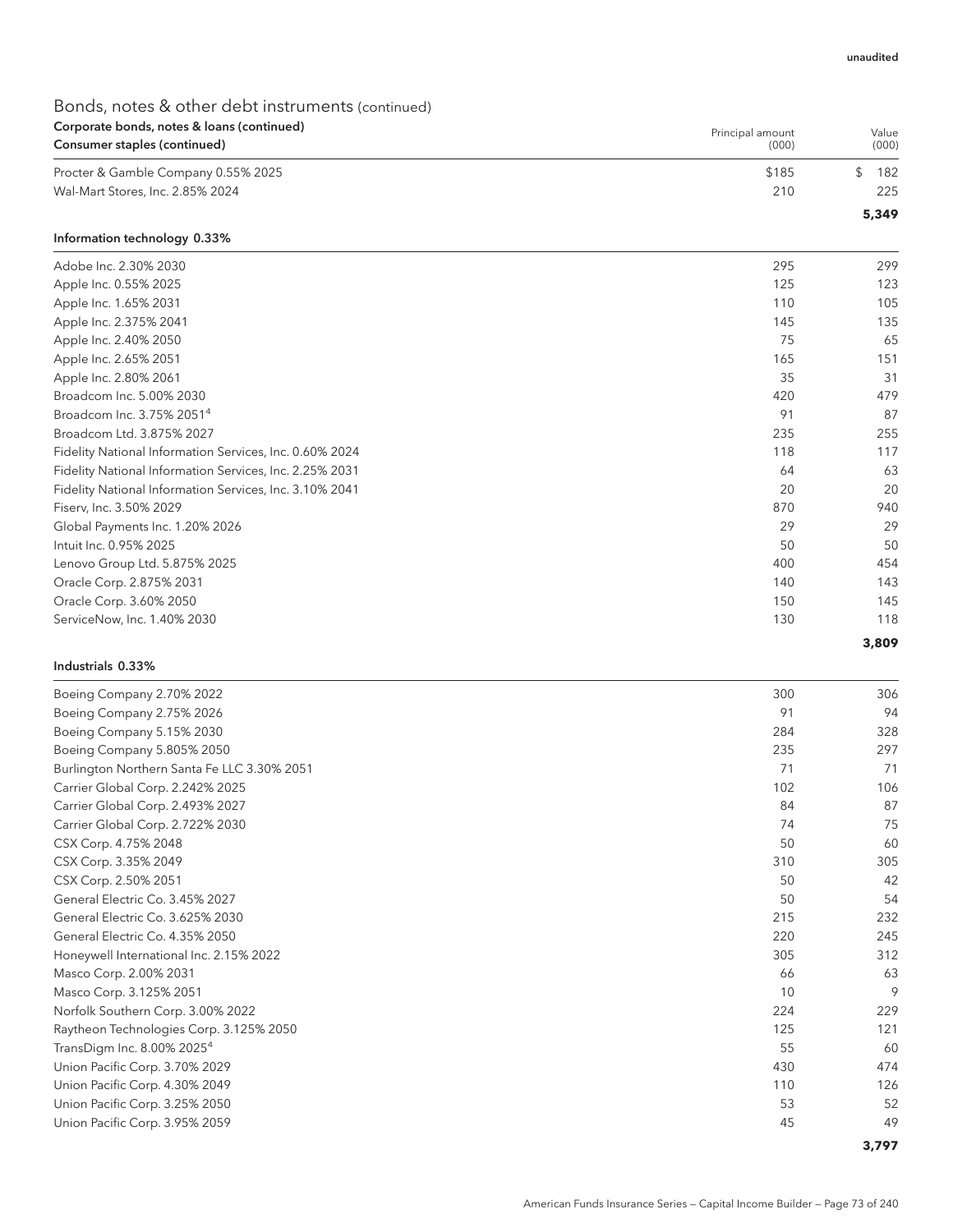## Bonds, notes & other debt instruments (continued)

| Corporate bonds, notes & loans (continued)<br>Consumer staples (continued) | Principal amount<br>(000) | Value<br>(000) |
|---|---|---|
| Procter & Gamble Company 0.55% 2025 | $185 | $ 182 |
| Wal-Mart Stores, Inc. 2.85% 2024 | 210 | 225 |
| | | **5,349** |

| Information technology 0.33% | | |
|---|---|---|
| Adobe Inc. 2.30% 2030 | 295 | 299 |
| Apple Inc. 0.55% 2025 | 125 | 123 |
| Apple Inc. 1.65% 2031 | 110 | 105 |
| Apple Inc. 2.375% 2041 | 145 | 135 |
| Apple Inc. 2.40% 2050 | 75 | 65 |
| Apple Inc. 2.65% 2051 | 165 | 151 |
| Apple Inc. 2.80% 2061 | 35 | 31 |
| Broadcom Inc. 5.00% 2030 | 420 | 479 |
| Broadcom Inc. 3.75% 2051[4] | 91 | 87 |
| Broadcom Ltd. 3.875% 2027 | 235 | 255 |
| Fidelity National Information Services, Inc. 0.60% 2024 | 118 | 117 |
| Fidelity National Information Services, Inc. 2.25% 2031 | 64 | 63 |
| Fidelity National Information Services, Inc. 3.10% 2041 | 20 | 20 |
| Fiserv, Inc. 3.50% 2029 | 870 | 940 |
| Global Payments Inc. 1.20% 2026 | 29 | 29 |
| Intuit Inc. 0.95% 2025 | 50 | 50 |
| Lenovo Group Ltd. 5.875% 2025 | 400 | 454 |
| Oracle Corp. 2.875% 2031 | 140 | 143 |
| Oracle Corp. 3.60% 2050 | 150 | 145 |
| ServiceNow, Inc. 1.40% 2030 | 130 | 118 |
| | | **3,809** |

| Industrials 0.33% | | |
|---|---|---|
| Boeing Company 2.70% 2022 | 300 | 306 |
| Boeing Company 2.75% 2026 | 91 | 94 |
| Boeing Company 5.15% 2030 | 284 | 328 |
| Boeing Company 5.805% 2050 | 235 | 297 |
| Burlington Northern Santa Fe LLC 3.30% 2051 | 71 | 71 |
| Carrier Global Corp. 2.242% 2025 | 102 | 106 |
| Carrier Global Corp. 2.493% 2027 | 84 | 87 |
| Carrier Global Corp. 2.722% 2030 | 74 | 75 |
| CSX Corp. 4.75% 2048 | 50 | 60 |
| CSX Corp. 3.35% 2049 | 310 | 305 |
| CSX Corp. 2.50% 2051 | 50 | 42 |
| General Electric Co. 3.45% 2027 | 50 | 54 |
| General Electric Co. 3.625% 2030 | 215 | 232 |
| General Electric Co. 4.35% 2050 | 220 | 245 |
| Honeywell International Inc. 2.15% 2022 | 305 | 312 |
| Masco Corp. 2.00% 2031 | 66 | 63 |
| Masco Corp. 3.125% 2051 | 10 | 9 |
| Norfolk Southern Corp. 3.00% 2022 | 224 | 229 |
| Raytheon Technologies Corp. 3.125% 2050 | 125 | 121 |
| TransDigm Inc. 8.00% 2025[4] | 55 | 60 |
| Union Pacific Corp. 3.70% 2029 | 430 | 474 |
| Union Pacific Corp. 4.30% 2049 | 110 | 126 |
| Union Pacific Corp. 3.25% 2050 | 53 | 52 |
| Union Pacific Corp. 3.95% 2059 | 45 | 49 |
| | | **3,797** |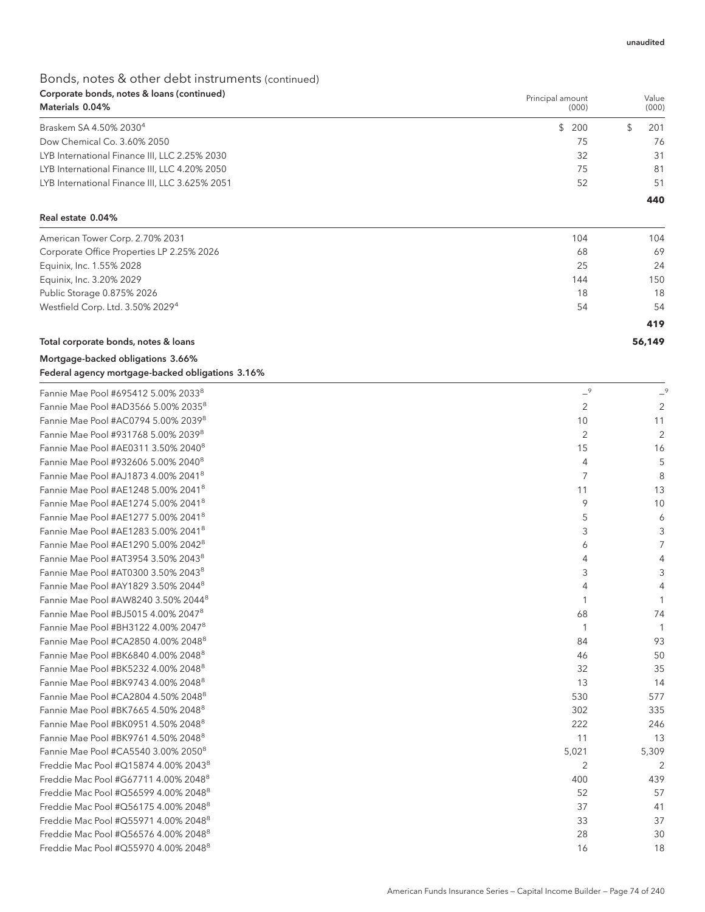unaudited

## Bonds, notes & other debt instruments (continued)

**Corporate bonds, notes & loans (continued)**

| Materials 0.04% | Principal amount (000) | Value (000) |
|---|---|---|
| Braskem SA 4.50% 2030[4] | $ 200 | $ 201 |
| Dow Chemical Co. 3.60% 2050 | 75 | 76 |
| LYB International Finance III, LLC 2.25% 2030 | 32 | 31 |
| LYB International Finance III, LLC 4.20% 2050 | 75 | 81 |
| LYB International Finance III, LLC 3.625% 2051 | 52 | 51 |
| | | **440** |
| **Real estate 0.04%** | | |
| American Tower Corp. 2.70% 2031 | 104 | 104 |
| Corporate Office Properties LP 2.25% 2026 | 68 | 69 |
| Equinix, Inc. 1.55% 2028 | 25 | 24 |
| Equinix, Inc. 3.20% 2029 | 144 | 150 |
| Public Storage 0.875% 2026 | 18 | 18 |
| Westfield Corp. Ltd. 3.50% 2029[4] | 54 | 54 |
| | | **419** |
| **Total corporate bonds, notes & loans** | | **56,149** |
| **Mortgage-backed obligations 3.66%** | | |
| **Federal agency mortgage-backed obligations 3.16%** | | |
| Fannie Mae Pool #695412 5.00% 2033[8] | —[9] | —[9] |
| Fannie Mae Pool #AD3566 5.00% 2035[8] | 2 | 2 |
| Fannie Mae Pool #AC0794 5.00% 2039[8] | 10 | 11 |
| Fannie Mae Pool #931768 5.00% 2039[8] | 2 | 2 |
| Fannie Mae Pool #AE0311 3.50% 2040[8] | 15 | 16 |
| Fannie Mae Pool #932606 5.00% 2040[8] | 4 | 5 |
| Fannie Mae Pool #AJ1873 4.00% 2041[8] | 7 | 8 |
| Fannie Mae Pool #AE1248 5.00% 2041[8] | 11 | 13 |
| Fannie Mae Pool #AE1274 5.00% 2041[8] | 9 | 10 |
| Fannie Mae Pool #AE1277 5.00% 2041[8] | 5 | 6 |
| Fannie Mae Pool #AE1283 5.00% 2041[8] | 3 | 3 |
| Fannie Mae Pool #AE1290 5.00% 2042[8] | 6 | 7 |
| Fannie Mae Pool #AT3954 3.50% 2043[8] | 4 | 4 |
| Fannie Mae Pool #AT0300 3.50% 2043[8] | 3 | 3 |
| Fannie Mae Pool #AY1829 3.50% 2044[8] | 4 | 4 |
| Fannie Mae Pool #AW8240 3.50% 2044[8] | 1 | 1 |
| Fannie Mae Pool #BJ5015 4.00% 2047[8] | 68 | 74 |
| Fannie Mae Pool #BH3122 4.00% 2047[8] | 1 | 1 |
| Fannie Mae Pool #CA2850 4.00% 2048[8] | 84 | 93 |
| Fannie Mae Pool #BK6840 4.00% 2048[8] | 46 | 50 |
| Fannie Mae Pool #BK5232 4.00% 2048[8] | 32 | 35 |
| Fannie Mae Pool #BK9743 4.00% 2048[8] | 13 | 14 |
| Fannie Mae Pool #CA2804 4.50% 2048[8] | 530 | 577 |
| Fannie Mae Pool #BK7665 4.50% 2048[8] | 302 | 335 |
| Fannie Mae Pool #BK0951 4.50% 2048[8] | 222 | 246 |
| Fannie Mae Pool #BK9761 4.50% 2048[8] | 11 | 13 |
| Fannie Mae Pool #CA5540 3.00% 2050[8] | 5,021 | 5,309 |
| Freddie Mac Pool #Q15874 4.00% 2043[8] | 2 | 2 |
| Freddie Mac Pool #G67711 4.00% 2048[8] | 400 | 439 |
| Freddie Mac Pool #Q56599 4.00% 2048[8] | 52 | 57 |
| Freddie Mac Pool #Q56175 4.00% 2048[8] | 37 | 41 |
| Freddie Mac Pool #Q55971 4.00% 2048[8] | 33 | 37 |
| Freddie Mac Pool #Q56576 4.00% 2048[8] | 28 | 30 |
| Freddie Mac Pool #Q55970 4.00% 2048[8] | 16 | 18 |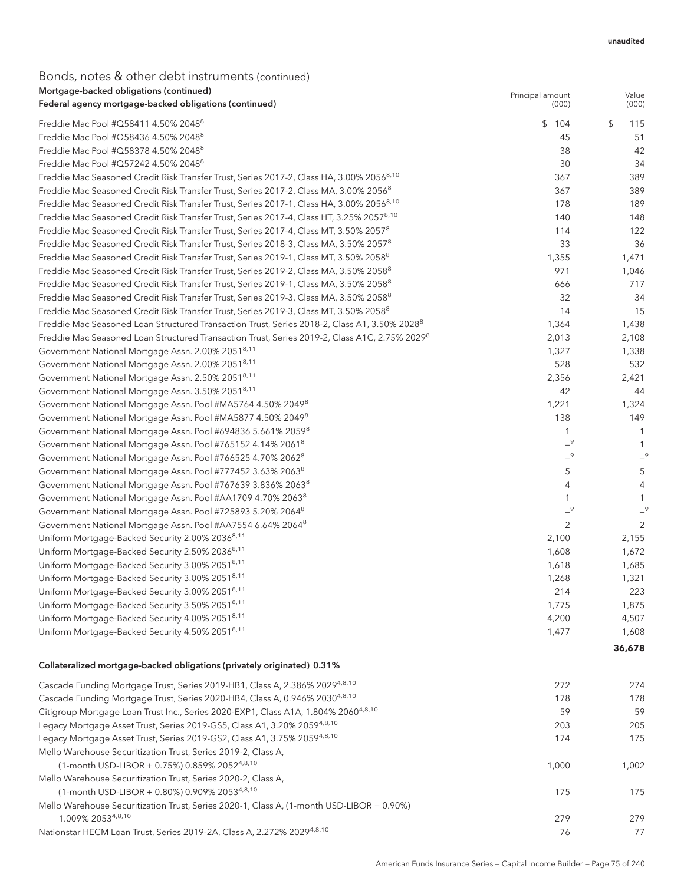unaudited

## Bonds, notes & other debt instruments (continued)

| Mortgage-backed obligations (continued)<br>Federal agency mortgage-backed obligations (continued) | Principal amount (000) | Value (000) |
|---|---|---|
| Freddie Mac Pool #Q58411 4.50% 2048[8] | $ 104 | $ 115 |
| Freddie Mac Pool #Q58436 4.50% 2048[8] | 45 | 51 |
| Freddie Mac Pool #Q58378 4.50% 2048[8] | 38 | 42 |
| Freddie Mac Pool #Q57242 4.50% 2048[8] | 30 | 34 |
| Freddie Mac Seasoned Credit Risk Transfer Trust, Series 2017-2, Class HA, 3.00% 2056[8,10] | 367 | 389 |
| Freddie Mac Seasoned Credit Risk Transfer Trust, Series 2017-2, Class MA, 3.00% 2056[8] | 367 | 389 |
| Freddie Mac Seasoned Credit Risk Transfer Trust, Series 2017-1, Class HA, 3.00% 2056[8,10] | 178 | 189 |
| Freddie Mac Seasoned Credit Risk Transfer Trust, Series 2017-4, Class HT, 3.25% 2057[8,10] | 140 | 148 |
| Freddie Mac Seasoned Credit Risk Transfer Trust, Series 2017-4, Class MT, 3.50% 2057[8] | 114 | 122 |
| Freddie Mac Seasoned Credit Risk Transfer Trust, Series 2018-3, Class MA, 3.50% 2057[8] | 33 | 36 |
| Freddie Mac Seasoned Credit Risk Transfer Trust, Series 2019-1, Class MT, 3.50% 2058[8] | 1,355 | 1,471 |
| Freddie Mac Seasoned Credit Risk Transfer Trust, Series 2019-2, Class MA, 3.50% 2058[8] | 971 | 1,046 |
| Freddie Mac Seasoned Credit Risk Transfer Trust, Series 2019-1, Class MA, 3.50% 2058[8] | 666 | 717 |
| Freddie Mac Seasoned Credit Risk Transfer Trust, Series 2019-3, Class MA, 3.50% 2058[8] | 32 | 34 |
| Freddie Mac Seasoned Credit Risk Transfer Trust, Series 2019-3, Class MT, 3.50% 2058[8] | 14 | 15 |
| Freddie Mac Seasoned Loan Structured Transaction Trust, Series 2018-2, Class A1, 3.50% 2028[8] | 1,364 | 1,438 |
| Freddie Mac Seasoned Loan Structured Transaction Trust, Series 2019-2, Class A1C, 2.75% 2029[8] | 2,013 | 2,108 |
| Government National Mortgage Assn. 2.00% 2051[8,11] | 1,327 | 1,338 |
| Government National Mortgage Assn. 2.00% 2051[8,11] | 528 | 532 |
| Government National Mortgage Assn. 2.50% 2051[8,11] | 2,356 | 2,421 |
| Government National Mortgage Assn. 3.50% 2051[8,11] | 42 | 44 |
| Government National Mortgage Assn. Pool #MA5764 4.50% 2049[8] | 1,221 | 1,324 |
| Government National Mortgage Assn. Pool #MA5877 4.50% 2049[8] | 138 | 149 |
| Government National Mortgage Assn. Pool #694836 5.661% 2059[8] | 1 | 1 |
| Government National Mortgage Assn. Pool #765152 4.14% 2061[8] | —[9] | 1 |
| Government National Mortgage Assn. Pool #766525 4.70% 2062[8] | —[9] | —[9] |
| Government National Mortgage Assn. Pool #777452 3.63% 2063[8] | 5 | 5 |
| Government National Mortgage Assn. Pool #767639 3.836% 2063[8] | 4 | 4 |
| Government National Mortgage Assn. Pool #AA1709 4.70% 2063[8] | 1 | 1 |
| Government National Mortgage Assn. Pool #725893 5.20% 2064[8] | —[9] | —[9] |
| Government National Mortgage Assn. Pool #AA7554 6.64% 2064[8] | 2 | 2 |
| Uniform Mortgage-Backed Security 2.00% 2036[8,11] | 2,100 | 2,155 |
| Uniform Mortgage-Backed Security 2.50% 2036[8,11] | 1,608 | 1,672 |
| Uniform Mortgage-Backed Security 3.00% 2051[8,11] | 1,618 | 1,685 |
| Uniform Mortgage-Backed Security 3.00% 2051[8,11] | 1,268 | 1,321 |
| Uniform Mortgage-Backed Security 3.00% 2051[8,11] | 214 | 223 |
| Uniform Mortgage-Backed Security 3.50% 2051[8,11] | 1,775 | 1,875 |
| Uniform Mortgage-Backed Security 4.00% 2051[8,11] | 4,200 | 4,507 |
| Uniform Mortgage-Backed Security 4.50% 2051[8,11] | 1,477 | 1,608 |
| | | **36,678** |
| **Collateralized mortgage-backed obligations (privately originated) 0.31%** | | |
| Cascade Funding Mortgage Trust, Series 2019-HB1, Class A, 2.386% 2029[4,8,10] | 272 | 274 |
| Cascade Funding Mortgage Trust, Series 2020-HB4, Class A, 0.946% 2030[4,8,10] | 178 | 178 |
| Citigroup Mortgage Loan Trust Inc., Series 2020-EXP1, Class A1A, 1.804% 2060[4,8,10] | 59 | 59 |
| Legacy Mortgage Asset Trust, Series 2019-GS5, Class A1, 3.20% 2059[4,8,10] | 203 | 205 |
| Legacy Mortgage Asset Trust, Series 2019-GS2, Class A1, 3.75% 2059[4,8,10] | 174 | 175 |
| Mello Warehouse Securitization Trust, Series 2019-2, Class A, (1-month USD-LIBOR + 0.75%) 0.859% 2052[4,8,10] | 1,000 | 1,002 |
| Mello Warehouse Securitization Trust, Series 2020-2, Class A, (1-month USD-LIBOR + 0.80%) 0.909% 2053[4,8,10] | 175 | 175 |
| Mello Warehouse Securitization Trust, Series 2020-1, Class A, (1-month USD-LIBOR + 0.90%) 1.009% 2053[4,8,10] | 279 | 279 |
| Nationstar HECM Loan Trust, Series 2019-2A, Class A, 2.272% 2029[4,8,10] | 76 | 77 |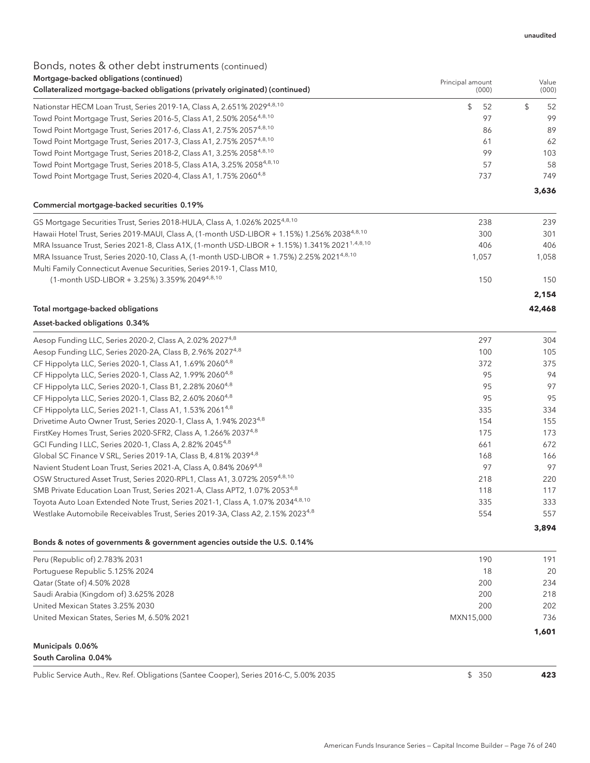unaudited

## Bonds, notes & other debt instruments (continued)

**Mortgage-backed obligations (continued)**

| Collateralized mortgage-backed obligations (privately originated) (continued) | Principal amount (000) | Value (000) |
|---|---|---|
| Nationstar HECM Loan Trust, Series 2019-1A, Class A, 2.651% 2029[4,8,10] | $ 52 | $ 52 |
| Towd Point Mortgage Trust, Series 2016-5, Class A1, 2.50% 2056[4,8,10] | 97 | 99 |
| Towd Point Mortgage Trust, Series 2017-6, Class A1, 2.75% 2057[4,8,10] | 86 | 89 |
| Towd Point Mortgage Trust, Series 2017-3, Class A1, 2.75% 2057[4,8,10] | 61 | 62 |
| Towd Point Mortgage Trust, Series 2018-2, Class A1, 3.25% 2058[4,8,10] | 99 | 103 |
| Towd Point Mortgage Trust, Series 2018-5, Class A1A, 3.25% 2058[4,8,10] | 57 | 58 |
| Towd Point Mortgage Trust, Series 2020-4, Class A1, 1.75% 2060[4,8] | 737 | 749 |
| | | **3,636** |
| **Commercial mortgage-backed securities 0.19%** | | |
| GS Mortgage Securities Trust, Series 2018-HULA, Class A, 1.026% 2025[4,8,10] | 238 | 239 |
| Hawaii Hotel Trust, Series 2019-MAUI, Class A, (1-month USD-LIBOR + 1.15%) 1.256% 2038[4,8,10] | 300 | 301 |
| MRA Issuance Trust, Series 2021-8, Class A1X, (1-month USD-LIBOR + 1.15%) 1.341% 2021[1,4,8,10] | 406 | 406 |
| MRA Issuance Trust, Series 2020-10, Class A, (1-month USD-LIBOR + 1.75%) 2.25% 2021[4,8,10] | 1,057 | 1,058 |
| Multi Family Connecticut Avenue Securities, Series 2019-1, Class M10, (1-month USD-LIBOR + 3.25%) 3.359% 2049[4,8,10] | 150 | 150 |
| | | **2,154** |
| **Total mortgage-backed obligations** | | **42,468** |
| **Asset-backed obligations 0.34%** | | |
| Aesop Funding LLC, Series 2020-2, Class A, 2.02% 2027[4,8] | 297 | 304 |
| Aesop Funding LLC, Series 2020-2A, Class B, 2.96% 2027[4,8] | 100 | 105 |
| CF Hippolyta LLC, Series 2020-1, Class A1, 1.69% 2060[4,8] | 372 | 375 |
| CF Hippolyta LLC, Series 2020-1, Class A2, 1.99% 2060[4,8] | 95 | 94 |
| CF Hippolyta LLC, Series 2020-1, Class B1, 2.28% 2060[4,8] | 95 | 97 |
| CF Hippolyta LLC, Series 2020-1, Class B2, 2.60% 2060[4,8] | 95 | 95 |
| CF Hippolyta LLC, Series 2021-1, Class A1, 1.53% 2061[4,8] | 335 | 334 |
| Drivetime Auto Owner Trust, Series 2020-1, Class A, 1.94% 2023[4,8] | 154 | 155 |
| FirstKey Homes Trust, Series 2020-SFR2, Class A, 1.266% 2037[4,8] | 175 | 173 |
| GCI Funding I LLC, Series 2020-1, Class A, 2.82% 2045[4,8] | 661 | 672 |
| Global SC Finance V SRL, Series 2019-1A, Class B, 4.81% 2039[4,8] | 168 | 166 |
| Navient Student Loan Trust, Series 2021-A, Class A, 0.84% 2069[4,8] | 97 | 97 |
| OSW Structured Asset Trust, Series 2020-RPL1, Class A1, 3.072% 2059[4,8,10] | 218 | 220 |
| SMB Private Education Loan Trust, Series 2021-A, Class APT2, 1.07% 2053[4,8] | 118 | 117 |
| Toyota Auto Loan Extended Note Trust, Series 2021-1, Class A, 1.07% 2034[4,8,10] | 335 | 333 |
| Westlake Automobile Receivables Trust, Series 2019-3A, Class A2, 2.15% 2023[4,8] | 554 | 557 |
| | | **3,894** |
| **Bonds & notes of governments & government agencies outside the U.S. 0.14%** | | |
| Peru (Republic of) 2.783% 2031 | 190 | 191 |
| Portuguese Republic 5.125% 2024 | 18 | 20 |
| Qatar (State of) 4.50% 2028 | 200 | 234 |
| Saudi Arabia (Kingdom of) 3.625% 2028 | 200 | 218 |
| United Mexican States 3.25% 2030 | 200 | 202 |
| United Mexican States, Series M, 6.50% 2021 | MXN15,000 | 736 |
| | | **1,601** |
| **Municipals 0.06%** | | |
| **South Carolina 0.04%** | | |
| Public Service Auth., Rev. Ref. Obligations (Santee Cooper), Series 2016-C, 5.00% 2035 | $ 350 | **423** |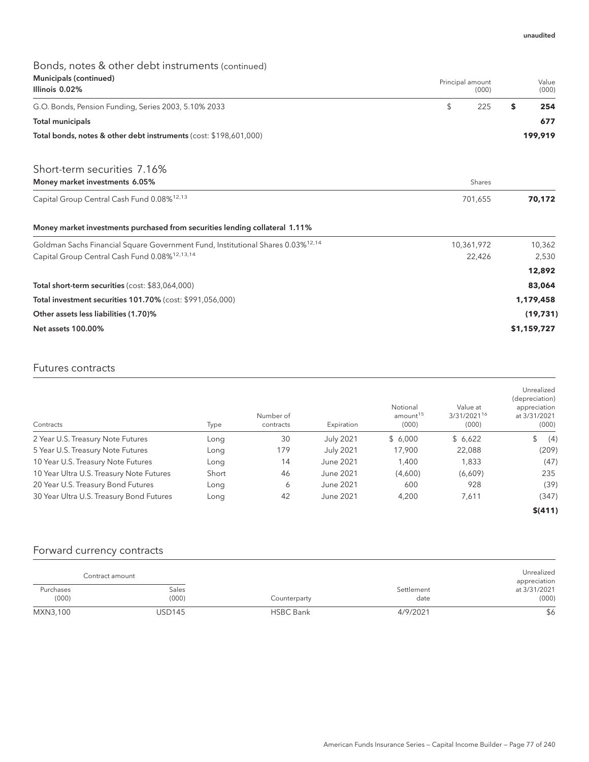unaudited

## Bonds, notes & other debt instruments (continued)

| Municipals (continued)<br>Illinois 0.02% | Principal amount (000) | Value (000) |
|---|---|---|
| G.O. Bonds, Pension Funding, Series 2003, 5.10% 2033 | $ 225 | $ 254 |
| **Total municipals** | | **677** |
| **Total bonds, notes & other debt instruments** (cost: $198,601,000) | | **199,919** |

## Short-term securities 7.16%

| Money market investments 6.05% | Shares | |
|---|---|---|
| Capital Group Central Cash Fund 0.08%[12,13] | 701,655 | **70,172** |
| **Money market investments purchased from securities lending collateral 1.11%** | | |
| Goldman Sachs Financial Square Government Fund, Institutional Shares 0.03%[12,14] | 10,361,972 | 10,362 |
| Capital Group Central Cash Fund 0.08%[12,13,14] | 22,426 | 2,530 |
| | | **12,892** |
| **Total short-term securities** (cost: $83,064,000) | | **83,064** |
| **Total investment securities 101.70%** (cost: $991,056,000) | | **1,179,458** |
| **Other assets less liabilities (1.70)%** | | **(19,731)** |
| **Net assets 100.00%** | | **$1,159,727** |

## Futures contracts

| Contracts | Type | Number of contracts | Expiration | Notional amount[15] (000) | Value at 3/31/2021[16] (000) | Unrealized (depreciation) appreciation at 3/31/2021 (000) |
|---|---|---|---|---|---|---|
| 2 Year U.S. Treasury Note Futures | Long | 30 | July 2021 | $ 6,000 | $ 6,622 | $ (4) |
| 5 Year U.S. Treasury Note Futures | Long | 179 | July 2021 | 17,900 | 22,088 | (209) |
| 10 Year U.S. Treasury Note Futures | Long | 14 | June 2021 | 1,400 | 1,833 | (47) |
| 10 Year Ultra U.S. Treasury Note Futures | Short | 46 | June 2021 | (4,600) | (6,609) | 235 |
| 20 Year U.S. Treasury Bond Futures | Long | 6 | June 2021 | 600 | 928 | (39) |
| 30 Year Ultra U.S. Treasury Bond Futures | Long | 42 | June 2021 | 4,200 | 7,611 | (347) |
| | | | | | | **$(411)** |

## Forward currency contracts

| Contract amount | | | | |
|---|---|---|---|---|
| Purchases (000) | Sales (000) | Counterparty | Settlement date | Unrealized appreciation at 3/31/2021 (000) |
| MXN3,100 | USD145 | HSBC Bank | 4/9/2021 | $6 |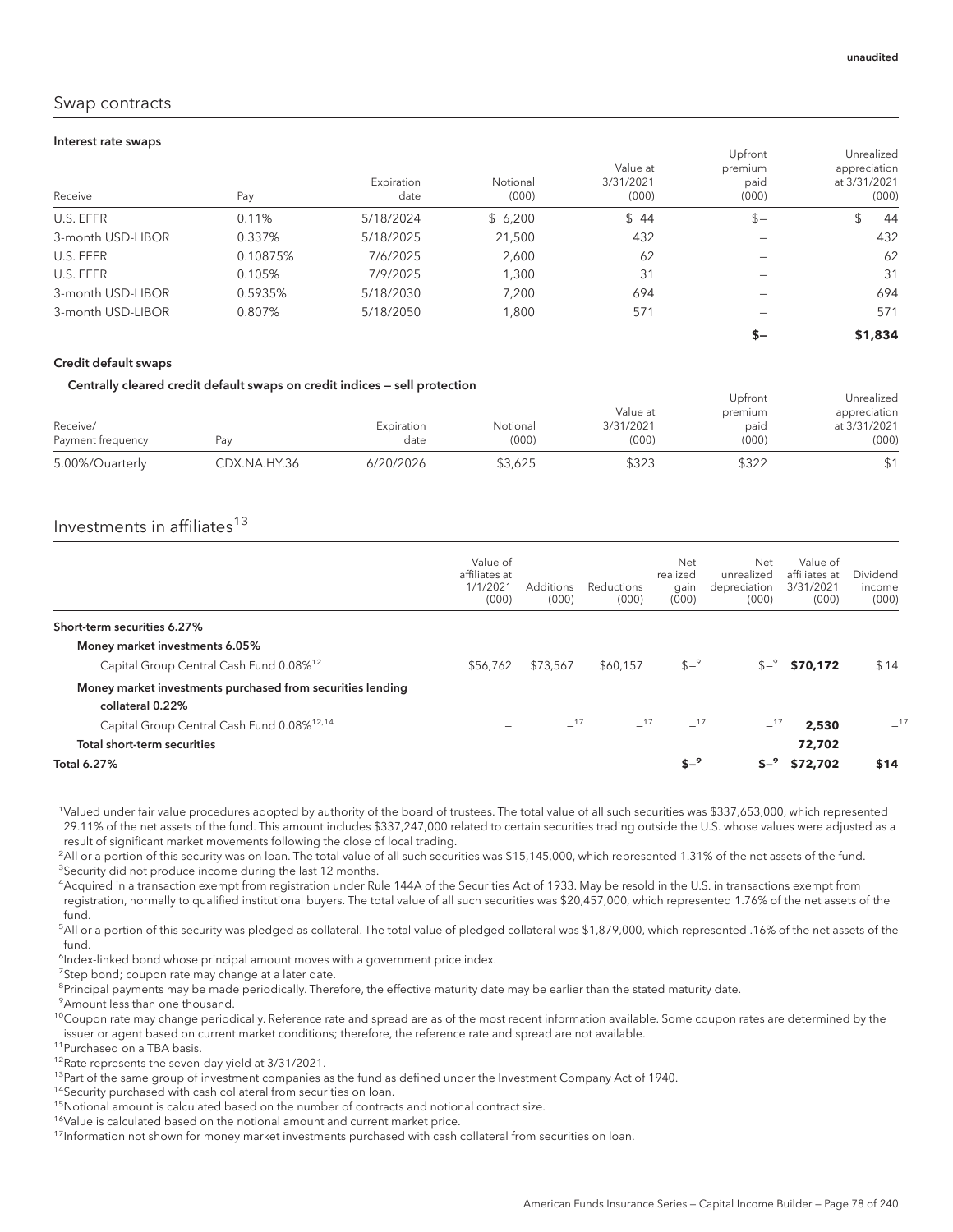unaudited

## Swap contracts

### Interest rate swaps

| Receive | Pay | Expiration date | Notional (000) | Value at 3/31/2021 (000) | Upfront premium paid (000) | Unrealized appreciation at 3/31/2021 (000) |
|---|---|---|---|---|---|---|
| U.S. EFFR | 0.11% | 5/18/2024 | $ 6,200 | $ 44 | $– | $ 44 |
| 3-month USD-LIBOR | 0.337% | 5/18/2025 | 21,500 | 432 | – | 432 |
| U.S. EFFR | 0.10875% | 7/6/2025 | 2,600 | 62 | – | 62 |
| U.S. EFFR | 0.105% | 7/9/2025 | 1,300 | 31 | – | 31 |
| 3-month USD-LIBOR | 0.5935% | 5/18/2030 | 7,200 | 694 | – | 694 |
| 3-month USD-LIBOR | 0.807% | 5/18/2050 | 1,800 | 571 | – | 571 |
| | | | | | **$–** | **$1,834** |

### Credit default swaps

**Centrally cleared credit default swaps on credit indices — sell protection**

| Receive/ Payment frequency | Pay | Expiration date | Notional (000) | Value at 3/31/2021 (000) | Upfront premium paid (000) | Unrealized appreciation at 3/31/2021 (000) |
|---|---|---|---|---|---|---|
| 5.00%/Quarterly | CDX.NA.HY.36 | 6/20/2026 | $3,625 | $323 | $322 | $1 |

## Investments in affiliates[13]

| | Value of affiliates at 1/1/2021 (000) | Additions (000) | Reductions (000) | Net realized gain (000) | Net unrealized depreciation (000) | Value of affiliates at 3/31/2021 (000) | Dividend income (000) |
|---|---|---|---|---|---|---|---|
| **Short-term securities 6.27%** | | | | | | | |
| **Money market investments 6.05%** | | | | | | | |
| Capital Group Central Cash Fund 0.08%[12] | $56,762 | $73,567 | $60,157 | $–[9] | $–[9] | **$70,172** | $14 |
| **Money market investments purchased from securities lending collateral 0.22%** | | | | | | | |
| Capital Group Central Cash Fund 0.08%[12,14] | – | –[17] | –[17] | –[17] | –[17] | **2,530** | –[17] |
| **Total short-term securities** | | | | | | **72,702** | |
| **Total 6.27%** | | | | **$–[9]** | **$–[9]** | **$72,702** | **$14** |

[1]Valued under fair value procedures adopted by authority of the board of trustees. The total value of all such securities was $337,653,000, which represented 29.11% of the net assets of the fund. This amount includes $337,247,000 related to certain securities trading outside the U.S. whose values were adjusted as a result of significant market movements following the close of local trading.

[2]All or a portion of this security was on loan. The total value of all such securities was $15,145,000, which represented 1.31% of the net assets of the fund.

[3]Security did not produce income during the last 12 months.

[4]Acquired in a transaction exempt from registration under Rule 144A of the Securities Act of 1933. May be resold in the U.S. in transactions exempt from registration, normally to qualified institutional buyers. The total value of all such securities was $20,457,000, which represented 1.76% of the net assets of the fund.

[5]All or a portion of this security was pledged as collateral. The total value of pledged collateral was $1,879,000, which represented .16% of the net assets of the fund.

[6]Index-linked bond whose principal amount moves with a government price index.

[7]Step bond; coupon rate may change at a later date.

[8]Principal payments may be made periodically. Therefore, the effective maturity date may be earlier than the stated maturity date.

[9]Amount less than one thousand.

[10]Coupon rate may change periodically. Reference rate and spread are as of the most recent information available. Some coupon rates are determined by the issuer or agent based on current market conditions; therefore, the reference rate and spread are not available.

[11]Purchased on a TBA basis.

[12]Rate represents the seven-day yield at 3/31/2021.

[13]Part of the same group of investment companies as the fund as defined under the Investment Company Act of 1940.

[14]Security purchased with cash collateral from securities on loan.

[15]Notional amount is calculated based on the number of contracts and notional contract size.

[16]Value is calculated based on the notional amount and current market price.

[17]Information not shown for money market investments purchased with cash collateral from securities on loan.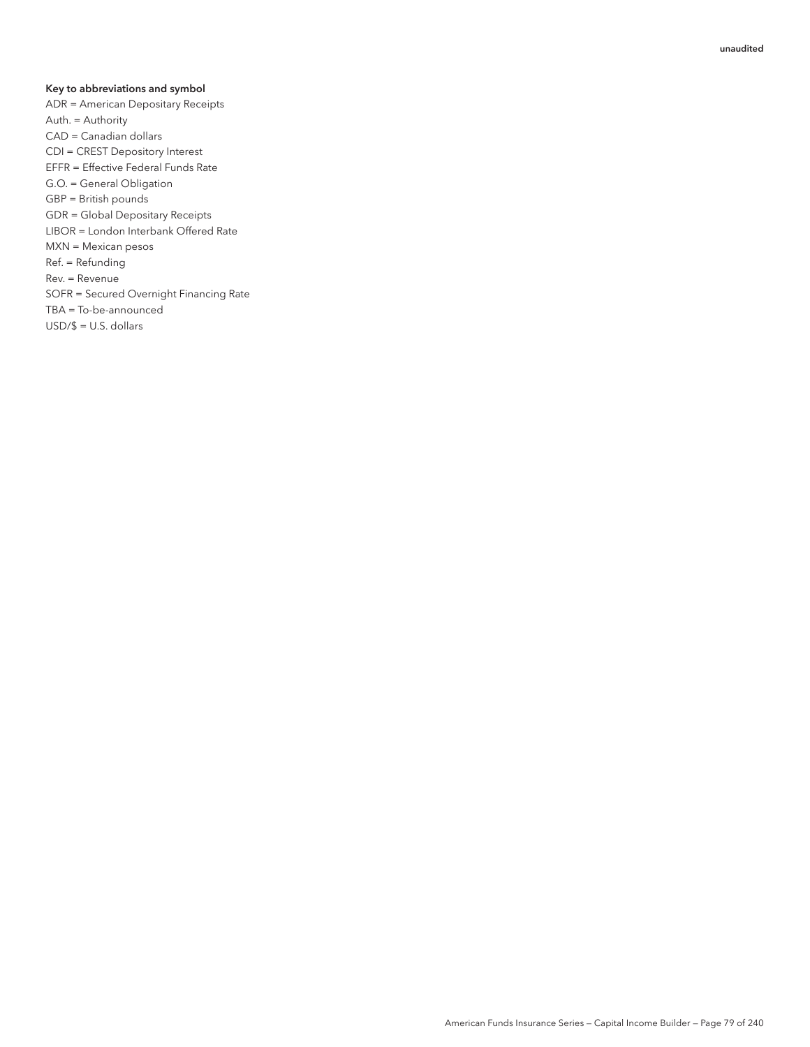**Key to abbreviations and symbol**

ADR = American Depositary Receipts
Auth. = Authority
CAD = Canadian dollars
CDI = CREST Depository Interest
EFFR = Effective Federal Funds Rate
G.O. = General Obligation
GBP = British pounds
GDR = Global Depositary Receipts
LIBOR = London Interbank Offered Rate
MXN = Mexican pesos
Ref. = Refunding
Rev. = Revenue
SOFR = Secured Overnight Financing Rate
TBA = To-be-announced
USD/$ = U.S. dollars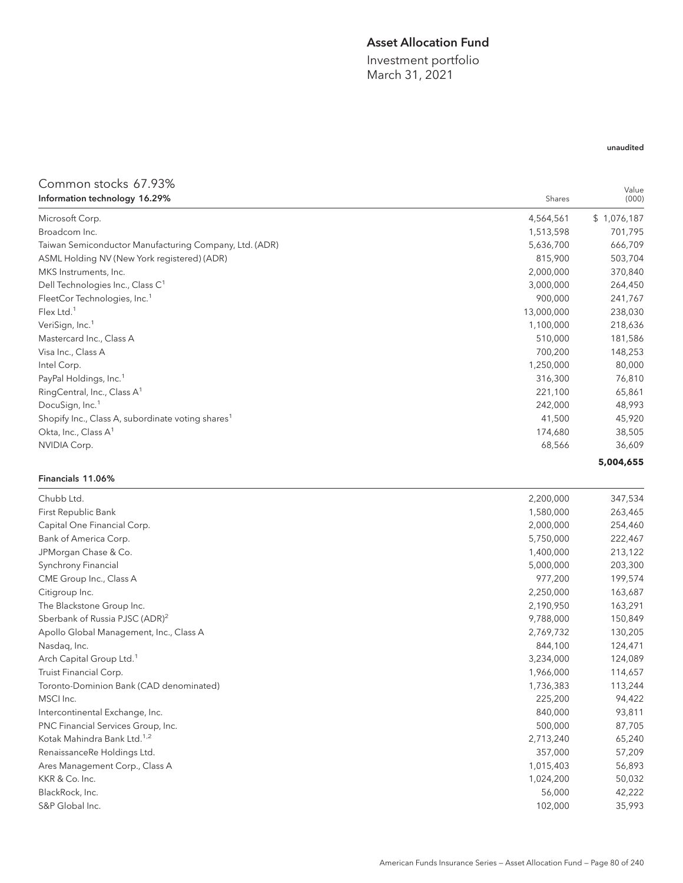# Asset Allocation Fund

Investment portfolio
March 31, 2021

unaudited

## Common stocks 67.93%

| Information technology 16.29% | Shares | Value (000) |
|---|---|---|
| Microsoft Corp. | 4,564,561 | $ 1,076,187 |
| Broadcom Inc. | 1,513,598 | 701,795 |
| Taiwan Semiconductor Manufacturing Company, Ltd. (ADR) | 5,636,700 | 666,709 |
| ASML Holding NV (New York registered) (ADR) | 815,900 | 503,704 |
| MKS Instruments, Inc. | 2,000,000 | 370,840 |
| Dell Technologies Inc., Class C[1] | 3,000,000 | 264,450 |
| FleetCor Technologies, Inc.[1] | 900,000 | 241,767 |
| Flex Ltd.[1] | 13,000,000 | 238,030 |
| VeriSign, Inc.[1] | 1,100,000 | 218,636 |
| Mastercard Inc., Class A | 510,000 | 181,586 |
| Visa Inc., Class A | 700,200 | 148,253 |
| Intel Corp. | 1,250,000 | 80,000 |
| PayPal Holdings, Inc.[1] | 316,300 | 76,810 |
| RingCentral, Inc., Class A[1] | 221,100 | 65,861 |
| DocuSign, Inc.[1] | 242,000 | 48,993 |
| Shopify Inc., Class A, subordinate voting shares[1] | 41,500 | 45,920 |
| Okta, Inc., Class A[1] | 174,680 | 38,505 |
| NVIDIA Corp. | 68,566 | 36,609 |
| | | **5,004,655** |

| Financials 11.06% | | |
|---|---|---|
| Chubb Ltd. | 2,200,000 | 347,534 |
| First Republic Bank | 1,580,000 | 263,465 |
| Capital One Financial Corp. | 2,000,000 | 254,460 |
| Bank of America Corp. | 5,750,000 | 222,467 |
| JPMorgan Chase & Co. | 1,400,000 | 213,122 |
| Synchrony Financial | 5,000,000 | 203,300 |
| CME Group Inc., Class A | 977,200 | 199,574 |
| Citigroup Inc. | 2,250,000 | 163,687 |
| The Blackstone Group Inc. | 2,190,950 | 163,291 |
| Sberbank of Russia PJSC (ADR)[2] | 9,788,000 | 150,849 |
| Apollo Global Management, Inc., Class A | 2,769,732 | 130,205 |
| Nasdaq, Inc. | 844,100 | 124,471 |
| Arch Capital Group Ltd.[1] | 3,234,000 | 124,089 |
| Truist Financial Corp. | 1,966,000 | 114,657 |
| Toronto-Dominion Bank (CAD denominated) | 1,736,383 | 113,244 |
| MSCI Inc. | 225,200 | 94,422 |
| Intercontinental Exchange, Inc. | 840,000 | 93,811 |
| PNC Financial Services Group, Inc. | 500,000 | 87,705 |
| Kotak Mahindra Bank Ltd.[1,2] | 2,713,240 | 65,240 |
| RenaissanceRe Holdings Ltd. | 357,000 | 57,209 |
| Ares Management Corp., Class A | 1,015,403 | 56,893 |
| KKR & Co. Inc. | 1,024,200 | 50,032 |
| BlackRock, Inc. | 56,000 | 42,222 |
| S&P Global Inc. | 102,000 | 35,993 |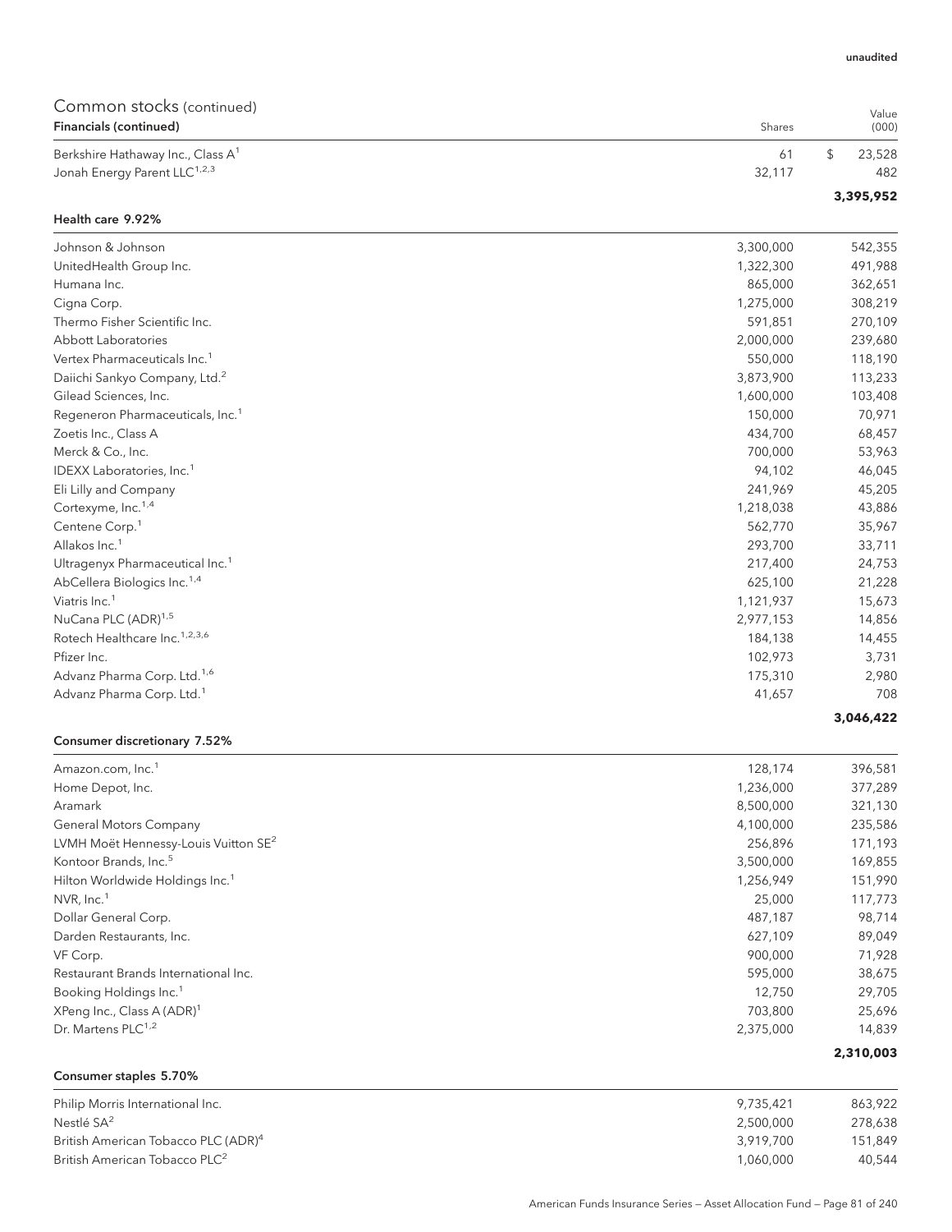unaudited

## Common stocks (continued)

| Financials (continued) | Shares | Value (000) |
|---|---|---|
| Berkshire Hathaway Inc., Class A[1] | 61 | $ 23,528 |
| Jonah Energy Parent LLC[1,2,3] | 32,117 | 482 |
| | | **3,395,952** |

| Health care 9.92% | Shares | Value (000) |
|---|---|---|
| Johnson & Johnson | 3,300,000 | 542,355 |
| UnitedHealth Group Inc. | 1,322,300 | 491,988 |
| Humana Inc. | 865,000 | 362,651 |
| Cigna Corp. | 1,275,000 | 308,219 |
| Thermo Fisher Scientific Inc. | 591,851 | 270,109 |
| Abbott Laboratories | 2,000,000 | 239,680 |
| Vertex Pharmaceuticals Inc.[1] | 550,000 | 118,190 |
| Daiichi Sankyo Company, Ltd.[2] | 3,873,900 | 113,233 |
| Gilead Sciences, Inc. | 1,600,000 | 103,408 |
| Regeneron Pharmaceuticals, Inc.[1] | 150,000 | 70,971 |
| Zoetis Inc., Class A | 434,700 | 68,457 |
| Merck & Co., Inc. | 700,000 | 53,963 |
| IDEXX Laboratories, Inc.[1] | 94,102 | 46,045 |
| Eli Lilly and Company | 241,969 | 45,205 |
| Cortexyme, Inc.[1,4] | 1,218,038 | 43,886 |
| Centene Corp.[1] | 562,770 | 35,967 |
| Allakos Inc.[1] | 293,700 | 33,711 |
| Ultragenyx Pharmaceutical Inc.[1] | 217,400 | 24,753 |
| AbCellera Biologics Inc.[1,4] | 625,100 | 21,228 |
| Viatris Inc.[1] | 1,121,937 | 15,673 |
| NuCana PLC (ADR)[1,5] | 2,977,153 | 14,856 |
| Rotech Healthcare Inc.[1,2,3,6] | 184,138 | 14,455 |
| Pfizer Inc. | 102,973 | 3,731 |
| Advanz Pharma Corp. Ltd.[1,6] | 175,310 | 2,980 |
| Advanz Pharma Corp. Ltd.[1] | 41,657 | 708 |
| | | **3,046,422** |

| Consumer discretionary 7.52% | Shares | Value (000) |
|---|---|---|
| Amazon.com, Inc.[1] | 128,174 | 396,581 |
| Home Depot, Inc. | 1,236,000 | 377,289 |
| Aramark | 8,500,000 | 321,130 |
| General Motors Company | 4,100,000 | 235,586 |
| LVMH Moët Hennessy-Louis Vuitton SE[2] | 256,896 | 171,193 |
| Kontoor Brands, Inc.[5] | 3,500,000 | 169,855 |
| Hilton Worldwide Holdings Inc.[1] | 1,256,949 | 151,990 |
| NVR, Inc.[1] | 25,000 | 117,773 |
| Dollar General Corp. | 487,187 | 98,714 |
| Darden Restaurants, Inc. | 627,109 | 89,049 |
| VF Corp. | 900,000 | 71,928 |
| Restaurant Brands International Inc. | 595,000 | 38,675 |
| Booking Holdings Inc.[1] | 12,750 | 29,705 |
| XPeng Inc., Class A (ADR)[1] | 703,800 | 25,696 |
| Dr. Martens PLC[1,2] | 2,375,000 | 14,839 |
| | | **2,310,003** |

| Consumer staples 5.70% | Shares | Value (000) |
|---|---|---|
| Philip Morris International Inc. | 9,735,421 | 863,922 |
| Nestlé SA[2] | 2,500,000 | 278,638 |
| British American Tobacco PLC (ADR)[4] | 3,919,700 | 151,849 |
| British American Tobacco PLC[2] | 1,060,000 | 40,544 |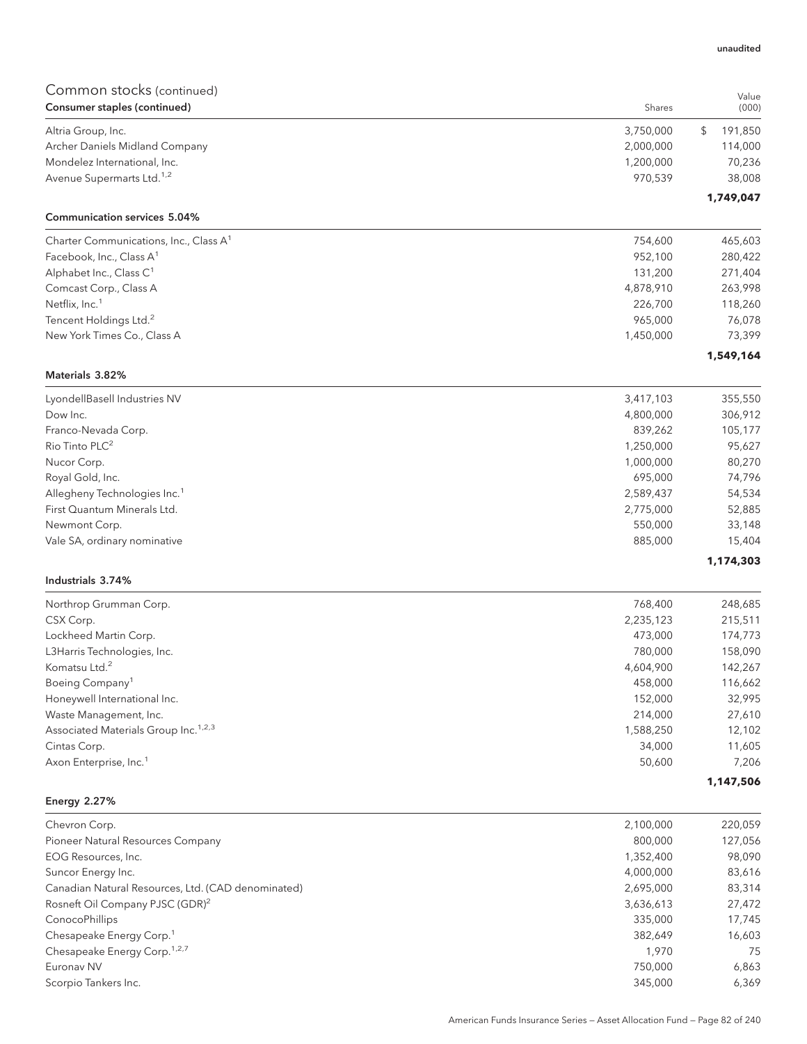unaudited

## Common stocks (continued)

| Consumer staples (continued) | Shares | Value (000) |
|---|---|---|
| Altria Group, Inc. | 3,750,000 | $ 191,850 |
| Archer Daniels Midland Company | 2,000,000 | 114,000 |
| Mondelez International, Inc. | 1,200,000 | 70,236 |
| Avenue Supermarts Ltd.[1,2] | 970,539 | 38,008 |
| | | **1,749,047** |

| Communication services 5.04% | | |
|---|---|---|
| Charter Communications, Inc., Class A[1] | 754,600 | 465,603 |
| Facebook, Inc., Class A[1] | 952,100 | 280,422 |
| Alphabet Inc., Class C[1] | 131,200 | 271,404 |
| Comcast Corp., Class A | 4,878,910 | 263,998 |
| Netflix, Inc.[1] | 226,700 | 118,260 |
| Tencent Holdings Ltd.[2] | 965,000 | 76,078 |
| New York Times Co., Class A | 1,450,000 | 73,399 |
| | | **1,549,164** |

| Materials 3.82% | | |
|---|---|---|
| LyondellBasell Industries NV | 3,417,103 | 355,550 |
| Dow Inc. | 4,800,000 | 306,912 |
| Franco-Nevada Corp. | 839,262 | 105,177 |
| Rio Tinto PLC[2] | 1,250,000 | 95,627 |
| Nucor Corp. | 1,000,000 | 80,270 |
| Royal Gold, Inc. | 695,000 | 74,796 |
| Allegheny Technologies Inc.[1] | 2,589,437 | 54,534 |
| First Quantum Minerals Ltd. | 2,775,000 | 52,885 |
| Newmont Corp. | 550,000 | 33,148 |
| Vale SA, ordinary nominative | 885,000 | 15,404 |
| | | **1,174,303** |

| Industrials 3.74% | | |
|---|---|---|
| Northrop Grumman Corp. | 768,400 | 248,685 |
| CSX Corp. | 2,235,123 | 215,511 |
| Lockheed Martin Corp. | 473,000 | 174,773 |
| L3Harris Technologies, Inc. | 780,000 | 158,090 |
| Komatsu Ltd.[2] | 4,604,900 | 142,267 |
| Boeing Company[1] | 458,000 | 116,662 |
| Honeywell International Inc. | 152,000 | 32,995 |
| Waste Management, Inc. | 214,000 | 27,610 |
| Associated Materials Group Inc.[1,2,3] | 1,588,250 | 12,102 |
| Cintas Corp. | 34,000 | 11,605 |
| Axon Enterprise, Inc.[1] | 50,600 | 7,206 |
| | | **1,147,506** |

| Energy 2.27% | | |
|---|---|---|
| Chevron Corp. | 2,100,000 | 220,059 |
| Pioneer Natural Resources Company | 800,000 | 127,056 |
| EOG Resources, Inc. | 1,352,400 | 98,090 |
| Suncor Energy Inc. | 4,000,000 | 83,616 |
| Canadian Natural Resources, Ltd. (CAD denominated) | 2,695,000 | 83,314 |
| Rosneft Oil Company PJSC (GDR)[2] | 3,636,613 | 27,472 |
| ConocoPhillips | 335,000 | 17,745 |
| Chesapeake Energy Corp.[1] | 382,649 | 16,603 |
| Chesapeake Energy Corp.[1,2,7] | 1,970 | 75 |
| Euronav NV | 750,000 | 6,863 |
| Scorpio Tankers Inc. | 345,000 | 6,369 |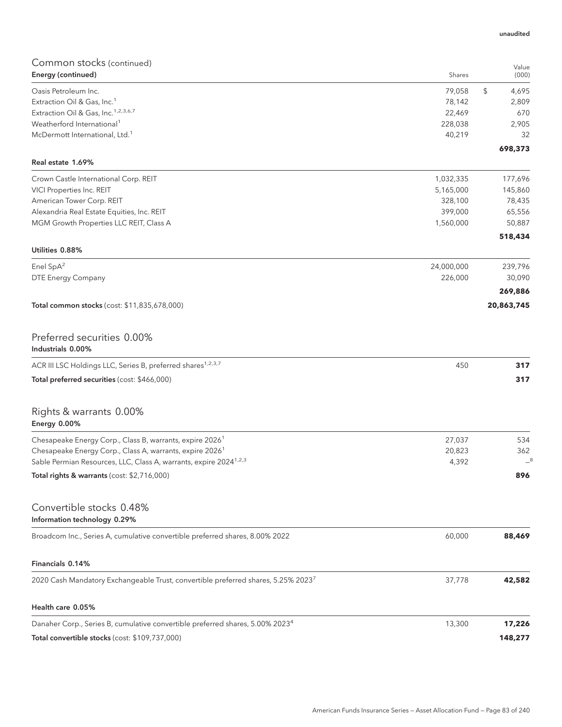unaudited

## Common stocks (continued)

| Energy (continued) | Shares | Value (000) |
|---|---|---|
| Oasis Petroleum Inc. | 79,058 | $ 4,695 |
| Extraction Oil & Gas, Inc.[1] | 78,142 | 2,809 |
| Extraction Oil & Gas, Inc.[1,2,3,6,7] | 22,469 | 670 |
| Weatherford International[1] | 228,038 | 2,905 |
| McDermott International, Ltd.[1] | 40,219 | 32 |
| | | **698,373** |

| Real estate 1.69% | | |
|---|---|---|
| Crown Castle International Corp. REIT | 1,032,335 | 177,696 |
| VICI Properties Inc. REIT | 5,165,000 | 145,860 |
| American Tower Corp. REIT | 328,100 | 78,435 |
| Alexandria Real Estate Equities, Inc. REIT | 399,000 | 65,556 |
| MGM Growth Properties LLC REIT, Class A | 1,560,000 | 50,887 |
| | | **518,434** |

| Utilities 0.88% | | |
|---|---|---|
| Enel SpA[2] | 24,000,000 | 239,796 |
| DTE Energy Company | 226,000 | 30,090 |
| | | **269,886** |
| **Total common stocks** (cost: $11,835,678,000) | | **20,863,745** |

## Preferred securities 0.00%

| Industrials 0.00% | | |
|---|---|---|
| ACR III LSC Holdings LLC, Series B, preferred shares[1,2,3,7] | 450 | **317** |
| **Total preferred securities** (cost: $466,000) | | **317** |

## Rights & warrants 0.00%

| Energy 0.00% | | |
|---|---|---|
| Chesapeake Energy Corp., Class B, warrants, expire 2026[1] | 27,037 | 534 |
| Chesapeake Energy Corp., Class A, warrants, expire 2026[1] | 20,823 | 362 |
| Sable Permian Resources, LLC, Class A, warrants, expire 2024[1,2,3] | 4,392 | —[8] |
| **Total rights & warrants** (cost: $2,716,000) | | **896** |

## Convertible stocks 0.48%

| Information technology 0.29% | | |
|---|---|---|
| Broadcom Inc., Series A, cumulative convertible preferred shares, 8.00% 2022 | 60,000 | **88,469** |

| Financials 0.14% | | |
|---|---|---|
| 2020 Cash Mandatory Exchangeable Trust, convertible preferred shares, 5.25% 2023[7] | 37,778 | **42,582** |

| Health care 0.05% | | |
|---|---|---|
| Danaher Corp., Series B, cumulative convertible preferred shares, 5.00% 2023[4] | 13,300 | **17,226** |
| **Total convertible stocks** (cost: $109,737,000) | | **148,277** |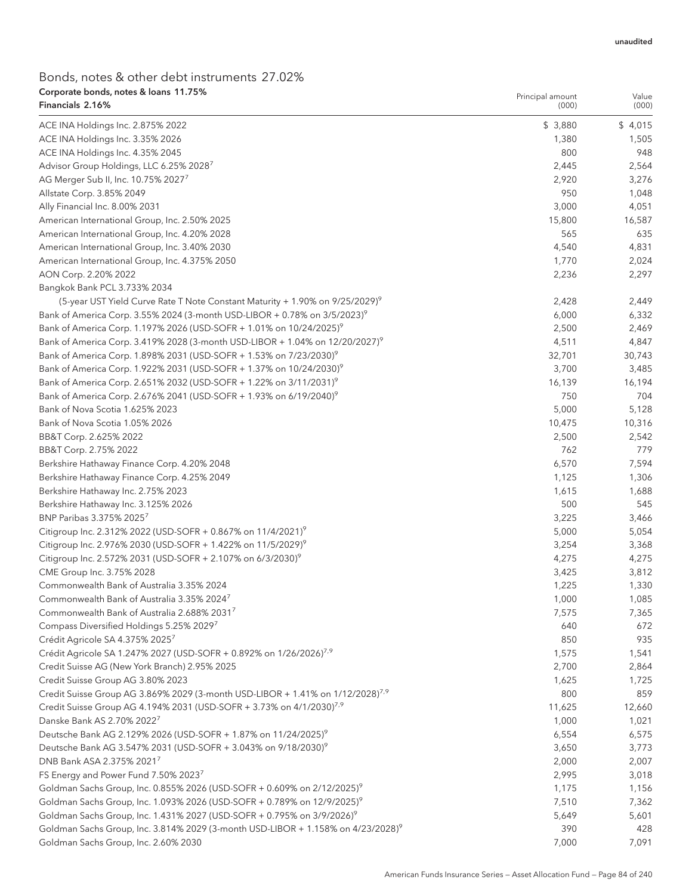unaudited

## Bonds, notes & other debt instruments 27.02%

### Corporate bonds, notes & loans 11.75%

| Financials 2.16% | Principal amount (000) | Value (000) |
|---|---|---|
| ACE INA Holdings Inc. 2.875% 2022 | $ 3,880 | $ 4,015 |
| ACE INA Holdings Inc. 3.35% 2026 | 1,380 | 1,505 |
| ACE INA Holdings Inc. 4.35% 2045 | 800 | 948 |
| Advisor Group Holdings, LLC 6.25% 2028[7] | 2,445 | 2,564 |
| AG Merger Sub II, Inc. 10.75% 2027[7] | 2,920 | 3,276 |
| Allstate Corp. 3.85% 2049 | 950 | 1,048 |
| Ally Financial Inc. 8.00% 2031 | 3,000 | 4,051 |
| American International Group, Inc. 2.50% 2025 | 15,800 | 16,587 |
| American International Group, Inc. 4.20% 2028 | 565 | 635 |
| American International Group, Inc. 3.40% 2030 | 4,540 | 4,831 |
| American International Group, Inc. 4.375% 2050 | 1,770 | 2,024 |
| AON Corp. 2.20% 2022 | 2,236 | 2,297 |
| Bangkok Bank PCL 3.733% 2034 | | |
| (5-year UST Yield Curve Rate T Note Constant Maturity + 1.90% on 9/25/2029)[9] | 2,428 | 2,449 |
| Bank of America Corp. 3.55% 2024 (3-month USD-LIBOR + 0.78% on 3/5/2023)[9] | 6,000 | 6,332 |
| Bank of America Corp. 1.197% 2026 (USD-SOFR + 1.01% on 10/24/2025)[9] | 2,500 | 2,469 |
| Bank of America Corp. 3.419% 2028 (3-month USD-LIBOR + 1.04% on 12/20/2027)[9] | 4,511 | 4,847 |
| Bank of America Corp. 1.898% 2031 (USD-SOFR + 1.53% on 7/23/2030)[9] | 32,701 | 30,743 |
| Bank of America Corp. 1.922% 2031 (USD-SOFR + 1.37% on 10/24/2030)[9] | 3,700 | 3,485 |
| Bank of America Corp. 2.651% 2032 (USD-SOFR + 1.22% on 3/11/2031)[9] | 16,139 | 16,194 |
| Bank of America Corp. 2.676% 2041 (USD-SOFR + 1.93% on 6/19/2040)[9] | 750 | 704 |
| Bank of Nova Scotia 1.625% 2023 | 5,000 | 5,128 |
| Bank of Nova Scotia 1.05% 2026 | 10,475 | 10,316 |
| BB&T Corp. 2.625% 2022 | 2,500 | 2,542 |
| BB&T Corp. 2.75% 2022 | 762 | 779 |
| Berkshire Hathaway Finance Corp. 4.20% 2048 | 6,570 | 7,594 |
| Berkshire Hathaway Finance Corp. 4.25% 2049 | 1,125 | 1,306 |
| Berkshire Hathaway Inc. 2.75% 2023 | 1,615 | 1,688 |
| Berkshire Hathaway Inc. 3.125% 2026 | 500 | 545 |
| BNP Paribas 3.375% 2025[7] | 3,225 | 3,466 |
| Citigroup Inc. 2.312% 2022 (USD-SOFR + 0.867% on 11/4/2021)[9] | 5,000 | 5,054 |
| Citigroup Inc. 2.976% 2030 (USD-SOFR + 1.422% on 11/5/2029)[9] | 3,254 | 3,368 |
| Citigroup Inc. 2.572% 2031 (USD-SOFR + 2.107% on 6/3/2030)[9] | 4,275 | 4,275 |
| CME Group Inc. 3.75% 2028 | 3,425 | 3,812 |
| Commonwealth Bank of Australia 3.35% 2024 | 1,225 | 1,330 |
| Commonwealth Bank of Australia 3.35% 2024[7] | 1,000 | 1,085 |
| Commonwealth Bank of Australia 2.688% 2031[7] | 7,575 | 7,365 |
| Compass Diversified Holdings 5.25% 2029[7] | 640 | 672 |
| Crédit Agricole SA 4.375% 2025[7] | 850 | 935 |
| Crédit Agricole SA 1.247% 2027 (USD-SOFR + 0.892% on 1/26/2026)[7,9] | 1,575 | 1,541 |
| Credit Suisse AG (New York Branch) 2.95% 2025 | 2,700 | 2,864 |
| Credit Suisse Group AG 3.80% 2023 | 1,625 | 1,725 |
| Credit Suisse Group AG 3.869% 2029 (3-month USD-LIBOR + 1.41% on 1/12/2028)[7,9] | 800 | 859 |
| Credit Suisse Group AG 4.194% 2031 (USD-SOFR + 3.73% on 4/1/2030)[7,9] | 11,625 | 12,660 |
| Danske Bank AS 2.70% 2022[7] | 1,000 | 1,021 |
| Deutsche Bank AG 2.129% 2026 (USD-SOFR + 1.87% on 11/24/2025)[9] | 6,554 | 6,575 |
| Deutsche Bank AG 3.547% 2031 (USD-SOFR + 3.043% on 9/18/2030)[9] | 3,650 | 3,773 |
| DNB Bank ASA 2.375% 2021[7] | 2,000 | 2,007 |
| FS Energy and Power Fund 7.50% 2023[7] | 2,995 | 3,018 |
| Goldman Sachs Group, Inc. 0.855% 2026 (USD-SOFR + 0.609% on 2/12/2025)[9] | 1,175 | 1,156 |
| Goldman Sachs Group, Inc. 1.093% 2026 (USD-SOFR + 0.789% on 12/9/2025)[9] | 7,510 | 7,362 |
| Goldman Sachs Group, Inc. 1.431% 2027 (USD-SOFR + 0.795% on 3/9/2026)[9] | 5,649 | 5,601 |
| Goldman Sachs Group, Inc. 3.814% 2029 (3-month USD-LIBOR + 1.158% on 4/23/2028)[9] | 390 | 428 |
| Goldman Sachs Group, Inc. 2.60% 2030 | 7,000 | 7,091 |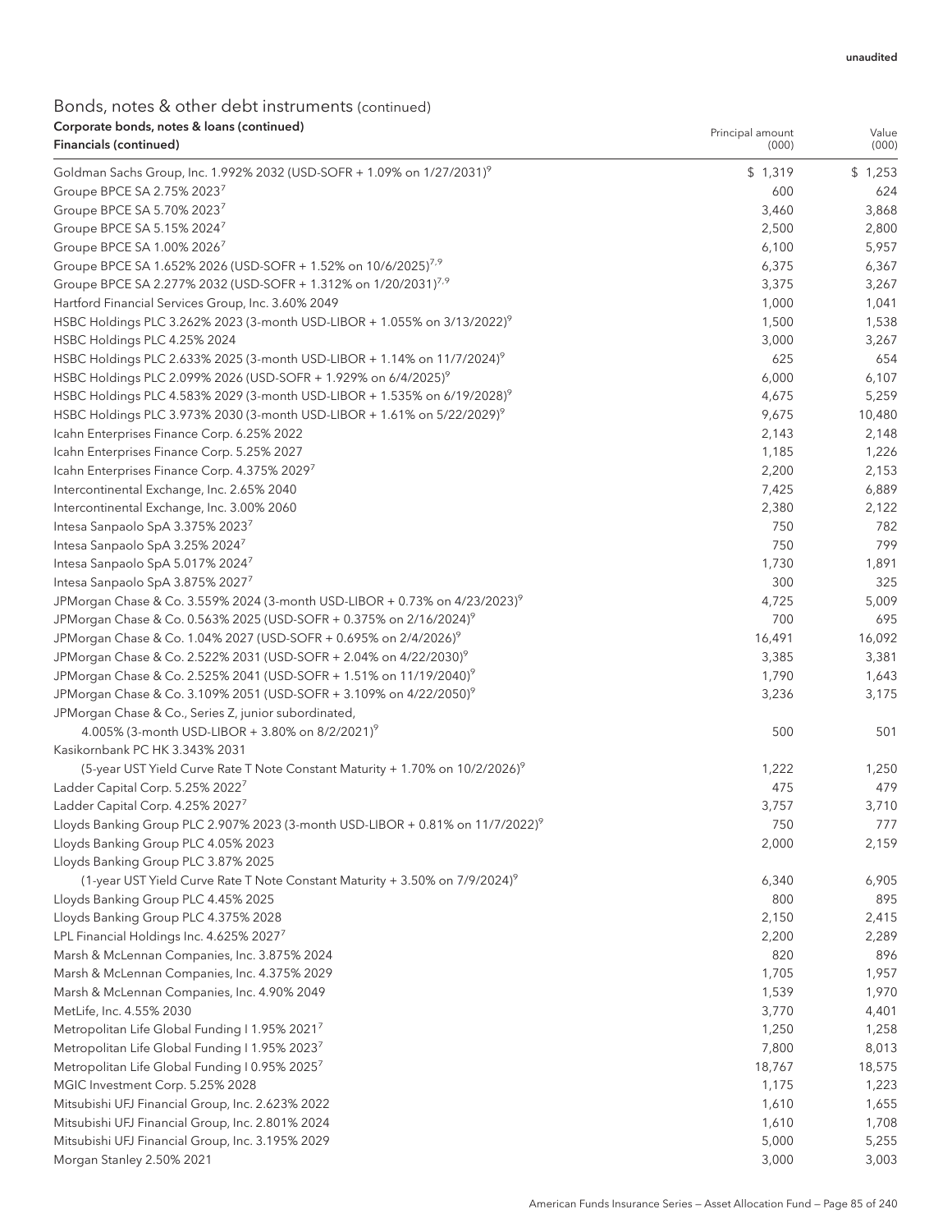unaudited

## Bonds, notes & other debt instruments (continued)

**Corporate bonds, notes & loans (continued)**

| **Financials (continued)** | Principal amount (000) | Value (000) |
|---|---|---|
| Goldman Sachs Group, Inc. 1.992% 2032 (USD-SOFR + 1.09% on 1/27/2031)[9] | $ 1,319 | $ 1,253 |
| Groupe BPCE SA 2.75% 2023[7] | 600 | 624 |
| Groupe BPCE SA 5.70% 2023[7] | 3,460 | 3,868 |
| Groupe BPCE SA 5.15% 2024[7] | 2,500 | 2,800 |
| Groupe BPCE SA 1.00% 2026[7] | 6,100 | 5,957 |
| Groupe BPCE SA 1.652% 2026 (USD-SOFR + 1.52% on 10/6/2025)[7,9] | 6,375 | 6,367 |
| Groupe BPCE SA 2.277% 2032 (USD-SOFR + 1.312% on 1/20/2031)[7,9] | 3,375 | 3,267 |
| Hartford Financial Services Group, Inc. 3.60% 2049 | 1,000 | 1,041 |
| HSBC Holdings PLC 3.262% 2023 (3-month USD-LIBOR + 1.055% on 3/13/2022)[9] | 1,500 | 1,538 |
| HSBC Holdings PLC 4.25% 2024 | 3,000 | 3,267 |
| HSBC Holdings PLC 2.633% 2025 (3-month USD-LIBOR + 1.14% on 11/7/2024)[9] | 625 | 654 |
| HSBC Holdings PLC 2.099% 2026 (USD-SOFR + 1.929% on 6/4/2025)[9] | 6,000 | 6,107 |
| HSBC Holdings PLC 4.583% 2029 (3-month USD-LIBOR + 1.535% on 6/19/2028)[9] | 4,675 | 5,259 |
| HSBC Holdings PLC 3.973% 2030 (3-month USD-LIBOR + 1.61% on 5/22/2029)[9] | 9,675 | 10,480 |
| Icahn Enterprises Finance Corp. 6.25% 2022 | 2,143 | 2,148 |
| Icahn Enterprises Finance Corp. 5.25% 2027 | 1,185 | 1,226 |
| Icahn Enterprises Finance Corp. 4.375% 2029[7] | 2,200 | 2,153 |
| Intercontinental Exchange, Inc. 2.65% 2040 | 7,425 | 6,889 |
| Intercontinental Exchange, Inc. 3.00% 2060 | 2,380 | 2,122 |
| Intesa Sanpaolo SpA 3.375% 2023[7] | 750 | 782 |
| Intesa Sanpaolo SpA 3.25% 2024[7] | 750 | 799 |
| Intesa Sanpaolo SpA 5.017% 2024[7] | 1,730 | 1,891 |
| Intesa Sanpaolo SpA 3.875% 2027[7] | 300 | 325 |
| JPMorgan Chase & Co. 3.559% 2024 (3-month USD-LIBOR + 0.73% on 4/23/2023)[9] | 4,725 | 5,009 |
| JPMorgan Chase & Co. 0.563% 2025 (USD-SOFR + 0.375% on 2/16/2024)[9] | 700 | 695 |
| JPMorgan Chase & Co. 1.04% 2027 (USD-SOFR + 0.695% on 2/4/2026)[9] | 16,491 | 16,092 |
| JPMorgan Chase & Co. 2.522% 2031 (USD-SOFR + 2.04% on 4/22/2030)[9] | 3,385 | 3,381 |
| JPMorgan Chase & Co. 2.525% 2041 (USD-SOFR + 1.51% on 11/19/2040)[9] | 1,790 | 1,643 |
| JPMorgan Chase & Co. 3.109% 2051 (USD-SOFR + 3.109% on 4/22/2050)[9] | 3,236 | 3,175 |
| JPMorgan Chase & Co., Series Z, junior subordinated, 4.005% (3-month USD-LIBOR + 3.80% on 8/2/2021)[9] | 500 | 501 |
| Kasikornbank PC HK 3.343% 2031 (5-year UST Yield Curve Rate T Note Constant Maturity + 1.70% on 10/2/2026)[9] | 1,222 | 1,250 |
| Ladder Capital Corp. 5.25% 2022[7] | 475 | 479 |
| Ladder Capital Corp. 4.25% 2027[7] | 3,757 | 3,710 |
| Lloyds Banking Group PLC 2.907% 2023 (3-month USD-LIBOR + 0.81% on 11/7/2022)[9] | 750 | 777 |
| Lloyds Banking Group PLC 4.05% 2023 | 2,000 | 2,159 |
| Lloyds Banking Group PLC 3.87% 2025 (1-year UST Yield Curve Rate T Note Constant Maturity + 3.50% on 7/9/2024)[9] | 6,340 | 6,905 |
| Lloyds Banking Group PLC 4.45% 2025 | 800 | 895 |
| Lloyds Banking Group PLC 4.375% 2028 | 2,150 | 2,415 |
| LPL Financial Holdings Inc. 4.625% 2027[7] | 2,200 | 2,289 |
| Marsh & McLennan Companies, Inc. 3.875% 2024 | 820 | 896 |
| Marsh & McLennan Companies, Inc. 4.375% 2029 | 1,705 | 1,957 |
| Marsh & McLennan Companies, Inc. 4.90% 2049 | 1,539 | 1,970 |
| MetLife, Inc. 4.55% 2030 | 3,770 | 4,401 |
| Metropolitan Life Global Funding I 1.95% 2021[7] | 1,250 | 1,258 |
| Metropolitan Life Global Funding I 1.95% 2023[7] | 7,800 | 8,013 |
| Metropolitan Life Global Funding I 0.95% 2025[7] | 18,767 | 18,575 |
| MGIC Investment Corp. 5.25% 2028 | 1,175 | 1,223 |
| Mitsubishi UFJ Financial Group, Inc. 2.623% 2022 | 1,610 | 1,655 |
| Mitsubishi UFJ Financial Group, Inc. 2.801% 2024 | 1,610 | 1,708 |
| Mitsubishi UFJ Financial Group, Inc. 3.195% 2029 | 5,000 | 5,255 |
| Morgan Stanley 2.50% 2021 | 3,000 | 3,003 |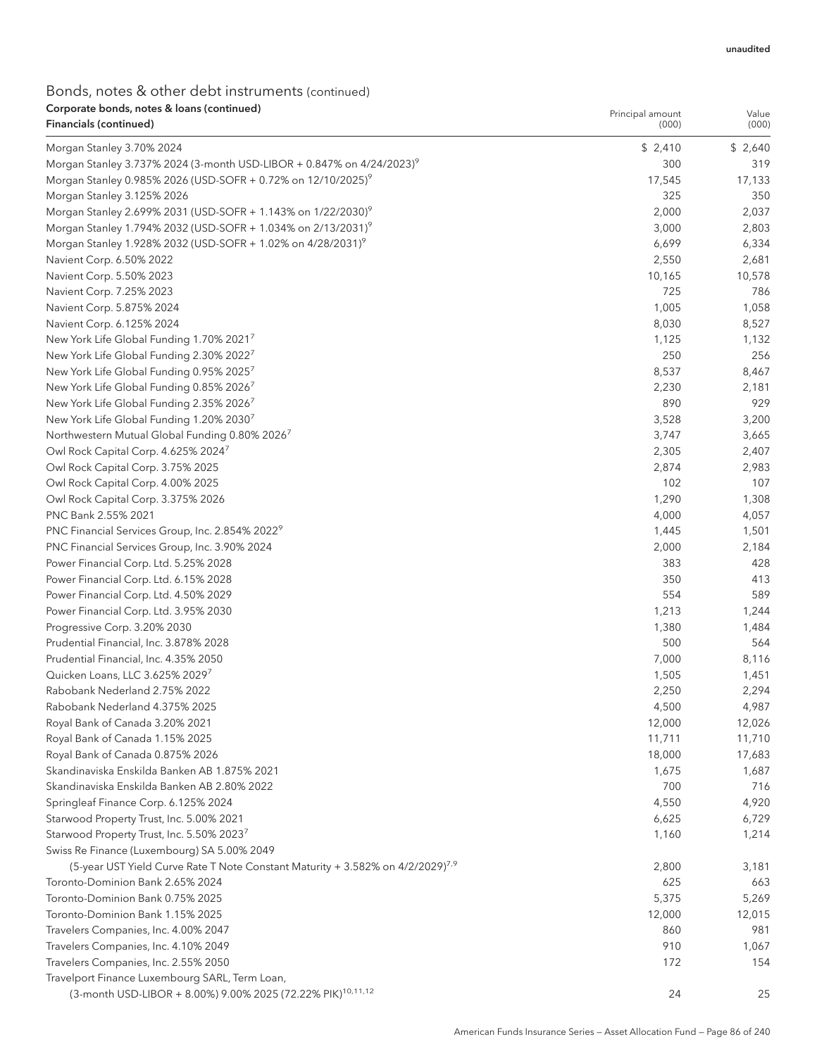unaudited

## Bonds, notes & other debt instruments (continued)

| Corporate bonds, notes & loans (continued)<br>Financials (continued) | Principal amount<br>(000) | Value<br>(000) |
|---|---|---|
| Morgan Stanley 3.70% 2024 | $ 2,410 | $ 2,640 |
| Morgan Stanley 3.737% 2024 (3-month USD-LIBOR + 0.847% on 4/24/2023)[9] | 300 | 319 |
| Morgan Stanley 0.985% 2026 (USD-SOFR + 0.72% on 12/10/2025)[9] | 17,545 | 17,133 |
| Morgan Stanley 3.125% 2026 | 325 | 350 |
| Morgan Stanley 2.699% 2031 (USD-SOFR + 1.143% on 1/22/2030)[9] | 2,000 | 2,037 |
| Morgan Stanley 1.794% 2032 (USD-SOFR + 1.034% on 2/13/2031)[9] | 3,000 | 2,803 |
| Morgan Stanley 1.928% 2032 (USD-SOFR + 1.02% on 4/28/2031)[9] | 6,699 | 6,334 |
| Navient Corp. 6.50% 2022 | 2,550 | 2,681 |
| Navient Corp. 5.50% 2023 | 10,165 | 10,578 |
| Navient Corp. 7.25% 2023 | 725 | 786 |
| Navient Corp. 5.875% 2024 | 1,005 | 1,058 |
| Navient Corp. 6.125% 2024 | 8,030 | 8,527 |
| New York Life Global Funding 1.70% 2021[7] | 1,125 | 1,132 |
| New York Life Global Funding 2.30% 2022[7] | 250 | 256 |
| New York Life Global Funding 0.95% 2025[7] | 8,537 | 8,467 |
| New York Life Global Funding 0.85% 2026[7] | 2,230 | 2,181 |
| New York Life Global Funding 2.35% 2026[7] | 890 | 929 |
| New York Life Global Funding 1.20% 2030[7] | 3,528 | 3,200 |
| Northwestern Mutual Global Funding 0.80% 2026[7] | 3,747 | 3,665 |
| Owl Rock Capital Corp. 4.625% 2024[7] | 2,305 | 2,407 |
| Owl Rock Capital Corp. 3.75% 2025 | 2,874 | 2,983 |
| Owl Rock Capital Corp. 4.00% 2025 | 102 | 107 |
| Owl Rock Capital Corp. 3.375% 2026 | 1,290 | 1,308 |
| PNC Bank 2.55% 2021 | 4,000 | 4,057 |
| PNC Financial Services Group, Inc. 2.854% 2022[9] | 1,445 | 1,501 |
| PNC Financial Services Group, Inc. 3.90% 2024 | 2,000 | 2,184 |
| Power Financial Corp. Ltd. 5.25% 2028 | 383 | 428 |
| Power Financial Corp. Ltd. 6.15% 2028 | 350 | 413 |
| Power Financial Corp. Ltd. 4.50% 2029 | 554 | 589 |
| Power Financial Corp. Ltd. 3.95% 2030 | 1,213 | 1,244 |
| Progressive Corp. 3.20% 2030 | 1,380 | 1,484 |
| Prudential Financial, Inc. 3.878% 2028 | 500 | 564 |
| Prudential Financial, Inc. 4.35% 2050 | 7,000 | 8,116 |
| Quicken Loans, LLC 3.625% 2029[7] | 1,505 | 1,451 |
| Rabobank Nederland 2.75% 2022 | 2,250 | 2,294 |
| Rabobank Nederland 4.375% 2025 | 4,500 | 4,987 |
| Royal Bank of Canada 3.20% 2021 | 12,000 | 12,026 |
| Royal Bank of Canada 1.15% 2025 | 11,711 | 11,710 |
| Royal Bank of Canada 0.875% 2026 | 18,000 | 17,683 |
| Skandinaviska Enskilda Banken AB 1.875% 2021 | 1,675 | 1,687 |
| Skandinaviska Enskilda Banken AB 2.80% 2022 | 700 | 716 |
| Springleaf Finance Corp. 6.125% 2024 | 4,550 | 4,920 |
| Starwood Property Trust, Inc. 5.00% 2021 | 6,625 | 6,729 |
| Starwood Property Trust, Inc. 5.50% 2023[7] | 1,160 | 1,214 |
| Swiss Re Finance (Luxembourg) SA 5.00% 2049 (5-year UST Yield Curve Rate T Note Constant Maturity + 3.582% on 4/2/2029)[7,9] | 2,800 | 3,181 |
| Toronto-Dominion Bank 2.65% 2024 | 625 | 663 |
| Toronto-Dominion Bank 0.75% 2025 | 5,375 | 5,269 |
| Toronto-Dominion Bank 1.15% 2025 | 12,000 | 12,015 |
| Travelers Companies, Inc. 4.00% 2047 | 860 | 981 |
| Travelers Companies, Inc. 4.10% 2049 | 910 | 1,067 |
| Travelers Companies, Inc. 2.55% 2050 | 172 | 154 |
| Travelport Finance Luxembourg SARL, Term Loan, (3-month USD-LIBOR + 8.00%) 9.00% 2025 (72.22% PIK)[10,11,12] | 24 | 25 |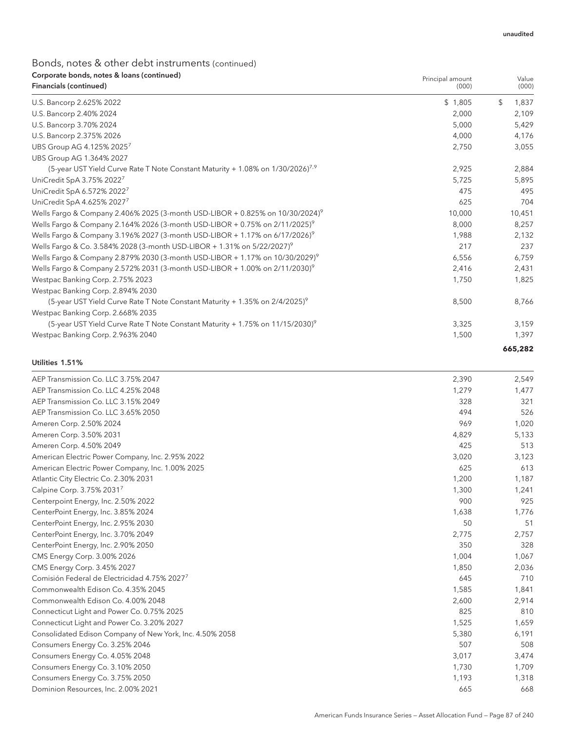unaudited

## Bonds, notes & other debt instruments (continued)

### Corporate bonds, notes & loans (continued)

| Financials (continued) | Principal amount (000) | Value (000) |
|---|---|---|
| U.S. Bancorp 2.625% 2022 | $ 1,805 | $ 1,837 |
| U.S. Bancorp 2.40% 2024 | 2,000 | 2,109 |
| U.S. Bancorp 3.70% 2024 | 5,000 | 5,429 |
| U.S. Bancorp 2.375% 2026 | 4,000 | 4,176 |
| UBS Group AG 4.125% 2025[7] | 2,750 | 3,055 |
| UBS Group AG 1.364% 2027 (5-year UST Yield Curve Rate T Note Constant Maturity + 1.08% on 1/30/2026)[7,9] | 2,925 | 2,884 |
| UniCredit SpA 3.75% 2022[7] | 5,725 | 5,895 |
| UniCredit SpA 6.572% 2022[7] | 475 | 495 |
| UniCredit SpA 4.625% 2027[7] | 625 | 704 |
| Wells Fargo & Company 2.406% 2025 (3-month USD-LIBOR + 0.825% on 10/30/2024)[9] | 10,000 | 10,451 |
| Wells Fargo & Company 2.164% 2026 (3-month USD-LIBOR + 0.75% on 2/11/2025)[9] | 8,000 | 8,257 |
| Wells Fargo & Company 3.196% 2027 (3-month USD-LIBOR + 1.17% on 6/17/2026)[9] | 1,988 | 2,132 |
| Wells Fargo & Co. 3.584% 2028 (3-month USD-LIBOR + 1.31% on 5/22/2027)[9] | 217 | 237 |
| Wells Fargo & Company 2.879% 2030 (3-month USD-LIBOR + 1.17% on 10/30/2029)[9] | 6,556 | 6,759 |
| Wells Fargo & Company 2.572% 2031 (3-month USD-LIBOR + 1.00% on 2/11/2030)[9] | 2,416 | 2,431 |
| Westpac Banking Corp. 2.75% 2023 | 1,750 | 1,825 |
| Westpac Banking Corp. 2.894% 2030 (5-year UST Yield Curve Rate T Note Constant Maturity + 1.35% on 2/4/2025)[9] | 8,500 | 8,766 |
| Westpac Banking Corp. 2.668% 2035 (5-year UST Yield Curve Rate T Note Constant Maturity + 1.75% on 11/15/2030)[9] | 3,325 | 3,159 |
| Westpac Banking Corp. 2.963% 2040 | 1,500 | 1,397 |
| | | **665,282** |

| Utilities 1.51% | | |
|---|---|---|
| AEP Transmission Co. LLC 3.75% 2047 | 2,390 | 2,549 |
| AEP Transmission Co. LLC 4.25% 2048 | 1,279 | 1,477 |
| AEP Transmission Co. LLC 3.15% 2049 | 328 | 321 |
| AEP Transmission Co. LLC 3.65% 2050 | 494 | 526 |
| Ameren Corp. 2.50% 2024 | 969 | 1,020 |
| Ameren Corp. 3.50% 2031 | 4,829 | 5,133 |
| Ameren Corp. 4.50% 2049 | 425 | 513 |
| American Electric Power Company, Inc. 2.95% 2022 | 3,020 | 3,123 |
| American Electric Power Company, Inc. 1.00% 2025 | 625 | 613 |
| Atlantic City Electric Co. 2.30% 2031 | 1,200 | 1,187 |
| Calpine Corp. 3.75% 2031[7] | 1,300 | 1,241 |
| Centerpoint Energy, Inc. 2.50% 2022 | 900 | 925 |
| CenterPoint Energy, Inc. 3.85% 2024 | 1,638 | 1,776 |
| CenterPoint Energy, Inc. 2.95% 2030 | 50 | 51 |
| CenterPoint Energy, Inc. 3.70% 2049 | 2,775 | 2,757 |
| CenterPoint Energy, Inc. 2.90% 2050 | 350 | 328 |
| CMS Energy Corp. 3.00% 2026 | 1,004 | 1,067 |
| CMS Energy Corp. 3.45% 2027 | 1,850 | 2,036 |
| Comisión Federal de Electricidad 4.75% 2027[7] | 645 | 710 |
| Commonwealth Edison Co. 4.35% 2045 | 1,585 | 1,841 |
| Commonwealth Edison Co. 4.00% 2048 | 2,600 | 2,914 |
| Connecticut Light and Power Co. 0.75% 2025 | 825 | 810 |
| Connecticut Light and Power Co. 3.20% 2027 | 1,525 | 1,659 |
| Consolidated Edison Company of New York, Inc. 4.50% 2058 | 5,380 | 6,191 |
| Consumers Energy Co. 3.25% 2046 | 507 | 508 |
| Consumers Energy Co. 4.05% 2048 | 3,017 | 3,474 |
| Consumers Energy Co. 3.10% 2050 | 1,730 | 1,709 |
| Consumers Energy Co. 3.75% 2050 | 1,193 | 1,318 |
| Dominion Resources, Inc. 2.00% 2021 | 665 | 668 |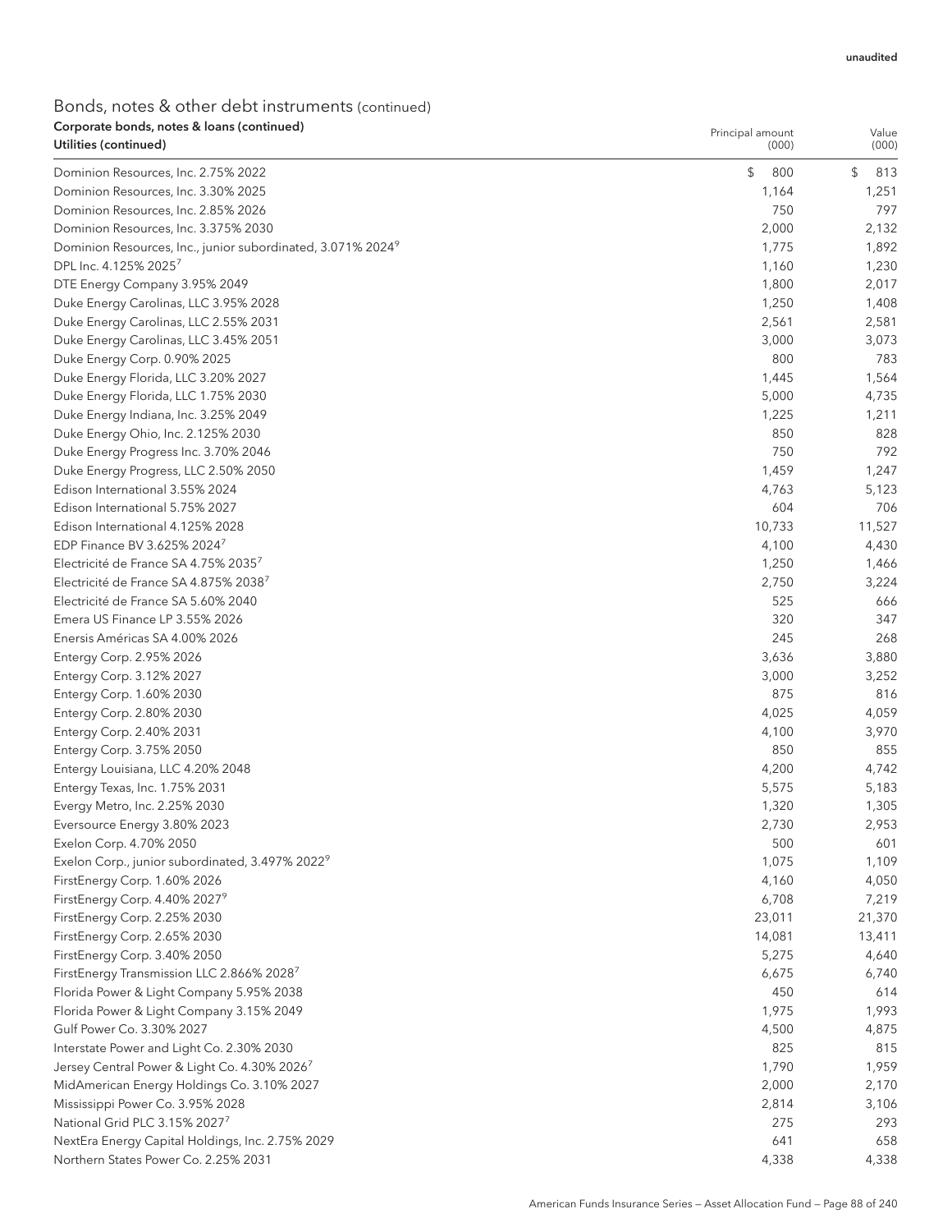unaudited

## Bonds, notes & other debt instruments (continued)

| Corporate bonds, notes & loans (continued) Utilities (continued) | Principal amount (000) | Value (000) |
|---|---|---|
| Dominion Resources, Inc. 2.75% 2022 | $ 800 | $ 813 |
| Dominion Resources, Inc. 3.30% 2025 | 1,164 | 1,251 |
| Dominion Resources, Inc. 2.85% 2026 | 750 | 797 |
| Dominion Resources, Inc. 3.375% 2030 | 2,000 | 2,132 |
| Dominion Resources, Inc., junior subordinated, 3.071% 2024[9] | 1,775 | 1,892 |
| DPL Inc. 4.125% 2025[7] | 1,160 | 1,230 |
| DTE Energy Company 3.95% 2049 | 1,800 | 2,017 |
| Duke Energy Carolinas, LLC 3.95% 2028 | 1,250 | 1,408 |
| Duke Energy Carolinas, LLC 2.55% 2031 | 2,561 | 2,581 |
| Duke Energy Carolinas, LLC 3.45% 2051 | 3,000 | 3,073 |
| Duke Energy Corp. 0.90% 2025 | 800 | 783 |
| Duke Energy Florida, LLC 3.20% 2027 | 1,445 | 1,564 |
| Duke Energy Florida, LLC 1.75% 2030 | 5,000 | 4,735 |
| Duke Energy Indiana, Inc. 3.25% 2049 | 1,225 | 1,211 |
| Duke Energy Ohio, Inc. 2.125% 2030 | 850 | 828 |
| Duke Energy Progress Inc. 3.70% 2046 | 750 | 792 |
| Duke Energy Progress, LLC 2.50% 2050 | 1,459 | 1,247 |
| Edison International 3.55% 2024 | 4,763 | 5,123 |
| Edison International 5.75% 2027 | 604 | 706 |
| Edison International 4.125% 2028 | 10,733 | 11,527 |
| EDP Finance BV 3.625% 2024[7] | 4,100 | 4,430 |
| Electricité de France SA 4.75% 2035[7] | 1,250 | 1,466 |
| Electricité de France SA 4.875% 2038[7] | 2,750 | 3,224 |
| Electricité de France SA 5.60% 2040 | 525 | 666 |
| Emera US Finance LP 3.55% 2026 | 320 | 347 |
| Enersis Américas SA 4.00% 2026 | 245 | 268 |
| Entergy Corp. 2.95% 2026 | 3,636 | 3,880 |
| Entergy Corp. 3.12% 2027 | 3,000 | 3,252 |
| Entergy Corp. 1.60% 2030 | 875 | 816 |
| Entergy Corp. 2.80% 2030 | 4,025 | 4,059 |
| Entergy Corp. 2.40% 2031 | 4,100 | 3,970 |
| Entergy Corp. 3.75% 2050 | 850 | 855 |
| Entergy Louisiana, LLC 4.20% 2048 | 4,200 | 4,742 |
| Entergy Texas, Inc. 1.75% 2031 | 5,575 | 5,183 |
| Evergy Metro, Inc. 2.25% 2030 | 1,320 | 1,305 |
| Eversource Energy 3.80% 2023 | 2,730 | 2,953 |
| Exelon Corp. 4.70% 2050 | 500 | 601 |
| Exelon Corp., junior subordinated, 3.497% 2022[9] | 1,075 | 1,109 |
| FirstEnergy Corp. 1.60% 2026 | 4,160 | 4,050 |
| FirstEnergy Corp. 4.40% 2027[9] | 6,708 | 7,219 |
| FirstEnergy Corp. 2.25% 2030 | 23,011 | 21,370 |
| FirstEnergy Corp. 2.65% 2030 | 14,081 | 13,411 |
| FirstEnergy Corp. 3.40% 2050 | 5,275 | 4,640 |
| FirstEnergy Transmission LLC 2.866% 2028[7] | 6,675 | 6,740 |
| Florida Power & Light Company 5.95% 2038 | 450 | 614 |
| Florida Power & Light Company 3.15% 2049 | 1,975 | 1,993 |
| Gulf Power Co. 3.30% 2027 | 4,500 | 4,875 |
| Interstate Power and Light Co. 2.30% 2030 | 825 | 815 |
| Jersey Central Power & Light Co. 4.30% 2026[7] | 1,790 | 1,959 |
| MidAmerican Energy Holdings Co. 3.10% 2027 | 2,000 | 2,170 |
| Mississippi Power Co. 3.95% 2028 | 2,814 | 3,106 |
| National Grid PLC 3.15% 2027[7] | 275 | 293 |
| NextEra Energy Capital Holdings, Inc. 2.75% 2029 | 641 | 658 |
| Northern States Power Co. 2.25% 2031 | 4,338 | 4,338 |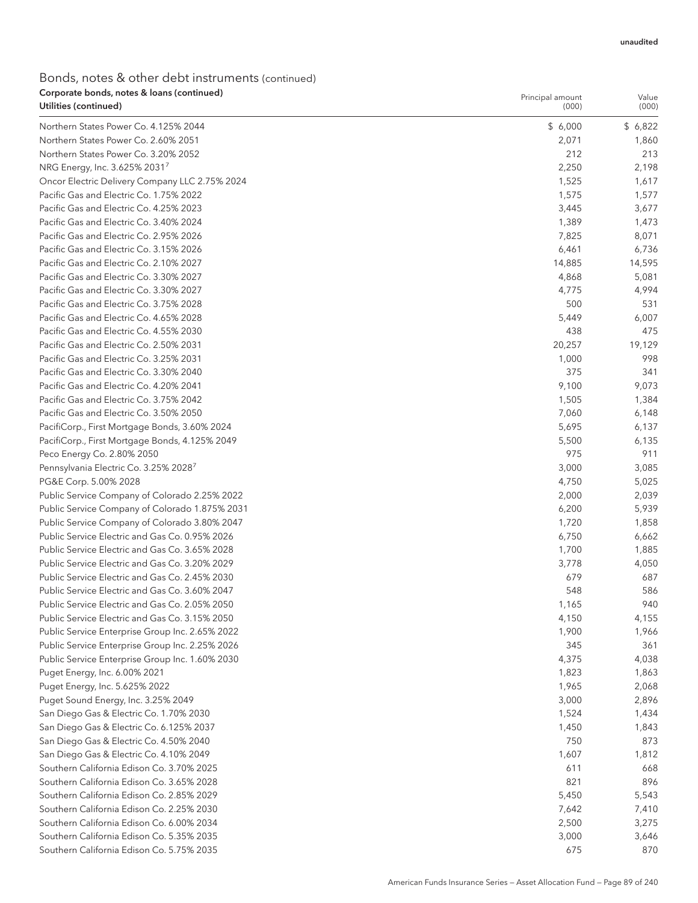unaudited

## Bonds, notes & other debt instruments (continued)

| Corporate bonds, notes & loans (continued)<br>Utilities (continued) | Principal amount (000) | Value (000) |
|---|---|---|
| Northern States Power Co. 4.125% 2044 | $ 6,000 | $ 6,822 |
| Northern States Power Co. 2.60% 2051 | 2,071 | 1,860 |
| Northern States Power Co. 3.20% 2052 | 212 | 213 |
| NRG Energy, Inc. 3.625% 2031[7] | 2,250 | 2,198 |
| Oncor Electric Delivery Company LLC 2.75% 2024 | 1,525 | 1,617 |
| Pacific Gas and Electric Co. 1.75% 2022 | 1,575 | 1,577 |
| Pacific Gas and Electric Co. 4.25% 2023 | 3,445 | 3,677 |
| Pacific Gas and Electric Co. 3.40% 2024 | 1,389 | 1,473 |
| Pacific Gas and Electric Co. 2.95% 2026 | 7,825 | 8,071 |
| Pacific Gas and Electric Co. 3.15% 2026 | 6,461 | 6,736 |
| Pacific Gas and Electric Co. 2.10% 2027 | 14,885 | 14,595 |
| Pacific Gas and Electric Co. 3.30% 2027 | 4,868 | 5,081 |
| Pacific Gas and Electric Co. 3.30% 2027 | 4,775 | 4,994 |
| Pacific Gas and Electric Co. 3.75% 2028 | 500 | 531 |
| Pacific Gas and Electric Co. 4.65% 2028 | 5,449 | 6,007 |
| Pacific Gas and Electric Co. 4.55% 2030 | 438 | 475 |
| Pacific Gas and Electric Co. 2.50% 2031 | 20,257 | 19,129 |
| Pacific Gas and Electric Co. 3.25% 2031 | 1,000 | 998 |
| Pacific Gas and Electric Co. 3.30% 2040 | 375 | 341 |
| Pacific Gas and Electric Co. 4.20% 2041 | 9,100 | 9,073 |
| Pacific Gas and Electric Co. 3.75% 2042 | 1,505 | 1,384 |
| Pacific Gas and Electric Co. 3.50% 2050 | 7,060 | 6,148 |
| PacifiCorp., First Mortgage Bonds, 3.60% 2024 | 5,695 | 6,137 |
| PacifiCorp., First Mortgage Bonds, 4.125% 2049 | 5,500 | 6,135 |
| Peco Energy Co. 2.80% 2050 | 975 | 911 |
| Pennsylvania Electric Co. 3.25% 2028[7] | 3,000 | 3,085 |
| PG&E Corp. 5.00% 2028 | 4,750 | 5,025 |
| Public Service Company of Colorado 2.25% 2022 | 2,000 | 2,039 |
| Public Service Company of Colorado 1.875% 2031 | 6,200 | 5,939 |
| Public Service Company of Colorado 3.80% 2047 | 1,720 | 1,858 |
| Public Service Electric and Gas Co. 0.95% 2026 | 6,750 | 6,662 |
| Public Service Electric and Gas Co. 3.65% 2028 | 1,700 | 1,885 |
| Public Service Electric and Gas Co. 3.20% 2029 | 3,778 | 4,050 |
| Public Service Electric and Gas Co. 2.45% 2030 | 679 | 687 |
| Public Service Electric and Gas Co. 3.60% 2047 | 548 | 586 |
| Public Service Electric and Gas Co. 2.05% 2050 | 1,165 | 940 |
| Public Service Electric and Gas Co. 3.15% 2050 | 4,150 | 4,155 |
| Public Service Enterprise Group Inc. 2.65% 2022 | 1,900 | 1,966 |
| Public Service Enterprise Group Inc. 2.25% 2026 | 345 | 361 |
| Public Service Enterprise Group Inc. 1.60% 2030 | 4,375 | 4,038 |
| Puget Energy, Inc. 6.00% 2021 | 1,823 | 1,863 |
| Puget Energy, Inc. 5.625% 2022 | 1,965 | 2,068 |
| Puget Sound Energy, Inc. 3.25% 2049 | 3,000 | 2,896 |
| San Diego Gas & Electric Co. 1.70% 2030 | 1,524 | 1,434 |
| San Diego Gas & Electric Co. 6.125% 2037 | 1,450 | 1,843 |
| San Diego Gas & Electric Co. 4.50% 2040 | 750 | 873 |
| San Diego Gas & Electric Co. 4.10% 2049 | 1,607 | 1,812 |
| Southern California Edison Co. 3.70% 2025 | 611 | 668 |
| Southern California Edison Co. 3.65% 2028 | 821 | 896 |
| Southern California Edison Co. 2.85% 2029 | 5,450 | 5,543 |
| Southern California Edison Co. 2.25% 2030 | 7,642 | 7,410 |
| Southern California Edison Co. 6.00% 2034 | 2,500 | 3,275 |
| Southern California Edison Co. 5.35% 2035 | 3,000 | 3,646 |
| Southern California Edison Co. 5.75% 2035 | 675 | 870 |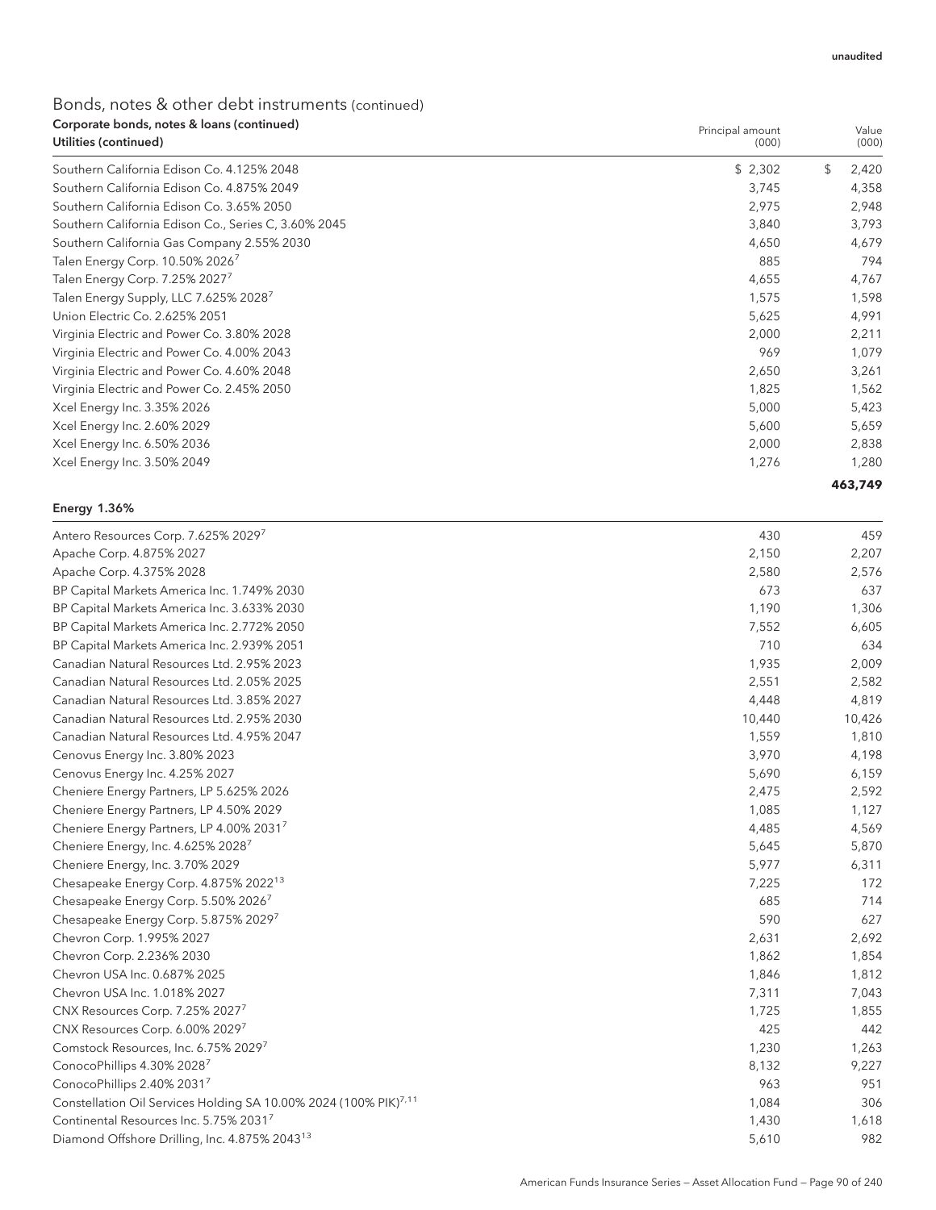unaudited

## Bonds, notes & other debt instruments (continued)

**Corporate bonds, notes & loans (continued)**

| **Utilities (continued)** | Principal amount (000) | Value (000) |
|---|---|---|
| Southern California Edison Co. 4.125% 2048 | $ 2,302 | $ 2,420 |
| Southern California Edison Co. 4.875% 2049 | 3,745 | 4,358 |
| Southern California Edison Co. 3.65% 2050 | 2,975 | 2,948 |
| Southern California Edison Co., Series C, 3.60% 2045 | 3,840 | 3,793 |
| Southern California Gas Company 2.55% 2030 | 4,650 | 4,679 |
| Talen Energy Corp. 10.50% 2026[7] | 885 | 794 |
| Talen Energy Corp. 7.25% 2027[7] | 4,655 | 4,767 |
| Talen Energy Supply, LLC 7.625% 2028[7] | 1,575 | 1,598 |
| Union Electric Co. 2.625% 2051 | 5,625 | 4,991 |
| Virginia Electric and Power Co. 3.80% 2028 | 2,000 | 2,211 |
| Virginia Electric and Power Co. 4.00% 2043 | 969 | 1,079 |
| Virginia Electric and Power Co. 4.60% 2048 | 2,650 | 3,261 |
| Virginia Electric and Power Co. 2.45% 2050 | 1,825 | 1,562 |
| Xcel Energy Inc. 3.35% 2026 | 5,000 | 5,423 |
| Xcel Energy Inc. 2.60% 2029 | 5,600 | 5,659 |
| Xcel Energy Inc. 6.50% 2036 | 2,000 | 2,838 |
| Xcel Energy Inc. 3.50% 2049 | 1,276 | 1,280 |
| | | **463,749** |

| **Energy 1.36%** | | |
|---|---|---|
| Antero Resources Corp. 7.625% 2029[7] | 430 | 459 |
| Apache Corp. 4.875% 2027 | 2,150 | 2,207 |
| Apache Corp. 4.375% 2028 | 2,580 | 2,576 |
| BP Capital Markets America Inc. 1.749% 2030 | 673 | 637 |
| BP Capital Markets America Inc. 3.633% 2030 | 1,190 | 1,306 |
| BP Capital Markets America Inc. 2.772% 2050 | 7,552 | 6,605 |
| BP Capital Markets America Inc. 2.939% 2051 | 710 | 634 |
| Canadian Natural Resources Ltd. 2.95% 2023 | 1,935 | 2,009 |
| Canadian Natural Resources Ltd. 2.05% 2025 | 2,551 | 2,582 |
| Canadian Natural Resources Ltd. 3.85% 2027 | 4,448 | 4,819 |
| Canadian Natural Resources Ltd. 2.95% 2030 | 10,440 | 10,426 |
| Canadian Natural Resources Ltd. 4.95% 2047 | 1,559 | 1,810 |
| Cenovus Energy Inc. 3.80% 2023 | 3,970 | 4,198 |
| Cenovus Energy Inc. 4.25% 2027 | 5,690 | 6,159 |
| Cheniere Energy Partners, LP 5.625% 2026 | 2,475 | 2,592 |
| Cheniere Energy Partners, LP 4.50% 2029 | 1,085 | 1,127 |
| Cheniere Energy Partners, LP 4.00% 2031[7] | 4,485 | 4,569 |
| Cheniere Energy, Inc. 4.625% 2028[7] | 5,645 | 5,870 |
| Cheniere Energy, Inc. 3.70% 2029 | 5,977 | 6,311 |
| Chesapeake Energy Corp. 4.875% 2022[13] | 7,225 | 172 |
| Chesapeake Energy Corp. 5.50% 2026[7] | 685 | 714 |
| Chesapeake Energy Corp. 5.875% 2029[7] | 590 | 627 |
| Chevron Corp. 1.995% 2027 | 2,631 | 2,692 |
| Chevron Corp. 2.236% 2030 | 1,862 | 1,854 |
| Chevron USA Inc. 0.687% 2025 | 1,846 | 1,812 |
| Chevron USA Inc. 1.018% 2027 | 7,311 | 7,043 |
| CNX Resources Corp. 7.25% 2027[7] | 1,725 | 1,855 |
| CNX Resources Corp. 6.00% 2029[7] | 425 | 442 |
| Comstock Resources, Inc. 6.75% 2029[7] | 1,230 | 1,263 |
| ConocoPhillips 4.30% 2028[7] | 8,132 | 9,227 |
| ConocoPhillips 2.40% 2031[7] | 963 | 951 |
| Constellation Oil Services Holding SA 10.00% 2024 (100% PIK)[7,11] | 1,084 | 306 |
| Continental Resources Inc. 5.75% 2031[7] | 1,430 | 1,618 |
| Diamond Offshore Drilling, Inc. 4.875% 2043[13] | 5,610 | 982 |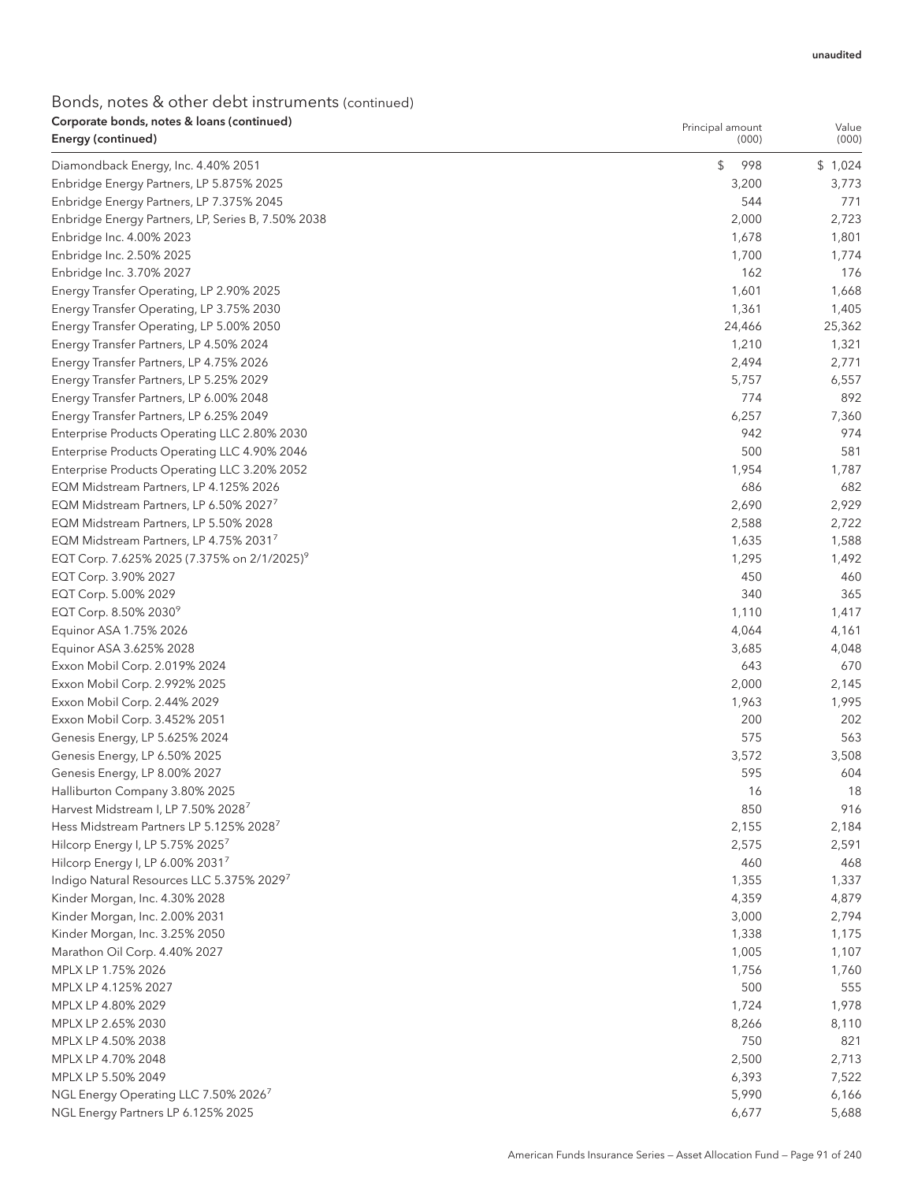unaudited

## Bonds, notes & other debt instruments (continued)

| Corporate bonds, notes & loans (continued)<br>Energy (continued) | Principal amount<br>(000) | Value<br>(000) |
|---|---|---|
| Diamondback Energy, Inc. 4.40% 2051 | $ 998 | $ 1,024 |
| Enbridge Energy Partners, LP 5.875% 2025 | 3,200 | 3,773 |
| Enbridge Energy Partners, LP 7.375% 2045 | 544 | 771 |
| Enbridge Energy Partners, LP, Series B, 7.50% 2038 | 2,000 | 2,723 |
| Enbridge Inc. 4.00% 2023 | 1,678 | 1,801 |
| Enbridge Inc. 2.50% 2025 | 1,700 | 1,774 |
| Enbridge Inc. 3.70% 2027 | 162 | 176 |
| Energy Transfer Operating, LP 2.90% 2025 | 1,601 | 1,668 |
| Energy Transfer Operating, LP 3.75% 2030 | 1,361 | 1,405 |
| Energy Transfer Operating, LP 5.00% 2050 | 24,466 | 25,362 |
| Energy Transfer Partners, LP 4.50% 2024 | 1,210 | 1,321 |
| Energy Transfer Partners, LP 4.75% 2026 | 2,494 | 2,771 |
| Energy Transfer Partners, LP 5.25% 2029 | 5,757 | 6,557 |
| Energy Transfer Partners, LP 6.00% 2048 | 774 | 892 |
| Energy Transfer Partners, LP 6.25% 2049 | 6,257 | 7,360 |
| Enterprise Products Operating LLC 2.80% 2030 | 942 | 974 |
| Enterprise Products Operating LLC 4.90% 2046 | 500 | 581 |
| Enterprise Products Operating LLC 3.20% 2052 | 1,954 | 1,787 |
| EQM Midstream Partners, LP 4.125% 2026 | 686 | 682 |
| EQM Midstream Partners, LP 6.50% 2027[7] | 2,690 | 2,929 |
| EQM Midstream Partners, LP 5.50% 2028 | 2,588 | 2,722 |
| EQM Midstream Partners, LP 4.75% 2031[7] | 1,635 | 1,588 |
| EQT Corp. 7.625% 2025 (7.375% on 2/1/2025)[9] | 1,295 | 1,492 |
| EQT Corp. 3.90% 2027 | 450 | 460 |
| EQT Corp. 5.00% 2029 | 340 | 365 |
| EQT Corp. 8.50% 2030[9] | 1,110 | 1,417 |
| Equinor ASA 1.75% 2026 | 4,064 | 4,161 |
| Equinor ASA 3.625% 2028 | 3,685 | 4,048 |
| Exxon Mobil Corp. 2.019% 2024 | 643 | 670 |
| Exxon Mobil Corp. 2.992% 2025 | 2,000 | 2,145 |
| Exxon Mobil Corp. 2.44% 2029 | 1,963 | 1,995 |
| Exxon Mobil Corp. 3.452% 2051 | 200 | 202 |
| Genesis Energy, LP 5.625% 2024 | 575 | 563 |
| Genesis Energy, LP 6.50% 2025 | 3,572 | 3,508 |
| Genesis Energy, LP 8.00% 2027 | 595 | 604 |
| Halliburton Company 3.80% 2025 | 16 | 18 |
| Harvest Midstream I, LP 7.50% 2028[7] | 850 | 916 |
| Hess Midstream Partners LP 5.125% 2028[7] | 2,155 | 2,184 |
| Hilcorp Energy I, LP 5.75% 2025[7] | 2,575 | 2,591 |
| Hilcorp Energy I, LP 6.00% 2031[7] | 460 | 468 |
| Indigo Natural Resources LLC 5.375% 2029[7] | 1,355 | 1,337 |
| Kinder Morgan, Inc. 4.30% 2028 | 4,359 | 4,879 |
| Kinder Morgan, Inc. 2.00% 2031 | 3,000 | 2,794 |
| Kinder Morgan, Inc. 3.25% 2050 | 1,338 | 1,175 |
| Marathon Oil Corp. 4.40% 2027 | 1,005 | 1,107 |
| MPLX LP 1.75% 2026 | 1,756 | 1,760 |
| MPLX LP 4.125% 2027 | 500 | 555 |
| MPLX LP 4.80% 2029 | 1,724 | 1,978 |
| MPLX LP 2.65% 2030 | 8,266 | 8,110 |
| MPLX LP 4.50% 2038 | 750 | 821 |
| MPLX LP 4.70% 2048 | 2,500 | 2,713 |
| MPLX LP 5.50% 2049 | 6,393 | 7,522 |
| NGL Energy Operating LLC 7.50% 2026[7] | 5,990 | 6,166 |
| NGL Energy Partners LP 6.125% 2025 | 6,677 | 5,688 |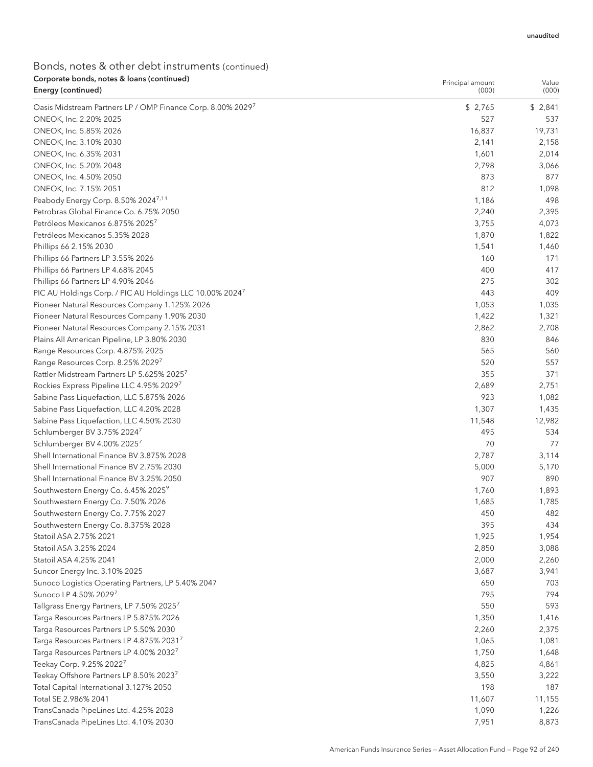unaudited

## Bonds, notes & other debt instruments (continued)

| Corporate bonds, notes & loans (continued) Energy (continued) | Principal amount (000) | Value (000) |
|---|---|---|
| Oasis Midstream Partners LP / OMP Finance Corp. 8.00% 2029[7] | $ 2,765 | $ 2,841 |
| ONEOK, Inc. 2.20% 2025 | 527 | 537 |
| ONEOK, Inc. 5.85% 2026 | 16,837 | 19,731 |
| ONEOK, Inc. 3.10% 2030 | 2,141 | 2,158 |
| ONEOK, Inc. 6.35% 2031 | 1,601 | 2,014 |
| ONEOK, Inc. 5.20% 2048 | 2,798 | 3,066 |
| ONEOK, Inc. 4.50% 2050 | 873 | 877 |
| ONEOK, Inc. 7.15% 2051 | 812 | 1,098 |
| Peabody Energy Corp. 8.50% 2024[7,11] | 1,186 | 498 |
| Petrobras Global Finance Co. 6.75% 2050 | 2,240 | 2,395 |
| Petróleos Mexicanos 6.875% 2025[7] | 3,755 | 4,073 |
| Petróleos Mexicanos 5.35% 2028 | 1,870 | 1,822 |
| Phillips 66 2.15% 2030 | 1,541 | 1,460 |
| Phillips 66 Partners LP 3.55% 2026 | 160 | 171 |
| Phillips 66 Partners LP 4.68% 2045 | 400 | 417 |
| Phillips 66 Partners LP 4.90% 2046 | 275 | 302 |
| PIC AU Holdings Corp. / PIC AU Holdings LLC 10.00% 2024[7] | 443 | 409 |
| Pioneer Natural Resources Company 1.125% 2026 | 1,053 | 1,035 |
| Pioneer Natural Resources Company 1.90% 2030 | 1,422 | 1,321 |
| Pioneer Natural Resources Company 2.15% 2031 | 2,862 | 2,708 |
| Plains All American Pipeline, LP 3.80% 2030 | 830 | 846 |
| Range Resources Corp. 4.875% 2025 | 565 | 560 |
| Range Resources Corp. 8.25% 2029[7] | 520 | 557 |
| Rattler Midstream Partners LP 5.625% 2025[7] | 355 | 371 |
| Rockies Express Pipeline LLC 4.95% 2029[7] | 2,689 | 2,751 |
| Sabine Pass Liquefaction, LLC 5.875% 2026 | 923 | 1,082 |
| Sabine Pass Liquefaction, LLC 4.20% 2028 | 1,307 | 1,435 |
| Sabine Pass Liquefaction, LLC 4.50% 2030 | 11,548 | 12,982 |
| Schlumberger BV 3.75% 2024[7] | 495 | 534 |
| Schlumberger BV 4.00% 2025[7] | 70 | 77 |
| Shell International Finance BV 3.875% 2028 | 2,787 | 3,114 |
| Shell International Finance BV 2.75% 2030 | 5,000 | 5,170 |
| Shell International Finance BV 3.25% 2050 | 907 | 890 |
| Southwestern Energy Co. 6.45% 2025[9] | 1,760 | 1,893 |
| Southwestern Energy Co. 7.50% 2026 | 1,685 | 1,785 |
| Southwestern Energy Co. 7.75% 2027 | 450 | 482 |
| Southwestern Energy Co. 8.375% 2028 | 395 | 434 |
| Statoil ASA 2.75% 2021 | 1,925 | 1,954 |
| Statoil ASA 3.25% 2024 | 2,850 | 3,088 |
| Statoil ASA 4.25% 2041 | 2,000 | 2,260 |
| Suncor Energy Inc. 3.10% 2025 | 3,687 | 3,941 |
| Sunoco Logistics Operating Partners, LP 5.40% 2047 | 650 | 703 |
| Sunoco LP 4.50% 2029[7] | 795 | 794 |
| Tallgrass Energy Partners, LP 7.50% 2025[7] | 550 | 593 |
| Targa Resources Partners LP 5.875% 2026 | 1,350 | 1,416 |
| Targa Resources Partners LP 5.50% 2030 | 2,260 | 2,375 |
| Targa Resources Partners LP 4.875% 2031[7] | 1,065 | 1,081 |
| Targa Resources Partners LP 4.00% 2032[7] | 1,750 | 1,648 |
| Teekay Corp. 9.25% 2022[7] | 4,825 | 4,861 |
| Teekay Offshore Partners LP 8.50% 2023[7] | 3,550 | 3,222 |
| Total Capital International 3.127% 2050 | 198 | 187 |
| Total SE 2.986% 2041 | 11,607 | 11,155 |
| TransCanada PipeLines Ltd. 4.25% 2028 | 1,090 | 1,226 |
| TransCanada PipeLines Ltd. 4.10% 2030 | 7,951 | 8,873 |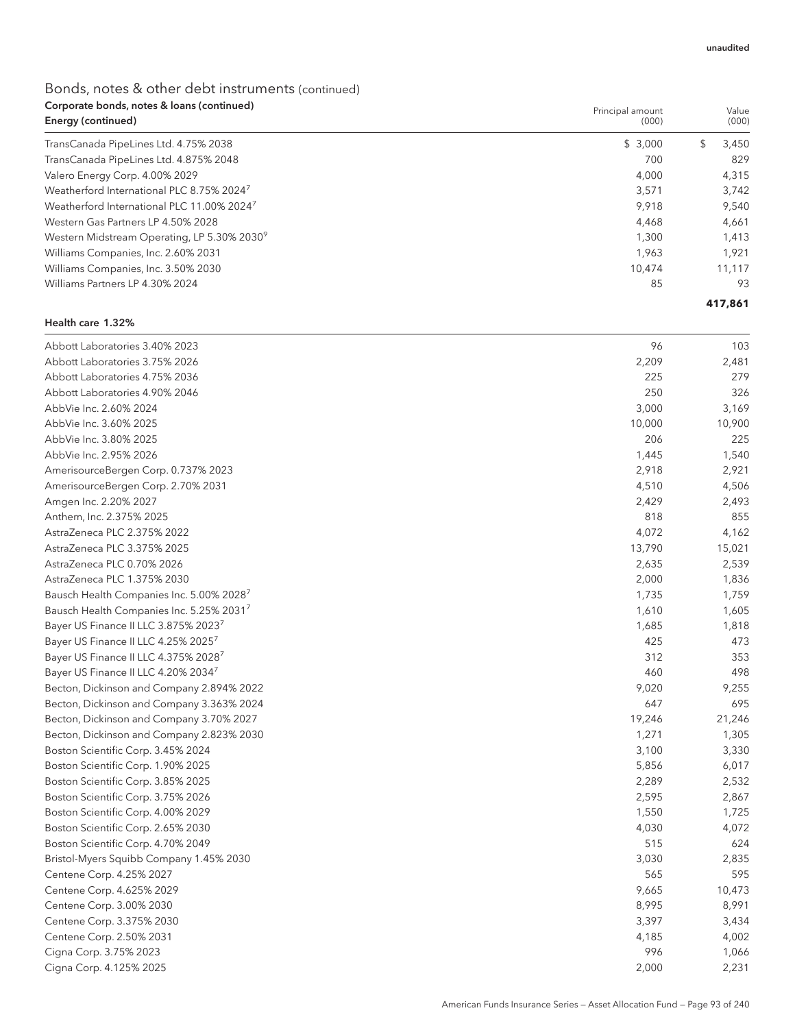unaudited

## Bonds, notes & other debt instruments (continued)

| Corporate bonds, notes & loans (continued) Energy (continued) | Principal amount (000) | Value (000) |
|---|---|---|
| TransCanada PipeLines Ltd. 4.75% 2038 | $ 3,000 | $ 3,450 |
| TransCanada PipeLines Ltd. 4.875% 2048 | 700 | 829 |
| Valero Energy Corp. 4.00% 2029 | 4,000 | 4,315 |
| Weatherford International PLC 8.75% 2024[7] | 3,571 | 3,742 |
| Weatherford International PLC 11.00% 2024[7] | 9,918 | 9,540 |
| Western Gas Partners LP 4.50% 2028 | 4,468 | 4,661 |
| Western Midstream Operating, LP 5.30% 2030[9] | 1,300 | 1,413 |
| Williams Companies, Inc. 2.60% 2031 | 1,963 | 1,921 |
| Williams Companies, Inc. 3.50% 2030 | 10,474 | 11,117 |
| Williams Partners LP 4.30% 2024 | 85 | 93 |
| | | **417,861** |

| Health care 1.32% | | |
|---|---|---|
| Abbott Laboratories 3.40% 2023 | 96 | 103 |
| Abbott Laboratories 3.75% 2026 | 2,209 | 2,481 |
| Abbott Laboratories 4.75% 2036 | 225 | 279 |
| Abbott Laboratories 4.90% 2046 | 250 | 326 |
| AbbVie Inc. 2.60% 2024 | 3,000 | 3,169 |
| AbbVie Inc. 3.60% 2025 | 10,000 | 10,900 |
| AbbVie Inc. 3.80% 2025 | 206 | 225 |
| AbbVie Inc. 2.95% 2026 | 1,445 | 1,540 |
| AmerisourceBergen Corp. 0.737% 2023 | 2,918 | 2,921 |
| AmerisourceBergen Corp. 2.70% 2031 | 4,510 | 4,506 |
| Amgen Inc. 2.20% 2027 | 2,429 | 2,493 |
| Anthem, Inc. 2.375% 2025 | 818 | 855 |
| AstraZeneca PLC 2.375% 2022 | 4,072 | 4,162 |
| AstraZeneca PLC 3.375% 2025 | 13,790 | 15,021 |
| AstraZeneca PLC 0.70% 2026 | 2,635 | 2,539 |
| AstraZeneca PLC 1.375% 2030 | 2,000 | 1,836 |
| Bausch Health Companies Inc. 5.00% 2028[7] | 1,735 | 1,759 |
| Bausch Health Companies Inc. 5.25% 2031[7] | 1,610 | 1,605 |
| Bayer US Finance II LLC 3.875% 2023[7] | 1,685 | 1,818 |
| Bayer US Finance II LLC 4.25% 2025[7] | 425 | 473 |
| Bayer US Finance II LLC 4.375% 2028[7] | 312 | 353 |
| Bayer US Finance II LLC 4.20% 2034[7] | 460 | 498 |
| Becton, Dickinson and Company 2.894% 2022 | 9,020 | 9,255 |
| Becton, Dickinson and Company 3.363% 2024 | 647 | 695 |
| Becton, Dickinson and Company 3.70% 2027 | 19,246 | 21,246 |
| Becton, Dickinson and Company 2.823% 2030 | 1,271 | 1,305 |
| Boston Scientific Corp. 3.45% 2024 | 3,100 | 3,330 |
| Boston Scientific Corp. 1.90% 2025 | 5,856 | 6,017 |
| Boston Scientific Corp. 3.85% 2025 | 2,289 | 2,532 |
| Boston Scientific Corp. 3.75% 2026 | 2,595 | 2,867 |
| Boston Scientific Corp. 4.00% 2029 | 1,550 | 1,725 |
| Boston Scientific Corp. 2.65% 2030 | 4,030 | 4,072 |
| Boston Scientific Corp. 4.70% 2049 | 515 | 624 |
| Bristol-Myers Squibb Company 1.45% 2030 | 3,030 | 2,835 |
| Centene Corp. 4.25% 2027 | 565 | 595 |
| Centene Corp. 4.625% 2029 | 9,665 | 10,473 |
| Centene Corp. 3.00% 2030 | 8,995 | 8,991 |
| Centene Corp. 3.375% 2030 | 3,397 | 3,434 |
| Centene Corp. 2.50% 2031 | 4,185 | 4,002 |
| Cigna Corp. 3.75% 2023 | 996 | 1,066 |
| Cigna Corp. 4.125% 2025 | 2,000 | 2,231 |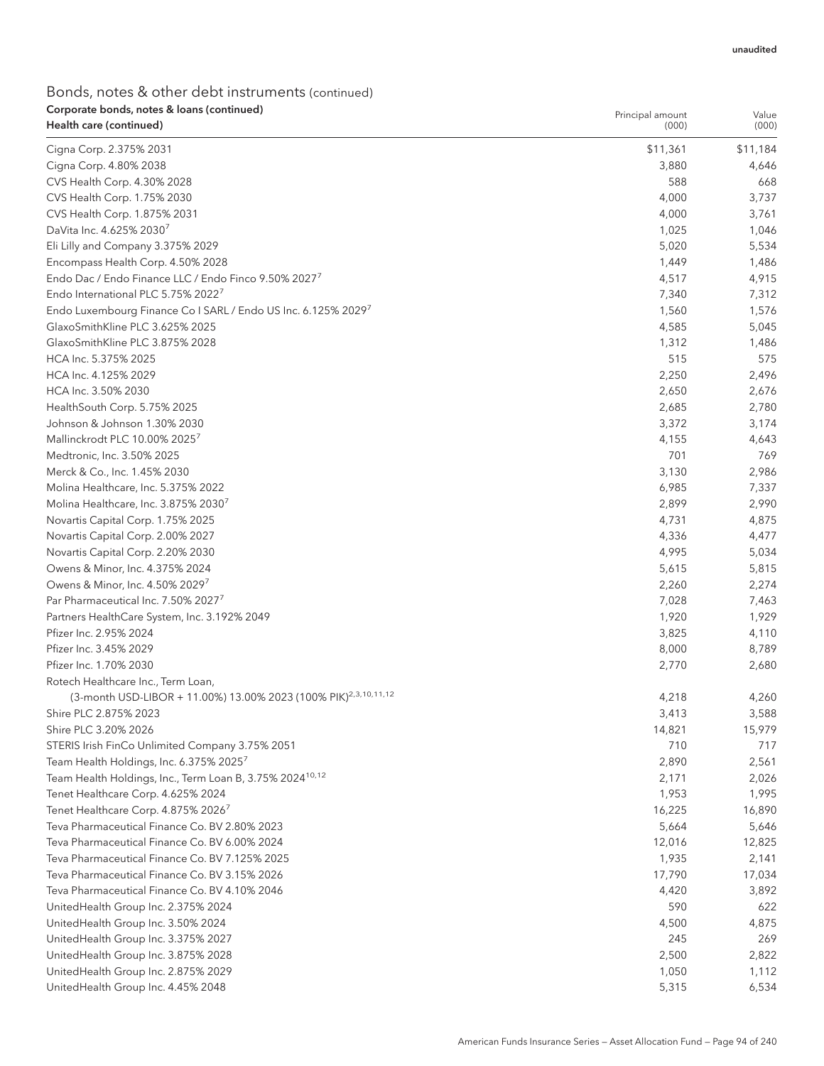unaudited

## Bonds, notes & other debt instruments (continued)

| Corporate bonds, notes & loans (continued) Health care (continued) | Principal amount (000) | Value (000) |
|---|---|---|
| Cigna Corp. 2.375% 2031 | $11,361 | $11,184 |
| Cigna Corp. 4.80% 2038 | 3,880 | 4,646 |
| CVS Health Corp. 4.30% 2028 | 588 | 668 |
| CVS Health Corp. 1.75% 2030 | 4,000 | 3,737 |
| CVS Health Corp. 1.875% 2031 | 4,000 | 3,761 |
| DaVita Inc. 4.625% 2030[7] | 1,025 | 1,046 |
| Eli Lilly and Company 3.375% 2029 | 5,020 | 5,534 |
| Encompass Health Corp. 4.50% 2028 | 1,449 | 1,486 |
| Endo Dac / Endo Finance LLC / Endo Finco 9.50% 2027[7] | 4,517 | 4,915 |
| Endo International PLC 5.75% 2022[7] | 7,340 | 7,312 |
| Endo Luxembourg Finance Co I SARL / Endo US Inc. 6.125% 2029[7] | 1,560 | 1,576 |
| GlaxoSmithKline PLC 3.625% 2025 | 4,585 | 5,045 |
| GlaxoSmithKline PLC 3.875% 2028 | 1,312 | 1,486 |
| HCA Inc. 5.375% 2025 | 515 | 575 |
| HCA Inc. 4.125% 2029 | 2,250 | 2,496 |
| HCA Inc. 3.50% 2030 | 2,650 | 2,676 |
| HealthSouth Corp. 5.75% 2025 | 2,685 | 2,780 |
| Johnson & Johnson 1.30% 2030 | 3,372 | 3,174 |
| Mallinckrodt PLC 10.00% 2025[7] | 4,155 | 4,643 |
| Medtronic, Inc. 3.50% 2025 | 701 | 769 |
| Merck & Co., Inc. 1.45% 2030 | 3,130 | 2,986 |
| Molina Healthcare, Inc. 5.375% 2022 | 6,985 | 7,337 |
| Molina Healthcare, Inc. 3.875% 2030[7] | 2,899 | 2,990 |
| Novartis Capital Corp. 1.75% 2025 | 4,731 | 4,875 |
| Novartis Capital Corp. 2.00% 2027 | 4,336 | 4,477 |
| Novartis Capital Corp. 2.20% 2030 | 4,995 | 5,034 |
| Owens & Minor, Inc. 4.375% 2024 | 5,615 | 5,815 |
| Owens & Minor, Inc. 4.50% 2029[7] | 2,260 | 2,274 |
| Par Pharmaceutical Inc. 7.50% 2027[7] | 7,028 | 7,463 |
| Partners HealthCare System, Inc. 3.192% 2049 | 1,920 | 1,929 |
| Pfizer Inc. 2.95% 2024 | 3,825 | 4,110 |
| Pfizer Inc. 3.45% 2029 | 8,000 | 8,789 |
| Pfizer Inc. 1.70% 2030 | 2,770 | 2,680 |
| Rotech Healthcare Inc., Term Loan, (3-month USD-LIBOR + 11.00%) 13.00% 2023 (100% PIK)[2,3,10,11,12] | 4,218 | 4,260 |
| Shire PLC 2.875% 2023 | 3,413 | 3,588 |
| Shire PLC 3.20% 2026 | 14,821 | 15,979 |
| STERIS Irish FinCo Unlimited Company 3.75% 2051 | 710 | 717 |
| Team Health Holdings, Inc. 6.375% 2025[7] | 2,890 | 2,561 |
| Team Health Holdings, Inc., Term Loan B, 3.75% 2024[10,12] | 2,171 | 2,026 |
| Tenet Healthcare Corp. 4.625% 2024 | 1,953 | 1,995 |
| Tenet Healthcare Corp. 4.875% 2026[7] | 16,225 | 16,890 |
| Teva Pharmaceutical Finance Co. BV 2.80% 2023 | 5,664 | 5,646 |
| Teva Pharmaceutical Finance Co. BV 6.00% 2024 | 12,016 | 12,825 |
| Teva Pharmaceutical Finance Co. BV 7.125% 2025 | 1,935 | 2,141 |
| Teva Pharmaceutical Finance Co. BV 3.15% 2026 | 17,790 | 17,034 |
| Teva Pharmaceutical Finance Co. BV 4.10% 2046 | 4,420 | 3,892 |
| UnitedHealth Group Inc. 2.375% 2024 | 590 | 622 |
| UnitedHealth Group Inc. 3.50% 2024 | 4,500 | 4,875 |
| UnitedHealth Group Inc. 3.375% 2027 | 245 | 269 |
| UnitedHealth Group Inc. 3.875% 2028 | 2,500 | 2,822 |
| UnitedHealth Group Inc. 2.875% 2029 | 1,050 | 1,112 |
| UnitedHealth Group Inc. 4.45% 2048 | 5,315 | 6,534 |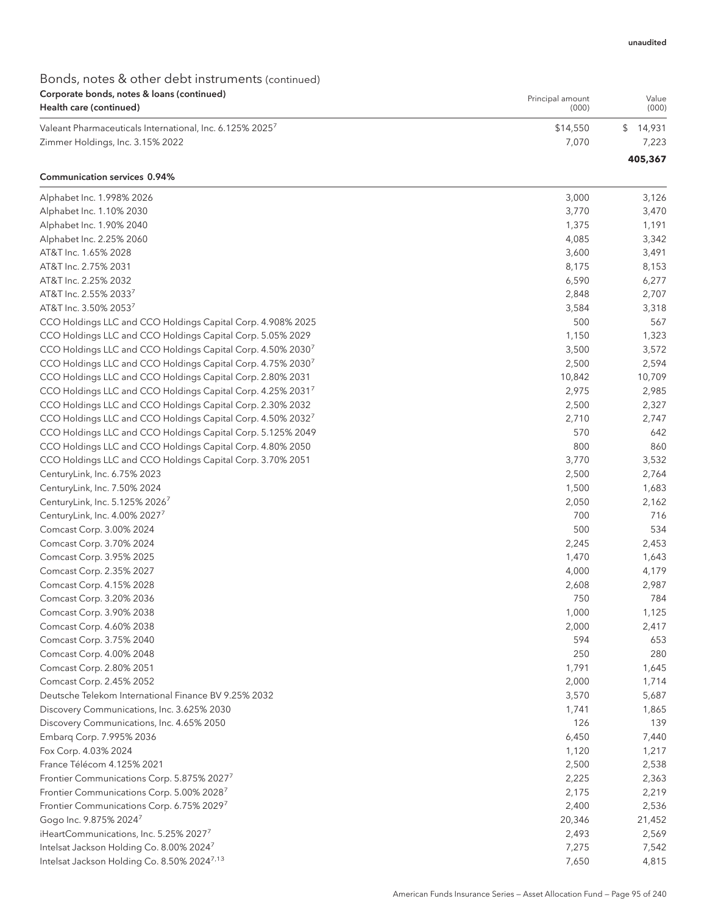unaudited

## Bonds, notes & other debt instruments (continued)

| Corporate bonds, notes & loans (continued) Health care (continued) | Principal amount (000) | Value (000) |
|---|---|---|
| Valeant Pharmaceuticals International, Inc. 6.125% 2025[7] | $14,550 | $ 14,931 |
| Zimmer Holdings, Inc. 3.15% 2022 | 7,070 | 7,223 |
| | | **405,367** |
| **Communication services 0.94%** | | |
| Alphabet Inc. 1.998% 2026 | 3,000 | 3,126 |
| Alphabet Inc. 1.10% 2030 | 3,770 | 3,470 |
| Alphabet Inc. 1.90% 2040 | 1,375 | 1,191 |
| Alphabet Inc. 2.25% 2060 | 4,085 | 3,342 |
| AT&T Inc. 1.65% 2028 | 3,600 | 3,491 |
| AT&T Inc. 2.75% 2031 | 8,175 | 8,153 |
| AT&T Inc. 2.25% 2032 | 6,590 | 6,277 |
| AT&T Inc. 2.55% 2033[7] | 2,848 | 2,707 |
| AT&T Inc. 3.50% 2053[7] | 3,584 | 3,318 |
| CCO Holdings LLC and CCO Holdings Capital Corp. 4.908% 2025 | 500 | 567 |
| CCO Holdings LLC and CCO Holdings Capital Corp. 5.05% 2029 | 1,150 | 1,323 |
| CCO Holdings LLC and CCO Holdings Capital Corp. 4.50% 2030[7] | 3,500 | 3,572 |
| CCO Holdings LLC and CCO Holdings Capital Corp. 4.75% 2030[7] | 2,500 | 2,594 |
| CCO Holdings LLC and CCO Holdings Capital Corp. 2.80% 2031 | 10,842 | 10,709 |
| CCO Holdings LLC and CCO Holdings Capital Corp. 4.25% 2031[7] | 2,975 | 2,985 |
| CCO Holdings LLC and CCO Holdings Capital Corp. 2.30% 2032 | 2,500 | 2,327 |
| CCO Holdings LLC and CCO Holdings Capital Corp. 4.50% 2032[7] | 2,710 | 2,747 |
| CCO Holdings LLC and CCO Holdings Capital Corp. 5.125% 2049 | 570 | 642 |
| CCO Holdings LLC and CCO Holdings Capital Corp. 4.80% 2050 | 800 | 860 |
| CCO Holdings LLC and CCO Holdings Capital Corp. 3.70% 2051 | 3,770 | 3,532 |
| CenturyLink, Inc. 6.75% 2023 | 2,500 | 2,764 |
| CenturyLink, Inc. 7.50% 2024 | 1,500 | 1,683 |
| CenturyLink, Inc. 5.125% 2026[7] | 2,050 | 2,162 |
| CenturyLink, Inc. 4.00% 2027[7] | 700 | 716 |
| Comcast Corp. 3.00% 2024 | 500 | 534 |
| Comcast Corp. 3.70% 2024 | 2,245 | 2,453 |
| Comcast Corp. 3.95% 2025 | 1,470 | 1,643 |
| Comcast Corp. 2.35% 2027 | 4,000 | 4,179 |
| Comcast Corp. 4.15% 2028 | 2,608 | 2,987 |
| Comcast Corp. 3.20% 2036 | 750 | 784 |
| Comcast Corp. 3.90% 2038 | 1,000 | 1,125 |
| Comcast Corp. 4.60% 2038 | 2,000 | 2,417 |
| Comcast Corp. 3.75% 2040 | 594 | 653 |
| Comcast Corp. 4.00% 2048 | 250 | 280 |
| Comcast Corp. 2.80% 2051 | 1,791 | 1,645 |
| Comcast Corp. 2.45% 2052 | 2,000 | 1,714 |
| Deutsche Telekom International Finance BV 9.25% 2032 | 3,570 | 5,687 |
| Discovery Communications, Inc. 3.625% 2030 | 1,741 | 1,865 |
| Discovery Communications, Inc. 4.65% 2050 | 126 | 139 |
| Embarq Corp. 7.995% 2036 | 6,450 | 7,440 |
| Fox Corp. 4.03% 2024 | 1,120 | 1,217 |
| France Télécom 4.125% 2021 | 2,500 | 2,538 |
| Frontier Communications Corp. 5.875% 2027[7] | 2,225 | 2,363 |
| Frontier Communications Corp. 5.00% 2028[7] | 2,175 | 2,219 |
| Frontier Communications Corp. 6.75% 2029[7] | 2,400 | 2,536 |
| Gogo Inc. 9.875% 2024[7] | 20,346 | 21,452 |
| iHeartCommunications, Inc. 5.25% 2027[7] | 2,493 | 2,569 |
| Intelsat Jackson Holding Co. 8.00% 2024[7] | 7,275 | 7,542 |
| Intelsat Jackson Holding Co. 8.50% 2024[7,13] | 7,650 | 4,815 |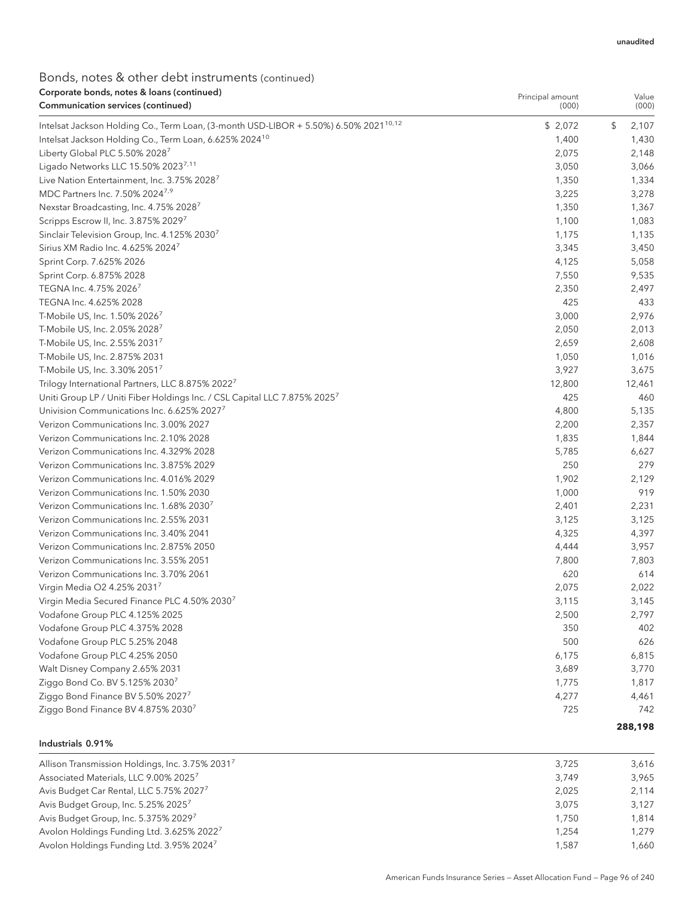unaudited

## Bonds, notes & other debt instruments (continued)

| Corporate bonds, notes & loans (continued) Communication services (continued) | Principal amount (000) | Value (000) |
|---|---|---|
| Intelsat Jackson Holding Co., Term Loan, (3-month USD-LIBOR + 5.50%) 6.50% 2021[10,12] | $ 2,072 | $ 2,107 |
| Intelsat Jackson Holding Co., Term Loan, 6.625% 2024[10] | 1,400 | 1,430 |
| Liberty Global PLC 5.50% 2028[7] | 2,075 | 2,148 |
| Ligado Networks LLC 15.50% 2023[7,11] | 3,050 | 3,066 |
| Live Nation Entertainment, Inc. 3.75% 2028[7] | 1,350 | 1,334 |
| MDC Partners Inc. 7.50% 2024[7,9] | 3,225 | 3,278 |
| Nexstar Broadcasting, Inc. 4.75% 2028[7] | 1,350 | 1,367 |
| Scripps Escrow II, Inc. 3.875% 2029[7] | 1,100 | 1,083 |
| Sinclair Television Group, Inc. 4.125% 2030[7] | 1,175 | 1,135 |
| Sirius XM Radio Inc. 4.625% 2024[7] | 3,345 | 3,450 |
| Sprint Corp. 7.625% 2026 | 4,125 | 5,058 |
| Sprint Corp. 6.875% 2028 | 7,550 | 9,535 |
| TEGNA Inc. 4.75% 2026[7] | 2,350 | 2,497 |
| TEGNA Inc. 4.625% 2028 | 425 | 433 |
| T-Mobile US, Inc. 1.50% 2026[7] | 3,000 | 2,976 |
| T-Mobile US, Inc. 2.05% 2028[7] | 2,050 | 2,013 |
| T-Mobile US, Inc. 2.55% 2031[7] | 2,659 | 2,608 |
| T-Mobile US, Inc. 2.875% 2031 | 1,050 | 1,016 |
| T-Mobile US, Inc. 3.30% 2051[7] | 3,927 | 3,675 |
| Trilogy International Partners, LLC 8.875% 2022[7] | 12,800 | 12,461 |
| Uniti Group LP / Uniti Fiber Holdings Inc. / CSL Capital LLC 7.875% 2025[7] | 425 | 460 |
| Univision Communications Inc. 6.625% 2027[7] | 4,800 | 5,135 |
| Verizon Communications Inc. 3.00% 2027 | 2,200 | 2,357 |
| Verizon Communications Inc. 2.10% 2028 | 1,835 | 1,844 |
| Verizon Communications Inc. 4.329% 2028 | 5,785 | 6,627 |
| Verizon Communications Inc. 3.875% 2029 | 250 | 279 |
| Verizon Communications Inc. 4.016% 2029 | 1,902 | 2,129 |
| Verizon Communications Inc. 1.50% 2030 | 1,000 | 919 |
| Verizon Communications Inc. 1.68% 2030[7] | 2,401 | 2,231 |
| Verizon Communications Inc. 2.55% 2031 | 3,125 | 3,125 |
| Verizon Communications Inc. 3.40% 2041 | 4,325 | 4,397 |
| Verizon Communications Inc. 2.875% 2050 | 4,444 | 3,957 |
| Verizon Communications Inc. 3.55% 2051 | 7,800 | 7,803 |
| Verizon Communications Inc. 3.70% 2061 | 620 | 614 |
| Virgin Media O2 4.25% 2031[7] | 2,075 | 2,022 |
| Virgin Media Secured Finance PLC 4.50% 2030[7] | 3,115 | 3,145 |
| Vodafone Group PLC 4.125% 2025 | 2,500 | 2,797 |
| Vodafone Group PLC 4.375% 2028 | 350 | 402 |
| Vodafone Group PLC 5.25% 2048 | 500 | 626 |
| Vodafone Group PLC 4.25% 2050 | 6,175 | 6,815 |
| Walt Disney Company 2.65% 2031 | 3,689 | 3,770 |
| Ziggo Bond Co. BV 5.125% 2030[7] | 1,775 | 1,817 |
| Ziggo Bond Finance BV 5.50% 2027[7] | 4,277 | 4,461 |
| Ziggo Bond Finance BV 4.875% 2030[7] | 725 | 742 |
| | | **288,198** |

**Industrials 0.91%**

| | | |
|---|---|---|
| Allison Transmission Holdings, Inc. 3.75% 2031[7] | 3,725 | 3,616 |
| Associated Materials, LLC 9.00% 2025[7] | 3,749 | 3,965 |
| Avis Budget Car Rental, LLC 5.75% 2027[7] | 2,025 | 2,114 |
| Avis Budget Group, Inc. 5.25% 2025[7] | 3,075 | 3,127 |
| Avis Budget Group, Inc. 5.375% 2029[7] | 1,750 | 1,814 |
| Avolon Holdings Funding Ltd. 3.625% 2022[7] | 1,254 | 1,279 |
| Avolon Holdings Funding Ltd. 3.95% 2024[7] | 1,587 | 1,660 |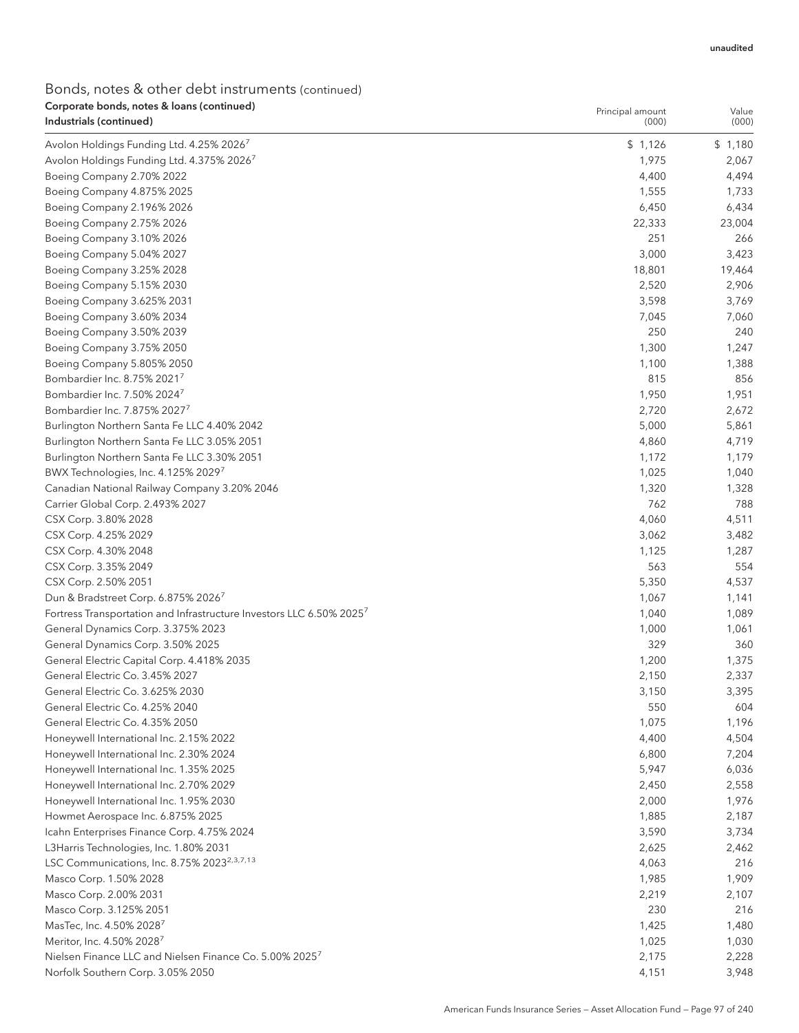unaudited

## Bonds, notes & other debt instruments (continued)

| Corporate bonds, notes & loans (continued) Industrials (continued) | Principal amount (000) | Value (000) |
|---|---|---|
| Avolon Holdings Funding Ltd. 4.25% 2026[7] | $ 1,126 | $ 1,180 |
| Avolon Holdings Funding Ltd. 4.375% 2026[7] | 1,975 | 2,067 |
| Boeing Company 2.70% 2022 | 4,400 | 4,494 |
| Boeing Company 4.875% 2025 | 1,555 | 1,733 |
| Boeing Company 2.196% 2026 | 6,450 | 6,434 |
| Boeing Company 2.75% 2026 | 22,333 | 23,004 |
| Boeing Company 3.10% 2026 | 251 | 266 |
| Boeing Company 5.04% 2027 | 3,000 | 3,423 |
| Boeing Company 3.25% 2028 | 18,801 | 19,464 |
| Boeing Company 5.15% 2030 | 2,520 | 2,906 |
| Boeing Company 3.625% 2031 | 3,598 | 3,769 |
| Boeing Company 3.60% 2034 | 7,045 | 7,060 |
| Boeing Company 3.50% 2039 | 250 | 240 |
| Boeing Company 3.75% 2050 | 1,300 | 1,247 |
| Boeing Company 5.805% 2050 | 1,100 | 1,388 |
| Bombardier Inc. 8.75% 2021[7] | 815 | 856 |
| Bombardier Inc. 7.50% 2024[7] | 1,950 | 1,951 |
| Bombardier Inc. 7.875% 2027[7] | 2,720 | 2,672 |
| Burlington Northern Santa Fe LLC 4.40% 2042 | 5,000 | 5,861 |
| Burlington Northern Santa Fe LLC 3.05% 2051 | 4,860 | 4,719 |
| Burlington Northern Santa Fe LLC 3.30% 2051 | 1,172 | 1,179 |
| BWX Technologies, Inc. 4.125% 2029[7] | 1,025 | 1,040 |
| Canadian National Railway Company 3.20% 2046 | 1,320 | 1,328 |
| Carrier Global Corp. 2.493% 2027 | 762 | 788 |
| CSX Corp. 3.80% 2028 | 4,060 | 4,511 |
| CSX Corp. 4.25% 2029 | 3,062 | 3,482 |
| CSX Corp. 4.30% 2048 | 1,125 | 1,287 |
| CSX Corp. 3.35% 2049 | 563 | 554 |
| CSX Corp. 2.50% 2051 | 5,350 | 4,537 |
| Dun & Bradstreet Corp. 6.875% 2026[7] | 1,067 | 1,141 |
| Fortress Transportation and Infrastructure Investors LLC 6.50% 2025[7] | 1,040 | 1,089 |
| General Dynamics Corp. 3.375% 2023 | 1,000 | 1,061 |
| General Dynamics Corp. 3.50% 2025 | 329 | 360 |
| General Electric Capital Corp. 4.418% 2035 | 1,200 | 1,375 |
| General Electric Co. 3.45% 2027 | 2,150 | 2,337 |
| General Electric Co. 3.625% 2030 | 3,150 | 3,395 |
| General Electric Co. 4.25% 2040 | 550 | 604 |
| General Electric Co. 4.35% 2050 | 1,075 | 1,196 |
| Honeywell International Inc. 2.15% 2022 | 4,400 | 4,504 |
| Honeywell International Inc. 2.30% 2024 | 6,800 | 7,204 |
| Honeywell International Inc. 1.35% 2025 | 5,947 | 6,036 |
| Honeywell International Inc. 2.70% 2029 | 2,450 | 2,558 |
| Honeywell International Inc. 1.95% 2030 | 2,000 | 1,976 |
| Howmet Aerospace Inc. 6.875% 2025 | 1,885 | 2,187 |
| Icahn Enterprises Finance Corp. 4.75% 2024 | 3,590 | 3,734 |
| L3Harris Technologies, Inc. 1.80% 2031 | 2,625 | 2,462 |
| LSC Communications, Inc. 8.75% 2023[2,3,7,13] | 4,063 | 216 |
| Masco Corp. 1.50% 2028 | 1,985 | 1,909 |
| Masco Corp. 2.00% 2031 | 2,219 | 2,107 |
| Masco Corp. 3.125% 2051 | 230 | 216 |
| MasTec, Inc. 4.50% 2028[7] | 1,425 | 1,480 |
| Meritor, Inc. 4.50% 2028[7] | 1,025 | 1,030 |
| Nielsen Finance LLC and Nielsen Finance Co. 5.00% 2025[7] | 2,175 | 2,228 |
| Norfolk Southern Corp. 3.05% 2050 | 4,151 | 3,948 |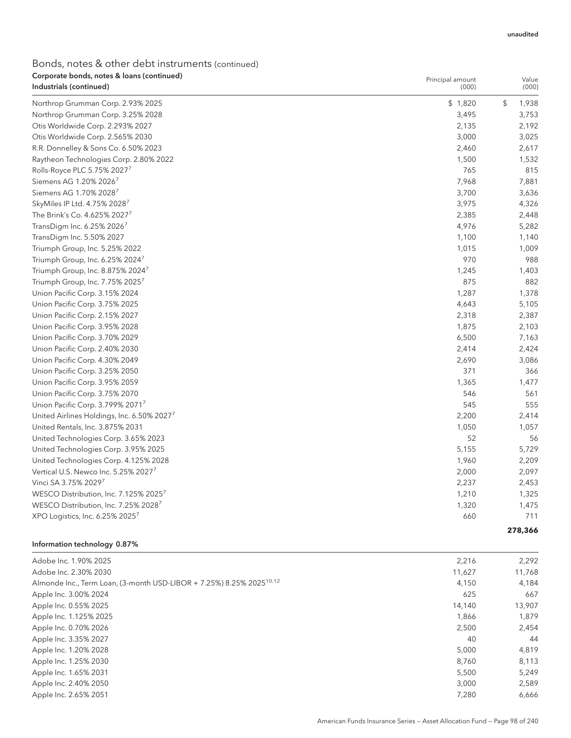unaudited

## Bonds, notes & other debt instruments (continued)

| Corporate bonds, notes & loans (continued)<br>Industrials (continued) | Principal amount (000) | Value (000) |
|---|---|---|
| Northrop Grumman Corp. 2.93% 2025 | $ 1,820 | $ 1,938 |
| Northrop Grumman Corp. 3.25% 2028 | 3,495 | 3,753 |
| Otis Worldwide Corp. 2.293% 2027 | 2,135 | 2,192 |
| Otis Worldwide Corp. 2.565% 2030 | 3,000 | 3,025 |
| R.R. Donnelley & Sons Co. 6.50% 2023 | 2,460 | 2,617 |
| Raytheon Technologies Corp. 2.80% 2022 | 1,500 | 1,532 |
| Rolls-Royce PLC 5.75% 2027[7] | 765 | 815 |
| Siemens AG 1.20% 2026[7] | 7,968 | 7,881 |
| Siemens AG 1.70% 2028[7] | 3,700 | 3,636 |
| SkyMiles IP Ltd. 4.75% 2028[7] | 3,975 | 4,326 |
| The Brink's Co. 4.625% 2027[7] | 2,385 | 2,448 |
| TransDigm Inc. 6.25% 2026[7] | 4,976 | 5,282 |
| TransDigm Inc. 5.50% 2027 | 1,100 | 1,140 |
| Triumph Group, Inc. 5.25% 2022 | 1,015 | 1,009 |
| Triumph Group, Inc. 6.25% 2024[7] | 970 | 988 |
| Triumph Group, Inc. 8.875% 2024[7] | 1,245 | 1,403 |
| Triumph Group, Inc. 7.75% 2025[7] | 875 | 882 |
| Union Pacific Corp. 3.15% 2024 | 1,287 | 1,378 |
| Union Pacific Corp. 3.75% 2025 | 4,643 | 5,105 |
| Union Pacific Corp. 2.15% 2027 | 2,318 | 2,387 |
| Union Pacific Corp. 3.95% 2028 | 1,875 | 2,103 |
| Union Pacific Corp. 3.70% 2029 | 6,500 | 7,163 |
| Union Pacific Corp. 2.40% 2030 | 2,414 | 2,424 |
| Union Pacific Corp. 4.30% 2049 | 2,690 | 3,086 |
| Union Pacific Corp. 3.25% 2050 | 371 | 366 |
| Union Pacific Corp. 3.95% 2059 | 1,365 | 1,477 |
| Union Pacific Corp. 3.75% 2070 | 546 | 561 |
| Union Pacific Corp. 3.799% 2071[7] | 545 | 555 |
| United Airlines Holdings, Inc. 6.50% 2027[7] | 2,200 | 2,414 |
| United Rentals, Inc. 3.875% 2031 | 1,050 | 1,057 |
| United Technologies Corp. 3.65% 2023 | 52 | 56 |
| United Technologies Corp. 3.95% 2025 | 5,155 | 5,729 |
| United Technologies Corp. 4.125% 2028 | 1,960 | 2,209 |
| Vertical U.S. Newco Inc. 5.25% 2027[7] | 2,000 | 2,097 |
| Vinci SA 3.75% 2029[7] | 2,237 | 2,453 |
| WESCO Distribution, Inc. 7.125% 2025[7] | 1,210 | 1,325 |
| WESCO Distribution, Inc. 7.25% 2028[7] | 1,320 | 1,475 |
| XPO Logistics, Inc. 6.25% 2025[7] | 660 | 711 |
| | | **278,366** |
| **Information technology 0.87%** | | |
| Adobe Inc. 1.90% 2025 | 2,216 | 2,292 |
| Adobe Inc. 2.30% 2030 | 11,627 | 11,768 |
| Almonde Inc., Term Loan, (3-month USD-LIBOR + 7.25%) 8.25% 2025[10,12] | 4,150 | 4,184 |
| Apple Inc. 3.00% 2024 | 625 | 667 |
| Apple Inc. 0.55% 2025 | 14,140 | 13,907 |
| Apple Inc. 1.125% 2025 | 1,866 | 1,879 |
| Apple Inc. 0.70% 2026 | 2,500 | 2,454 |
| Apple Inc. 3.35% 2027 | 40 | 44 |
| Apple Inc. 1.20% 2028 | 5,000 | 4,819 |
| Apple Inc. 1.25% 2030 | 8,760 | 8,113 |
| Apple Inc. 1.65% 2031 | 5,500 | 5,249 |
| Apple Inc. 2.40% 2050 | 3,000 | 2,589 |
| Apple Inc. 2.65% 2051 | 7,280 | 6,666 |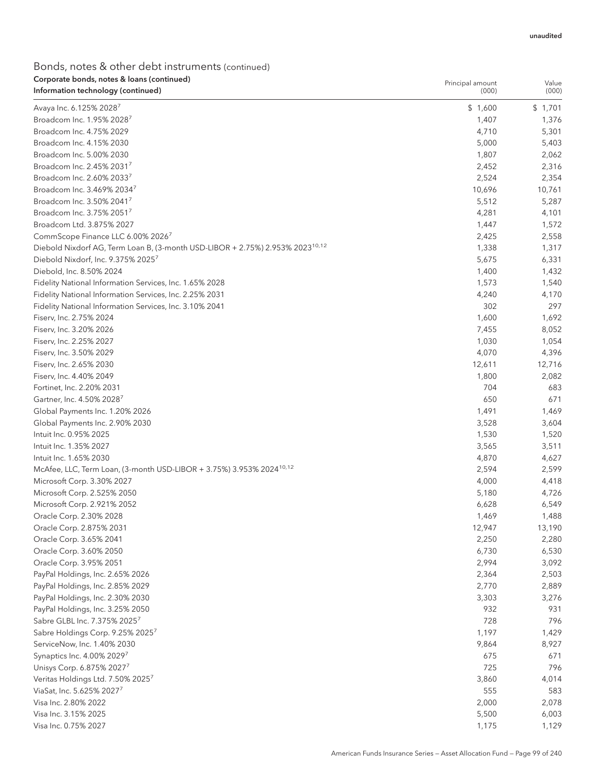unaudited

## Bonds, notes & other debt instruments (continued)

| Corporate bonds, notes & loans (continued)<br>Information technology (continued) | Principal amount (000) | Value (000) |
|---|---|---|
| Avaya Inc. 6.125% 2028[7] | $ 1,600 | $ 1,701 |
| Broadcom Inc. 1.95% 2028[7] | 1,407 | 1,376 |
| Broadcom Inc. 4.75% 2029 | 4,710 | 5,301 |
| Broadcom Inc. 4.15% 2030 | 5,000 | 5,403 |
| Broadcom Inc. 5.00% 2030 | 1,807 | 2,062 |
| Broadcom Inc. 2.45% 2031[7] | 2,452 | 2,316 |
| Broadcom Inc. 2.60% 2033[7] | 2,524 | 2,354 |
| Broadcom Inc. 3.469% 2034[7] | 10,696 | 10,761 |
| Broadcom Inc. 3.50% 2041[7] | 5,512 | 5,287 |
| Broadcom Inc. 3.75% 2051[7] | 4,281 | 4,101 |
| Broadcom Ltd. 3.875% 2027 | 1,447 | 1,572 |
| CommScope Finance LLC 6.00% 2026[7] | 2,425 | 2,558 |
| Diebold Nixdorf AG, Term Loan B, (3-month USD-LIBOR + 2.75%) 2.953% 2023[10,12] | 1,338 | 1,317 |
| Diebold Nixdorf, Inc. 9.375% 2025[7] | 5,675 | 6,331 |
| Diebold, Inc. 8.50% 2024 | 1,400 | 1,432 |
| Fidelity National Information Services, Inc. 1.65% 2028 | 1,573 | 1,540 |
| Fidelity National Information Services, Inc. 2.25% 2031 | 4,240 | 4,170 |
| Fidelity National Information Services, Inc. 3.10% 2041 | 302 | 297 |
| Fiserv, Inc. 2.75% 2024 | 1,600 | 1,692 |
| Fiserv, Inc. 3.20% 2026 | 7,455 | 8,052 |
| Fiserv, Inc. 2.25% 2027 | 1,030 | 1,054 |
| Fiserv, Inc. 3.50% 2029 | 4,070 | 4,396 |
| Fiserv, Inc. 2.65% 2030 | 12,611 | 12,716 |
| Fiserv, Inc. 4.40% 2049 | 1,800 | 2,082 |
| Fortinet, Inc. 2.20% 2031 | 704 | 683 |
| Gartner, Inc. 4.50% 2028[7] | 650 | 671 |
| Global Payments Inc. 1.20% 2026 | 1,491 | 1,469 |
| Global Payments Inc. 2.90% 2030 | 3,528 | 3,604 |
| Intuit Inc. 0.95% 2025 | 1,530 | 1,520 |
| Intuit Inc. 1.35% 2027 | 3,565 | 3,511 |
| Intuit Inc. 1.65% 2030 | 4,870 | 4,627 |
| McAfee, LLC, Term Loan, (3-month USD-LIBOR + 3.75%) 3.953% 2024[10,12] | 2,594 | 2,599 |
| Microsoft Corp. 3.30% 2027 | 4,000 | 4,418 |
| Microsoft Corp. 2.525% 2050 | 5,180 | 4,726 |
| Microsoft Corp. 2.921% 2052 | 6,628 | 6,549 |
| Oracle Corp. 2.30% 2028 | 1,469 | 1,488 |
| Oracle Corp. 2.875% 2031 | 12,947 | 13,190 |
| Oracle Corp. 3.65% 2041 | 2,250 | 2,280 |
| Oracle Corp. 3.60% 2050 | 6,730 | 6,530 |
| Oracle Corp. 3.95% 2051 | 2,994 | 3,092 |
| PayPal Holdings, Inc. 2.65% 2026 | 2,364 | 2,503 |
| PayPal Holdings, Inc. 2.85% 2029 | 2,770 | 2,889 |
| PayPal Holdings, Inc. 2.30% 2030 | 3,303 | 3,276 |
| PayPal Holdings, Inc. 3.25% 2050 | 932 | 931 |
| Sabre GLBL Inc. 7.375% 2025[7] | 728 | 796 |
| Sabre Holdings Corp. 9.25% 2025[7] | 1,197 | 1,429 |
| ServiceNow, Inc. 1.40% 2030 | 9,864 | 8,927 |
| Synaptics Inc. 4.00% 2029[7] | 675 | 671 |
| Unisys Corp. 6.875% 2027[7] | 725 | 796 |
| Veritas Holdings Ltd. 7.50% 2025[7] | 3,860 | 4,014 |
| ViaSat, Inc. 5.625% 2027[7] | 555 | 583 |
| Visa Inc. 2.80% 2022 | 2,000 | 2,078 |
| Visa Inc. 3.15% 2025 | 5,500 | 6,003 |
| Visa Inc. 0.75% 2027 | 1,175 | 1,129 |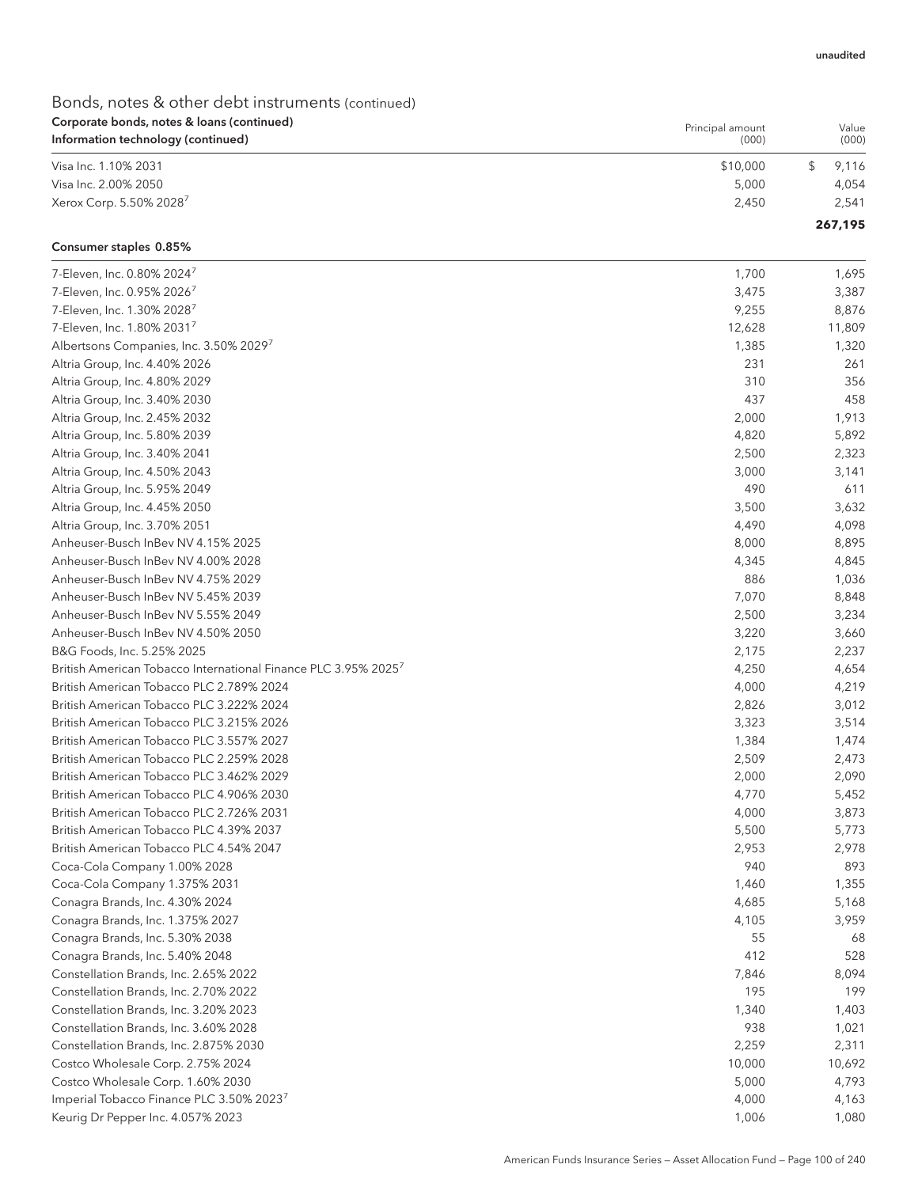unaudited

## Bonds, notes & other debt instruments (continued)

**Corporate bonds, notes & loans (continued)**

| Information technology (continued) | Principal amount (000) | Value (000) |
|---|---|---|
| Visa Inc. 1.10% 2031 | $10,000 | $ 9,116 |
| Visa Inc. 2.00% 2050 | 5,000 | 4,054 |
| Xerox Corp. 5.50% 2028[7] | 2,450 | 2,541 |
| | | **267,195** |

| Consumer staples 0.85% | | |
|---|---|---|
| 7-Eleven, Inc. 0.80% 2024[7] | 1,700 | 1,695 |
| 7-Eleven, Inc. 0.95% 2026[7] | 3,475 | 3,387 |
| 7-Eleven, Inc. 1.30% 2028[7] | 9,255 | 8,876 |
| 7-Eleven, Inc. 1.80% 2031[7] | 12,628 | 11,809 |
| Albertsons Companies, Inc. 3.50% 2029[7] | 1,385 | 1,320 |
| Altria Group, Inc. 4.40% 2026 | 231 | 261 |
| Altria Group, Inc. 4.80% 2029 | 310 | 356 |
| Altria Group, Inc. 3.40% 2030 | 437 | 458 |
| Altria Group, Inc. 2.45% 2032 | 2,000 | 1,913 |
| Altria Group, Inc. 5.80% 2039 | 4,820 | 5,892 |
| Altria Group, Inc. 3.40% 2041 | 2,500 | 2,323 |
| Altria Group, Inc. 4.50% 2043 | 3,000 | 3,141 |
| Altria Group, Inc. 5.95% 2049 | 490 | 611 |
| Altria Group, Inc. 4.45% 2050 | 3,500 | 3,632 |
| Altria Group, Inc. 3.70% 2051 | 4,490 | 4,098 |
| Anheuser-Busch InBev NV 4.15% 2025 | 8,000 | 8,895 |
| Anheuser-Busch InBev NV 4.00% 2028 | 4,345 | 4,845 |
| Anheuser-Busch InBev NV 4.75% 2029 | 886 | 1,036 |
| Anheuser-Busch InBev NV 5.45% 2039 | 7,070 | 8,848 |
| Anheuser-Busch InBev NV 5.55% 2049 | 2,500 | 3,234 |
| Anheuser-Busch InBev NV 4.50% 2050 | 3,220 | 3,660 |
| B&G Foods, Inc. 5.25% 2025 | 2,175 | 2,237 |
| British American Tobacco International Finance PLC 3.95% 2025[7] | 4,250 | 4,654 |
| British American Tobacco PLC 2.789% 2024 | 4,000 | 4,219 |
| British American Tobacco PLC 3.222% 2024 | 2,826 | 3,012 |
| British American Tobacco PLC 3.215% 2026 | 3,323 | 3,514 |
| British American Tobacco PLC 3.557% 2027 | 1,384 | 1,474 |
| British American Tobacco PLC 2.259% 2028 | 2,509 | 2,473 |
| British American Tobacco PLC 3.462% 2029 | 2,000 | 2,090 |
| British American Tobacco PLC 4.906% 2030 | 4,770 | 5,452 |
| British American Tobacco PLC 2.726% 2031 | 4,000 | 3,873 |
| British American Tobacco PLC 4.39% 2037 | 5,500 | 5,773 |
| British American Tobacco PLC 4.54% 2047 | 2,953 | 2,978 |
| Coca-Cola Company 1.00% 2028 | 940 | 893 |
| Coca-Cola Company 1.375% 2031 | 1,460 | 1,355 |
| Conagra Brands, Inc. 4.30% 2024 | 4,685 | 5,168 |
| Conagra Brands, Inc. 1.375% 2027 | 4,105 | 3,959 |
| Conagra Brands, Inc. 5.30% 2038 | 55 | 68 |
| Conagra Brands, Inc. 5.40% 2048 | 412 | 528 |
| Constellation Brands, Inc. 2.65% 2022 | 7,846 | 8,094 |
| Constellation Brands, Inc. 2.70% 2022 | 195 | 199 |
| Constellation Brands, Inc. 3.20% 2023 | 1,340 | 1,403 |
| Constellation Brands, Inc. 3.60% 2028 | 938 | 1,021 |
| Constellation Brands, Inc. 2.875% 2030 | 2,259 | 2,311 |
| Costco Wholesale Corp. 2.75% 2024 | 10,000 | 10,692 |
| Costco Wholesale Corp. 1.60% 2030 | 5,000 | 4,793 |
| Imperial Tobacco Finance PLC 3.50% 2023[7] | 4,000 | 4,163 |
| Keurig Dr Pepper Inc. 4.057% 2023 | 1,006 | 1,080 |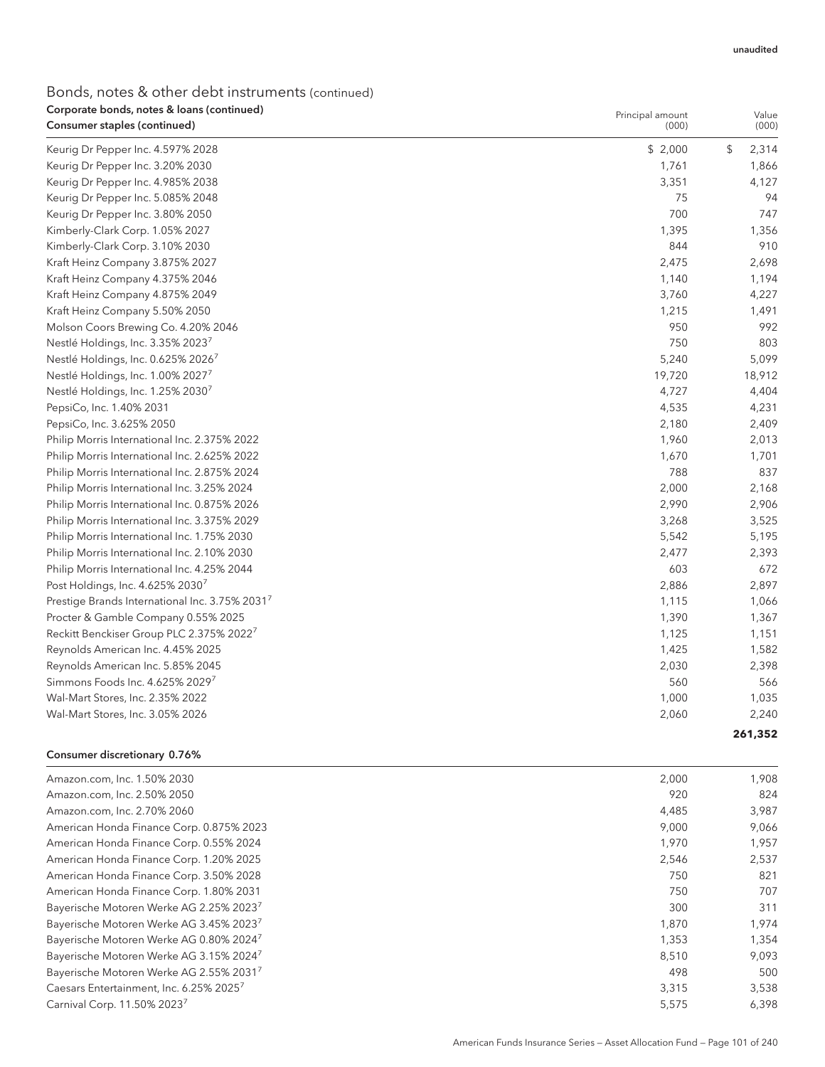unaudited

## Bonds, notes & other debt instruments (continued)

### Corporate bonds, notes & loans (continued)

| Consumer staples (continued) | Principal amount (000) | Value (000) |
|---|---|---|
| Keurig Dr Pepper Inc. 4.597% 2028 | $ 2,000 | $ 2,314 |
| Keurig Dr Pepper Inc. 3.20% 2030 | 1,761 | 1,866 |
| Keurig Dr Pepper Inc. 4.985% 2038 | 3,351 | 4,127 |
| Keurig Dr Pepper Inc. 5.085% 2048 | 75 | 94 |
| Keurig Dr Pepper Inc. 3.80% 2050 | 700 | 747 |
| Kimberly-Clark Corp. 1.05% 2027 | 1,395 | 1,356 |
| Kimberly-Clark Corp. 3.10% 2030 | 844 | 910 |
| Kraft Heinz Company 3.875% 2027 | 2,475 | 2,698 |
| Kraft Heinz Company 4.375% 2046 | 1,140 | 1,194 |
| Kraft Heinz Company 4.875% 2049 | 3,760 | 4,227 |
| Kraft Heinz Company 5.50% 2050 | 1,215 | 1,491 |
| Molson Coors Brewing Co. 4.20% 2046 | 950 | 992 |
| Nestlé Holdings, Inc. 3.35% 2023[7] | 750 | 803 |
| Nestlé Holdings, Inc. 0.625% 2026[7] | 5,240 | 5,099 |
| Nestlé Holdings, Inc. 1.00% 2027[7] | 19,720 | 18,912 |
| Nestlé Holdings, Inc. 1.25% 2030[7] | 4,727 | 4,404 |
| PepsiCo, Inc. 1.40% 2031 | 4,535 | 4,231 |
| PepsiCo, Inc. 3.625% 2050 | 2,180 | 2,409 |
| Philip Morris International Inc. 2.375% 2022 | 1,960 | 2,013 |
| Philip Morris International Inc. 2.625% 2022 | 1,670 | 1,701 |
| Philip Morris International Inc. 2.875% 2024 | 788 | 837 |
| Philip Morris International Inc. 3.25% 2024 | 2,000 | 2,168 |
| Philip Morris International Inc. 0.875% 2026 | 2,990 | 2,906 |
| Philip Morris International Inc. 3.375% 2029 | 3,268 | 3,525 |
| Philip Morris International Inc. 1.75% 2030 | 5,542 | 5,195 |
| Philip Morris International Inc. 2.10% 2030 | 2,477 | 2,393 |
| Philip Morris International Inc. 4.25% 2044 | 603 | 672 |
| Post Holdings, Inc. 4.625% 2030[7] | 2,886 | 2,897 |
| Prestige Brands International Inc. 3.75% 2031[7] | 1,115 | 1,066 |
| Procter & Gamble Company 0.55% 2025 | 1,390 | 1,367 |
| Reckitt Benckiser Group PLC 2.375% 2022[7] | 1,125 | 1,151 |
| Reynolds American Inc. 4.45% 2025 | 1,425 | 1,582 |
| Reynolds American Inc. 5.85% 2045 | 2,030 | 2,398 |
| Simmons Foods Inc. 4.625% 2029[7] | 560 | 566 |
| Wal-Mart Stores, Inc. 2.35% 2022 | 1,000 | 1,035 |
| Wal-Mart Stores, Inc. 3.05% 2026 | 2,060 | 2,240 |
| | | **261,352** |

| Consumer discretionary 0.76% | | |
|---|---|---|
| Amazon.com, Inc. 1.50% 2030 | 2,000 | 1,908 |
| Amazon.com, Inc. 2.50% 2050 | 920 | 824 |
| Amazon.com, Inc. 2.70% 2060 | 4,485 | 3,987 |
| American Honda Finance Corp. 0.875% 2023 | 9,000 | 9,066 |
| American Honda Finance Corp. 0.55% 2024 | 1,970 | 1,957 |
| American Honda Finance Corp. 1.20% 2025 | 2,546 | 2,537 |
| American Honda Finance Corp. 3.50% 2028 | 750 | 821 |
| American Honda Finance Corp. 1.80% 2031 | 750 | 707 |
| Bayerische Motoren Werke AG 2.25% 2023[7] | 300 | 311 |
| Bayerische Motoren Werke AG 3.45% 2023[7] | 1,870 | 1,974 |
| Bayerische Motoren Werke AG 0.80% 2024[7] | 1,353 | 1,354 |
| Bayerische Motoren Werke AG 3.15% 2024[7] | 8,510 | 9,093 |
| Bayerische Motoren Werke AG 2.55% 2031[7] | 498 | 500 |
| Caesars Entertainment, Inc. 6.25% 2025[7] | 3,315 | 3,538 |
| Carnival Corp. 11.50% 2023[7] | 5,575 | 6,398 |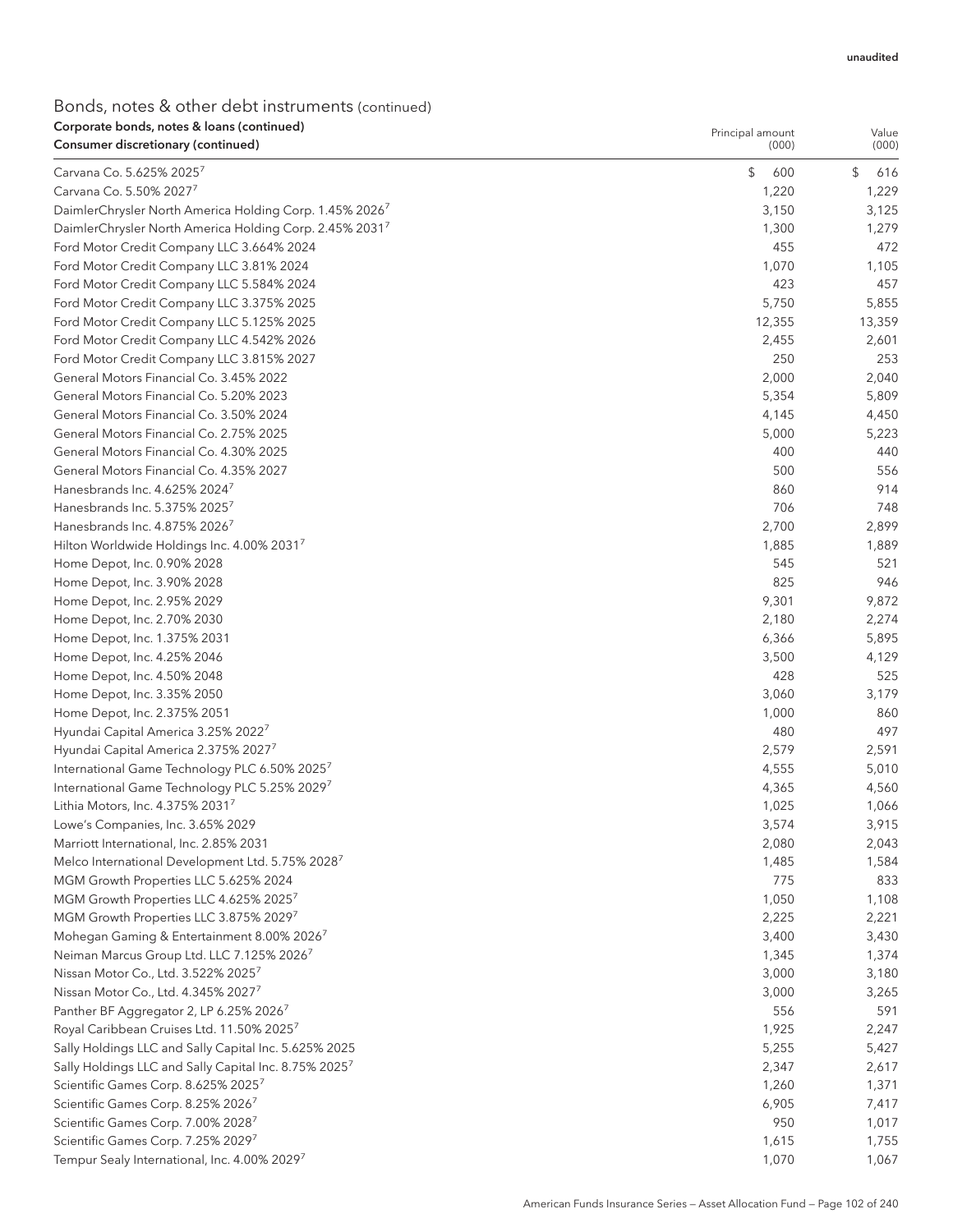unaudited

## Bonds, notes & other debt instruments (continued)

| Corporate bonds, notes & loans (continued)<br>Consumer discretionary (continued) | Principal amount (000) | Value (000) |
|---|---|---|
| Carvana Co. 5.625% 2025[7] | $ 600 | $ 616 |
| Carvana Co. 5.50% 2027[7] | 1,220 | 1,229 |
| DaimlerChrysler North America Holding Corp. 1.45% 2026[7] | 3,150 | 3,125 |
| DaimlerChrysler North America Holding Corp. 2.45% 2031[7] | 1,300 | 1,279 |
| Ford Motor Credit Company LLC 3.664% 2024 | 455 | 472 |
| Ford Motor Credit Company LLC 3.81% 2024 | 1,070 | 1,105 |
| Ford Motor Credit Company LLC 5.584% 2024 | 423 | 457 |
| Ford Motor Credit Company LLC 3.375% 2025 | 5,750 | 5,855 |
| Ford Motor Credit Company LLC 5.125% 2025 | 12,355 | 13,359 |
| Ford Motor Credit Company LLC 4.542% 2026 | 2,455 | 2,601 |
| Ford Motor Credit Company LLC 3.815% 2027 | 250 | 253 |
| General Motors Financial Co. 3.45% 2022 | 2,000 | 2,040 |
| General Motors Financial Co. 5.20% 2023 | 5,354 | 5,809 |
| General Motors Financial Co. 3.50% 2024 | 4,145 | 4,450 |
| General Motors Financial Co. 2.75% 2025 | 5,000 | 5,223 |
| General Motors Financial Co. 4.30% 2025 | 400 | 440 |
| General Motors Financial Co. 4.35% 2027 | 500 | 556 |
| Hanesbrands Inc. 4.625% 2024[7] | 860 | 914 |
| Hanesbrands Inc. 5.375% 2025[7] | 706 | 748 |
| Hanesbrands Inc. 4.875% 2026[7] | 2,700 | 2,899 |
| Hilton Worldwide Holdings Inc. 4.00% 2031[7] | 1,885 | 1,889 |
| Home Depot, Inc. 0.90% 2028 | 545 | 521 |
| Home Depot, Inc. 3.90% 2028 | 825 | 946 |
| Home Depot, Inc. 2.95% 2029 | 9,301 | 9,872 |
| Home Depot, Inc. 2.70% 2030 | 2,180 | 2,274 |
| Home Depot, Inc. 1.375% 2031 | 6,366 | 5,895 |
| Home Depot, Inc. 4.25% 2046 | 3,500 | 4,129 |
| Home Depot, Inc. 4.50% 2048 | 428 | 525 |
| Home Depot, Inc. 3.35% 2050 | 3,060 | 3,179 |
| Home Depot, Inc. 2.375% 2051 | 1,000 | 860 |
| Hyundai Capital America 3.25% 2022[7] | 480 | 497 |
| Hyundai Capital America 2.375% 2027[7] | 2,579 | 2,591 |
| International Game Technology PLC 6.50% 2025[7] | 4,555 | 5,010 |
| International Game Technology PLC 5.25% 2029[7] | 4,365 | 4,560 |
| Lithia Motors, Inc. 4.375% 2031[7] | 1,025 | 1,066 |
| Lowe's Companies, Inc. 3.65% 2029 | 3,574 | 3,915 |
| Marriott International, Inc. 2.85% 2031 | 2,080 | 2,043 |
| Melco International Development Ltd. 5.75% 2028[7] | 1,485 | 1,584 |
| MGM Growth Properties LLC 5.625% 2024 | 775 | 833 |
| MGM Growth Properties LLC 4.625% 2025[7] | 1,050 | 1,108 |
| MGM Growth Properties LLC 3.875% 2029[7] | 2,225 | 2,221 |
| Mohegan Gaming & Entertainment 8.00% 2026[7] | 3,400 | 3,430 |
| Neiman Marcus Group Ltd. LLC 7.125% 2026[7] | 1,345 | 1,374 |
| Nissan Motor Co., Ltd. 3.522% 2025[7] | 3,000 | 3,180 |
| Nissan Motor Co., Ltd. 4.345% 2027[7] | 3,000 | 3,265 |
| Panther BF Aggregator 2, LP 6.25% 2026[7] | 556 | 591 |
| Royal Caribbean Cruises Ltd. 11.50% 2025[7] | 1,925 | 2,247 |
| Sally Holdings LLC and Sally Capital Inc. 5.625% 2025 | 5,255 | 5,427 |
| Sally Holdings LLC and Sally Capital Inc. 8.75% 2025[7] | 2,347 | 2,617 |
| Scientific Games Corp. 8.625% 2025[7] | 1,260 | 1,371 |
| Scientific Games Corp. 8.25% 2026[7] | 6,905 | 7,417 |
| Scientific Games Corp. 7.00% 2028[7] | 950 | 1,017 |
| Scientific Games Corp. 7.25% 2029[7] | 1,615 | 1,755 |
| Tempur Sealy International, Inc. 4.00% 2029[7] | 1,070 | 1,067 |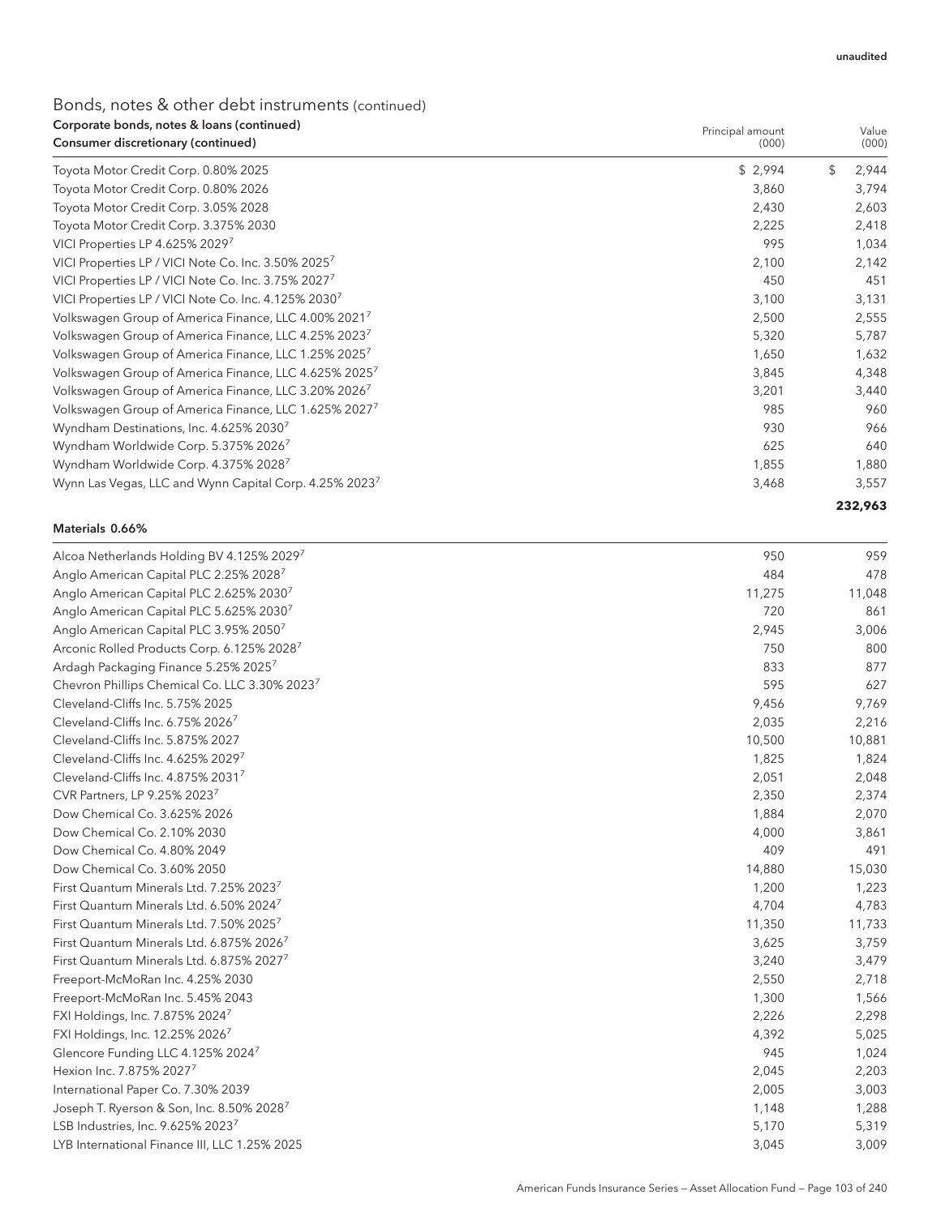## Bonds, notes & other debt instruments (continued)

| Corporate bonds, notes & loans (continued)<br>Consumer discretionary (continued) | Principal amount (000) | Value (000) |
|---|---|---|
| Toyota Motor Credit Corp. 0.80% 2025 | $ 2,994 | $ 2,944 |
| Toyota Motor Credit Corp. 0.80% 2026 | 3,860 | 3,794 |
| Toyota Motor Credit Corp. 3.05% 2028 | 2,430 | 2,603 |
| Toyota Motor Credit Corp. 3.375% 2030 | 2,225 | 2,418 |
| VICI Properties LP 4.625% 2029[7] | 995 | 1,034 |
| VICI Properties LP / VICI Note Co. Inc. 3.50% 2025[7] | 2,100 | 2,142 |
| VICI Properties LP / VICI Note Co. Inc. 3.75% 2027[7] | 450 | 451 |
| VICI Properties LP / VICI Note Co. Inc. 4.125% 2030[7] | 3,100 | 3,131 |
| Volkswagen Group of America Finance, LLC 4.00% 2021[7] | 2,500 | 2,555 |
| Volkswagen Group of America Finance, LLC 4.25% 2023[7] | 5,320 | 5,787 |
| Volkswagen Group of America Finance, LLC 1.25% 2025[7] | 1,650 | 1,632 |
| Volkswagen Group of America Finance, LLC 4.625% 2025[7] | 3,845 | 4,348 |
| Volkswagen Group of America Finance, LLC 3.20% 2026[7] | 3,201 | 3,440 |
| Volkswagen Group of America Finance, LLC 1.625% 2027[7] | 985 | 960 |
| Wyndham Destinations, Inc. 4.625% 2030[7] | 930 | 966 |
| Wyndham Worldwide Corp. 5.375% 2026[7] | 625 | 640 |
| Wyndham Worldwide Corp. 4.375% 2028[7] | 1,855 | 1,880 |
| Wynn Las Vegas, LLC and Wynn Capital Corp. 4.25% 2023[7] | 3,468 | 3,557 |
| | | **232,963** |

| Materials 0.66% | | |
|---|---|---|
| Alcoa Netherlands Holding BV 4.125% 2029[7] | 950 | 959 |
| Anglo American Capital PLC 2.25% 2028[7] | 484 | 478 |
| Anglo American Capital PLC 2.625% 2030[7] | 11,275 | 11,048 |
| Anglo American Capital PLC 5.625% 2030[7] | 720 | 861 |
| Anglo American Capital PLC 3.95% 2050[7] | 2,945 | 3,006 |
| Arconic Rolled Products Corp. 6.125% 2028[7] | 750 | 800 |
| Ardagh Packaging Finance 5.25% 2025[7] | 833 | 877 |
| Chevron Phillips Chemical Co. LLC 3.30% 2023[7] | 595 | 627 |
| Cleveland-Cliffs Inc. 5.75% 2025 | 9,456 | 9,769 |
| Cleveland-Cliffs Inc. 6.75% 2026[7] | 2,035 | 2,216 |
| Cleveland-Cliffs Inc. 5.875% 2027 | 10,500 | 10,881 |
| Cleveland-Cliffs Inc. 4.625% 2029[7] | 1,825 | 1,824 |
| Cleveland-Cliffs Inc. 4.875% 2031[7] | 2,051 | 2,048 |
| CVR Partners, LP 9.25% 2023[7] | 2,350 | 2,374 |
| Dow Chemical Co. 3.625% 2026 | 1,884 | 2,070 |
| Dow Chemical Co. 2.10% 2030 | 4,000 | 3,861 |
| Dow Chemical Co. 4.80% 2049 | 409 | 491 |
| Dow Chemical Co. 3.60% 2050 | 14,880 | 15,030 |
| First Quantum Minerals Ltd. 7.25% 2023[7] | 1,200 | 1,223 |
| First Quantum Minerals Ltd. 6.50% 2024[7] | 4,704 | 4,783 |
| First Quantum Minerals Ltd. 7.50% 2025[7] | 11,350 | 11,733 |
| First Quantum Minerals Ltd. 6.875% 2026[7] | 3,625 | 3,759 |
| First Quantum Minerals Ltd. 6.875% 2027[7] | 3,240 | 3,479 |
| Freeport-McMoRan Inc. 4.25% 2030 | 2,550 | 2,718 |
| Freeport-McMoRan Inc. 5.45% 2043 | 1,300 | 1,566 |
| FXI Holdings, Inc. 7.875% 2024[7] | 2,226 | 2,298 |
| FXI Holdings, Inc. 12.25% 2026[7] | 4,392 | 5,025 |
| Glencore Funding LLC 4.125% 2024[7] | 945 | 1,024 |
| Hexion Inc. 7.875% 2027[7] | 2,045 | 2,203 |
| International Paper Co. 7.30% 2039 | 2,005 | 3,003 |
| Joseph T. Ryerson & Son, Inc. 8.50% 2028[7] | 1,148 | 1,288 |
| LSB Industries, Inc. 9.625% 2023[7] | 5,170 | 5,319 |
| LYB International Finance III, LLC 1.25% 2025 | 3,045 | 3,009 |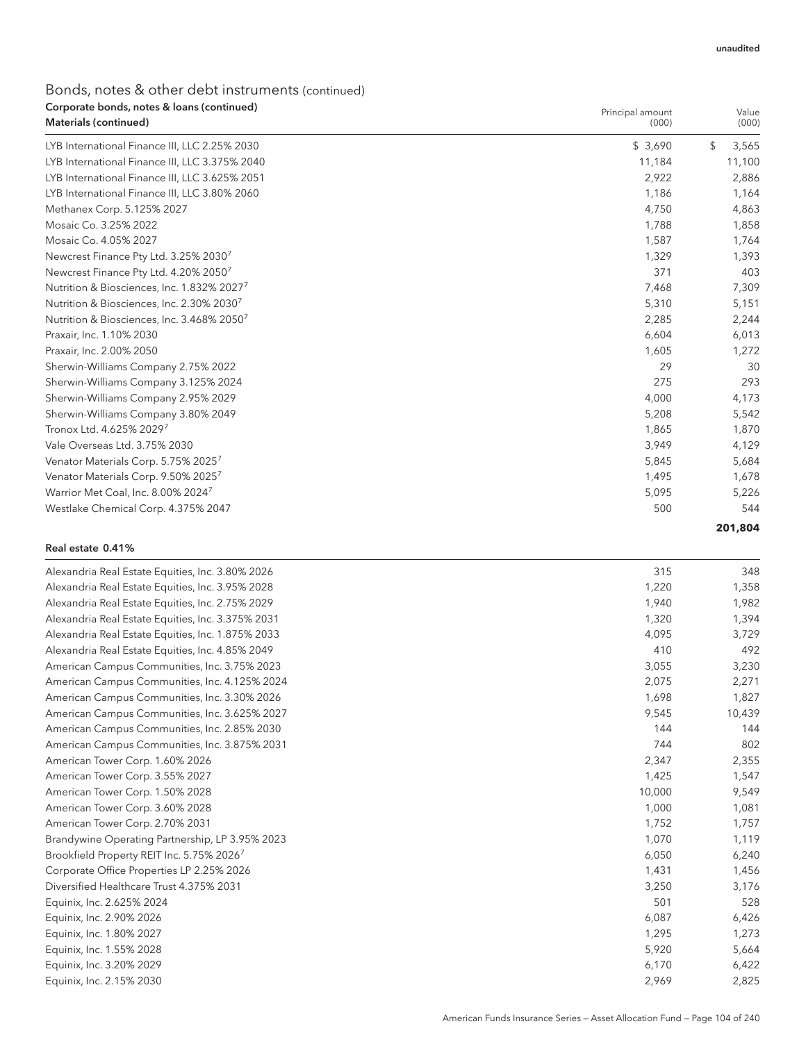unaudited

## Bonds, notes & other debt instruments (continued)

### Corporate bonds, notes & loans (continued)

| Materials (continued) | Principal amount (000) | Value (000) |
|---|---|---|
| LYB International Finance III, LLC 2.25% 2030 | $ 3,690 | $ 3,565 |
| LYB International Finance III, LLC 3.375% 2040 | 11,184 | 11,100 |
| LYB International Finance III, LLC 3.625% 2051 | 2,922 | 2,886 |
| LYB International Finance III, LLC 3.80% 2060 | 1,186 | 1,164 |
| Methanex Corp. 5.125% 2027 | 4,750 | 4,863 |
| Mosaic Co. 3.25% 2022 | 1,788 | 1,858 |
| Mosaic Co. 4.05% 2027 | 1,587 | 1,764 |
| Newcrest Finance Pty Ltd. 3.25% 2030[7] | 1,329 | 1,393 |
| Newcrest Finance Pty Ltd. 4.20% 2050[7] | 371 | 403 |
| Nutrition & Biosciences, Inc. 1.832% 2027[7] | 7,468 | 7,309 |
| Nutrition & Biosciences, Inc. 2.30% 2030[7] | 5,310 | 5,151 |
| Nutrition & Biosciences, Inc. 3.468% 2050[7] | 2,285 | 2,244 |
| Praxair, Inc. 1.10% 2030 | 6,604 | 6,013 |
| Praxair, Inc. 2.00% 2050 | 1,605 | 1,272 |
| Sherwin-Williams Company 2.75% 2022 | 29 | 30 |
| Sherwin-Williams Company 3.125% 2024 | 275 | 293 |
| Sherwin-Williams Company 2.95% 2029 | 4,000 | 4,173 |
| Sherwin-Williams Company 3.80% 2049 | 5,208 | 5,542 |
| Tronox Ltd. 4.625% 2029[7] | 1,865 | 1,870 |
| Vale Overseas Ltd. 3.75% 2030 | 3,949 | 4,129 |
| Venator Materials Corp. 5.75% 2025[7] | 5,845 | 5,684 |
| Venator Materials Corp. 9.50% 2025[7] | 1,495 | 1,678 |
| Warrior Met Coal, Inc. 8.00% 2024[7] | 5,095 | 5,226 |
| Westlake Chemical Corp. 4.375% 2047 | 500 | 544 |
| | | **201,804** |

| Real estate 0.41% | | |
|---|---|---|
| Alexandria Real Estate Equities, Inc. 3.80% 2026 | 315 | 348 |
| Alexandria Real Estate Equities, Inc. 3.95% 2028 | 1,220 | 1,358 |
| Alexandria Real Estate Equities, Inc. 2.75% 2029 | 1,940 | 1,982 |
| Alexandria Real Estate Equities, Inc. 3.375% 2031 | 1,320 | 1,394 |
| Alexandria Real Estate Equities, Inc. 1.875% 2033 | 4,095 | 3,729 |
| Alexandria Real Estate Equities, Inc. 4.85% 2049 | 410 | 492 |
| American Campus Communities, Inc. 3.75% 2023 | 3,055 | 3,230 |
| American Campus Communities, Inc. 4.125% 2024 | 2,075 | 2,271 |
| American Campus Communities, Inc. 3.30% 2026 | 1,698 | 1,827 |
| American Campus Communities, Inc. 3.625% 2027 | 9,545 | 10,439 |
| American Campus Communities, Inc. 2.85% 2030 | 144 | 144 |
| American Campus Communities, Inc. 3.875% 2031 | 744 | 802 |
| American Tower Corp. 1.60% 2026 | 2,347 | 2,355 |
| American Tower Corp. 3.55% 2027 | 1,425 | 1,547 |
| American Tower Corp. 1.50% 2028 | 10,000 | 9,549 |
| American Tower Corp. 3.60% 2028 | 1,000 | 1,081 |
| American Tower Corp. 2.70% 2031 | 1,752 | 1,757 |
| Brandywine Operating Partnership, LP 3.95% 2023 | 1,070 | 1,119 |
| Brookfield Property REIT Inc. 5.75% 2026[7] | 6,050 | 6,240 |
| Corporate Office Properties LP 2.25% 2026 | 1,431 | 1,456 |
| Diversified Healthcare Trust 4.375% 2031 | 3,250 | 3,176 |
| Equinix, Inc. 2.625% 2024 | 501 | 528 |
| Equinix, Inc. 2.90% 2026 | 6,087 | 6,426 |
| Equinix, Inc. 1.80% 2027 | 1,295 | 1,273 |
| Equinix, Inc. 1.55% 2028 | 5,920 | 5,664 |
| Equinix, Inc. 3.20% 2029 | 6,170 | 6,422 |
| Equinix, Inc. 2.15% 2030 | 2,969 | 2,825 |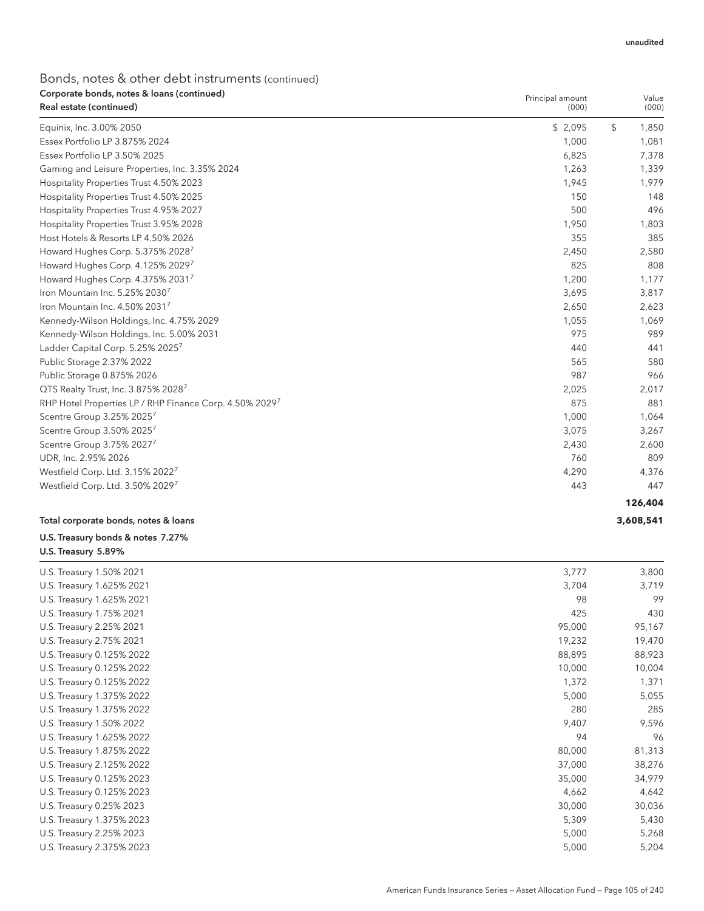unaudited

## Bonds, notes & other debt instruments (continued)

**Corporate bonds, notes & loans (continued)**

| Real estate (continued) | Principal amount (000) | Value (000) |
|---|---|---|
| Equinix, Inc. 3.00% 2050 | $ 2,095 | $ 1,850 |
| Essex Portfolio LP 3.875% 2024 | 1,000 | 1,081 |
| Essex Portfolio LP 3.50% 2025 | 6,825 | 7,378 |
| Gaming and Leisure Properties, Inc. 3.35% 2024 | 1,263 | 1,339 |
| Hospitality Properties Trust 4.50% 2023 | 1,945 | 1,979 |
| Hospitality Properties Trust 4.50% 2025 | 150 | 148 |
| Hospitality Properties Trust 4.95% 2027 | 500 | 496 |
| Hospitality Properties Trust 3.95% 2028 | 1,950 | 1,803 |
| Host Hotels & Resorts LP 4.50% 2026 | 355 | 385 |
| Howard Hughes Corp. 5.375% 2028[7] | 2,450 | 2,580 |
| Howard Hughes Corp. 4.125% 2029[7] | 825 | 808 |
| Howard Hughes Corp. 4.375% 2031[7] | 1,200 | 1,177 |
| Iron Mountain Inc. 5.25% 2030[7] | 3,695 | 3,817 |
| Iron Mountain Inc. 4.50% 2031[7] | 2,650 | 2,623 |
| Kennedy-Wilson Holdings, Inc. 4.75% 2029 | 1,055 | 1,069 |
| Kennedy-Wilson Holdings, Inc. 5.00% 2031 | 975 | 989 |
| Ladder Capital Corp. 5.25% 2025[7] | 440 | 441 |
| Public Storage 2.37% 2022 | 565 | 580 |
| Public Storage 0.875% 2026 | 987 | 966 |
| QTS Realty Trust, Inc. 3.875% 2028[7] | 2,025 | 2,017 |
| RHP Hotel Properties LP / RHP Finance Corp. 4.50% 2029[7] | 875 | 881 |
| Scentre Group 3.25% 2025[7] | 1,000 | 1,064 |
| Scentre Group 3.50% 2025[7] | 3,075 | 3,267 |
| Scentre Group 3.75% 2027[7] | 2,430 | 2,600 |
| UDR, Inc. 2.95% 2026 | 760 | 809 |
| Westfield Corp. Ltd. 3.15% 2022[7] | 4,290 | 4,376 |
| Westfield Corp. Ltd. 3.50% 2029[7] | 443 | 447 |
| | | **126,404** |
| **Total corporate bonds, notes & loans** | | **3,608,541** |

**U.S. Treasury bonds & notes 7.27%**

| U.S. Treasury 5.89% | | |
|---|---|---|
| U.S. Treasury 1.50% 2021 | 3,777 | 3,800 |
| U.S. Treasury 1.625% 2021 | 3,704 | 3,719 |
| U.S. Treasury 1.625% 2021 | 98 | 99 |
| U.S. Treasury 1.75% 2021 | 425 | 430 |
| U.S. Treasury 2.25% 2021 | 95,000 | 95,167 |
| U.S. Treasury 2.75% 2021 | 19,232 | 19,470 |
| U.S. Treasury 0.125% 2022 | 88,895 | 88,923 |
| U.S. Treasury 0.125% 2022 | 10,000 | 10,004 |
| U.S. Treasury 0.125% 2022 | 1,372 | 1,371 |
| U.S. Treasury 1.375% 2022 | 5,000 | 5,055 |
| U.S. Treasury 1.375% 2022 | 280 | 285 |
| U.S. Treasury 1.50% 2022 | 9,407 | 9,596 |
| U.S. Treasury 1.625% 2022 | 94 | 96 |
| U.S. Treasury 1.875% 2022 | 80,000 | 81,313 |
| U.S. Treasury 2.125% 2022 | 37,000 | 38,276 |
| U.S. Treasury 0.125% 2023 | 35,000 | 34,979 |
| U.S. Treasury 0.125% 2023 | 4,662 | 4,642 |
| U.S. Treasury 0.25% 2023 | 30,000 | 30,036 |
| U.S. Treasury 1.375% 2023 | 5,309 | 5,430 |
| U.S. Treasury 2.25% 2023 | 5,000 | 5,268 |
| U.S. Treasury 2.375% 2023 | 5,000 | 5,204 |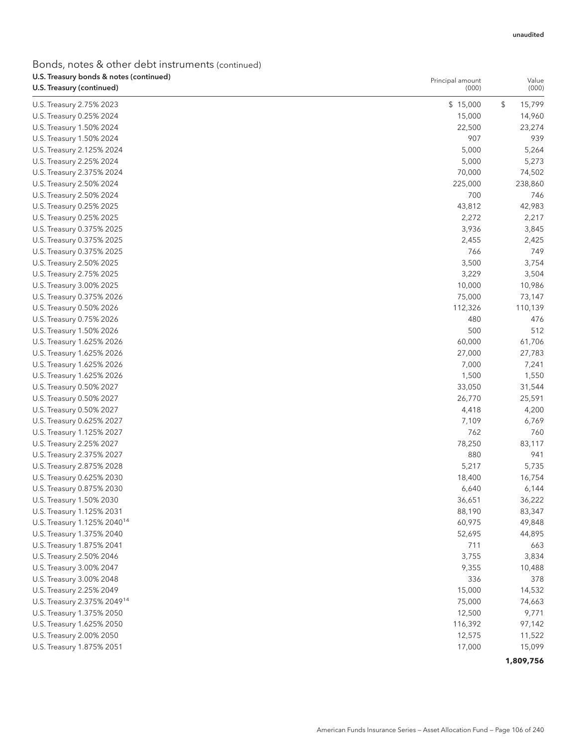unaudited

# Bonds, notes & other debt instruments (continued)

| U.S. Treasury bonds & notes (continued) U.S. Treasury (continued) | Principal amount (000) | Value (000) |
|---|---|---|
| U.S. Treasury 2.75% 2023 | $ 15,000 | $ 15,799 |
| U.S. Treasury 0.25% 2024 | 15,000 | 14,960 |
| U.S. Treasury 1.50% 2024 | 22,500 | 23,274 |
| U.S. Treasury 1.50% 2024 | 907 | 939 |
| U.S. Treasury 2.125% 2024 | 5,000 | 5,264 |
| U.S. Treasury 2.25% 2024 | 5,000 | 5,273 |
| U.S. Treasury 2.375% 2024 | 70,000 | 74,502 |
| U.S. Treasury 2.50% 2024 | 225,000 | 238,860 |
| U.S. Treasury 2.50% 2024 | 700 | 746 |
| U.S. Treasury 0.25% 2025 | 43,812 | 42,983 |
| U.S. Treasury 0.25% 2025 | 2,272 | 2,217 |
| U.S. Treasury 0.375% 2025 | 3,936 | 3,845 |
| U.S. Treasury 0.375% 2025 | 2,455 | 2,425 |
| U.S. Treasury 0.375% 2025 | 766 | 749 |
| U.S. Treasury 2.50% 2025 | 3,500 | 3,754 |
| U.S. Treasury 2.75% 2025 | 3,229 | 3,504 |
| U.S. Treasury 3.00% 2025 | 10,000 | 10,986 |
| U.S. Treasury 0.375% 2026 | 75,000 | 73,147 |
| U.S. Treasury 0.50% 2026 | 112,326 | 110,139 |
| U.S. Treasury 0.75% 2026 | 480 | 476 |
| U.S. Treasury 1.50% 2026 | 500 | 512 |
| U.S. Treasury 1.625% 2026 | 60,000 | 61,706 |
| U.S. Treasury 1.625% 2026 | 27,000 | 27,783 |
| U.S. Treasury 1.625% 2026 | 7,000 | 7,241 |
| U.S. Treasury 1.625% 2026 | 1,500 | 1,550 |
| U.S. Treasury 0.50% 2027 | 33,050 | 31,544 |
| U.S. Treasury 0.50% 2027 | 26,770 | 25,591 |
| U.S. Treasury 0.50% 2027 | 4,418 | 4,200 |
| U.S. Treasury 0.625% 2027 | 7,109 | 6,769 |
| U.S. Treasury 1.125% 2027 | 762 | 760 |
| U.S. Treasury 2.25% 2027 | 78,250 | 83,117 |
| U.S. Treasury 2.375% 2027 | 880 | 941 |
| U.S. Treasury 2.875% 2028 | 5,217 | 5,735 |
| U.S. Treasury 0.625% 2030 | 18,400 | 16,754 |
| U.S. Treasury 0.875% 2030 | 6,640 | 6,144 |
| U.S. Treasury 1.50% 2030 | 36,651 | 36,222 |
| U.S. Treasury 1.125% 2031 | 88,190 | 83,347 |
| U.S. Treasury 1.125% 2040[14] | 60,975 | 49,848 |
| U.S. Treasury 1.375% 2040 | 52,695 | 44,895 |
| U.S. Treasury 1.875% 2041 | 711 | 663 |
| U.S. Treasury 2.50% 2046 | 3,755 | 3,834 |
| U.S. Treasury 3.00% 2047 | 9,355 | 10,488 |
| U.S. Treasury 3.00% 2048 | 336 | 378 |
| U.S. Treasury 2.25% 2049 | 15,000 | 14,532 |
| U.S. Treasury 2.375% 2049[14] | 75,000 | 74,663 |
| U.S. Treasury 1.375% 2050 | 12,500 | 9,771 |
| U.S. Treasury 1.625% 2050 | 116,392 | 97,142 |
| U.S. Treasury 2.00% 2050 | 12,575 | 11,522 |
| U.S. Treasury 1.875% 2051 | 17,000 | 15,099 |
| | | **1,809,756** |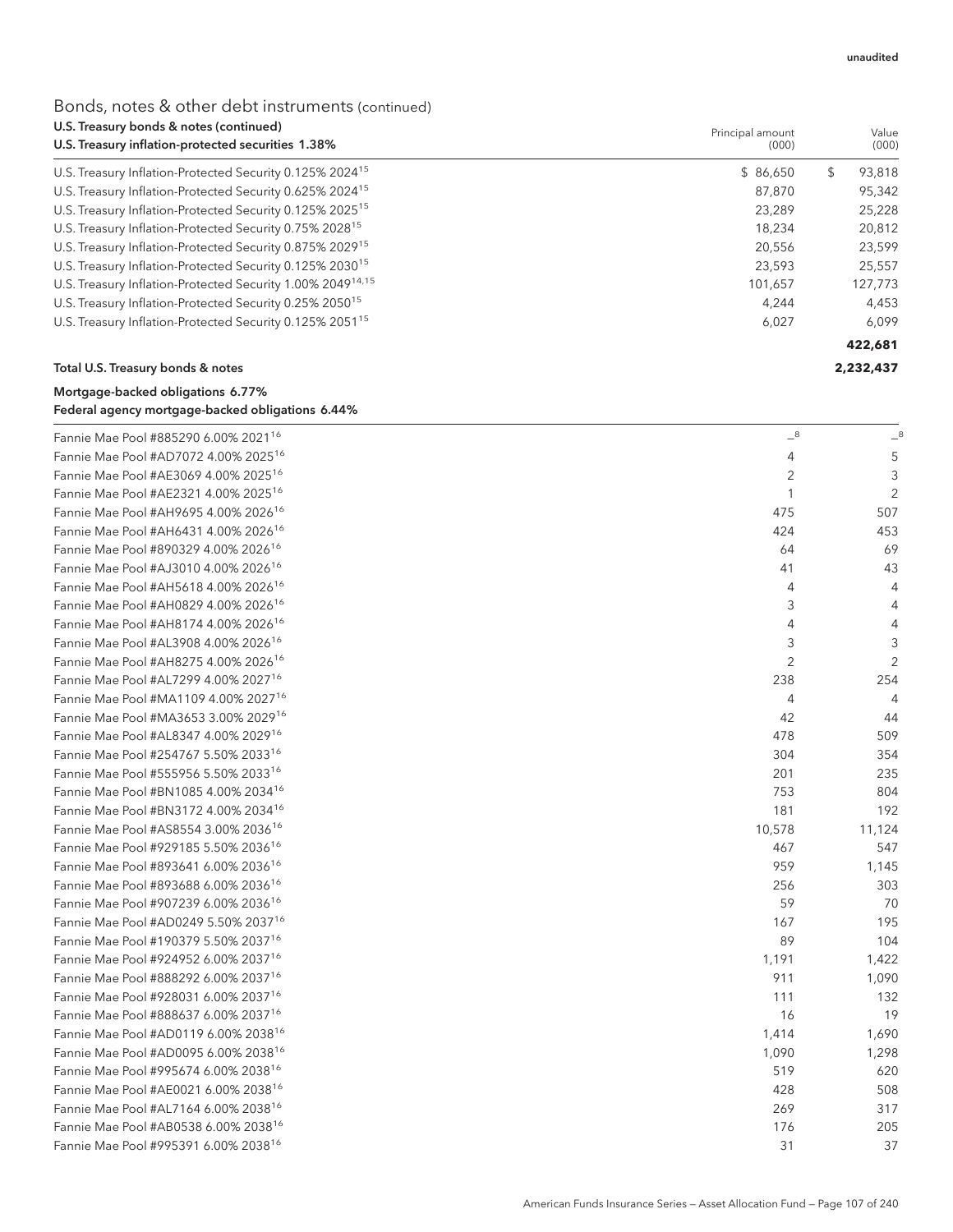unaudited

## Bonds, notes & other debt instruments (continued)

| U.S. Treasury bonds & notes (continued)<br>U.S. Treasury inflation-protected securities 1.38% | Principal amount (000) | Value (000) |
|---|---|---|
| U.S. Treasury Inflation-Protected Security 0.125% 2024[15] | $ 86,650 | $ 93,818 |
| U.S. Treasury Inflation-Protected Security 0.625% 2024[15] | 87,870 | 95,342 |
| U.S. Treasury Inflation-Protected Security 0.125% 2025[15] | 23,289 | 25,228 |
| U.S. Treasury Inflation-Protected Security 0.75% 2028[15] | 18,234 | 20,812 |
| U.S. Treasury Inflation-Protected Security 0.875% 2029[15] | 20,556 | 23,599 |
| U.S. Treasury Inflation-Protected Security 0.125% 2030[15] | 23,593 | 25,557 |
| U.S. Treasury Inflation-Protected Security 1.00% 2049[14,15] | 101,657 | 127,773 |
| U.S. Treasury Inflation-Protected Security 0.25% 2050[15] | 4,244 | 4,453 |
| U.S. Treasury Inflation-Protected Security 0.125% 2051[15] | 6,027 | 6,099 |
| | | **422,681** |
| **Total U.S. Treasury bonds & notes** | | **2,232,437** |
| **Mortgage-backed obligations 6.77%** | | |
| **Federal agency mortgage-backed obligations 6.44%** | | |
| Fannie Mae Pool #885290 6.00% 2021[16] | —[8] | —[8] |
| Fannie Mae Pool #AD7072 4.00% 2025[16] | 4 | 5 |
| Fannie Mae Pool #AE3069 4.00% 2025[16] | 2 | 3 |
| Fannie Mae Pool #AE2321 4.00% 2025[16] | 1 | 2 |
| Fannie Mae Pool #AH9695 4.00% 2026[16] | 475 | 507 |
| Fannie Mae Pool #AH6431 4.00% 2026[16] | 424 | 453 |
| Fannie Mae Pool #890329 4.00% 2026[16] | 64 | 69 |
| Fannie Mae Pool #AJ3010 4.00% 2026[16] | 41 | 43 |
| Fannie Mae Pool #AH5618 4.00% 2026[16] | 4 | 4 |
| Fannie Mae Pool #AH0829 4.00% 2026[16] | 3 | 4 |
| Fannie Mae Pool #AH8174 4.00% 2026[16] | 4 | 4 |
| Fannie Mae Pool #AL3908 4.00% 2026[16] | 3 | 3 |
| Fannie Mae Pool #AH8275 4.00% 2026[16] | 2 | 2 |
| Fannie Mae Pool #AL7299 4.00% 2027[16] | 238 | 254 |
| Fannie Mae Pool #MA1109 4.00% 2027[16] | 4 | 4 |
| Fannie Mae Pool #MA3653 3.00% 2029[16] | 42 | 44 |
| Fannie Mae Pool #AL8347 4.00% 2029[16] | 478 | 509 |
| Fannie Mae Pool #254767 5.50% 2033[16] | 304 | 354 |
| Fannie Mae Pool #555956 5.50% 2033[16] | 201 | 235 |
| Fannie Mae Pool #BN1085 4.00% 2034[16] | 753 | 804 |
| Fannie Mae Pool #BN3172 4.00% 2034[16] | 181 | 192 |
| Fannie Mae Pool #AS8554 3.00% 2036[16] | 10,578 | 11,124 |
| Fannie Mae Pool #929185 5.50% 2036[16] | 467 | 547 |
| Fannie Mae Pool #893641 6.00% 2036[16] | 959 | 1,145 |
| Fannie Mae Pool #893688 6.00% 2036[16] | 256 | 303 |
| Fannie Mae Pool #907239 6.00% 2036[16] | 59 | 70 |
| Fannie Mae Pool #AD0249 5.50% 2037[16] | 167 | 195 |
| Fannie Mae Pool #190379 5.50% 2037[16] | 89 | 104 |
| Fannie Mae Pool #924952 6.00% 2037[16] | 1,191 | 1,422 |
| Fannie Mae Pool #888292 6.00% 2037[16] | 911 | 1,090 |
| Fannie Mae Pool #928031 6.00% 2037[16] | 111 | 132 |
| Fannie Mae Pool #888637 6.00% 2037[16] | 16 | 19 |
| Fannie Mae Pool #AD0119 6.00% 2038[16] | 1,414 | 1,690 |
| Fannie Mae Pool #AD0095 6.00% 2038[16] | 1,090 | 1,298 |
| Fannie Mae Pool #995674 6.00% 2038[16] | 519 | 620 |
| Fannie Mae Pool #AE0021 6.00% 2038[16] | 428 | 508 |
| Fannie Mae Pool #AL7164 6.00% 2038[16] | 269 | 317 |
| Fannie Mae Pool #AB0538 6.00% 2038[16] | 176 | 205 |
| Fannie Mae Pool #995391 6.00% 2038[16] | 31 | 37 |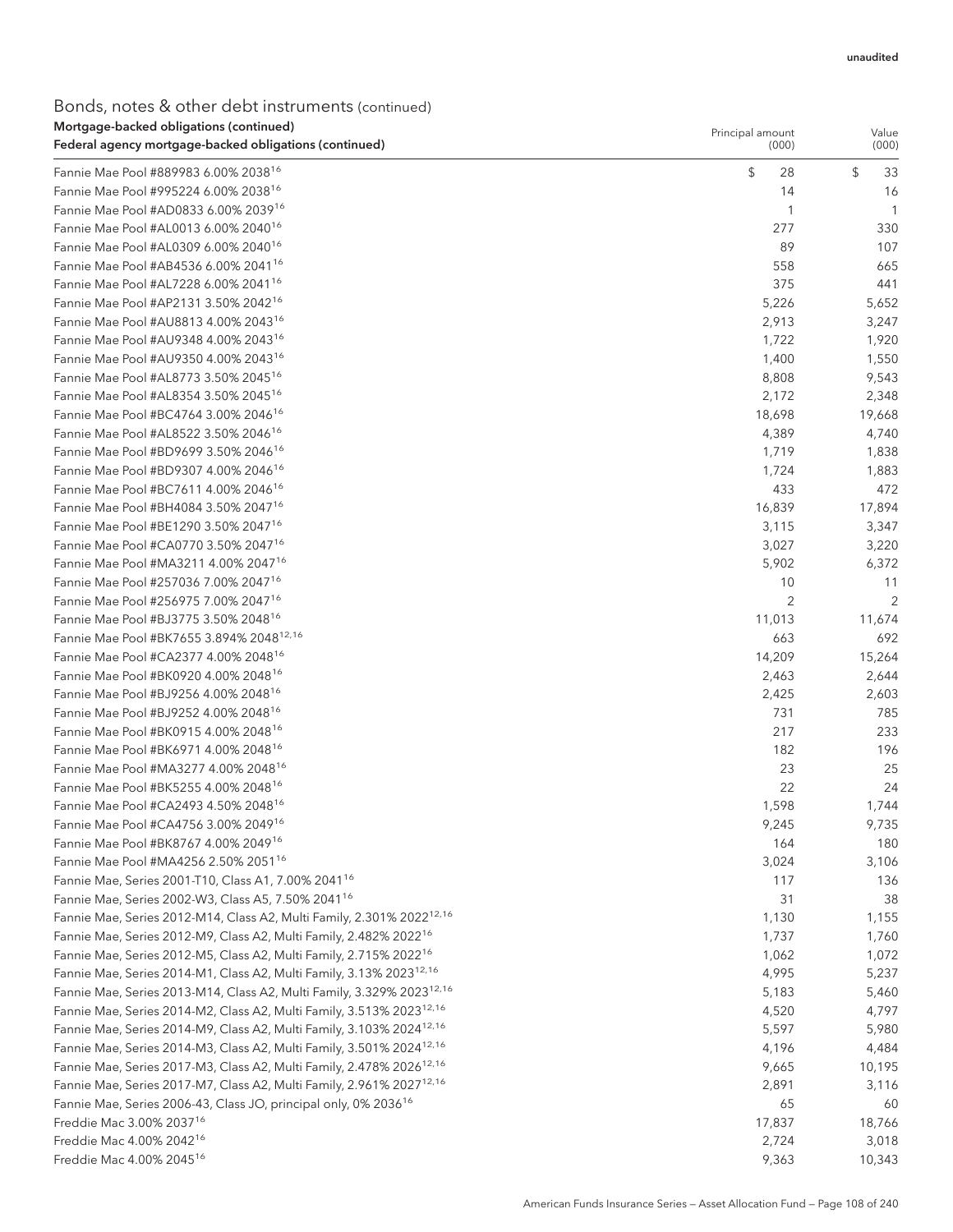unaudited

## Bonds, notes & other debt instruments (continued)

| Mortgage-backed obligations (continued)<br>Federal agency mortgage-backed obligations (continued) | Principal amount (000) | Value (000) |
|---|---|---|
| Fannie Mae Pool #889983 6.00% 2038[16] | $ 28 | $ 33 |
| Fannie Mae Pool #995224 6.00% 2038[16] | 14 | 16 |
| Fannie Mae Pool #AD0833 6.00% 2039[16] | 1 | 1 |
| Fannie Mae Pool #AL0013 6.00% 2040[16] | 277 | 330 |
| Fannie Mae Pool #AL0309 6.00% 2040[16] | 89 | 107 |
| Fannie Mae Pool #AB4536 6.00% 2041[16] | 558 | 665 |
| Fannie Mae Pool #AL7228 6.00% 2041[16] | 375 | 441 |
| Fannie Mae Pool #AP2131 3.50% 2042[16] | 5,226 | 5,652 |
| Fannie Mae Pool #AU8813 4.00% 2043[16] | 2,913 | 3,247 |
| Fannie Mae Pool #AU9348 4.00% 2043[16] | 1,722 | 1,920 |
| Fannie Mae Pool #AU9350 4.00% 2043[16] | 1,400 | 1,550 |
| Fannie Mae Pool #AL8773 3.50% 2045[16] | 8,808 | 9,543 |
| Fannie Mae Pool #AL8354 3.50% 2045[16] | 2,172 | 2,348 |
| Fannie Mae Pool #BC4764 3.00% 2046[16] | 18,698 | 19,668 |
| Fannie Mae Pool #AL8522 3.50% 2046[16] | 4,389 | 4,740 |
| Fannie Mae Pool #BD9699 3.50% 2046[16] | 1,719 | 1,838 |
| Fannie Mae Pool #BD9307 4.00% 2046[16] | 1,724 | 1,883 |
| Fannie Mae Pool #BC7611 4.00% 2046[16] | 433 | 472 |
| Fannie Mae Pool #BH4084 3.50% 2047[16] | 16,839 | 17,894 |
| Fannie Mae Pool #BE1290 3.50% 2047[16] | 3,115 | 3,347 |
| Fannie Mae Pool #CA0770 3.50% 2047[16] | 3,027 | 3,220 |
| Fannie Mae Pool #MA3211 4.00% 2047[16] | 5,902 | 6,372 |
| Fannie Mae Pool #257036 7.00% 2047[16] | 10 | 11 |
| Fannie Mae Pool #256975 7.00% 2047[16] | 2 | 2 |
| Fannie Mae Pool #BJ3775 3.50% 2048[16] | 11,013 | 11,674 |
| Fannie Mae Pool #BK7655 3.894% 2048[12,16] | 663 | 692 |
| Fannie Mae Pool #CA2377 4.00% 2048[16] | 14,209 | 15,264 |
| Fannie Mae Pool #BK0920 4.00% 2048[16] | 2,463 | 2,644 |
| Fannie Mae Pool #BJ9256 4.00% 2048[16] | 2,425 | 2,603 |
| Fannie Mae Pool #BJ9252 4.00% 2048[16] | 731 | 785 |
| Fannie Mae Pool #BK0915 4.00% 2048[16] | 217 | 233 |
| Fannie Mae Pool #BK6971 4.00% 2048[16] | 182 | 196 |
| Fannie Mae Pool #MA3277 4.00% 2048[16] | 23 | 25 |
| Fannie Mae Pool #BK5255 4.00% 2048[16] | 22 | 24 |
| Fannie Mae Pool #CA2493 4.50% 2048[16] | 1,598 | 1,744 |
| Fannie Mae Pool #CA4756 3.00% 2049[16] | 9,245 | 9,735 |
| Fannie Mae Pool #BK8767 4.00% 2049[16] | 164 | 180 |
| Fannie Mae Pool #MA4256 2.50% 2051[16] | 3,024 | 3,106 |
| Fannie Mae, Series 2001-T10, Class A1, 7.00% 2041[16] | 117 | 136 |
| Fannie Mae, Series 2002-W3, Class A5, 7.50% 2041[16] | 31 | 38 |
| Fannie Mae, Series 2012-M14, Class A2, Multi Family, 2.301% 2022[12,16] | 1,130 | 1,155 |
| Fannie Mae, Series 2012-M9, Class A2, Multi Family, 2.482% 2022[16] | 1,737 | 1,760 |
| Fannie Mae, Series 2012-M5, Class A2, Multi Family, 2.715% 2022[16] | 1,062 | 1,072 |
| Fannie Mae, Series 2014-M1, Class A2, Multi Family, 3.13% 2023[12,16] | 4,995 | 5,237 |
| Fannie Mae, Series 2013-M14, Class A2, Multi Family, 3.329% 2023[12,16] | 5,183 | 5,460 |
| Fannie Mae, Series 2014-M2, Class A2, Multi Family, 3.513% 2023[12,16] | 4,520 | 4,797 |
| Fannie Mae, Series 2014-M9, Class A2, Multi Family, 3.103% 2024[12,16] | 5,597 | 5,980 |
| Fannie Mae, Series 2014-M3, Class A2, Multi Family, 3.501% 2024[12,16] | 4,196 | 4,484 |
| Fannie Mae, Series 2017-M3, Class A2, Multi Family, 2.478% 2026[12,16] | 9,665 | 10,195 |
| Fannie Mae, Series 2017-M7, Class A2, Multi Family, 2.961% 2027[12,16] | 2,891 | 3,116 |
| Fannie Mae, Series 2006-43, Class JO, principal only, 0% 2036[16] | 65 | 60 |
| Freddie Mac 3.00% 2037[16] | 17,837 | 18,766 |
| Freddie Mac 4.00% 2042[16] | 2,724 | 3,018 |
| Freddie Mac 4.00% 2045[16] | 9,363 | 10,343 |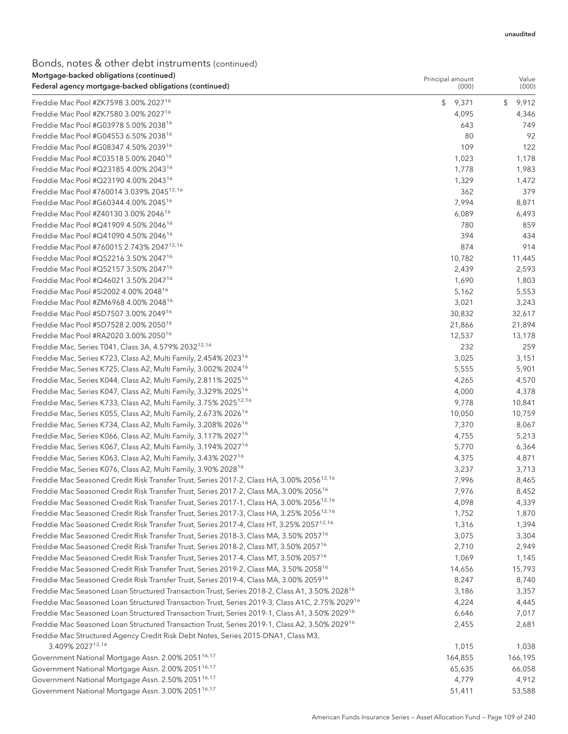unaudited

## Bonds, notes & other debt instruments (continued)

| Mortgage-backed obligations (continued)<br>Federal agency mortgage-backed obligations (continued) | Principal amount (000) | Value (000) |
|---|---|---|
| Freddie Mac Pool #ZK7598 3.00% 2027[16] | $ 9,371 | $ 9,912 |
| Freddie Mac Pool #ZK7580 3.00% 2027[16] | 4,095 | 4,346 |
| Freddie Mac Pool #G03978 5.00% 2038[16] | 643 | 749 |
| Freddie Mac Pool #G04553 6.50% 2038[16] | 80 | 92 |
| Freddie Mac Pool #G08347 4.50% 2039[16] | 109 | 122 |
| Freddie Mac Pool #C03518 5.00% 2040[16] | 1,023 | 1,178 |
| Freddie Mac Pool #Q23185 4.00% 2043[16] | 1,778 | 1,983 |
| Freddie Mac Pool #Q23190 4.00% 2043[16] | 1,329 | 1,472 |
| Freddie Mac Pool #760014 3.039% 2045[12,16] | 362 | 379 |
| Freddie Mac Pool #G60344 4.00% 2045[16] | 7,994 | 8,871 |
| Freddie Mac Pool #Z40130 3.00% 2046[16] | 6,089 | 6,493 |
| Freddie Mac Pool #Q41909 4.50% 2046[16] | 780 | 859 |
| Freddie Mac Pool #Q41090 4.50% 2046[16] | 394 | 434 |
| Freddie Mac Pool #760015 2.743% 2047[12,16] | 874 | 914 |
| Freddie Mac Pool #Q52216 3.50% 2047[16] | 10,782 | 11,445 |
| Freddie Mac Pool #Q52157 3.50% 2047[16] | 2,439 | 2,593 |
| Freddie Mac Pool #Q46021 3.50% 2047[16] | 1,690 | 1,803 |
| Freddie Mac Pool #SI2002 4.00% 2048[16] | 5,162 | 5,553 |
| Freddie Mac Pool #ZM6968 4.00% 2048[16] | 3,021 | 3,243 |
| Freddie Mac Pool #SD7507 3.00% 2049[16] | 30,832 | 32,617 |
| Freddie Mac Pool #SD7528 2.00% 2050[16] | 21,866 | 21,894 |
| Freddie Mac Pool #RA2020 3.00% 2050[16] | 12,537 | 13,178 |
| Freddie Mac, Series T041, Class 3A, 4.579% 2032[12,16] | 232 | 259 |
| Freddie Mac, Series K723, Class A2, Multi Family, 2.454% 2023[16] | 3,025 | 3,151 |
| Freddie Mac, Series K725, Class A2, Multi Family, 3.002% 2024[16] | 5,555 | 5,901 |
| Freddie Mac, Series K044, Class A2, Multi Family, 2.811% 2025[16] | 4,265 | 4,570 |
| Freddie Mac, Series K047, Class A2, Multi Family, 3.329% 2025[16] | 4,000 | 4,378 |
| Freddie Mac, Series K733, Class A2, Multi Family, 3.75% 2025[12,16] | 9,778 | 10,841 |
| Freddie Mac, Series K055, Class A2, Multi Family, 2.673% 2026[16] | 10,050 | 10,759 |
| Freddie Mac, Series K734, Class A2, Multi Family, 3.208% 2026[16] | 7,370 | 8,067 |
| Freddie Mac, Series K066, Class A2, Multi Family, 3.117% 2027[16] | 4,755 | 5,213 |
| Freddie Mac, Series K067, Class A2, Multi Family, 3.194% 2027[16] | 5,770 | 6,364 |
| Freddie Mac, Series K063, Class A2, Multi Family, 3.43% 2027[16] | 4,375 | 4,871 |
| Freddie Mac, Series K076, Class A2, Multi Family, 3.90% 2028[16] | 3,237 | 3,713 |
| Freddie Mac Seasoned Credit Risk Transfer Trust, Series 2017-2, Class HA, 3.00% 2056[12,16] | 7,996 | 8,465 |
| Freddie Mac Seasoned Credit Risk Transfer Trust, Series 2017-2, Class MA, 3.00% 2056[16] | 7,976 | 8,452 |
| Freddie Mac Seasoned Credit Risk Transfer Trust, Series 2017-1, Class HA, 3.00% 2056[12,16] | 4,098 | 4,339 |
| Freddie Mac Seasoned Credit Risk Transfer Trust, Series 2017-3, Class HA, 3.25% 2056[12,16] | 1,752 | 1,870 |
| Freddie Mac Seasoned Credit Risk Transfer Trust, Series 2017-4, Class HT, 3.25% 2057[12,16] | 1,316 | 1,394 |
| Freddie Mac Seasoned Credit Risk Transfer Trust, Series 2018-3, Class MA, 3.50% 2057[16] | 3,075 | 3,304 |
| Freddie Mac Seasoned Credit Risk Transfer Trust, Series 2018-2, Class MT, 3.50% 2057[16] | 2,710 | 2,949 |
| Freddie Mac Seasoned Credit Risk Transfer Trust, Series 2017-4, Class MT, 3.50% 2057[16] | 1,069 | 1,145 |
| Freddie Mac Seasoned Credit Risk Transfer Trust, Series 2019-2, Class MA, 3.50% 2058[16] | 14,656 | 15,793 |
| Freddie Mac Seasoned Credit Risk Transfer Trust, Series 2019-4, Class MA, 3.00% 2059[16] | 8,247 | 8,740 |
| Freddie Mac Seasoned Loan Structured Transaction Trust, Series 2018-2, Class A1, 3.50% 2028[16] | 3,186 | 3,357 |
| Freddie Mac Seasoned Loan Structured Transaction Trust, Series 2019-3, Class A1C, 2.75% 2029[16] | 4,224 | 4,445 |
| Freddie Mac Seasoned Loan Structured Transaction Trust, Series 2019-1, Class A1, 3.50% 2029[16] | 6,646 | 7,017 |
| Freddie Mac Seasoned Loan Structured Transaction Trust, Series 2019-1, Class A2, 3.50% 2029[16] | 2,455 | 2,681 |
| Freddie Mac Structured Agency Credit Risk Debt Notes, Series 2015-DNA1, Class M3, 3.409% 2027[12,16] | 1,015 | 1,038 |
| Government National Mortgage Assn. 2.00% 2051[16,17] | 164,855 | 166,195 |
| Government National Mortgage Assn. 2.00% 2051[16,17] | 65,635 | 66,058 |
| Government National Mortgage Assn. 2.50% 2051[16,17] | 4,779 | 4,912 |
| Government National Mortgage Assn. 3.00% 2051[16,17] | 51,411 | 53,588 |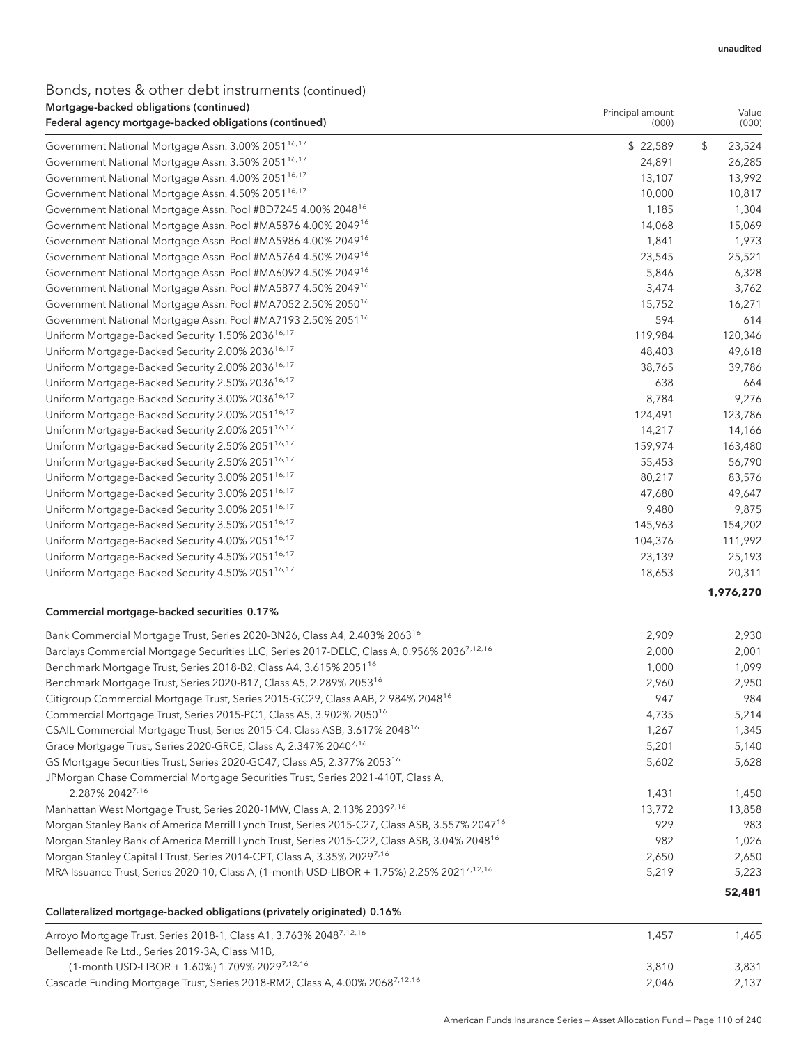## Bonds, notes & other debt instruments (continued)

### Mortgage-backed obligations (continued)

| Federal agency mortgage-backed obligations (continued) | Principal amount (000) | Value (000) |
|---|---|---|
| Government National Mortgage Assn. 3.00% 2051[16,17] | $ 22,589 | $ 23,524 |
| Government National Mortgage Assn. 3.50% 2051[16,17] | 24,891 | 26,285 |
| Government National Mortgage Assn. 4.00% 2051[16,17] | 13,107 | 13,992 |
| Government National Mortgage Assn. 4.50% 2051[16,17] | 10,000 | 10,817 |
| Government National Mortgage Assn. Pool #BD7245 4.00% 2048[16] | 1,185 | 1,304 |
| Government National Mortgage Assn. Pool #MA5876 4.00% 2049[16] | 14,068 | 15,069 |
| Government National Mortgage Assn. Pool #MA5986 4.00% 2049[16] | 1,841 | 1,973 |
| Government National Mortgage Assn. Pool #MA5764 4.50% 2049[16] | 23,545 | 25,521 |
| Government National Mortgage Assn. Pool #MA6092 4.50% 2049[16] | 5,846 | 6,328 |
| Government National Mortgage Assn. Pool #MA5877 4.50% 2049[16] | 3,474 | 3,762 |
| Government National Mortgage Assn. Pool #MA7052 2.50% 2050[16] | 15,752 | 16,271 |
| Government National Mortgage Assn. Pool #MA7193 2.50% 2051[16] | 594 | 614 |
| Uniform Mortgage-Backed Security 1.50% 2036[16,17] | 119,984 | 120,346 |
| Uniform Mortgage-Backed Security 2.00% 2036[16,17] | 48,403 | 49,618 |
| Uniform Mortgage-Backed Security 2.00% 2036[16,17] | 38,765 | 39,786 |
| Uniform Mortgage-Backed Security 2.50% 2036[16,17] | 638 | 664 |
| Uniform Mortgage-Backed Security 3.00% 2036[16,17] | 8,784 | 9,276 |
| Uniform Mortgage-Backed Security 2.00% 2051[16,17] | 124,491 | 123,786 |
| Uniform Mortgage-Backed Security 2.00% 2051[16,17] | 14,217 | 14,166 |
| Uniform Mortgage-Backed Security 2.50% 2051[16,17] | 159,974 | 163,480 |
| Uniform Mortgage-Backed Security 2.50% 2051[16,17] | 55,453 | 56,790 |
| Uniform Mortgage-Backed Security 3.00% 2051[16,17] | 80,217 | 83,576 |
| Uniform Mortgage-Backed Security 3.00% 2051[16,17] | 47,680 | 49,647 |
| Uniform Mortgage-Backed Security 3.00% 2051[16,17] | 9,480 | 9,875 |
| Uniform Mortgage-Backed Security 3.50% 2051[16,17] | 145,963 | 154,202 |
| Uniform Mortgage-Backed Security 4.00% 2051[16,17] | 104,376 | 111,992 |
| Uniform Mortgage-Backed Security 4.50% 2051[16,17] | 23,139 | 25,193 |
| Uniform Mortgage-Backed Security 4.50% 2051[16,17] | 18,653 | 20,311 |
| | | **1,976,270** |

### Commercial mortgage-backed securities 0.17%

| | | |
|---|---|---|
| Bank Commercial Mortgage Trust, Series 2020-BN26, Class A4, 2.403% 2063[16] | 2,909 | 2,930 |
| Barclays Commercial Mortgage Securities LLC, Series 2017-DELC, Class A, 0.956% 2036[7,12,16] | 2,000 | 2,001 |
| Benchmark Mortgage Trust, Series 2018-B2, Class A4, 3.615% 2051[16] | 1,000 | 1,099 |
| Benchmark Mortgage Trust, Series 2020-B17, Class A5, 2.289% 2053[16] | 2,960 | 2,950 |
| Citigroup Commercial Mortgage Trust, Series 2015-GC29, Class AAB, 2.984% 2048[16] | 947 | 984 |
| Commercial Mortgage Trust, Series 2015-PC1, Class A5, 3.902% 2050[16] | 4,735 | 5,214 |
| CSAIL Commercial Mortgage Trust, Series 2015-C4, Class ASB, 3.617% 2048[16] | 1,267 | 1,345 |
| Grace Mortgage Trust, Series 2020-GRCE, Class A, 2.347% 2040[7,16] | 5,201 | 5,140 |
| GS Mortgage Securities Trust, Series 2020-GC47, Class A5, 2.377% 2053[16] | 5,602 | 5,628 |
| JPMorgan Chase Commercial Mortgage Securities Trust, Series 2021-410T, Class A, 2.287% 2042[7,16] | 1,431 | 1,450 |
| Manhattan West Mortgage Trust, Series 2020-1MW, Class A, 2.13% 2039[7,16] | 13,772 | 13,858 |
| Morgan Stanley Bank of America Merrill Lynch Trust, Series 2015-C27, Class ASB, 3.557% 2047[16] | 929 | 983 |
| Morgan Stanley Bank of America Merrill Lynch Trust, Series 2015-C22, Class ASB, 3.04% 2048[16] | 982 | 1,026 |
| Morgan Stanley Capital I Trust, Series 2014-CPT, Class A, 3.35% 2029[7,16] | 2,650 | 2,650 |
| MRA Issuance Trust, Series 2020-10, Class A, (1-month USD-LIBOR + 1.75%) 2.25% 2021[7,12,16] | 5,219 | 5,223 |
| | | **52,481** |

### Collateralized mortgage-backed obligations (privately originated) 0.16%

| | | |
|---|---|---|
| Arroyo Mortgage Trust, Series 2018-1, Class A1, 3.763% 2048[7,12,16] | 1,457 | 1,465 |
| Bellemeade Re Ltd., Series 2019-3A, Class M1B, (1-month USD-LIBOR + 1.60%) 1.709% 2029[7,12,16] | 3,810 | 3,831 |
| Cascade Funding Mortgage Trust, Series 2018-RM2, Class A, 4.00% 2068[7,12,16] | 2,046 | 2,137 |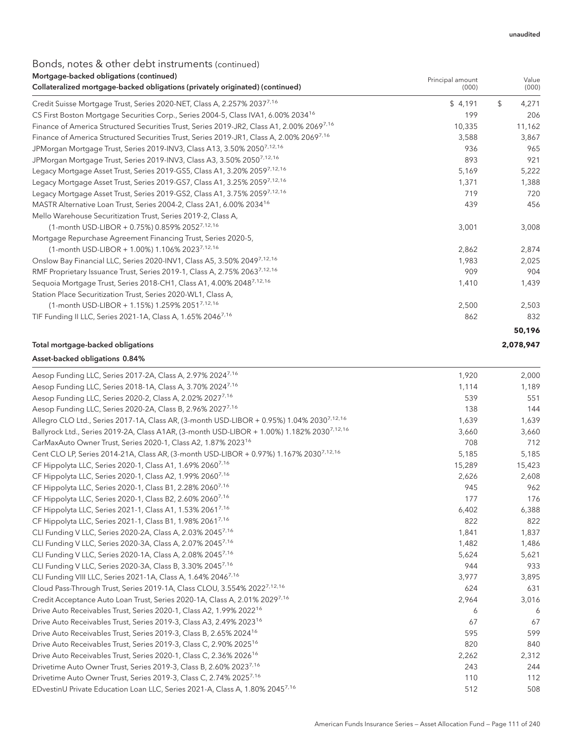unaudited

## Bonds, notes & other debt instruments (continued)

**Mortgage-backed obligations (continued)**

| Collateralized mortgage-backed obligations (privately originated) (continued) | Principal amount (000) | Value (000) |
|---|---|---|
| Credit Suisse Mortgage Trust, Series 2020-NET, Class A, 2.257% 2037[7,16] | $ 4,191 | $ 4,271 |
| CS First Boston Mortgage Securities Corp., Series 2004-5, Class IVA1, 6.00% 2034[16] | 199 | 206 |
| Finance of America Structured Securities Trust, Series 2019-JR2, Class A1, 2.00% 2069[7,16] | 10,335 | 11,162 |
| Finance of America Structured Securities Trust, Series 2019-JR1, Class A, 2.00% 2069[7,16] | 3,588 | 3,867 |
| JPMorgan Mortgage Trust, Series 2019-INV3, Class A13, 3.50% 2050[7,12,16] | 936 | 965 |
| JPMorgan Mortgage Trust, Series 2019-INV3, Class A3, 3.50% 2050[7,12,16] | 893 | 921 |
| Legacy Mortgage Asset Trust, Series 2019-GS5, Class A1, 3.20% 2059[7,12,16] | 5,169 | 5,222 |
| Legacy Mortgage Asset Trust, Series 2019-GS7, Class A1, 3.25% 2059[7,12,16] | 1,371 | 1,388 |
| Legacy Mortgage Asset Trust, Series 2019-GS2, Class A1, 3.75% 2059[7,12,16] | 719 | 720 |
| MASTR Alternative Loan Trust, Series 2004-2, Class 2A1, 6.00% 2034[16] | 439 | 456 |
| Mello Warehouse Securitization Trust, Series 2019-2, Class A, (1-month USD-LIBOR + 0.75%) 0.859% 2052[7,12,16] | 3,001 | 3,008 |
| Mortgage Repurchase Agreement Financing Trust, Series 2020-5, (1-month USD-LIBOR + 1.00%) 1.106% 2023[7,12,16] | 2,862 | 2,874 |
| Onslow Bay Financial LLC, Series 2020-INV1, Class A5, 3.50% 2049[7,12,16] | 1,983 | 2,025 |
| RMF Proprietary Issuance Trust, Series 2019-1, Class A, 2.75% 2063[7,12,16] | 909 | 904 |
| Sequoia Mortgage Trust, Series 2018-CH1, Class A1, 4.00% 2048[7,12,16] | 1,410 | 1,439 |
| Station Place Securitization Trust, Series 2020-WL1, Class A, (1-month USD-LIBOR + 1.15%) 1.259% 2051[7,12,16] | 2,500 | 2,503 |
| TIF Funding II LLC, Series 2021-1A, Class A, 1.65% 2046[7,16] | 862 | 832 |
| | | **50,196** |
| **Total mortgage-backed obligations** | | **2,078,947** |

**Asset-backed obligations 0.84%**

| | | |
|---|---|---|
| Aesop Funding LLC, Series 2017-2A, Class A, 2.97% 2024[7,16] | 1,920 | 2,000 |
| Aesop Funding LLC, Series 2018-1A, Class A, 3.70% 2024[7,16] | 1,114 | 1,189 |
| Aesop Funding LLC, Series 2020-2, Class A, 2.02% 2027[7,16] | 539 | 551 |
| Aesop Funding LLC, Series 2020-2A, Class B, 2.96% 2027[7,16] | 138 | 144 |
| Allegro CLO Ltd., Series 2017-1A, Class AR, (3-month USD-LIBOR + 0.95%) 1.04% 2030[7,12,16] | 1,639 | 1,639 |
| Ballyrock Ltd., Series 2019-2A, Class A1AR, (3-month USD-LIBOR + 1.00%) 1.182% 2030[7,12,16] | 3,660 | 3,660 |
| CarMaxAuto Owner Trust, Series 2020-1, Class A2, 1.87% 2023[16] | 708 | 712 |
| Cent CLO LP, Series 2014-21A, Class AR, (3-month USD-LIBOR + 0.97%) 1.167% 2030[7,12,16] | 5,185 | 5,185 |
| CF Hippolyta LLC, Series 2020-1, Class A1, 1.69% 2060[7,16] | 15,289 | 15,423 |
| CF Hippolyta LLC, Series 2020-1, Class A2, 1.99% 2060[7,16] | 2,626 | 2,608 |
| CF Hippolyta LLC, Series 2020-1, Class B1, 2.28% 2060[7,16] | 945 | 962 |
| CF Hippolyta LLC, Series 2020-1, Class B2, 2.60% 2060[7,16] | 177 | 176 |
| CF Hippolyta LLC, Series 2021-1, Class A1, 1.53% 2061[7,16] | 6,402 | 6,388 |
| CF Hippolyta LLC, Series 2021-1, Class B1, 1.98% 2061[7,16] | 822 | 822 |
| CLI Funding V LLC, Series 2020-2A, Class A, 2.03% 2045[7,16] | 1,841 | 1,837 |
| CLI Funding V LLC, Series 2020-3A, Class A, 2.07% 2045[7,16] | 1,482 | 1,486 |
| CLI Funding V LLC, Series 2020-1A, Class A, 2.08% 2045[7,16] | 5,624 | 5,621 |
| CLI Funding V LLC, Series 2020-3A, Class B, 3.30% 2045[7,16] | 944 | 933 |
| CLI Funding VIII LLC, Series 2021-1A, Class A, 1.64% 2046[7,16] | 3,977 | 3,895 |
| Cloud Pass-Through Trust, Series 2019-1A, Class CLOU, 3.554% 2022[7,12,16] | 624 | 631 |
| Credit Acceptance Auto Loan Trust, Series 2020-1A, Class A, 2.01% 2029[7,16] | 2,964 | 3,016 |
| Drive Auto Receivables Trust, Series 2020-1, Class A2, 1.99% 2022[16] | 6 | 6 |
| Drive Auto Receivables Trust, Series 2019-3, Class A3, 2.49% 2023[16] | 67 | 67 |
| Drive Auto Receivables Trust, Series 2019-3, Class B, 2.65% 2024[16] | 595 | 599 |
| Drive Auto Receivables Trust, Series 2019-3, Class C, 2.90% 2025[16] | 820 | 840 |
| Drive Auto Receivables Trust, Series 2020-1, Class C, 2.36% 2026[16] | 2,262 | 2,312 |
| Drivetime Auto Owner Trust, Series 2019-3, Class B, 2.60% 2023[7,16] | 243 | 244 |
| Drivetime Auto Owner Trust, Series 2019-3, Class C, 2.74% 2025[7,16] | 110 | 112 |
| EDvestinU Private Education Loan LLC, Series 2021-A, Class A, 1.80% 2045[7,16] | 512 | 508 |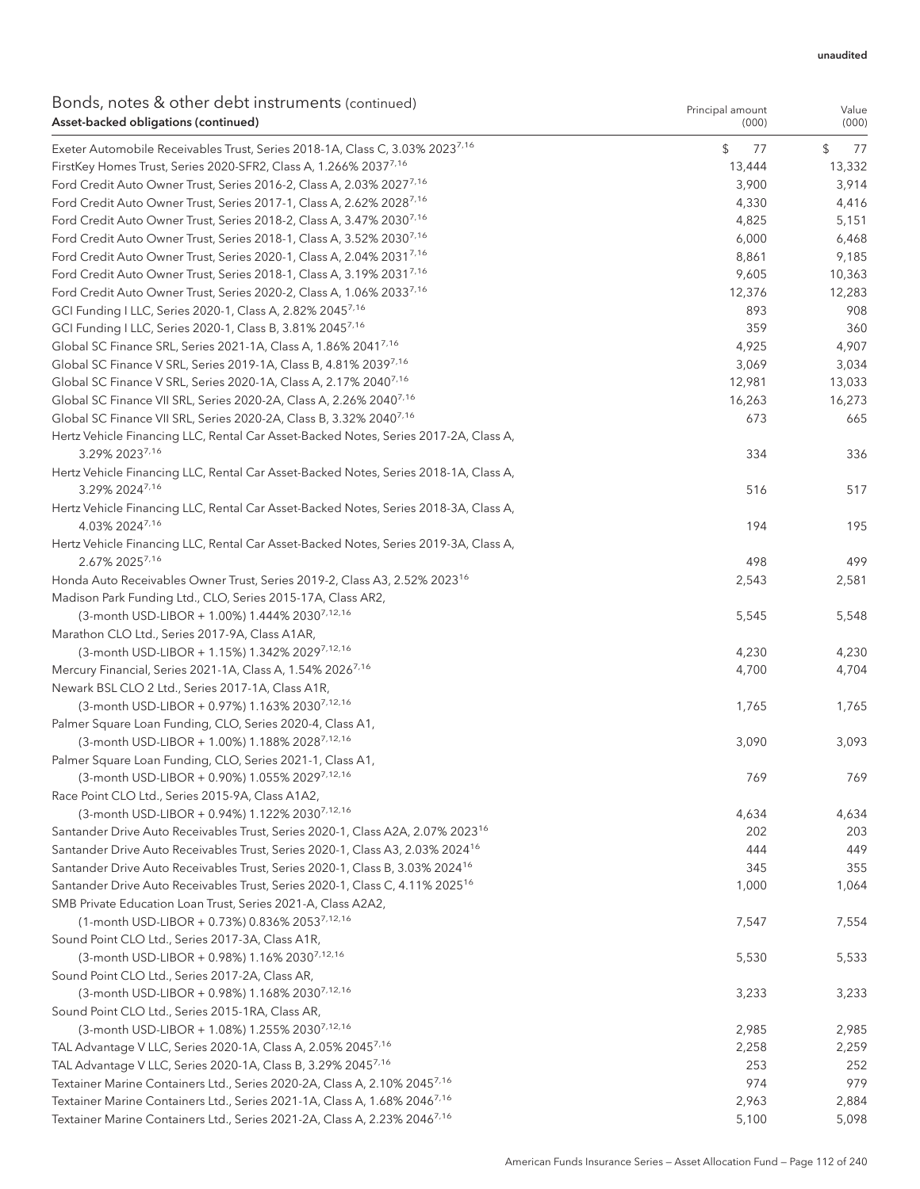unaudited

## Bonds, notes & other debt instruments (continued)

| Asset-backed obligations (continued) | Principal amount (000) | Value (000) |
|---|---|---|
| Exeter Automobile Receivables Trust, Series 2018-1A, Class C, 3.03% 2023[7,16] | $ 77 | $ 77 |
| FirstKey Homes Trust, Series 2020-SFR2, Class A, 1.266% 2037[7,16] | 13,444 | 13,332 |
| Ford Credit Auto Owner Trust, Series 2016-2, Class A, 2.03% 2027[7,16] | 3,900 | 3,914 |
| Ford Credit Auto Owner Trust, Series 2017-1, Class A, 2.62% 2028[7,16] | 4,330 | 4,416 |
| Ford Credit Auto Owner Trust, Series 2018-2, Class A, 3.47% 2030[7,16] | 4,825 | 5,151 |
| Ford Credit Auto Owner Trust, Series 2018-1, Class A, 3.52% 2030[7,16] | 6,000 | 6,468 |
| Ford Credit Auto Owner Trust, Series 2020-1, Class A, 2.04% 2031[7,16] | 8,861 | 9,185 |
| Ford Credit Auto Owner Trust, Series 2018-1, Class A, 3.19% 2031[7,16] | 9,605 | 10,363 |
| Ford Credit Auto Owner Trust, Series 2020-2, Class A, 1.06% 2033[7,16] | 12,376 | 12,283 |
| GCI Funding I LLC, Series 2020-1, Class A, 2.82% 2045[7,16] | 893 | 908 |
| GCI Funding I LLC, Series 2020-1, Class B, 3.81% 2045[7,16] | 359 | 360 |
| Global SC Finance SRL, Series 2021-1A, Class A, 1.86% 2041[7,16] | 4,925 | 4,907 |
| Global SC Finance V SRL, Series 2019-1A, Class B, 4.81% 2039[7,16] | 3,069 | 3,034 |
| Global SC Finance V SRL, Series 2020-1A, Class A, 2.17% 2040[7,16] | 12,981 | 13,033 |
| Global SC Finance VII SRL, Series 2020-2A, Class A, 2.26% 2040[7,16] | 16,263 | 16,273 |
| Global SC Finance VII SRL, Series 2020-2A, Class B, 3.32% 2040[7,16] | 673 | 665 |
| Hertz Vehicle Financing LLC, Rental Car Asset-Backed Notes, Series 2017-2A, Class A, 3.29% 2023[7,16] | 334 | 336 |
| Hertz Vehicle Financing LLC, Rental Car Asset-Backed Notes, Series 2018-1A, Class A, 3.29% 2024[7,16] | 516 | 517 |
| Hertz Vehicle Financing LLC, Rental Car Asset-Backed Notes, Series 2018-3A, Class A, 4.03% 2024[7,16] | 194 | 195 |
| Hertz Vehicle Financing LLC, Rental Car Asset-Backed Notes, Series 2019-3A, Class A, 2.67% 2025[7,16] | 498 | 499 |
| Honda Auto Receivables Owner Trust, Series 2019-2, Class A3, 2.52% 2023[16] | 2,543 | 2,581 |
| Madison Park Funding Ltd., CLO, Series 2015-17A, Class AR2, (3-month USD-LIBOR + 1.00%) 1.444% 2030[7,12,16] | 5,545 | 5,548 |
| Marathon CLO Ltd., Series 2017-9A, Class A1AR, (3-month USD-LIBOR + 1.15%) 1.342% 2029[7,12,16] | 4,230 | 4,230 |
| Mercury Financial, Series 2021-1A, Class A, 1.54% 2026[7,16] | 4,700 | 4,704 |
| Newark BSL CLO 2 Ltd., Series 2017-1A, Class A1R, (3-month USD-LIBOR + 0.97%) 1.163% 2030[7,12,16] | 1,765 | 1,765 |
| Palmer Square Loan Funding, CLO, Series 2020-4, Class A1, (3-month USD-LIBOR + 1.00%) 1.188% 2028[7,12,16] | 3,090 | 3,093 |
| Palmer Square Loan Funding, CLO, Series 2021-1, Class A1, (3-month USD-LIBOR + 0.90%) 1.055% 2029[7,12,16] | 769 | 769 |
| Race Point CLO Ltd., Series 2015-9A, Class A1A2, (3-month USD-LIBOR + 0.94%) 1.122% 2030[7,12,16] | 4,634 | 4,634 |
| Santander Drive Auto Receivables Trust, Series 2020-1, Class A2A, 2.07% 2023[16] | 202 | 203 |
| Santander Drive Auto Receivables Trust, Series 2020-1, Class A3, 2.03% 2024[16] | 444 | 449 |
| Santander Drive Auto Receivables Trust, Series 2020-1, Class B, 3.03% 2024[16] | 345 | 355 |
| Santander Drive Auto Receivables Trust, Series 2020-1, Class C, 4.11% 2025[16] | 1,000 | 1,064 |
| SMB Private Education Loan Trust, Series 2021-A, Class A2A2, (1-month USD-LIBOR + 0.73%) 0.836% 2053[7,12,16] | 7,547 | 7,554 |
| Sound Point CLO Ltd., Series 2017-3A, Class A1R, (3-month USD-LIBOR + 0.98%) 1.16% 2030[7,12,16] | 5,530 | 5,533 |
| Sound Point CLO Ltd., Series 2017-2A, Class AR, (3-month USD-LIBOR + 0.98%) 1.168% 2030[7,12,16] | 3,233 | 3,233 |
| Sound Point CLO Ltd., Series 2015-1RA, Class AR, (3-month USD-LIBOR + 1.08%) 1.255% 2030[7,12,16] | 2,985 | 2,985 |
| TAL Advantage V LLC, Series 2020-1A, Class A, 2.05% 2045[7,16] | 2,258 | 2,259 |
| TAL Advantage V LLC, Series 2020-1A, Class B, 3.29% 2045[7,16] | 253 | 252 |
| Textainer Marine Containers Ltd., Series 2020-2A, Class A, 2.10% 2045[7,16] | 974 | 979 |
| Textainer Marine Containers Ltd., Series 2021-1A, Class A, 1.68% 2046[7,16] | 2,963 | 2,884 |
| Textainer Marine Containers Ltd., Series 2021-2A, Class A, 2.23% 2046[7,16] | 5,100 | 5,098 |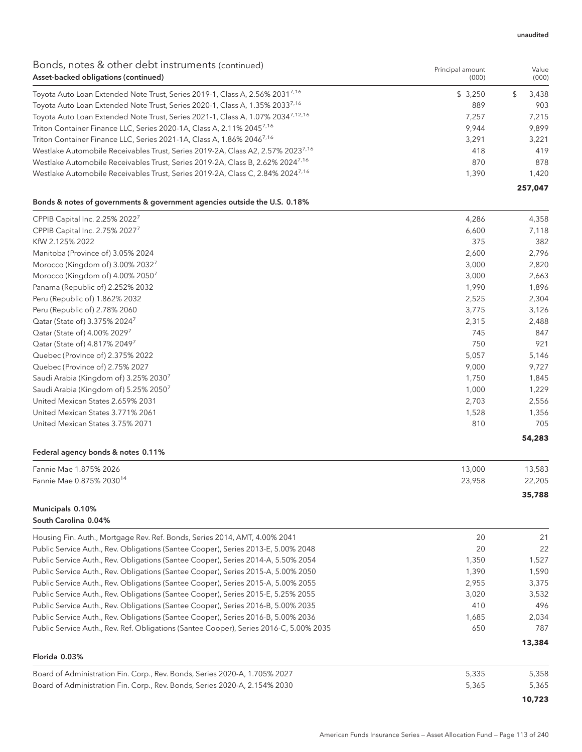unaudited

## Bonds, notes & other debt instruments (continued)

| Asset-backed obligations (continued) | Principal amount (000) | Value (000) |
|---|---|---|
| Toyota Auto Loan Extended Note Trust, Series 2019-1, Class A, 2.56% 2031[7,16] | $ 3,250 | $ 3,438 |
| Toyota Auto Loan Extended Note Trust, Series 2020-1, Class A, 1.35% 2033[7,16] | 889 | 903 |
| Toyota Auto Loan Extended Note Trust, Series 2021-1, Class A, 1.07% 2034[7,12,16] | 7,257 | 7,215 |
| Triton Container Finance LLC, Series 2020-1A, Class A, 2.11% 2045[7,16] | 9,944 | 9,899 |
| Triton Container Finance LLC, Series 2021-1A, Class A, 1.86% 2046[7,16] | 3,291 | 3,221 |
| Westlake Automobile Receivables Trust, Series 2019-2A, Class A2, 2.57% 2023[7,16] | 418 | 419 |
| Westlake Automobile Receivables Trust, Series 2019-2A, Class B, 2.62% 2024[7,16] | 870 | 878 |
| Westlake Automobile Receivables Trust, Series 2019-2A, Class C, 2.84% 2024[7,16] | 1,390 | 1,420 |
| | | **257,047** |

| Bonds & notes of governments & government agencies outside the U.S. 0.18% | | |
|---|---|---|
| CPPIB Capital Inc. 2.25% 2022[7] | 4,286 | 4,358 |
| CPPIB Capital Inc. 2.75% 2027[7] | 6,600 | 7,118 |
| KfW 2.125% 2022 | 375 | 382 |
| Manitoba (Province of) 3.05% 2024 | 2,600 | 2,796 |
| Morocco (Kingdom of) 3.00% 2032[7] | 3,000 | 2,820 |
| Morocco (Kingdom of) 4.00% 2050[7] | 3,000 | 2,663 |
| Panama (Republic of) 2.252% 2032 | 1,990 | 1,896 |
| Peru (Republic of) 1.862% 2032 | 2,525 | 2,304 |
| Peru (Republic of) 2.78% 2060 | 3,775 | 3,126 |
| Qatar (State of) 3.375% 2024[7] | 2,315 | 2,488 |
| Qatar (State of) 4.00% 2029[7] | 745 | 847 |
| Qatar (State of) 4.817% 2049[7] | 750 | 921 |
| Quebec (Province of) 2.375% 2022 | 5,057 | 5,146 |
| Quebec (Province of) 2.75% 2027 | 9,000 | 9,727 |
| Saudi Arabia (Kingdom of) 3.25% 2030[7] | 1,750 | 1,845 |
| Saudi Arabia (Kingdom of) 5.25% 2050[7] | 1,000 | 1,229 |
| United Mexican States 2.659% 2031 | 2,703 | 2,556 |
| United Mexican States 3.771% 2061 | 1,528 | 1,356 |
| United Mexican States 3.75% 2071 | 810 | 705 |
| | | **54,283** |

| Federal agency bonds & notes 0.11% | | |
|---|---|---|
| Fannie Mae 1.875% 2026 | 13,000 | 13,583 |
| Fannie Mae 0.875% 2030[14] | 23,958 | 22,205 |
| | | **35,788** |

**Municipals 0.10%**

| South Carolina 0.04% | | |
|---|---|---|
| Housing Fin. Auth., Mortgage Rev. Ref. Bonds, Series 2014, AMT, 4.00% 2041 | 20 | 21 |
| Public Service Auth., Rev. Obligations (Santee Cooper), Series 2013-E, 5.00% 2048 | 20 | 22 |
| Public Service Auth., Rev. Obligations (Santee Cooper), Series 2014-A, 5.50% 2054 | 1,350 | 1,527 |
| Public Service Auth., Rev. Obligations (Santee Cooper), Series 2015-A, 5.00% 2050 | 1,390 | 1,590 |
| Public Service Auth., Rev. Obligations (Santee Cooper), Series 2015-A, 5.00% 2055 | 2,955 | 3,375 |
| Public Service Auth., Rev. Obligations (Santee Cooper), Series 2015-E, 5.25% 2055 | 3,020 | 3,532 |
| Public Service Auth., Rev. Obligations (Santee Cooper), Series 2016-B, 5.00% 2035 | 410 | 496 |
| Public Service Auth., Rev. Obligations (Santee Cooper), Series 2016-B, 5.00% 2036 | 1,685 | 2,034 |
| Public Service Auth., Rev. Ref. Obligations (Santee Cooper), Series 2016-C, 5.00% 2035 | 650 | 787 |
| | | **13,384** |

| Florida 0.03% | | |
|---|---|---|
| Board of Administration Fin. Corp., Rev. Bonds, Series 2020-A, 1.705% 2027 | 5,335 | 5,358 |
| Board of Administration Fin. Corp., Rev. Bonds, Series 2020-A, 2.154% 2030 | 5,365 | 5,365 |
| | | **10,723** |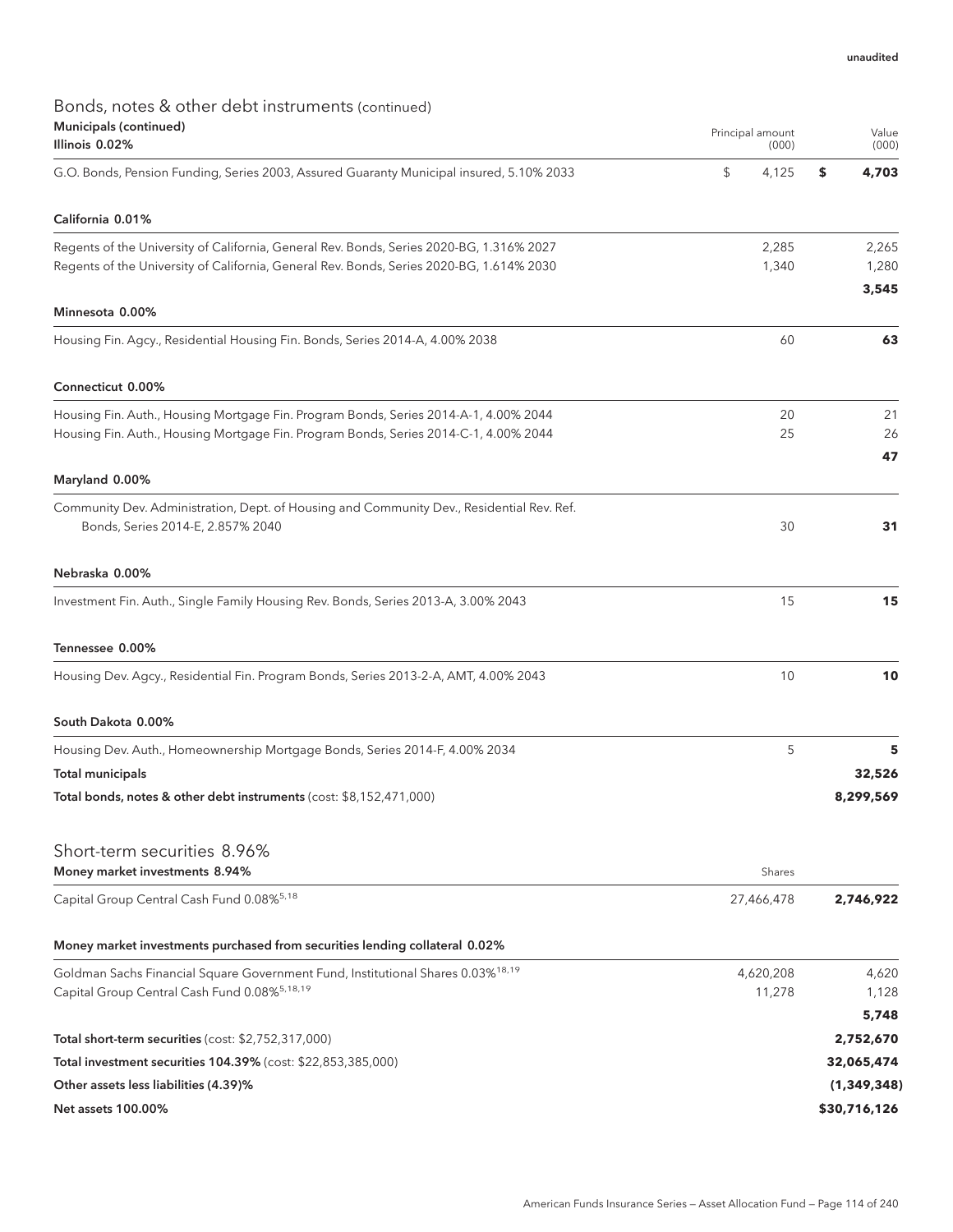unaudited

## Bonds, notes & other debt instruments (continued)

| Municipals (continued) Illinois 0.02% | Principal amount (000) | Value (000) |
|---|---|---|
| G.O. Bonds, Pension Funding, Series 2003, Assured Guaranty Municipal insured, 5.10% 2033 | $ 4,125 | **$ 4,703** |
| **California 0.01%** | | |
| Regents of the University of California, General Rev. Bonds, Series 2020-BG, 1.316% 2027 | 2,285 | 2,265 |
| Regents of the University of California, General Rev. Bonds, Series 2020-BG, 1.614% 2030 | 1,340 | 1,280 |
| | | **3,545** |
| **Minnesota 0.00%** | | |
| Housing Fin. Agcy., Residential Housing Fin. Bonds, Series 2014-A, 4.00% 2038 | 60 | **63** |
| **Connecticut 0.00%** | | |
| Housing Fin. Auth., Housing Mortgage Fin. Program Bonds, Series 2014-A-1, 4.00% 2044 | 20 | 21 |
| Housing Fin. Auth., Housing Mortgage Fin. Program Bonds, Series 2014-C-1, 4.00% 2044 | 25 | 26 |
| | | **47** |
| **Maryland 0.00%** | | |
| Community Dev. Administration, Dept. of Housing and Community Dev., Residential Rev. Ref. Bonds, Series 2014-E, 2.857% 2040 | 30 | **31** |
| **Nebraska 0.00%** | | |
| Investment Fin. Auth., Single Family Housing Rev. Bonds, Series 2013-A, 3.00% 2043 | 15 | **15** |
| **Tennessee 0.00%** | | |
| Housing Dev. Agcy., Residential Fin. Program Bonds, Series 2013-2-A, AMT, 4.00% 2043 | 10 | **10** |
| **South Dakota 0.00%** | | |
| Housing Dev. Auth., Homeownership Mortgage Bonds, Series 2014-F, 4.00% 2034 | 5 | **5** |
| **Total municipals** | | **32,526** |
| **Total bonds, notes & other debt instruments** (cost: $8,152,471,000) | | **8,299,569** |

## Short-term securities 8.96%

| Money market investments 8.94% | Shares | |
|---|---|---|
| Capital Group Central Cash Fund 0.08%[5,18] | 27,466,478 | **2,746,922** |
| **Money market investments purchased from securities lending collateral 0.02%** | | |
| Goldman Sachs Financial Square Government Fund, Institutional Shares 0.03%[18,19] | 4,620,208 | 4,620 |
| Capital Group Central Cash Fund 0.08%[5,18,19] | 11,278 | 1,128 |
| | | **5,748** |
| **Total short-term securities** (cost: $2,752,317,000) | | **2,752,670** |
| **Total investment securities 104.39%** (cost: $22,853,385,000) | | **32,065,474** |
| **Other assets less liabilities (4.39)%** | | **(1,349,348)** |
| **Net assets 100.00%** | | **$30,716,126** |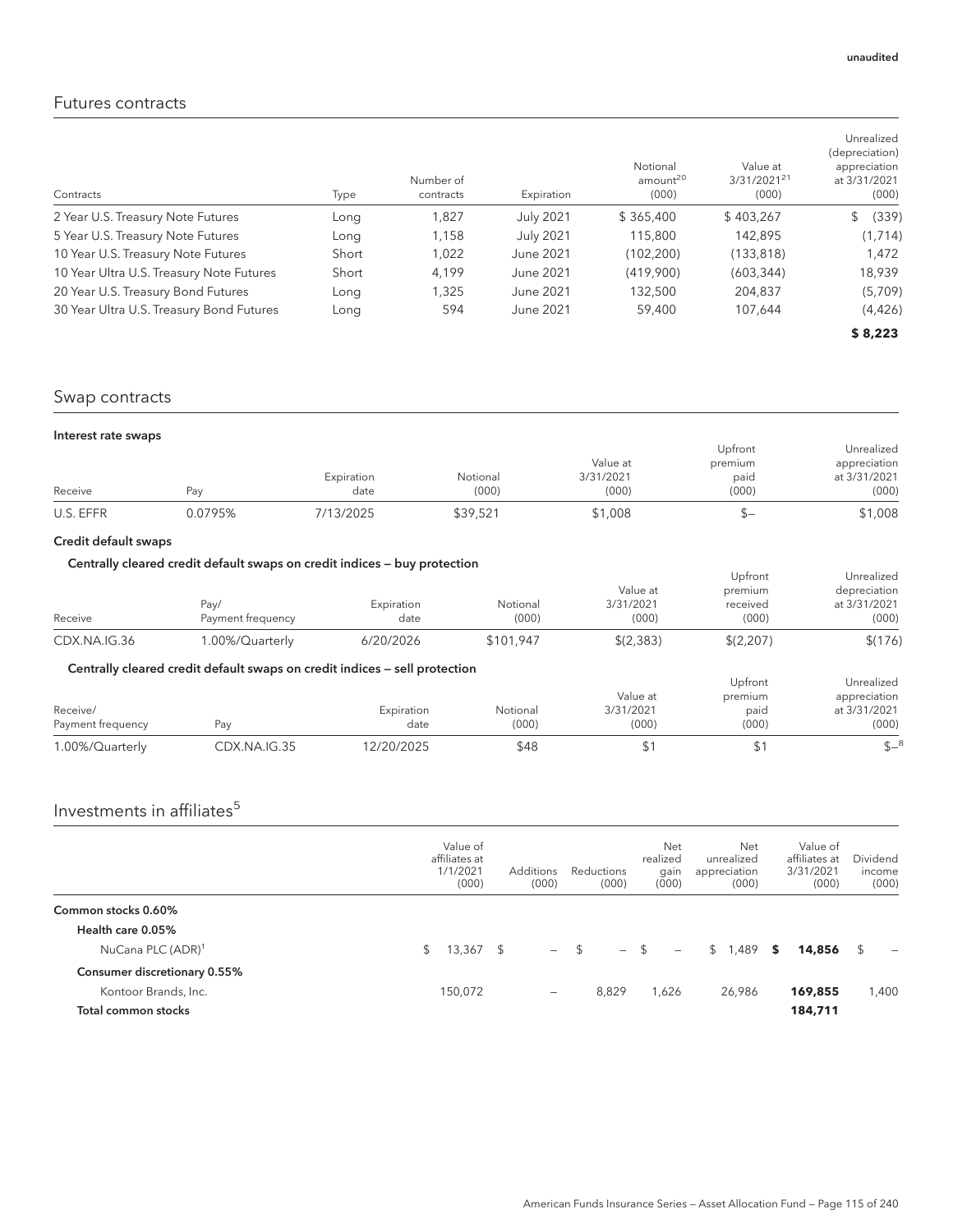unaudited

## Futures contracts

| Contracts | Type | Number of contracts | Expiration | Notional amount[20] (000) | Value at 3/31/2021[21] (000) | Unrealized (depreciation) appreciation at 3/31/2021 (000) |
|---|---|---|---|---|---|---|
| 2 Year U.S. Treasury Note Futures | Long | 1,827 | July 2021 | $ 365,400 | $ 403,267 | $ (339) |
| 5 Year U.S. Treasury Note Futures | Long | 1,158 | July 2021 | 115,800 | 142,895 | (1,714) |
| 10 Year U.S. Treasury Note Futures | Short | 1,022 | June 2021 | (102,200) | (133,818) | 1,472 |
| 10 Year Ultra U.S. Treasury Note Futures | Short | 4,199 | June 2021 | (419,900) | (603,344) | 18,939 |
| 20 Year U.S. Treasury Bond Futures | Long | 1,325 | June 2021 | 132,500 | 204,837 | (5,709) |
| 30 Year Ultra U.S. Treasury Bond Futures | Long | 594 | June 2021 | 59,400 | 107,644 | (4,426) |
| | | | | | | **$ 8,223** |

## Swap contracts

**Interest rate swaps**

| Receive | Pay | Expiration date | Notional (000) | Value at 3/31/2021 (000) | Upfront premium paid (000) | Unrealized appreciation at 3/31/2021 (000) |
|---|---|---|---|---|---|---|
| U.S. EFFR | 0.0795% | 7/13/2025 | $39,521 | $1,008 | $– | $1,008 |

**Credit default swaps**

**Centrally cleared credit default swaps on credit indices — buy protection**

| Receive | Pay/ Payment frequency | Expiration date | Notional (000) | Value at 3/31/2021 (000) | Upfront premium received (000) | Unrealized depreciation at 3/31/2021 (000) |
|---|---|---|---|---|---|---|
| CDX.NA.IG.36 | 1.00%/Quarterly | 6/20/2026 | $101,947 | $(2,383) | $(2,207) | $(176) |

**Centrally cleared credit default swaps on credit indices — sell protection**

| Receive/ Payment frequency | Pay | Expiration date | Notional (000) | Value at 3/31/2021 (000) | Upfront premium paid (000) | Unrealized appreciation at 3/31/2021 (000) |
|---|---|---|---|---|---|---|
| 1.00%/Quarterly | CDX.NA.IG.35 | 12/20/2025 | $48 | $1 | $1 | $–[8] |

## Investments in affiliates[5]

| | Value of affiliates at 1/1/2021 (000) | Additions (000) | Reductions (000) | Net realized gain (000) | Net unrealized appreciation (000) | Value of affiliates at 3/31/2021 (000) | Dividend income (000) |
|---|---|---|---|---|---|---|---|
| **Common stocks 0.60%** | | | | | | | |
| **Health care 0.05%** | | | | | | | |
| NuCana PLC (ADR)[1] | $ 13,367 | $ – | $ – | $ – | $ 1,489 | **$ 14,856** | $ – |
| **Consumer discretionary 0.55%** | | | | | | | |
| Kontoor Brands, Inc. | 150,072 | – | 8,829 | 1,626 | 26,986 | **169,855** | 1,400 |
| **Total common stocks** | | | | | | **184,711** | |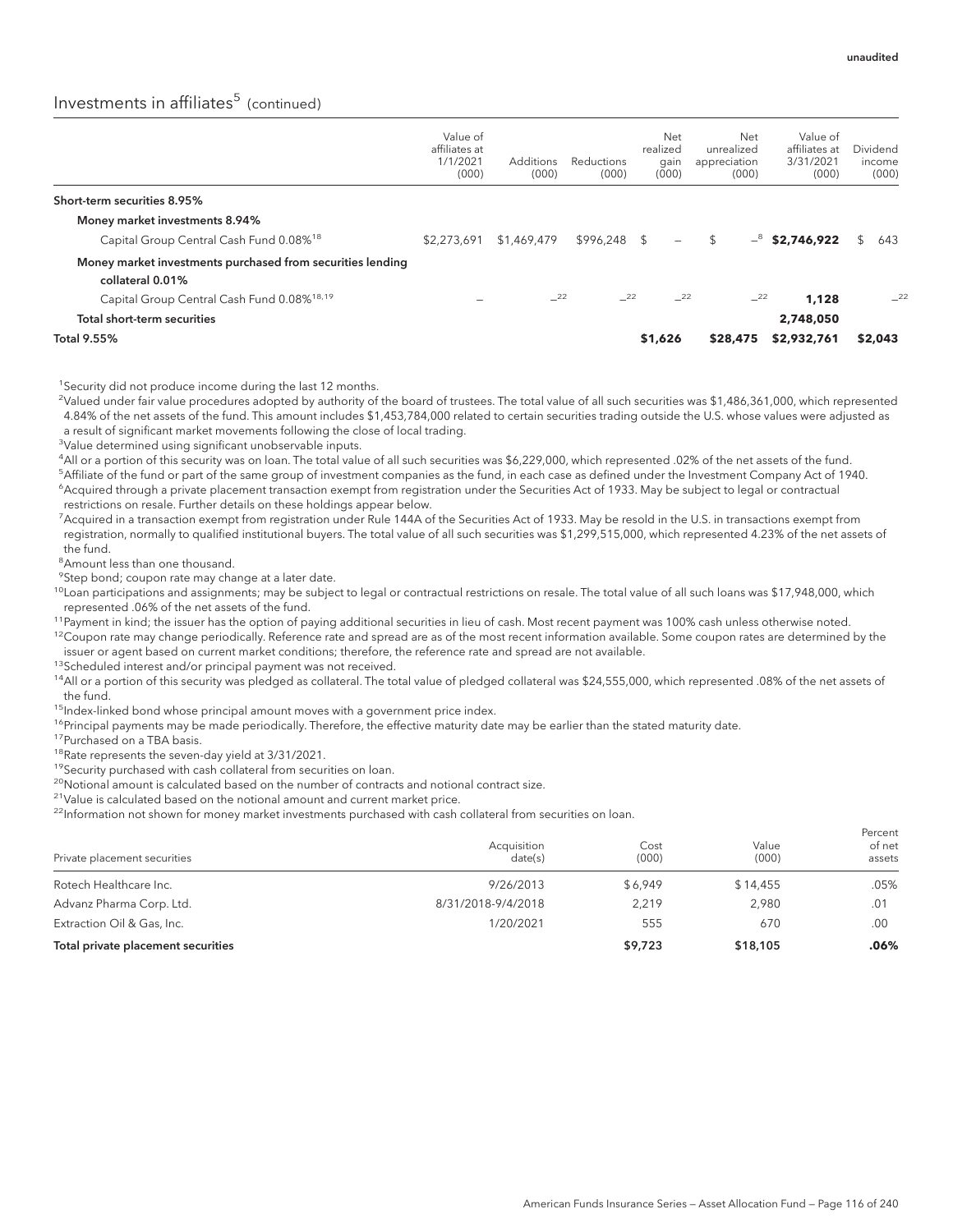unaudited

## Investments in affiliates[5] (continued)

| | Value of affiliates at 1/1/2021 (000) | Additions (000) | Reductions (000) | Net realized gain (000) | Net unrealized appreciation (000) | Value of affiliates at 3/31/2021 (000) | Dividend income (000) |
|---|---|---|---|---|---|---|---|
| **Short-term securities 8.95%** | | | | | | | |
| **Money market investments 8.94%** | | | | | | | |
| Capital Group Central Cash Fund 0.08%[18] | $2,273,691 | $1,469,479 | $996,248 | $ – | $ –[8] | **$2,746,922** | $ 643 |
| **Money market investments purchased from securities lending collateral 0.01%** | | | | | | | |
| Capital Group Central Cash Fund 0.08%[18,19] | – | –[22] | –[22] | –[22] | –[22] | **1,128** | –[22] |
| **Total short-term securities** | | | | | | **2,748,050** | |
| **Total 9.55%** | | | | **$1,626** | **$28,475** | **$2,932,761** | **$2,043** |

[1]Security did not produce income during the last 12 months.

[2]Valued under fair value procedures adopted by authority of the board of trustees. The total value of all such securities was $1,486,361,000, which represented 4.84% of the net assets of the fund. This amount includes $1,453,784,000 related to certain securities trading outside the U.S. whose values were adjusted as a result of significant market movements following the close of local trading.

[3]Value determined using significant unobservable inputs.

[4]All or a portion of this security was on loan. The total value of all such securities was $6,229,000, which represented .02% of the net assets of the fund.

[5]Affiliate of the fund or part of the same group of investment companies as the fund, in each case as defined under the Investment Company Act of 1940.

[6]Acquired through a private placement transaction exempt from registration under the Securities Act of 1933. May be subject to legal or contractual restrictions on resale. Further details on these holdings appear below.

[7]Acquired in a transaction exempt from registration under Rule 144A of the Securities Act of 1933. May be resold in the U.S. in transactions exempt from registration, normally to qualified institutional buyers. The total value of all such securities was $1,299,515,000, which represented 4.23% of the net assets of the fund.

[8]Amount less than one thousand.

[9]Step bond; coupon rate may change at a later date.

[10]Loan participations and assignments; may be subject to legal or contractual restrictions on resale. The total value of all such loans was $17,948,000, which represented .06% of the net assets of the fund.

[11]Payment in kind; the issuer has the option of paying additional securities in lieu of cash. Most recent payment was 100% cash unless otherwise noted.

[12]Coupon rate may change periodically. Reference rate and spread are as of the most recent information available. Some coupon rates are determined by the issuer or agent based on current market conditions; therefore, the reference rate and spread are not available.

[13]Scheduled interest and/or principal payment was not received.

[14]All or a portion of this security was pledged as collateral. The total value of pledged collateral was $24,555,000, which represented .08% of the net assets of the fund.

[15]Index-linked bond whose principal amount moves with a government price index.

[16]Principal payments may be made periodically. Therefore, the effective maturity date may be earlier than the stated maturity date.

[17]Purchased on a TBA basis.

[18]Rate represents the seven-day yield at 3/31/2021.

[19]Security purchased with cash collateral from securities on loan.

[20]Notional amount is calculated based on the number of contracts and notional contract size.

[21]Value is calculated based on the notional amount and current market price.

[22]Information not shown for money market investments purchased with cash collateral from securities on loan.

| Private placement securities | Acquisition date(s) | Cost (000) | Value (000) | Percent of net assets |
|---|---|---|---|---|
| Rotech Healthcare Inc. | 9/26/2013 | $6,949 | $14,455 | .05% |
| Advanz Pharma Corp. Ltd. | 8/31/2018-9/4/2018 | 2,219 | 2,980 | .01 |
| Extraction Oil & Gas, Inc. | 1/20/2021 | 555 | 670 | .00 |
| **Total private placement securities** | | **$9,723** | **$18,105** | **.06%** |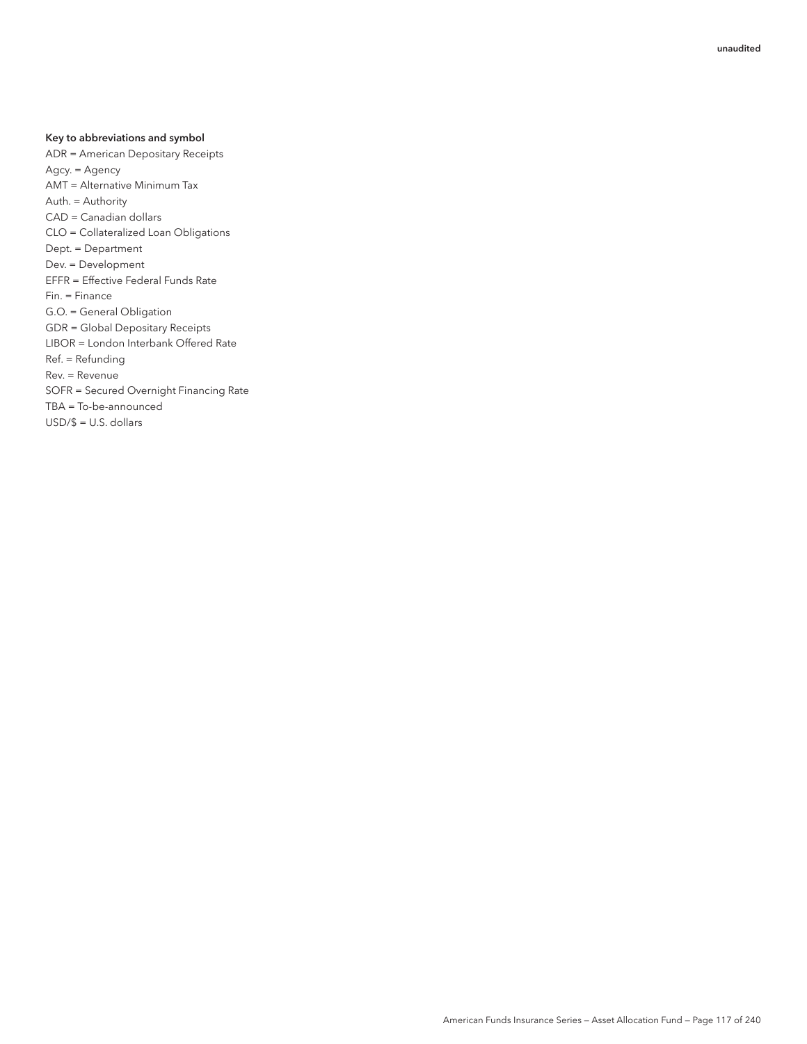**Key to abbreviations and symbol**

ADR = American Depositary Receipts
Agcy. = Agency
AMT = Alternative Minimum Tax
Auth. = Authority
CAD = Canadian dollars
CLO = Collateralized Loan Obligations
Dept. = Department
Dev. = Development
EFFR = Effective Federal Funds Rate
Fin. = Finance
G.O. = General Obligation
GDR = Global Depositary Receipts
LIBOR = London Interbank Offered Rate
Ref. = Refunding
Rev. = Revenue
SOFR = Secured Overnight Financing Rate
TBA = To-be-announced
USD/$ = U.S. dollars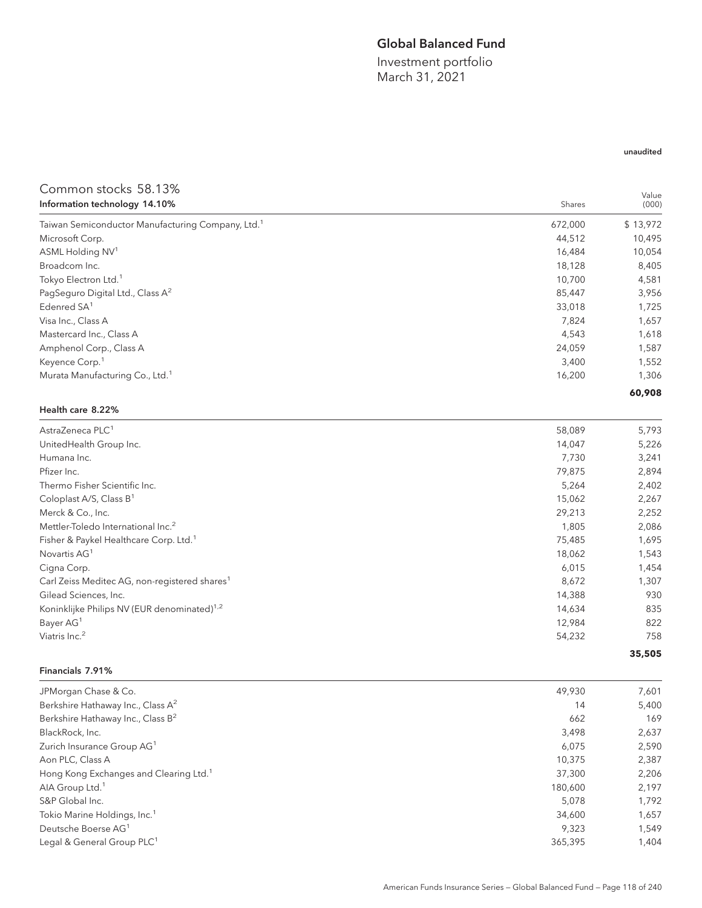## Global Balanced Fund

Investment portfolio
March 31, 2021

unaudited

# Common stocks 58.13%

| Information technology 14.10% | Shares | Value (000) |
|---|---|---|
| Taiwan Semiconductor Manufacturing Company, Ltd.[1] | 672,000 | $ 13,972 |
| Microsoft Corp. | 44,512 | 10,495 |
| ASML Holding NV[1] | 16,484 | 10,054 |
| Broadcom Inc. | 18,128 | 8,405 |
| Tokyo Electron Ltd.[1] | 10,700 | 4,581 |
| PagSeguro Digital Ltd., Class A[2] | 85,447 | 3,956 |
| Edenred SA[1] | 33,018 | 1,725 |
| Visa Inc., Class A | 7,824 | 1,657 |
| Mastercard Inc., Class A | 4,543 | 1,618 |
| Amphenol Corp., Class A | 24,059 | 1,587 |
| Keyence Corp.[1] | 3,400 | 1,552 |
| Murata Manufacturing Co., Ltd.[1] | 16,200 | 1,306 |
| | | **60,908** |
| **Health care 8.22%** | | |
| AstraZeneca PLC[1] | 58,089 | 5,793 |
| UnitedHealth Group Inc. | 14,047 | 5,226 |
| Humana Inc. | 7,730 | 3,241 |
| Pfizer Inc. | 79,875 | 2,894 |
| Thermo Fisher Scientific Inc. | 5,264 | 2,402 |
| Coloplast A/S, Class B[1] | 15,062 | 2,267 |
| Merck & Co., Inc. | 29,213 | 2,252 |
| Mettler-Toledo International Inc.[2] | 1,805 | 2,086 |
| Fisher & Paykel Healthcare Corp. Ltd.[1] | 75,485 | 1,695 |
| Novartis AG[1] | 18,062 | 1,543 |
| Cigna Corp. | 6,015 | 1,454 |
| Carl Zeiss Meditec AG, non-registered shares[1] | 8,672 | 1,307 |
| Gilead Sciences, Inc. | 14,388 | 930 |
| Koninklijke Philips NV (EUR denominated)[1,2] | 14,634 | 835 |
| Bayer AG[1] | 12,984 | 822 |
| Viatris Inc.[2] | 54,232 | 758 |
| | | **35,505** |
| **Financials 7.91%** | | |
| JPMorgan Chase & Co. | 49,930 | 7,601 |
| Berkshire Hathaway Inc., Class A[2] | 14 | 5,400 |
| Berkshire Hathaway Inc., Class B[2] | 662 | 169 |
| BlackRock, Inc. | 3,498 | 2,637 |
| Zurich Insurance Group AG[1] | 6,075 | 2,590 |
| Aon PLC, Class A | 10,375 | 2,387 |
| Hong Kong Exchanges and Clearing Ltd.[1] | 37,300 | 2,206 |
| AIA Group Ltd.[1] | 180,600 | 2,197 |
| S&P Global Inc. | 5,078 | 1,792 |
| Tokio Marine Holdings, Inc.[1] | 34,600 | 1,657 |
| Deutsche Boerse AG[1] | 9,323 | 1,549 |
| Legal & General Group PLC[1] | 365,395 | 1,404 |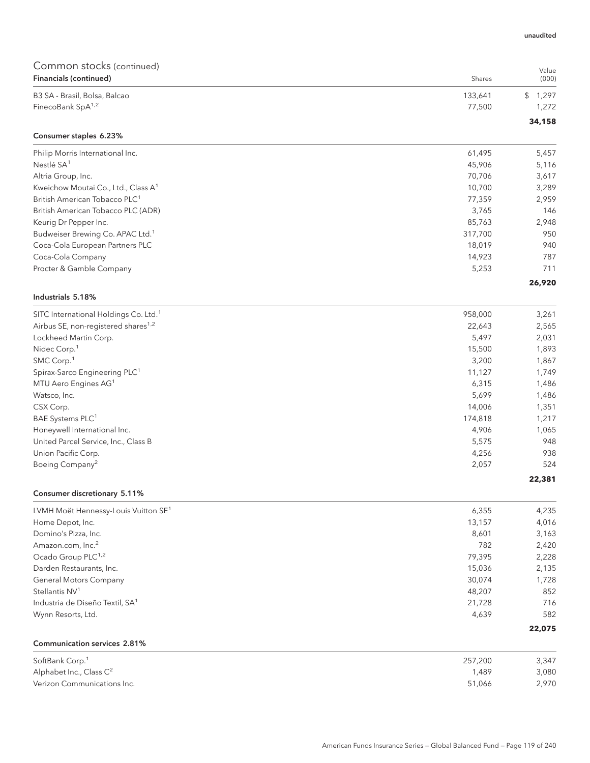unaudited

## Common stocks (continued)

| Financials (continued) | Shares | Value (000) |
|---|---|---|
| B3 SA - Brasil, Bolsa, Balcao | 133,641 | $ 1,297 |
| FinecoBank SpA[1,2] | 77,500 | 1,272 |
| | | **34,158** |

| Consumer staples 6.23% | | |
|---|---|---|
| Philip Morris International Inc. | 61,495 | 5,457 |
| Nestlé SA[1] | 45,906 | 5,116 |
| Altria Group, Inc. | 70,706 | 3,617 |
| Kweichow Moutai Co., Ltd., Class A[1] | 10,700 | 3,289 |
| British American Tobacco PLC[1] | 77,359 | 2,959 |
| British American Tobacco PLC (ADR) | 3,765 | 146 |
| Keurig Dr Pepper Inc. | 85,763 | 2,948 |
| Budweiser Brewing Co. APAC Ltd.[1] | 317,700 | 950 |
| Coca-Cola European Partners PLC | 18,019 | 940 |
| Coca-Cola Company | 14,923 | 787 |
| Procter & Gamble Company | 5,253 | 711 |
| | | **26,920** |

| Industrials 5.18% | | |
|---|---|---|
| SITC International Holdings Co. Ltd.[1] | 958,000 | 3,261 |
| Airbus SE, non-registered shares[1,2] | 22,643 | 2,565 |
| Lockheed Martin Corp. | 5,497 | 2,031 |
| Nidec Corp.[1] | 15,500 | 1,893 |
| SMC Corp.[1] | 3,200 | 1,867 |
| Spirax-Sarco Engineering PLC[1] | 11,127 | 1,749 |
| MTU Aero Engines AG[1] | 6,315 | 1,486 |
| Watsco, Inc. | 5,699 | 1,486 |
| CSX Corp. | 14,006 | 1,351 |
| BAE Systems PLC[1] | 174,818 | 1,217 |
| Honeywell International Inc. | 4,906 | 1,065 |
| United Parcel Service, Inc., Class B | 5,575 | 948 |
| Union Pacific Corp. | 4,256 | 938 |
| Boeing Company[2] | 2,057 | 524 |
| | | **22,381** |

| Consumer discretionary 5.11% | | |
|---|---|---|
| LVMH Moët Hennessy-Louis Vuitton SE[1] | 6,355 | 4,235 |
| Home Depot, Inc. | 13,157 | 4,016 |
| Domino's Pizza, Inc. | 8,601 | 3,163 |
| Amazon.com, Inc.[2] | 782 | 2,420 |
| Ocado Group PLC[1,2] | 79,395 | 2,228 |
| Darden Restaurants, Inc. | 15,036 | 2,135 |
| General Motors Company | 30,074 | 1,728 |
| Stellantis NV[1] | 48,207 | 852 |
| Industria de Diseño Textil, SA[1] | 21,728 | 716 |
| Wynn Resorts, Ltd. | 4,639 | 582 |
| | | **22,075** |

| Communication services 2.81% | | |
|---|---|---|
| SoftBank Corp.[1] | 257,200 | 3,347 |
| Alphabet Inc., Class C[2] | 1,489 | 3,080 |
| Verizon Communications Inc. | 51,066 | 2,970 |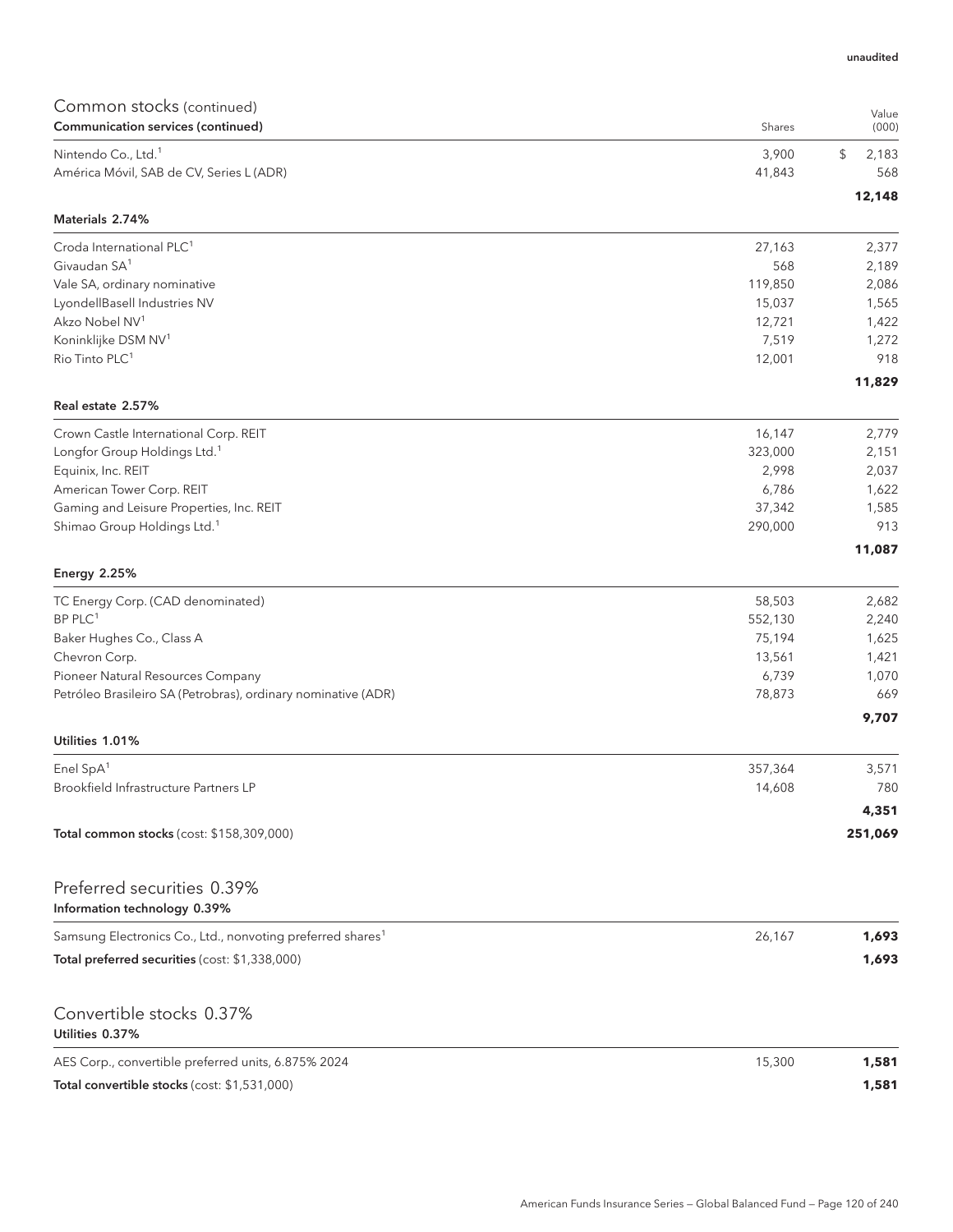unaudited

## Common stocks (continued)

| Communication services (continued) | Shares | Value (000) |
|---|---|---|
| Nintendo Co., Ltd.[1] | 3,900 | $ 2,183 |
| América Móvil, SAB de CV, Series L (ADR) | 41,843 | 568 |
| | | **12,148** |

| Materials 2.74% | | |
|---|---|---|
| Croda International PLC[1] | 27,163 | 2,377 |
| Givaudan SA[1] | 568 | 2,189 |
| Vale SA, ordinary nominative | 119,850 | 2,086 |
| LyondellBasell Industries NV | 15,037 | 1,565 |
| Akzo Nobel NV[1] | 12,721 | 1,422 |
| Koninklijke DSM NV[1] | 7,519 | 1,272 |
| Rio Tinto PLC[1] | 12,001 | 918 |
| | | **11,829** |

| Real estate 2.57% | | |
|---|---|---|
| Crown Castle International Corp. REIT | 16,147 | 2,779 |
| Longfor Group Holdings Ltd.[1] | 323,000 | 2,151 |
| Equinix, Inc. REIT | 2,998 | 2,037 |
| American Tower Corp. REIT | 6,786 | 1,622 |
| Gaming and Leisure Properties, Inc. REIT | 37,342 | 1,585 |
| Shimao Group Holdings Ltd.[1] | 290,000 | 913 |
| | | **11,087** |

| Energy 2.25% | | |
|---|---|---|
| TC Energy Corp. (CAD denominated) | 58,503 | 2,682 |
| BP PLC[1] | 552,130 | 2,240 |
| Baker Hughes Co., Class A | 75,194 | 1,625 |
| Chevron Corp. | 13,561 | 1,421 |
| Pioneer Natural Resources Company | 6,739 | 1,070 |
| Petróleo Brasileiro SA (Petrobras), ordinary nominative (ADR) | 78,873 | 669 |
| | | **9,707** |

| Utilities 1.01% | | |
|---|---|---|
| Enel SpA[1] | 357,364 | 3,571 |
| Brookfield Infrastructure Partners LP | 14,608 | 780 |
| | | **4,351** |
| **Total common stocks** (cost: $158,309,000) | | **251,069** |

## Preferred securities 0.39%

| Information technology 0.39% | | |
|---|---|---|
| Samsung Electronics Co., Ltd., nonvoting preferred shares[1] | 26,167 | **1,693** |
| **Total preferred securities** (cost: $1,338,000) | | **1,693** |

## Convertible stocks 0.37%

| Utilities 0.37% | | |
|---|---|---|
| AES Corp., convertible preferred units, 6.875% 2024 | 15,300 | **1,581** |
| **Total convertible stocks** (cost: $1,531,000) | | **1,581** |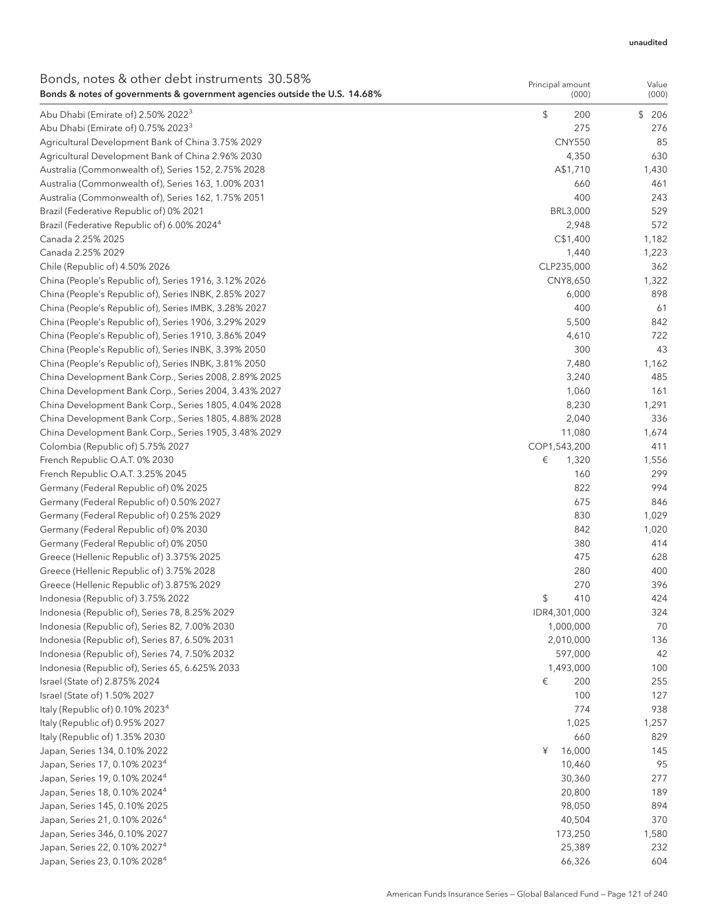unaudited

| Bonds, notes & other debt instruments 30.58%<br>**Bonds & notes of governments & government agencies outside the U.S. 14.68%** | Principal amount (000) | Value (000) |
|---|---|---|
| Abu Dhabi (Emirate of) 2.50% 2022[3] | $ 200 | $ 206 |
| Abu Dhabi (Emirate of) 0.75% 2023[3] | 275 | 276 |
| Agricultural Development Bank of China 3.75% 2029 | CNY550 | 85 |
| Agricultural Development Bank of China 2.96% 2030 | 4,350 | 630 |
| Australia (Commonwealth of), Series 152, 2.75% 2028 | A$1,710 | 1,430 |
| Australia (Commonwealth of), Series 163, 1.00% 2031 | 660 | 461 |
| Australia (Commonwealth of), Series 162, 1.75% 2051 | 400 | 243 |
| Brazil (Federative Republic of) 0% 2021 | BRL3,000 | 529 |
| Brazil (Federative Republic of) 6.00% 2024[4] | 2,948 | 572 |
| Canada 2.25% 2025 | C$1,400 | 1,182 |
| Canada 2.25% 2029 | 1,440 | 1,223 |
| Chile (Republic of) 4.50% 2026 | CLP235,000 | 362 |
| China (People's Republic of), Series 1916, 3.12% 2026 | CNY8,650 | 1,322 |
| China (People's Republic of), Series INBK, 2.85% 2027 | 6,000 | 898 |
| China (People's Republic of), Series IMBK, 3.28% 2027 | 400 | 61 |
| China (People's Republic of), Series 1906, 3.29% 2029 | 5,500 | 842 |
| China (People's Republic of), Series 1910, 3.86% 2049 | 4,610 | 722 |
| China (People's Republic of), Series INBK, 3.39% 2050 | 300 | 43 |
| China (People's Republic of), Series INBK, 3.81% 2050 | 7,480 | 1,162 |
| China Development Bank Corp., Series 2008, 2.89% 2025 | 3,240 | 485 |
| China Development Bank Corp., Series 2004, 3.43% 2027 | 1,060 | 161 |
| China Development Bank Corp., Series 1805, 4.04% 2028 | 8,230 | 1,291 |
| China Development Bank Corp., Series 1805, 4.88% 2028 | 2,040 | 336 |
| China Development Bank Corp., Series 1905, 3.48% 2029 | 11,080 | 1,674 |
| Colombia (Republic of) 5.75% 2027 | COP1,543,200 | 411 |
| French Republic O.A.T. 0% 2030 | € 1,320 | 1,556 |
| French Republic O.A.T. 3.25% 2045 | 160 | 299 |
| Germany (Federal Republic of) 0% 2025 | 822 | 994 |
| Germany (Federal Republic of) 0.50% 2027 | 675 | 846 |
| Germany (Federal Republic of) 0.25% 2029 | 830 | 1,029 |
| Germany (Federal Republic of) 0% 2030 | 842 | 1,020 |
| Germany (Federal Republic of) 0% 2050 | 380 | 414 |
| Greece (Hellenic Republic of) 3.375% 2025 | 475 | 628 |
| Greece (Hellenic Republic of) 3.75% 2028 | 280 | 400 |
| Greece (Hellenic Republic of) 3.875% 2029 | 270 | 396 |
| Indonesia (Republic of) 3.75% 2022 | $ 410 | 424 |
| Indonesia (Republic of), Series 78, 8.25% 2029 | IDR4,301,000 | 324 |
| Indonesia (Republic of), Series 82, 7.00% 2030 | 1,000,000 | 70 |
| Indonesia (Republic of), Series 87, 6.50% 2031 | 2,010,000 | 136 |
| Indonesia (Republic of), Series 74, 7.50% 2032 | 597,000 | 42 |
| Indonesia (Republic of), Series 65, 6.625% 2033 | 1,493,000 | 100 |
| Israel (State of) 2.875% 2024 | € 200 | 255 |
| Israel (State of) 1.50% 2027 | 100 | 127 |
| Italy (Republic of) 0.10% 2023[4] | 774 | 938 |
| Italy (Republic of) 0.95% 2027 | 1,025 | 1,257 |
| Italy (Republic of) 1.35% 2030 | 660 | 829 |
| Japan, Series 134, 0.10% 2022 | ¥ 16,000 | 145 |
| Japan, Series 17, 0.10% 2023[4] | 10,460 | 95 |
| Japan, Series 19, 0.10% 2024[4] | 30,360 | 277 |
| Japan, Series 18, 0.10% 2024[4] | 20,800 | 189 |
| Japan, Series 145, 0.10% 2025 | 98,050 | 894 |
| Japan, Series 21, 0.10% 2026[4] | 40,504 | 370 |
| Japan, Series 346, 0.10% 2027 | 173,250 | 1,580 |
| Japan, Series 22, 0.10% 2027[4] | 25,389 | 232 |
| Japan, Series 23, 0.10% 2028[4] | 66,326 | 604 |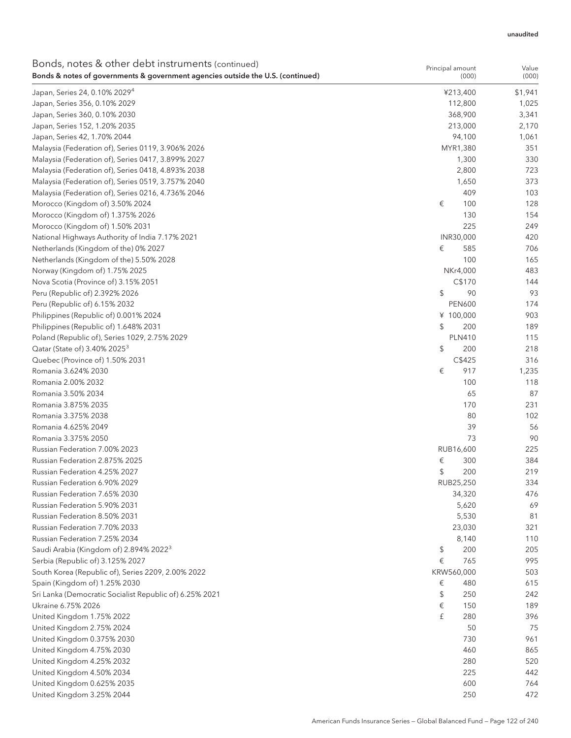unaudited

| Bonds, notes & other debt instruments (continued)<br>**Bonds & notes of governments & government agencies outside the U.S. (continued)** | Principal amount (000) | Value (000) |
|---|---|---|
| Japan, Series 24, 0.10% 2029[4] | ¥213,400 | $1,941 |
| Japan, Series 356, 0.10% 2029 | 112,800 | 1,025 |
| Japan, Series 360, 0.10% 2030 | 368,900 | 3,341 |
| Japan, Series 152, 1.20% 2035 | 213,000 | 2,170 |
| Japan, Series 42, 1.70% 2044 | 94,100 | 1,061 |
| Malaysia (Federation of), Series 0119, 3.906% 2026 | MYR1,380 | 351 |
| Malaysia (Federation of), Series 0417, 3.899% 2027 | 1,300 | 330 |
| Malaysia (Federation of), Series 0418, 4.893% 2038 | 2,800 | 723 |
| Malaysia (Federation of), Series 0519, 3.757% 2040 | 1,650 | 373 |
| Malaysia (Federation of), Series 0216, 4.736% 2046 | 409 | 103 |
| Morocco (Kingdom of) 3.50% 2024 | € 100 | 128 |
| Morocco (Kingdom of) 1.375% 2026 | 130 | 154 |
| Morocco (Kingdom of) 1.50% 2031 | 225 | 249 |
| National Highways Authority of India 7.17% 2021 | INR30,000 | 420 |
| Netherlands (Kingdom of the) 0% 2027 | € 585 | 706 |
| Netherlands (Kingdom of the) 5.50% 2028 | 100 | 165 |
| Norway (Kingdom of) 1.75% 2025 | NKr4,000 | 483 |
| Nova Scotia (Province of) 3.15% 2051 | C$170 | 144 |
| Peru (Republic of) 2.392% 2026 | $ 90 | 93 |
| Peru (Republic of) 6.15% 2032 | PEN600 | 174 |
| Philippines (Republic of) 0.001% 2024 | ¥ 100,000 | 903 |
| Philippines (Republic of) 1.648% 2031 | $ 200 | 189 |
| Poland (Republic of), Series 1029, 2.75% 2029 | PLN410 | 115 |
| Qatar (State of) 3.40% 2025[3] | $ 200 | 218 |
| Quebec (Province of) 1.50% 2031 | C$425 | 316 |
| Romania 3.624% 2030 | € 917 | 1,235 |
| Romania 2.00% 2032 | 100 | 118 |
| Romania 3.50% 2034 | 65 | 87 |
| Romania 3.875% 2035 | 170 | 231 |
| Romania 3.375% 2038 | 80 | 102 |
| Romania 4.625% 2049 | 39 | 56 |
| Romania 3.375% 2050 | 73 | 90 |
| Russian Federation 7.00% 2023 | RUB16,600 | 225 |
| Russian Federation 2.875% 2025 | € 300 | 384 |
| Russian Federation 4.25% 2027 | $ 200 | 219 |
| Russian Federation 6.90% 2029 | RUB25,250 | 334 |
| Russian Federation 7.65% 2030 | 34,320 | 476 |
| Russian Federation 5.90% 2031 | 5,620 | 69 |
| Russian Federation 8.50% 2031 | 5,530 | 81 |
| Russian Federation 7.70% 2033 | 23,030 | 321 |
| Russian Federation 7.25% 2034 | 8,140 | 110 |
| Saudi Arabia (Kingdom of) 2.894% 2022[3] | $ 200 | 205 |
| Serbia (Republic of) 3.125% 2027 | € 765 | 995 |
| South Korea (Republic of), Series 2209, 2.00% 2022 | KRW560,000 | 503 |
| Spain (Kingdom of) 1.25% 2030 | € 480 | 615 |
| Sri Lanka (Democratic Socialist Republic of) 6.25% 2021 | $ 250 | 242 |
| Ukraine 6.75% 2026 | € 150 | 189 |
| United Kingdom 1.75% 2022 | £ 280 | 396 |
| United Kingdom 2.75% 2024 | 50 | 75 |
| United Kingdom 0.375% 2030 | 730 | 961 |
| United Kingdom 4.75% 2030 | 460 | 865 |
| United Kingdom 4.25% 2032 | 280 | 520 |
| United Kingdom 4.50% 2034 | 225 | 442 |
| United Kingdom 0.625% 2035 | 600 | 764 |
| United Kingdom 3.25% 2044 | 250 | 472 |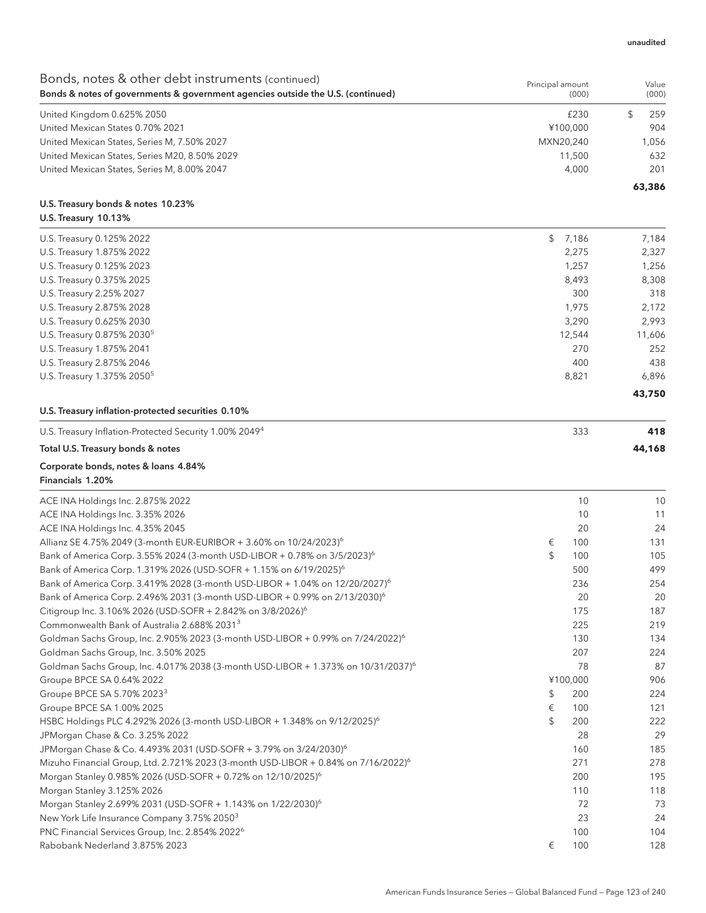unaudited

## Bonds, notes & other debt instruments (continued)

**Bonds & notes of governments & government agencies outside the U.S. (continued)**

| | Principal amount (000) | Value (000) |
|---|---|---|
| United Kingdom 0.625% 2050 | £230 | $ 259 |
| United Mexican States 0.70% 2021 | ¥100,000 | 904 |
| United Mexican States, Series M, 7.50% 2027 | MXN20,240 | 1,056 |
| United Mexican States, Series M20, 8.50% 2029 | 11,500 | 632 |
| United Mexican States, Series M, 8.00% 2047 | 4,000 | 201 |
| | | **63,386** |

**U.S. Treasury bonds & notes 10.23%**

**U.S. Treasury 10.13%**

| | Principal amount (000) | Value (000) |
|---|---|---|
| U.S. Treasury 0.125% 2022 | $ 7,186 | 7,184 |
| U.S. Treasury 1.875% 2022 | 2,275 | 2,327 |
| U.S. Treasury 0.125% 2023 | 1,257 | 1,256 |
| U.S. Treasury 0.375% 2025 | 8,493 | 8,308 |
| U.S. Treasury 2.25% 2027 | 300 | 318 |
| U.S. Treasury 2.875% 2028 | 1,975 | 2,172 |
| U.S. Treasury 0.625% 2030 | 3,290 | 2,993 |
| U.S. Treasury 0.875% 2030[5] | 12,544 | 11,606 |
| U.S. Treasury 1.875% 2041 | 270 | 252 |
| U.S. Treasury 2.875% 2046 | 400 | 438 |
| U.S. Treasury 1.375% 2050[5] | 8,821 | 6,896 |
| | | **43,750** |

**U.S. Treasury inflation-protected securities 0.10%**

| | Principal amount (000) | Value (000) |
|---|---|---|
| U.S. Treasury Inflation-Protected Security 1.00% 2049[4] | 333 | **418** |
| **Total U.S. Treasury bonds & notes** | | **44,168** |

**Corporate bonds, notes & loans 4.84%**

**Financials 1.20%**

| | Principal amount (000) | Value (000) |
|---|---|---|
| ACE INA Holdings Inc. 2.875% 2022 | 10 | 10 |
| ACE INA Holdings Inc. 3.35% 2026 | 10 | 11 |
| ACE INA Holdings Inc. 4.35% 2045 | 20 | 24 |
| Allianz SE 4.75% 2049 (3-month EUR-EURIBOR + 3.60% on 10/24/2023)[6] | € 100 | 131 |
| Bank of America Corp. 3.55% 2024 (3-month USD-LIBOR + 0.78% on 3/5/2023)[6] | $ 100 | 105 |
| Bank of America Corp. 1.319% 2026 (USD-SOFR + 1.15% on 6/19/2025)[6] | 500 | 499 |
| Bank of America Corp. 3.419% 2028 (3-month USD-LIBOR + 1.04% on 12/20/2027)[6] | 236 | 254 |
| Bank of America Corp. 2.496% 2031 (3-month USD-LIBOR + 0.99% on 2/13/2030)[6] | 20 | 20 |
| Citigroup Inc. 3.106% 2026 (USD-SOFR + 2.842% on 3/8/2026)[6] | 175 | 187 |
| Commonwealth Bank of Australia 2.688% 2031[3] | 225 | 219 |
| Goldman Sachs Group, Inc. 2.905% 2023 (3-month USD-LIBOR + 0.99% on 7/24/2022)[6] | 130 | 134 |
| Goldman Sachs Group, Inc. 3.50% 2025 | 207 | 224 |
| Goldman Sachs Group, Inc. 4.017% 2038 (3-month USD-LIBOR + 1.373% on 10/31/2037)[6] | 78 | 87 |
| Groupe BPCE SA 0.64% 2022 | ¥100,000 | 906 |
| Groupe BPCE SA 5.70% 2023[3] | $ 200 | 224 |
| Groupe BPCE SA 1.00% 2025 | € 100 | 121 |
| HSBC Holdings PLC 4.292% 2026 (3-month USD-LIBOR + 1.348% on 9/12/2025)[6] | $ 200 | 222 |
| JPMorgan Chase & Co. 3.25% 2022 | 28 | 29 |
| JPMorgan Chase & Co. 4.493% 2031 (USD-SOFR + 3.79% on 3/24/2030)[6] | 160 | 185 |
| Mizuho Financial Group, Ltd. 2.721% 2023 (3-month USD-LIBOR + 0.84% on 7/16/2022)[6] | 271 | 278 |
| Morgan Stanley 0.985% 2026 (USD-SOFR + 0.72% on 12/10/2025)[6] | 200 | 195 |
| Morgan Stanley 3.125% 2026 | 110 | 118 |
| Morgan Stanley 2.699% 2031 (USD-SOFR + 1.143% on 1/22/2030)[6] | 72 | 73 |
| New York Life Insurance Company 3.75% 2050[3] | 23 | 24 |
| PNC Financial Services Group, Inc. 2.854% 2022[6] | 100 | 104 |
| Rabobank Nederland 3.875% 2023 | € 100 | 128 |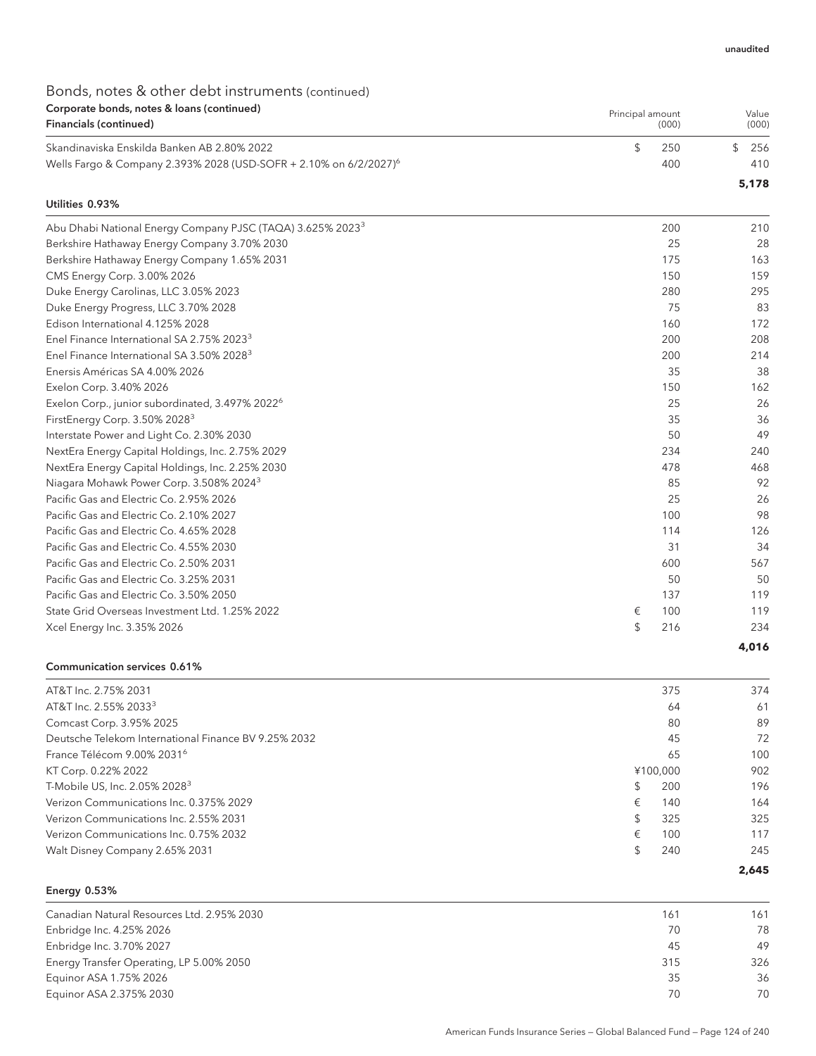unaudited

## Bonds, notes & other debt instruments (continued)

### Corporate bonds, notes & loans (continued)

**Financials (continued)**

| | Principal amount (000) | Value (000) |
|---|---|---|
| Skandinaviska Enskilda Banken AB 2.80% 2022 | $ 250 | $ 256 |
| Wells Fargo & Company 2.393% 2028 (USD-SOFR + 2.10% on 6/2/2027)[6] | 400 | 410 |
| | | **5,178** |

**Utilities 0.93%**

| | Principal amount (000) | Value (000) |
|---|---|---|
| Abu Dhabi National Energy Company PJSC (TAQA) 3.625% 2023[3] | 200 | 210 |
| Berkshire Hathaway Energy Company 3.70% 2030 | 25 | 28 |
| Berkshire Hathaway Energy Company 1.65% 2031 | 175 | 163 |
| CMS Energy Corp. 3.00% 2026 | 150 | 159 |
| Duke Energy Carolinas, LLC 3.05% 2023 | 280 | 295 |
| Duke Energy Progress, LLC 3.70% 2028 | 75 | 83 |
| Edison International 4.125% 2028 | 160 | 172 |
| Enel Finance International SA 2.75% 2023[3] | 200 | 208 |
| Enel Finance International SA 3.50% 2028[3] | 200 | 214 |
| Enersis Américas SA 4.00% 2026 | 35 | 38 |
| Exelon Corp. 3.40% 2026 | 150 | 162 |
| Exelon Corp., junior subordinated, 3.497% 2022[6] | 25 | 26 |
| FirstEnergy Corp. 3.50% 2028[3] | 35 | 36 |
| Interstate Power and Light Co. 2.30% 2030 | 50 | 49 |
| NextEra Energy Capital Holdings, Inc. 2.75% 2029 | 234 | 240 |
| NextEra Energy Capital Holdings, Inc. 2.25% 2030 | 478 | 468 |
| Niagara Mohawk Power Corp. 3.508% 2024[3] | 85 | 92 |
| Pacific Gas and Electric Co. 2.95% 2026 | 25 | 26 |
| Pacific Gas and Electric Co. 2.10% 2027 | 100 | 98 |
| Pacific Gas and Electric Co. 4.65% 2028 | 114 | 126 |
| Pacific Gas and Electric Co. 4.55% 2030 | 31 | 34 |
| Pacific Gas and Electric Co. 2.50% 2031 | 600 | 567 |
| Pacific Gas and Electric Co. 3.25% 2031 | 50 | 50 |
| Pacific Gas and Electric Co. 3.50% 2050 | 137 | 119 |
| State Grid Overseas Investment Ltd. 1.25% 2022 | € 100 | 119 |
| Xcel Energy Inc. 3.35% 2026 | $ 216 | 234 |
| | | **4,016** |

**Communication services 0.61%**

| | Principal amount (000) | Value (000) |
|---|---|---|
| AT&T Inc. 2.75% 2031 | 375 | 374 |
| AT&T Inc. 2.55% 2033[3] | 64 | 61 |
| Comcast Corp. 3.95% 2025 | 80 | 89 |
| Deutsche Telekom International Finance BV 9.25% 2032 | 45 | 72 |
| France Télécom 9.00% 2031[6] | 65 | 100 |
| KT Corp. 0.22% 2022 | ¥100,000 | 902 |
| T-Mobile US, Inc. 2.05% 2028[3] | $ 200 | 196 |
| Verizon Communications Inc. 0.375% 2029 | € 140 | 164 |
| Verizon Communications Inc. 2.55% 2031 | $ 325 | 325 |
| Verizon Communications Inc. 0.75% 2032 | € 100 | 117 |
| Walt Disney Company 2.65% 2031 | $ 240 | 245 |
| | | **2,645** |

**Energy 0.53%**

| | Principal amount (000) | Value (000) |
|---|---|---|
| Canadian Natural Resources Ltd. 2.95% 2030 | 161 | 161 |
| Enbridge Inc. 4.25% 2026 | 70 | 78 |
| Enbridge Inc. 3.70% 2027 | 45 | 49 |
| Energy Transfer Operating, LP 5.00% 2050 | 315 | 326 |
| Equinor ASA 1.75% 2026 | 35 | 36 |
| Equinor ASA 2.375% 2030 | 70 | 70 |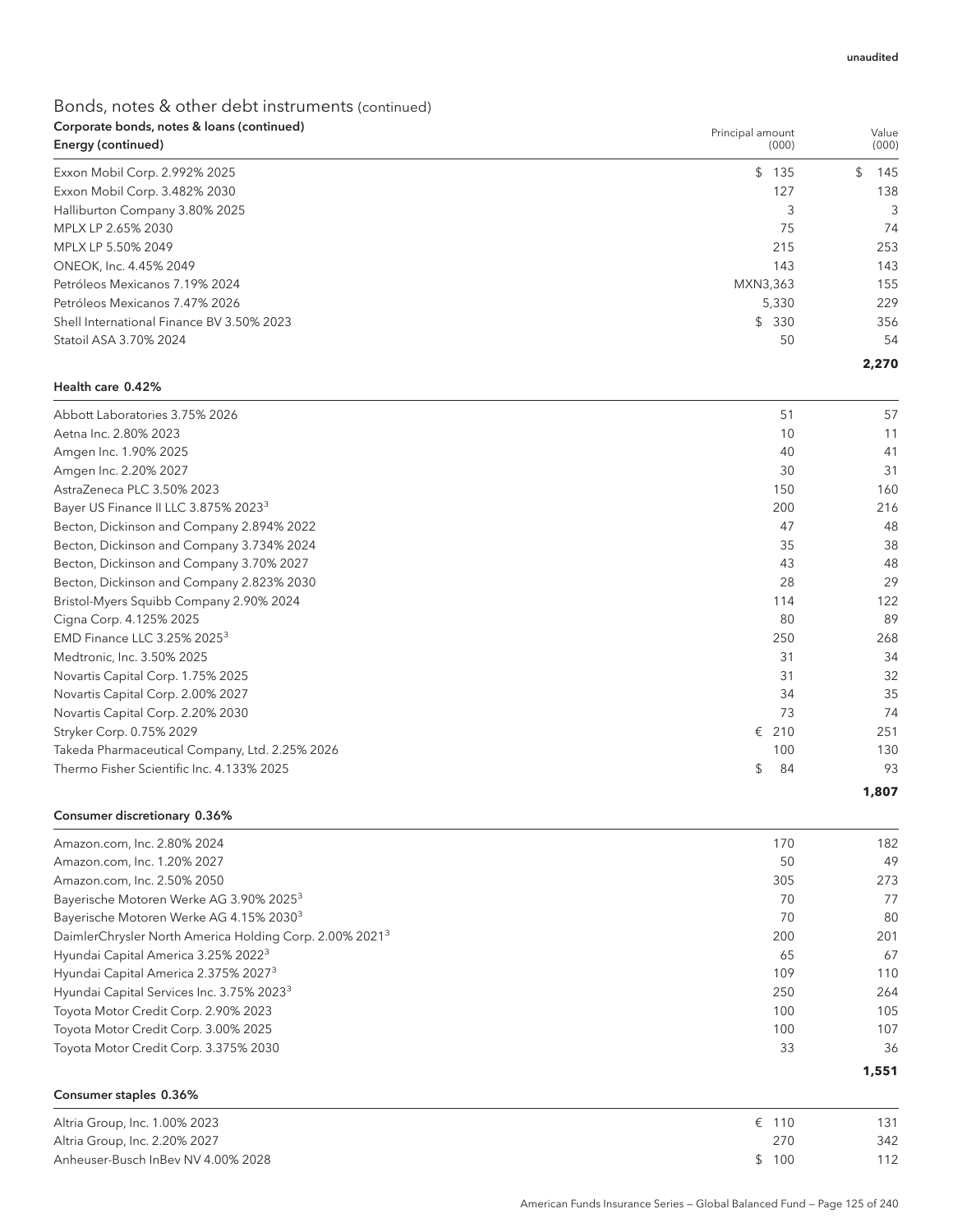unaudited

## Bonds, notes & other debt instruments (continued)

**Corporate bonds, notes & loans (continued)**

**Energy (continued)**

| | Principal amount (000) | Value (000) |
|---|---|---|
| Exxon Mobil Corp. 2.992% 2025 | $ 135 | $ 145 |
| Exxon Mobil Corp. 3.482% 2030 | 127 | 138 |
| Halliburton Company 3.80% 2025 | 3 | 3 |
| MPLX LP 2.65% 2030 | 75 | 74 |
| MPLX LP 5.50% 2049 | 215 | 253 |
| ONEOK, Inc. 4.45% 2049 | 143 | 143 |
| Petróleos Mexicanos 7.19% 2024 | MXN3,363 | 155 |
| Petróleos Mexicanos 7.47% 2026 | 5,330 | 229 |
| Shell International Finance BV 3.50% 2023 | $ 330 | 356 |
| Statoil ASA 3.70% 2024 | 50 | 54 |
| | | **2,270** |

**Health care 0.42%**

| | | |
|---|---|---|
| Abbott Laboratories 3.75% 2026 | 51 | 57 |
| Aetna Inc. 2.80% 2023 | 10 | 11 |
| Amgen Inc. 1.90% 2025 | 40 | 41 |
| Amgen Inc. 2.20% 2027 | 30 | 31 |
| AstraZeneca PLC 3.50% 2023 | 150 | 160 |
| Bayer US Finance II LLC 3.875% 2023[3] | 200 | 216 |
| Becton, Dickinson and Company 2.894% 2022 | 47 | 48 |
| Becton, Dickinson and Company 3.734% 2024 | 35 | 38 |
| Becton, Dickinson and Company 3.70% 2027 | 43 | 48 |
| Becton, Dickinson and Company 2.823% 2030 | 28 | 29 |
| Bristol-Myers Squibb Company 2.90% 2024 | 114 | 122 |
| Cigna Corp. 4.125% 2025 | 80 | 89 |
| EMD Finance LLC 3.25% 2025[3] | 250 | 268 |
| Medtronic, Inc. 3.50% 2025 | 31 | 34 |
| Novartis Capital Corp. 1.75% 2025 | 31 | 32 |
| Novartis Capital Corp. 2.00% 2027 | 34 | 35 |
| Novartis Capital Corp. 2.20% 2030 | 73 | 74 |
| Stryker Corp. 0.75% 2029 | € 210 | 251 |
| Takeda Pharmaceutical Company, Ltd. 2.25% 2026 | 100 | 130 |
| Thermo Fisher Scientific Inc. 4.133% 2025 | $ 84 | 93 |
| | | **1,807** |

**Consumer discretionary 0.36%**

| | | |
|---|---|---|
| Amazon.com, Inc. 2.80% 2024 | 170 | 182 |
| Amazon.com, Inc. 1.20% 2027 | 50 | 49 |
| Amazon.com, Inc. 2.50% 2050 | 305 | 273 |
| Bayerische Motoren Werke AG 3.90% 2025[3] | 70 | 77 |
| Bayerische Motoren Werke AG 4.15% 2030[3] | 70 | 80 |
| DaimlerChrysler North America Holding Corp. 2.00% 2021[3] | 200 | 201 |
| Hyundai Capital America 3.25% 2022[3] | 65 | 67 |
| Hyundai Capital America 2.375% 2027[3] | 109 | 110 |
| Hyundai Capital Services Inc. 3.75% 2023[3] | 250 | 264 |
| Toyota Motor Credit Corp. 2.90% 2023 | 100 | 105 |
| Toyota Motor Credit Corp. 3.00% 2025 | 100 | 107 |
| Toyota Motor Credit Corp. 3.375% 2030 | 33 | 36 |
| | | **1,551** |

**Consumer staples 0.36%**

| | | |
|---|---|---|
| Altria Group, Inc. 1.00% 2023 | € 110 | 131 |
| Altria Group, Inc. 2.20% 2027 | 270 | 342 |
| Anheuser-Busch InBev NV 4.00% 2028 | $ 100 | 112 |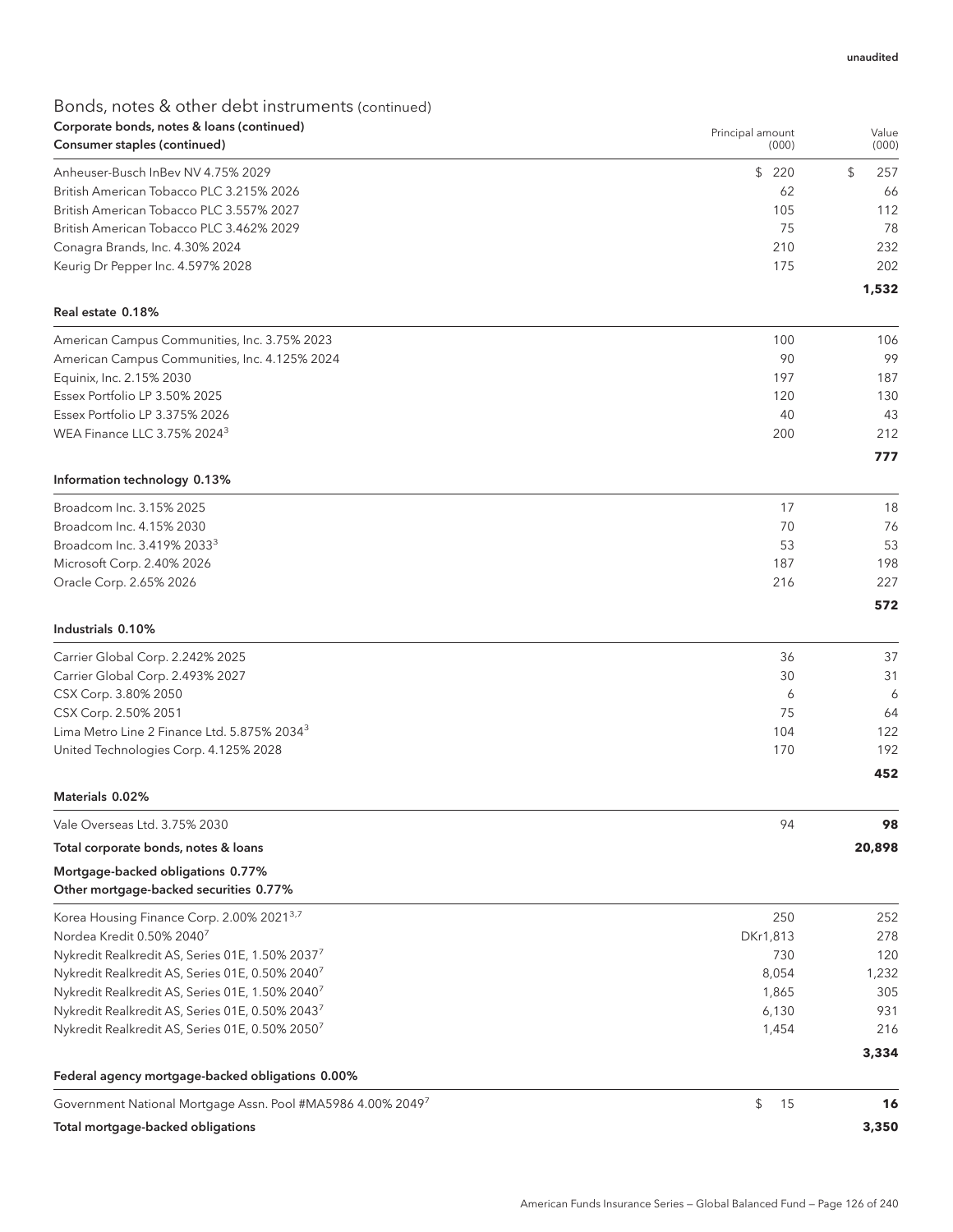unaudited

## Bonds, notes & other debt instruments (continued)

| Corporate bonds, notes & loans (continued)<br>Consumer staples (continued) | Principal amount (000) | Value (000) |
|---|---|---|
| Anheuser-Busch InBev NV 4.75% 2029 | $ 220 | $ 257 |
| British American Tobacco PLC 3.215% 2026 | 62 | 66 |
| British American Tobacco PLC 3.557% 2027 | 105 | 112 |
| British American Tobacco PLC 3.462% 2029 | 75 | 78 |
| Conagra Brands, Inc. 4.30% 2024 | 210 | 232 |
| Keurig Dr Pepper Inc. 4.597% 2028 | 175 | 202 |
| | | **1,532** |
| **Real estate 0.18%** | | |
| American Campus Communities, Inc. 3.75% 2023 | 100 | 106 |
| American Campus Communities, Inc. 4.125% 2024 | 90 | 99 |
| Equinix, Inc. 2.15% 2030 | 197 | 187 |
| Essex Portfolio LP 3.50% 2025 | 120 | 130 |
| Essex Portfolio LP 3.375% 2026 | 40 | 43 |
| WEA Finance LLC 3.75% 2024[3] | 200 | 212 |
| | | **777** |
| **Information technology 0.13%** | | |
| Broadcom Inc. 3.15% 2025 | 17 | 18 |
| Broadcom Inc. 4.15% 2030 | 70 | 76 |
| Broadcom Inc. 3.419% 2033[3] | 53 | 53 |
| Microsoft Corp. 2.40% 2026 | 187 | 198 |
| Oracle Corp. 2.65% 2026 | 216 | 227 |
| | | **572** |
| **Industrials 0.10%** | | |
| Carrier Global Corp. 2.242% 2025 | 36 | 37 |
| Carrier Global Corp. 2.493% 2027 | 30 | 31 |
| CSX Corp. 3.80% 2050 | 6 | 6 |
| CSX Corp. 2.50% 2051 | 75 | 64 |
| Lima Metro Line 2 Finance Ltd. 5.875% 2034[3] | 104 | 122 |
| United Technologies Corp. 4.125% 2028 | 170 | 192 |
| | | **452** |
| **Materials 0.02%** | | |
| Vale Overseas Ltd. 3.75% 2030 | 94 | **98** |
| **Total corporate bonds, notes & loans** | | **20,898** |
| **Mortgage-backed obligations 0.77%**<br>**Other mortgage-backed securities 0.77%** | | |
| Korea Housing Finance Corp. 2.00% 2021[3,7] | 250 | 252 |
| Nordea Kredit 0.50% 2040[7] | DKr1,813 | 278 |
| Nykredit Realkredit AS, Series 01E, 1.50% 2037[7] | 730 | 120 |
| Nykredit Realkredit AS, Series 01E, 0.50% 2040[7] | 8,054 | 1,232 |
| Nykredit Realkredit AS, Series 01E, 1.50% 2040[7] | 1,865 | 305 |
| Nykredit Realkredit AS, Series 01E, 0.50% 2043[7] | 6,130 | 931 |
| Nykredit Realkredit AS, Series 01E, 0.50% 2050[7] | 1,454 | 216 |
| | | **3,334** |
| **Federal agency mortgage-backed obligations 0.00%** | | |
| Government National Mortgage Assn. Pool #MA5986 4.00% 2049[7] | $ 15 | **16** |
| **Total mortgage-backed obligations** | | **3,350** |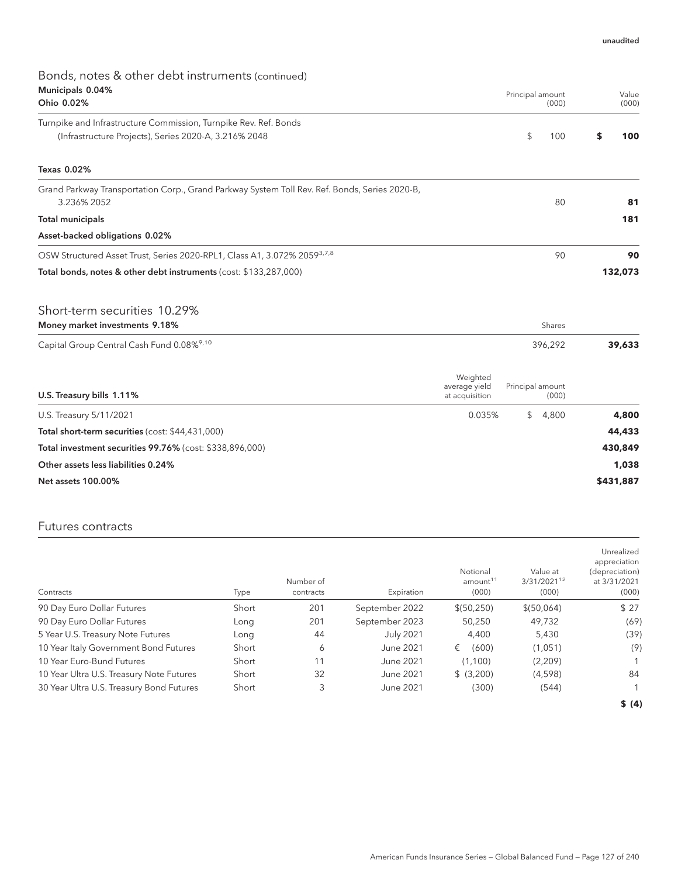unaudited

## Bonds, notes & other debt instruments (continued)

| Municipals 0.04%<br>Ohio 0.02% | Principal amount (000) | Value (000) |
|---|---|---|
| Turnpike and Infrastructure Commission, Turnpike Rev. Ref. Bonds (Infrastructure Projects), Series 2020-A, 3.216% 2048 | $ 100 | **$ 100** |
| **Texas 0.02%** | | |
| Grand Parkway Transportation Corp., Grand Parkway System Toll Rev. Ref. Bonds, Series 2020-B, 3.236% 2052 | 80 | **81** |
| **Total municipals** | | **181** |
| **Asset-backed obligations 0.02%** | | |
| OSW Structured Asset Trust, Series 2020-RPL1, Class A1, 3.072% 2059[3,7,8] | 90 | **90** |
| **Total bonds, notes & other debt instruments** (cost: $133,287,000) | | **132,073** |

## Short-term securities 10.29%

| Money market investments 9.18% | Shares | |
|---|---|---|
| Capital Group Central Cash Fund 0.08%[9,10] | 396,292 | **39,633** |

| U.S. Treasury bills 1.11% | Weighted average yield at acquisition | Principal amount (000) | |
|---|---|---|---|
| U.S. Treasury 5/11/2021 | 0.035% | $ 4,800 | **4,800** |
| **Total short-term securities** (cost: $44,431,000) | | | **44,433** |
| **Total investment securities 99.76%** (cost: $338,896,000) | | | **430,849** |
| **Other assets less liabilities 0.24%** | | | **1,038** |
| **Net assets 100.00%** | | | **$431,887** |

## Futures contracts

| Contracts | Type | Number of contracts | Expiration | Notional amount[11] (000) | Value at 3/31/2021[12] (000) | Unrealized appreciation (depreciation) at 3/31/2021 (000) |
|---|---|---|---|---|---|---|
| 90 Day Euro Dollar Futures | Short | 201 | September 2022 | $(50,250) | $(50,064) | $ 27 |
| 90 Day Euro Dollar Futures | Long | 201 | September 2023 | 50,250 | 49,732 | (69) |
| 5 Year U.S. Treasury Note Futures | Long | 44 | July 2021 | 4,400 | 5,430 | (39) |
| 10 Year Italy Government Bond Futures | Short | 6 | June 2021 | € (600) | (1,051) | (9) |
| 10 Year Euro-Bund Futures | Short | 11 | June 2021 | (1,100) | (2,209) | 1 |
| 10 Year Ultra U.S. Treasury Note Futures | Short | 32 | June 2021 | $ (3,200) | (4,598) | 84 |
| 30 Year Ultra U.S. Treasury Bond Futures | Short | 3 | June 2021 | (300) | (544) | 1 |
| | | | | | | **$ (4)** |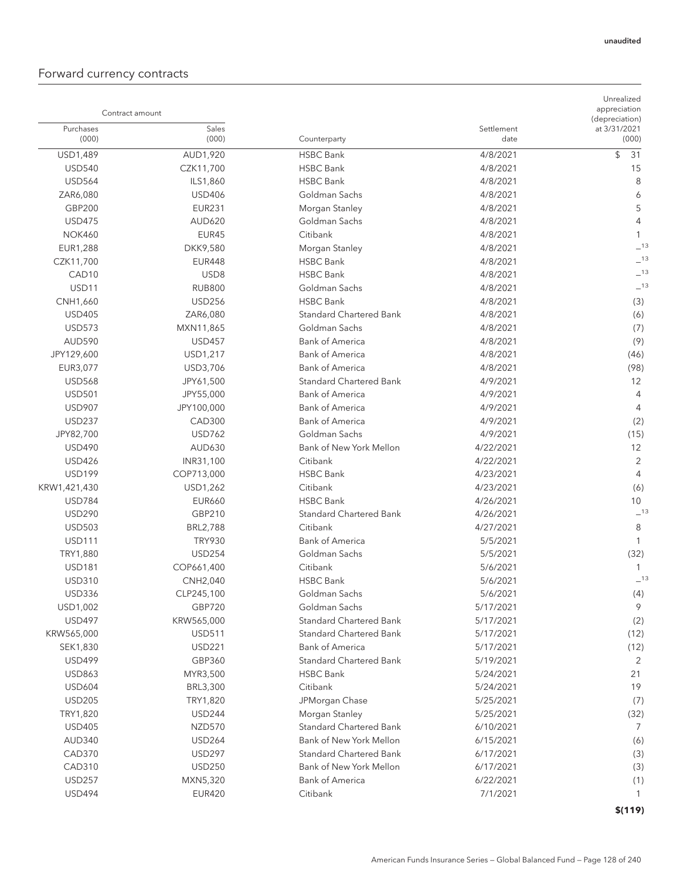unaudited

## Forward currency contracts

| Contract amount | | | | Unrealized appreciation (depreciation) |
|---|---|---|---|---|
| Purchases (000) | Sales (000) | Counterparty | Settlement date | at 3/31/2021 (000) |
| USD1,489 | AUD1,920 | HSBC Bank | 4/8/2021 | $ 31 |
| USD540 | CZK11,700 | HSBC Bank | 4/8/2021 | 15 |
| USD564 | ILS1,860 | HSBC Bank | 4/8/2021 | 8 |
| ZAR6,080 | USD406 | Goldman Sachs | 4/8/2021 | 6 |
| GBP200 | EUR231 | Morgan Stanley | 4/8/2021 | 5 |
| USD475 | AUD620 | Goldman Sachs | 4/8/2021 | 4 |
| NOK460 | EUR45 | Citibank | 4/8/2021 | 1 |
| EUR1,288 | DKK9,580 | Morgan Stanley | 4/8/2021 | —[13] |
| CZK11,700 | EUR448 | HSBC Bank | 4/8/2021 | —[13] |
| CAD10 | USD8 | HSBC Bank | 4/8/2021 | —[13] |
| USD11 | RUB800 | Goldman Sachs | 4/8/2021 | —[13] |
| CNH1,660 | USD256 | HSBC Bank | 4/8/2021 | (3) |
| USD405 | ZAR6,080 | Standard Chartered Bank | 4/8/2021 | (6) |
| USD573 | MXN11,865 | Goldman Sachs | 4/8/2021 | (7) |
| AUD590 | USD457 | Bank of America | 4/8/2021 | (9) |
| JPY129,600 | USD1,217 | Bank of America | 4/8/2021 | (46) |
| EUR3,077 | USD3,706 | Bank of America | 4/8/2021 | (98) |
| USD568 | JPY61,500 | Standard Chartered Bank | 4/9/2021 | 12 |
| USD501 | JPY55,000 | Bank of America | 4/9/2021 | 4 |
| USD907 | JPY100,000 | Bank of America | 4/9/2021 | 4 |
| USD237 | CAD300 | Bank of America | 4/9/2021 | (2) |
| JPY82,700 | USD762 | Goldman Sachs | 4/9/2021 | (15) |
| USD490 | AUD630 | Bank of New York Mellon | 4/22/2021 | 12 |
| USD426 | INR31,100 | Citibank | 4/22/2021 | 2 |
| USD199 | COP713,000 | HSBC Bank | 4/23/2021 | 4 |
| KRW1,421,430 | USD1,262 | Citibank | 4/23/2021 | (6) |
| USD784 | EUR660 | HSBC Bank | 4/26/2021 | 10 |
| USD290 | GBP210 | Standard Chartered Bank | 4/26/2021 | —[13] |
| USD503 | BRL2,788 | Citibank | 4/27/2021 | 8 |
| USD111 | TRY930 | Bank of America | 5/5/2021 | 1 |
| TRY1,880 | USD254 | Goldman Sachs | 5/5/2021 | (32) |
| USD181 | COP661,400 | Citibank | 5/6/2021 | 1 |
| USD310 | CNH2,040 | HSBC Bank | 5/6/2021 | —[13] |
| USD336 | CLP245,100 | Goldman Sachs | 5/6/2021 | (4) |
| USD1,002 | GBP720 | Goldman Sachs | 5/17/2021 | 9 |
| USD497 | KRW565,000 | Standard Chartered Bank | 5/17/2021 | (2) |
| KRW565,000 | USD511 | Standard Chartered Bank | 5/17/2021 | (12) |
| SEK1,830 | USD221 | Bank of America | 5/17/2021 | (12) |
| USD499 | GBP360 | Standard Chartered Bank | 5/19/2021 | 2 |
| USD863 | MYR3,500 | HSBC Bank | 5/24/2021 | 21 |
| USD604 | BRL3,300 | Citibank | 5/24/2021 | 19 |
| USD205 | TRY1,820 | JPMorgan Chase | 5/25/2021 | (7) |
| TRY1,820 | USD244 | Morgan Stanley | 5/25/2021 | (32) |
| USD405 | NZD570 | Standard Chartered Bank | 6/10/2021 | 7 |
| AUD340 | USD264 | Bank of New York Mellon | 6/15/2021 | (6) |
| CAD370 | USD297 | Standard Chartered Bank | 6/17/2021 | (3) |
| CAD310 | USD250 | Bank of New York Mellon | 6/17/2021 | (3) |
| USD257 | MXN5,320 | Bank of America | 6/22/2021 | (1) |
| USD494 | EUR420 | Citibank | 7/1/2021 | 1 |
| | | | | **$(119)** |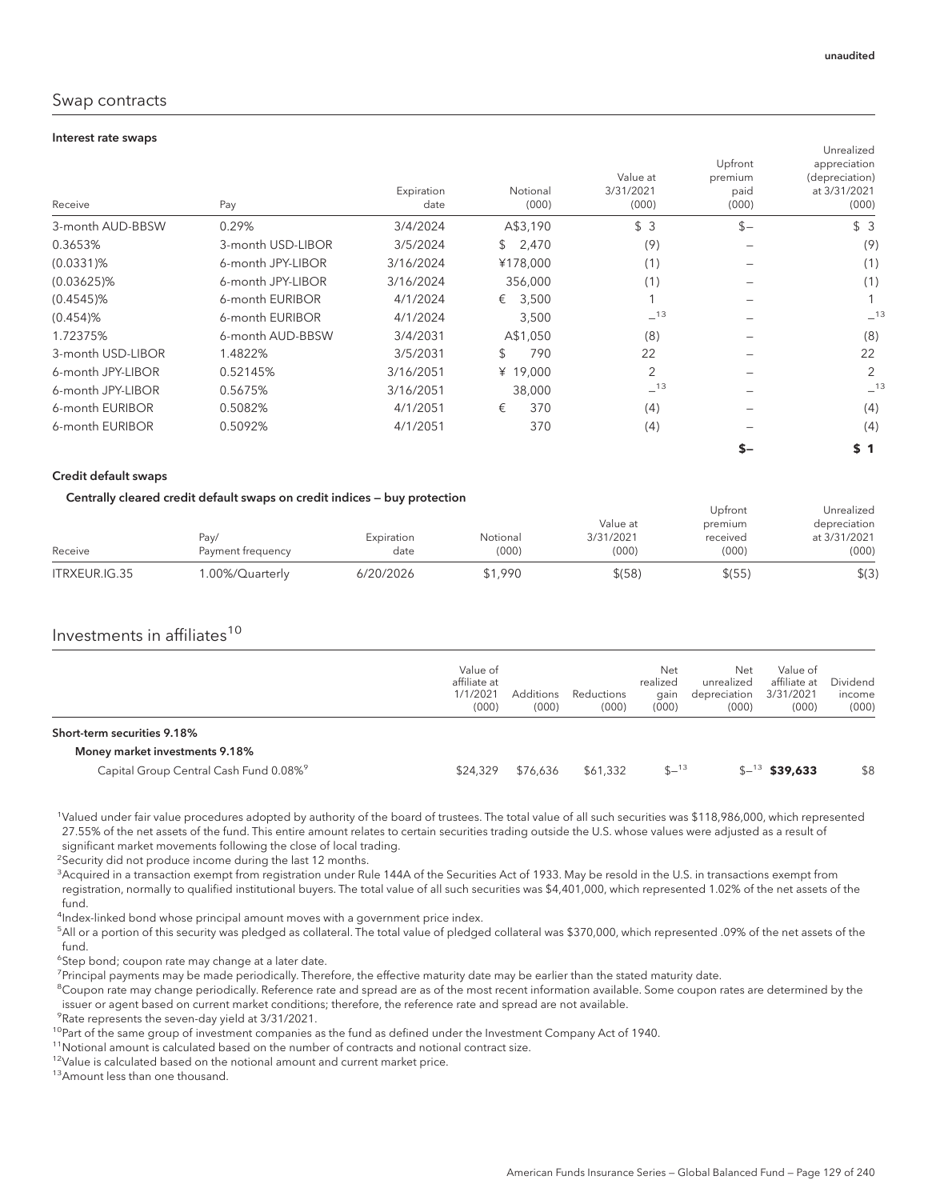unaudited

## Swap contracts

### Interest rate swaps

| Receive | Pay | Expiration date | Notional (000) | Value at 3/31/2021 (000) | Upfront premium paid (000) | Unrealized appreciation (depreciation) at 3/31/2021 (000) |
|---|---|---|---|---|---|---|
| 3-month AUD-BBSW | 0.29% | 3/4/2024 | A$3,190 | $ 3 | $– | $ 3 |
| 0.3653% | 3-month USD-LIBOR | 3/5/2024 | $ 2,470 | (9) | – | (9) |
| (0.0331)% | 6-month JPY-LIBOR | 3/16/2024 | ¥178,000 | (1) | – | (1) |
| (0.03625)% | 6-month JPY-LIBOR | 3/16/2024 | 356,000 | (1) | – | (1) |
| (0.4545)% | 6-month EURIBOR | 4/1/2024 | € 3,500 | 1 | – | 1 |
| (0.454)% | 6-month EURIBOR | 4/1/2024 | 3,500 | –[13] | – | –[13] |
| 1.72375% | 6-month AUD-BBSW | 3/4/2031 | A$1,050 | (8) | – | (8) |
| 3-month USD-LIBOR | 1.4822% | 3/5/2031 | $ 790 | 22 | – | 22 |
| 6-month JPY-LIBOR | 0.52145% | 3/16/2051 | ¥ 19,000 | 2 | – | 2 |
| 6-month JPY-LIBOR | 0.5675% | 3/16/2051 | 38,000 | –[13] | – | –[13] |
| 6-month EURIBOR | 0.5082% | 4/1/2051 | € 370 | (4) | – | (4) |
| 6-month EURIBOR | 0.5092% | 4/1/2051 | 370 | (4) | – | (4) |
| | | | | | **$–** | **$ 1** |

### Credit default swaps

#### Centrally cleared credit default swaps on credit indices — buy protection

| Receive | Pay/ Payment frequency | Expiration date | Notional (000) | Value at 3/31/2021 (000) | Upfront premium received (000) | Unrealized depreciation at 3/31/2021 (000) |
|---|---|---|---|---|---|---|
| ITRXEUR.IG.35 | 1.00%/Quarterly | 6/20/2026 | $1,990 | $(58) | $(55) | $(3) |

## Investments in affiliates[10]

| | Value of affiliate at 1/1/2021 (000) | Additions (000) | Reductions (000) | Net realized gain (000) | Net unrealized depreciation (000) | Value of affiliate at 3/31/2021 (000) | Dividend income (000) |
|---|---|---|---|---|---|---|---|
| **Short-term securities 9.18%** | | | | | | | |
| **Money market investments 9.18%** | | | | | | | |
| Capital Group Central Cash Fund 0.08%[9] | $24,329 | $76,636 | $61,332 | $–[13] | $–[13] | **$39,633** | $8 |

[1]Valued under fair value procedures adopted by authority of the board of trustees. The total value of all such securities was $118,986,000, which represented 27.55% of the net assets of the fund. This entire amount relates to certain securities trading outside the U.S. whose values were adjusted as a result of significant market movements following the close of local trading.

[2]Security did not produce income during the last 12 months.

[3]Acquired in a transaction exempt from registration under Rule 144A of the Securities Act of 1933. May be resold in the U.S. in transactions exempt from registration, normally to qualified institutional buyers. The total value of all such securities was $4,401,000, which represented 1.02% of the net assets of the fund.

[4]Index-linked bond whose principal amount moves with a government price index.

[5]All or a portion of this security was pledged as collateral. The total value of pledged collateral was $370,000, which represented .09% of the net assets of the fund.

[6]Step bond; coupon rate may change at a later date.

[7]Principal payments may be made periodically. Therefore, the effective maturity date may be earlier than the stated maturity date.

[8]Coupon rate may change periodically. Reference rate and spread are as of the most recent information available. Some coupon rates are determined by the issuer or agent based on current market conditions; therefore, the reference rate and spread are not available.

[9]Rate represents the seven-day yield at 3/31/2021.

[10]Part of the same group of investment companies as the fund as defined under the Investment Company Act of 1940.

[11]Notional amount is calculated based on the number of contracts and notional contract size.

[12]Value is calculated based on the notional amount and current market price.

[13]Amount less than one thousand.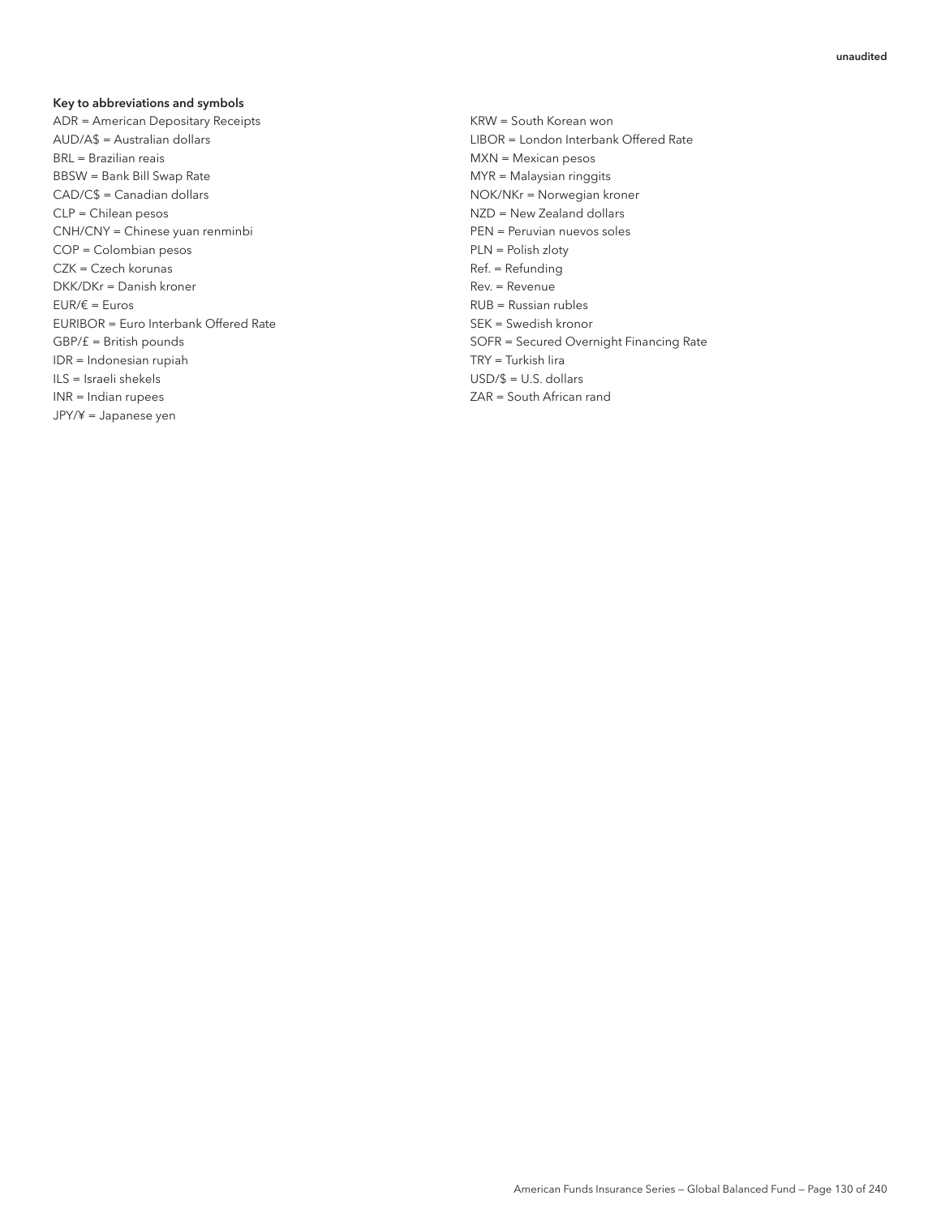**Key to abbreviations and symbols**

ADR = American Depositary Receipts
AUD/A$ = Australian dollars
BRL = Brazilian reais
BBSW = Bank Bill Swap Rate
CAD/C$ = Canadian dollars
CLP = Chilean pesos
CNH/CNY = Chinese yuan renminbi
COP = Colombian pesos
CZK = Czech korunas
DKK/DKr = Danish kroner
EUR/€ = Euros
EURIBOR = Euro Interbank Offered Rate
GBP/£ = British pounds
IDR = Indonesian rupiah
ILS = Israeli shekels
INR = Indian rupees
JPY/¥ = Japanese yen
KRW = South Korean won
LIBOR = London Interbank Offered Rate
MXN = Mexican pesos
MYR = Malaysian ringgits
NOK/NKr = Norwegian kroner
NZD = New Zealand dollars
PEN = Peruvian nuevos soles
PLN = Polish zloty
Ref. = Refunding
Rev. = Revenue
RUB = Russian rubles
SEK = Swedish kronor
SOFR = Secured Overnight Financing Rate
TRY = Turkish lira
USD/$ = U.S. dollars
ZAR = South African rand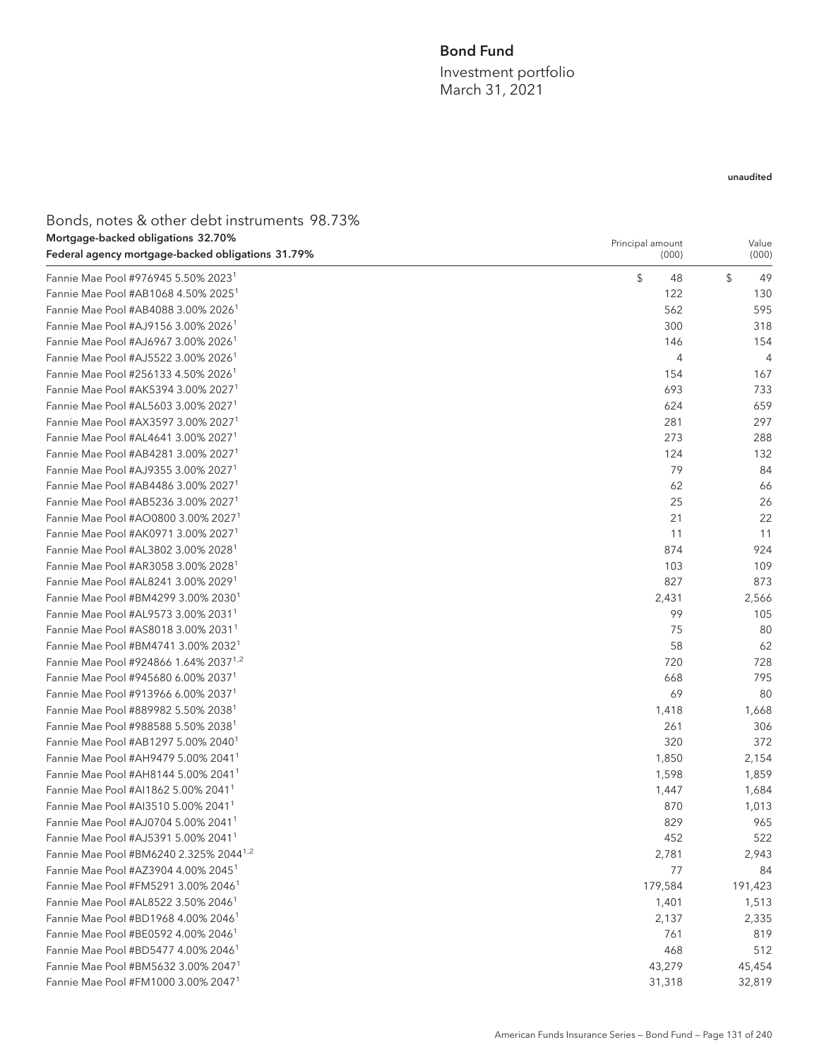## Bond Fund

Investment portfolio
March 31, 2021

unaudited

# Bonds, notes & other debt instruments 98.73%

**Mortgage-backed obligations 32.70%**

| Federal agency mortgage-backed obligations 31.79% | Principal amount (000) | Value (000) |
|---|---|---|
| Fannie Mae Pool #976945 5.50% 2023[1] | $ 48 | $ 49 |
| Fannie Mae Pool #AB1068 4.50% 2025[1] | 122 | 130 |
| Fannie Mae Pool #AB4088 3.00% 2026[1] | 562 | 595 |
| Fannie Mae Pool #AJ9156 3.00% 2026[1] | 300 | 318 |
| Fannie Mae Pool #AJ6967 3.00% 2026[1] | 146 | 154 |
| Fannie Mae Pool #AJ5522 3.00% 2026[1] | 4 | 4 |
| Fannie Mae Pool #256133 4.50% 2026[1] | 154 | 167 |
| Fannie Mae Pool #AK5394 3.00% 2027[1] | 693 | 733 |
| Fannie Mae Pool #AL5603 3.00% 2027[1] | 624 | 659 |
| Fannie Mae Pool #AX3597 3.00% 2027[1] | 281 | 297 |
| Fannie Mae Pool #AL4641 3.00% 2027[1] | 273 | 288 |
| Fannie Mae Pool #AB4281 3.00% 2027[1] | 124 | 132 |
| Fannie Mae Pool #AJ9355 3.00% 2027[1] | 79 | 84 |
| Fannie Mae Pool #AB4486 3.00% 2027[1] | 62 | 66 |
| Fannie Mae Pool #AB5236 3.00% 2027[1] | 25 | 26 |
| Fannie Mae Pool #AO0800 3.00% 2027[1] | 21 | 22 |
| Fannie Mae Pool #AK0971 3.00% 2027[1] | 11 | 11 |
| Fannie Mae Pool #AL3802 3.00% 2028[1] | 874 | 924 |
| Fannie Mae Pool #AR3058 3.00% 2028[1] | 103 | 109 |
| Fannie Mae Pool #AL8241 3.00% 2029[1] | 827 | 873 |
| Fannie Mae Pool #BM4299 3.00% 2030[1] | 2,431 | 2,566 |
| Fannie Mae Pool #AL9573 3.00% 2031[1] | 99 | 105 |
| Fannie Mae Pool #AS8018 3.00% 2031[1] | 75 | 80 |
| Fannie Mae Pool #BM4741 3.00% 2032[1] | 58 | 62 |
| Fannie Mae Pool #924866 1.64% 2037[1,2] | 720 | 728 |
| Fannie Mae Pool #945680 6.00% 2037[1] | 668 | 795 |
| Fannie Mae Pool #913966 6.00% 2037[1] | 69 | 80 |
| Fannie Mae Pool #889982 5.50% 2038[1] | 1,418 | 1,668 |
| Fannie Mae Pool #988588 5.50% 2038[1] | 261 | 306 |
| Fannie Mae Pool #AB1297 5.00% 2040[1] | 320 | 372 |
| Fannie Mae Pool #AH9479 5.00% 2041[1] | 1,850 | 2,154 |
| Fannie Mae Pool #AH8144 5.00% 2041[1] | 1,598 | 1,859 |
| Fannie Mae Pool #AI1862 5.00% 2041[1] | 1,447 | 1,684 |
| Fannie Mae Pool #AI3510 5.00% 2041[1] | 870 | 1,013 |
| Fannie Mae Pool #AJ0704 5.00% 2041[1] | 829 | 965 |
| Fannie Mae Pool #AJ5391 5.00% 2041[1] | 452 | 522 |
| Fannie Mae Pool #BM6240 2.325% 2044[1,2] | 2,781 | 2,943 |
| Fannie Mae Pool #AZ3904 4.00% 2045[1] | 77 | 84 |
| Fannie Mae Pool #FM5291 3.00% 2046[1] | 179,584 | 191,423 |
| Fannie Mae Pool #AL8522 3.50% 2046[1] | 1,401 | 1,513 |
| Fannie Mae Pool #BD1968 4.00% 2046[1] | 2,137 | 2,335 |
| Fannie Mae Pool #BE0592 4.00% 2046[1] | 761 | 819 |
| Fannie Mae Pool #BD5477 4.00% 2046[1] | 468 | 512 |
| Fannie Mae Pool #BM5632 3.00% 2047[1] | 43,279 | 45,454 |
| Fannie Mae Pool #FM1000 3.00% 2047[1] | 31,318 | 32,819 |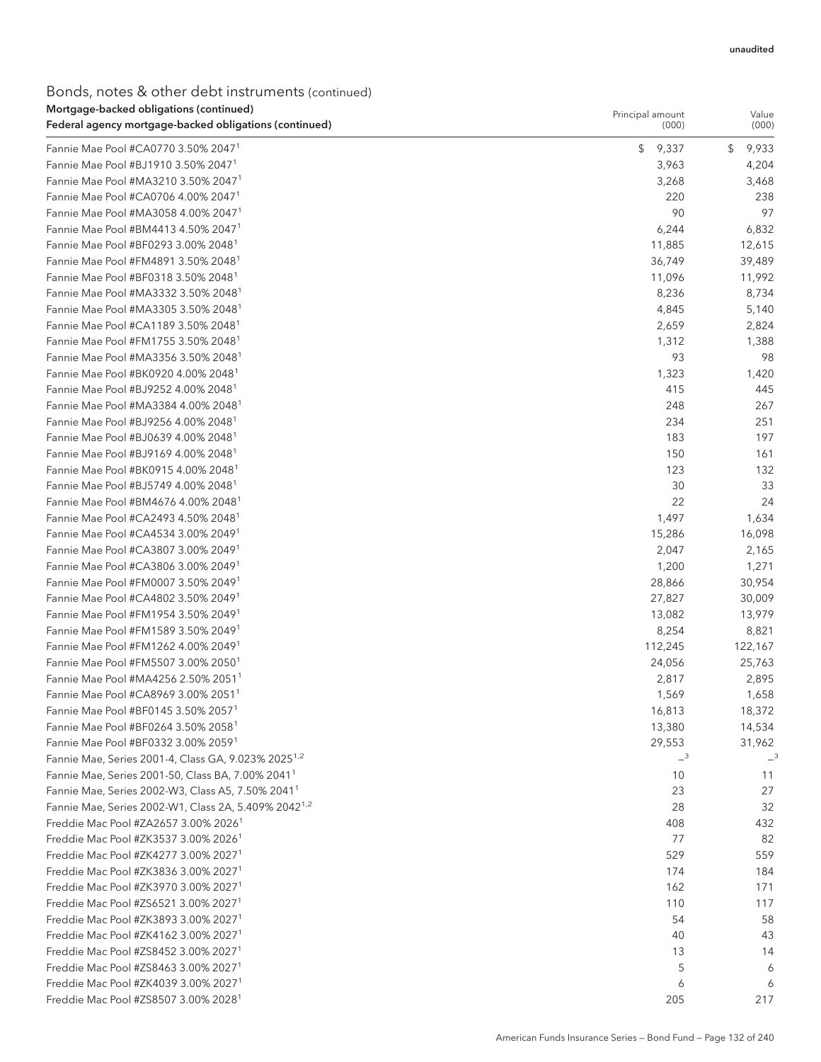unaudited

## Bonds, notes & other debt instruments (continued)

| Mortgage-backed obligations (continued)<br>Federal agency mortgage-backed obligations (continued) | Principal amount (000) | Value (000) |
|---|---|---|
| Fannie Mae Pool #CA0770 3.50% 2047[1] | $ 9,337 | $ 9,933 |
| Fannie Mae Pool #BJ1910 3.50% 2047[1] | 3,963 | 4,204 |
| Fannie Mae Pool #MA3210 3.50% 2047[1] | 3,268 | 3,468 |
| Fannie Mae Pool #CA0706 4.00% 2047[1] | 220 | 238 |
| Fannie Mae Pool #MA3058 4.00% 2047[1] | 90 | 97 |
| Fannie Mae Pool #BM4413 4.50% 2047[1] | 6,244 | 6,832 |
| Fannie Mae Pool #BF0293 3.00% 2048[1] | 11,885 | 12,615 |
| Fannie Mae Pool #FM4891 3.50% 2048[1] | 36,749 | 39,489 |
| Fannie Mae Pool #BF0318 3.50% 2048[1] | 11,096 | 11,992 |
| Fannie Mae Pool #MA3332 3.50% 2048[1] | 8,236 | 8,734 |
| Fannie Mae Pool #MA3305 3.50% 2048[1] | 4,845 | 5,140 |
| Fannie Mae Pool #CA1189 3.50% 2048[1] | 2,659 | 2,824 |
| Fannie Mae Pool #FM1755 3.50% 2048[1] | 1,312 | 1,388 |
| Fannie Mae Pool #MA3356 3.50% 2048[1] | 93 | 98 |
| Fannie Mae Pool #BK0920 4.00% 2048[1] | 1,323 | 1,420 |
| Fannie Mae Pool #BJ9252 4.00% 2048[1] | 415 | 445 |
| Fannie Mae Pool #MA3384 4.00% 2048[1] | 248 | 267 |
| Fannie Mae Pool #BJ9256 4.00% 2048[1] | 234 | 251 |
| Fannie Mae Pool #BJ0639 4.00% 2048[1] | 183 | 197 |
| Fannie Mae Pool #BJ9169 4.00% 2048[1] | 150 | 161 |
| Fannie Mae Pool #BK0915 4.00% 2048[1] | 123 | 132 |
| Fannie Mae Pool #BJ5749 4.00% 2048[1] | 30 | 33 |
| Fannie Mae Pool #BM4676 4.00% 2048[1] | 22 | 24 |
| Fannie Mae Pool #CA2493 4.50% 2048[1] | 1,497 | 1,634 |
| Fannie Mae Pool #CA4534 3.00% 2049[1] | 15,286 | 16,098 |
| Fannie Mae Pool #CA3807 3.00% 2049[1] | 2,047 | 2,165 |
| Fannie Mae Pool #CA3806 3.00% 2049[1] | 1,200 | 1,271 |
| Fannie Mae Pool #FM0007 3.50% 2049[1] | 28,866 | 30,954 |
| Fannie Mae Pool #CA4802 3.50% 2049[1] | 27,827 | 30,009 |
| Fannie Mae Pool #FM1954 3.50% 2049[1] | 13,082 | 13,979 |
| Fannie Mae Pool #FM1589 3.50% 2049[1] | 8,254 | 8,821 |
| Fannie Mae Pool #FM1262 4.00% 2049[1] | 112,245 | 122,167 |
| Fannie Mae Pool #FM5507 3.00% 2050[1] | 24,056 | 25,763 |
| Fannie Mae Pool #MA4256 2.50% 2051[1] | 2,817 | 2,895 |
| Fannie Mae Pool #CA8969 3.00% 2051[1] | 1,569 | 1,658 |
| Fannie Mae Pool #BF0145 3.50% 2057[1] | 16,813 | 18,372 |
| Fannie Mae Pool #BF0264 3.50% 2058[1] | 13,380 | 14,534 |
| Fannie Mae Pool #BF0332 3.00% 2059[1] | 29,553 | 31,962 |
| Fannie Mae, Series 2001-4, Class GA, 9.023% 2025[1,2] | —[3] | —[3] |
| Fannie Mae, Series 2001-50, Class BA, 7.00% 2041[1] | 10 | 11 |
| Fannie Mae, Series 2002-W3, Class A5, 7.50% 2041[1] | 23 | 27 |
| Fannie Mae, Series 2002-W1, Class 2A, 5.409% 2042[1,2] | 28 | 32 |
| Freddie Mac Pool #ZA2657 3.00% 2026[1] | 408 | 432 |
| Freddie Mac Pool #ZK3537 3.00% 2026[1] | 77 | 82 |
| Freddie Mac Pool #ZK4277 3.00% 2027[1] | 529 | 559 |
| Freddie Mac Pool #ZK3836 3.00% 2027[1] | 174 | 184 |
| Freddie Mac Pool #ZK3970 3.00% 2027[1] | 162 | 171 |
| Freddie Mac Pool #ZS6521 3.00% 2027[1] | 110 | 117 |
| Freddie Mac Pool #ZK3893 3.00% 2027[1] | 54 | 58 |
| Freddie Mac Pool #ZK4162 3.00% 2027[1] | 40 | 43 |
| Freddie Mac Pool #ZS8452 3.00% 2027[1] | 13 | 14 |
| Freddie Mac Pool #ZS8463 3.00% 2027[1] | 5 | 6 |
| Freddie Mac Pool #ZK4039 3.00% 2027[1] | 6 | 6 |
| Freddie Mac Pool #ZS8507 3.00% 2028[1] | 205 | 217 |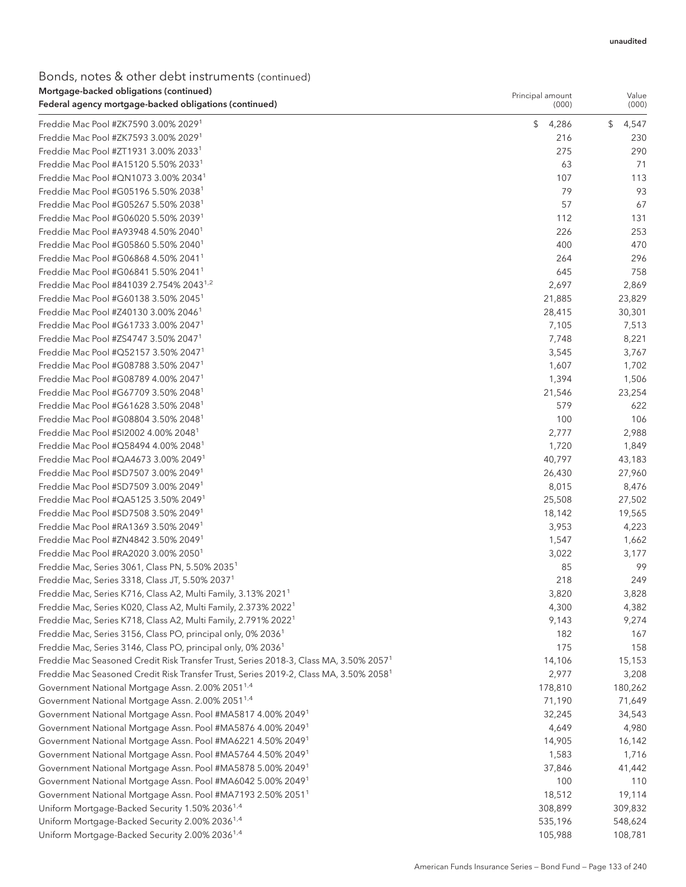unaudited

## Bonds, notes & other debt instruments (continued)

| Mortgage-backed obligations (continued)<br>Federal agency mortgage-backed obligations (continued) | Principal amount (000) | Value (000) |
|---|---|---|
| Freddie Mac Pool #ZK7590 3.00% 2029[1] | $ 4,286 | $ 4,547 |
| Freddie Mac Pool #ZK7593 3.00% 2029[1] | 216 | 230 |
| Freddie Mac Pool #ZT1931 3.00% 2033[1] | 275 | 290 |
| Freddie Mac Pool #A15120 5.50% 2033[1] | 63 | 71 |
| Freddie Mac Pool #QN1073 3.00% 2034[1] | 107 | 113 |
| Freddie Mac Pool #G05196 5.50% 2038[1] | 79 | 93 |
| Freddie Mac Pool #G05267 5.50% 2038[1] | 57 | 67 |
| Freddie Mac Pool #G06020 5.50% 2039[1] | 112 | 131 |
| Freddie Mac Pool #A93948 4.50% 2040[1] | 226 | 253 |
| Freddie Mac Pool #G05860 5.50% 2040[1] | 400 | 470 |
| Freddie Mac Pool #G06868 4.50% 2041[1] | 264 | 296 |
| Freddie Mac Pool #G06841 5.50% 2041[1] | 645 | 758 |
| Freddie Mac Pool #841039 2.754% 2043[1,2] | 2,697 | 2,869 |
| Freddie Mac Pool #G60138 3.50% 2045[1] | 21,885 | 23,829 |
| Freddie Mac Pool #Z40130 3.00% 2046[1] | 28,415 | 30,301 |
| Freddie Mac Pool #G61733 3.00% 2047[1] | 7,105 | 7,513 |
| Freddie Mac Pool #ZS4747 3.50% 2047[1] | 7,748 | 8,221 |
| Freddie Mac Pool #Q52157 3.50% 2047[1] | 3,545 | 3,767 |
| Freddie Mac Pool #G08788 3.50% 2047[1] | 1,607 | 1,702 |
| Freddie Mac Pool #G08789 4.00% 2047[1] | 1,394 | 1,506 |
| Freddie Mac Pool #G67709 3.50% 2048[1] | 21,546 | 23,254 |
| Freddie Mac Pool #G61628 3.50% 2048[1] | 579 | 622 |
| Freddie Mac Pool #G08804 3.50% 2048[1] | 100 | 106 |
| Freddie Mac Pool #SI2002 4.00% 2048[1] | 2,777 | 2,988 |
| Freddie Mac Pool #Q58494 4.00% 2048[1] | 1,720 | 1,849 |
| Freddie Mac Pool #QA4673 3.00% 2049[1] | 40,797 | 43,183 |
| Freddie Mac Pool #SD7507 3.00% 2049[1] | 26,430 | 27,960 |
| Freddie Mac Pool #SD7509 3.00% 2049[1] | 8,015 | 8,476 |
| Freddie Mac Pool #QA5125 3.50% 2049[1] | 25,508 | 27,502 |
| Freddie Mac Pool #SD7508 3.50% 2049[1] | 18,142 | 19,565 |
| Freddie Mac Pool #RA1369 3.50% 2049[1] | 3,953 | 4,223 |
| Freddie Mac Pool #ZN4842 3.50% 2049[1] | 1,547 | 1,662 |
| Freddie Mac Pool #RA2020 3.00% 2050[1] | 3,022 | 3,177 |
| Freddie Mac, Series 3061, Class PN, 5.50% 2035[1] | 85 | 99 |
| Freddie Mac, Series 3318, Class JT, 5.50% 2037[1] | 218 | 249 |
| Freddie Mac, Series K716, Class A2, Multi Family, 3.13% 2021[1] | 3,820 | 3,828 |
| Freddie Mac, Series K020, Class A2, Multi Family, 2.373% 2022[1] | 4,300 | 4,382 |
| Freddie Mac, Series K718, Class A2, Multi Family, 2.791% 2022[1] | 9,143 | 9,274 |
| Freddie Mac, Series 3156, Class PO, principal only, 0% 2036[1] | 182 | 167 |
| Freddie Mac, Series 3146, Class PO, principal only, 0% 2036[1] | 175 | 158 |
| Freddie Mac Seasoned Credit Risk Transfer Trust, Series 2018-3, Class MA, 3.50% 2057[1] | 14,106 | 15,153 |
| Freddie Mac Seasoned Credit Risk Transfer Trust, Series 2019-2, Class MA, 3.50% 2058[1] | 2,977 | 3,208 |
| Government National Mortgage Assn. 2.00% 2051[1,4] | 178,810 | 180,262 |
| Government National Mortgage Assn. 2.00% 2051[1,4] | 71,190 | 71,649 |
| Government National Mortgage Assn. Pool #MA5817 4.00% 2049[1] | 32,245 | 34,543 |
| Government National Mortgage Assn. Pool #MA5876 4.00% 2049[1] | 4,649 | 4,980 |
| Government National Mortgage Assn. Pool #MA6221 4.50% 2049[1] | 14,905 | 16,142 |
| Government National Mortgage Assn. Pool #MA5764 4.50% 2049[1] | 1,583 | 1,716 |
| Government National Mortgage Assn. Pool #MA5878 5.00% 2049[1] | 37,846 | 41,442 |
| Government National Mortgage Assn. Pool #MA6042 5.00% 2049[1] | 100 | 110 |
| Government National Mortgage Assn. Pool #MA7193 2.50% 2051[1] | 18,512 | 19,114 |
| Uniform Mortgage-Backed Security 1.50% 2036[1,4] | 308,899 | 309,832 |
| Uniform Mortgage-Backed Security 2.00% 2036[1,4] | 535,196 | 548,624 |
| Uniform Mortgage-Backed Security 2.00% 2036[1,4] | 105,988 | 108,781 |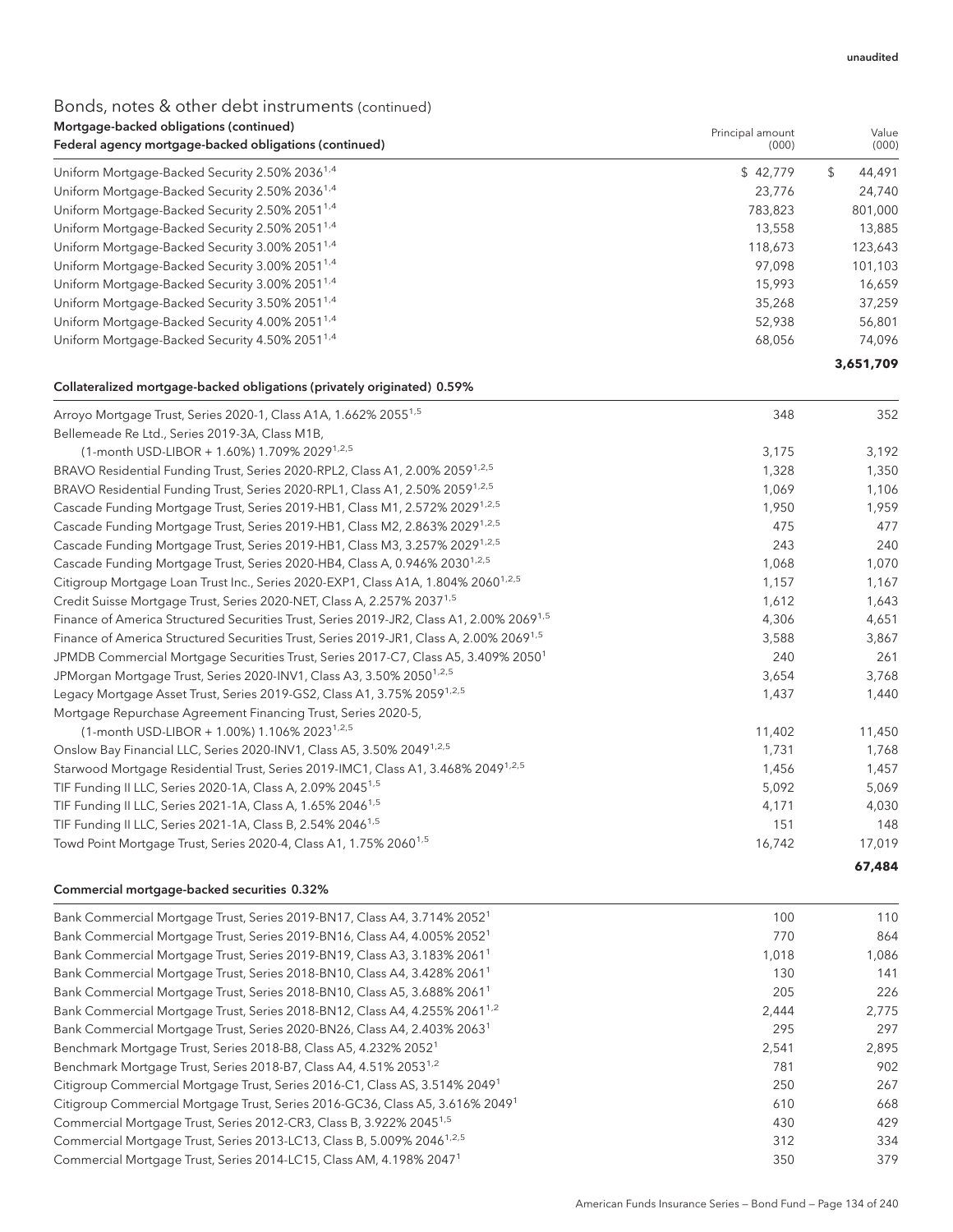unaudited

## Bonds, notes & other debt instruments (continued)

### Mortgage-backed obligations (continued)

| Federal agency mortgage-backed obligations (continued) | Principal amount (000) | Value (000) |
|---|---|---|
| Uniform Mortgage-Backed Security 2.50% 2036[1,4] | $ 42,779 | $ 44,491 |
| Uniform Mortgage-Backed Security 2.50% 2036[1,4] | 23,776 | 24,740 |
| Uniform Mortgage-Backed Security 2.50% 2051[1,4] | 783,823 | 801,000 |
| Uniform Mortgage-Backed Security 2.50% 2051[1,4] | 13,558 | 13,885 |
| Uniform Mortgage-Backed Security 3.00% 2051[1,4] | 118,673 | 123,643 |
| Uniform Mortgage-Backed Security 3.00% 2051[1,4] | 97,098 | 101,103 |
| Uniform Mortgage-Backed Security 3.00% 2051[1,4] | 15,993 | 16,659 |
| Uniform Mortgage-Backed Security 3.50% 2051[1,4] | 35,268 | 37,259 |
| Uniform Mortgage-Backed Security 4.00% 2051[1,4] | 52,938 | 56,801 |
| Uniform Mortgage-Backed Security 4.50% 2051[1,4] | 68,056 | 74,096 |
| | | **3,651,709** |

#### Collateralized mortgage-backed obligations (privately originated) 0.59%

| | | |
|---|---|---|
| Arroyo Mortgage Trust, Series 2020-1, Class A1A, 1.662% 2055[1,5] | 348 | 352 |
| Bellemeade Re Ltd., Series 2019-3A, Class M1B, (1-month USD-LIBOR + 1.60%) 1.709% 2029[1,2,5] | 3,175 | 3,192 |
| BRAVO Residential Funding Trust, Series 2020-RPL2, Class A1, 2.00% 2059[1,2,5] | 1,328 | 1,350 |
| BRAVO Residential Funding Trust, Series 2020-RPL1, Class A1, 2.50% 2059[1,2,5] | 1,069 | 1,106 |
| Cascade Funding Mortgage Trust, Series 2019-HB1, Class M1, 2.572% 2029[1,2,5] | 1,950 | 1,959 |
| Cascade Funding Mortgage Trust, Series 2019-HB1, Class M2, 2.863% 2029[1,2,5] | 475 | 477 |
| Cascade Funding Mortgage Trust, Series 2019-HB1, Class M3, 3.257% 2029[1,2,5] | 243 | 240 |
| Cascade Funding Mortgage Trust, Series 2020-HB4, Class A, 0.946% 2030[1,2,5] | 1,068 | 1,070 |
| Citigroup Mortgage Loan Trust Inc., Series 2020-EXP1, Class A1A, 1.804% 2060[1,2,5] | 1,157 | 1,167 |
| Credit Suisse Mortgage Trust, Series 2020-NET, Class A, 2.257% 2037[1,5] | 1,612 | 1,643 |
| Finance of America Structured Securities Trust, Series 2019-JR2, Class A1, 2.00% 2069[1,5] | 4,306 | 4,651 |
| Finance of America Structured Securities Trust, Series 2019-JR1, Class A, 2.00% 2069[1,5] | 3,588 | 3,867 |
| JPMDB Commercial Mortgage Securities Trust, Series 2017-C7, Class A5, 3.409% 2050[1] | 240 | 261 |
| JPMorgan Mortgage Trust, Series 2020-INV1, Class A3, 3.50% 2050[1,2,5] | 3,654 | 3,768 |
| Legacy Mortgage Asset Trust, Series 2019-GS2, Class A1, 3.75% 2059[1,2,5] | 1,437 | 1,440 |
| Mortgage Repurchase Agreement Financing Trust, Series 2020-5, (1-month USD-LIBOR + 1.00%) 1.106% 2023[1,2,5] | 11,402 | 11,450 |
| Onslow Bay Financial LLC, Series 2020-INV1, Class A5, 3.50% 2049[1,2,5] | 1,731 | 1,768 |
| Starwood Mortgage Residential Trust, Series 2019-IMC1, Class A1, 3.468% 2049[1,2,5] | 1,456 | 1,457 |
| TIF Funding II LLC, Series 2020-1A, Class A, 2.09% 2045[1,5] | 5,092 | 5,069 |
| TIF Funding II LLC, Series 2021-1A, Class A, 1.65% 2046[1,5] | 4,171 | 4,030 |
| TIF Funding II LLC, Series 2021-1A, Class B, 2.54% 2046[1,5] | 151 | 148 |
| Towd Point Mortgage Trust, Series 2020-4, Class A1, 1.75% 2060[1,5] | 16,742 | 17,019 |
| | | **67,484** |

#### Commercial mortgage-backed securities 0.32%

| | | |
|---|---|---|
| Bank Commercial Mortgage Trust, Series 2019-BN17, Class A4, 3.714% 2052[1] | 100 | 110 |
| Bank Commercial Mortgage Trust, Series 2019-BN16, Class A4, 4.005% 2052[1] | 770 | 864 |
| Bank Commercial Mortgage Trust, Series 2019-BN19, Class A3, 3.183% 2061[1] | 1,018 | 1,086 |
| Bank Commercial Mortgage Trust, Series 2018-BN10, Class A4, 3.428% 2061[1] | 130 | 141 |
| Bank Commercial Mortgage Trust, Series 2018-BN10, Class A5, 3.688% 2061[1] | 205 | 226 |
| Bank Commercial Mortgage Trust, Series 2018-BN12, Class A4, 4.255% 2061[1,2] | 2,444 | 2,775 |
| Bank Commercial Mortgage Trust, Series 2020-BN26, Class A4, 2.403% 2063[1] | 295 | 297 |
| Benchmark Mortgage Trust, Series 2018-B8, Class A5, 4.232% 2052[1] | 2,541 | 2,895 |
| Benchmark Mortgage Trust, Series 2018-B7, Class A4, 4.51% 2053[1,2] | 781 | 902 |
| Citigroup Commercial Mortgage Trust, Series 2016-C1, Class AS, 3.514% 2049[1] | 250 | 267 |
| Citigroup Commercial Mortgage Trust, Series 2016-GC36, Class A5, 3.616% 2049[1] | 610 | 668 |
| Commercial Mortgage Trust, Series 2012-CR3, Class B, 3.922% 2045[1,5] | 430 | 429 |
| Commercial Mortgage Trust, Series 2013-LC13, Class B, 5.009% 2046[1,2,5] | 312 | 334 |
| Commercial Mortgage Trust, Series 2014-LC15, Class AM, 4.198% 2047[1] | 350 | 379 |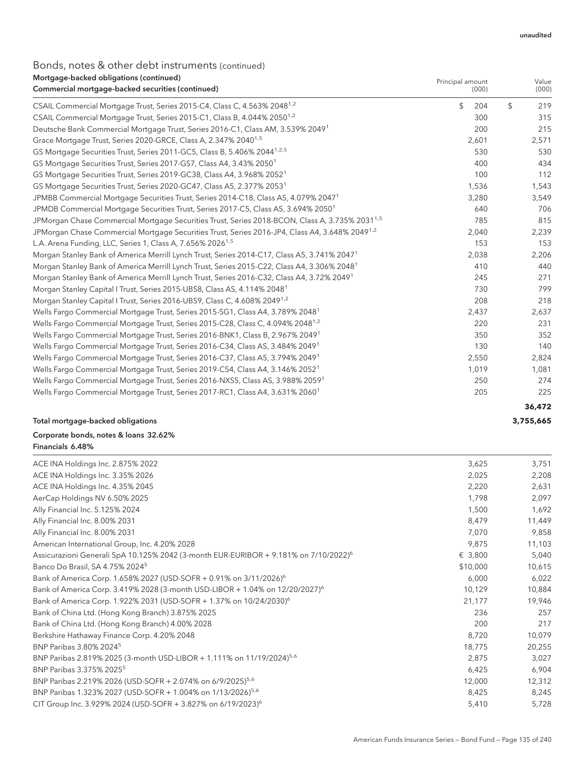unaudited

# Bonds, notes & other debt instruments (continued)

**Mortgage-backed obligations (continued)**

**Commercial mortgage-backed securities (continued)**

| | Principal amount (000) | Value (000) |
|---|---|---|
| CSAIL Commercial Mortgage Trust, Series 2015-C4, Class C, 4.563% 2048[1,2] | $ 204 | $ 219 |
| CSAIL Commercial Mortgage Trust, Series 2015-C1, Class B, 4.044% 2050[1,2] | 300 | 315 |
| Deutsche Bank Commercial Mortgage Trust, Series 2016-C1, Class AM, 3.539% 2049[1] | 200 | 215 |
| Grace Mortgage Trust, Series 2020-GRCE, Class A, 2.347% 2040[1,5] | 2,601 | 2,571 |
| GS Mortgage Securities Trust, Series 2011-GC5, Class B, 5.406% 2044[1,2,5] | 530 | 530 |
| GS Mortgage Securities Trust, Series 2017-GS7, Class A4, 3.43% 2050[1] | 400 | 434 |
| GS Mortgage Securities Trust, Series 2019-GC38, Class A4, 3.968% 2052[1] | 100 | 112 |
| GS Mortgage Securities Trust, Series 2020-GC47, Class A5, 2.377% 2053[1] | 1,536 | 1,543 |
| JPMBB Commercial Mortgage Securities Trust, Series 2014-C18, Class A5, 4.079% 2047[1] | 3,280 | 3,549 |
| JPMDB Commercial Mortgage Securities Trust, Series 2017-C5, Class A5, 3.694% 2050[1] | 640 | 706 |
| JPMorgan Chase Commercial Mortgage Securities Trust, Series 2018-BCON, Class A, 3.735% 2031[1,5] | 785 | 815 |
| JPMorgan Chase Commercial Mortgage Securities Trust, Series 2016-JP4, Class A4, 3.648% 2049[1,2] | 2,040 | 2,239 |
| L.A. Arena Funding, LLC, Series 1, Class A, 7.656% 2026[1,5] | 153 | 153 |
| Morgan Stanley Bank of America Merrill Lynch Trust, Series 2014-C17, Class A5, 3.741% 2047[1] | 2,038 | 2,206 |
| Morgan Stanley Bank of America Merrill Lynch Trust, Series 2015-C22, Class A4, 3.306% 2048[1] | 410 | 440 |
| Morgan Stanley Bank of America Merrill Lynch Trust, Series 2016-C32, Class A4, 3.72% 2049[1] | 245 | 271 |
| Morgan Stanley Capital I Trust, Series 2015-UBS8, Class AS, 4.114% 2048[1] | 730 | 799 |
| Morgan Stanley Capital I Trust, Series 2016-UBS9, Class C, 4.608% 2049[1,2] | 208 | 218 |
| Wells Fargo Commercial Mortgage Trust, Series 2015-SG1, Class A4, 3.789% 2048[1] | 2,437 | 2,637 |
| Wells Fargo Commercial Mortgage Trust, Series 2015-C28, Class C, 4.094% 2048[1,2] | 220 | 231 |
| Wells Fargo Commercial Mortgage Trust, Series 2016-BNK1, Class B, 2.967% 2049[1] | 350 | 352 |
| Wells Fargo Commercial Mortgage Trust, Series 2016-C34, Class AS, 3.484% 2049[1] | 130 | 140 |
| Wells Fargo Commercial Mortgage Trust, Series 2016-C37, Class A5, 3.794% 2049[1] | 2,550 | 2,824 |
| Wells Fargo Commercial Mortgage Trust, Series 2019-C54, Class A4, 3.146% 2052[1] | 1,019 | 1,081 |
| Wells Fargo Commercial Mortgage Trust, Series 2016-NXS5, Class AS, 3.988% 2059[1] | 250 | 274 |
| Wells Fargo Commercial Mortgage Trust, Series 2017-RC1, Class A4, 3.631% 2060[1] | 205 | 225 |
| | | **36,472** |
| **Total mortgage-backed obligations** | | **3,755,665** |

**Corporate bonds, notes & loans 32.62%**

**Financials 6.48%**

| | Principal amount (000) | Value (000) |
|---|---|---|
| ACE INA Holdings Inc. 2.875% 2022 | 3,625 | 3,751 |
| ACE INA Holdings Inc. 3.35% 2026 | 2,025 | 2,208 |
| ACE INA Holdings Inc. 4.35% 2045 | 2,220 | 2,631 |
| AerCap Holdings NV 6.50% 2025 | 1,798 | 2,097 |
| Ally Financial Inc. 5.125% 2024 | 1,500 | 1,692 |
| Ally Financial Inc. 8.00% 2031 | 8,479 | 11,449 |
| Ally Financial Inc. 8.00% 2031 | 7,070 | 9,858 |
| American International Group, Inc. 4.20% 2028 | 9,875 | 11,103 |
| Assicurazioni Generali SpA 10.125% 2042 (3-month EUR-EURIBOR + 9.181% on 7/10/2022)[6] | € 3,800 | 5,040 |
| Banco Do Brasil, SA 4.75% 2024[5] | $10,000 | 10,615 |
| Bank of America Corp. 1.658% 2027 (USD-SOFR + 0.91% on 3/11/2026)[6] | 6,000 | 6,022 |
| Bank of America Corp. 3.419% 2028 (3-month USD-LIBOR + 1.04% on 12/20/2027)[6] | 10,129 | 10,884 |
| Bank of America Corp. 1.922% 2031 (USD-SOFR + 1.37% on 10/24/2030)[6] | 21,177 | 19,946 |
| Bank of China Ltd. (Hong Kong Branch) 3.875% 2025 | 236 | 257 |
| Bank of China Ltd. (Hong Kong Branch) 4.00% 2028 | 200 | 217 |
| Berkshire Hathaway Finance Corp. 4.20% 2048 | 8,720 | 10,079 |
| BNP Paribas 3.80% 2024[5] | 18,775 | 20,255 |
| BNP Paribas 2.819% 2025 (3-month USD-LIBOR + 1.111% on 11/19/2024)[5,6] | 2,875 | 3,027 |
| BNP Paribas 3.375% 2025[5] | 6,425 | 6,904 |
| BNP Paribas 2.219% 2026 (USD-SOFR + 2.074% on 6/9/2025)[5,6] | 12,000 | 12,312 |
| BNP Paribas 1.323% 2027 (USD-SOFR + 1.004% on 1/13/2026)[5,6] | 8,425 | 8,245 |
| CIT Group Inc. 3.929% 2024 (USD-SOFR + 3.827% on 6/19/2023)[6] | 5,410 | 5,728 |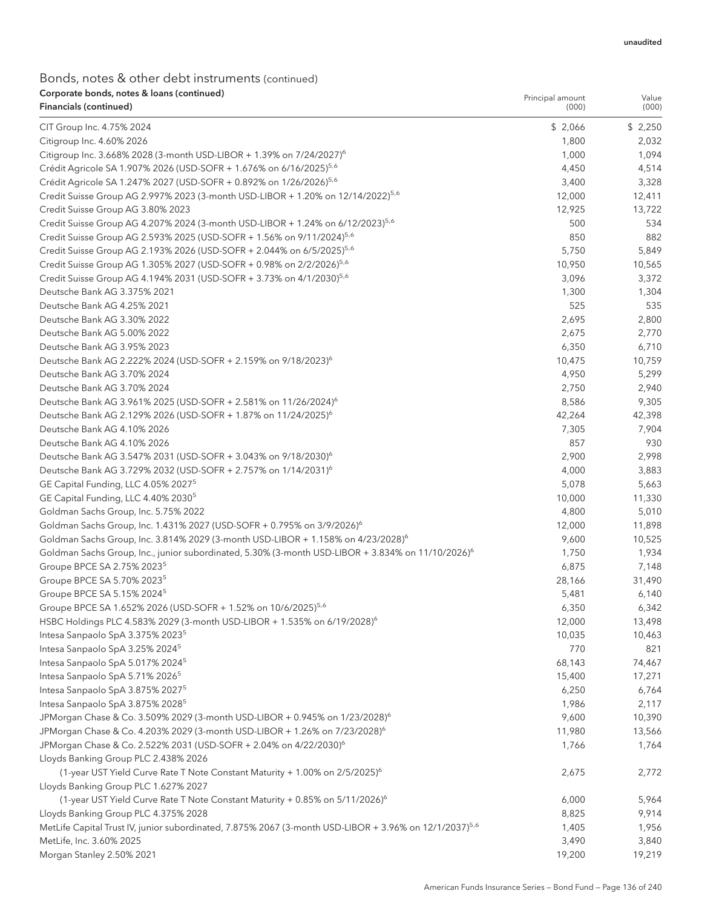unaudited

## Bonds, notes & other debt instruments (continued)

| Corporate bonds, notes & loans (continued) Financials (continued) | Principal amount (000) | Value (000) |
|---|---|---|
| CIT Group Inc. 4.75% 2024 | $ 2,066 | $ 2,250 |
| Citigroup Inc. 4.60% 2026 | 1,800 | 2,032 |
| Citigroup Inc. 3.668% 2028 (3-month USD-LIBOR + 1.39% on 7/24/2027)[6] | 1,000 | 1,094 |
| Crédit Agricole SA 1.907% 2026 (USD-SOFR + 1.676% on 6/16/2025)[5,6] | 4,450 | 4,514 |
| Crédit Agricole SA 1.247% 2027 (USD-SOFR + 0.892% on 1/26/2026)[5,6] | 3,400 | 3,328 |
| Credit Suisse Group AG 2.997% 2023 (3-month USD-LIBOR + 1.20% on 12/14/2022)[5,6] | 12,000 | 12,411 |
| Credit Suisse Group AG 3.80% 2023 | 12,925 | 13,722 |
| Credit Suisse Group AG 4.207% 2024 (3-month USD-LIBOR + 1.24% on 6/12/2023)[5,6] | 500 | 534 |
| Credit Suisse Group AG 2.593% 2025 (USD-SOFR + 1.56% on 9/11/2024)[5,6] | 850 | 882 |
| Credit Suisse Group AG 2.193% 2026 (USD-SOFR + 2.044% on 6/5/2025)[5,6] | 5,750 | 5,849 |
| Credit Suisse Group AG 1.305% 2027 (USD-SOFR + 0.98% on 2/2/2026)[5,6] | 10,950 | 10,565 |
| Credit Suisse Group AG 4.194% 2031 (USD-SOFR + 3.73% on 4/1/2030)[5,6] | 3,096 | 3,372 |
| Deutsche Bank AG 3.375% 2021 | 1,300 | 1,304 |
| Deutsche Bank AG 4.25% 2021 | 525 | 535 |
| Deutsche Bank AG 3.30% 2022 | 2,695 | 2,800 |
| Deutsche Bank AG 5.00% 2022 | 2,675 | 2,770 |
| Deutsche Bank AG 3.95% 2023 | 6,350 | 6,710 |
| Deutsche Bank AG 2.222% 2024 (USD-SOFR + 2.159% on 9/18/2023)[6] | 10,475 | 10,759 |
| Deutsche Bank AG 3.70% 2024 | 4,950 | 5,299 |
| Deutsche Bank AG 3.70% 2024 | 2,750 | 2,940 |
| Deutsche Bank AG 3.961% 2025 (USD-SOFR + 2.581% on 11/26/2024)[6] | 8,586 | 9,305 |
| Deutsche Bank AG 2.129% 2026 (USD-SOFR + 1.87% on 11/24/2025)[6] | 42,264 | 42,398 |
| Deutsche Bank AG 4.10% 2026 | 7,305 | 7,904 |
| Deutsche Bank AG 4.10% 2026 | 857 | 930 |
| Deutsche Bank AG 3.547% 2031 (USD-SOFR + 3.043% on 9/18/2030)[6] | 2,900 | 2,998 |
| Deutsche Bank AG 3.729% 2032 (USD-SOFR + 2.757% on 1/14/2031)[6] | 4,000 | 3,883 |
| GE Capital Funding, LLC 4.05% 2027[5] | 5,078 | 5,663 |
| GE Capital Funding, LLC 4.40% 2030[5] | 10,000 | 11,330 |
| Goldman Sachs Group, Inc. 5.75% 2022 | 4,800 | 5,010 |
| Goldman Sachs Group, Inc. 1.431% 2027 (USD-SOFR + 0.795% on 3/9/2026)[6] | 12,000 | 11,898 |
| Goldman Sachs Group, Inc. 3.814% 2029 (3-month USD-LIBOR + 1.158% on 4/23/2028)[6] | 9,600 | 10,525 |
| Goldman Sachs Group, Inc., junior subordinated, 5.30% (3-month USD-LIBOR + 3.834% on 11/10/2026)[6] | 1,750 | 1,934 |
| Groupe BPCE SA 2.75% 2023[5] | 6,875 | 7,148 |
| Groupe BPCE SA 5.70% 2023[5] | 28,166 | 31,490 |
| Groupe BPCE SA 5.15% 2024[5] | 5,481 | 6,140 |
| Groupe BPCE SA 1.652% 2026 (USD-SOFR + 1.52% on 10/6/2025)[5,6] | 6,350 | 6,342 |
| HSBC Holdings PLC 4.583% 2029 (3-month USD-LIBOR + 1.535% on 6/19/2028)[6] | 12,000 | 13,498 |
| Intesa Sanpaolo SpA 3.375% 2023[5] | 10,035 | 10,463 |
| Intesa Sanpaolo SpA 3.25% 2024[5] | 770 | 821 |
| Intesa Sanpaolo SpA 5.017% 2024[5] | 68,143 | 74,467 |
| Intesa Sanpaolo SpA 5.71% 2026[5] | 15,400 | 17,271 |
| Intesa Sanpaolo SpA 3.875% 2027[5] | 6,250 | 6,764 |
| Intesa Sanpaolo SpA 3.875% 2028[5] | 1,986 | 2,117 |
| JPMorgan Chase & Co. 3.509% 2029 (3-month USD-LIBOR + 0.945% on 1/23/2028)[6] | 9,600 | 10,390 |
| JPMorgan Chase & Co. 4.203% 2029 (3-month USD-LIBOR + 1.26% on 7/23/2028)[6] | 11,980 | 13,566 |
| JPMorgan Chase & Co. 2.522% 2031 (USD-SOFR + 2.04% on 4/22/2030)[6] | 1,766 | 1,764 |
| Lloyds Banking Group PLC 2.438% 2026 (1-year UST Yield Curve Rate T Note Constant Maturity + 1.00% on 2/5/2025)[6] | 2,675 | 2,772 |
| Lloyds Banking Group PLC 1.627% 2027 (1-year UST Yield Curve Rate T Note Constant Maturity + 0.85% on 5/11/2026)[6] | 6,000 | 5,964 |
| Lloyds Banking Group PLC 4.375% 2028 | 8,825 | 9,914 |
| MetLife Capital Trust IV, junior subordinated, 7.875% 2067 (3-month USD-LIBOR + 3.96% on 12/1/2037)[5,6] | 1,405 | 1,956 |
| MetLife, Inc. 3.60% 2025 | 3,490 | 3,840 |
| Morgan Stanley 2.50% 2021 | 19,200 | 19,219 |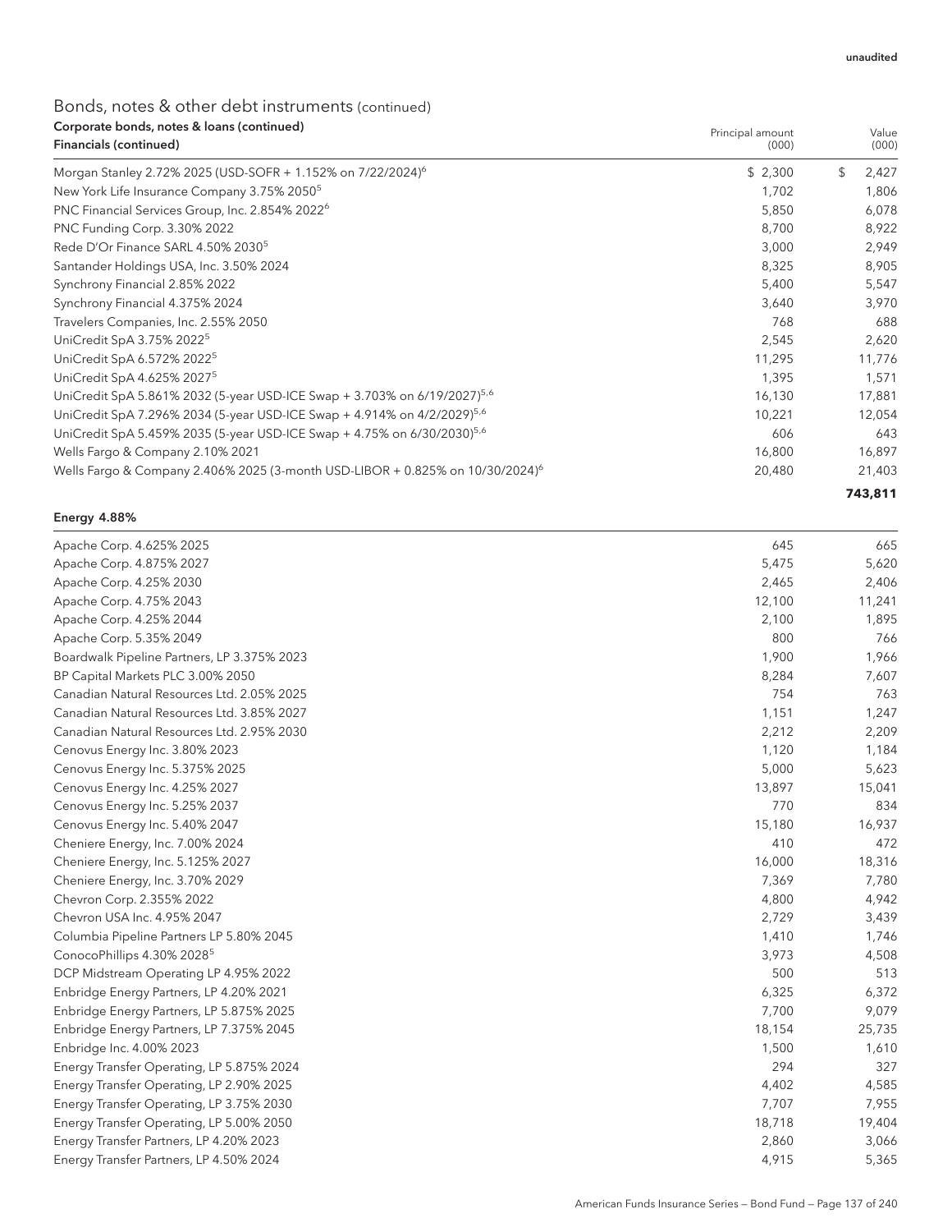unaudited

# Bonds, notes & other debt instruments (continued)

**Corporate bonds, notes & loans (continued)**

| Financials (continued) | Principal amount (000) | Value (000) |
|---|---|---|
| Morgan Stanley 2.72% 2025 (USD-SOFR + 1.152% on 7/22/2024)[6] | $ 2,300 | $ 2,427 |
| New York Life Insurance Company 3.75% 2050[5] | 1,702 | 1,806 |
| PNC Financial Services Group, Inc. 2.854% 2022[6] | 5,850 | 6,078 |
| PNC Funding Corp. 3.30% 2022 | 8,700 | 8,922 |
| Rede D'Or Finance SARL 4.50% 2030[5] | 3,000 | 2,949 |
| Santander Holdings USA, Inc. 3.50% 2024 | 8,325 | 8,905 |
| Synchrony Financial 2.85% 2022 | 5,400 | 5,547 |
| Synchrony Financial 4.375% 2024 | 3,640 | 3,970 |
| Travelers Companies, Inc. 2.55% 2050 | 768 | 688 |
| UniCredit SpA 3.75% 2022[5] | 2,545 | 2,620 |
| UniCredit SpA 6.572% 2022[5] | 11,295 | 11,776 |
| UniCredit SpA 4.625% 2027[5] | 1,395 | 1,571 |
| UniCredit SpA 5.861% 2032 (5-year USD-ICE Swap + 3.703% on 6/19/2027)[5,6] | 16,130 | 17,881 |
| UniCredit SpA 7.296% 2034 (5-year USD-ICE Swap + 4.914% on 4/2/2029)[5,6] | 10,221 | 12,054 |
| UniCredit SpA 5.459% 2035 (5-year USD-ICE Swap + 4.75% on 6/30/2030)[5,6] | 606 | 643 |
| Wells Fargo & Company 2.10% 2021 | 16,800 | 16,897 |
| Wells Fargo & Company 2.406% 2025 (3-month USD-LIBOR + 0.825% on 10/30/2024)[6] | 20,480 | 21,403 |
| | | **743,811** |

| Energy 4.88% | | |
|---|---|---|
| Apache Corp. 4.625% 2025 | 645 | 665 |
| Apache Corp. 4.875% 2027 | 5,475 | 5,620 |
| Apache Corp. 4.25% 2030 | 2,465 | 2,406 |
| Apache Corp. 4.75% 2043 | 12,100 | 11,241 |
| Apache Corp. 4.25% 2044 | 2,100 | 1,895 |
| Apache Corp. 5.35% 2049 | 800 | 766 |
| Boardwalk Pipeline Partners, LP 3.375% 2023 | 1,900 | 1,966 |
| BP Capital Markets PLC 3.00% 2050 | 8,284 | 7,607 |
| Canadian Natural Resources Ltd. 2.05% 2025 | 754 | 763 |
| Canadian Natural Resources Ltd. 3.85% 2027 | 1,151 | 1,247 |
| Canadian Natural Resources Ltd. 2.95% 2030 | 2,212 | 2,209 |
| Cenovus Energy Inc. 3.80% 2023 | 1,120 | 1,184 |
| Cenovus Energy Inc. 5.375% 2025 | 5,000 | 5,623 |
| Cenovus Energy Inc. 4.25% 2027 | 13,897 | 15,041 |
| Cenovus Energy Inc. 5.25% 2037 | 770 | 834 |
| Cenovus Energy Inc. 5.40% 2047 | 15,180 | 16,937 |
| Cheniere Energy, Inc. 7.00% 2024 | 410 | 472 |
| Cheniere Energy, Inc. 5.125% 2027 | 16,000 | 18,316 |
| Cheniere Energy, Inc. 3.70% 2029 | 7,369 | 7,780 |
| Chevron Corp. 2.355% 2022 | 4,800 | 4,942 |
| Chevron USA Inc. 4.95% 2047 | 2,729 | 3,439 |
| Columbia Pipeline Partners LP 5.80% 2045 | 1,410 | 1,746 |
| ConocoPhillips 4.30% 2028[5] | 3,973 | 4,508 |
| DCP Midstream Operating LP 4.95% 2022 | 500 | 513 |
| Enbridge Energy Partners, LP 4.20% 2021 | 6,325 | 6,372 |
| Enbridge Energy Partners, LP 5.875% 2025 | 7,700 | 9,079 |
| Enbridge Energy Partners, LP 7.375% 2045 | 18,154 | 25,735 |
| Enbridge Inc. 4.00% 2023 | 1,500 | 1,610 |
| Energy Transfer Operating, LP 5.875% 2024 | 294 | 327 |
| Energy Transfer Operating, LP 2.90% 2025 | 4,402 | 4,585 |
| Energy Transfer Operating, LP 3.75% 2030 | 7,707 | 7,955 |
| Energy Transfer Operating, LP 5.00% 2050 | 18,718 | 19,404 |
| Energy Transfer Partners, LP 4.20% 2023 | 2,860 | 3,066 |
| Energy Transfer Partners, LP 4.50% 2024 | 4,915 | 5,365 |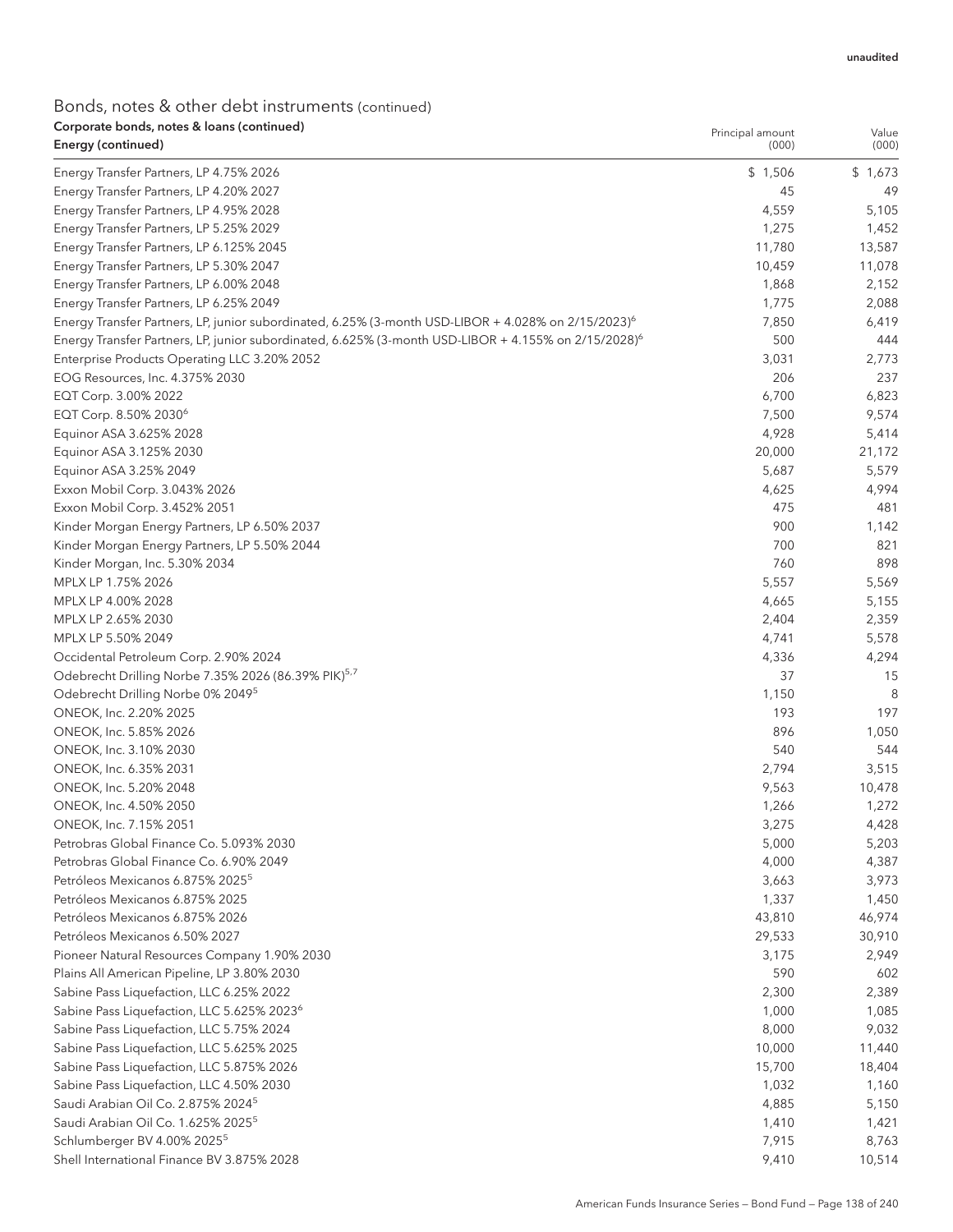## Bonds, notes & other debt instruments (continued)

| Corporate bonds, notes & loans (continued)<br>Energy (continued) | Principal amount (000) | Value (000) |
|---|---|---|
| Energy Transfer Partners, LP 4.75% 2026 | $ 1,506 | $ 1,673 |
| Energy Transfer Partners, LP 4.20% 2027 | 45 | 49 |
| Energy Transfer Partners, LP 4.95% 2028 | 4,559 | 5,105 |
| Energy Transfer Partners, LP 5.25% 2029 | 1,275 | 1,452 |
| Energy Transfer Partners, LP 6.125% 2045 | 11,780 | 13,587 |
| Energy Transfer Partners, LP 5.30% 2047 | 10,459 | 11,078 |
| Energy Transfer Partners, LP 6.00% 2048 | 1,868 | 2,152 |
| Energy Transfer Partners, LP 6.25% 2049 | 1,775 | 2,088 |
| Energy Transfer Partners, LP, junior subordinated, 6.25% (3-month USD-LIBOR + 4.028% on 2/15/2023)[6] | 7,850 | 6,419 |
| Energy Transfer Partners, LP, junior subordinated, 6.625% (3-month USD-LIBOR + 4.155% on 2/15/2028)[6] | 500 | 444 |
| Enterprise Products Operating LLC 3.20% 2052 | 3,031 | 2,773 |
| EOG Resources, Inc. 4.375% 2030 | 206 | 237 |
| EQT Corp. 3.00% 2022 | 6,700 | 6,823 |
| EQT Corp. 8.50% 2030[6] | 7,500 | 9,574 |
| Equinor ASA 3.625% 2028 | 4,928 | 5,414 |
| Equinor ASA 3.125% 2030 | 20,000 | 21,172 |
| Equinor ASA 3.25% 2049 | 5,687 | 5,579 |
| Exxon Mobil Corp. 3.043% 2026 | 4,625 | 4,994 |
| Exxon Mobil Corp. 3.452% 2051 | 475 | 481 |
| Kinder Morgan Energy Partners, LP 6.50% 2037 | 900 | 1,142 |
| Kinder Morgan Energy Partners, LP 5.50% 2044 | 700 | 821 |
| Kinder Morgan, Inc. 5.30% 2034 | 760 | 898 |
| MPLX LP 1.75% 2026 | 5,557 | 5,569 |
| MPLX LP 4.00% 2028 | 4,665 | 5,155 |
| MPLX LP 2.65% 2030 | 2,404 | 2,359 |
| MPLX LP 5.50% 2049 | 4,741 | 5,578 |
| Occidental Petroleum Corp. 2.90% 2024 | 4,336 | 4,294 |
| Odebrecht Drilling Norbe 7.35% 2026 (86.39% PIK)[5,7] | 37 | 15 |
| Odebrecht Drilling Norbe 0% 2049[5] | 1,150 | 8 |
| ONEOK, Inc. 2.20% 2025 | 193 | 197 |
| ONEOK, Inc. 5.85% 2026 | 896 | 1,050 |
| ONEOK, Inc. 3.10% 2030 | 540 | 544 |
| ONEOK, Inc. 6.35% 2031 | 2,794 | 3,515 |
| ONEOK, Inc. 5.20% 2048 | 9,563 | 10,478 |
| ONEOK, Inc. 4.50% 2050 | 1,266 | 1,272 |
| ONEOK, Inc. 7.15% 2051 | 3,275 | 4,428 |
| Petrobras Global Finance Co. 5.093% 2030 | 5,000 | 5,203 |
| Petrobras Global Finance Co. 6.90% 2049 | 4,000 | 4,387 |
| Petróleos Mexicanos 6.875% 2025[5] | 3,663 | 3,973 |
| Petróleos Mexicanos 6.875% 2025 | 1,337 | 1,450 |
| Petróleos Mexicanos 6.875% 2026 | 43,810 | 46,974 |
| Petróleos Mexicanos 6.50% 2027 | 29,533 | 30,910 |
| Pioneer Natural Resources Company 1.90% 2030 | 3,175 | 2,949 |
| Plains All American Pipeline, LP 3.80% 2030 | 590 | 602 |
| Sabine Pass Liquefaction, LLC 6.25% 2022 | 2,300 | 2,389 |
| Sabine Pass Liquefaction, LLC 5.625% 2023[6] | 1,000 | 1,085 |
| Sabine Pass Liquefaction, LLC 5.75% 2024 | 8,000 | 9,032 |
| Sabine Pass Liquefaction, LLC 5.625% 2025 | 10,000 | 11,440 |
| Sabine Pass Liquefaction, LLC 5.875% 2026 | 15,700 | 18,404 |
| Sabine Pass Liquefaction, LLC 4.50% 2030 | 1,032 | 1,160 |
| Saudi Arabian Oil Co. 2.875% 2024[5] | 4,885 | 5,150 |
| Saudi Arabian Oil Co. 1.625% 2025[5] | 1,410 | 1,421 |
| Schlumberger BV 4.00% 2025[5] | 7,915 | 8,763 |
| Shell International Finance BV 3.875% 2028 | 9,410 | 10,514 |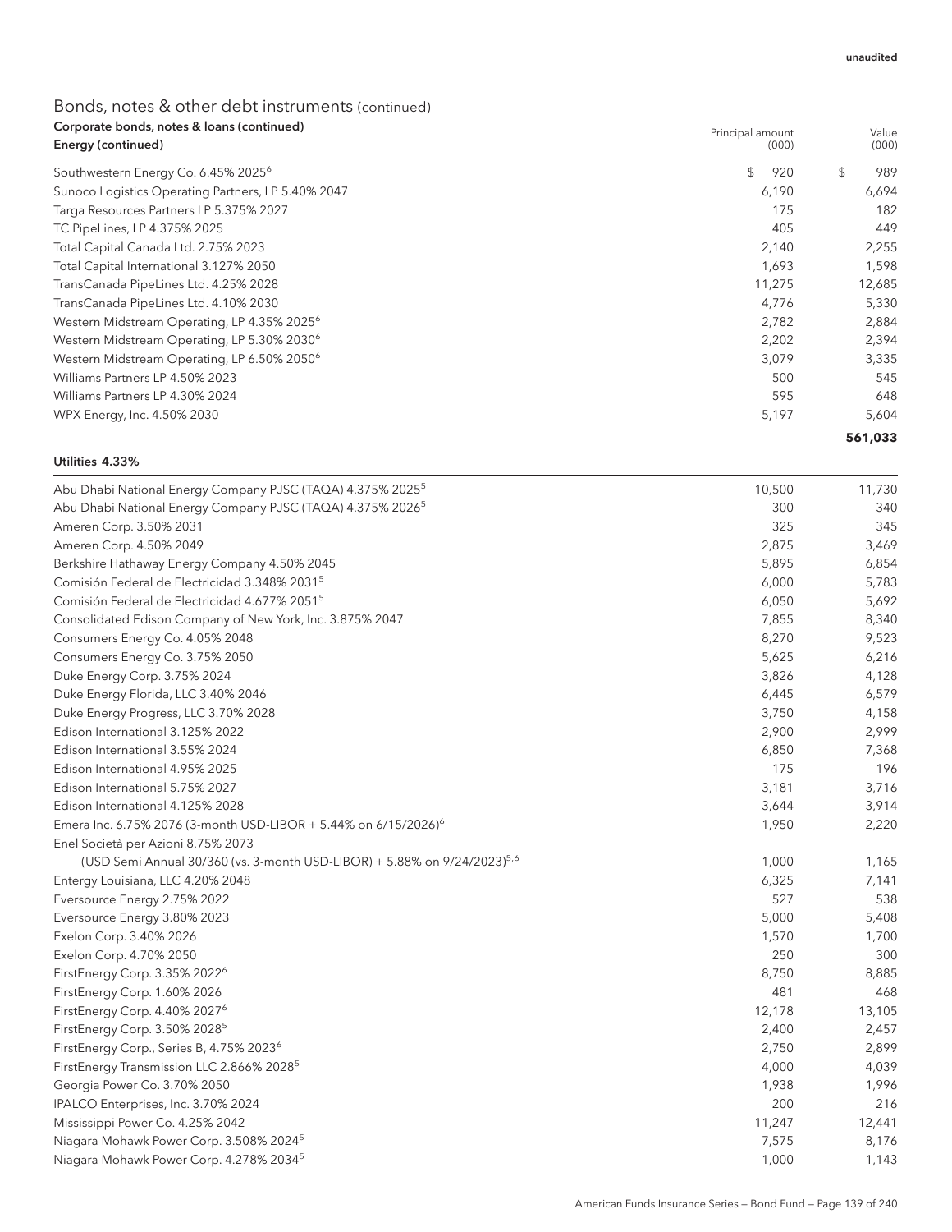unaudited

## Bonds, notes & other debt instruments (continued)

**Corporate bonds, notes & loans (continued)**

| **Energy (continued)** | Principal amount (000) | Value (000) |
|---|---|---|
| Southwestern Energy Co. 6.45% 2025[6] | $ 920 | $ 989 |
| Sunoco Logistics Operating Partners, LP 5.40% 2047 | 6,190 | 6,694 |
| Targa Resources Partners LP 5.375% 2027 | 175 | 182 |
| TC PipeLines, LP 4.375% 2025 | 405 | 449 |
| Total Capital Canada Ltd. 2.75% 2023 | 2,140 | 2,255 |
| Total Capital International 3.127% 2050 | 1,693 | 1,598 |
| TransCanada PipeLines Ltd. 4.25% 2028 | 11,275 | 12,685 |
| TransCanada PipeLines Ltd. 4.10% 2030 | 4,776 | 5,330 |
| Western Midstream Operating, LP 4.35% 2025[6] | 2,782 | 2,884 |
| Western Midstream Operating, LP 5.30% 2030[6] | 2,202 | 2,394 |
| Western Midstream Operating, LP 6.50% 2050[6] | 3,079 | 3,335 |
| Williams Partners LP 4.50% 2023 | 500 | 545 |
| Williams Partners LP 4.30% 2024 | 595 | 648 |
| WPX Energy, Inc. 4.50% 2030 | 5,197 | 5,604 |
| | | **561,033** |

| **Utilities 4.33%** | | |
|---|---|---|
| Abu Dhabi National Energy Company PJSC (TAQA) 4.375% 2025[5] | 10,500 | 11,730 |
| Abu Dhabi National Energy Company PJSC (TAQA) 4.375% 2026[5] | 300 | 340 |
| Ameren Corp. 3.50% 2031 | 325 | 345 |
| Ameren Corp. 4.50% 2049 | 2,875 | 3,469 |
| Berkshire Hathaway Energy Company 4.50% 2045 | 5,895 | 6,854 |
| Comisión Federal de Electricidad 3.348% 2031[5] | 6,000 | 5,783 |
| Comisión Federal de Electricidad 4.677% 2051[5] | 6,050 | 5,692 |
| Consolidated Edison Company of New York, Inc. 3.875% 2047 | 7,855 | 8,340 |
| Consumers Energy Co. 4.05% 2048 | 8,270 | 9,523 |
| Consumers Energy Co. 3.75% 2050 | 5,625 | 6,216 |
| Duke Energy Corp. 3.75% 2024 | 3,826 | 4,128 |
| Duke Energy Florida, LLC 3.40% 2046 | 6,445 | 6,579 |
| Duke Energy Progress, LLC 3.70% 2028 | 3,750 | 4,158 |
| Edison International 3.125% 2022 | 2,900 | 2,999 |
| Edison International 3.55% 2024 | 6,850 | 7,368 |
| Edison International 4.95% 2025 | 175 | 196 |
| Edison International 5.75% 2027 | 3,181 | 3,716 |
| Edison International 4.125% 2028 | 3,644 | 3,914 |
| Emera Inc. 6.75% 2076 (3-month USD-LIBOR + 5.44% on 6/15/2026)[6] | 1,950 | 2,220 |
| Enel Società per Azioni 8.75% 2073 (USD Semi Annual 30/360 (vs. 3-month USD-LIBOR) + 5.88% on 9/24/2023)[5,6] | 1,000 | 1,165 |
| Entergy Louisiana, LLC 4.20% 2048 | 6,325 | 7,141 |
| Eversource Energy 2.75% 2022 | 527 | 538 |
| Eversource Energy 3.80% 2023 | 5,000 | 5,408 |
| Exelon Corp. 3.40% 2026 | 1,570 | 1,700 |
| Exelon Corp. 4.70% 2050 | 250 | 300 |
| FirstEnergy Corp. 3.35% 2022[6] | 8,750 | 8,885 |
| FirstEnergy Corp. 1.60% 2026 | 481 | 468 |
| FirstEnergy Corp. 4.40% 2027[6] | 12,178 | 13,105 |
| FirstEnergy Corp. 3.50% 2028[5] | 2,400 | 2,457 |
| FirstEnergy Corp., Series B, 4.75% 2023[6] | 2,750 | 2,899 |
| FirstEnergy Transmission LLC 2.866% 2028[5] | 4,000 | 4,039 |
| Georgia Power Co. 3.70% 2050 | 1,938 | 1,996 |
| IPALCO Enterprises, Inc. 3.70% 2024 | 200 | 216 |
| Mississippi Power Co. 4.25% 2042 | 11,247 | 12,441 |
| Niagara Mohawk Power Corp. 3.508% 2024[5] | 7,575 | 8,176 |
| Niagara Mohawk Power Corp. 4.278% 2034[5] | 1,000 | 1,143 |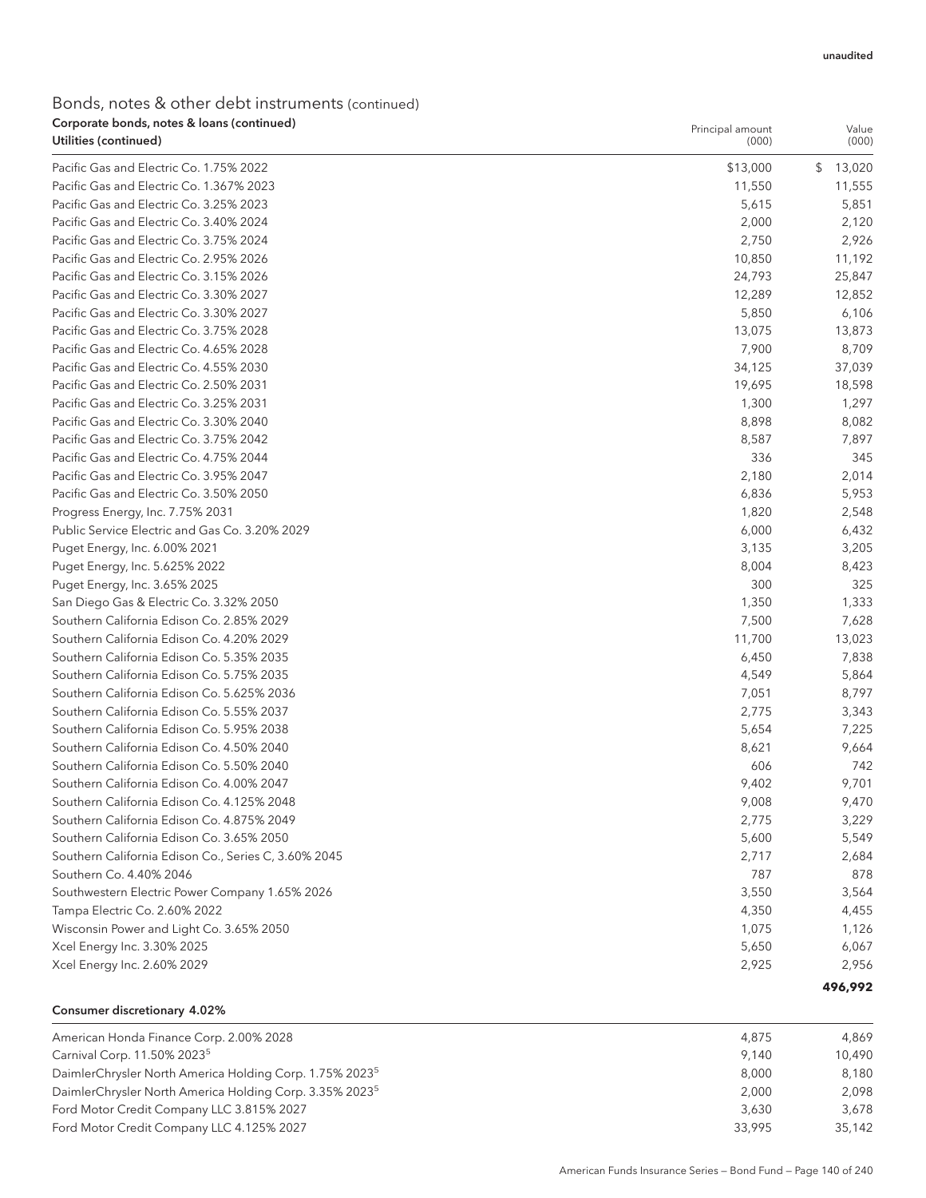unaudited

## Bonds, notes & other debt instruments (continued)

**Corporate bonds, notes & loans (continued)**

| Utilities (continued) | Principal amount (000) | Value (000) |
|---|---|---|
| Pacific Gas and Electric Co. 1.75% 2022 | $13,000 | $ 13,020 |
| Pacific Gas and Electric Co. 1.367% 2023 | 11,550 | 11,555 |
| Pacific Gas and Electric Co. 3.25% 2023 | 5,615 | 5,851 |
| Pacific Gas and Electric Co. 3.40% 2024 | 2,000 | 2,120 |
| Pacific Gas and Electric Co. 3.75% 2024 | 2,750 | 2,926 |
| Pacific Gas and Electric Co. 2.95% 2026 | 10,850 | 11,192 |
| Pacific Gas and Electric Co. 3.15% 2026 | 24,793 | 25,847 |
| Pacific Gas and Electric Co. 3.30% 2027 | 12,289 | 12,852 |
| Pacific Gas and Electric Co. 3.30% 2027 | 5,850 | 6,106 |
| Pacific Gas and Electric Co. 3.75% 2028 | 13,075 | 13,873 |
| Pacific Gas and Electric Co. 4.65% 2028 | 7,900 | 8,709 |
| Pacific Gas and Electric Co. 4.55% 2030 | 34,125 | 37,039 |
| Pacific Gas and Electric Co. 2.50% 2031 | 19,695 | 18,598 |
| Pacific Gas and Electric Co. 3.25% 2031 | 1,300 | 1,297 |
| Pacific Gas and Electric Co. 3.30% 2040 | 8,898 | 8,082 |
| Pacific Gas and Electric Co. 3.75% 2042 | 8,587 | 7,897 |
| Pacific Gas and Electric Co. 4.75% 2044 | 336 | 345 |
| Pacific Gas and Electric Co. 3.95% 2047 | 2,180 | 2,014 |
| Pacific Gas and Electric Co. 3.50% 2050 | 6,836 | 5,953 |
| Progress Energy, Inc. 7.75% 2031 | 1,820 | 2,548 |
| Public Service Electric and Gas Co. 3.20% 2029 | 6,000 | 6,432 |
| Puget Energy, Inc. 6.00% 2021 | 3,135 | 3,205 |
| Puget Energy, Inc. 5.625% 2022 | 8,004 | 8,423 |
| Puget Energy, Inc. 3.65% 2025 | 300 | 325 |
| San Diego Gas & Electric Co. 3.32% 2050 | 1,350 | 1,333 |
| Southern California Edison Co. 2.85% 2029 | 7,500 | 7,628 |
| Southern California Edison Co. 4.20% 2029 | 11,700 | 13,023 |
| Southern California Edison Co. 5.35% 2035 | 6,450 | 7,838 |
| Southern California Edison Co. 5.75% 2035 | 4,549 | 5,864 |
| Southern California Edison Co. 5.625% 2036 | 7,051 | 8,797 |
| Southern California Edison Co. 5.55% 2037 | 2,775 | 3,343 |
| Southern California Edison Co. 5.95% 2038 | 5,654 | 7,225 |
| Southern California Edison Co. 4.50% 2040 | 8,621 | 9,664 |
| Southern California Edison Co. 5.50% 2040 | 606 | 742 |
| Southern California Edison Co. 4.00% 2047 | 9,402 | 9,701 |
| Southern California Edison Co. 4.125% 2048 | 9,008 | 9,470 |
| Southern California Edison Co. 4.875% 2049 | 2,775 | 3,229 |
| Southern California Edison Co. 3.65% 2050 | 5,600 | 5,549 |
| Southern California Edison Co., Series C, 3.60% 2045 | 2,717 | 2,684 |
| Southern Co. 4.40% 2046 | 787 | 878 |
| Southwestern Electric Power Company 1.65% 2026 | 3,550 | 3,564 |
| Tampa Electric Co. 2.60% 2022 | 4,350 | 4,455 |
| Wisconsin Power and Light Co. 3.65% 2050 | 1,075 | 1,126 |
| Xcel Energy Inc. 3.30% 2025 | 5,650 | 6,067 |
| Xcel Energy Inc. 2.60% 2029 | 2,925 | 2,956 |
| | | **496,992** |

**Consumer discretionary 4.02%**

| | | |
|---|---|---|
| American Honda Finance Corp. 2.00% 2028 | 4,875 | 4,869 |
| Carnival Corp. 11.50% 2023[5] | 9,140 | 10,490 |
| DaimlerChrysler North America Holding Corp. 1.75% 2023[5] | 8,000 | 8,180 |
| DaimlerChrysler North America Holding Corp. 3.35% 2023[5] | 2,000 | 2,098 |
| Ford Motor Credit Company LLC 3.815% 2027 | 3,630 | 3,678 |
| Ford Motor Credit Company LLC 4.125% 2027 | 33,995 | 35,142 |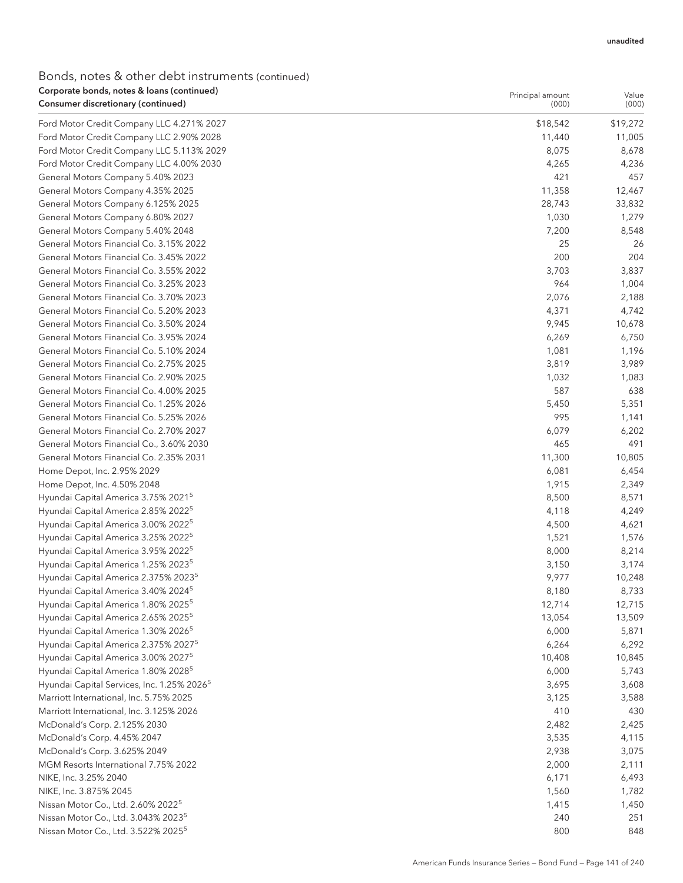unaudited

## Bonds, notes & other debt instruments (continued)

| Corporate bonds, notes & loans (continued)<br>Consumer discretionary (continued) | Principal amount (000) | Value (000) |
|---|---|---|
| Ford Motor Credit Company LLC 4.271% 2027 | $18,542 | $19,272 |
| Ford Motor Credit Company LLC 2.90% 2028 | 11,440 | 11,005 |
| Ford Motor Credit Company LLC 5.113% 2029 | 8,075 | 8,678 |
| Ford Motor Credit Company LLC 4.00% 2030 | 4,265 | 4,236 |
| General Motors Company 5.40% 2023 | 421 | 457 |
| General Motors Company 4.35% 2025 | 11,358 | 12,467 |
| General Motors Company 6.125% 2025 | 28,743 | 33,832 |
| General Motors Company 6.80% 2027 | 1,030 | 1,279 |
| General Motors Company 5.40% 2048 | 7,200 | 8,548 |
| General Motors Financial Co. 3.15% 2022 | 25 | 26 |
| General Motors Financial Co. 3.45% 2022 | 200 | 204 |
| General Motors Financial Co. 3.55% 2022 | 3,703 | 3,837 |
| General Motors Financial Co. 3.25% 2023 | 964 | 1,004 |
| General Motors Financial Co. 3.70% 2023 | 2,076 | 2,188 |
| General Motors Financial Co. 5.20% 2023 | 4,371 | 4,742 |
| General Motors Financial Co. 3.50% 2024 | 9,945 | 10,678 |
| General Motors Financial Co. 3.95% 2024 | 6,269 | 6,750 |
| General Motors Financial Co. 5.10% 2024 | 1,081 | 1,196 |
| General Motors Financial Co. 2.75% 2025 | 3,819 | 3,989 |
| General Motors Financial Co. 2.90% 2025 | 1,032 | 1,083 |
| General Motors Financial Co. 4.00% 2025 | 587 | 638 |
| General Motors Financial Co. 1.25% 2026 | 5,450 | 5,351 |
| General Motors Financial Co. 5.25% 2026 | 995 | 1,141 |
| General Motors Financial Co. 2.70% 2027 | 6,079 | 6,202 |
| General Motors Financial Co., 3.60% 2030 | 465 | 491 |
| General Motors Financial Co. 2.35% 2031 | 11,300 | 10,805 |
| Home Depot, Inc. 2.95% 2029 | 6,081 | 6,454 |
| Home Depot, Inc. 4.50% 2048 | 1,915 | 2,349 |
| Hyundai Capital America 3.75% 2021[5] | 8,500 | 8,571 |
| Hyundai Capital America 2.85% 2022[5] | 4,118 | 4,249 |
| Hyundai Capital America 3.00% 2022[5] | 4,500 | 4,621 |
| Hyundai Capital America 3.25% 2022[5] | 1,521 | 1,576 |
| Hyundai Capital America 3.95% 2022[5] | 8,000 | 8,214 |
| Hyundai Capital America 1.25% 2023[5] | 3,150 | 3,174 |
| Hyundai Capital America 2.375% 2023[5] | 9,977 | 10,248 |
| Hyundai Capital America 3.40% 2024[5] | 8,180 | 8,733 |
| Hyundai Capital America 1.80% 2025[5] | 12,714 | 12,715 |
| Hyundai Capital America 2.65% 2025[5] | 13,054 | 13,509 |
| Hyundai Capital America 1.30% 2026[5] | 6,000 | 5,871 |
| Hyundai Capital America 2.375% 2027[5] | 6,264 | 6,292 |
| Hyundai Capital America 3.00% 2027[5] | 10,408 | 10,845 |
| Hyundai Capital America 1.80% 2028[5] | 6,000 | 5,743 |
| Hyundai Capital Services, Inc. 1.25% 2026[5] | 3,695 | 3,608 |
| Marriott International, Inc. 5.75% 2025 | 3,125 | 3,588 |
| Marriott International, Inc. 3.125% 2026 | 410 | 430 |
| McDonald's Corp. 2.125% 2030 | 2,482 | 2,425 |
| McDonald's Corp. 4.45% 2047 | 3,535 | 4,115 |
| McDonald's Corp. 3.625% 2049 | 2,938 | 3,075 |
| MGM Resorts International 7.75% 2022 | 2,000 | 2,111 |
| NIKE, Inc. 3.25% 2040 | 6,171 | 6,493 |
| NIKE, Inc. 3.875% 2045 | 1,560 | 1,782 |
| Nissan Motor Co., Ltd. 2.60% 2022[5] | 1,415 | 1,450 |
| Nissan Motor Co., Ltd. 3.043% 2023[5] | 240 | 251 |
| Nissan Motor Co., Ltd. 3.522% 2025[5] | 800 | 848 |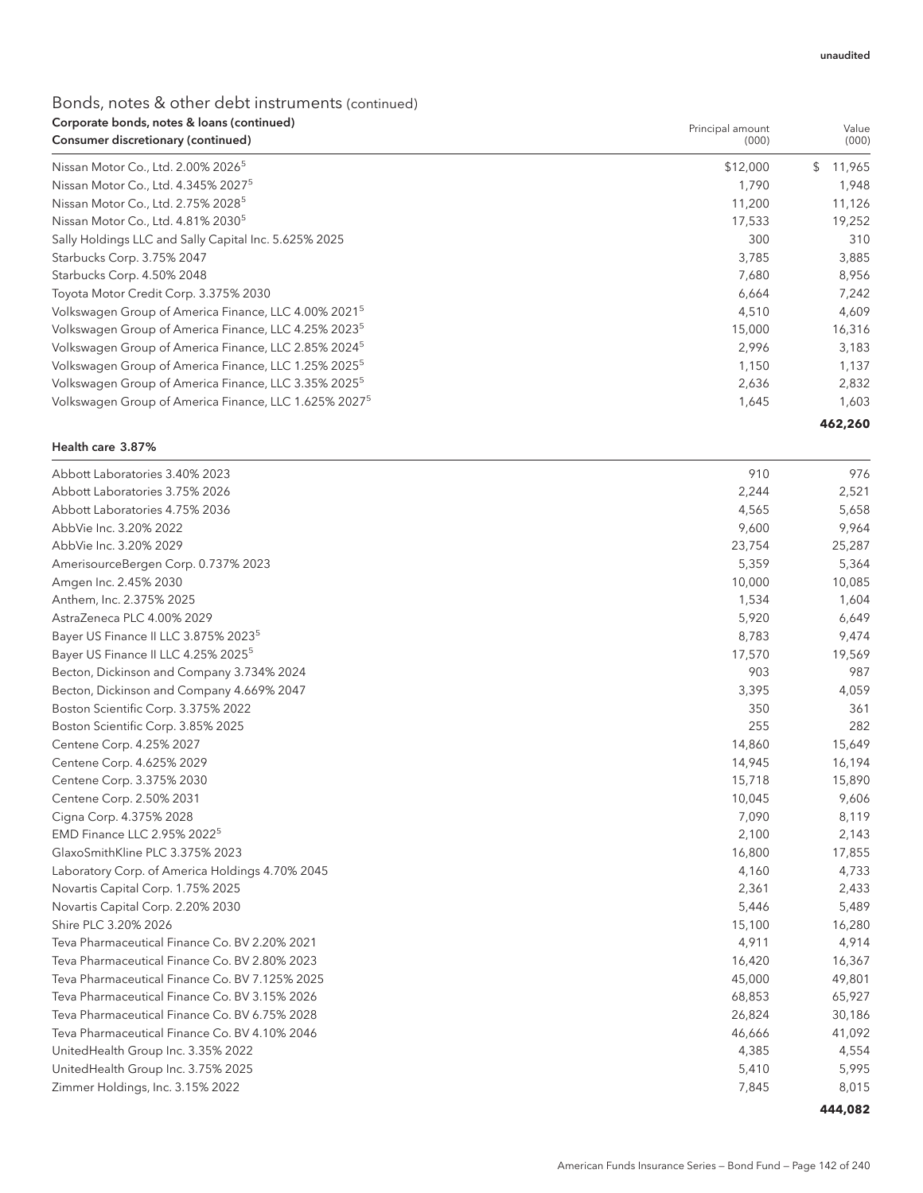unaudited

## Bonds, notes & other debt instruments (continued)

**Corporate bonds, notes & loans (continued)**

| Consumer discretionary (continued) | Principal amount (000) | Value (000) |
|---|---|---|
| Nissan Motor Co., Ltd. 2.00% 2026[5] | $12,000 | $ 11,965 |
| Nissan Motor Co., Ltd. 4.345% 2027[5] | 1,790 | 1,948 |
| Nissan Motor Co., Ltd. 2.75% 2028[5] | 11,200 | 11,126 |
| Nissan Motor Co., Ltd. 4.81% 2030[5] | 17,533 | 19,252 |
| Sally Holdings LLC and Sally Capital Inc. 5.625% 2025 | 300 | 310 |
| Starbucks Corp. 3.75% 2047 | 3,785 | 3,885 |
| Starbucks Corp. 4.50% 2048 | 7,680 | 8,956 |
| Toyota Motor Credit Corp. 3.375% 2030 | 6,664 | 7,242 |
| Volkswagen Group of America Finance, LLC 4.00% 2021[5] | 4,510 | 4,609 |
| Volkswagen Group of America Finance, LLC 4.25% 2023[5] | 15,000 | 16,316 |
| Volkswagen Group of America Finance, LLC 2.85% 2024[5] | 2,996 | 3,183 |
| Volkswagen Group of America Finance, LLC 1.25% 2025[5] | 1,150 | 1,137 |
| Volkswagen Group of America Finance, LLC 3.35% 2025[5] | 2,636 | 2,832 |
| Volkswagen Group of America Finance, LLC 1.625% 2027[5] | 1,645 | 1,603 |
| | | **462,260** |

| Health care 3.87% | | |
|---|---|---|
| Abbott Laboratories 3.40% 2023 | 910 | 976 |
| Abbott Laboratories 3.75% 2026 | 2,244 | 2,521 |
| Abbott Laboratories 4.75% 2036 | 4,565 | 5,658 |
| AbbVie Inc. 3.20% 2022 | 9,600 | 9,964 |
| AbbVie Inc. 3.20% 2029 | 23,754 | 25,287 |
| AmerisourceBergen Corp. 0.737% 2023 | 5,359 | 5,364 |
| Amgen Inc. 2.45% 2030 | 10,000 | 10,085 |
| Anthem, Inc. 2.375% 2025 | 1,534 | 1,604 |
| AstraZeneca PLC 4.00% 2029 | 5,920 | 6,649 |
| Bayer US Finance II LLC 3.875% 2023[5] | 8,783 | 9,474 |
| Bayer US Finance II LLC 4.25% 2025[5] | 17,570 | 19,569 |
| Becton, Dickinson and Company 3.734% 2024 | 903 | 987 |
| Becton, Dickinson and Company 4.669% 2047 | 3,395 | 4,059 |
| Boston Scientific Corp. 3.375% 2022 | 350 | 361 |
| Boston Scientific Corp. 3.85% 2025 | 255 | 282 |
| Centene Corp. 4.25% 2027 | 14,860 | 15,649 |
| Centene Corp. 4.625% 2029 | 14,945 | 16,194 |
| Centene Corp. 3.375% 2030 | 15,718 | 15,890 |
| Centene Corp. 2.50% 2031 | 10,045 | 9,606 |
| Cigna Corp. 4.375% 2028 | 7,090 | 8,119 |
| EMD Finance LLC 2.95% 2022[5] | 2,100 | 2,143 |
| GlaxoSmithKline PLC 3.375% 2023 | 16,800 | 17,855 |
| Laboratory Corp. of America Holdings 4.70% 2045 | 4,160 | 4,733 |
| Novartis Capital Corp. 1.75% 2025 | 2,361 | 2,433 |
| Novartis Capital Corp. 2.20% 2030 | 5,446 | 5,489 |
| Shire PLC 3.20% 2026 | 15,100 | 16,280 |
| Teva Pharmaceutical Finance Co. BV 2.20% 2021 | 4,911 | 4,914 |
| Teva Pharmaceutical Finance Co. BV 2.80% 2023 | 16,420 | 16,367 |
| Teva Pharmaceutical Finance Co. BV 7.125% 2025 | 45,000 | 49,801 |
| Teva Pharmaceutical Finance Co. BV 3.15% 2026 | 68,853 | 65,927 |
| Teva Pharmaceutical Finance Co. BV 6.75% 2028 | 26,824 | 30,186 |
| Teva Pharmaceutical Finance Co. BV 4.10% 2046 | 46,666 | 41,092 |
| UnitedHealth Group Inc. 3.35% 2022 | 4,385 | 4,554 |
| UnitedHealth Group Inc. 3.75% 2025 | 5,410 | 5,995 |
| Zimmer Holdings, Inc. 3.15% 2022 | 7,845 | 8,015 |
| | | **444,082** |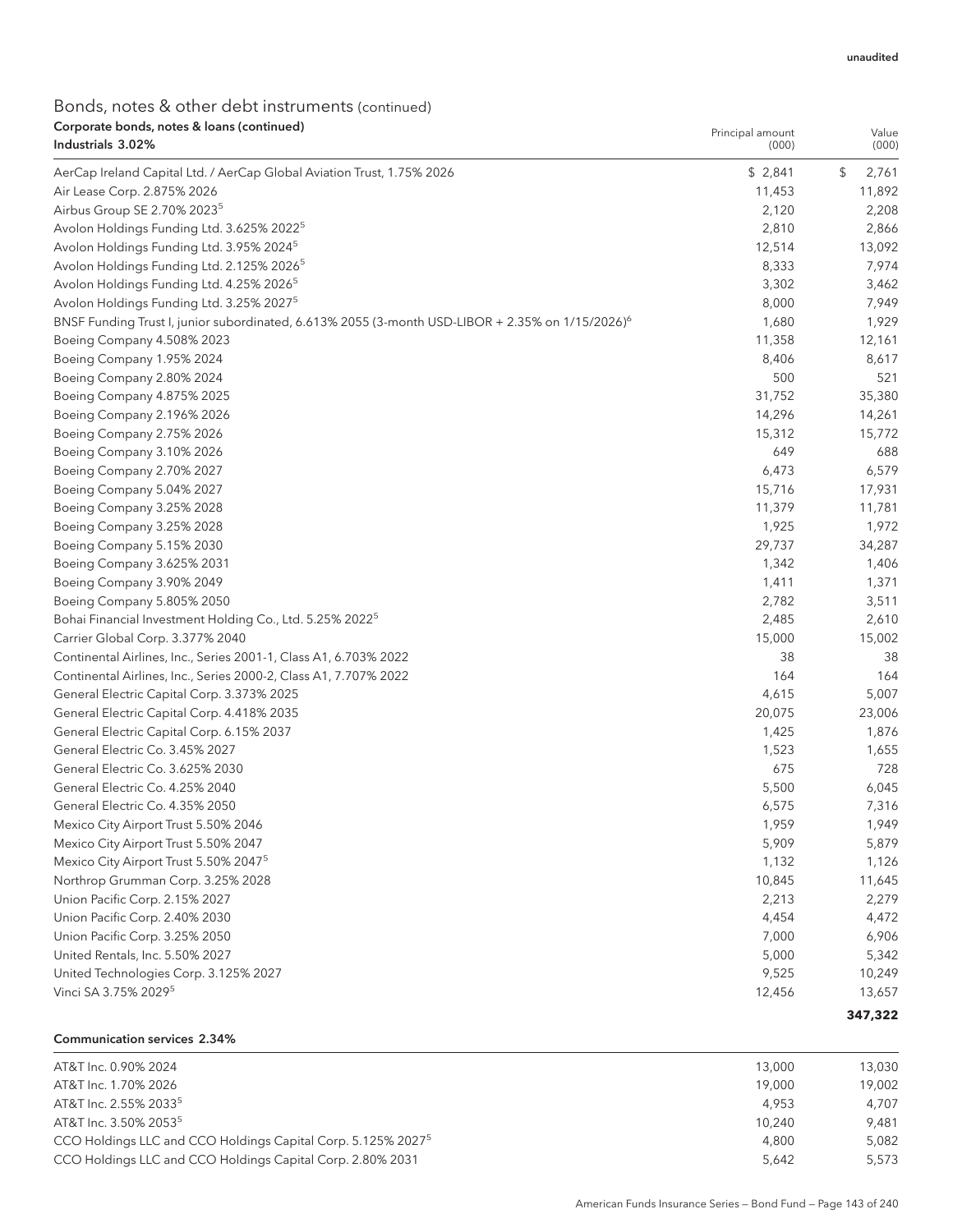unaudited

## Bonds, notes & other debt instruments (continued)

### Corporate bonds, notes & loans (continued)

| Industrials 3.02% | Principal amount (000) | Value (000) |
|---|---|---|
| AerCap Ireland Capital Ltd. / AerCap Global Aviation Trust, 1.75% 2026 | $ 2,841 | $ 2,761 |
| Air Lease Corp. 2.875% 2026 | 11,453 | 11,892 |
| Airbus Group SE 2.70% 2023[5] | 2,120 | 2,208 |
| Avolon Holdings Funding Ltd. 3.625% 2022[5] | 2,810 | 2,866 |
| Avolon Holdings Funding Ltd. 3.95% 2024[5] | 12,514 | 13,092 |
| Avolon Holdings Funding Ltd. 2.125% 2026[5] | 8,333 | 7,974 |
| Avolon Holdings Funding Ltd. 4.25% 2026[5] | 3,302 | 3,462 |
| Avolon Holdings Funding Ltd. 3.25% 2027[5] | 8,000 | 7,949 |
| BNSF Funding Trust I, junior subordinated, 6.613% 2055 (3-month USD-LIBOR + 2.35% on 1/15/2026)[6] | 1,680 | 1,929 |
| Boeing Company 4.508% 2023 | 11,358 | 12,161 |
| Boeing Company 1.95% 2024 | 8,406 | 8,617 |
| Boeing Company 2.80% 2024 | 500 | 521 |
| Boeing Company 4.875% 2025 | 31,752 | 35,380 |
| Boeing Company 2.196% 2026 | 14,296 | 14,261 |
| Boeing Company 2.75% 2026 | 15,312 | 15,772 |
| Boeing Company 3.10% 2026 | 649 | 688 |
| Boeing Company 2.70% 2027 | 6,473 | 6,579 |
| Boeing Company 5.04% 2027 | 15,716 | 17,931 |
| Boeing Company 3.25% 2028 | 11,379 | 11,781 |
| Boeing Company 3.25% 2028 | 1,925 | 1,972 |
| Boeing Company 5.15% 2030 | 29,737 | 34,287 |
| Boeing Company 3.625% 2031 | 1,342 | 1,406 |
| Boeing Company 3.90% 2049 | 1,411 | 1,371 |
| Boeing Company 5.805% 2050 | 2,782 | 3,511 |
| Bohai Financial Investment Holding Co., Ltd. 5.25% 2022[5] | 2,485 | 2,610 |
| Carrier Global Corp. 3.377% 2040 | 15,000 | 15,002 |
| Continental Airlines, Inc., Series 2001-1, Class A1, 6.703% 2022 | 38 | 38 |
| Continental Airlines, Inc., Series 2000-2, Class A1, 7.707% 2022 | 164 | 164 |
| General Electric Capital Corp. 3.373% 2025 | 4,615 | 5,007 |
| General Electric Capital Corp. 4.418% 2035 | 20,075 | 23,006 |
| General Electric Capital Corp. 6.15% 2037 | 1,425 | 1,876 |
| General Electric Co. 3.45% 2027 | 1,523 | 1,655 |
| General Electric Co. 3.625% 2030 | 675 | 728 |
| General Electric Co. 4.25% 2040 | 5,500 | 6,045 |
| General Electric Co. 4.35% 2050 | 6,575 | 7,316 |
| Mexico City Airport Trust 5.50% 2046 | 1,959 | 1,949 |
| Mexico City Airport Trust 5.50% 2047 | 5,909 | 5,879 |
| Mexico City Airport Trust 5.50% 2047[5] | 1,132 | 1,126 |
| Northrop Grumman Corp. 3.25% 2028 | 10,845 | 11,645 |
| Union Pacific Corp. 2.15% 2027 | 2,213 | 2,279 |
| Union Pacific Corp. 2.40% 2030 | 4,454 | 4,472 |
| Union Pacific Corp. 3.25% 2050 | 7,000 | 6,906 |
| United Rentals, Inc. 5.50% 2027 | 5,000 | 5,342 |
| United Technologies Corp. 3.125% 2027 | 9,525 | 10,249 |
| Vinci SA 3.75% 2029[5] | 12,456 | 13,657 |
| | | **347,322** |

| Communication services 2.34% | | |
|---|---|---|
| AT&T Inc. 0.90% 2024 | 13,000 | 13,030 |
| AT&T Inc. 1.70% 2026 | 19,000 | 19,002 |
| AT&T Inc. 2.55% 2033[5] | 4,953 | 4,707 |
| AT&T Inc. 3.50% 2053[5] | 10,240 | 9,481 |
| CCO Holdings LLC and CCO Holdings Capital Corp. 5.125% 2027[5] | 4,800 | 5,082 |
| CCO Holdings LLC and CCO Holdings Capital Corp. 2.80% 2031 | 5,642 | 5,573 |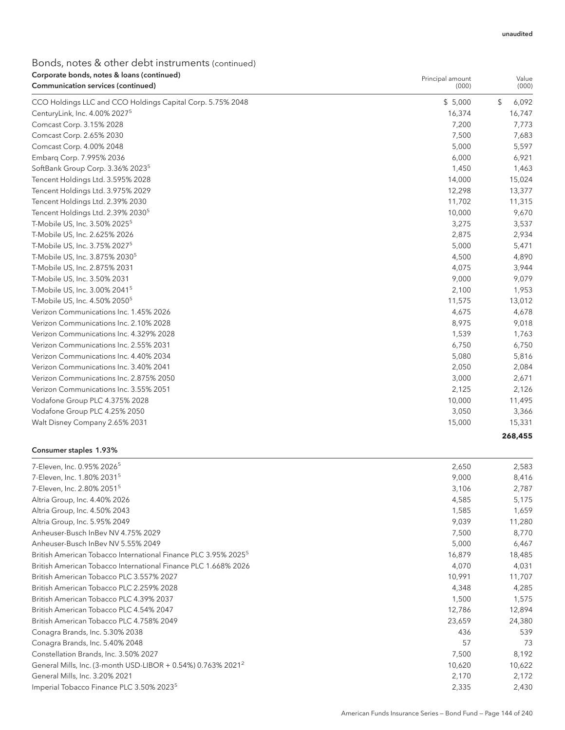unaudited

## Bonds, notes & other debt instruments (continued)

| Corporate bonds, notes & loans (continued)<br>Communication services (continued) | Principal amount (000) | Value (000) |
|---|---|---|
| CCO Holdings LLC and CCO Holdings Capital Corp. 5.75% 2048 | $ 5,000 | $ 6,092 |
| CenturyLink, Inc. 4.00% 2027[5] | 16,374 | 16,747 |
| Comcast Corp. 3.15% 2028 | 7,200 | 7,773 |
| Comcast Corp. 2.65% 2030 | 7,500 | 7,683 |
| Comcast Corp. 4.00% 2048 | 5,000 | 5,597 |
| Embarq Corp. 7.995% 2036 | 6,000 | 6,921 |
| SoftBank Group Corp. 3.36% 2023[5] | 1,450 | 1,463 |
| Tencent Holdings Ltd. 3.595% 2028 | 14,000 | 15,024 |
| Tencent Holdings Ltd. 3.975% 2029 | 12,298 | 13,377 |
| Tencent Holdings Ltd. 2.39% 2030 | 11,702 | 11,315 |
| Tencent Holdings Ltd. 2.39% 2030[5] | 10,000 | 9,670 |
| T-Mobile US, Inc. 3.50% 2025[5] | 3,275 | 3,537 |
| T-Mobile US, Inc. 2.625% 2026 | 2,875 | 2,934 |
| T-Mobile US, Inc. 3.75% 2027[5] | 5,000 | 5,471 |
| T-Mobile US, Inc. 3.875% 2030[5] | 4,500 | 4,890 |
| T-Mobile US, Inc. 2.875% 2031 | 4,075 | 3,944 |
| T-Mobile US, Inc. 3.50% 2031 | 9,000 | 9,079 |
| T-Mobile US, Inc. 3.00% 2041[5] | 2,100 | 1,953 |
| T-Mobile US, Inc. 4.50% 2050[5] | 11,575 | 13,012 |
| Verizon Communications Inc. 1.45% 2026 | 4,675 | 4,678 |
| Verizon Communications Inc. 2.10% 2028 | 8,975 | 9,018 |
| Verizon Communications Inc. 4.329% 2028 | 1,539 | 1,763 |
| Verizon Communications Inc. 2.55% 2031 | 6,750 | 6,750 |
| Verizon Communications Inc. 4.40% 2034 | 5,080 | 5,816 |
| Verizon Communications Inc. 3.40% 2041 | 2,050 | 2,084 |
| Verizon Communications Inc. 2.875% 2050 | 3,000 | 2,671 |
| Verizon Communications Inc. 3.55% 2051 | 2,125 | 2,126 |
| Vodafone Group PLC 4.375% 2028 | 10,000 | 11,495 |
| Vodafone Group PLC 4.25% 2050 | 3,050 | 3,366 |
| Walt Disney Company 2.65% 2031 | 15,000 | 15,331 |
| | | **268,455** |

| Consumer staples 1.93% | | |
|---|---|---|
| 7-Eleven, Inc. 0.95% 2026[5] | 2,650 | 2,583 |
| 7-Eleven, Inc. 1.80% 2031[5] | 9,000 | 8,416 |
| 7-Eleven, Inc. 2.80% 2051[5] | 3,106 | 2,787 |
| Altria Group, Inc. 4.40% 2026 | 4,585 | 5,175 |
| Altria Group, Inc. 4.50% 2043 | 1,585 | 1,659 |
| Altria Group, Inc. 5.95% 2049 | 9,039 | 11,280 |
| Anheuser-Busch InBev NV 4.75% 2029 | 7,500 | 8,770 |
| Anheuser-Busch InBev NV 5.55% 2049 | 5,000 | 6,467 |
| British American Tobacco International Finance PLC 3.95% 2025[5] | 16,879 | 18,485 |
| British American Tobacco International Finance PLC 1.668% 2026 | 4,070 | 4,031 |
| British American Tobacco PLC 3.557% 2027 | 10,991 | 11,707 |
| British American Tobacco PLC 2.259% 2028 | 4,348 | 4,285 |
| British American Tobacco PLC 4.39% 2037 | 1,500 | 1,575 |
| British American Tobacco PLC 4.54% 2047 | 12,786 | 12,894 |
| British American Tobacco PLC 4.758% 2049 | 23,659 | 24,380 |
| Conagra Brands, Inc. 5.30% 2038 | 436 | 539 |
| Conagra Brands, Inc. 5.40% 2048 | 57 | 73 |
| Constellation Brands, Inc. 3.50% 2027 | 7,500 | 8,192 |
| General Mills, Inc. (3-month USD-LIBOR + 0.54%) 0.763% 2021[2] | 10,620 | 10,622 |
| General Mills, Inc. 3.20% 2021 | 2,170 | 2,172 |
| Imperial Tobacco Finance PLC 3.50% 2023[5] | 2,335 | 2,430 |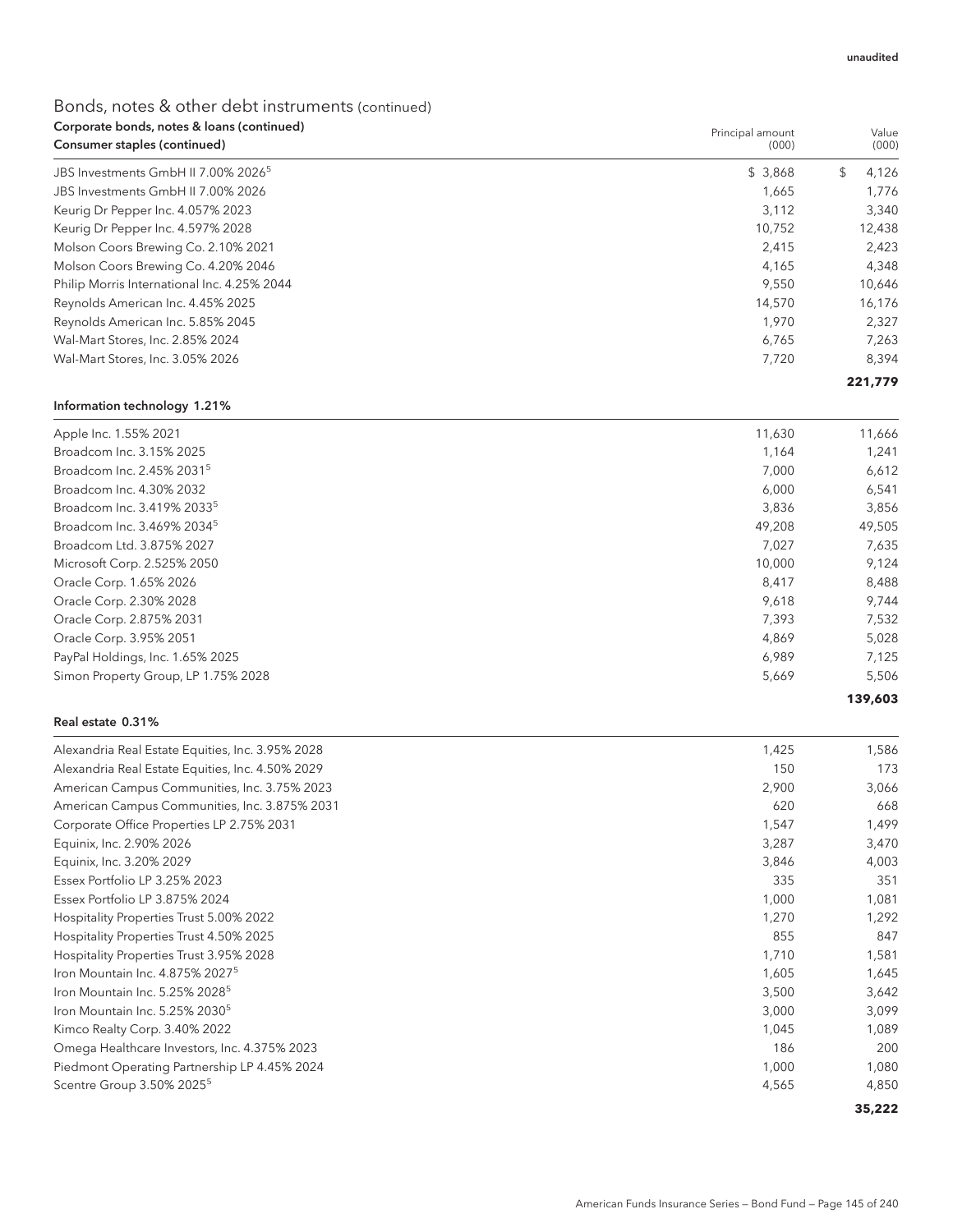unaudited

## Bonds, notes & other debt instruments (continued)

### Corporate bonds, notes & loans (continued)

| Consumer staples (continued) | Principal amount (000) | Value (000) |
|---|---|---|
| JBS Investments GmbH II 7.00% 2026[5] | $ 3,868 | $ 4,126 |
| JBS Investments GmbH II 7.00% 2026 | 1,665 | 1,776 |
| Keurig Dr Pepper Inc. 4.057% 2023 | 3,112 | 3,340 |
| Keurig Dr Pepper Inc. 4.597% 2028 | 10,752 | 12,438 |
| Molson Coors Brewing Co. 2.10% 2021 | 2,415 | 2,423 |
| Molson Coors Brewing Co. 4.20% 2046 | 4,165 | 4,348 |
| Philip Morris International Inc. 4.25% 2044 | 9,550 | 10,646 |
| Reynolds American Inc. 4.45% 2025 | 14,570 | 16,176 |
| Reynolds American Inc. 5.85% 2045 | 1,970 | 2,327 |
| Wal-Mart Stores, Inc. 2.85% 2024 | 6,765 | 7,263 |
| Wal-Mart Stores, Inc. 3.05% 2026 | 7,720 | 8,394 |
| | | **221,779** |

| Information technology 1.21% | | |
|---|---|---|
| Apple Inc. 1.55% 2021 | 11,630 | 11,666 |
| Broadcom Inc. 3.15% 2025 | 1,164 | 1,241 |
| Broadcom Inc. 2.45% 2031[5] | 7,000 | 6,612 |
| Broadcom Inc. 4.30% 2032 | 6,000 | 6,541 |
| Broadcom Inc. 3.419% 2033[5] | 3,836 | 3,856 |
| Broadcom Inc. 3.469% 2034[5] | 49,208 | 49,505 |
| Broadcom Ltd. 3.875% 2027 | 7,027 | 7,635 |
| Microsoft Corp. 2.525% 2050 | 10,000 | 9,124 |
| Oracle Corp. 1.65% 2026 | 8,417 | 8,488 |
| Oracle Corp. 2.30% 2028 | 9,618 | 9,744 |
| Oracle Corp. 2.875% 2031 | 7,393 | 7,532 |
| Oracle Corp. 3.95% 2051 | 4,869 | 5,028 |
| PayPal Holdings, Inc. 1.65% 2025 | 6,989 | 7,125 |
| Simon Property Group, LP 1.75% 2028 | 5,669 | 5,506 |
| | | **139,603** |

| Real estate 0.31% | | |
|---|---|---|
| Alexandria Real Estate Equities, Inc. 3.95% 2028 | 1,425 | 1,586 |
| Alexandria Real Estate Equities, Inc. 4.50% 2029 | 150 | 173 |
| American Campus Communities, Inc. 3.75% 2023 | 2,900 | 3,066 |
| American Campus Communities, Inc. 3.875% 2031 | 620 | 668 |
| Corporate Office Properties LP 2.75% 2031 | 1,547 | 1,499 |
| Equinix, Inc. 2.90% 2026 | 3,287 | 3,470 |
| Equinix, Inc. 3.20% 2029 | 3,846 | 4,003 |
| Essex Portfolio LP 3.25% 2023 | 335 | 351 |
| Essex Portfolio LP 3.875% 2024 | 1,000 | 1,081 |
| Hospitality Properties Trust 5.00% 2022 | 1,270 | 1,292 |
| Hospitality Properties Trust 4.50% 2025 | 855 | 847 |
| Hospitality Properties Trust 3.95% 2028 | 1,710 | 1,581 |
| Iron Mountain Inc. 4.875% 2027[5] | 1,605 | 1,645 |
| Iron Mountain Inc. 5.25% 2028[5] | 3,500 | 3,642 |
| Iron Mountain Inc. 5.25% 2030[5] | 3,000 | 3,099 |
| Kimco Realty Corp. 3.40% 2022 | 1,045 | 1,089 |
| Omega Healthcare Investors, Inc. 4.375% 2023 | 186 | 200 |
| Piedmont Operating Partnership LP 4.45% 2024 | 1,000 | 1,080 |
| Scentre Group 3.50% 2025[5] | 4,565 | 4,850 |
| | | **35,222** |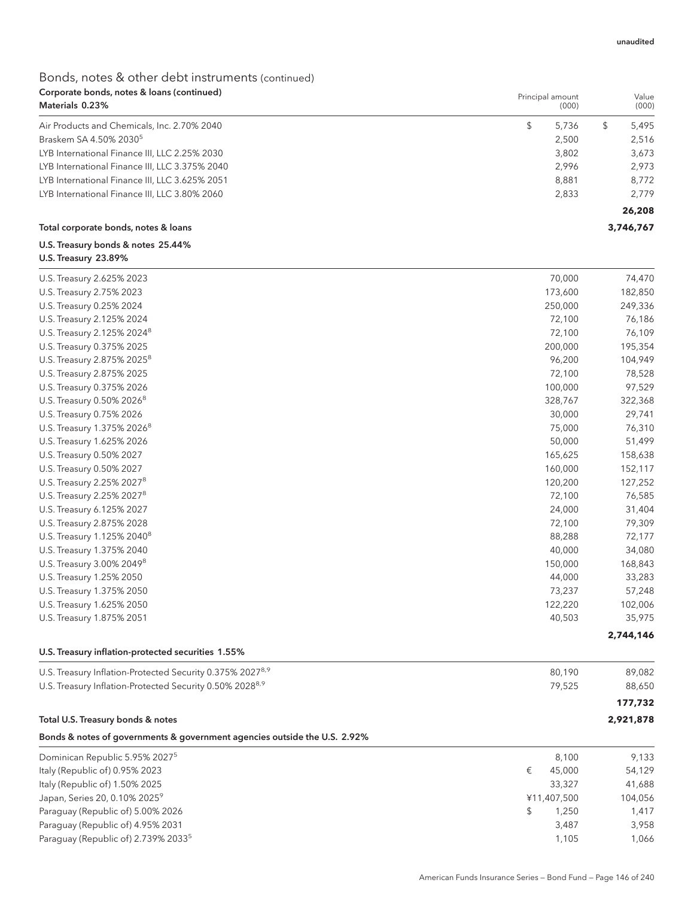unaudited

## Bonds, notes & other debt instruments (continued)

### Corporate bonds, notes & loans (continued)

| Materials 0.23% | Principal amount (000) | Value (000) |
|---|---|---|
| Air Products and Chemicals, Inc. 2.70% 2040 | $ 5,736 | $ 5,495 |
| Braskem SA 4.50% 2030[5] | 2,500 | 2,516 |
| LYB International Finance III, LLC 2.25% 2030 | 3,802 | 3,673 |
| LYB International Finance III, LLC 3.375% 2040 | 2,996 | 2,973 |
| LYB International Finance III, LLC 3.625% 2051 | 8,881 | 8,772 |
| LYB International Finance III, LLC 3.80% 2060 | 2,833 | 2,779 |
| | | **26,208** |
| **Total corporate bonds, notes & loans** | | **3,746,767** |

### U.S. Treasury bonds & notes 25.44%

| U.S. Treasury 23.89% | | |
|---|---|---|
| U.S. Treasury 2.625% 2023 | 70,000 | 74,470 |
| U.S. Treasury 2.75% 2023 | 173,600 | 182,850 |
| U.S. Treasury 0.25% 2024 | 250,000 | 249,336 |
| U.S. Treasury 2.125% 2024 | 72,100 | 76,186 |
| U.S. Treasury 2.125% 2024[8] | 72,100 | 76,109 |
| U.S. Treasury 0.375% 2025 | 200,000 | 195,354 |
| U.S. Treasury 2.875% 2025[8] | 96,200 | 104,949 |
| U.S. Treasury 2.875% 2025 | 72,100 | 78,528 |
| U.S. Treasury 0.375% 2026 | 100,000 | 97,529 |
| U.S. Treasury 0.50% 2026[8] | 328,767 | 322,368 |
| U.S. Treasury 0.75% 2026 | 30,000 | 29,741 |
| U.S. Treasury 1.375% 2026[8] | 75,000 | 76,310 |
| U.S. Treasury 1.625% 2026 | 50,000 | 51,499 |
| U.S. Treasury 0.50% 2027 | 165,625 | 158,638 |
| U.S. Treasury 0.50% 2027 | 160,000 | 152,117 |
| U.S. Treasury 2.25% 2027[8] | 120,200 | 127,252 |
| U.S. Treasury 2.25% 2027[8] | 72,100 | 76,585 |
| U.S. Treasury 6.125% 2027 | 24,000 | 31,404 |
| U.S. Treasury 2.875% 2028 | 72,100 | 79,309 |
| U.S. Treasury 1.125% 2040[8] | 88,288 | 72,177 |
| U.S. Treasury 1.375% 2040 | 40,000 | 34,080 |
| U.S. Treasury 3.00% 2049[8] | 150,000 | 168,843 |
| U.S. Treasury 1.25% 2050 | 44,000 | 33,283 |
| U.S. Treasury 1.375% 2050 | 73,237 | 57,248 |
| U.S. Treasury 1.625% 2050 | 122,220 | 102,006 |
| U.S. Treasury 1.875% 2051 | 40,503 | 35,975 |
| | | **2,744,146** |

| U.S. Treasury inflation-protected securities 1.55% | | |
|---|---|---|
| U.S. Treasury Inflation-Protected Security 0.375% 2027[8,9] | 80,190 | 89,082 |
| U.S. Treasury Inflation-Protected Security 0.50% 2028[8,9] | 79,525 | 88,650 |
| | | **177,732** |
| **Total U.S. Treasury bonds & notes** | | **2,921,878** |

### Bonds & notes of governments & government agencies outside the U.S. 2.92%

| | | |
|---|---|---|
| Dominican Republic 5.95% 2027[5] | 8,100 | 9,133 |
| Italy (Republic of) 0.95% 2023 | € 45,000 | 54,129 |
| Italy (Republic of) 1.50% 2025 | 33,327 | 41,688 |
| Japan, Series 20, 0.10% 2025[9] | ¥11,407,500 | 104,056 |
| Paraguay (Republic of) 5.00% 2026 | $ 1,250 | 1,417 |
| Paraguay (Republic of) 4.95% 2031 | 3,487 | 3,958 |
| Paraguay (Republic of) 2.739% 2033[5] | 1,105 | 1,066 |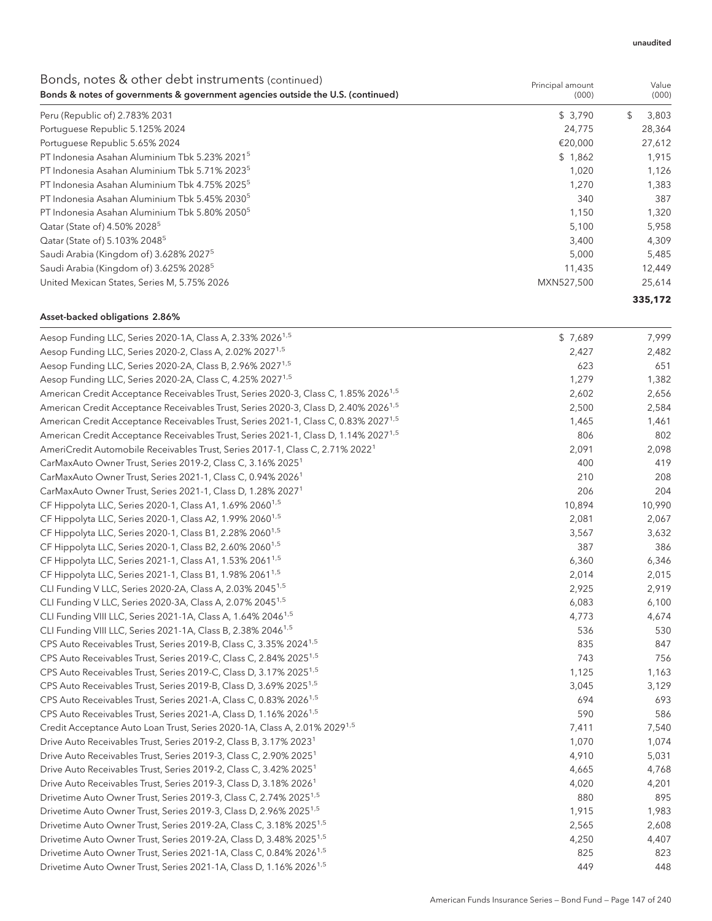unaudited

## Bonds, notes & other debt instruments (continued)

| Bonds & notes of governments & government agencies outside the U.S. (continued) | Principal amount (000) | Value (000) |
|---|---|---|
| Peru (Republic of) 2.783% 2031 | $ 3,790 | $ 3,803 |
| Portuguese Republic 5.125% 2024 | 24,775 | 28,364 |
| Portuguese Republic 5.65% 2024 | €20,000 | 27,612 |
| PT Indonesia Asahan Aluminium Tbk 5.23% 2021[5] | $ 1,862 | 1,915 |
| PT Indonesia Asahan Aluminium Tbk 5.71% 2023[5] | 1,020 | 1,126 |
| PT Indonesia Asahan Aluminium Tbk 4.75% 2025[5] | 1,270 | 1,383 |
| PT Indonesia Asahan Aluminium Tbk 5.45% 2030[5] | 340 | 387 |
| PT Indonesia Asahan Aluminium Tbk 5.80% 2050[5] | 1,150 | 1,320 |
| Qatar (State of) 4.50% 2028[5] | 5,100 | 5,958 |
| Qatar (State of) 5.103% 2048[5] | 3,400 | 4,309 |
| Saudi Arabia (Kingdom of) 3.628% 2027[5] | 5,000 | 5,485 |
| Saudi Arabia (Kingdom of) 3.625% 2028[5] | 11,435 | 12,449 |
| United Mexican States, Series M, 5.75% 2026 | MXN527,500 | 25,614 |
| | | **335,172** |

### Asset-backed obligations 2.86%

| | | |
|---|---|---|
| Aesop Funding LLC, Series 2020-1A, Class A, 2.33% 2026[1,5] | $ 7,689 | 7,999 |
| Aesop Funding LLC, Series 2020-2, Class A, 2.02% 2027[1,5] | 2,427 | 2,482 |
| Aesop Funding LLC, Series 2020-2A, Class B, 2.96% 2027[1,5] | 623 | 651 |
| Aesop Funding LLC, Series 2020-2A, Class C, 4.25% 2027[1,5] | 1,279 | 1,382 |
| American Credit Acceptance Receivables Trust, Series 2020-3, Class C, 1.85% 2026[1,5] | 2,602 | 2,656 |
| American Credit Acceptance Receivables Trust, Series 2020-3, Class D, 2.40% 2026[1,5] | 2,500 | 2,584 |
| American Credit Acceptance Receivables Trust, Series 2021-1, Class C, 0.83% 2027[1,5] | 1,465 | 1,461 |
| American Credit Acceptance Receivables Trust, Series 2021-1, Class D, 1.14% 2027[1,5] | 806 | 802 |
| AmeriCredit Automobile Receivables Trust, Series 2017-1, Class C, 2.71% 2022[1] | 2,091 | 2,098 |
| CarMaxAuto Owner Trust, Series 2019-2, Class C, 3.16% 2025[1] | 400 | 419 |
| CarMaxAuto Owner Trust, Series 2021-1, Class C, 0.94% 2026[1] | 210 | 208 |
| CarMaxAuto Owner Trust, Series 2021-1, Class D, 1.28% 2027[1] | 206 | 204 |
| CF Hippolyta LLC, Series 2020-1, Class A1, 1.69% 2060[1,5] | 10,894 | 10,990 |
| CF Hippolyta LLC, Series 2020-1, Class A2, 1.99% 2060[1,5] | 2,081 | 2,067 |
| CF Hippolyta LLC, Series 2020-1, Class B1, 2.28% 2060[1,5] | 3,567 | 3,632 |
| CF Hippolyta LLC, Series 2020-1, Class B2, 2.60% 2060[1,5] | 387 | 386 |
| CF Hippolyta LLC, Series 2021-1, Class A1, 1.53% 2061[1,5] | 6,360 | 6,346 |
| CF Hippolyta LLC, Series 2021-1, Class B1, 1.98% 2061[1,5] | 2,014 | 2,015 |
| CLI Funding V LLC, Series 2020-2A, Class A, 2.03% 2045[1,5] | 2,925 | 2,919 |
| CLI Funding V LLC, Series 2020-3A, Class A, 2.07% 2045[1,5] | 6,083 | 6,100 |
| CLI Funding VIII LLC, Series 2021-1A, Class A, 1.64% 2046[1,5] | 4,773 | 4,674 |
| CLI Funding VIII LLC, Series 2021-1A, Class B, 2.38% 2046[1,5] | 536 | 530 |
| CPS Auto Receivables Trust, Series 2019-B, Class C, 3.35% 2024[1,5] | 835 | 847 |
| CPS Auto Receivables Trust, Series 2019-C, Class C, 2.84% 2025[1,5] | 743 | 756 |
| CPS Auto Receivables Trust, Series 2019-C, Class D, 3.17% 2025[1,5] | 1,125 | 1,163 |
| CPS Auto Receivables Trust, Series 2019-B, Class D, 3.69% 2025[1,5] | 3,045 | 3,129 |
| CPS Auto Receivables Trust, Series 2021-A, Class C, 0.83% 2026[1,5] | 694 | 693 |
| CPS Auto Receivables Trust, Series 2021-A, Class D, 1.16% 2026[1,5] | 590 | 586 |
| Credit Acceptance Auto Loan Trust, Series 2020-1A, Class A, 2.01% 2029[1,5] | 7,411 | 7,540 |
| Drive Auto Receivables Trust, Series 2019-2, Class B, 3.17% 2023[1] | 1,070 | 1,074 |
| Drive Auto Receivables Trust, Series 2019-3, Class C, 2.90% 2025[1] | 4,910 | 5,031 |
| Drive Auto Receivables Trust, Series 2019-2, Class C, 3.42% 2025[1] | 4,665 | 4,768 |
| Drive Auto Receivables Trust, Series 2019-3, Class D, 3.18% 2026[1] | 4,020 | 4,201 |
| Drivetime Auto Owner Trust, Series 2019-3, Class C, 2.74% 2025[1,5] | 880 | 895 |
| Drivetime Auto Owner Trust, Series 2019-3, Class D, 2.96% 2025[1,5] | 1,915 | 1,983 |
| Drivetime Auto Owner Trust, Series 2019-2A, Class C, 3.18% 2025[1,5] | 2,565 | 2,608 |
| Drivetime Auto Owner Trust, Series 2019-2A, Class D, 3.48% 2025[1,5] | 4,250 | 4,407 |
| Drivetime Auto Owner Trust, Series 2021-1A, Class C, 0.84% 2026[1,5] | 825 | 823 |
| Drivetime Auto Owner Trust, Series 2021-1A, Class D, 1.16% 2026[1,5] | 449 | 448 |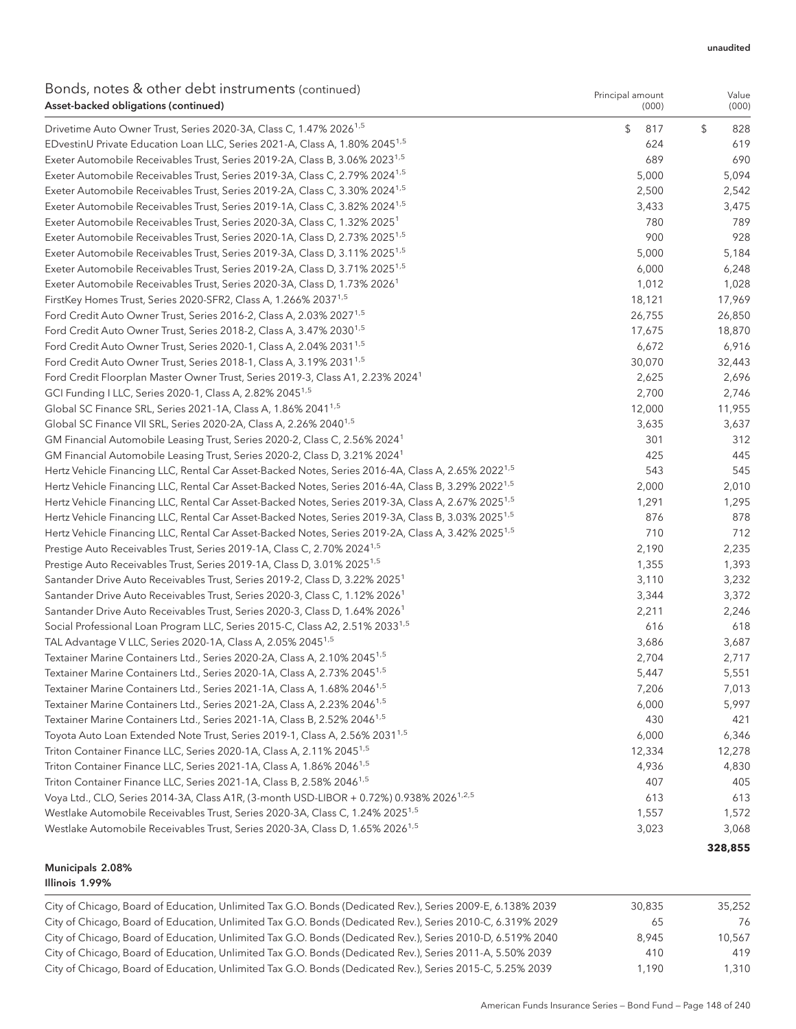unaudited

## Bonds, notes & other debt instruments (continued)

| Asset-backed obligations (continued) | Principal amount (000) | Value (000) |
|---|---|---|
| Drivetime Auto Owner Trust, Series 2020-3A, Class C, 1.47% 2026[1,5] | $ 817 | $ 828 |
| EDvestinU Private Education Loan LLC, Series 2021-A, Class A, 1.80% 2045[1,5] | 624 | 619 |
| Exeter Automobile Receivables Trust, Series 2019-2A, Class B, 3.06% 2023[1,5] | 689 | 690 |
| Exeter Automobile Receivables Trust, Series 2019-3A, Class C, 2.79% 2024[1,5] | 5,000 | 5,094 |
| Exeter Automobile Receivables Trust, Series 2019-2A, Class C, 3.30% 2024[1,5] | 2,500 | 2,542 |
| Exeter Automobile Receivables Trust, Series 2019-1A, Class C, 3.82% 2024[1,5] | 3,433 | 3,475 |
| Exeter Automobile Receivables Trust, Series 2020-3A, Class C, 1.32% 2025[1] | 780 | 789 |
| Exeter Automobile Receivables Trust, Series 2020-1A, Class D, 2.73% 2025[1,5] | 900 | 928 |
| Exeter Automobile Receivables Trust, Series 2019-3A, Class D, 3.11% 2025[1,5] | 5,000 | 5,184 |
| Exeter Automobile Receivables Trust, Series 2019-2A, Class D, 3.71% 2025[1,5] | 6,000 | 6,248 |
| Exeter Automobile Receivables Trust, Series 2020-3A, Class D, 1.73% 2026[1] | 1,012 | 1,028 |
| FirstKey Homes Trust, Series 2020-SFR2, Class A, 1.266% 2037[1,5] | 18,121 | 17,969 |
| Ford Credit Auto Owner Trust, Series 2016-2, Class A, 2.03% 2027[1,5] | 26,755 | 26,850 |
| Ford Credit Auto Owner Trust, Series 2018-2, Class A, 3.47% 2030[1,5] | 17,675 | 18,870 |
| Ford Credit Auto Owner Trust, Series 2020-1, Class A, 2.04% 2031[1,5] | 6,672 | 6,916 |
| Ford Credit Auto Owner Trust, Series 2018-1, Class A, 3.19% 2031[1,5] | 30,070 | 32,443 |
| Ford Credit Floorplan Master Owner Trust, Series 2019-3, Class A1, 2.23% 2024[1] | 2,625 | 2,696 |
| GCI Funding I LLC, Series 2020-1, Class A, 2.82% 2045[1,5] | 2,700 | 2,746 |
| Global SC Finance SRL, Series 2021-1A, Class A, 1.86% 2041[1,5] | 12,000 | 11,955 |
| Global SC Finance VII SRL, Series 2020-2A, Class A, 2.26% 2040[1,5] | 3,635 | 3,637 |
| GM Financial Automobile Leasing Trust, Series 2020-2, Class C, 2.56% 2024[1] | 301 | 312 |
| GM Financial Automobile Leasing Trust, Series 2020-2, Class D, 3.21% 2024[1] | 425 | 445 |
| Hertz Vehicle Financing LLC, Rental Car Asset-Backed Notes, Series 2016-4A, Class A, 2.65% 2022[1,5] | 543 | 545 |
| Hertz Vehicle Financing LLC, Rental Car Asset-Backed Notes, Series 2016-4A, Class B, 3.29% 2022[1,5] | 2,000 | 2,010 |
| Hertz Vehicle Financing LLC, Rental Car Asset-Backed Notes, Series 2019-3A, Class A, 2.67% 2025[1,5] | 1,291 | 1,295 |
| Hertz Vehicle Financing LLC, Rental Car Asset-Backed Notes, Series 2019-3A, Class B, 3.03% 2025[1,5] | 876 | 878 |
| Hertz Vehicle Financing LLC, Rental Car Asset-Backed Notes, Series 2019-2A, Class A, 3.42% 2025[1,5] | 710 | 712 |
| Prestige Auto Receivables Trust, Series 2019-1A, Class C, 2.70% 2024[1,5] | 2,190 | 2,235 |
| Prestige Auto Receivables Trust, Series 2019-1A, Class D, 3.01% 2025[1,5] | 1,355 | 1,393 |
| Santander Drive Auto Receivables Trust, Series 2019-2, Class D, 3.22% 2025[1] | 3,110 | 3,232 |
| Santander Drive Auto Receivables Trust, Series 2020-3, Class C, 1.12% 2026[1] | 3,344 | 3,372 |
| Santander Drive Auto Receivables Trust, Series 2020-3, Class D, 1.64% 2026[1] | 2,211 | 2,246 |
| Social Professional Loan Program LLC, Series 2015-C, Class A2, 2.51% 2033[1,5] | 616 | 618 |
| TAL Advantage V LLC, Series 2020-1A, Class A, 2.05% 2045[1,5] | 3,686 | 3,687 |
| Textainer Marine Containers Ltd., Series 2020-2A, Class A, 2.10% 2045[1,5] | 2,704 | 2,717 |
| Textainer Marine Containers Ltd., Series 2020-1A, Class A, 2.73% 2045[1,5] | 5,447 | 5,551 |
| Textainer Marine Containers Ltd., Series 2021-1A, Class A, 1.68% 2046[1,5] | 7,206 | 7,013 |
| Textainer Marine Containers Ltd., Series 2021-2A, Class A, 2.23% 2046[1,5] | 6,000 | 5,997 |
| Textainer Marine Containers Ltd., Series 2021-1A, Class B, 2.52% 2046[1,5] | 430 | 421 |
| Toyota Auto Loan Extended Note Trust, Series 2019-1, Class A, 2.56% 2031[1,5] | 6,000 | 6,346 |
| Triton Container Finance LLC, Series 2020-1A, Class A, 2.11% 2045[1,5] | 12,334 | 12,278 |
| Triton Container Finance LLC, Series 2021-1A, Class A, 1.86% 2046[1,5] | 4,936 | 4,830 |
| Triton Container Finance LLC, Series 2021-1A, Class B, 2.58% 2046[1,5] | 407 | 405 |
| Voya Ltd., CLO, Series 2014-3A, Class A1R, (3-month USD-LIBOR + 0.72%) 0.938% 2026[1,2,5] | 613 | 613 |
| Westlake Automobile Receivables Trust, Series 2020-3A, Class C, 1.24% 2025[1,5] | 1,557 | 1,572 |
| Westlake Automobile Receivables Trust, Series 2020-3A, Class D, 1.65% 2026[1,5] | 3,023 | 3,068 |
| | | **328,855** |

**Municipals 2.08%**

**Illinois 1.99%**

| | | |
|---|---|---|
| City of Chicago, Board of Education, Unlimited Tax G.O. Bonds (Dedicated Rev.), Series 2009-E, 6.138% 2039 | 30,835 | 35,252 |
| City of Chicago, Board of Education, Unlimited Tax G.O. Bonds (Dedicated Rev.), Series 2010-C, 6.319% 2029 | 65 | 76 |
| City of Chicago, Board of Education, Unlimited Tax G.O. Bonds (Dedicated Rev.), Series 2010-D, 6.519% 2040 | 8,945 | 10,567 |
| City of Chicago, Board of Education, Unlimited Tax G.O. Bonds (Dedicated Rev.), Series 2011-A, 5.50% 2039 | 410 | 419 |
| City of Chicago, Board of Education, Unlimited Tax G.O. Bonds (Dedicated Rev.), Series 2015-C, 5.25% 2039 | 1,190 | 1,310 |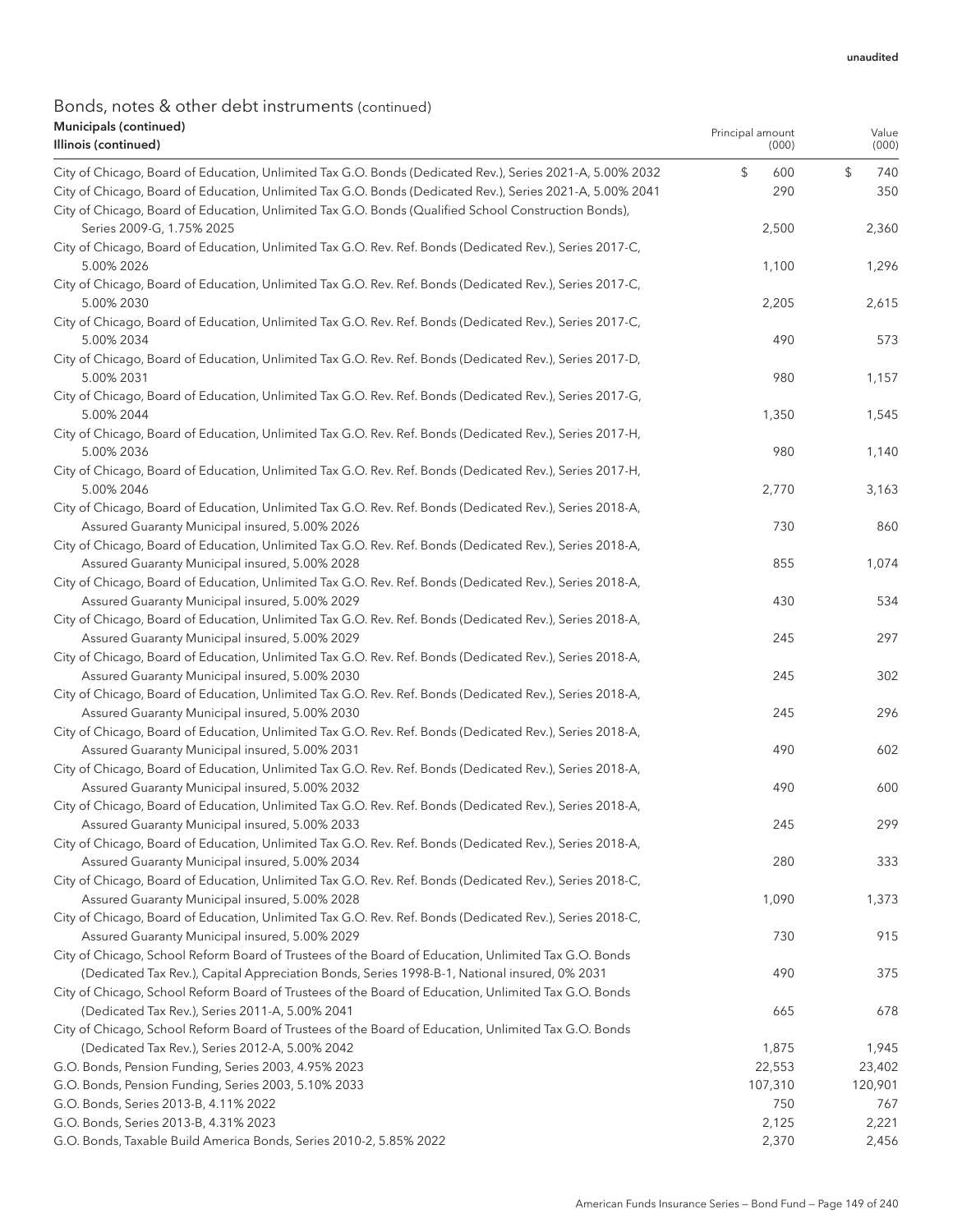unaudited

## Bonds, notes & other debt instruments (continued)

| Municipals (continued)<br>Illinois (continued) | Principal amount (000) | Value (000) |
|---|---|---|
| City of Chicago, Board of Education, Unlimited Tax G.O. Bonds (Dedicated Rev.), Series 2021-A, 5.00% 2032 | $ 600 | $ 740 |
| City of Chicago, Board of Education, Unlimited Tax G.O. Bonds (Dedicated Rev.), Series 2021-A, 5.00% 2041 | 290 | 350 |
| City of Chicago, Board of Education, Unlimited Tax G.O. Bonds (Qualified School Construction Bonds), Series 2009-G, 1.75% 2025 | 2,500 | 2,360 |
| City of Chicago, Board of Education, Unlimited Tax G.O. Rev. Ref. Bonds (Dedicated Rev.), Series 2017-C, 5.00% 2026 | 1,100 | 1,296 |
| City of Chicago, Board of Education, Unlimited Tax G.O. Rev. Ref. Bonds (Dedicated Rev.), Series 2017-C, 5.00% 2030 | 2,205 | 2,615 |
| City of Chicago, Board of Education, Unlimited Tax G.O. Rev. Ref. Bonds (Dedicated Rev.), Series 2017-C, 5.00% 2034 | 490 | 573 |
| City of Chicago, Board of Education, Unlimited Tax G.O. Rev. Ref. Bonds (Dedicated Rev.), Series 2017-D, 5.00% 2031 | 980 | 1,157 |
| City of Chicago, Board of Education, Unlimited Tax G.O. Rev. Ref. Bonds (Dedicated Rev.), Series 2017-G, 5.00% 2044 | 1,350 | 1,545 |
| City of Chicago, Board of Education, Unlimited Tax G.O. Rev. Ref. Bonds (Dedicated Rev.), Series 2017-H, 5.00% 2036 | 980 | 1,140 |
| City of Chicago, Board of Education, Unlimited Tax G.O. Rev. Ref. Bonds (Dedicated Rev.), Series 2017-H, 5.00% 2046 | 2,770 | 3,163 |
| City of Chicago, Board of Education, Unlimited Tax G.O. Rev. Ref. Bonds (Dedicated Rev.), Series 2018-A, Assured Guaranty Municipal insured, 5.00% 2026 | 730 | 860 |
| City of Chicago, Board of Education, Unlimited Tax G.O. Rev. Ref. Bonds (Dedicated Rev.), Series 2018-A, Assured Guaranty Municipal insured, 5.00% 2028 | 855 | 1,074 |
| City of Chicago, Board of Education, Unlimited Tax G.O. Rev. Ref. Bonds (Dedicated Rev.), Series 2018-A, Assured Guaranty Municipal insured, 5.00% 2029 | 430 | 534 |
| City of Chicago, Board of Education, Unlimited Tax G.O. Rev. Ref. Bonds (Dedicated Rev.), Series 2018-A, Assured Guaranty Municipal insured, 5.00% 2029 | 245 | 297 |
| City of Chicago, Board of Education, Unlimited Tax G.O. Rev. Ref. Bonds (Dedicated Rev.), Series 2018-A, Assured Guaranty Municipal insured, 5.00% 2030 | 245 | 302 |
| City of Chicago, Board of Education, Unlimited Tax G.O. Rev. Ref. Bonds (Dedicated Rev.), Series 2018-A, Assured Guaranty Municipal insured, 5.00% 2030 | 245 | 296 |
| City of Chicago, Board of Education, Unlimited Tax G.O. Rev. Ref. Bonds (Dedicated Rev.), Series 2018-A, Assured Guaranty Municipal insured, 5.00% 2031 | 490 | 602 |
| City of Chicago, Board of Education, Unlimited Tax G.O. Rev. Ref. Bonds (Dedicated Rev.), Series 2018-A, Assured Guaranty Municipal insured, 5.00% 2032 | 490 | 600 |
| City of Chicago, Board of Education, Unlimited Tax G.O. Rev. Ref. Bonds (Dedicated Rev.), Series 2018-A, Assured Guaranty Municipal insured, 5.00% 2033 | 245 | 299 |
| City of Chicago, Board of Education, Unlimited Tax G.O. Rev. Ref. Bonds (Dedicated Rev.), Series 2018-A, Assured Guaranty Municipal insured, 5.00% 2034 | 280 | 333 |
| City of Chicago, Board of Education, Unlimited Tax G.O. Rev. Ref. Bonds (Dedicated Rev.), Series 2018-C, Assured Guaranty Municipal insured, 5.00% 2028 | 1,090 | 1,373 |
| City of Chicago, Board of Education, Unlimited Tax G.O. Rev. Ref. Bonds (Dedicated Rev.), Series 2018-C, Assured Guaranty Municipal insured, 5.00% 2029 | 730 | 915 |
| City of Chicago, School Reform Board of Trustees of the Board of Education, Unlimited Tax G.O. Bonds (Dedicated Tax Rev.), Capital Appreciation Bonds, Series 1998-B-1, National insured, 0% 2031 | 490 | 375 |
| City of Chicago, School Reform Board of Trustees of the Board of Education, Unlimited Tax G.O. Bonds (Dedicated Tax Rev.), Series 2011-A, 5.00% 2041 | 665 | 678 |
| City of Chicago, School Reform Board of Trustees of the Board of Education, Unlimited Tax G.O. Bonds (Dedicated Tax Rev.), Series 2012-A, 5.00% 2042 | 1,875 | 1,945 |
| G.O. Bonds, Pension Funding, Series 2003, 4.95% 2023 | 22,553 | 23,402 |
| G.O. Bonds, Pension Funding, Series 2003, 5.10% 2033 | 107,310 | 120,901 |
| G.O. Bonds, Series 2013-B, 4.11% 2022 | 750 | 767 |
| G.O. Bonds, Series 2013-B, 4.31% 2023 | 2,125 | 2,221 |
| G.O. Bonds, Taxable Build America Bonds, Series 2010-2, 5.85% 2022 | 2,370 | 2,456 |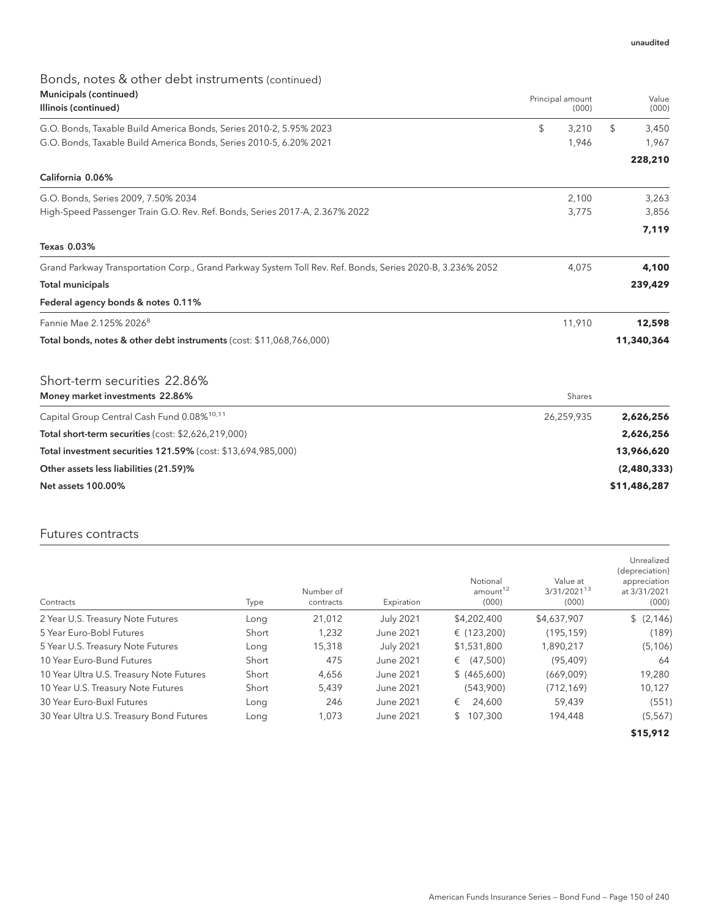unaudited

## Bonds, notes & other debt instruments (continued)

| Municipals (continued) Illinois (continued) | Principal amount (000) | Value (000) |
|---|---|---|
| G.O. Bonds, Taxable Build America Bonds, Series 2010-2, 5.95% 2023 | $ 3,210 | $ 3,450 |
| G.O. Bonds, Taxable Build America Bonds, Series 2010-5, 6.20% 2021 | 1,946 | 1,967 |
| | | **228,210** |
| **California 0.06%** | | |
| G.O. Bonds, Series 2009, 7.50% 2034 | 2,100 | 3,263 |
| High-Speed Passenger Train G.O. Rev. Ref. Bonds, Series 2017-A, 2.367% 2022 | 3,775 | 3,856 |
| | | **7,119** |
| **Texas 0.03%** | | |
| Grand Parkway Transportation Corp., Grand Parkway System Toll Rev. Ref. Bonds, Series 2020-B, 3.236% 2052 | 4,075 | **4,100** |
| **Total municipals** | | **239,429** |
| **Federal agency bonds & notes 0.11%** | | |
| Fannie Mae 2.125% 2026[8] | 11,910 | **12,598** |
| **Total bonds, notes & other debt instruments** (cost: $11,068,766,000) | | **11,340,364** |

## Short-term securities 22.86%

| Money market investments 22.86% | Shares | |
|---|---|---|
| Capital Group Central Cash Fund 0.08%[10,11] | 26,259,935 | **2,626,256** |
| **Total short-term securities** (cost: $2,626,219,000) | | **2,626,256** |
| **Total investment securities 121.59%** (cost: $13,694,985,000) | | **13,966,620** |
| **Other assets less liabilities (21.59)%** | | **(2,480,333)** |
| **Net assets 100.00%** | | **$11,486,287** |

## Futures contracts

| Contracts | Type | Number of contracts | Expiration | Notional amount[12] (000) | Value at 3/31/2021[13] (000) | Unrealized (depreciation) appreciation at 3/31/2021 (000) |
|---|---|---|---|---|---|---|
| 2 Year U.S. Treasury Note Futures | Long | 21,012 | July 2021 | $4,202,400 | $4,637,907 | $ (2,146) |
| 5 Year Euro-Bobl Futures | Short | 1,232 | June 2021 | € (123,200) | (195,159) | (189) |
| 5 Year U.S. Treasury Note Futures | Long | 15,318 | July 2021 | $1,531,800 | 1,890,217 | (5,106) |
| 10 Year Euro-Bund Futures | Short | 475 | June 2021 | € (47,500) | (95,409) | 64 |
| 10 Year Ultra U.S. Treasury Note Futures | Short | 4,656 | June 2021 | $ (465,600) | (669,009) | 19,280 |
| 10 Year U.S. Treasury Note Futures | Short | 5,439 | June 2021 | (543,900) | (712,169) | 10,127 |
| 30 Year Euro-Buxl Futures | Long | 246 | June 2021 | € 24,600 | 59,439 | (551) |
| 30 Year Ultra U.S. Treasury Bond Futures | Long | 1,073 | June 2021 | $ 107,300 | 194,448 | (5,567) |
| | | | | | | **$15,912** |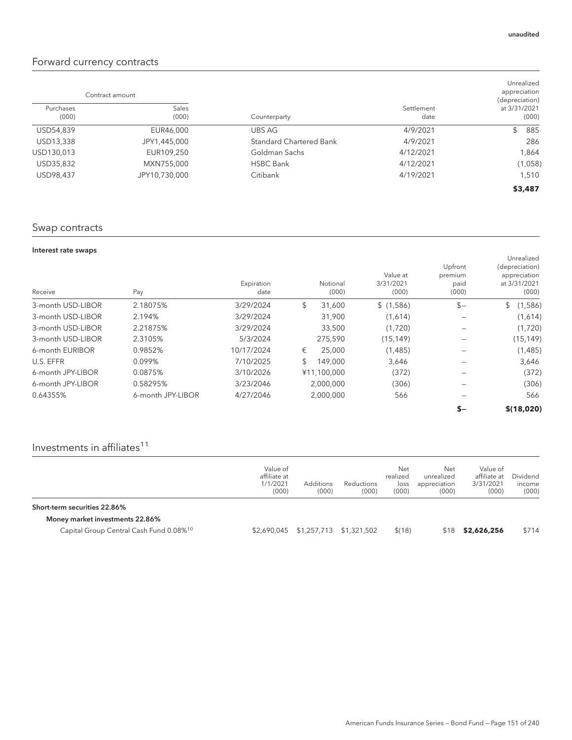unaudited

## Forward currency contracts

| Contract amount | | | | Unrealized appreciation (depreciation) |
|---|---|---|---|---|
| Purchases (000) | Sales (000) | Counterparty | Settlement date | at 3/31/2021 (000) |
| USD54,839 | EUR46,000 | UBS AG | 4/9/2021 | $ 885 |
| USD13,338 | JPY1,445,000 | Standard Chartered Bank | 4/9/2021 | 286 |
| USD130,013 | EUR109,250 | Goldman Sachs | 4/12/2021 | 1,864 |
| USD35,832 | MXN755,000 | HSBC Bank | 4/12/2021 | (1,058) |
| USD98,437 | JPY10,730,000 | Citibank | 4/19/2021 | 1,510 |
| | | | | **$3,487** |

## Swap contracts

### Interest rate swaps

| Receive | Pay | Expiration date | Notional (000) | Value at 3/31/2021 (000) | Upfront premium paid (000) | Unrealized (depreciation) appreciation at 3/31/2021 (000) |
|---|---|---|---|---|---|---|
| 3-month USD-LIBOR | 2.18075% | 3/29/2024 | $ 31,600 | $ (1,586) | $– | $ (1,586) |
| 3-month USD-LIBOR | 2.194% | 3/29/2024 | 31,900 | (1,614) | – | (1,614) |
| 3-month USD-LIBOR | 2.21875% | 3/29/2024 | 33,500 | (1,720) | – | (1,720) |
| 3-month USD-LIBOR | 2.3105% | 5/3/2024 | 275,590 | (15,149) | – | (15,149) |
| 6-month EURIBOR | 0.9852% | 10/17/2024 | € 25,000 | (1,485) | – | (1,485) |
| U.S. EFFR | 0.099% | 7/10/2025 | $ 149,000 | 3,646 | – | 3,646 |
| 6-month JPY-LIBOR | 0.0875% | 3/10/2026 | ¥11,100,000 | (372) | – | (372) |
| 6-month JPY-LIBOR | 0.58295% | 3/23/2046 | 2,000,000 | (306) | – | (306) |
| 0.64355% | 6-month JPY-LIBOR | 4/27/2046 | 2,000,000 | 566 | – | 566 |
| | | | | | **$–** | **$(18,020)** |

## Investments in affiliates[11]

| | Value of affiliate at 1/1/2021 (000) | Additions (000) | Reductions (000) | Net realized loss (000) | Net unrealized appreciation (000) | Value of affiliate at 3/31/2021 (000) | Dividend income (000) |
|---|---|---|---|---|---|---|---|
| **Short-term securities 22.86%** | | | | | | | |
| **Money market investments 22.86%** | | | | | | | |
| Capital Group Central Cash Fund 0.08%[10] | $2,690,045 | $1,257,713 | $1,321,502 | $(18) | $18 | **$2,626,256** | $714 |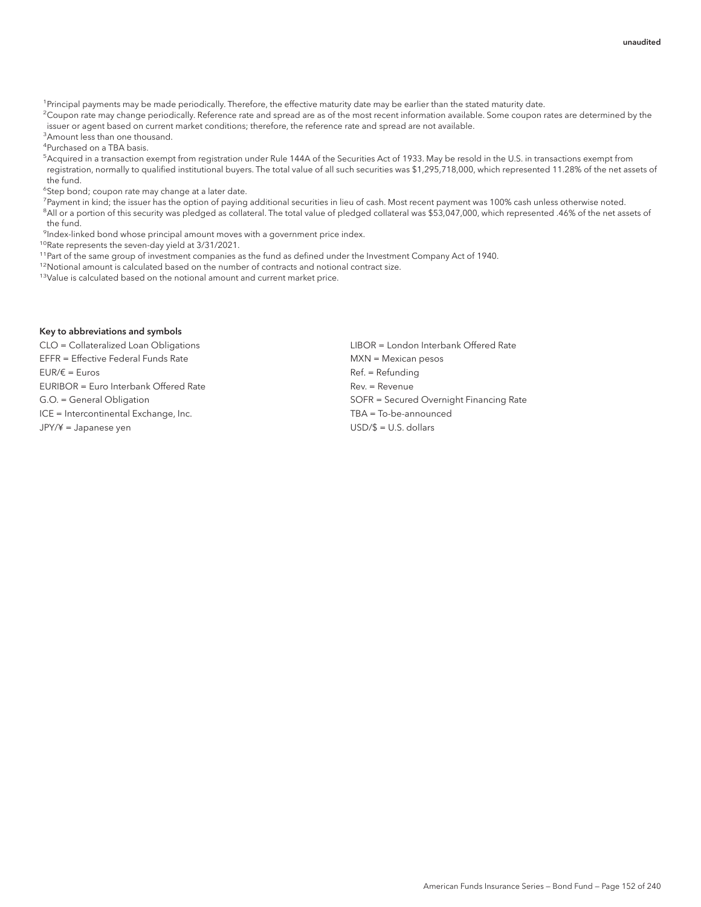[1]Principal payments may be made periodically. Therefore, the effective maturity date may be earlier than the stated maturity date.

[2]Coupon rate may change periodically. Reference rate and spread are as of the most recent information available. Some coupon rates are determined by the issuer or agent based on current market conditions; therefore, the reference rate and spread are not available.

[3]Amount less than one thousand.

[4]Purchased on a TBA basis.

[5]Acquired in a transaction exempt from registration under Rule 144A of the Securities Act of 1933. May be resold in the U.S. in transactions exempt from registration, normally to qualified institutional buyers. The total value of all such securities was $1,295,718,000, which represented 11.28% of the net assets of the fund.

[6]Step bond; coupon rate may change at a later date.

[7]Payment in kind; the issuer has the option of paying additional securities in lieu of cash. Most recent payment was 100% cash unless otherwise noted.

[8]All or a portion of this security was pledged as collateral. The total value of pledged collateral was $53,047,000, which represented .46% of the net assets of the fund.

[9]Index-linked bond whose principal amount moves with a government price index.

[10]Rate represents the seven-day yield at 3/31/2021.

[11]Part of the same group of investment companies as the fund as defined under the Investment Company Act of 1940.

[12]Notional amount is calculated based on the number of contracts and notional contract size.

[13]Value is calculated based on the notional amount and current market price.

**Key to abbreviations and symbols**

CLO = Collateralized Loan Obligations
EFFR = Effective Federal Funds Rate
EUR/€ = Euros
EURIBOR = Euro Interbank Offered Rate
G.O. = General Obligation
ICE = Intercontinental Exchange, Inc.
JPY/¥ = Japanese yen
LIBOR = London Interbank Offered Rate
MXN = Mexican pesos
Ref. = Refunding
Rev. = Revenue
SOFR = Secured Overnight Financing Rate
TBA = To-be-announced
USD/$ = U.S. dollars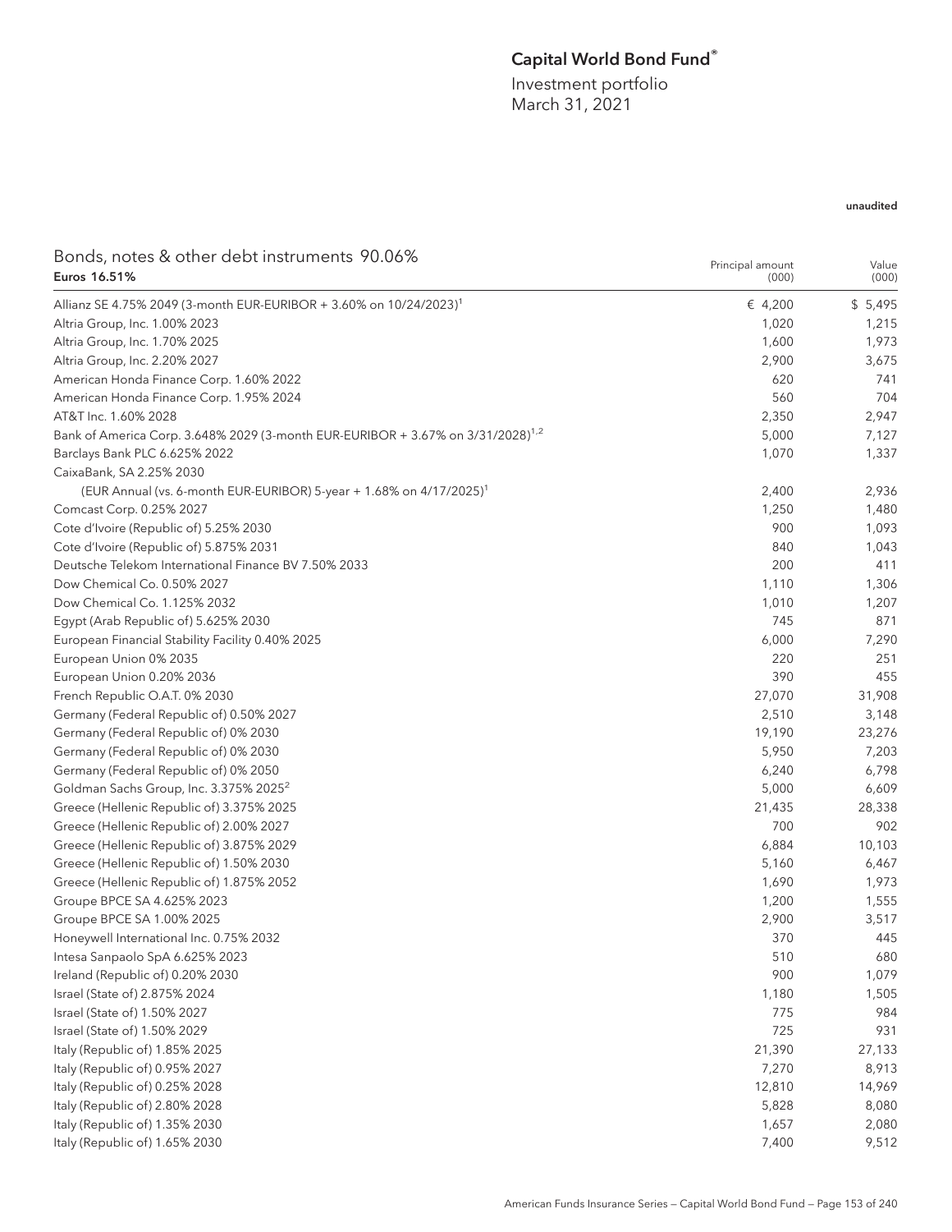## Capital World Bond Fund®

Investment portfolio
March 31, 2021

unaudited

### Bonds, notes & other debt instruments 90.06%

| Euros 16.51% | Principal amount (000) | Value (000) |
|---|---|---|
| Allianz SE 4.75% 2049 (3-month EUR-EURIBOR + 3.60% on 10/24/2023)[1] | € 4,200 | $ 5,495 |
| Altria Group, Inc. 1.00% 2023 | 1,020 | 1,215 |
| Altria Group, Inc. 1.70% 2025 | 1,600 | 1,973 |
| Altria Group, Inc. 2.20% 2027 | 2,900 | 3,675 |
| American Honda Finance Corp. 1.60% 2022 | 620 | 741 |
| American Honda Finance Corp. 1.95% 2024 | 560 | 704 |
| AT&T Inc. 1.60% 2028 | 2,350 | 2,947 |
| Bank of America Corp. 3.648% 2029 (3-month EUR-EURIBOR + 3.67% on 3/31/2028)[1,2] | 5,000 | 7,127 |
| Barclays Bank PLC 6.625% 2022 | 1,070 | 1,337 |
| CaixaBank, SA 2.25% 2030 (EUR Annual (vs. 6-month EUR-EURIBOR) 5-year + 1.68% on 4/17/2025)[1] | 2,400 | 2,936 |
| Comcast Corp. 0.25% 2027 | 1,250 | 1,480 |
| Cote d'Ivoire (Republic of) 5.25% 2030 | 900 | 1,093 |
| Cote d'Ivoire (Republic of) 5.875% 2031 | 840 | 1,043 |
| Deutsche Telekom International Finance BV 7.50% 2033 | 200 | 411 |
| Dow Chemical Co. 0.50% 2027 | 1,110 | 1,306 |
| Dow Chemical Co. 1.125% 2032 | 1,010 | 1,207 |
| Egypt (Arab Republic of) 5.625% 2030 | 745 | 871 |
| European Financial Stability Facility 0.40% 2025 | 6,000 | 7,290 |
| European Union 0% 2035 | 220 | 251 |
| European Union 0.20% 2036 | 390 | 455 |
| French Republic O.A.T. 0% 2030 | 27,070 | 31,908 |
| Germany (Federal Republic of) 0.50% 2027 | 2,510 | 3,148 |
| Germany (Federal Republic of) 0% 2030 | 19,190 | 23,276 |
| Germany (Federal Republic of) 0% 2030 | 5,950 | 7,203 |
| Germany (Federal Republic of) 0% 2050 | 6,240 | 6,798 |
| Goldman Sachs Group, Inc. 3.375% 2025[2] | 5,000 | 6,609 |
| Greece (Hellenic Republic of) 3.375% 2025 | 21,435 | 28,338 |
| Greece (Hellenic Republic of) 2.00% 2027 | 700 | 902 |
| Greece (Hellenic Republic of) 3.875% 2029 | 6,884 | 10,103 |
| Greece (Hellenic Republic of) 1.50% 2030 | 5,160 | 6,467 |
| Greece (Hellenic Republic of) 1.875% 2052 | 1,690 | 1,973 |
| Groupe BPCE SA 4.625% 2023 | 1,200 | 1,555 |
| Groupe BPCE SA 1.00% 2025 | 2,900 | 3,517 |
| Honeywell International Inc. 0.75% 2032 | 370 | 445 |
| Intesa Sanpaolo SpA 6.625% 2023 | 510 | 680 |
| Ireland (Republic of) 0.20% 2030 | 900 | 1,079 |
| Israel (State of) 2.875% 2024 | 1,180 | 1,505 |
| Israel (State of) 1.50% 2027 | 775 | 984 |
| Israel (State of) 1.50% 2029 | 725 | 931 |
| Italy (Republic of) 1.85% 2025 | 21,390 | 27,133 |
| Italy (Republic of) 0.95% 2027 | 7,270 | 8,913 |
| Italy (Republic of) 0.25% 2028 | 12,810 | 14,969 |
| Italy (Republic of) 2.80% 2028 | 5,828 | 8,080 |
| Italy (Republic of) 1.35% 2030 | 1,657 | 2,080 |
| Italy (Republic of) 1.65% 2030 | 7,400 | 9,512 |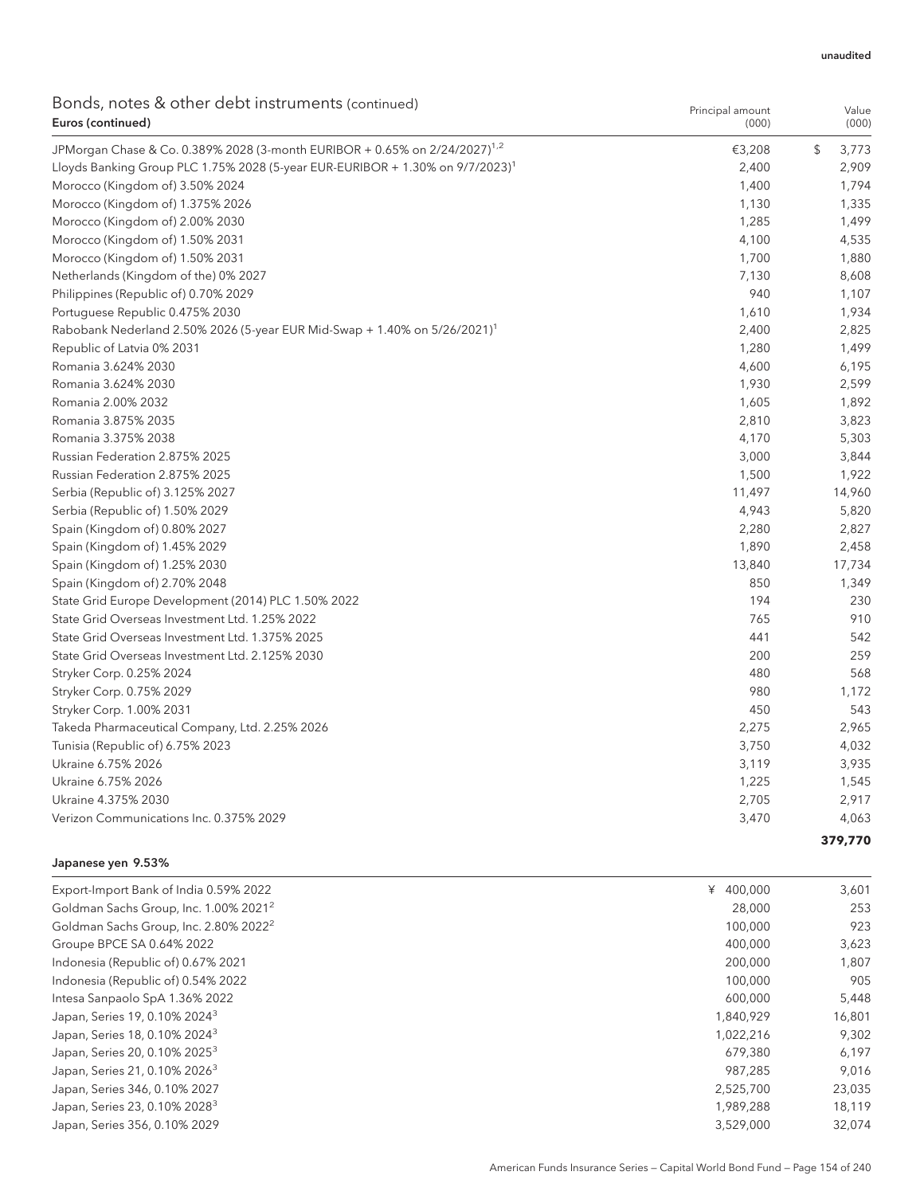unaudited

## Bonds, notes & other debt instruments (continued)

| Euros (continued) | Principal amount (000) | Value (000) |
|---|---|---|
| JPMorgan Chase & Co. 0.389% 2028 (3-month EURIBOR + 0.65% on 2/24/2027)[1,2] | €3,208 | $ 3,773 |
| Lloyds Banking Group PLC 1.75% 2028 (5-year EUR-EURIBOR + 1.30% on 9/7/2023)[1] | 2,400 | 2,909 |
| Morocco (Kingdom of) 3.50% 2024 | 1,400 | 1,794 |
| Morocco (Kingdom of) 1.375% 2026 | 1,130 | 1,335 |
| Morocco (Kingdom of) 2.00% 2030 | 1,285 | 1,499 |
| Morocco (Kingdom of) 1.50% 2031 | 4,100 | 4,535 |
| Morocco (Kingdom of) 1.50% 2031 | 1,700 | 1,880 |
| Netherlands (Kingdom of the) 0% 2027 | 7,130 | 8,608 |
| Philippines (Republic of) 0.70% 2029 | 940 | 1,107 |
| Portuguese Republic 0.475% 2030 | 1,610 | 1,934 |
| Rabobank Nederland 2.50% 2026 (5-year EUR Mid-Swap + 1.40% on 5/26/2021)[1] | 2,400 | 2,825 |
| Republic of Latvia 0% 2031 | 1,280 | 1,499 |
| Romania 3.624% 2030 | 4,600 | 6,195 |
| Romania 3.624% 2030 | 1,930 | 2,599 |
| Romania 2.00% 2032 | 1,605 | 1,892 |
| Romania 3.875% 2035 | 2,810 | 3,823 |
| Romania 3.375% 2038 | 4,170 | 5,303 |
| Russian Federation 2.875% 2025 | 3,000 | 3,844 |
| Russian Federation 2.875% 2025 | 1,500 | 1,922 |
| Serbia (Republic of) 3.125% 2027 | 11,497 | 14,960 |
| Serbia (Republic of) 1.50% 2029 | 4,943 | 5,820 |
| Spain (Kingdom of) 0.80% 2027 | 2,280 | 2,827 |
| Spain (Kingdom of) 1.45% 2029 | 1,890 | 2,458 |
| Spain (Kingdom of) 1.25% 2030 | 13,840 | 17,734 |
| Spain (Kingdom of) 2.70% 2048 | 850 | 1,349 |
| State Grid Europe Development (2014) PLC 1.50% 2022 | 194 | 230 |
| State Grid Overseas Investment Ltd. 1.25% 2022 | 765 | 910 |
| State Grid Overseas Investment Ltd. 1.375% 2025 | 441 | 542 |
| State Grid Overseas Investment Ltd. 2.125% 2030 | 200 | 259 |
| Stryker Corp. 0.25% 2024 | 480 | 568 |
| Stryker Corp. 0.75% 2029 | 980 | 1,172 |
| Stryker Corp. 1.00% 2031 | 450 | 543 |
| Takeda Pharmaceutical Company, Ltd. 2.25% 2026 | 2,275 | 2,965 |
| Tunisia (Republic of) 6.75% 2023 | 3,750 | 4,032 |
| Ukraine 6.75% 2026 | 3,119 | 3,935 |
| Ukraine 6.75% 2026 | 1,225 | 1,545 |
| Ukraine 4.375% 2030 | 2,705 | 2,917 |
| Verizon Communications Inc. 0.375% 2029 | 3,470 | 4,063 |
| | | **379,770** |

**Japanese yen 9.53%**

| | | |
|---|---|---|
| Export-Import Bank of India 0.59% 2022 | ¥ 400,000 | 3,601 |
| Goldman Sachs Group, Inc. 1.00% 2021[2] | 28,000 | 253 |
| Goldman Sachs Group, Inc. 2.80% 2022[2] | 100,000 | 923 |
| Groupe BPCE SA 0.64% 2022 | 400,000 | 3,623 |
| Indonesia (Republic of) 0.67% 2021 | 200,000 | 1,807 |
| Indonesia (Republic of) 0.54% 2022 | 100,000 | 905 |
| Intesa Sanpaolo SpA 1.36% 2022 | 600,000 | 5,448 |
| Japan, Series 19, 0.10% 2024[3] | 1,840,929 | 16,801 |
| Japan, Series 18, 0.10% 2024[3] | 1,022,216 | 9,302 |
| Japan, Series 20, 0.10% 2025[3] | 679,380 | 6,197 |
| Japan, Series 21, 0.10% 2026[3] | 987,285 | 9,016 |
| Japan, Series 346, 0.10% 2027 | 2,525,700 | 23,035 |
| Japan, Series 23, 0.10% 2028[3] | 1,989,288 | 18,119 |
| Japan, Series 356, 0.10% 2029 | 3,529,000 | 32,074 |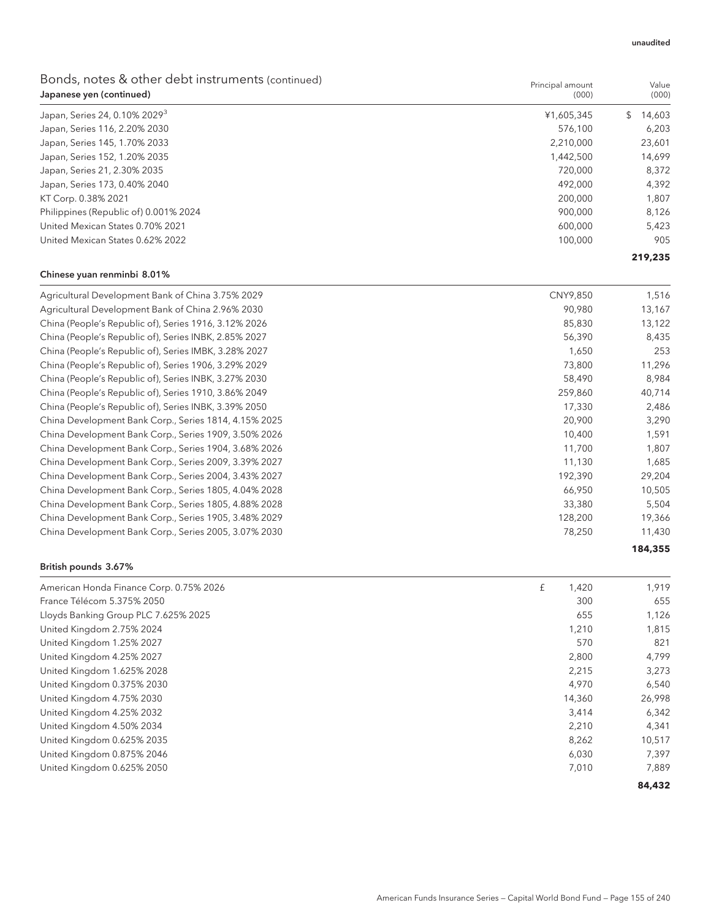unaudited

## Bonds, notes & other debt instruments (continued)

| Japanese yen (continued) | Principal amount (000) | Value (000) |
|---|---|---|
| Japan, Series 24, 0.10% 2029[3] | ¥1,605,345 | $ 14,603 |
| Japan, Series 116, 2.20% 2030 | 576,100 | 6,203 |
| Japan, Series 145, 1.70% 2033 | 2,210,000 | 23,601 |
| Japan, Series 152, 1.20% 2035 | 1,442,500 | 14,699 |
| Japan, Series 21, 2.30% 2035 | 720,000 | 8,372 |
| Japan, Series 173, 0.40% 2040 | 492,000 | 4,392 |
| KT Corp. 0.38% 2021 | 200,000 | 1,807 |
| Philippines (Republic of) 0.001% 2024 | 900,000 | 8,126 |
| United Mexican States 0.70% 2021 | 600,000 | 5,423 |
| United Mexican States 0.62% 2022 | 100,000 | 905 |
| | | **219,235** |

| Chinese yuan renminbi 8.01% | | |
|---|---|---|
| Agricultural Development Bank of China 3.75% 2029 | CNY9,850 | 1,516 |
| Agricultural Development Bank of China 2.96% 2030 | 90,980 | 13,167 |
| China (People's Republic of), Series 1916, 3.12% 2026 | 85,830 | 13,122 |
| China (People's Republic of), Series INBK, 2.85% 2027 | 56,390 | 8,435 |
| China (People's Republic of), Series IMBK, 3.28% 2027 | 1,650 | 253 |
| China (People's Republic of), Series 1906, 3.29% 2029 | 73,800 | 11,296 |
| China (People's Republic of), Series INBK, 3.27% 2030 | 58,490 | 8,984 |
| China (People's Republic of), Series 1910, 3.86% 2049 | 259,860 | 40,714 |
| China (People's Republic of), Series INBK, 3.39% 2050 | 17,330 | 2,486 |
| China Development Bank Corp., Series 1814, 4.15% 2025 | 20,900 | 3,290 |
| China Development Bank Corp., Series 1909, 3.50% 2026 | 10,400 | 1,591 |
| China Development Bank Corp., Series 1904, 3.68% 2026 | 11,700 | 1,807 |
| China Development Bank Corp., Series 2009, 3.39% 2027 | 11,130 | 1,685 |
| China Development Bank Corp., Series 2004, 3.43% 2027 | 192,390 | 29,204 |
| China Development Bank Corp., Series 1805, 4.04% 2028 | 66,950 | 10,505 |
| China Development Bank Corp., Series 1805, 4.88% 2028 | 33,380 | 5,504 |
| China Development Bank Corp., Series 1905, 3.48% 2029 | 128,200 | 19,366 |
| China Development Bank Corp., Series 2005, 3.07% 2030 | 78,250 | 11,430 |
| | | **184,355** |

| British pounds 3.67% | | |
|---|---|---|
| American Honda Finance Corp. 0.75% 2026 | £ 1,420 | 1,919 |
| France Télécom 5.375% 2050 | 300 | 655 |
| Lloyds Banking Group PLC 7.625% 2025 | 655 | 1,126 |
| United Kingdom 2.75% 2024 | 1,210 | 1,815 |
| United Kingdom 1.25% 2027 | 570 | 821 |
| United Kingdom 4.25% 2027 | 2,800 | 4,799 |
| United Kingdom 1.625% 2028 | 2,215 | 3,273 |
| United Kingdom 0.375% 2030 | 4,970 | 6,540 |
| United Kingdom 4.75% 2030 | 14,360 | 26,998 |
| United Kingdom 4.25% 2032 | 3,414 | 6,342 |
| United Kingdom 4.50% 2034 | 2,210 | 4,341 |
| United Kingdom 0.625% 2035 | 8,262 | 10,517 |
| United Kingdom 0.875% 2046 | 6,030 | 7,397 |
| United Kingdom 0.625% 2050 | 7,010 | 7,889 |
| | | **84,432** |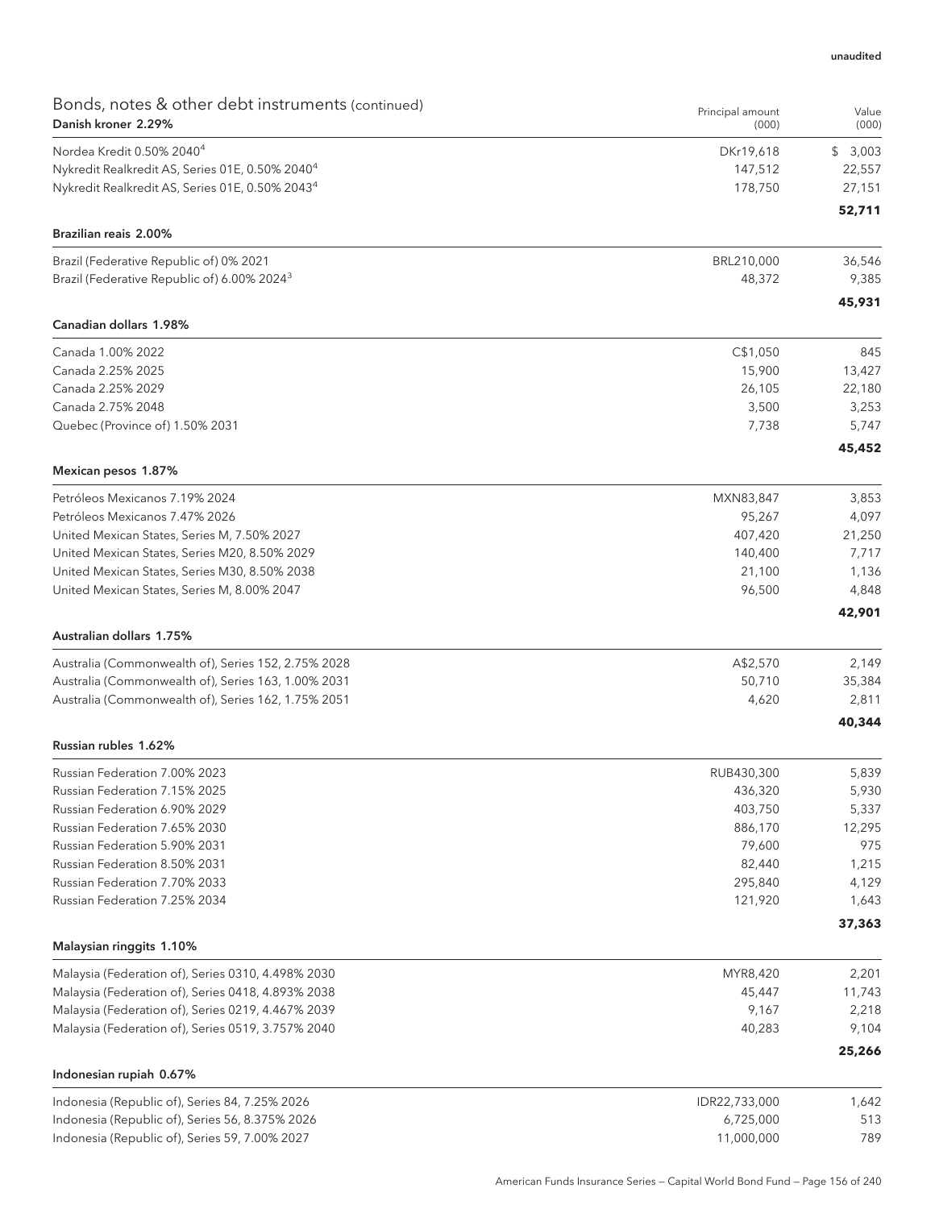unaudited

## Bonds, notes & other debt instruments (continued)

| Danish kroner 2.29% | Principal amount (000) | Value (000) |
|---|---|---|
| Nordea Kredit 0.50% 2040[4] | DKr19,618 | $ 3,003 |
| Nykredit Realkredit AS, Series 01E, 0.50% 2040[4] | 147,512 | 22,557 |
| Nykredit Realkredit AS, Series 01E, 0.50% 2043[4] | 178,750 | 27,151 |
| | | **52,711** |
| **Brazilian reais 2.00%** | | |
| Brazil (Federative Republic of) 0% 2021 | BRL210,000 | 36,546 |
| Brazil (Federative Republic of) 6.00% 2024[3] | 48,372 | 9,385 |
| | | **45,931** |
| **Canadian dollars 1.98%** | | |
| Canada 1.00% 2022 | C$1,050 | 845 |
| Canada 2.25% 2025 | 15,900 | 13,427 |
| Canada 2.25% 2029 | 26,105 | 22,180 |
| Canada 2.75% 2048 | 3,500 | 3,253 |
| Quebec (Province of) 1.50% 2031 | 7,738 | 5,747 |
| | | **45,452** |
| **Mexican pesos 1.87%** | | |
| Petróleos Mexicanos 7.19% 2024 | MXN83,847 | 3,853 |
| Petróleos Mexicanos 7.47% 2026 | 95,267 | 4,097 |
| United Mexican States, Series M, 7.50% 2027 | 407,420 | 21,250 |
| United Mexican States, Series M20, 8.50% 2029 | 140,400 | 7,717 |
| United Mexican States, Series M30, 8.50% 2038 | 21,100 | 1,136 |
| United Mexican States, Series M, 8.00% 2047 | 96,500 | 4,848 |
| | | **42,901** |
| **Australian dollars 1.75%** | | |
| Australia (Commonwealth of), Series 152, 2.75% 2028 | A$2,570 | 2,149 |
| Australia (Commonwealth of), Series 163, 1.00% 2031 | 50,710 | 35,384 |
| Australia (Commonwealth of), Series 162, 1.75% 2051 | 4,620 | 2,811 |
| | | **40,344** |
| **Russian rubles 1.62%** | | |
| Russian Federation 7.00% 2023 | RUB430,300 | 5,839 |
| Russian Federation 7.15% 2025 | 436,320 | 5,930 |
| Russian Federation 6.90% 2029 | 403,750 | 5,337 |
| Russian Federation 7.65% 2030 | 886,170 | 12,295 |
| Russian Federation 5.90% 2031 | 79,600 | 975 |
| Russian Federation 8.50% 2031 | 82,440 | 1,215 |
| Russian Federation 7.70% 2033 | 295,840 | 4,129 |
| Russian Federation 7.25% 2034 | 121,920 | 1,643 |
| | | **37,363** |
| **Malaysian ringgits 1.10%** | | |
| Malaysia (Federation of), Series 0310, 4.498% 2030 | MYR8,420 | 2,201 |
| Malaysia (Federation of), Series 0418, 4.893% 2038 | 45,447 | 11,743 |
| Malaysia (Federation of), Series 0219, 4.467% 2039 | 9,167 | 2,218 |
| Malaysia (Federation of), Series 0519, 3.757% 2040 | 40,283 | 9,104 |
| | | **25,266** |
| **Indonesian rupiah 0.67%** | | |
| Indonesia (Republic of), Series 84, 7.25% 2026 | IDR22,733,000 | 1,642 |
| Indonesia (Republic of), Series 56, 8.375% 2026 | 6,725,000 | 513 |
| Indonesia (Republic of), Series 59, 7.00% 2027 | 11,000,000 | 789 |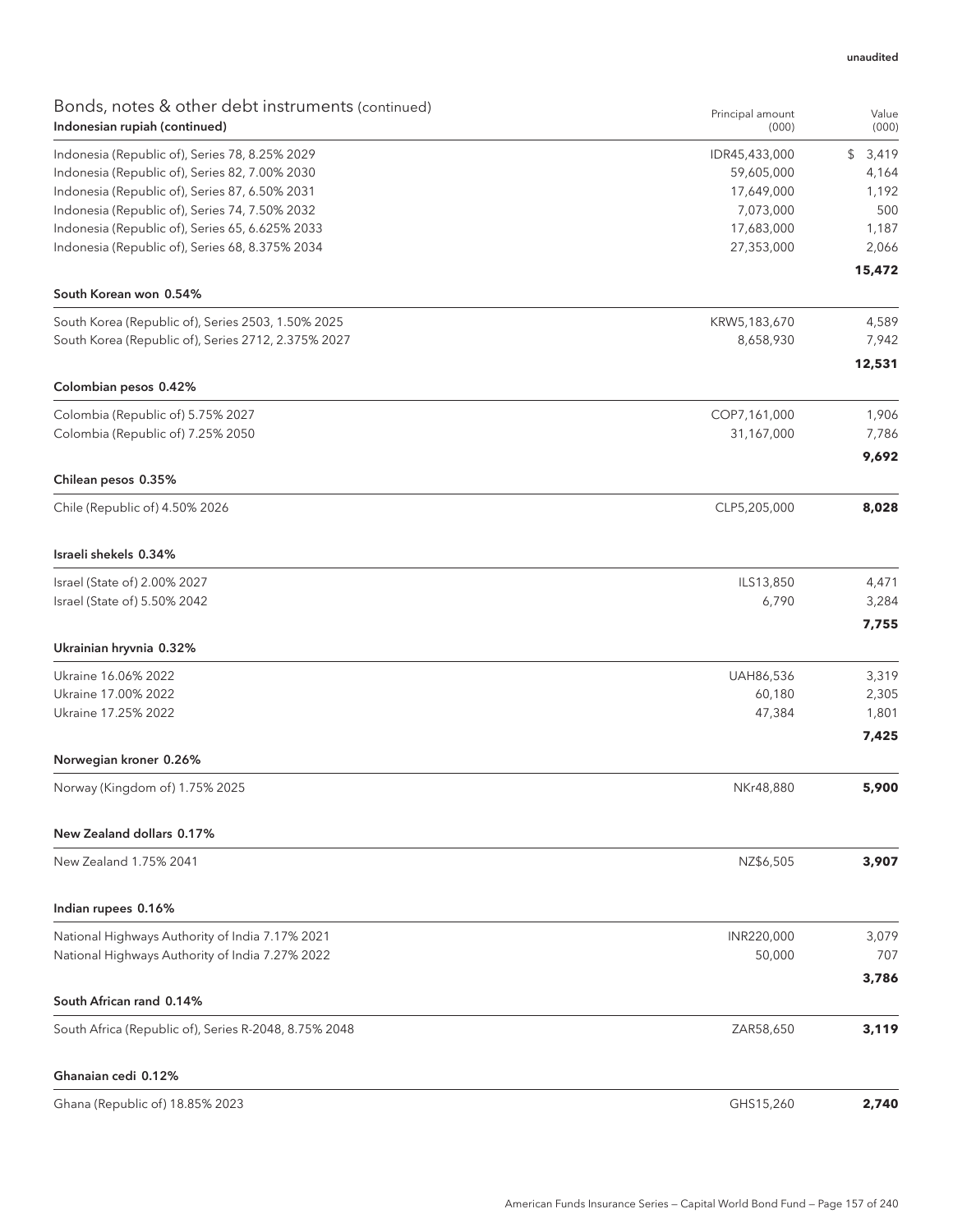unaudited

## Bonds, notes & other debt instruments (continued)

| Indonesian rupiah (continued) | Principal amount (000) | Value (000) |
|---|---|---|
| Indonesia (Republic of), Series 78, 8.25% 2029 | IDR45,433,000 | $ 3,419 |
| Indonesia (Republic of), Series 82, 7.00% 2030 | 59,605,000 | 4,164 |
| Indonesia (Republic of), Series 87, 6.50% 2031 | 17,649,000 | 1,192 |
| Indonesia (Republic of), Series 74, 7.50% 2032 | 7,073,000 | 500 |
| Indonesia (Republic of), Series 65, 6.625% 2033 | 17,683,000 | 1,187 |
| Indonesia (Republic of), Series 68, 8.375% 2034 | 27,353,000 | 2,066 |
| | | **15,472** |
| **South Korean won 0.54%** | | |
| South Korea (Republic of), Series 2503, 1.50% 2025 | KRW5,183,670 | 4,589 |
| South Korea (Republic of), Series 2712, 2.375% 2027 | 8,658,930 | 7,942 |
| | | **12,531** |
| **Colombian pesos 0.42%** | | |
| Colombia (Republic of) 5.75% 2027 | COP7,161,000 | 1,906 |
| Colombia (Republic of) 7.25% 2050 | 31,167,000 | 7,786 |
| | | **9,692** |
| **Chilean pesos 0.35%** | | |
| Chile (Republic of) 4.50% 2026 | CLP5,205,000 | **8,028** |
| **Israeli shekels 0.34%** | | |
| Israel (State of) 2.00% 2027 | ILS13,850 | 4,471 |
| Israel (State of) 5.50% 2042 | 6,790 | 3,284 |
| | | **7,755** |
| **Ukrainian hryvnia 0.32%** | | |
| Ukraine 16.06% 2022 | UAH86,536 | 3,319 |
| Ukraine 17.00% 2022 | 60,180 | 2,305 |
| Ukraine 17.25% 2022 | 47,384 | 1,801 |
| | | **7,425** |
| **Norwegian kroner 0.26%** | | |
| Norway (Kingdom of) 1.75% 2025 | NKr48,880 | **5,900** |
| **New Zealand dollars 0.17%** | | |
| New Zealand 1.75% 2041 | NZ$6,505 | **3,907** |
| **Indian rupees 0.16%** | | |
| National Highways Authority of India 7.17% 2021 | INR220,000 | 3,079 |
| National Highways Authority of India 7.27% 2022 | 50,000 | 707 |
| | | **3,786** |
| **South African rand 0.14%** | | |
| South Africa (Republic of), Series R-2048, 8.75% 2048 | ZAR58,650 | **3,119** |
| **Ghanaian cedi 0.12%** | | |
| Ghana (Republic of) 18.85% 2023 | GHS15,260 | **2,740** |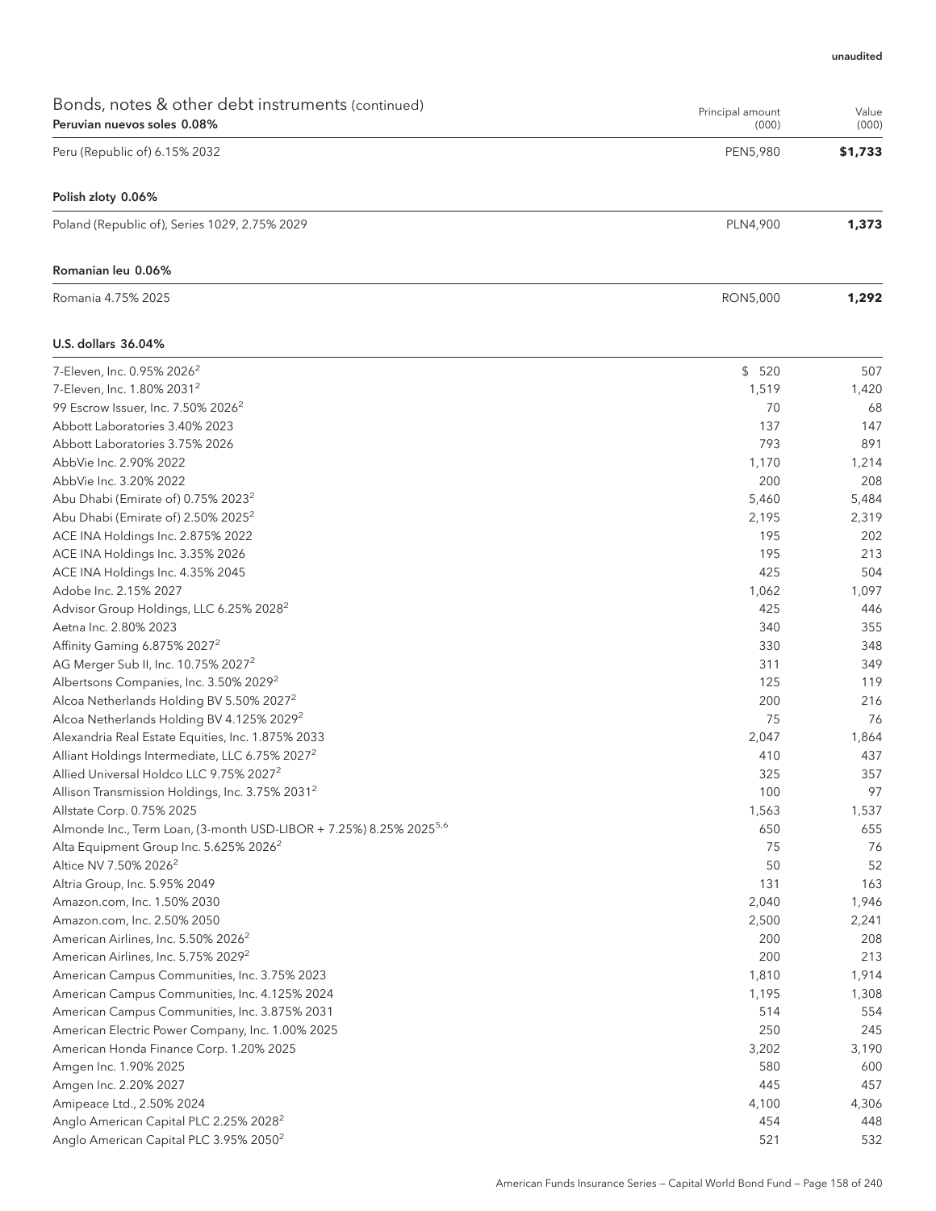unaudited

## Bonds, notes & other debt instruments (continued)

| Peruvian nuevos soles 0.08% | Principal amount (000) | Value (000) |
|---|---|---|
| Peru (Republic of) 6.15% 2032 | PEN5,980 | **$1,733** |

| Polish zloty 0.06% | | |
|---|---|---|
| Poland (Republic of), Series 1029, 2.75% 2029 | PLN4,900 | **1,373** |

| Romanian leu 0.06% | | |
|---|---|---|
| Romania 4.75% 2025 | RON5,000 | **1,292** |

| U.S. dollars 36.04% | | |
|---|---|---|
| 7-Eleven, Inc. 0.95% 2026[2] | $ 520 | 507 |
| 7-Eleven, Inc. 1.80% 2031[2] | 1,519 | 1,420 |
| 99 Escrow Issuer, Inc. 7.50% 2026[2] | 70 | 68 |
| Abbott Laboratories 3.40% 2023 | 137 | 147 |
| Abbott Laboratories 3.75% 2026 | 793 | 891 |
| AbbVie Inc. 2.90% 2022 | 1,170 | 1,214 |
| AbbVie Inc. 3.20% 2022 | 200 | 208 |
| Abu Dhabi (Emirate of) 0.75% 2023[2] | 5,460 | 5,484 |
| Abu Dhabi (Emirate of) 2.50% 2025[2] | 2,195 | 2,319 |
| ACE INA Holdings Inc. 2.875% 2022 | 195 | 202 |
| ACE INA Holdings Inc. 3.35% 2026 | 195 | 213 |
| ACE INA Holdings Inc. 4.35% 2045 | 425 | 504 |
| Adobe Inc. 2.15% 2027 | 1,062 | 1,097 |
| Advisor Group Holdings, LLC 6.25% 2028[2] | 425 | 446 |
| Aetna Inc. 2.80% 2023 | 340 | 355 |
| Affinity Gaming 6.875% 2027[2] | 330 | 348 |
| AG Merger Sub II, Inc. 10.75% 2027[2] | 311 | 349 |
| Albertsons Companies, Inc. 3.50% 2029[2] | 125 | 119 |
| Alcoa Netherlands Holding BV 5.50% 2027[2] | 200 | 216 |
| Alcoa Netherlands Holding BV 4.125% 2029[2] | 75 | 76 |
| Alexandria Real Estate Equities, Inc. 1.875% 2033 | 2,047 | 1,864 |
| Alliant Holdings Intermediate, LLC 6.75% 2027[2] | 410 | 437 |
| Allied Universal Holdco LLC 9.75% 2027[2] | 325 | 357 |
| Allison Transmission Holdings, Inc. 3.75% 2031[2] | 100 | 97 |
| Allstate Corp. 0.75% 2025 | 1,563 | 1,537 |
| Almonde Inc., Term Loan, (3-month USD-LIBOR + 7.25%) 8.25% 2025[5,6] | 650 | 655 |
| Alta Equipment Group Inc. 5.625% 2026[2] | 75 | 76 |
| Altice NV 7.50% 2026[2] | 50 | 52 |
| Altria Group, Inc. 5.95% 2049 | 131 | 163 |
| Amazon.com, Inc. 1.50% 2030 | 2,040 | 1,946 |
| Amazon.com, Inc. 2.50% 2050 | 2,500 | 2,241 |
| American Airlines, Inc. 5.50% 2026[2] | 200 | 208 |
| American Airlines, Inc. 5.75% 2029[2] | 200 | 213 |
| American Campus Communities, Inc. 3.75% 2023 | 1,810 | 1,914 |
| American Campus Communities, Inc. 4.125% 2024 | 1,195 | 1,308 |
| American Campus Communities, Inc. 3.875% 2031 | 514 | 554 |
| American Electric Power Company, Inc. 1.00% 2025 | 250 | 245 |
| American Honda Finance Corp. 1.20% 2025 | 3,202 | 3,190 |
| Amgen Inc. 1.90% 2025 | 580 | 600 |
| Amgen Inc. 2.20% 2027 | 445 | 457 |
| Amipeace Ltd., 2.50% 2024 | 4,100 | 4,306 |
| Anglo American Capital PLC 2.25% 2028[2] | 454 | 448 |
| Anglo American Capital PLC 3.95% 2050[2] | 521 | 532 |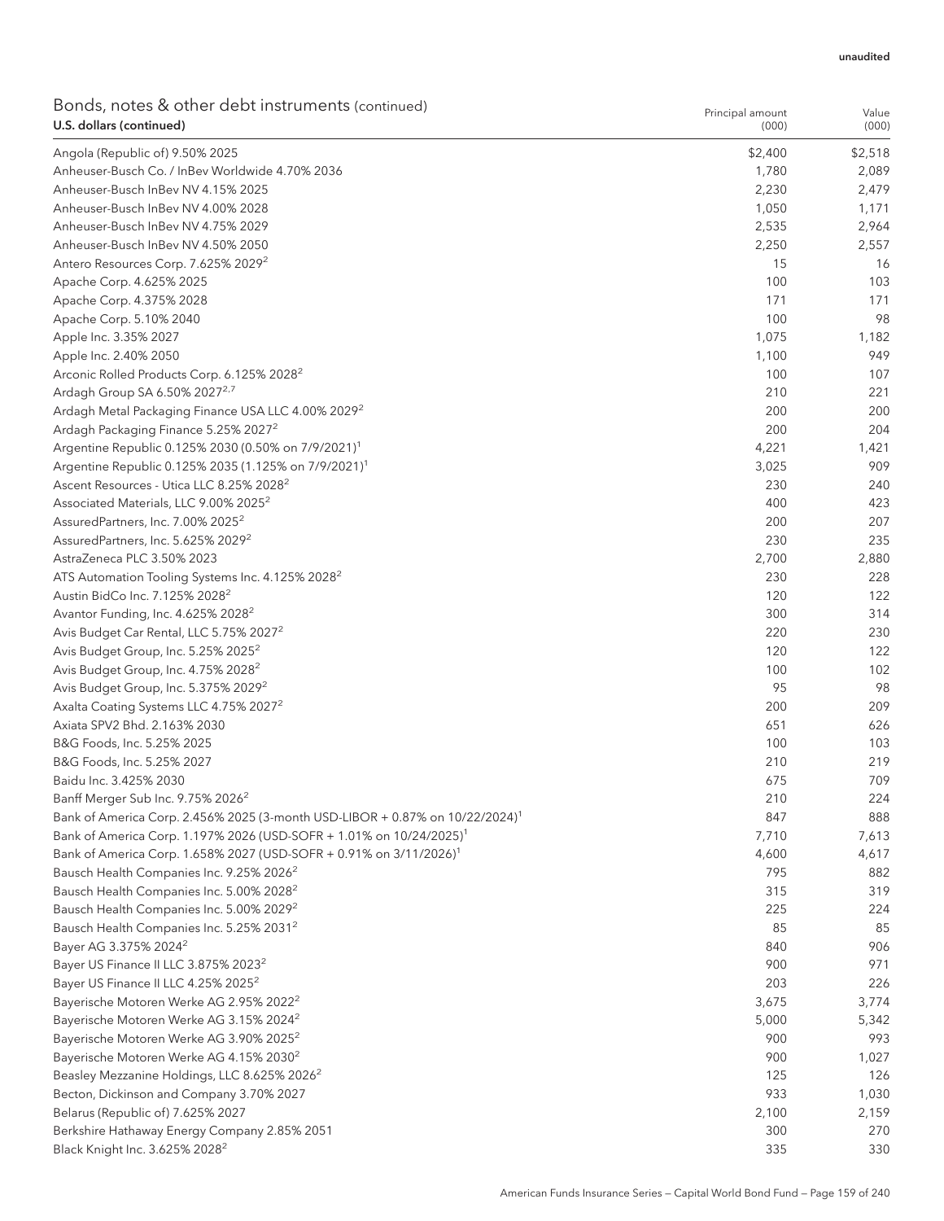unaudited

## Bonds, notes & other debt instruments (continued)

| U.S. dollars (continued) | Principal amount (000) | Value (000) |
|---|---|---|
| Angola (Republic of) 9.50% 2025 | $2,400 | $2,518 |
| Anheuser-Busch Co. / InBev Worldwide 4.70% 2036 | 1,780 | 2,089 |
| Anheuser-Busch InBev NV 4.15% 2025 | 2,230 | 2,479 |
| Anheuser-Busch InBev NV 4.00% 2028 | 1,050 | 1,171 |
| Anheuser-Busch InBev NV 4.75% 2029 | 2,535 | 2,964 |
| Anheuser-Busch InBev NV 4.50% 2050 | 2,250 | 2,557 |
| Antero Resources Corp. 7.625% 2029[2] | 15 | 16 |
| Apache Corp. 4.625% 2025 | 100 | 103 |
| Apache Corp. 4.375% 2028 | 171 | 171 |
| Apache Corp. 5.10% 2040 | 100 | 98 |
| Apple Inc. 3.35% 2027 | 1,075 | 1,182 |
| Apple Inc. 2.40% 2050 | 1,100 | 949 |
| Arconic Rolled Products Corp. 6.125% 2028[2] | 100 | 107 |
| Ardagh Group SA 6.50% 2027[2,7] | 210 | 221 |
| Ardagh Metal Packaging Finance USA LLC 4.00% 2029[2] | 200 | 200 |
| Ardagh Packaging Finance 5.25% 2027[2] | 200 | 204 |
| Argentine Republic 0.125% 2030 (0.50% on 7/9/2021)[1] | 4,221 | 1,421 |
| Argentine Republic 0.125% 2035 (1.125% on 7/9/2021)[1] | 3,025 | 909 |
| Ascent Resources - Utica LLC 8.25% 2028[2] | 230 | 240 |
| Associated Materials, LLC 9.00% 2025[2] | 400 | 423 |
| AssuredPartners, Inc. 7.00% 2025[2] | 200 | 207 |
| AssuredPartners, Inc. 5.625% 2029[2] | 230 | 235 |
| AstraZeneca PLC 3.50% 2023 | 2,700 | 2,880 |
| ATS Automation Tooling Systems Inc. 4.125% 2028[2] | 230 | 228 |
| Austin BidCo Inc. 7.125% 2028[2] | 120 | 122 |
| Avantor Funding, Inc. 4.625% 2028[2] | 300 | 314 |
| Avis Budget Car Rental, LLC 5.75% 2027[2] | 220 | 230 |
| Avis Budget Group, Inc. 5.25% 2025[2] | 120 | 122 |
| Avis Budget Group, Inc. 4.75% 2028[2] | 100 | 102 |
| Avis Budget Group, Inc. 5.375% 2029[2] | 95 | 98 |
| Axalta Coating Systems LLC 4.75% 2027[2] | 200 | 209 |
| Axiata SPV2 Bhd. 2.163% 2030 | 651 | 626 |
| B&G Foods, Inc. 5.25% 2025 | 100 | 103 |
| B&G Foods, Inc. 5.25% 2027 | 210 | 219 |
| Baidu Inc. 3.425% 2030 | 675 | 709 |
| Banff Merger Sub Inc. 9.75% 2026[2] | 210 | 224 |
| Bank of America Corp. 2.456% 2025 (3-month USD-LIBOR + 0.87% on 10/22/2024)[1] | 847 | 888 |
| Bank of America Corp. 1.197% 2026 (USD-SOFR + 1.01% on 10/24/2025)[1] | 7,710 | 7,613 |
| Bank of America Corp. 1.658% 2027 (USD-SOFR + 0.91% on 3/11/2026)[1] | 4,600 | 4,617 |
| Bausch Health Companies Inc. 9.25% 2026[2] | 795 | 882 |
| Bausch Health Companies Inc. 5.00% 2028[2] | 315 | 319 |
| Bausch Health Companies Inc. 5.00% 2029[2] | 225 | 224 |
| Bausch Health Companies Inc. 5.25% 2031[2] | 85 | 85 |
| Bayer AG 3.375% 2024[2] | 840 | 906 |
| Bayer US Finance II LLC 3.875% 2023[2] | 900 | 971 |
| Bayer US Finance II LLC 4.25% 2025[2] | 203 | 226 |
| Bayerische Motoren Werke AG 2.95% 2022[2] | 3,675 | 3,774 |
| Bayerische Motoren Werke AG 3.15% 2024[2] | 5,000 | 5,342 |
| Bayerische Motoren Werke AG 3.90% 2025[2] | 900 | 993 |
| Bayerische Motoren Werke AG 4.15% 2030[2] | 900 | 1,027 |
| Beasley Mezzanine Holdings, LLC 8.625% 2026[2] | 125 | 126 |
| Becton, Dickinson and Company 3.70% 2027 | 933 | 1,030 |
| Belarus (Republic of) 7.625% 2027 | 2,100 | 2,159 |
| Berkshire Hathaway Energy Company 2.85% 2051 | 300 | 270 |
| Black Knight Inc. 3.625% 2028[2] | 335 | 330 |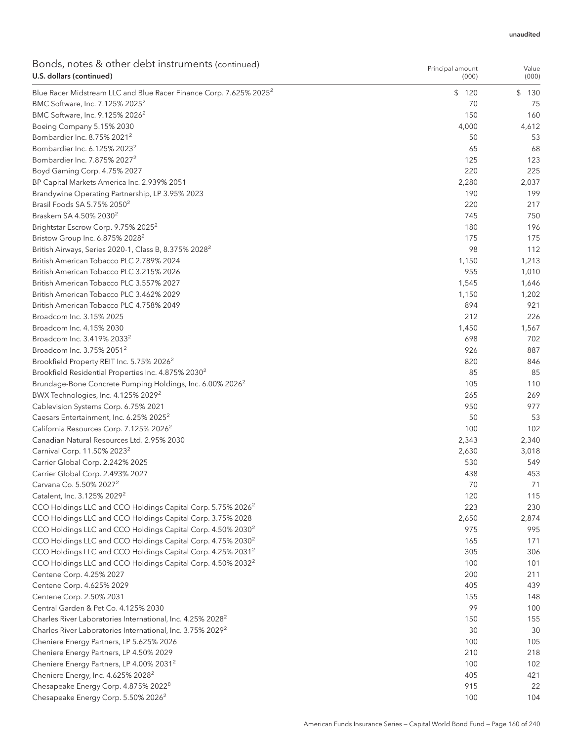unaudited

## Bonds, notes & other debt instruments (continued)

| U.S. dollars (continued) | Principal amount (000) | Value (000) |
|---|---|---|
| Blue Racer Midstream LLC and Blue Racer Finance Corp. 7.625% 2025[2] | $ 120 | $ 130 |
| BMC Software, Inc. 7.125% 2025[2] | 70 | 75 |
| BMC Software, Inc. 9.125% 2026[2] | 150 | 160 |
| Boeing Company 5.15% 2030 | 4,000 | 4,612 |
| Bombardier Inc. 8.75% 2021[2] | 50 | 53 |
| Bombardier Inc. 6.125% 2023[2] | 65 | 68 |
| Bombardier Inc. 7.875% 2027[2] | 125 | 123 |
| Boyd Gaming Corp. 4.75% 2027 | 220 | 225 |
| BP Capital Markets America Inc. 2.939% 2051 | 2,280 | 2,037 |
| Brandywine Operating Partnership, LP 3.95% 2023 | 190 | 199 |
| Brasil Foods SA 5.75% 2050[2] | 220 | 217 |
| Braskem SA 4.50% 2030[2] | 745 | 750 |
| Brightstar Escrow Corp. 9.75% 2025[2] | 180 | 196 |
| Bristow Group Inc. 6.875% 2028[2] | 175 | 175 |
| British Airways, Series 2020-1, Class B, 8.375% 2028[2] | 98 | 112 |
| British American Tobacco PLC 2.789% 2024 | 1,150 | 1,213 |
| British American Tobacco PLC 3.215% 2026 | 955 | 1,010 |
| British American Tobacco PLC 3.557% 2027 | 1,545 | 1,646 |
| British American Tobacco PLC 3.462% 2029 | 1,150 | 1,202 |
| British American Tobacco PLC 4.758% 2049 | 894 | 921 |
| Broadcom Inc. 3.15% 2025 | 212 | 226 |
| Broadcom Inc. 4.15% 2030 | 1,450 | 1,567 |
| Broadcom Inc. 3.419% 2033[2] | 698 | 702 |
| Broadcom Inc. 3.75% 2051[2] | 926 | 887 |
| Brookfield Property REIT Inc. 5.75% 2026[2] | 820 | 846 |
| Brookfield Residential Properties Inc. 4.875% 2030[2] | 85 | 85 |
| Brundage-Bone Concrete Pumping Holdings, Inc. 6.00% 2026[2] | 105 | 110 |
| BWX Technologies, Inc. 4.125% 2029[2] | 265 | 269 |
| Cablevision Systems Corp. 6.75% 2021 | 950 | 977 |
| Caesars Entertainment, Inc. 6.25% 2025[2] | 50 | 53 |
| California Resources Corp. 7.125% 2026[2] | 100 | 102 |
| Canadian Natural Resources Ltd. 2.95% 2030 | 2,343 | 2,340 |
| Carnival Corp. 11.50% 2023[2] | 2,630 | 3,018 |
| Carrier Global Corp. 2.242% 2025 | 530 | 549 |
| Carrier Global Corp. 2.493% 2027 | 438 | 453 |
| Carvana Co. 5.50% 2027[2] | 70 | 71 |
| Catalent, Inc. 3.125% 2029[2] | 120 | 115 |
| CCO Holdings LLC and CCO Holdings Capital Corp. 5.75% 2026[2] | 223 | 230 |
| CCO Holdings LLC and CCO Holdings Capital Corp. 3.75% 2028 | 2,650 | 2,874 |
| CCO Holdings LLC and CCO Holdings Capital Corp. 4.50% 2030[2] | 975 | 995 |
| CCO Holdings LLC and CCO Holdings Capital Corp. 4.75% 2030[2] | 165 | 171 |
| CCO Holdings LLC and CCO Holdings Capital Corp. 4.25% 2031[2] | 305 | 306 |
| CCO Holdings LLC and CCO Holdings Capital Corp. 4.50% 2032[2] | 100 | 101 |
| Centene Corp. 4.25% 2027 | 200 | 211 |
| Centene Corp. 4.625% 2029 | 405 | 439 |
| Centene Corp. 2.50% 2031 | 155 | 148 |
| Central Garden & Pet Co. 4.125% 2030 | 99 | 100 |
| Charles River Laboratories International, Inc. 4.25% 2028[2] | 150 | 155 |
| Charles River Laboratories International, Inc. 3.75% 2029[2] | 30 | 30 |
| Cheniere Energy Partners, LP 5.625% 2026 | 100 | 105 |
| Cheniere Energy Partners, LP 4.50% 2029 | 210 | 218 |
| Cheniere Energy Partners, LP 4.00% 2031[2] | 100 | 102 |
| Cheniere Energy, Inc. 4.625% 2028[2] | 405 | 421 |
| Chesapeake Energy Corp. 4.875% 2022[8] | 915 | 22 |
| Chesapeake Energy Corp. 5.50% 2026[2] | 100 | 104 |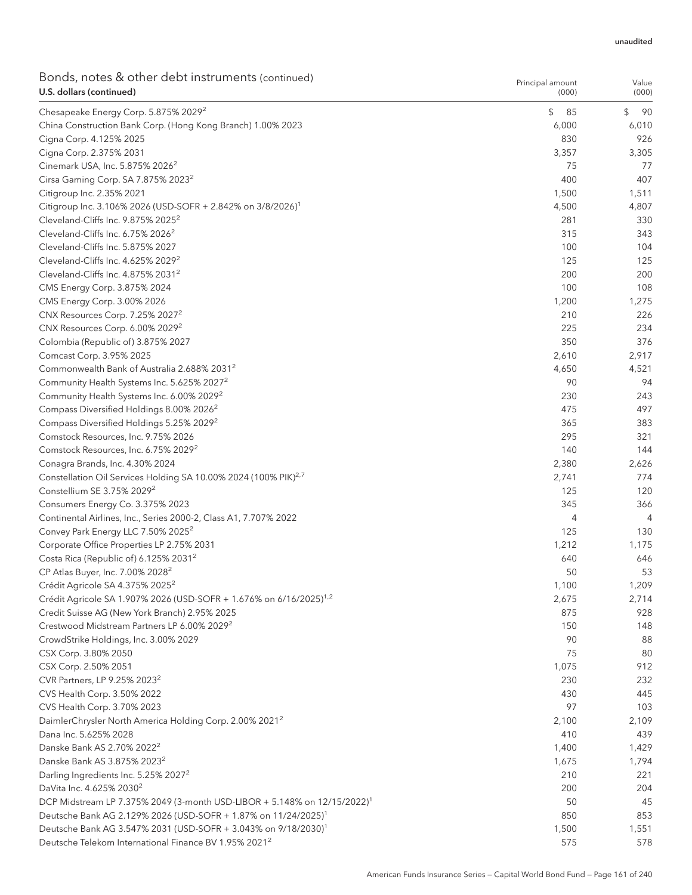unaudited

## Bonds, notes & other debt instruments (continued)

| U.S. dollars (continued) | Principal amount (000) | Value (000) |
|---|---|---|
| Chesapeake Energy Corp. 5.875% 2029[2] | $ 85 | $ 90 |
| China Construction Bank Corp. (Hong Kong Branch) 1.00% 2023 | 6,000 | 6,010 |
| Cigna Corp. 4.125% 2025 | 830 | 926 |
| Cigna Corp. 2.375% 2031 | 3,357 | 3,305 |
| Cinemark USA, Inc. 5.875% 2026[2] | 75 | 77 |
| Cirsa Gaming Corp. SA 7.875% 2023[2] | 400 | 407 |
| Citigroup Inc. 2.35% 2021 | 1,500 | 1,511 |
| Citigroup Inc. 3.106% 2026 (USD-SOFR + 2.842% on 3/8/2026)[1] | 4,500 | 4,807 |
| Cleveland-Cliffs Inc. 9.875% 2025[2] | 281 | 330 |
| Cleveland-Cliffs Inc. 6.75% 2026[2] | 315 | 343 |
| Cleveland-Cliffs Inc. 5.875% 2027 | 100 | 104 |
| Cleveland-Cliffs Inc. 4.625% 2029[2] | 125 | 125 |
| Cleveland-Cliffs Inc. 4.875% 2031[2] | 200 | 200 |
| CMS Energy Corp. 3.875% 2024 | 100 | 108 |
| CMS Energy Corp. 3.00% 2026 | 1,200 | 1,275 |
| CNX Resources Corp. 7.25% 2027[2] | 210 | 226 |
| CNX Resources Corp. 6.00% 2029[2] | 225 | 234 |
| Colombia (Republic of) 3.875% 2027 | 350 | 376 |
| Comcast Corp. 3.95% 2025 | 2,610 | 2,917 |
| Commonwealth Bank of Australia 2.688% 2031[2] | 4,650 | 4,521 |
| Community Health Systems Inc. 5.625% 2027[2] | 90 | 94 |
| Community Health Systems Inc. 6.00% 2029[2] | 230 | 243 |
| Compass Diversified Holdings 8.00% 2026[2] | 475 | 497 |
| Compass Diversified Holdings 5.25% 2029[2] | 365 | 383 |
| Comstock Resources, Inc. 9.75% 2026 | 295 | 321 |
| Comstock Resources, Inc. 6.75% 2029[2] | 140 | 144 |
| Conagra Brands, Inc. 4.30% 2024 | 2,380 | 2,626 |
| Constellation Oil Services Holding SA 10.00% 2024 (100% PIK)[2,7] | 2,741 | 774 |
| Constellium SE 3.75% 2029[2] | 125 | 120 |
| Consumers Energy Co. 3.375% 2023 | 345 | 366 |
| Continental Airlines, Inc., Series 2000-2, Class A1, 7.707% 2022 | 4 | 4 |
| Convey Park Energy LLC 7.50% 2025[2] | 125 | 130 |
| Corporate Office Properties LP 2.75% 2031 | 1,212 | 1,175 |
| Costa Rica (Republic of) 6.125% 2031[2] | 640 | 646 |
| CP Atlas Buyer, Inc. 7.00% 2028[2] | 50 | 53 |
| Crédit Agricole SA 4.375% 2025[2] | 1,100 | 1,209 |
| Crédit Agricole SA 1.907% 2026 (USD-SOFR + 1.676% on 6/16/2025)[1,2] | 2,675 | 2,714 |
| Credit Suisse AG (New York Branch) 2.95% 2025 | 875 | 928 |
| Crestwood Midstream Partners LP 6.00% 2029[2] | 150 | 148 |
| CrowdStrike Holdings, Inc. 3.00% 2029 | 90 | 88 |
| CSX Corp. 3.80% 2050 | 75 | 80 |
| CSX Corp. 2.50% 2051 | 1,075 | 912 |
| CVR Partners, LP 9.25% 2023[2] | 230 | 232 |
| CVS Health Corp. 3.50% 2022 | 430 | 445 |
| CVS Health Corp. 3.70% 2023 | 97 | 103 |
| DaimlerChrysler North America Holding Corp. 2.00% 2021[2] | 2,100 | 2,109 |
| Dana Inc. 5.625% 2028 | 410 | 439 |
| Danske Bank AS 2.70% 2022[2] | 1,400 | 1,429 |
| Danske Bank AS 3.875% 2023[2] | 1,675 | 1,794 |
| Darling Ingredients Inc. 5.25% 2027[2] | 210 | 221 |
| DaVita Inc. 4.625% 2030[2] | 200 | 204 |
| DCP Midstream LP 7.375% 2049 (3-month USD-LIBOR + 5.148% on 12/15/2022)[1] | 50 | 45 |
| Deutsche Bank AG 2.129% 2026 (USD-SOFR + 1.87% on 11/24/2025)[1] | 850 | 853 |
| Deutsche Bank AG 3.547% 2031 (USD-SOFR + 3.043% on 9/18/2030)[1] | 1,500 | 1,551 |
| Deutsche Telekom International Finance BV 1.95% 2021[2] | 575 | 578 |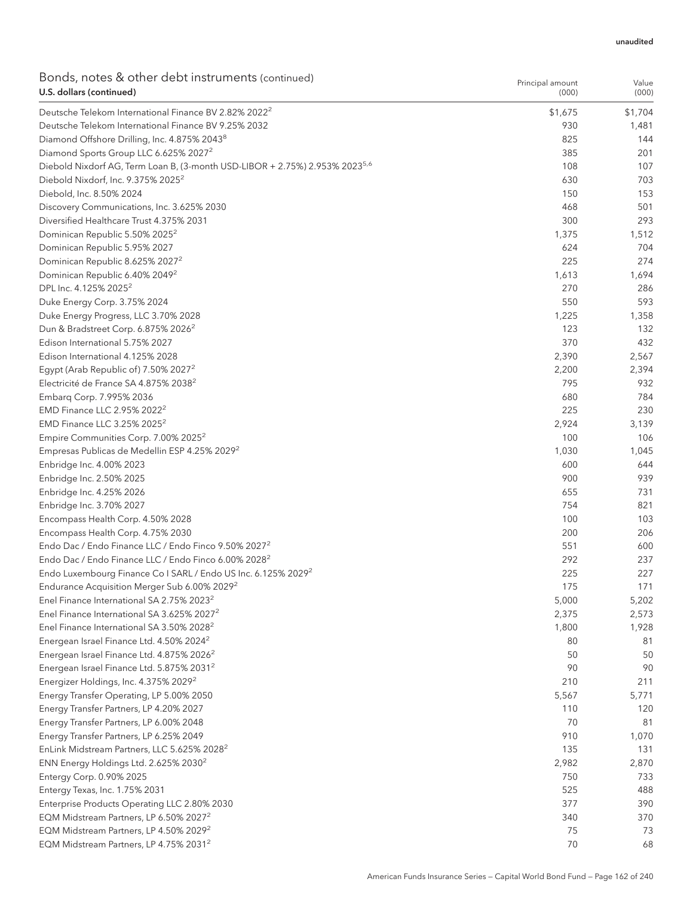unaudited

## Bonds, notes & other debt instruments (continued)

| U.S. dollars (continued) | Principal amount (000) | Value (000) |
|---|---|---|
| Deutsche Telekom International Finance BV 2.82% 2022[2] | $1,675 | $1,704 |
| Deutsche Telekom International Finance BV 9.25% 2032 | 930 | 1,481 |
| Diamond Offshore Drilling, Inc. 4.875% 2043[8] | 825 | 144 |
| Diamond Sports Group LLC 6.625% 2027[2] | 385 | 201 |
| Diebold Nixdorf AG, Term Loan B, (3-month USD-LIBOR + 2.75%) 2.953% 2023[5,6] | 108 | 107 |
| Diebold Nixdorf, Inc. 9.375% 2025[2] | 630 | 703 |
| Diebold, Inc. 8.50% 2024 | 150 | 153 |
| Discovery Communications, Inc. 3.625% 2030 | 468 | 501 |
| Diversified Healthcare Trust 4.375% 2031 | 300 | 293 |
| Dominican Republic 5.50% 2025[2] | 1,375 | 1,512 |
| Dominican Republic 5.95% 2027 | 624 | 704 |
| Dominican Republic 8.625% 2027[2] | 225 | 274 |
| Dominican Republic 6.40% 2049[2] | 1,613 | 1,694 |
| DPL Inc. 4.125% 2025[2] | 270 | 286 |
| Duke Energy Corp. 3.75% 2024 | 550 | 593 |
| Duke Energy Progress, LLC 3.70% 2028 | 1,225 | 1,358 |
| Dun & Bradstreet Corp. 6.875% 2026[2] | 123 | 132 |
| Edison International 5.75% 2027 | 370 | 432 |
| Edison International 4.125% 2028 | 2,390 | 2,567 |
| Egypt (Arab Republic of) 7.50% 2027[2] | 2,200 | 2,394 |
| Electricité de France SA 4.875% 2038[2] | 795 | 932 |
| Embarq Corp. 7.995% 2036 | 680 | 784 |
| EMD Finance LLC 2.95% 2022[2] | 225 | 230 |
| EMD Finance LLC 3.25% 2025[2] | 2,924 | 3,139 |
| Empire Communities Corp. 7.00% 2025[2] | 100 | 106 |
| Empresas Publicas de Medellin ESP 4.25% 2029[2] | 1,030 | 1,045 |
| Enbridge Inc. 4.00% 2023 | 600 | 644 |
| Enbridge Inc. 2.50% 2025 | 900 | 939 |
| Enbridge Inc. 4.25% 2026 | 655 | 731 |
| Enbridge Inc. 3.70% 2027 | 754 | 821 |
| Encompass Health Corp. 4.50% 2028 | 100 | 103 |
| Encompass Health Corp. 4.75% 2030 | 200 | 206 |
| Endo Dac / Endo Finance LLC / Endo Finco 9.50% 2027[2] | 551 | 600 |
| Endo Dac / Endo Finance LLC / Endo Finco 6.00% 2028[2] | 292 | 237 |
| Endo Luxembourg Finance Co I SARL / Endo US Inc. 6.125% 2029[2] | 225 | 227 |
| Endurance Acquisition Merger Sub 6.00% 2029[2] | 175 | 171 |
| Enel Finance International SA 2.75% 2023[2] | 5,000 | 5,202 |
| Enel Finance International SA 3.625% 2027[2] | 2,375 | 2,573 |
| Enel Finance International SA 3.50% 2028[2] | 1,800 | 1,928 |
| Energean Israel Finance Ltd. 4.50% 2024[2] | 80 | 81 |
| Energean Israel Finance Ltd. 4.875% 2026[2] | 50 | 50 |
| Energean Israel Finance Ltd. 5.875% 2031[2] | 90 | 90 |
| Energizer Holdings, Inc. 4.375% 2029[2] | 210 | 211 |
| Energy Transfer Operating, LP 5.00% 2050 | 5,567 | 5,771 |
| Energy Transfer Partners, LP 4.20% 2027 | 110 | 120 |
| Energy Transfer Partners, LP 6.00% 2048 | 70 | 81 |
| Energy Transfer Partners, LP 6.25% 2049 | 910 | 1,070 |
| EnLink Midstream Partners, LLC 5.625% 2028[2] | 135 | 131 |
| ENN Energy Holdings Ltd. 2.625% 2030[2] | 2,982 | 2,870 |
| Entergy Corp. 0.90% 2025 | 750 | 733 |
| Entergy Texas, Inc. 1.75% 2031 | 525 | 488 |
| Enterprise Products Operating LLC 2.80% 2030 | 377 | 390 |
| EQM Midstream Partners, LP 6.50% 2027[2] | 340 | 370 |
| EQM Midstream Partners, LP 4.50% 2029[2] | 75 | 73 |
| EQM Midstream Partners, LP 4.75% 2031[2] | 70 | 68 |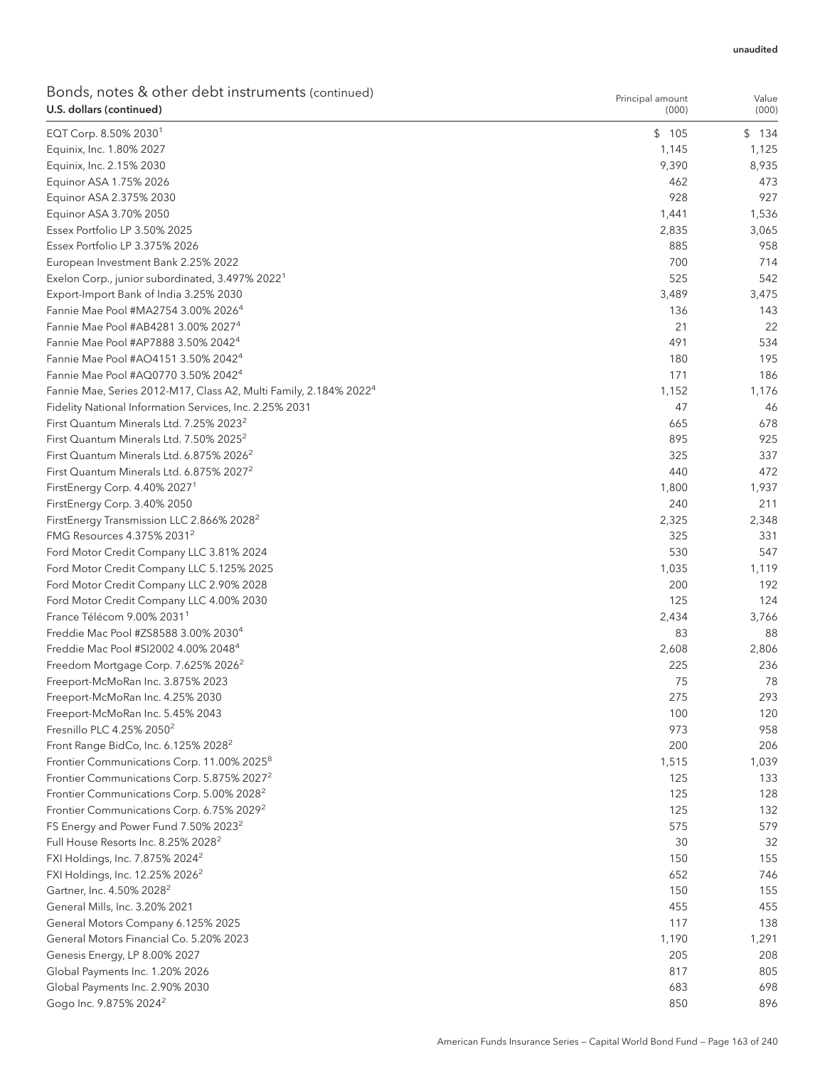unaudited

## Bonds, notes & other debt instruments (continued)

| U.S. dollars (continued) | Principal amount (000) | Value (000) |
|---|---|---|
| EQT Corp. 8.50% 2030[1] | $ 105 | $ 134 |
| Equinix, Inc. 1.80% 2027 | 1,145 | 1,125 |
| Equinix, Inc. 2.15% 2030 | 9,390 | 8,935 |
| Equinor ASA 1.75% 2026 | 462 | 473 |
| Equinor ASA 2.375% 2030 | 928 | 927 |
| Equinor ASA 3.70% 2050 | 1,441 | 1,536 |
| Essex Portfolio LP 3.50% 2025 | 2,835 | 3,065 |
| Essex Portfolio LP 3.375% 2026 | 885 | 958 |
| European Investment Bank 2.25% 2022 | 700 | 714 |
| Exelon Corp., junior subordinated, 3.497% 2022[1] | 525 | 542 |
| Export-Import Bank of India 3.25% 2030 | 3,489 | 3,475 |
| Fannie Mae Pool #MA2754 3.00% 2026[4] | 136 | 143 |
| Fannie Mae Pool #AB4281 3.00% 2027[4] | 21 | 22 |
| Fannie Mae Pool #AP7888 3.50% 2042[4] | 491 | 534 |
| Fannie Mae Pool #AO4151 3.50% 2042[4] | 180 | 195 |
| Fannie Mae Pool #AQ0770 3.50% 2042[4] | 171 | 186 |
| Fannie Mae, Series 2012-M17, Class A2, Multi Family, 2.184% 2022[4] | 1,152 | 1,176 |
| Fidelity National Information Services, Inc. 2.25% 2031 | 47 | 46 |
| First Quantum Minerals Ltd. 7.25% 2023[2] | 665 | 678 |
| First Quantum Minerals Ltd. 7.50% 2025[2] | 895 | 925 |
| First Quantum Minerals Ltd. 6.875% 2026[2] | 325 | 337 |
| First Quantum Minerals Ltd. 6.875% 2027[2] | 440 | 472 |
| FirstEnergy Corp. 4.40% 2027[1] | 1,800 | 1,937 |
| FirstEnergy Corp. 3.40% 2050 | 240 | 211 |
| FirstEnergy Transmission LLC 2.866% 2028[2] | 2,325 | 2,348 |
| FMG Resources 4.375% 2031[2] | 325 | 331 |
| Ford Motor Credit Company LLC 3.81% 2024 | 530 | 547 |
| Ford Motor Credit Company LLC 5.125% 2025 | 1,035 | 1,119 |
| Ford Motor Credit Company LLC 2.90% 2028 | 200 | 192 |
| Ford Motor Credit Company LLC 4.00% 2030 | 125 | 124 |
| France Télécom 9.00% 2031[1] | 2,434 | 3,766 |
| Freddie Mac Pool #ZS8588 3.00% 2030[4] | 83 | 88 |
| Freddie Mac Pool #SI2002 4.00% 2048[4] | 2,608 | 2,806 |
| Freedom Mortgage Corp. 7.625% 2026[2] | 225 | 236 |
| Freeport-McMoRan Inc. 3.875% 2023 | 75 | 78 |
| Freeport-McMoRan Inc. 4.25% 2030 | 275 | 293 |
| Freeport-McMoRan Inc. 5.45% 2043 | 100 | 120 |
| Fresnillo PLC 4.25% 2050[2] | 973 | 958 |
| Front Range BidCo, Inc. 6.125% 2028[2] | 200 | 206 |
| Frontier Communications Corp. 11.00% 2025[8] | 1,515 | 1,039 |
| Frontier Communications Corp. 5.875% 2027[2] | 125 | 133 |
| Frontier Communications Corp. 5.00% 2028[2] | 125 | 128 |
| Frontier Communications Corp. 6.75% 2029[2] | 125 | 132 |
| FS Energy and Power Fund 7.50% 2023[2] | 575 | 579 |
| Full House Resorts Inc. 8.25% 2028[2] | 30 | 32 |
| FXI Holdings, Inc. 7.875% 2024[2] | 150 | 155 |
| FXI Holdings, Inc. 12.25% 2026[2] | 652 | 746 |
| Gartner, Inc. 4.50% 2028[2] | 150 | 155 |
| General Mills, Inc. 3.20% 2021 | 455 | 455 |
| General Motors Company 6.125% 2025 | 117 | 138 |
| General Motors Financial Co. 5.20% 2023 | 1,190 | 1,291 |
| Genesis Energy, LP 8.00% 2027 | 205 | 208 |
| Global Payments Inc. 1.20% 2026 | 817 | 805 |
| Global Payments Inc. 2.90% 2030 | 683 | 698 |
| Gogo Inc. 9.875% 2024[2] | 850 | 896 |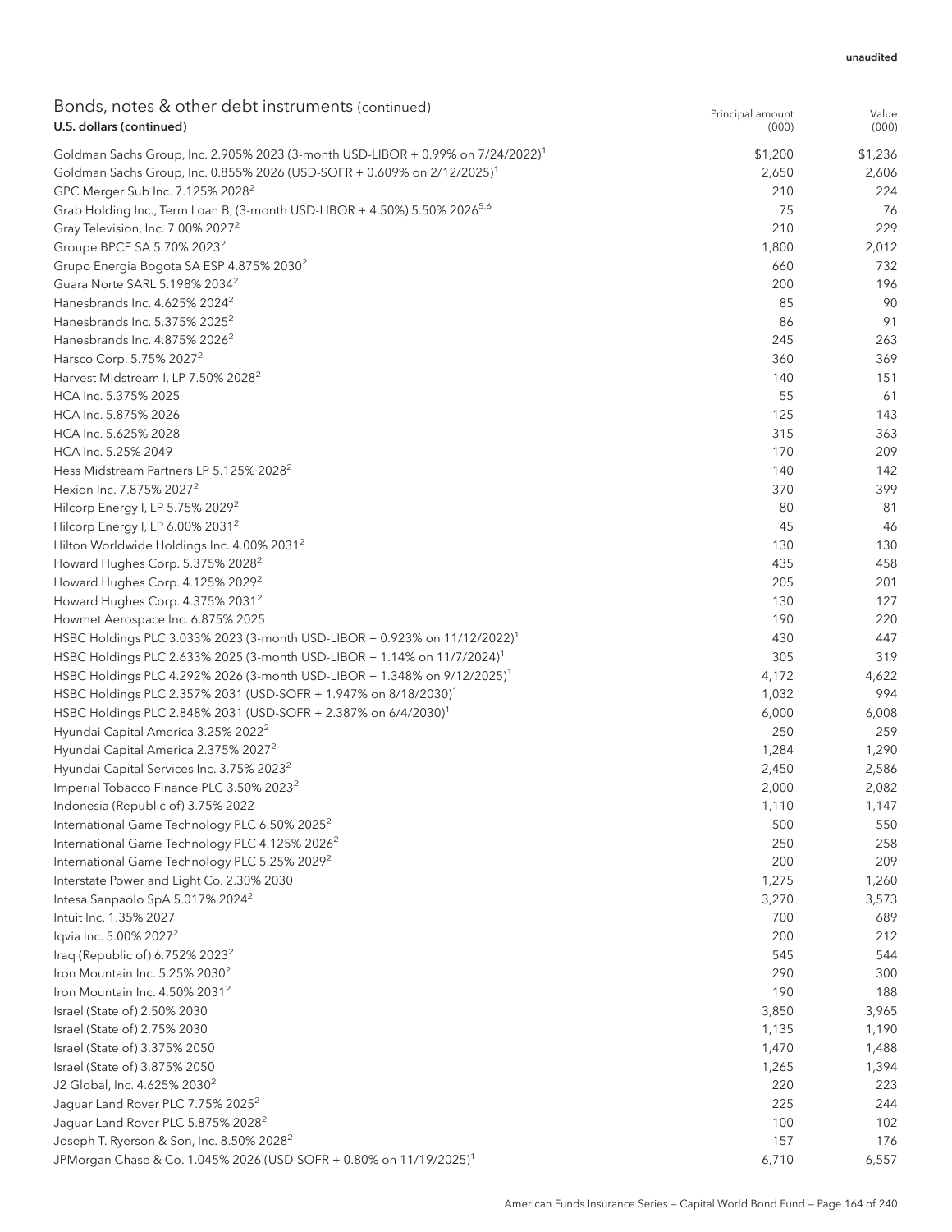unaudited

## Bonds, notes & other debt instruments (continued)

| U.S. dollars (continued) | Principal amount (000) | Value (000) |
|---|---|---|
| Goldman Sachs Group, Inc. 2.905% 2023 (3-month USD-LIBOR + 0.99% on 7/24/2022)[1] | $1,200 | $1,236 |
| Goldman Sachs Group, Inc. 0.855% 2026 (USD-SOFR + 0.609% on 2/12/2025)[1] | 2,650 | 2,606 |
| GPC Merger Sub Inc. 7.125% 2028[2] | 210 | 224 |
| Grab Holding Inc., Term Loan B, (3-month USD-LIBOR + 4.50%) 5.50% 2026[5,6] | 75 | 76 |
| Gray Television, Inc. 7.00% 2027[2] | 210 | 229 |
| Groupe BPCE SA 5.70% 2023[2] | 1,800 | 2,012 |
| Grupo Energia Bogota SA ESP 4.875% 2030[2] | 660 | 732 |
| Guara Norte SARL 5.198% 2034[2] | 200 | 196 |
| Hanesbrands Inc. 4.625% 2024[2] | 85 | 90 |
| Hanesbrands Inc. 5.375% 2025[2] | 86 | 91 |
| Hanesbrands Inc. 4.875% 2026[2] | 245 | 263 |
| Harsco Corp. 5.75% 2027[2] | 360 | 369 |
| Harvest Midstream I, LP 7.50% 2028[2] | 140 | 151 |
| HCA Inc. 5.375% 2025 | 55 | 61 |
| HCA Inc. 5.875% 2026 | 125 | 143 |
| HCA Inc. 5.625% 2028 | 315 | 363 |
| HCA Inc. 5.25% 2049 | 170 | 209 |
| Hess Midstream Partners LP 5.125% 2028[2] | 140 | 142 |
| Hexion Inc. 7.875% 2027[2] | 370 | 399 |
| Hilcorp Energy I, LP 5.75% 2029[2] | 80 | 81 |
| Hilcorp Energy I, LP 6.00% 2031[2] | 45 | 46 |
| Hilton Worldwide Holdings Inc. 4.00% 2031[2] | 130 | 130 |
| Howard Hughes Corp. 5.375% 2028[2] | 435 | 458 |
| Howard Hughes Corp. 4.125% 2029[2] | 205 | 201 |
| Howard Hughes Corp. 4.375% 2031[2] | 130 | 127 |
| Howmet Aerospace Inc. 6.875% 2025 | 190 | 220 |
| HSBC Holdings PLC 3.033% 2023 (3-month USD-LIBOR + 0.923% on 11/12/2022)[1] | 430 | 447 |
| HSBC Holdings PLC 2.633% 2025 (3-month USD-LIBOR + 1.14% on 11/7/2024)[1] | 305 | 319 |
| HSBC Holdings PLC 4.292% 2026 (3-month USD-LIBOR + 1.348% on 9/12/2025)[1] | 4,172 | 4,622 |
| HSBC Holdings PLC 2.357% 2031 (USD-SOFR + 1.947% on 8/18/2030)[1] | 1,032 | 994 |
| HSBC Holdings PLC 2.848% 2031 (USD-SOFR + 2.387% on 6/4/2030)[1] | 6,000 | 6,008 |
| Hyundai Capital America 3.25% 2022[2] | 250 | 259 |
| Hyundai Capital America 2.375% 2027[2] | 1,284 | 1,290 |
| Hyundai Capital Services Inc. 3.75% 2023[2] | 2,450 | 2,586 |
| Imperial Tobacco Finance PLC 3.50% 2023[2] | 2,000 | 2,082 |
| Indonesia (Republic of) 3.75% 2022 | 1,110 | 1,147 |
| International Game Technology PLC 6.50% 2025[2] | 500 | 550 |
| International Game Technology PLC 4.125% 2026[2] | 250 | 258 |
| International Game Technology PLC 5.25% 2029[2] | 200 | 209 |
| Interstate Power and Light Co. 2.30% 2030 | 1,275 | 1,260 |
| Intesa Sanpaolo SpA 5.017% 2024[2] | 3,270 | 3,573 |
| Intuit Inc. 1.35% 2027 | 700 | 689 |
| Iqvia Inc. 5.00% 2027[2] | 200 | 212 |
| Iraq (Republic of) 6.752% 2023[2] | 545 | 544 |
| Iron Mountain Inc. 5.25% 2030[2] | 290 | 300 |
| Iron Mountain Inc. 4.50% 2031[2] | 190 | 188 |
| Israel (State of) 2.50% 2030 | 3,850 | 3,965 |
| Israel (State of) 2.75% 2030 | 1,135 | 1,190 |
| Israel (State of) 3.375% 2050 | 1,470 | 1,488 |
| Israel (State of) 3.875% 2050 | 1,265 | 1,394 |
| J2 Global, Inc. 4.625% 2030[2] | 220 | 223 |
| Jaguar Land Rover PLC 7.75% 2025[2] | 225 | 244 |
| Jaguar Land Rover PLC 5.875% 2028[2] | 100 | 102 |
| Joseph T. Ryerson & Son, Inc. 8.50% 2028[2] | 157 | 176 |
| JPMorgan Chase & Co. 1.045% 2026 (USD-SOFR + 0.80% on 11/19/2025)[1] | 6,710 | 6,557 |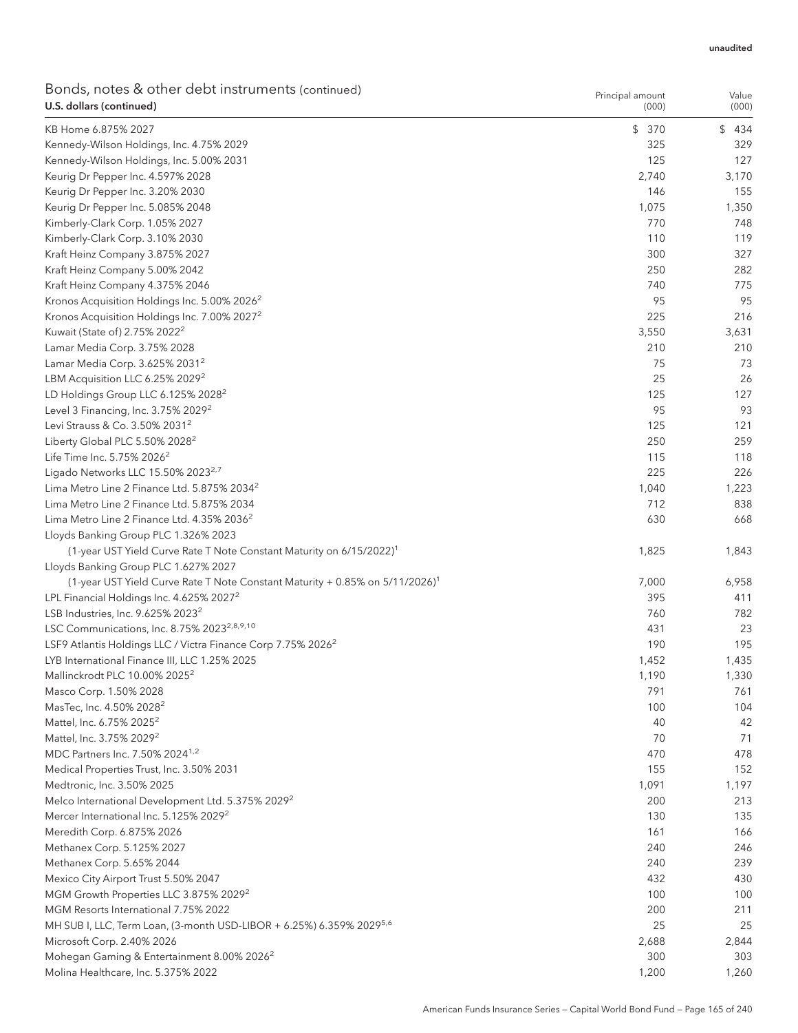unaudited

## Bonds, notes & other debt instruments (continued)

| U.S. dollars (continued) | Principal amount (000) | Value (000) |
|---|---|---|
| KB Home 6.875% 2027 | $ 370 | $ 434 |
| Kennedy-Wilson Holdings, Inc. 4.75% 2029 | 325 | 329 |
| Kennedy-Wilson Holdings, Inc. 5.00% 2031 | 125 | 127 |
| Keurig Dr Pepper Inc. 4.597% 2028 | 2,740 | 3,170 |
| Keurig Dr Pepper Inc. 3.20% 2030 | 146 | 155 |
| Keurig Dr Pepper Inc. 5.085% 2048 | 1,075 | 1,350 |
| Kimberly-Clark Corp. 1.05% 2027 | 770 | 748 |
| Kimberly-Clark Corp. 3.10% 2030 | 110 | 119 |
| Kraft Heinz Company 3.875% 2027 | 300 | 327 |
| Kraft Heinz Company 5.00% 2042 | 250 | 282 |
| Kraft Heinz Company 4.375% 2046 | 740 | 775 |
| Kronos Acquisition Holdings Inc. 5.00% 2026[2] | 95 | 95 |
| Kronos Acquisition Holdings Inc. 7.00% 2027[2] | 225 | 216 |
| Kuwait (State of) 2.75% 2022[2] | 3,550 | 3,631 |
| Lamar Media Corp. 3.75% 2028 | 210 | 210 |
| Lamar Media Corp. 3.625% 2031[2] | 75 | 73 |
| LBM Acquisition LLC 6.25% 2029[2] | 25 | 26 |
| LD Holdings Group LLC 6.125% 2028[2] | 125 | 127 |
| Level 3 Financing, Inc. 3.75% 2029[2] | 95 | 93 |
| Levi Strauss & Co. 3.50% 2031[2] | 125 | 121 |
| Liberty Global PLC 5.50% 2028[2] | 250 | 259 |
| Life Time Inc. 5.75% 2026[2] | 115 | 118 |
| Ligado Networks LLC 15.50% 2023[2,7] | 225 | 226 |
| Lima Metro Line 2 Finance Ltd. 5.875% 2034[2] | 1,040 | 1,223 |
| Lima Metro Line 2 Finance Ltd. 5.875% 2034 | 712 | 838 |
| Lima Metro Line 2 Finance Ltd. 4.35% 2036[2] | 630 | 668 |
| Lloyds Banking Group PLC 1.326% 2023 (1-year UST Yield Curve Rate T Note Constant Maturity on 6/15/2022)[1] | 1,825 | 1,843 |
| Lloyds Banking Group PLC 1.627% 2027 (1-year UST Yield Curve Rate T Note Constant Maturity + 0.85% on 5/11/2026)[1] | 7,000 | 6,958 |
| LPL Financial Holdings Inc. 4.625% 2027[2] | 395 | 411 |
| LSB Industries, Inc. 9.625% 2023[2] | 760 | 782 |
| LSC Communications, Inc. 8.75% 2023[2,8,9,10] | 431 | 23 |
| LSF9 Atlantis Holdings LLC / Victra Finance Corp 7.75% 2026[2] | 190 | 195 |
| LYB International Finance III, LLC 1.25% 2025 | 1,452 | 1,435 |
| Mallinckrodt PLC 10.00% 2025[2] | 1,190 | 1,330 |
| Masco Corp. 1.50% 2028 | 791 | 761 |
| MasTec, Inc. 4.50% 2028[2] | 100 | 104 |
| Mattel, Inc. 6.75% 2025[2] | 40 | 42 |
| Mattel, Inc. 3.75% 2029[2] | 70 | 71 |
| MDC Partners Inc. 7.50% 2024[1,2] | 470 | 478 |
| Medical Properties Trust, Inc. 3.50% 2031 | 155 | 152 |
| Medtronic, Inc. 3.50% 2025 | 1,091 | 1,197 |
| Melco International Development Ltd. 5.375% 2029[2] | 200 | 213 |
| Mercer International Inc. 5.125% 2029[2] | 130 | 135 |
| Meredith Corp. 6.875% 2026 | 161 | 166 |
| Methanex Corp. 5.125% 2027 | 240 | 246 |
| Methanex Corp. 5.65% 2044 | 240 | 239 |
| Mexico City Airport Trust 5.50% 2047 | 432 | 430 |
| MGM Growth Properties LLC 3.875% 2029[2] | 100 | 100 |
| MGM Resorts International 7.75% 2022 | 200 | 211 |
| MH SUB I, LLC, Term Loan, (3-month USD-LIBOR + 6.25%) 6.359% 2029[5,6] | 25 | 25 |
| Microsoft Corp. 2.40% 2026 | 2,688 | 2,844 |
| Mohegan Gaming & Entertainment 8.00% 2026[2] | 300 | 303 |
| Molina Healthcare, Inc. 5.375% 2022 | 1,200 | 1,260 |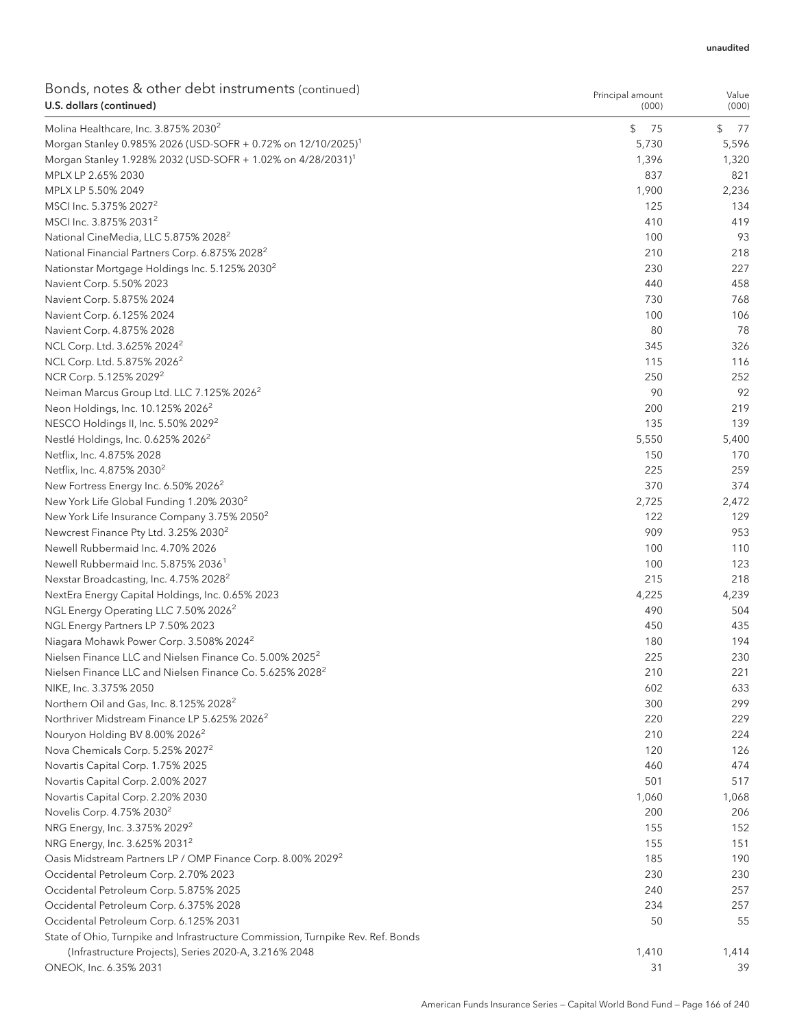unaudited

## Bonds, notes & other debt instruments (continued)

| U.S. dollars (continued) | Principal amount (000) | Value (000) |
|---|---|---|
| Molina Healthcare, Inc. 3.875% 2030[2] | $ 75 | $ 77 |
| Morgan Stanley 0.985% 2026 (USD-SOFR + 0.72% on 12/10/2025)[1] | 5,730 | 5,596 |
| Morgan Stanley 1.928% 2032 (USD-SOFR + 1.02% on 4/28/2031)[1] | 1,396 | 1,320 |
| MPLX LP 2.65% 2030 | 837 | 821 |
| MPLX LP 5.50% 2049 | 1,900 | 2,236 |
| MSCI Inc. 5.375% 2027[2] | 125 | 134 |
| MSCI Inc. 3.875% 2031[2] | 410 | 419 |
| National CineMedia, LLC 5.875% 2028[2] | 100 | 93 |
| National Financial Partners Corp. 6.875% 2028[2] | 210 | 218 |
| Nationstar Mortgage Holdings Inc. 5.125% 2030[2] | 230 | 227 |
| Navient Corp. 5.50% 2023 | 440 | 458 |
| Navient Corp. 5.875% 2024 | 730 | 768 |
| Navient Corp. 6.125% 2024 | 100 | 106 |
| Navient Corp. 4.875% 2028 | 80 | 78 |
| NCL Corp. Ltd. 3.625% 2024[2] | 345 | 326 |
| NCL Corp. Ltd. 5.875% 2026[2] | 115 | 116 |
| NCR Corp. 5.125% 2029[2] | 250 | 252 |
| Neiman Marcus Group Ltd. LLC 7.125% 2026[2] | 90 | 92 |
| Neon Holdings, Inc. 10.125% 2026[2] | 200 | 219 |
| NESCO Holdings II, Inc. 5.50% 2029[2] | 135 | 139 |
| Nestlé Holdings, Inc. 0.625% 2026[2] | 5,550 | 5,400 |
| Netflix, Inc. 4.875% 2028 | 150 | 170 |
| Netflix, Inc. 4.875% 2030[2] | 225 | 259 |
| New Fortress Energy Inc. 6.50% 2026[2] | 370 | 374 |
| New York Life Global Funding 1.20% 2030[2] | 2,725 | 2,472 |
| New York Life Insurance Company 3.75% 2050[2] | 122 | 129 |
| Newcrest Finance Pty Ltd. 3.25% 2030[2] | 909 | 953 |
| Newell Rubbermaid Inc. 4.70% 2026 | 100 | 110 |
| Newell Rubbermaid Inc. 5.875% 2036[1] | 100 | 123 |
| Nexstar Broadcasting, Inc. 4.75% 2028[2] | 215 | 218 |
| NextEra Energy Capital Holdings, Inc. 0.65% 2023 | 4,225 | 4,239 |
| NGL Energy Operating LLC 7.50% 2026[2] | 490 | 504 |
| NGL Energy Partners LP 7.50% 2023 | 450 | 435 |
| Niagara Mohawk Power Corp. 3.508% 2024[2] | 180 | 194 |
| Nielsen Finance LLC and Nielsen Finance Co. 5.00% 2025[2] | 225 | 230 |
| Nielsen Finance LLC and Nielsen Finance Co. 5.625% 2028[2] | 210 | 221 |
| NIKE, Inc. 3.375% 2050 | 602 | 633 |
| Northern Oil and Gas, Inc. 8.125% 2028[2] | 300 | 299 |
| Northriver Midstream Finance LP 5.625% 2026[2] | 220 | 229 |
| Nouryon Holding BV 8.00% 2026[2] | 210 | 224 |
| Nova Chemicals Corp. 5.25% 2027[2] | 120 | 126 |
| Novartis Capital Corp. 1.75% 2025 | 460 | 474 |
| Novartis Capital Corp. 2.00% 2027 | 501 | 517 |
| Novartis Capital Corp. 2.20% 2030 | 1,060 | 1,068 |
| Novelis Corp. 4.75% 2030[2] | 200 | 206 |
| NRG Energy, Inc. 3.375% 2029[2] | 155 | 152 |
| NRG Energy, Inc. 3.625% 2031[2] | 155 | 151 |
| Oasis Midstream Partners LP / OMP Finance Corp. 8.00% 2029[2] | 185 | 190 |
| Occidental Petroleum Corp. 2.70% 2023 | 230 | 230 |
| Occidental Petroleum Corp. 5.875% 2025 | 240 | 257 |
| Occidental Petroleum Corp. 6.375% 2028 | 234 | 257 |
| Occidental Petroleum Corp. 6.125% 2031 | 50 | 55 |
| State of Ohio, Turnpike and Infrastructure Commission, Turnpike Rev. Ref. Bonds (Infrastructure Projects), Series 2020-A, 3.216% 2048 | 1,410 | 1,414 |
| ONEOK, Inc. 6.35% 2031 | 31 | 39 |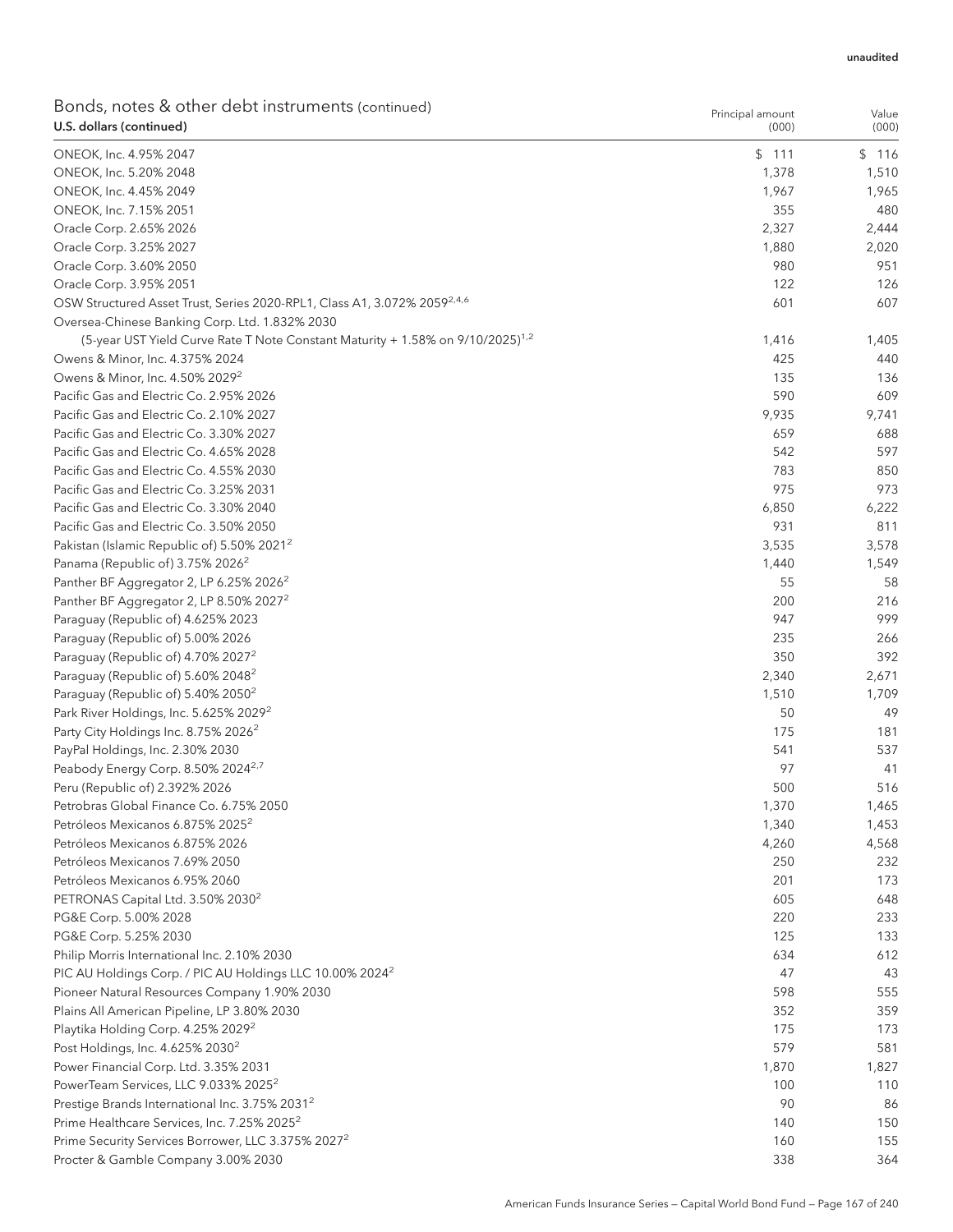unaudited

## Bonds, notes & other debt instruments (continued)

| U.S. dollars (continued) | Principal amount (000) | Value (000) |
|---|---|---|
| ONEOK, Inc. 4.95% 2047 | $ 111 | $ 116 |
| ONEOK, Inc. 5.20% 2048 | 1,378 | 1,510 |
| ONEOK, Inc. 4.45% 2049 | 1,967 | 1,965 |
| ONEOK, Inc. 7.15% 2051 | 355 | 480 |
| Oracle Corp. 2.65% 2026 | 2,327 | 2,444 |
| Oracle Corp. 3.25% 2027 | 1,880 | 2,020 |
| Oracle Corp. 3.60% 2050 | 980 | 951 |
| Oracle Corp. 3.95% 2051 | 122 | 126 |
| OSW Structured Asset Trust, Series 2020-RPL1, Class A1, 3.072% 2059[2,4,6] | 601 | 607 |
| Oversea-Chinese Banking Corp. Ltd. 1.832% 2030 (5-year UST Yield Curve Rate T Note Constant Maturity + 1.58% on 9/10/2025)[1,2] | 1,416 | 1,405 |
| Owens & Minor, Inc. 4.375% 2024 | 425 | 440 |
| Owens & Minor, Inc. 4.50% 2029[2] | 135 | 136 |
| Pacific Gas and Electric Co. 2.95% 2026 | 590 | 609 |
| Pacific Gas and Electric Co. 2.10% 2027 | 9,935 | 9,741 |
| Pacific Gas and Electric Co. 3.30% 2027 | 659 | 688 |
| Pacific Gas and Electric Co. 4.65% 2028 | 542 | 597 |
| Pacific Gas and Electric Co. 4.55% 2030 | 783 | 850 |
| Pacific Gas and Electric Co. 3.25% 2031 | 975 | 973 |
| Pacific Gas and Electric Co. 3.30% 2040 | 6,850 | 6,222 |
| Pacific Gas and Electric Co. 3.50% 2050 | 931 | 811 |
| Pakistan (Islamic Republic of) 5.50% 2021[2] | 3,535 | 3,578 |
| Panama (Republic of) 3.75% 2026[2] | 1,440 | 1,549 |
| Panther BF Aggregator 2, LP 6.25% 2026[2] | 55 | 58 |
| Panther BF Aggregator 2, LP 8.50% 2027[2] | 200 | 216 |
| Paraguay (Republic of) 4.625% 2023 | 947 | 999 |
| Paraguay (Republic of) 5.00% 2026 | 235 | 266 |
| Paraguay (Republic of) 4.70% 2027[2] | 350 | 392 |
| Paraguay (Republic of) 5.60% 2048[2] | 2,340 | 2,671 |
| Paraguay (Republic of) 5.40% 2050[2] | 1,510 | 1,709 |
| Park River Holdings, Inc. 5.625% 2029[2] | 50 | 49 |
| Party City Holdings Inc. 8.75% 2026[2] | 175 | 181 |
| PayPal Holdings, Inc. 2.30% 2030 | 541 | 537 |
| Peabody Energy Corp. 8.50% 2024[2,7] | 97 | 41 |
| Peru (Republic of) 2.392% 2026 | 500 | 516 |
| Petrobras Global Finance Co. 6.75% 2050 | 1,370 | 1,465 |
| Petróleos Mexicanos 6.875% 2025[2] | 1,340 | 1,453 |
| Petróleos Mexicanos 6.875% 2026 | 4,260 | 4,568 |
| Petróleos Mexicanos 7.69% 2050 | 250 | 232 |
| Petróleos Mexicanos 6.95% 2060 | 201 | 173 |
| PETRONAS Capital Ltd. 3.50% 2030[2] | 605 | 648 |
| PG&E Corp. 5.00% 2028 | 220 | 233 |
| PG&E Corp. 5.25% 2030 | 125 | 133 |
| Philip Morris International Inc. 2.10% 2030 | 634 | 612 |
| PIC AU Holdings Corp. / PIC AU Holdings LLC 10.00% 2024[2] | 47 | 43 |
| Pioneer Natural Resources Company 1.90% 2030 | 598 | 555 |
| Plains All American Pipeline, LP 3.80% 2030 | 352 | 359 |
| Playtika Holding Corp. 4.25% 2029[2] | 175 | 173 |
| Post Holdings, Inc. 4.625% 2030[2] | 579 | 581 |
| Power Financial Corp. Ltd. 3.35% 2031 | 1,870 | 1,827 |
| PowerTeam Services, LLC 9.033% 2025[2] | 100 | 110 |
| Prestige Brands International Inc. 3.75% 2031[2] | 90 | 86 |
| Prime Healthcare Services, Inc. 7.25% 2025[2] | 140 | 150 |
| Prime Security Services Borrower, LLC 3.375% 2027[2] | 160 | 155 |
| Procter & Gamble Company 3.00% 2030 | 338 | 364 |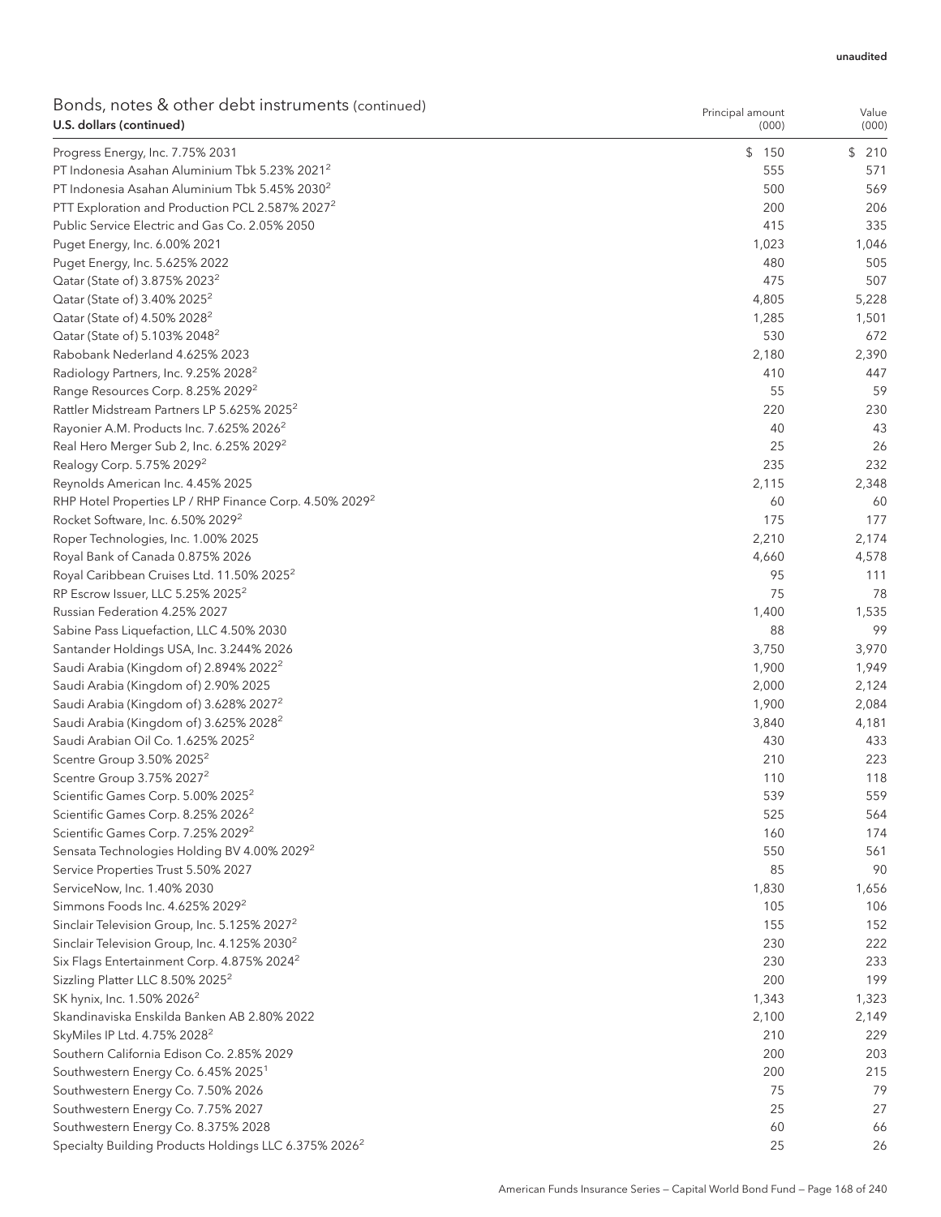unaudited

## Bonds, notes & other debt instruments (continued)

| U.S. dollars (continued) | Principal amount (000) | Value (000) |
|---|---|---|
| Progress Energy, Inc. 7.75% 2031 | $ 150 | $ 210 |
| PT Indonesia Asahan Aluminium Tbk 5.23% 2021[2] | 555 | 571 |
| PT Indonesia Asahan Aluminium Tbk 5.45% 2030[2] | 500 | 569 |
| PTT Exploration and Production PCL 2.587% 2027[2] | 200 | 206 |
| Public Service Electric and Gas Co. 2.05% 2050 | 415 | 335 |
| Puget Energy, Inc. 6.00% 2021 | 1,023 | 1,046 |
| Puget Energy, Inc. 5.625% 2022 | 480 | 505 |
| Qatar (State of) 3.875% 2023[2] | 475 | 507 |
| Qatar (State of) 3.40% 2025[2] | 4,805 | 5,228 |
| Qatar (State of) 4.50% 2028[2] | 1,285 | 1,501 |
| Qatar (State of) 5.103% 2048[2] | 530 | 672 |
| Rabobank Nederland 4.625% 2023 | 2,180 | 2,390 |
| Radiology Partners, Inc. 9.25% 2028[2] | 410 | 447 |
| Range Resources Corp. 8.25% 2029[2] | 55 | 59 |
| Rattler Midstream Partners LP 5.625% 2025[2] | 220 | 230 |
| Rayonier A.M. Products Inc. 7.625% 2026[2] | 40 | 43 |
| Real Hero Merger Sub 2, Inc. 6.25% 2029[2] | 25 | 26 |
| Realogy Corp. 5.75% 2029[2] | 235 | 232 |
| Reynolds American Inc. 4.45% 2025 | 2,115 | 2,348 |
| RHP Hotel Properties LP / RHP Finance Corp. 4.50% 2029[2] | 60 | 60 |
| Rocket Software, Inc. 6.50% 2029[2] | 175 | 177 |
| Roper Technologies, Inc. 1.00% 2025 | 2,210 | 2,174 |
| Royal Bank of Canada 0.875% 2026 | 4,660 | 4,578 |
| Royal Caribbean Cruises Ltd. 11.50% 2025[2] | 95 | 111 |
| RP Escrow Issuer, LLC 5.25% 2025[2] | 75 | 78 |
| Russian Federation 4.25% 2027 | 1,400 | 1,535 |
| Sabine Pass Liquefaction, LLC 4.50% 2030 | 88 | 99 |
| Santander Holdings USA, Inc. 3.244% 2026 | 3,750 | 3,970 |
| Saudi Arabia (Kingdom of) 2.894% 2022[2] | 1,900 | 1,949 |
| Saudi Arabia (Kingdom of) 2.90% 2025 | 2,000 | 2,124 |
| Saudi Arabia (Kingdom of) 3.628% 2027[2] | 1,900 | 2,084 |
| Saudi Arabia (Kingdom of) 3.625% 2028[2] | 3,840 | 4,181 |
| Saudi Arabian Oil Co. 1.625% 2025[2] | 430 | 433 |
| Scentre Group 3.50% 2025[2] | 210 | 223 |
| Scentre Group 3.75% 2027[2] | 110 | 118 |
| Scientific Games Corp. 5.00% 2025[2] | 539 | 559 |
| Scientific Games Corp. 8.25% 2026[2] | 525 | 564 |
| Scientific Games Corp. 7.25% 2029[2] | 160 | 174 |
| Sensata Technologies Holding BV 4.00% 2029[2] | 550 | 561 |
| Service Properties Trust 5.50% 2027 | 85 | 90 |
| ServiceNow, Inc. 1.40% 2030 | 1,830 | 1,656 |
| Simmons Foods Inc. 4.625% 2029[2] | 105 | 106 |
| Sinclair Television Group, Inc. 5.125% 2027[2] | 155 | 152 |
| Sinclair Television Group, Inc. 4.125% 2030[2] | 230 | 222 |
| Six Flags Entertainment Corp. 4.875% 2024[2] | 230 | 233 |
| Sizzling Platter LLC 8.50% 2025[2] | 200 | 199 |
| SK hynix, Inc. 1.50% 2026[2] | 1,343 | 1,323 |
| Skandinaviska Enskilda Banken AB 2.80% 2022 | 2,100 | 2,149 |
| SkyMiles IP Ltd. 4.75% 2028[2] | 210 | 229 |
| Southern California Edison Co. 2.85% 2029 | 200 | 203 |
| Southwestern Energy Co. 6.45% 2025[1] | 200 | 215 |
| Southwestern Energy Co. 7.50% 2026 | 75 | 79 |
| Southwestern Energy Co. 7.75% 2027 | 25 | 27 |
| Southwestern Energy Co. 8.375% 2028 | 60 | 66 |
| Specialty Building Products Holdings LLC 6.375% 2026[2] | 25 | 26 |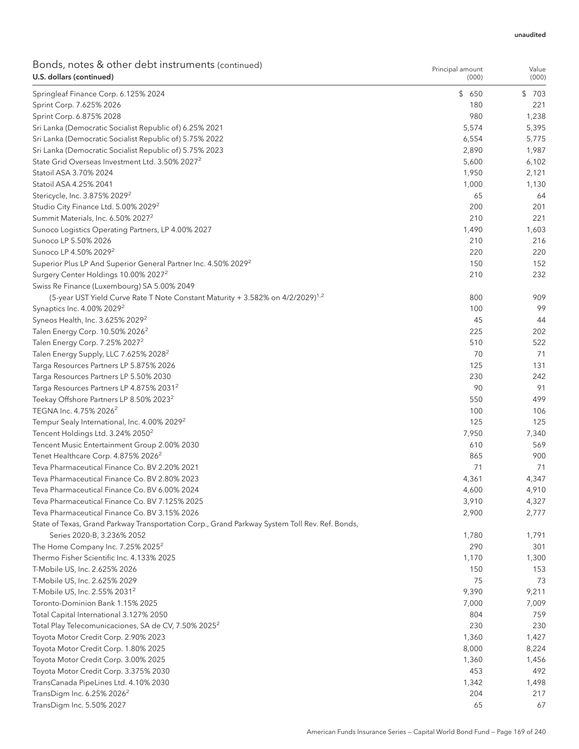unaudited

## Bonds, notes & other debt instruments (continued)

| U.S. dollars (continued) | Principal amount (000) | Value (000) |
|---|---|---|
| Springleaf Finance Corp. 6.125% 2024 | $ 650 | $ 703 |
| Sprint Corp. 7.625% 2026 | 180 | 221 |
| Sprint Corp. 6.875% 2028 | 980 | 1,238 |
| Sri Lanka (Democratic Socialist Republic of) 6.25% 2021 | 5,574 | 5,395 |
| Sri Lanka (Democratic Socialist Republic of) 5.75% 2022 | 6,554 | 5,775 |
| Sri Lanka (Democratic Socialist Republic of) 5.75% 2023 | 2,890 | 1,987 |
| State Grid Overseas Investment Ltd. 3.50% 2027[2] | 5,600 | 6,102 |
| Statoil ASA 3.70% 2024 | 1,950 | 2,121 |
| Statoil ASA 4.25% 2041 | 1,000 | 1,130 |
| Stericycle, Inc. 3.875% 2029[2] | 65 | 64 |
| Studio City Finance Ltd. 5.00% 2029[2] | 200 | 201 |
| Summit Materials, Inc. 6.50% 2027[2] | 210 | 221 |
| Sunoco Logistics Operating Partners, LP 4.00% 2027 | 1,490 | 1,603 |
| Sunoco LP 5.50% 2026 | 210 | 216 |
| Sunoco LP 4.50% 2029[2] | 220 | 220 |
| Superior Plus LP And Superior General Partner Inc. 4.50% 2029[2] | 150 | 152 |
| Surgery Center Holdings 10.00% 2027[2] | 210 | 232 |
| Swiss Re Finance (Luxembourg) SA 5.00% 2049 (5-year UST Yield Curve Rate T Note Constant Maturity + 3.582% on 4/2/2029)[1,2] | 800 | 909 |
| Synaptics Inc. 4.00% 2029[2] | 100 | 99 |
| Syneos Health, Inc. 3.625% 2029[2] | 45 | 44 |
| Talen Energy Corp. 10.50% 2026[2] | 225 | 202 |
| Talen Energy Corp. 7.25% 2027[2] | 510 | 522 |
| Talen Energy Supply, LLC 7.625% 2028[2] | 70 | 71 |
| Targa Resources Partners LP 5.875% 2026 | 125 | 131 |
| Targa Resources Partners LP 5.50% 2030 | 230 | 242 |
| Targa Resources Partners LP 4.875% 2031[2] | 90 | 91 |
| Teekay Offshore Partners LP 8.50% 2023[2] | 550 | 499 |
| TEGNA Inc. 4.75% 2026[2] | 100 | 106 |
| Tempur Sealy International, Inc. 4.00% 2029[2] | 125 | 125 |
| Tencent Holdings Ltd. 3.24% 2050[2] | 7,950 | 7,340 |
| Tencent Music Entertainment Group 2.00% 2030 | 610 | 569 |
| Tenet Healthcare Corp. 4.875% 2026[2] | 865 | 900 |
| Teva Pharmaceutical Finance Co. BV 2.20% 2021 | 71 | 71 |
| Teva Pharmaceutical Finance Co. BV 2.80% 2023 | 4,361 | 4,347 |
| Teva Pharmaceutical Finance Co. BV 6.00% 2024 | 4,600 | 4,910 |
| Teva Pharmaceutical Finance Co. BV 7.125% 2025 | 3,910 | 4,327 |
| Teva Pharmaceutical Finance Co. BV 3.15% 2026 | 2,900 | 2,777 |
| State of Texas, Grand Parkway Transportation Corp., Grand Parkway System Toll Rev. Ref. Bonds, Series 2020-B, 3.236% 2052 | 1,780 | 1,791 |
| The Home Company Inc. 7.25% 2025[2] | 290 | 301 |
| Thermo Fisher Scientific Inc. 4.133% 2025 | 1,170 | 1,300 |
| T-Mobile US, Inc. 2.625% 2026 | 150 | 153 |
| T-Mobile US, Inc. 2.625% 2029 | 75 | 73 |
| T-Mobile US, Inc. 2.55% 2031[2] | 9,390 | 9,211 |
| Toronto-Dominion Bank 1.15% 2025 | 7,000 | 7,009 |
| Total Capital International 3.127% 2050 | 804 | 759 |
| Total Play Telecomunicaciones, SA de CV, 7.50% 2025[2] | 230 | 230 |
| Toyota Motor Credit Corp. 2.90% 2023 | 1,360 | 1,427 |
| Toyota Motor Credit Corp. 1.80% 2025 | 8,000 | 8,224 |
| Toyota Motor Credit Corp. 3.00% 2025 | 1,360 | 1,456 |
| Toyota Motor Credit Corp. 3.375% 2030 | 453 | 492 |
| TransCanada PipeLines Ltd. 4.10% 2030 | 1,342 | 1,498 |
| TransDigm Inc. 6.25% 2026[2] | 204 | 217 |
| TransDigm Inc. 5.50% 2027 | 65 | 67 |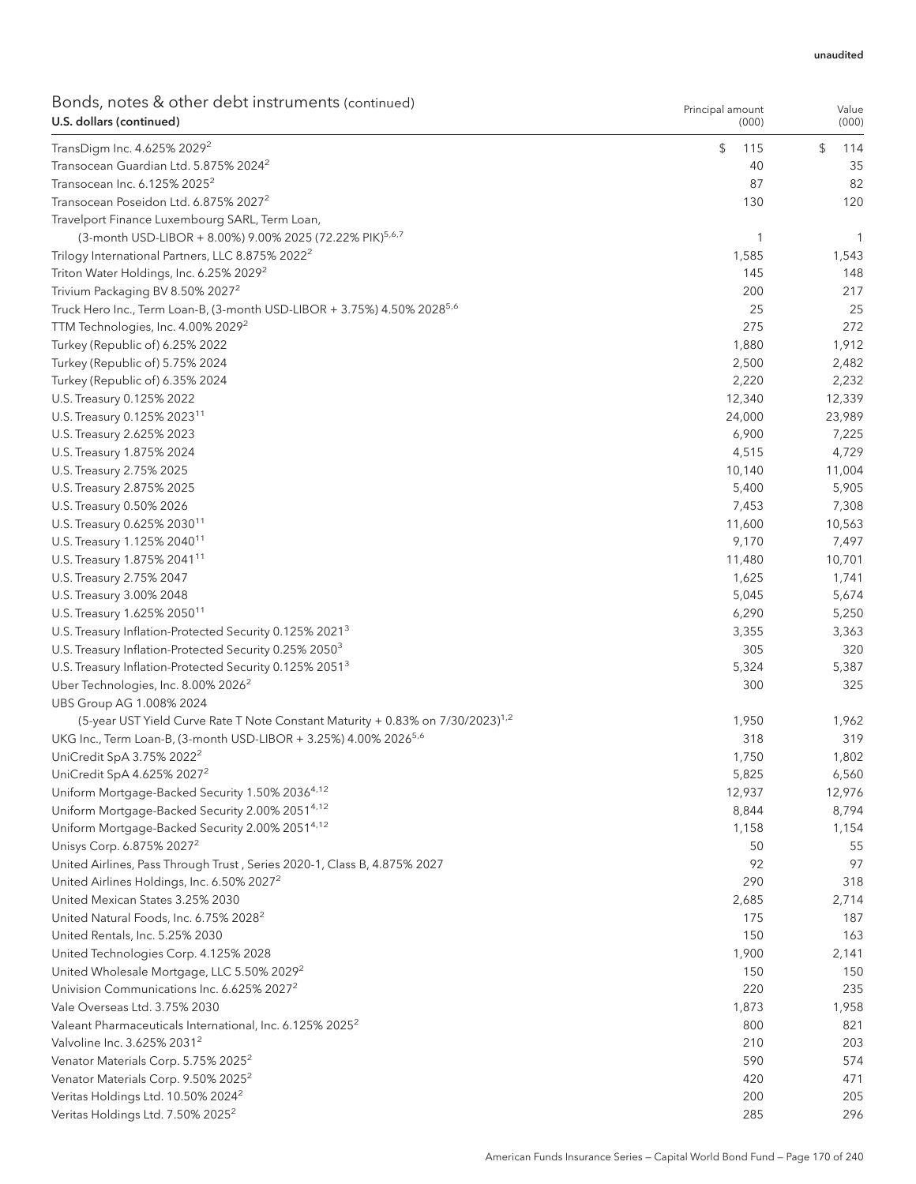unaudited

## Bonds, notes & other debt instruments (continued)

| U.S. dollars (continued) | Principal amount (000) | Value (000) |
|---|---|---|
| TransDigm Inc. 4.625% 2029[2] | $ 115 | $ 114 |
| Transocean Guardian Ltd. 5.875% 2024[2] | 40 | 35 |
| Transocean Inc. 6.125% 2025[2] | 87 | 82 |
| Transocean Poseidon Ltd. 6.875% 2027[2] | 130 | 120 |
| Travelport Finance Luxembourg SARL, Term Loan, (3-month USD-LIBOR + 8.00%) 9.00% 2025 (72.22% PIK)[5,6,7] | 1 | 1 |
| Trilogy International Partners, LLC 8.875% 2022[2] | 1,585 | 1,543 |
| Triton Water Holdings, Inc. 6.25% 2029[2] | 145 | 148 |
| Trivium Packaging BV 8.50% 2027[2] | 200 | 217 |
| Truck Hero Inc., Term Loan-B, (3-month USD-LIBOR + 3.75%) 4.50% 2028[5,6] | 25 | 25 |
| TTM Technologies, Inc. 4.00% 2029[2] | 275 | 272 |
| Turkey (Republic of) 6.25% 2022 | 1,880 | 1,912 |
| Turkey (Republic of) 5.75% 2024 | 2,500 | 2,482 |
| Turkey (Republic of) 6.35% 2024 | 2,220 | 2,232 |
| U.S. Treasury 0.125% 2022 | 12,340 | 12,339 |
| U.S. Treasury 0.125% 2023[11] | 24,000 | 23,989 |
| U.S. Treasury 2.625% 2023 | 6,900 | 7,225 |
| U.S. Treasury 1.875% 2024 | 4,515 | 4,729 |
| U.S. Treasury 2.75% 2025 | 10,140 | 11,004 |
| U.S. Treasury 2.875% 2025 | 5,400 | 5,905 |
| U.S. Treasury 0.50% 2026 | 7,453 | 7,308 |
| U.S. Treasury 0.625% 2030[11] | 11,600 | 10,563 |
| U.S. Treasury 1.125% 2040[11] | 9,170 | 7,497 |
| U.S. Treasury 1.875% 2041[11] | 11,480 | 10,701 |
| U.S. Treasury 2.75% 2047 | 1,625 | 1,741 |
| U.S. Treasury 3.00% 2048 | 5,045 | 5,674 |
| U.S. Treasury 1.625% 2050[11] | 6,290 | 5,250 |
| U.S. Treasury Inflation-Protected Security 0.125% 2021[3] | 3,355 | 3,363 |
| U.S. Treasury Inflation-Protected Security 0.25% 2050[3] | 305 | 320 |
| U.S. Treasury Inflation-Protected Security 0.125% 2051[3] | 5,324 | 5,387 |
| Uber Technologies, Inc. 8.00% 2026[2] | 300 | 325 |
| UBS Group AG 1.008% 2024 (5-year UST Yield Curve Rate T Note Constant Maturity + 0.83% on 7/30/2023)[1,2] | 1,950 | 1,962 |
| UKG Inc., Term Loan-B, (3-month USD-LIBOR + 3.25%) 4.00% 2026[5,6] | 318 | 319 |
| UniCredit SpA 3.75% 2022[2] | 1,750 | 1,802 |
| UniCredit SpA 4.625% 2027[2] | 5,825 | 6,560 |
| Uniform Mortgage-Backed Security 1.50% 2036[4,12] | 12,937 | 12,976 |
| Uniform Mortgage-Backed Security 2.00% 2051[4,12] | 8,844 | 8,794 |
| Uniform Mortgage-Backed Security 2.00% 2051[4,12] | 1,158 | 1,154 |
| Unisys Corp. 6.875% 2027[2] | 50 | 55 |
| United Airlines, Pass Through Trust , Series 2020-1, Class B, 4.875% 2027 | 92 | 97 |
| United Airlines Holdings, Inc. 6.50% 2027[2] | 290 | 318 |
| United Mexican States 3.25% 2030 | 2,685 | 2,714 |
| United Natural Foods, Inc. 6.75% 2028[2] | 175 | 187 |
| United Rentals, Inc. 5.25% 2030 | 150 | 163 |
| United Technologies Corp. 4.125% 2028 | 1,900 | 2,141 |
| United Wholesale Mortgage, LLC 5.50% 2029[2] | 150 | 150 |
| Univision Communications Inc. 6.625% 2027[2] | 220 | 235 |
| Vale Overseas Ltd. 3.75% 2030 | 1,873 | 1,958 |
| Valeant Pharmaceuticals International, Inc. 6.125% 2025[2] | 800 | 821 |
| Valvoline Inc. 3.625% 2031[2] | 210 | 203 |
| Venator Materials Corp. 5.75% 2025[2] | 590 | 574 |
| Venator Materials Corp. 9.50% 2025[2] | 420 | 471 |
| Veritas Holdings Ltd. 10.50% 2024[2] | 200 | 205 |
| Veritas Holdings Ltd. 7.50% 2025[2] | 285 | 296 |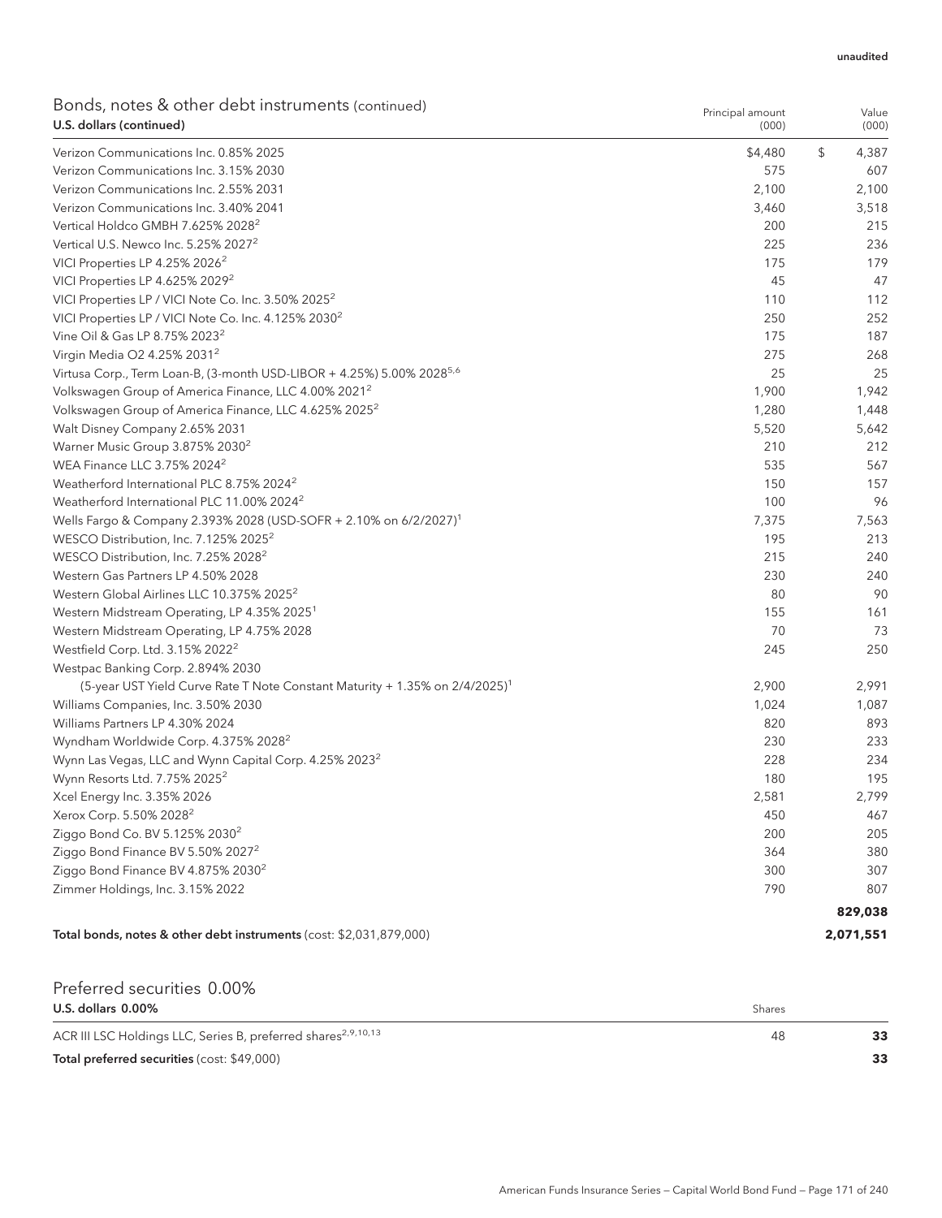unaudited

## Bonds, notes & other debt instruments (continued)

| U.S. dollars (continued) | Principal amount (000) | Value (000) |
|---|---|---|
| Verizon Communications Inc. 0.85% 2025 | $4,480 | $ 4,387 |
| Verizon Communications Inc. 3.15% 2030 | 575 | 607 |
| Verizon Communications Inc. 2.55% 2031 | 2,100 | 2,100 |
| Verizon Communications Inc. 3.40% 2041 | 3,460 | 3,518 |
| Vertical Holdco GMBH 7.625% 2028[2] | 200 | 215 |
| Vertical U.S. Newco Inc. 5.25% 2027[2] | 225 | 236 |
| VICI Properties LP 4.25% 2026[2] | 175 | 179 |
| VICI Properties LP 4.625% 2029[2] | 45 | 47 |
| VICI Properties LP / VICI Note Co. Inc. 3.50% 2025[2] | 110 | 112 |
| VICI Properties LP / VICI Note Co. Inc. 4.125% 2030[2] | 250 | 252 |
| Vine Oil & Gas LP 8.75% 2023[2] | 175 | 187 |
| Virgin Media O2 4.25% 2031[2] | 275 | 268 |
| Virtusa Corp., Term Loan-B, (3-month USD-LIBOR + 4.25%) 5.00% 2028[5,6] | 25 | 25 |
| Volkswagen Group of America Finance, LLC 4.00% 2021[2] | 1,900 | 1,942 |
| Volkswagen Group of America Finance, LLC 4.625% 2025[2] | 1,280 | 1,448 |
| Walt Disney Company 2.65% 2031 | 5,520 | 5,642 |
| Warner Music Group 3.875% 2030[2] | 210 | 212 |
| WEA Finance LLC 3.75% 2024[2] | 535 | 567 |
| Weatherford International PLC 8.75% 2024[2] | 150 | 157 |
| Weatherford International PLC 11.00% 2024[2] | 100 | 96 |
| Wells Fargo & Company 2.393% 2028 (USD-SOFR + 2.10% on 6/2/2027)[1] | 7,375 | 7,563 |
| WESCO Distribution, Inc. 7.125% 2025[2] | 195 | 213 |
| WESCO Distribution, Inc. 7.25% 2028[2] | 215 | 240 |
| Western Gas Partners LP 4.50% 2028 | 230 | 240 |
| Western Global Airlines LLC 10.375% 2025[2] | 80 | 90 |
| Western Midstream Operating, LP 4.35% 2025[1] | 155 | 161 |
| Western Midstream Operating, LP 4.75% 2028 | 70 | 73 |
| Westfield Corp. Ltd. 3.15% 2022[2] | 245 | 250 |
| Westpac Banking Corp. 2.894% 2030 (5-year UST Yield Curve Rate T Note Constant Maturity + 1.35% on 2/4/2025)[1] | 2,900 | 2,991 |
| Williams Companies, Inc. 3.50% 2030 | 1,024 | 1,087 |
| Williams Partners LP 4.30% 2024 | 820 | 893 |
| Wyndham Worldwide Corp. 4.375% 2028[2] | 230 | 233 |
| Wynn Las Vegas, LLC and Wynn Capital Corp. 4.25% 2023[2] | 228 | 234 |
| Wynn Resorts Ltd. 7.75% 2025[2] | 180 | 195 |
| Xcel Energy Inc. 3.35% 2026 | 2,581 | 2,799 |
| Xerox Corp. 5.50% 2028[2] | 450 | 467 |
| Ziggo Bond Co. BV 5.125% 2030[2] | 200 | 205 |
| Ziggo Bond Finance BV 5.50% 2027[2] | 364 | 380 |
| Ziggo Bond Finance BV 4.875% 2030[2] | 300 | 307 |
| Zimmer Holdings, Inc. 3.15% 2022 | 790 | 807 |
| | | **829,038** |
| **Total bonds, notes & other debt instruments** (cost: $2,031,879,000) | | **2,071,551** |

## Preferred securities 0.00%

| U.S. dollars 0.00% | Shares | |
|---|---|---|
| ACR III LSC Holdings LLC, Series B, preferred shares[2,9,10,13] | 48 | **33** |
| **Total preferred securities** (cost: $49,000) | | **33** |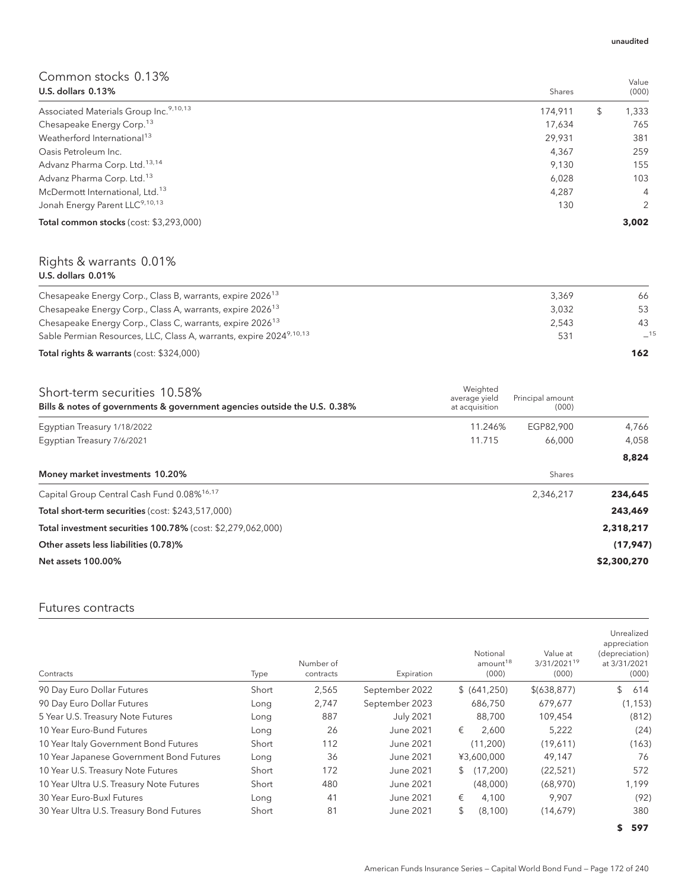unaudited

## Common stocks 0.13%

| U.S. dollars 0.13% | Shares | Value (000) |
|---|---|---|
| Associated Materials Group Inc.[9,10,13] | 174,911 | $ 1,333 |
| Chesapeake Energy Corp.[13] | 17,634 | 765 |
| Weatherford International[13] | 29,931 | 381 |
| Oasis Petroleum Inc. | 4,367 | 259 |
| Advanz Pharma Corp. Ltd.[13,14] | 9,130 | 155 |
| Advanz Pharma Corp. Ltd.[13] | 6,028 | 103 |
| McDermott International, Ltd.[13] | 4,287 | 4 |
| Jonah Energy Parent LLC[9,10,13] | 130 | 2 |
| **Total common stocks** (cost: $3,293,000) | | **3,002** |

## Rights & warrants 0.01%

| U.S. dollars 0.01% | | |
|---|---|---|
| Chesapeake Energy Corp., Class B, warrants, expire 2026[13] | 3,369 | 66 |
| Chesapeake Energy Corp., Class A, warrants, expire 2026[13] | 3,032 | 53 |
| Chesapeake Energy Corp., Class C, warrants, expire 2026[13] | 2,543 | 43 |
| Sable Permian Resources, LLC, Class A, warrants, expire 2024[9,10,13] | 531 | —[15] |
| **Total rights & warrants** (cost: $324,000) | | **162** |

## Short-term securities 10.58%

| Bills & notes of governments & government agencies outside the U.S. 0.38% | Weighted average yield at acquisition | Principal amount (000) | |
|---|---|---|---|
| Egyptian Treasury 1/18/2022 | 11.246% | EGP82,900 | 4,766 |
| Egyptian Treasury 7/6/2021 | 11.715 | 66,000 | 4,058 |
| | | | **8,824** |
| **Money market investments 10.20%** | | Shares | |
| Capital Group Central Cash Fund 0.08%[16,17] | | 2,346,217 | **234,645** |
| **Total short-term securities** (cost: $243,517,000) | | | **243,469** |
| **Total investment securities 100.78%** (cost: $2,279,062,000) | | | **2,318,217** |
| **Other assets less liabilities (0.78)%** | | | **(17,947)** |
| **Net assets 100.00%** | | | **$2,300,270** |

## Futures contracts

| Contracts | Type | Number of contracts | Expiration | Notional amount[18] (000) | Value at 3/31/2021[19] (000) | Unrealized appreciation (depreciation) at 3/31/2021 (000) |
|---|---|---|---|---|---|---|
| 90 Day Euro Dollar Futures | Short | 2,565 | September 2022 | $ (641,250) | $(638,877) | $ 614 |
| 90 Day Euro Dollar Futures | Long | 2,747 | September 2023 | 686,750 | 679,677 | (1,153) |
| 5 Year U.S. Treasury Note Futures | Long | 887 | July 2021 | 88,700 | 109,454 | (812) |
| 10 Year Euro-Bund Futures | Long | 26 | June 2021 | € 2,600 | 5,222 | (24) |
| 10 Year Italy Government Bond Futures | Short | 112 | June 2021 | (11,200) | (19,611) | (163) |
| 10 Year Japanese Government Bond Futures | Long | 36 | June 2021 | ¥3,600,000 | 49,147 | 76 |
| 10 Year U.S. Treasury Note Futures | Short | 172 | June 2021 | $ (17,200) | (22,521) | 572 |
| 10 Year Ultra U.S. Treasury Note Futures | Short | 480 | June 2021 | (48,000) | (68,970) | 1,199 |
| 30 Year Euro-Buxl Futures | Long | 41 | June 2021 | € 4,100 | 9,907 | (92) |
| 30 Year Ultra U.S. Treasury Bond Futures | Short | 81 | June 2021 | $ (8,100) | (14,679) | 380 |
| | | | | | | **$ 597** |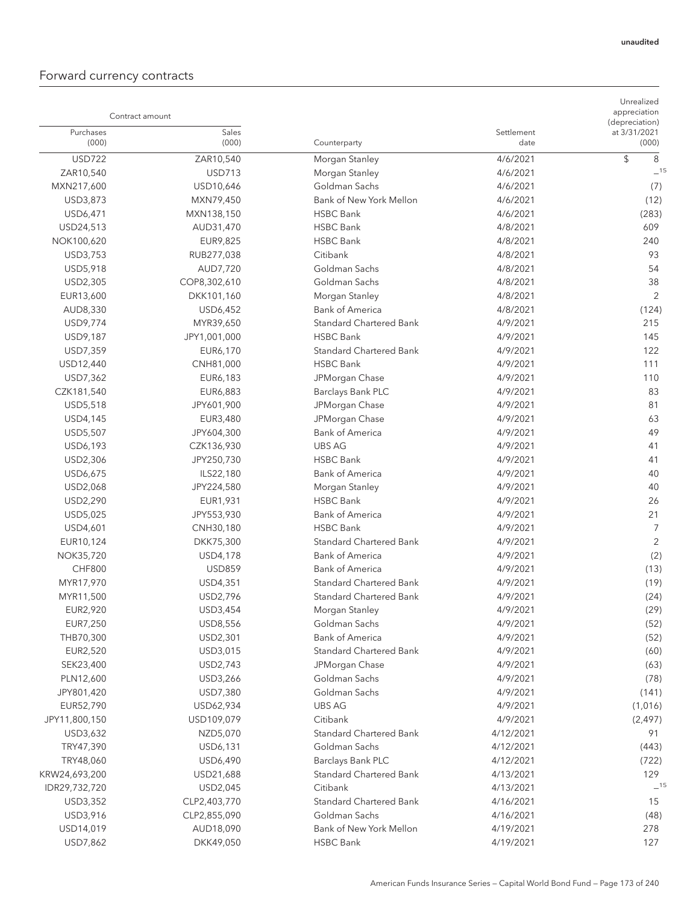unaudited

## Forward currency contracts

| Contract amount | | | | Unrealized appreciation (depreciation) |
|---|---|---|---|---|
| Purchases (000) | Sales (000) | Counterparty | Settlement date | at 3/31/2021 (000) |
| USD722 | ZAR10,540 | Morgan Stanley | 4/6/2021 | $ 8 |
| ZAR10,540 | USD713 | Morgan Stanley | 4/6/2021 | —[15] |
| MXN217,600 | USD10,646 | Goldman Sachs | 4/6/2021 | (7) |
| USD3,873 | MXN79,450 | Bank of New York Mellon | 4/6/2021 | (12) |
| USD6,471 | MXN138,150 | HSBC Bank | 4/6/2021 | (283) |
| USD24,513 | AUD31,470 | HSBC Bank | 4/8/2021 | 609 |
| NOK100,620 | EUR9,825 | HSBC Bank | 4/8/2021 | 240 |
| USD3,753 | RUB277,038 | Citibank | 4/8/2021 | 93 |
| USD5,918 | AUD7,720 | Goldman Sachs | 4/8/2021 | 54 |
| USD2,305 | COP8,302,610 | Goldman Sachs | 4/8/2021 | 38 |
| EUR13,600 | DKK101,160 | Morgan Stanley | 4/8/2021 | 2 |
| AUD8,330 | USD6,452 | Bank of America | 4/8/2021 | (124) |
| USD9,774 | MYR39,650 | Standard Chartered Bank | 4/9/2021 | 215 |
| USD9,187 | JPY1,001,000 | HSBC Bank | 4/9/2021 | 145 |
| USD7,359 | EUR6,170 | Standard Chartered Bank | 4/9/2021 | 122 |
| USD12,440 | CNH81,000 | HSBC Bank | 4/9/2021 | 111 |
| USD7,362 | EUR6,183 | JPMorgan Chase | 4/9/2021 | 110 |
| CZK181,540 | EUR6,883 | Barclays Bank PLC | 4/9/2021 | 83 |
| USD5,518 | JPY601,900 | JPMorgan Chase | 4/9/2021 | 81 |
| USD4,145 | EUR3,480 | JPMorgan Chase | 4/9/2021 | 63 |
| USD5,507 | JPY604,300 | Bank of America | 4/9/2021 | 49 |
| USD6,193 | CZK136,930 | UBS AG | 4/9/2021 | 41 |
| USD2,306 | JPY250,730 | HSBC Bank | 4/9/2021 | 41 |
| USD6,675 | ILS22,180 | Bank of America | 4/9/2021 | 40 |
| USD2,068 | JPY224,580 | Morgan Stanley | 4/9/2021 | 40 |
| USD2,290 | EUR1,931 | HSBC Bank | 4/9/2021 | 26 |
| USD5,025 | JPY553,930 | Bank of America | 4/9/2021 | 21 |
| USD4,601 | CNH30,180 | HSBC Bank | 4/9/2021 | 7 |
| EUR10,124 | DKK75,300 | Standard Chartered Bank | 4/9/2021 | 2 |
| NOK35,720 | USD4,178 | Bank of America | 4/9/2021 | (2) |
| CHF800 | USD859 | Bank of America | 4/9/2021 | (13) |
| MYR17,970 | USD4,351 | Standard Chartered Bank | 4/9/2021 | (19) |
| MYR11,500 | USD2,796 | Standard Chartered Bank | 4/9/2021 | (24) |
| EUR2,920 | USD3,454 | Morgan Stanley | 4/9/2021 | (29) |
| EUR7,250 | USD8,556 | Goldman Sachs | 4/9/2021 | (52) |
| THB70,300 | USD2,301 | Bank of America | 4/9/2021 | (52) |
| EUR2,520 | USD3,015 | Standard Chartered Bank | 4/9/2021 | (60) |
| SEK23,400 | USD2,743 | JPMorgan Chase | 4/9/2021 | (63) |
| PLN12,600 | USD3,266 | Goldman Sachs | 4/9/2021 | (78) |
| JPY801,420 | USD7,380 | Goldman Sachs | 4/9/2021 | (141) |
| EUR52,790 | USD62,934 | UBS AG | 4/9/2021 | (1,016) |
| JPY11,800,150 | USD109,079 | Citibank | 4/9/2021 | (2,497) |
| USD3,632 | NZD5,070 | Standard Chartered Bank | 4/12/2021 | 91 |
| TRY47,390 | USD6,131 | Goldman Sachs | 4/12/2021 | (443) |
| TRY48,060 | USD6,490 | Barclays Bank PLC | 4/12/2021 | (722) |
| KRW24,693,200 | USD21,688 | Standard Chartered Bank | 4/13/2021 | 129 |
| IDR29,732,720 | USD2,045 | Citibank | 4/13/2021 | —[15] |
| USD3,352 | CLP2,403,770 | Standard Chartered Bank | 4/16/2021 | 15 |
| USD3,916 | CLP2,855,090 | Goldman Sachs | 4/16/2021 | (48) |
| USD14,019 | AUD18,090 | Bank of New York Mellon | 4/19/2021 | 278 |
| USD7,862 | DKK49,050 | HSBC Bank | 4/19/2021 | 127 |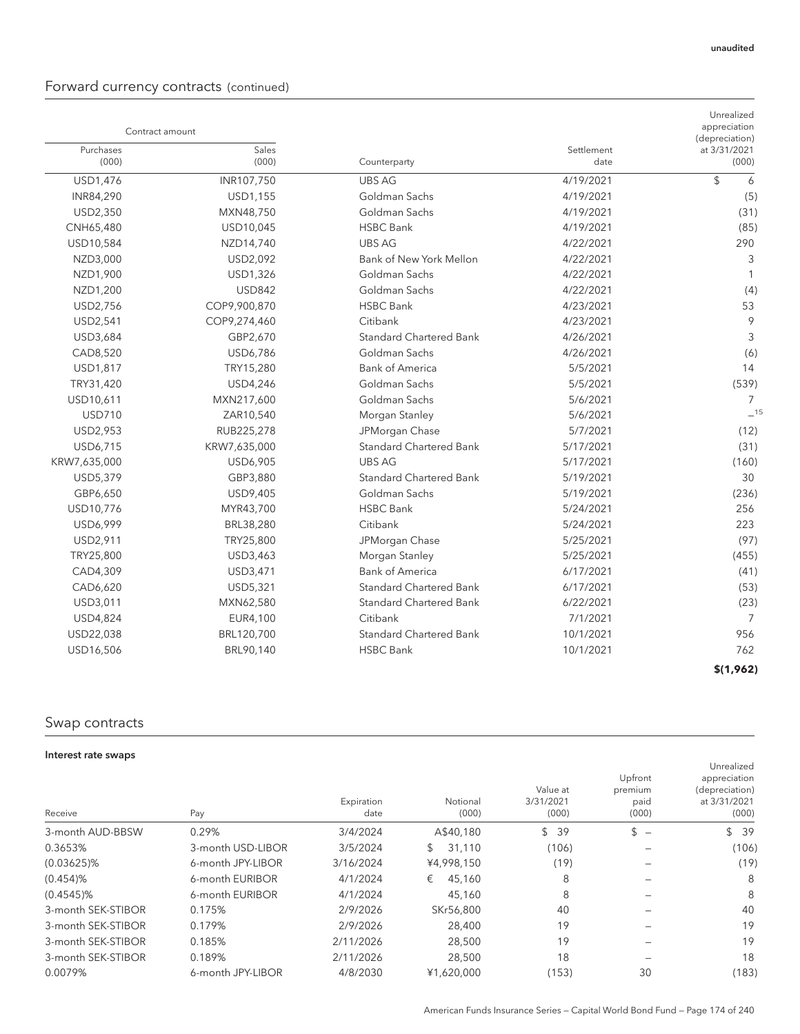unaudited

## Forward currency contracts (continued)

| Contract amount | | | | Unrealized appreciation (depreciation) |
|---|---|---|---|---|
| Purchases (000) | Sales (000) | Counterparty | Settlement date | at 3/31/2021 (000) |
| USD1,476 | INR107,750 | UBS AG | 4/19/2021 | $ 6 |
| INR84,290 | USD1,155 | Goldman Sachs | 4/19/2021 | (5) |
| USD2,350 | MXN48,750 | Goldman Sachs | 4/19/2021 | (31) |
| CNH65,480 | USD10,045 | HSBC Bank | 4/19/2021 | (85) |
| USD10,584 | NZD14,740 | UBS AG | 4/22/2021 | 290 |
| NZD3,000 | USD2,092 | Bank of New York Mellon | 4/22/2021 | 3 |
| NZD1,900 | USD1,326 | Goldman Sachs | 4/22/2021 | 1 |
| NZD1,200 | USD842 | Goldman Sachs | 4/22/2021 | (4) |
| USD2,756 | COP9,900,870 | HSBC Bank | 4/23/2021 | 53 |
| USD2,541 | COP9,274,460 | Citibank | 4/23/2021 | 9 |
| USD3,684 | GBP2,670 | Standard Chartered Bank | 4/26/2021 | 3 |
| CAD8,520 | USD6,786 | Goldman Sachs | 4/26/2021 | (6) |
| USD1,817 | TRY15,280 | Bank of America | 5/5/2021 | 14 |
| TRY31,420 | USD4,246 | Goldman Sachs | 5/5/2021 | (539) |
| USD10,611 | MXN217,600 | Goldman Sachs | 5/6/2021 | 7 |
| USD710 | ZAR10,540 | Morgan Stanley | 5/6/2021 | –[15] |
| USD2,953 | RUB225,278 | JPMorgan Chase | 5/7/2021 | (12) |
| USD6,715 | KRW7,635,000 | Standard Chartered Bank | 5/17/2021 | (31) |
| KRW7,635,000 | USD6,905 | UBS AG | 5/17/2021 | (160) |
| USD5,379 | GBP3,880 | Standard Chartered Bank | 5/19/2021 | 30 |
| GBP6,650 | USD9,405 | Goldman Sachs | 5/19/2021 | (236) |
| USD10,776 | MYR43,700 | HSBC Bank | 5/24/2021 | 256 |
| USD6,999 | BRL38,280 | Citibank | 5/24/2021 | 223 |
| USD2,911 | TRY25,800 | JPMorgan Chase | 5/25/2021 | (97) |
| TRY25,800 | USD3,463 | Morgan Stanley | 5/25/2021 | (455) |
| CAD4,309 | USD3,471 | Bank of America | 6/17/2021 | (41) |
| CAD6,620 | USD5,321 | Standard Chartered Bank | 6/17/2021 | (53) |
| USD3,011 | MXN62,580 | Standard Chartered Bank | 6/22/2021 | (23) |
| USD4,824 | EUR4,100 | Citibank | 7/1/2021 | 7 |
| USD22,038 | BRL120,700 | Standard Chartered Bank | 10/1/2021 | 956 |
| USD16,506 | BRL90,140 | HSBC Bank | 10/1/2021 | 762 |
| | | | | **$(1,962)** |

## Swap contracts

### Interest rate swaps

| Receive | Pay | Expiration date | Notional (000) | Value at 3/31/2021 (000) | Upfront premium paid (000) | Unrealized appreciation (depreciation) at 3/31/2021 (000) |
|---|---|---|---|---|---|---|
| 3-month AUD-BBSW | 0.29% | 3/4/2024 | A$40,180 | $ 39 | $ – | $ 39 |
| 0.3653% | 3-month USD-LIBOR | 3/5/2024 | $ 31,110 | (106) | – | (106) |
| (0.03625)% | 6-month JPY-LIBOR | 3/16/2024 | ¥4,998,150 | (19) | – | (19) |
| (0.454)% | 6-month EURIBOR | 4/1/2024 | € 45,160 | 8 | – | 8 |
| (0.4545)% | 6-month EURIBOR | 4/1/2024 | 45,160 | 8 | – | 8 |
| 3-month SEK-STIBOR | 0.175% | 2/9/2026 | SKr56,800 | 40 | – | 40 |
| 3-month SEK-STIBOR | 0.179% | 2/9/2026 | 28,400 | 19 | – | 19 |
| 3-month SEK-STIBOR | 0.185% | 2/11/2026 | 28,500 | 19 | – | 19 |
| 3-month SEK-STIBOR | 0.189% | 2/11/2026 | 28,500 | 18 | – | 18 |
| 0.0079% | 6-month JPY-LIBOR | 4/8/2030 | ¥1,620,000 | (153) | 30 | (183) |

American Funds Insurance Series — Capital World Bond Fund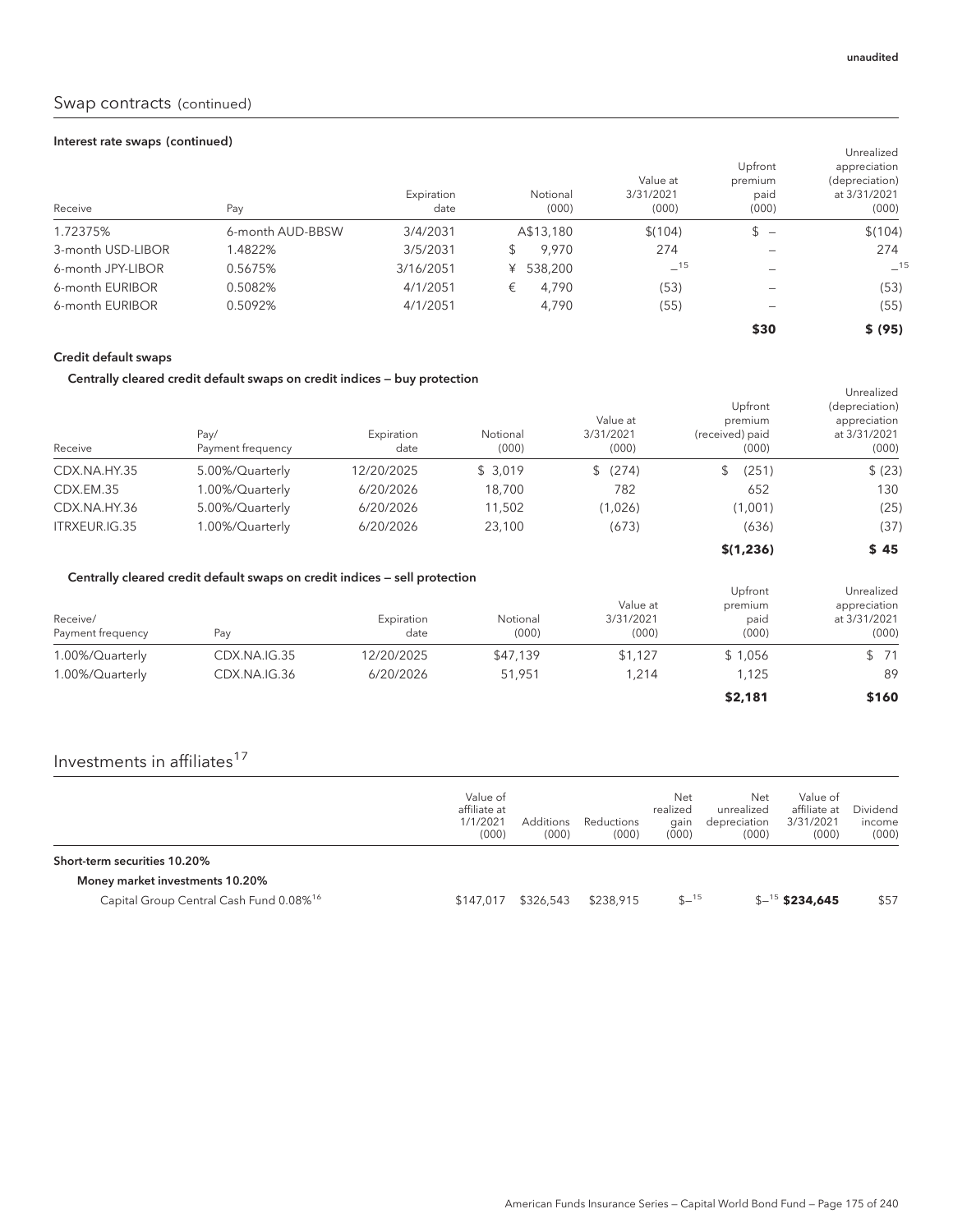unaudited

## Swap contracts (continued)

### Interest rate swaps (continued)

| Receive | Pay | Expiration date | Notional (000) | Value at 3/31/2021 (000) | Upfront premium paid (000) | Unrealized appreciation (depreciation) at 3/31/2021 (000) |
|---|---|---|---|---|---|---|
| 1.72375% | 6-month AUD-BBSW | 3/4/2031 | A$13,180 | $(104) | $ – | $(104) |
| 3-month USD-LIBOR | 1.4822% | 3/5/2031 | $ 9,970 | 274 | – | 274 |
| 6-month JPY-LIBOR | 0.5675% | 3/16/2051 | ¥ 538,200 | –[15] | – | –[15] |
| 6-month EURIBOR | 0.5082% | 4/1/2051 | € 4,790 | (53) | – | (53) |
| 6-month EURIBOR | 0.5092% | 4/1/2051 | 4,790 | (55) | – | (55) |
| | | | | | **$30** | **$ (95)** |

### Credit default swaps

#### Centrally cleared credit default swaps on credit indices — buy protection

| Receive | Pay/ Payment frequency | Expiration date | Notional (000) | Value at 3/31/2021 (000) | Upfront premium (received) paid (000) | Unrealized (depreciation) appreciation at 3/31/2021 (000) |
|---|---|---|---|---|---|---|
| CDX.NA.HY.35 | 5.00%/Quarterly | 12/20/2025 | $ 3,019 | $ (274) | $ (251) | $ (23) |
| CDX.EM.35 | 1.00%/Quarterly | 6/20/2026 | 18,700 | 782 | 652 | 130 |
| CDX.NA.HY.36 | 5.00%/Quarterly | 6/20/2026 | 11,502 | (1,026) | (1,001) | (25) |
| ITRXEUR.IG.35 | 1.00%/Quarterly | 6/20/2026 | 23,100 | (673) | (636) | (37) |
| | | | | | **$(1,236)** | **$ 45** |

#### Centrally cleared credit default swaps on credit indices — sell protection

| Receive/ Payment frequency | Pay | Expiration date | Notional (000) | Value at 3/31/2021 (000) | Upfront premium paid (000) | Unrealized appreciation at 3/31/2021 (000) |
|---|---|---|---|---|---|---|
| 1.00%/Quarterly | CDX.NA.IG.35 | 12/20/2025 | $47,139 | $1,127 | $ 1,056 | $ 71 |
| 1.00%/Quarterly | CDX.NA.IG.36 | 6/20/2026 | 51,951 | 1,214 | 1,125 | 89 |
| | | | | | **$2,181** | **$160** |

## Investments in affiliates[17]

| | Value of affiliate at 1/1/2021 (000) | Additions (000) | Reductions (000) | Net realized gain (000) | Net unrealized depreciation (000) | Value of affiliate at 3/31/2021 (000) | Dividend income (000) |
|---|---|---|---|---|---|---|---|
| **Short-term securities 10.20%** | | | | | | | |
| **Money market investments 10.20%** | | | | | | | |
| Capital Group Central Cash Fund 0.08%[16] | $147,017 | $326,543 | $238,915 | $–[15] | $–[15] | **$234,645** | $57 |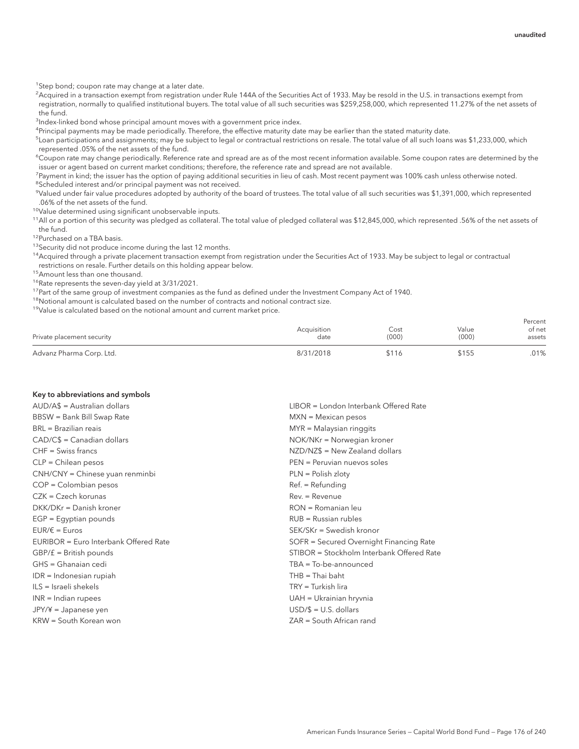unaudited

[1]Step bond; coupon rate may change at a later date.

[2]Acquired in a transaction exempt from registration under Rule 144A of the Securities Act of 1933. May be resold in the U.S. in transactions exempt from registration, normally to qualified institutional buyers. The total value of all such securities was $259,258,000, which represented 11.27% of the net assets of the fund.

[3]Index-linked bond whose principal amount moves with a government price index.

[4]Principal payments may be made periodically. Therefore, the effective maturity date may be earlier than the stated maturity date.

[5]Loan participations and assignments; may be subject to legal or contractual restrictions on resale. The total value of all such loans was $1,233,000, which represented .05% of the net assets of the fund.

[6]Coupon rate may change periodically. Reference rate and spread are as of the most recent information available. Some coupon rates are determined by the issuer or agent based on current market conditions; therefore, the reference rate and spread are not available.

[7]Payment in kind; the issuer has the option of paying additional securities in lieu of cash. Most recent payment was 100% cash unless otherwise noted.

[8]Scheduled interest and/or principal payment was not received.

[9]Valued under fair value procedures adopted by authority of the board of trustees. The total value of all such securities was $1,391,000, which represented .06% of the net assets of the fund.

[10]Value determined using significant unobservable inputs.

[11]All or a portion of this security was pledged as collateral. The total value of pledged collateral was $12,845,000, which represented .56% of the net assets of the fund.

[12]Purchased on a TBA basis.

[13]Security did not produce income during the last 12 months.

[14]Acquired through a private placement transaction exempt from registration under the Securities Act of 1933. May be subject to legal or contractual restrictions on resale. Further details on this holding appear below.

[15]Amount less than one thousand.

[16]Rate represents the seven-day yield at 3/31/2021.

[17]Part of the same group of investment companies as the fund as defined under the Investment Company Act of 1940.

[18]Notional amount is calculated based on the number of contracts and notional contract size.

[19]Value is calculated based on the notional amount and current market price.

| Private placement security | Acquisition date | Cost (000) | Value (000) | Percent of net assets |
|---|---|---|---|---|
| Advanz Pharma Corp. Ltd. | 8/31/2018 | $116 | $155 | .01% |

**Key to abbreviations and symbols**

AUD/A$ = Australian dollars
BBSW = Bank Bill Swap Rate
BRL = Brazilian reais
CAD/C$ = Canadian dollars
CHF = Swiss francs
CLP = Chilean pesos
CNH/CNY = Chinese yuan renminbi
COP = Colombian pesos
CZK = Czech korunas
DKK/DKr = Danish kroner
EGP = Egyptian pounds
EUR/€ = Euros
EURIBOR = Euro Interbank Offered Rate
GBP/£ = British pounds
GHS = Ghanaian cedi
IDR = Indonesian rupiah
ILS = Israeli shekels
INR = Indian rupees
JPY/¥ = Japanese yen
KRW = South Korean won
LIBOR = London Interbank Offered Rate
MXN = Mexican pesos
MYR = Malaysian ringgits
NOK/NKr = Norwegian kroner
NZD/NZ$ = New Zealand dollars
PEN = Peruvian nuevos soles
PLN = Polish zloty
Ref. = Refunding
Rev. = Revenue
RON = Romanian leu
RUB = Russian rubles
SEK/SKr = Swedish kronor
SOFR = Secured Overnight Financing Rate
STIBOR = Stockholm Interbank Offered Rate
TBA = To-be-announced
THB = Thai baht
TRY = Turkish lira
UAH = Ukrainian hryvnia
USD/$ = U.S. dollars
ZAR = South African rand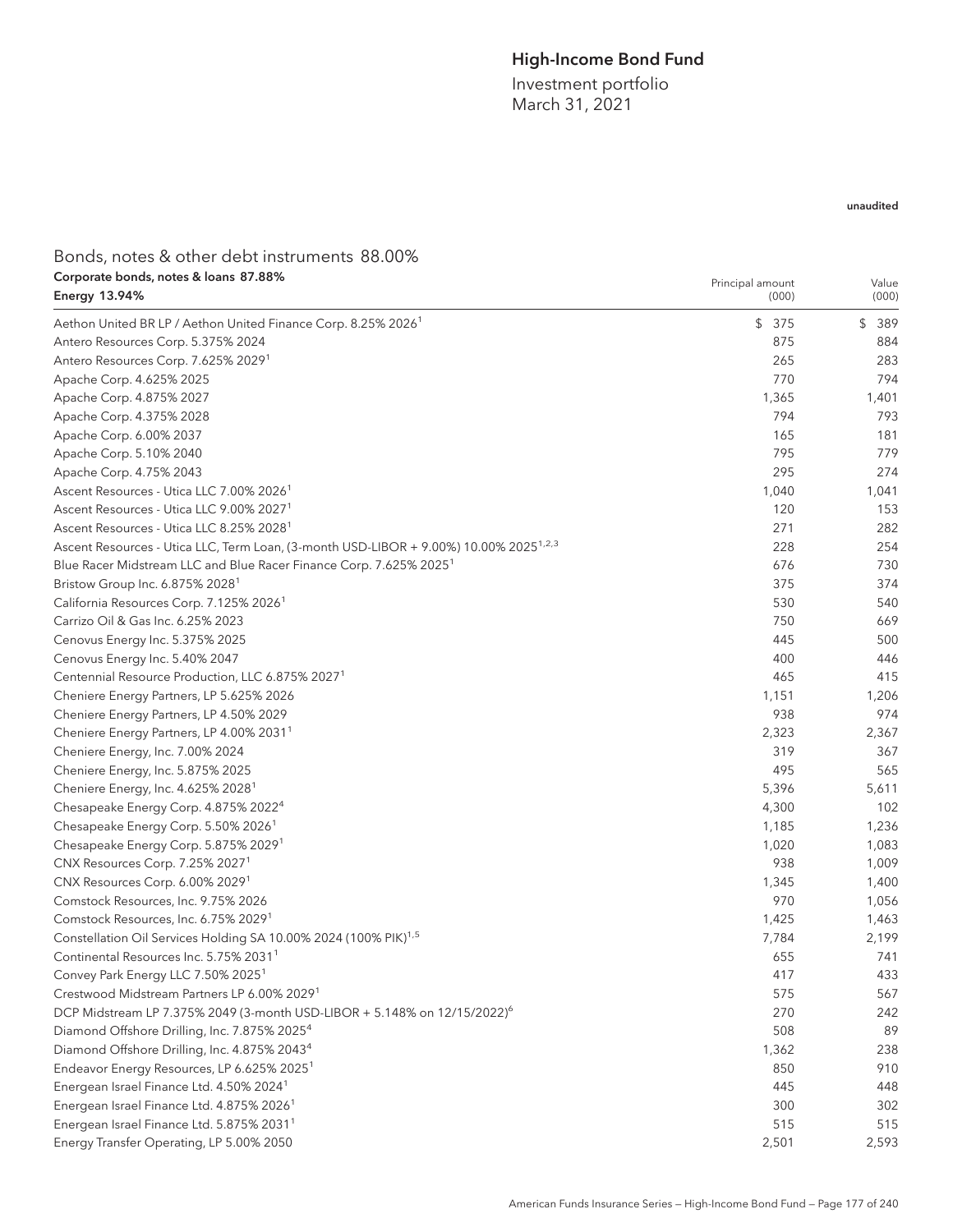# High-Income Bond Fund

Investment portfolio
March 31, 2021

unaudited

## Bonds, notes & other debt instruments 88.00%

### Corporate bonds, notes & loans 87.88%

| Energy 13.94% | Principal amount (000) | Value (000) |
|---|---|---|
| Aethon United BR LP / Aethon United Finance Corp. 8.25% 2026[1] | $ 375 | $ 389 |
| Antero Resources Corp. 5.375% 2024 | 875 | 884 |
| Antero Resources Corp. 7.625% 2029[1] | 265 | 283 |
| Apache Corp. 4.625% 2025 | 770 | 794 |
| Apache Corp. 4.875% 2027 | 1,365 | 1,401 |
| Apache Corp. 4.375% 2028 | 794 | 793 |
| Apache Corp. 6.00% 2037 | 165 | 181 |
| Apache Corp. 5.10% 2040 | 795 | 779 |
| Apache Corp. 4.75% 2043 | 295 | 274 |
| Ascent Resources - Utica LLC 7.00% 2026[1] | 1,040 | 1,041 |
| Ascent Resources - Utica LLC 9.00% 2027[1] | 120 | 153 |
| Ascent Resources - Utica LLC 8.25% 2028[1] | 271 | 282 |
| Ascent Resources - Utica LLC, Term Loan, (3-month USD-LIBOR + 9.00%) 10.00% 2025[1,2,3] | 228 | 254 |
| Blue Racer Midstream LLC and Blue Racer Finance Corp. 7.625% 2025[1] | 676 | 730 |
| Bristow Group Inc. 6.875% 2028[1] | 375 | 374 |
| California Resources Corp. 7.125% 2026[1] | 530 | 540 |
| Carrizo Oil & Gas Inc. 6.25% 2023 | 750 | 669 |
| Cenovus Energy Inc. 5.375% 2025 | 445 | 500 |
| Cenovus Energy Inc. 5.40% 2047 | 400 | 446 |
| Centennial Resource Production, LLC 6.875% 2027[1] | 465 | 415 |
| Cheniere Energy Partners, LP 5.625% 2026 | 1,151 | 1,206 |
| Cheniere Energy Partners, LP 4.50% 2029 | 938 | 974 |
| Cheniere Energy Partners, LP 4.00% 2031[1] | 2,323 | 2,367 |
| Cheniere Energy, Inc. 7.00% 2024 | 319 | 367 |
| Cheniere Energy, Inc. 5.875% 2025 | 495 | 565 |
| Cheniere Energy, Inc. 4.625% 2028[1] | 5,396 | 5,611 |
| Chesapeake Energy Corp. 4.875% 2022[4] | 4,300 | 102 |
| Chesapeake Energy Corp. 5.50% 2026[1] | 1,185 | 1,236 |
| Chesapeake Energy Corp. 5.875% 2029[1] | 1,020 | 1,083 |
| CNX Resources Corp. 7.25% 2027[1] | 938 | 1,009 |
| CNX Resources Corp. 6.00% 2029[1] | 1,345 | 1,400 |
| Comstock Resources, Inc. 9.75% 2026 | 970 | 1,056 |
| Comstock Resources, Inc. 6.75% 2029[1] | 1,425 | 1,463 |
| Constellation Oil Services Holding SA 10.00% 2024 (100% PIK)[1,5] | 7,784 | 2,199 |
| Continental Resources Inc. 5.75% 2031[1] | 655 | 741 |
| Convey Park Energy LLC 7.50% 2025[1] | 417 | 433 |
| Crestwood Midstream Partners LP 6.00% 2029[1] | 575 | 567 |
| DCP Midstream LP 7.375% 2049 (3-month USD-LIBOR + 5.148% on 12/15/2022)[6] | 270 | 242 |
| Diamond Offshore Drilling, Inc. 7.875% 2025[4] | 508 | 89 |
| Diamond Offshore Drilling, Inc. 4.875% 2043[4] | 1,362 | 238 |
| Endeavor Energy Resources, LP 6.625% 2025[1] | 850 | 910 |
| Energean Israel Finance Ltd. 4.50% 2024[1] | 445 | 448 |
| Energean Israel Finance Ltd. 4.875% 2026[1] | 300 | 302 |
| Energean Israel Finance Ltd. 5.875% 2031[1] | 515 | 515 |
| Energy Transfer Operating, LP 5.00% 2050 | 2,501 | 2,593 |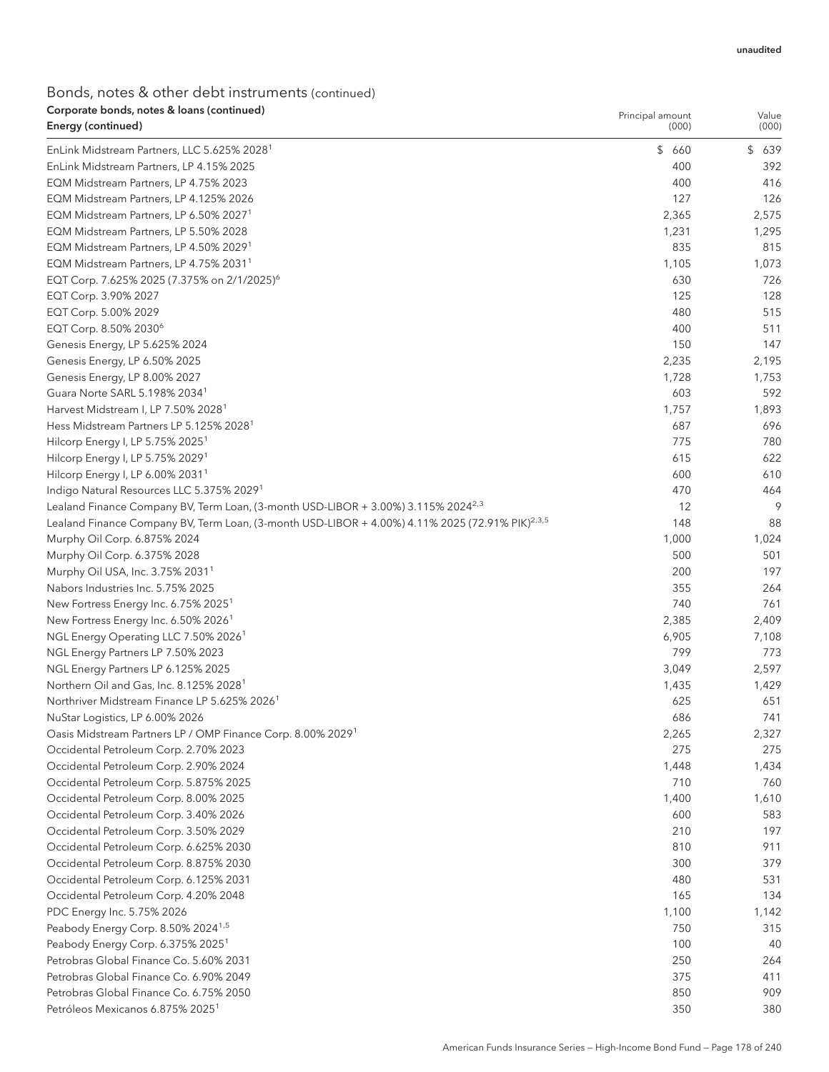unaudited

## Bonds, notes & other debt instruments (continued)

| Corporate bonds, notes & loans (continued)<br>Energy (continued) | Principal amount<br>(000) | Value<br>(000) |
|---|---|---|
| EnLink Midstream Partners, LLC 5.625% 2028[1] | $ 660 | $ 639 |
| EnLink Midstream Partners, LP 4.15% 2025 | 400 | 392 |
| EQM Midstream Partners, LP 4.75% 2023 | 400 | 416 |
| EQM Midstream Partners, LP 4.125% 2026 | 127 | 126 |
| EQM Midstream Partners, LP 6.50% 2027[1] | 2,365 | 2,575 |
| EQM Midstream Partners, LP 5.50% 2028 | 1,231 | 1,295 |
| EQM Midstream Partners, LP 4.50% 2029[1] | 835 | 815 |
| EQM Midstream Partners, LP 4.75% 2031[1] | 1,105 | 1,073 |
| EQT Corp. 7.625% 2025 (7.375% on 2/1/2025)[6] | 630 | 726 |
| EQT Corp. 3.90% 2027 | 125 | 128 |
| EQT Corp. 5.00% 2029 | 480 | 515 |
| EQT Corp. 8.50% 2030[6] | 400 | 511 |
| Genesis Energy, LP 5.625% 2024 | 150 | 147 |
| Genesis Energy, LP 6.50% 2025 | 2,235 | 2,195 |
| Genesis Energy, LP 8.00% 2027 | 1,728 | 1,753 |
| Guara Norte SARL 5.198% 2034[1] | 603 | 592 |
| Harvest Midstream I, LP 7.50% 2028[1] | 1,757 | 1,893 |
| Hess Midstream Partners LP 5.125% 2028[1] | 687 | 696 |
| Hilcorp Energy I, LP 5.75% 2025[1] | 775 | 780 |
| Hilcorp Energy I, LP 5.75% 2029[1] | 615 | 622 |
| Hilcorp Energy I, LP 6.00% 2031[1] | 600 | 610 |
| Indigo Natural Resources LLC 5.375% 2029[1] | 470 | 464 |
| Lealand Finance Company BV, Term Loan, (3-month USD-LIBOR + 3.00%) 3.115% 2024[2,3] | 12 | 9 |
| Lealand Finance Company BV, Term Loan, (3-month USD-LIBOR + 4.00%) 4.11% 2025 (72.91% PIK)[2,3,5] | 148 | 88 |
| Murphy Oil Corp. 6.875% 2024 | 1,000 | 1,024 |
| Murphy Oil Corp. 6.375% 2028 | 500 | 501 |
| Murphy Oil USA, Inc. 3.75% 2031[1] | 200 | 197 |
| Nabors Industries Inc. 5.75% 2025 | 355 | 264 |
| New Fortress Energy Inc. 6.75% 2025[1] | 740 | 761 |
| New Fortress Energy Inc. 6.50% 2026[1] | 2,385 | 2,409 |
| NGL Energy Operating LLC 7.50% 2026[1] | 6,905 | 7,108 |
| NGL Energy Partners LP 7.50% 2023 | 799 | 773 |
| NGL Energy Partners LP 6.125% 2025 | 3,049 | 2,597 |
| Northern Oil and Gas, Inc. 8.125% 2028[1] | 1,435 | 1,429 |
| Northriver Midstream Finance LP 5.625% 2026[1] | 625 | 651 |
| NuStar Logistics, LP 6.00% 2026 | 686 | 741 |
| Oasis Midstream Partners LP / OMP Finance Corp. 8.00% 2029[1] | 2,265 | 2,327 |
| Occidental Petroleum Corp. 2.70% 2023 | 275 | 275 |
| Occidental Petroleum Corp. 2.90% 2024 | 1,448 | 1,434 |
| Occidental Petroleum Corp. 5.875% 2025 | 710 | 760 |
| Occidental Petroleum Corp. 8.00% 2025 | 1,400 | 1,610 |
| Occidental Petroleum Corp. 3.40% 2026 | 600 | 583 |
| Occidental Petroleum Corp. 3.50% 2029 | 210 | 197 |
| Occidental Petroleum Corp. 6.625% 2030 | 810 | 911 |
| Occidental Petroleum Corp. 8.875% 2030 | 300 | 379 |
| Occidental Petroleum Corp. 6.125% 2031 | 480 | 531 |
| Occidental Petroleum Corp. 4.20% 2048 | 165 | 134 |
| PDC Energy Inc. 5.75% 2026 | 1,100 | 1,142 |
| Peabody Energy Corp. 8.50% 2024[1,5] | 750 | 315 |
| Peabody Energy Corp. 6.375% 2025[1] | 100 | 40 |
| Petrobras Global Finance Co. 5.60% 2031 | 250 | 264 |
| Petrobras Global Finance Co. 6.90% 2049 | 375 | 411 |
| Petrobras Global Finance Co. 6.75% 2050 | 850 | 909 |
| Petróleos Mexicanos 6.875% 2025[1] | 350 | 380 |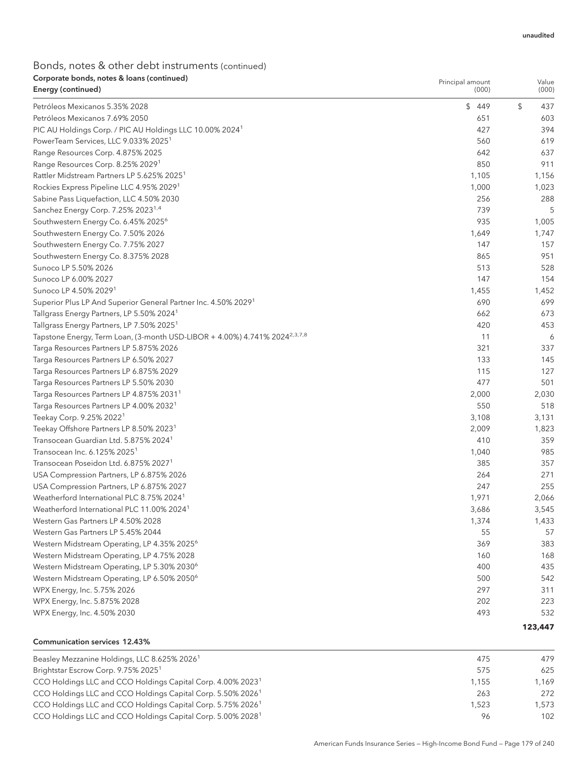unaudited

## Bonds, notes & other debt instruments (continued)

### Corporate bonds, notes & loans (continued)

| Energy (continued) | Principal amount (000) | Value (000) |
|---|---|---|
| Petróleos Mexicanos 5.35% 2028 | $ 449 | $ 437 |
| Petróleos Mexicanos 7.69% 2050 | 651 | 603 |
| PIC AU Holdings Corp. / PIC AU Holdings LLC 10.00% 2024[1] | 427 | 394 |
| PowerTeam Services, LLC 9.033% 2025[1] | 560 | 619 |
| Range Resources Corp. 4.875% 2025 | 642 | 637 |
| Range Resources Corp. 8.25% 2029[1] | 850 | 911 |
| Rattler Midstream Partners LP 5.625% 2025[1] | 1,105 | 1,156 |
| Rockies Express Pipeline LLC 4.95% 2029[1] | 1,000 | 1,023 |
| Sabine Pass Liquefaction, LLC 4.50% 2030 | 256 | 288 |
| Sanchez Energy Corp. 7.25% 2023[1,4] | 739 | 5 |
| Southwestern Energy Co. 6.45% 2025[6] | 935 | 1,005 |
| Southwestern Energy Co. 7.50% 2026 | 1,649 | 1,747 |
| Southwestern Energy Co. 7.75% 2027 | 147 | 157 |
| Southwestern Energy Co. 8.375% 2028 | 865 | 951 |
| Sunoco LP 5.50% 2026 | 513 | 528 |
| Sunoco LP 6.00% 2027 | 147 | 154 |
| Sunoco LP 4.50% 2029[1] | 1,455 | 1,452 |
| Superior Plus LP And Superior General Partner Inc. 4.50% 2029[1] | 690 | 699 |
| Tallgrass Energy Partners, LP 5.50% 2024[1] | 662 | 673 |
| Tallgrass Energy Partners, LP 7.50% 2025[1] | 420 | 453 |
| Tapstone Energy, Term Loan, (3-month USD-LIBOR + 4.00%) 4.741% 2024[2,3,7,8] | 11 | 6 |
| Targa Resources Partners LP 5.875% 2026 | 321 | 337 |
| Targa Resources Partners LP 6.50% 2027 | 133 | 145 |
| Targa Resources Partners LP 6.875% 2029 | 115 | 127 |
| Targa Resources Partners LP 5.50% 2030 | 477 | 501 |
| Targa Resources Partners LP 4.875% 2031[1] | 2,000 | 2,030 |
| Targa Resources Partners LP 4.00% 2032[1] | 550 | 518 |
| Teekay Corp. 9.25% 2022[1] | 3,108 | 3,131 |
| Teekay Offshore Partners LP 8.50% 2023[1] | 2,009 | 1,823 |
| Transocean Guardian Ltd. 5.875% 2024[1] | 410 | 359 |
| Transocean Inc. 6.125% 2025[1] | 1,040 | 985 |
| Transocean Poseidon Ltd. 6.875% 2027[1] | 385 | 357 |
| USA Compression Partners, LP 6.875% 2026 | 264 | 271 |
| USA Compression Partners, LP 6.875% 2027 | 247 | 255 |
| Weatherford International PLC 8.75% 2024[1] | 1,971 | 2,066 |
| Weatherford International PLC 11.00% 2024[1] | 3,686 | 3,545 |
| Western Gas Partners LP 4.50% 2028 | 1,374 | 1,433 |
| Western Gas Partners LP 5.45% 2044 | 55 | 57 |
| Western Midstream Operating, LP 4.35% 2025[6] | 369 | 383 |
| Western Midstream Operating, LP 4.75% 2028 | 160 | 168 |
| Western Midstream Operating, LP 5.30% 2030[6] | 400 | 435 |
| Western Midstream Operating, LP 6.50% 2050[6] | 500 | 542 |
| WPX Energy, Inc. 5.75% 2026 | 297 | 311 |
| WPX Energy, Inc. 5.875% 2028 | 202 | 223 |
| WPX Energy, Inc. 4.50% 2030 | 493 | 532 |
| | | **123,447** |

| Communication services 12.43% | | |
|---|---|---|
| Beasley Mezzanine Holdings, LLC 8.625% 2026[1] | 475 | 479 |
| Brightstar Escrow Corp. 9.75% 2025[1] | 575 | 625 |
| CCO Holdings LLC and CCO Holdings Capital Corp. 4.00% 2023[1] | 1,155 | 1,169 |
| CCO Holdings LLC and CCO Holdings Capital Corp. 5.50% 2026[1] | 263 | 272 |
| CCO Holdings LLC and CCO Holdings Capital Corp. 5.75% 2026[1] | 1,523 | 1,573 |
| CCO Holdings LLC and CCO Holdings Capital Corp. 5.00% 2028[1] | 96 | 102 |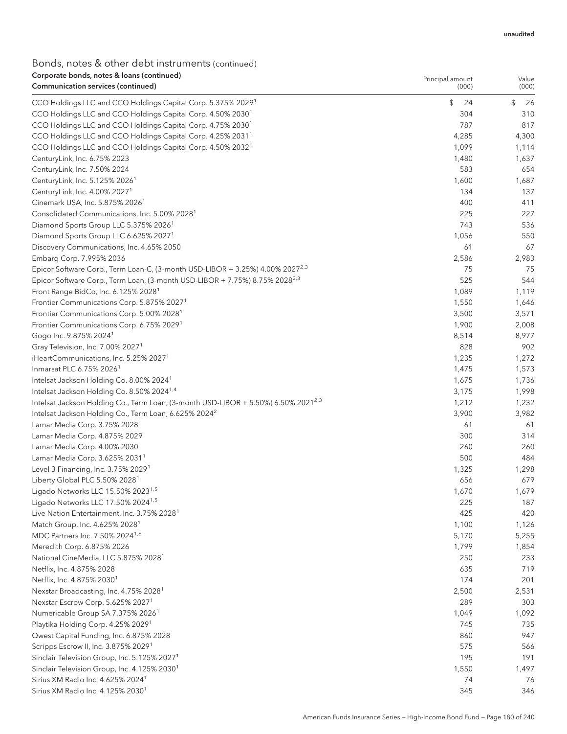unaudited

## Bonds, notes & other debt instruments (continued)

**Corporate bonds, notes & loans (continued)**

| **Communication services (continued)** | Principal amount (000) | Value (000) |
|---|---|---|
| CCO Holdings LLC and CCO Holdings Capital Corp. 5.375% 2029[1] | $ 24 | $ 26 |
| CCO Holdings LLC and CCO Holdings Capital Corp. 4.50% 2030[1] | 304 | 310 |
| CCO Holdings LLC and CCO Holdings Capital Corp. 4.75% 2030[1] | 787 | 817 |
| CCO Holdings LLC and CCO Holdings Capital Corp. 4.25% 2031[1] | 4,285 | 4,300 |
| CCO Holdings LLC and CCO Holdings Capital Corp. 4.50% 2032[1] | 1,099 | 1,114 |
| CenturyLink, Inc. 6.75% 2023 | 1,480 | 1,637 |
| CenturyLink, Inc. 7.50% 2024 | 583 | 654 |
| CenturyLink, Inc. 5.125% 2026[1] | 1,600 | 1,687 |
| CenturyLink, Inc. 4.00% 2027[1] | 134 | 137 |
| Cinemark USA, Inc. 5.875% 2026[1] | 400 | 411 |
| Consolidated Communications, Inc. 5.00% 2028[1] | 225 | 227 |
| Diamond Sports Group LLC 5.375% 2026[1] | 743 | 536 |
| Diamond Sports Group LLC 6.625% 2027[1] | 1,056 | 550 |
| Discovery Communications, Inc. 4.65% 2050 | 61 | 67 |
| Embarq Corp. 7.995% 2036 | 2,586 | 2,983 |
| Epicor Software Corp., Term Loan-C, (3-month USD-LIBOR + 3.25%) 4.00% 2027[2,3] | 75 | 75 |
| Epicor Software Corp., Term Loan, (3-month USD-LIBOR + 7.75%) 8.75% 2028[2,3] | 525 | 544 |
| Front Range BidCo, Inc. 6.125% 2028[1] | 1,089 | 1,119 |
| Frontier Communications Corp. 5.875% 2027[1] | 1,550 | 1,646 |
| Frontier Communications Corp. 5.00% 2028[1] | 3,500 | 3,571 |
| Frontier Communications Corp. 6.75% 2029[1] | 1,900 | 2,008 |
| Gogo Inc. 9.875% 2024[1] | 8,514 | 8,977 |
| Gray Television, Inc. 7.00% 2027[1] | 828 | 902 |
| iHeartCommunications, Inc. 5.25% 2027[1] | 1,235 | 1,272 |
| Inmarsat PLC 6.75% 2026[1] | 1,475 | 1,573 |
| Intelsat Jackson Holding Co. 8.00% 2024[1] | 1,675 | 1,736 |
| Intelsat Jackson Holding Co. 8.50% 2024[1,4] | 3,175 | 1,998 |
| Intelsat Jackson Holding Co., Term Loan, (3-month USD-LIBOR + 5.50%) 6.50% 2021[2,3] | 1,212 | 1,232 |
| Intelsat Jackson Holding Co., Term Loan, 6.625% 2024[2] | 3,900 | 3,982 |
| Lamar Media Corp. 3.75% 2028 | 61 | 61 |
| Lamar Media Corp. 4.875% 2029 | 300 | 314 |
| Lamar Media Corp. 4.00% 2030 | 260 | 260 |
| Lamar Media Corp. 3.625% 2031[1] | 500 | 484 |
| Level 3 Financing, Inc. 3.75% 2029[1] | 1,325 | 1,298 |
| Liberty Global PLC 5.50% 2028[1] | 656 | 679 |
| Ligado Networks LLC 15.50% 2023[1,5] | 1,670 | 1,679 |
| Ligado Networks LLC 17.50% 2024[1,5] | 225 | 187 |
| Live Nation Entertainment, Inc. 3.75% 2028[1] | 425 | 420 |
| Match Group, Inc. 4.625% 2028[1] | 1,100 | 1,126 |
| MDC Partners Inc. 7.50% 2024[1,6] | 5,170 | 5,255 |
| Meredith Corp. 6.875% 2026 | 1,799 | 1,854 |
| National CineMedia, LLC 5.875% 2028[1] | 250 | 233 |
| Netflix, Inc. 4.875% 2028 | 635 | 719 |
| Netflix, Inc. 4.875% 2030[1] | 174 | 201 |
| Nexstar Broadcasting, Inc. 4.75% 2028[1] | 2,500 | 2,531 |
| Nexstar Escrow Corp. 5.625% 2027[1] | 289 | 303 |
| Numericable Group SA 7.375% 2026[1] | 1,049 | 1,092 |
| Playtika Holding Corp. 4.25% 2029[1] | 745 | 735 |
| Qwest Capital Funding, Inc. 6.875% 2028 | 860 | 947 |
| Scripps Escrow II, Inc. 3.875% 2029[1] | 575 | 566 |
| Sinclair Television Group, Inc. 5.125% 2027[1] | 195 | 191 |
| Sinclair Television Group, Inc. 4.125% 2030[1] | 1,550 | 1,497 |
| Sirius XM Radio Inc. 4.625% 2024[1] | 74 | 76 |
| Sirius XM Radio Inc. 4.125% 2030[1] | 345 | 346 |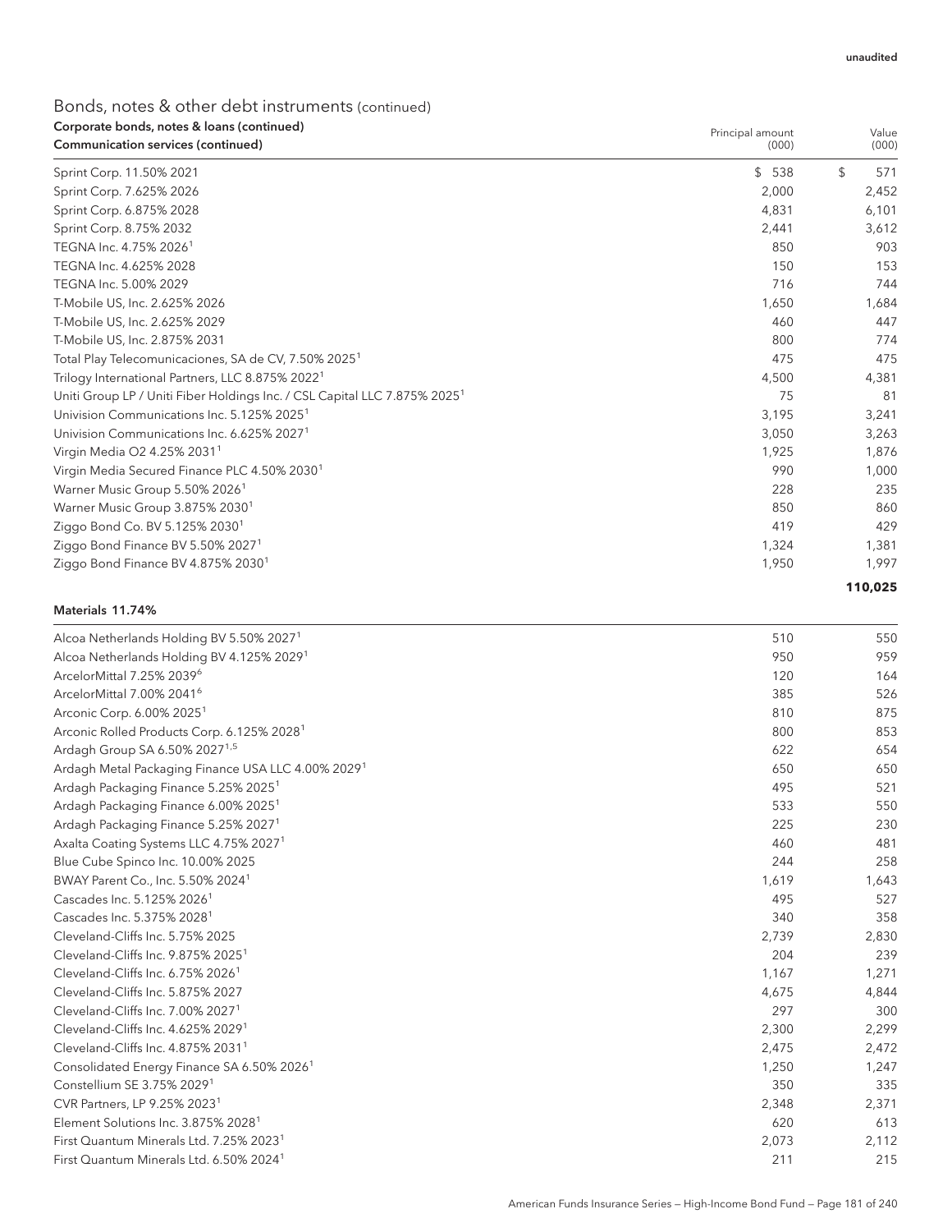unaudited

## Bonds, notes & other debt instruments (continued)

**Corporate bonds, notes & loans (continued)**

| Communication services (continued) | Principal amount (000) | Value (000) |
|---|---|---|
| Sprint Corp. 11.50% 2021 | $ 538 | $ 571 |
| Sprint Corp. 7.625% 2026 | 2,000 | 2,452 |
| Sprint Corp. 6.875% 2028 | 4,831 | 6,101 |
| Sprint Corp. 8.75% 2032 | 2,441 | 3,612 |
| TEGNA Inc. 4.75% 2026[1] | 850 | 903 |
| TEGNA Inc. 4.625% 2028 | 150 | 153 |
| TEGNA Inc. 5.00% 2029 | 716 | 744 |
| T-Mobile US, Inc. 2.625% 2026 | 1,650 | 1,684 |
| T-Mobile US, Inc. 2.625% 2029 | 460 | 447 |
| T-Mobile US, Inc. 2.875% 2031 | 800 | 774 |
| Total Play Telecomunicaciones, SA de CV, 7.50% 2025[1] | 475 | 475 |
| Trilogy International Partners, LLC 8.875% 2022[1] | 4,500 | 4,381 |
| Uniti Group LP / Uniti Fiber Holdings Inc. / CSL Capital LLC 7.875% 2025[1] | 75 | 81 |
| Univision Communications Inc. 5.125% 2025[1] | 3,195 | 3,241 |
| Univision Communications Inc. 6.625% 2027[1] | 3,050 | 3,263 |
| Virgin Media O2 4.25% 2031[1] | 1,925 | 1,876 |
| Virgin Media Secured Finance PLC 4.50% 2030[1] | 990 | 1,000 |
| Warner Music Group 5.50% 2026[1] | 228 | 235 |
| Warner Music Group 3.875% 2030[1] | 850 | 860 |
| Ziggo Bond Co. BV 5.125% 2030[1] | 419 | 429 |
| Ziggo Bond Finance BV 5.50% 2027[1] | 1,324 | 1,381 |
| Ziggo Bond Finance BV 4.875% 2030[1] | 1,950 | 1,997 |
| | | **110,025** |

| Materials 11.74% | | |
|---|---|---|
| Alcoa Netherlands Holding BV 5.50% 2027[1] | 510 | 550 |
| Alcoa Netherlands Holding BV 4.125% 2029[1] | 950 | 959 |
| ArcelorMittal 7.25% 2039[6] | 120 | 164 |
| ArcelorMittal 7.00% 2041[6] | 385 | 526 |
| Arconic Corp. 6.00% 2025[1] | 810 | 875 |
| Arconic Rolled Products Corp. 6.125% 2028[1] | 800 | 853 |
| Ardagh Group SA 6.50% 2027[1,5] | 622 | 654 |
| Ardagh Metal Packaging Finance USA LLC 4.00% 2029[1] | 650 | 650 |
| Ardagh Packaging Finance 5.25% 2025[1] | 495 | 521 |
| Ardagh Packaging Finance 6.00% 2025[1] | 533 | 550 |
| Ardagh Packaging Finance 5.25% 2027[1] | 225 | 230 |
| Axalta Coating Systems LLC 4.75% 2027[1] | 460 | 481 |
| Blue Cube Spinco Inc. 10.00% 2025 | 244 | 258 |
| BWAY Parent Co., Inc. 5.50% 2024[1] | 1,619 | 1,643 |
| Cascades Inc. 5.125% 2026[1] | 495 | 527 |
| Cascades Inc. 5.375% 2028[1] | 340 | 358 |
| Cleveland-Cliffs Inc. 5.75% 2025 | 2,739 | 2,830 |
| Cleveland-Cliffs Inc. 9.875% 2025[1] | 204 | 239 |
| Cleveland-Cliffs Inc. 6.75% 2026[1] | 1,167 | 1,271 |
| Cleveland-Cliffs Inc. 5.875% 2027 | 4,675 | 4,844 |
| Cleveland-Cliffs Inc. 7.00% 2027[1] | 297 | 300 |
| Cleveland-Cliffs Inc. 4.625% 2029[1] | 2,300 | 2,299 |
| Cleveland-Cliffs Inc. 4.875% 2031[1] | 2,475 | 2,472 |
| Consolidated Energy Finance SA 6.50% 2026[1] | 1,250 | 1,247 |
| Constellium SE 3.75% 2029[1] | 350 | 335 |
| CVR Partners, LP 9.25% 2023[1] | 2,348 | 2,371 |
| Element Solutions Inc. 3.875% 2028[1] | 620 | 613 |
| First Quantum Minerals Ltd. 7.25% 2023[1] | 2,073 | 2,112 |
| First Quantum Minerals Ltd. 6.50% 2024[1] | 211 | 215 |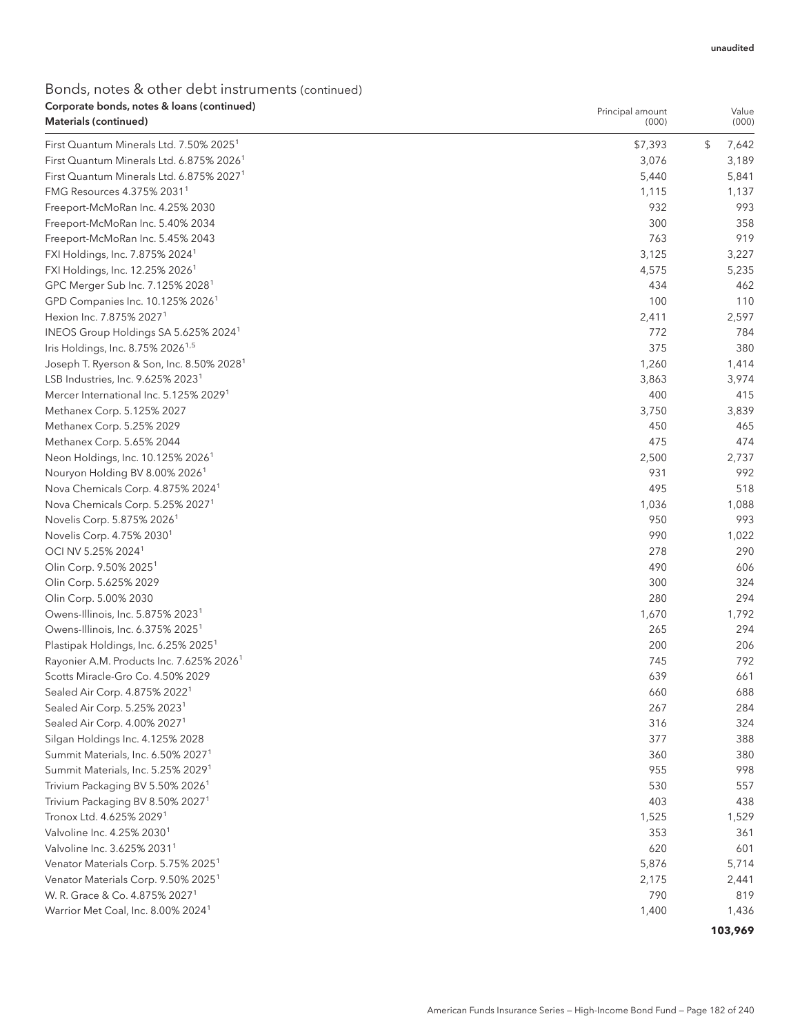unaudited

## Bonds, notes & other debt instruments (continued)

| Corporate bonds, notes & loans (continued) Materials (continued) | Principal amount (000) | Value (000) |
|---|---|---|
| First Quantum Minerals Ltd. 7.50% 2025[1] | $7,393 | $ 7,642 |
| First Quantum Minerals Ltd. 6.875% 2026[1] | 3,076 | 3,189 |
| First Quantum Minerals Ltd. 6.875% 2027[1] | 5,440 | 5,841 |
| FMG Resources 4.375% 2031[1] | 1,115 | 1,137 |
| Freeport-McMoRan Inc. 4.25% 2030 | 932 | 993 |
| Freeport-McMoRan Inc. 5.40% 2034 | 300 | 358 |
| Freeport-McMoRan Inc. 5.45% 2043 | 763 | 919 |
| FXI Holdings, Inc. 7.875% 2024[1] | 3,125 | 3,227 |
| FXI Holdings, Inc. 12.25% 2026[1] | 4,575 | 5,235 |
| GPC Merger Sub Inc. 7.125% 2028[1] | 434 | 462 |
| GPD Companies Inc. 10.125% 2026[1] | 100 | 110 |
| Hexion Inc. 7.875% 2027[1] | 2,411 | 2,597 |
| INEOS Group Holdings SA 5.625% 2024[1] | 772 | 784 |
| Iris Holdings, Inc. 8.75% 2026[1,5] | 375 | 380 |
| Joseph T. Ryerson & Son, Inc. 8.50% 2028[1] | 1,260 | 1,414 |
| LSB Industries, Inc. 9.625% 2023[1] | 3,863 | 3,974 |
| Mercer International Inc. 5.125% 2029[1] | 400 | 415 |
| Methanex Corp. 5.125% 2027 | 3,750 | 3,839 |
| Methanex Corp. 5.25% 2029 | 450 | 465 |
| Methanex Corp. 5.65% 2044 | 475 | 474 |
| Neon Holdings, Inc. 10.125% 2026[1] | 2,500 | 2,737 |
| Nouryon Holding BV 8.00% 2026[1] | 931 | 992 |
| Nova Chemicals Corp. 4.875% 2024[1] | 495 | 518 |
| Nova Chemicals Corp. 5.25% 2027[1] | 1,036 | 1,088 |
| Novelis Corp. 5.875% 2026[1] | 950 | 993 |
| Novelis Corp. 4.75% 2030[1] | 990 | 1,022 |
| OCI NV 5.25% 2024[1] | 278 | 290 |
| Olin Corp. 9.50% 2025[1] | 490 | 606 |
| Olin Corp. 5.625% 2029 | 300 | 324 |
| Olin Corp. 5.00% 2030 | 280 | 294 |
| Owens-Illinois, Inc. 5.875% 2023[1] | 1,670 | 1,792 |
| Owens-Illinois, Inc. 6.375% 2025[1] | 265 | 294 |
| Plastipak Holdings, Inc. 6.25% 2025[1] | 200 | 206 |
| Rayonier A.M. Products Inc. 7.625% 2026[1] | 745 | 792 |
| Scotts Miracle-Gro Co. 4.50% 2029 | 639 | 661 |
| Sealed Air Corp. 4.875% 2022[1] | 660 | 688 |
| Sealed Air Corp. 5.25% 2023[1] | 267 | 284 |
| Sealed Air Corp. 4.00% 2027[1] | 316 | 324 |
| Silgan Holdings Inc. 4.125% 2028 | 377 | 388 |
| Summit Materials, Inc. 6.50% 2027[1] | 360 | 380 |
| Summit Materials, Inc. 5.25% 2029[1] | 955 | 998 |
| Trivium Packaging BV 5.50% 2026[1] | 530 | 557 |
| Trivium Packaging BV 8.50% 2027[1] | 403 | 438 |
| Tronox Ltd. 4.625% 2029[1] | 1,525 | 1,529 |
| Valvoline Inc. 4.25% 2030[1] | 353 | 361 |
| Valvoline Inc. 3.625% 2031[1] | 620 | 601 |
| Venator Materials Corp. 5.75% 2025[1] | 5,876 | 5,714 |
| Venator Materials Corp. 9.50% 2025[1] | 2,175 | 2,441 |
| W. R. Grace & Co. 4.875% 2027[1] | 790 | 819 |
| Warrior Met Coal, Inc. 8.00% 2024[1] | 1,400 | 1,436 |
| | | **103,969** |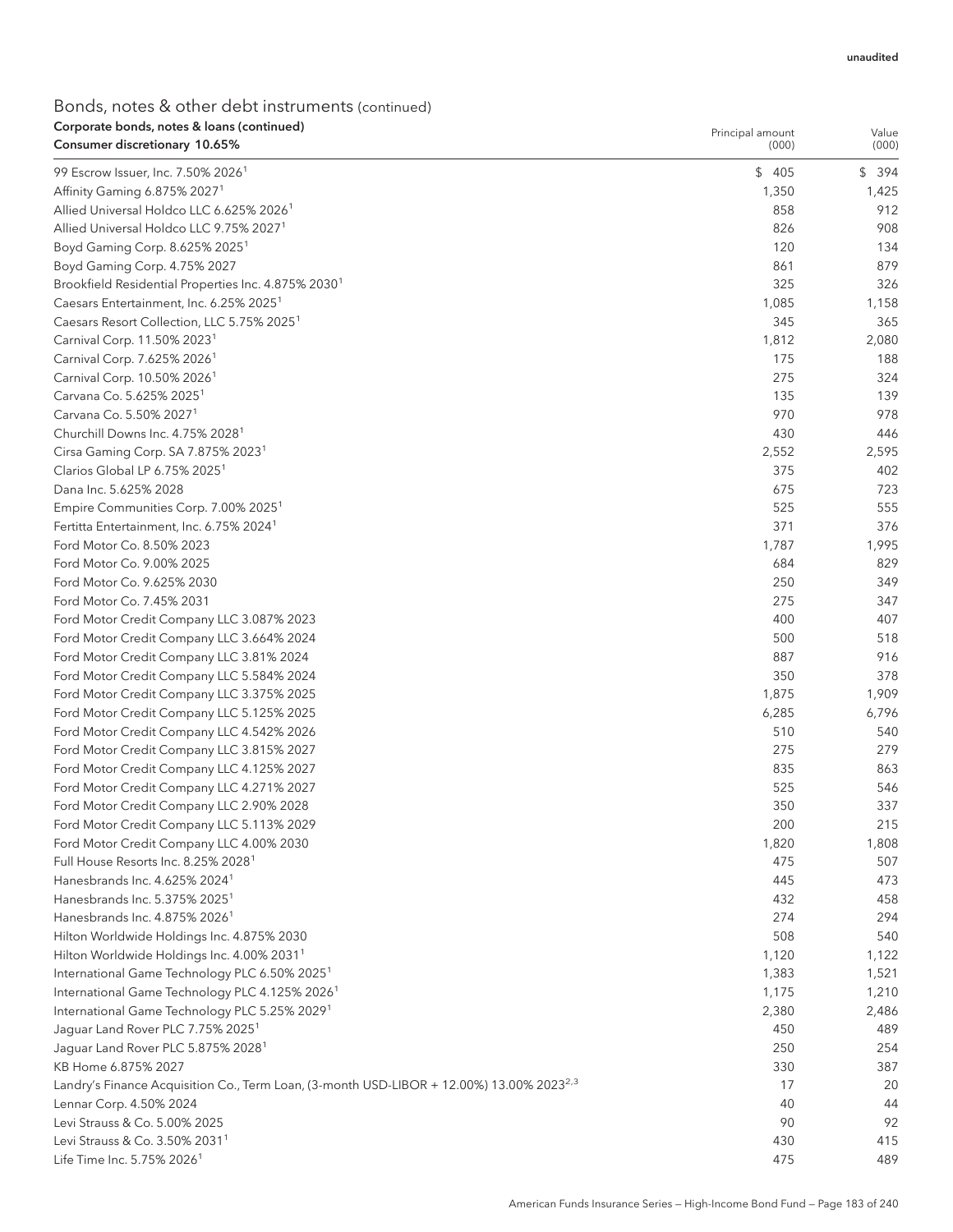unaudited

## Bonds, notes & other debt instruments (continued)

| Corporate bonds, notes & loans (continued)<br>Consumer discretionary 10.65% | Principal amount (000) | Value (000) |
|---|---|---|
| 99 Escrow Issuer, Inc. 7.50% 2026[1] | $ 405 | $ 394 |
| Affinity Gaming 6.875% 2027[1] | 1,350 | 1,425 |
| Allied Universal Holdco LLC 6.625% 2026[1] | 858 | 912 |
| Allied Universal Holdco LLC 9.75% 2027[1] | 826 | 908 |
| Boyd Gaming Corp. 8.625% 2025[1] | 120 | 134 |
| Boyd Gaming Corp. 4.75% 2027 | 861 | 879 |
| Brookfield Residential Properties Inc. 4.875% 2030[1] | 325 | 326 |
| Caesars Entertainment, Inc. 6.25% 2025[1] | 1,085 | 1,158 |
| Caesars Resort Collection, LLC 5.75% 2025[1] | 345 | 365 |
| Carnival Corp. 11.50% 2023[1] | 1,812 | 2,080 |
| Carnival Corp. 7.625% 2026[1] | 175 | 188 |
| Carnival Corp. 10.50% 2026[1] | 275 | 324 |
| Carvana Co. 5.625% 2025[1] | 135 | 139 |
| Carvana Co. 5.50% 2027[1] | 970 | 978 |
| Churchill Downs Inc. 4.75% 2028[1] | 430 | 446 |
| Cirsa Gaming Corp. SA 7.875% 2023[1] | 2,552 | 2,595 |
| Clarios Global LP 6.75% 2025[1] | 375 | 402 |
| Dana Inc. 5.625% 2028 | 675 | 723 |
| Empire Communities Corp. 7.00% 2025[1] | 525 | 555 |
| Fertitta Entertainment, Inc. 6.75% 2024[1] | 371 | 376 |
| Ford Motor Co. 8.50% 2023 | 1,787 | 1,995 |
| Ford Motor Co. 9.00% 2025 | 684 | 829 |
| Ford Motor Co. 9.625% 2030 | 250 | 349 |
| Ford Motor Co. 7.45% 2031 | 275 | 347 |
| Ford Motor Credit Company LLC 3.087% 2023 | 400 | 407 |
| Ford Motor Credit Company LLC 3.664% 2024 | 500 | 518 |
| Ford Motor Credit Company LLC 3.81% 2024 | 887 | 916 |
| Ford Motor Credit Company LLC 5.584% 2024 | 350 | 378 |
| Ford Motor Credit Company LLC 3.375% 2025 | 1,875 | 1,909 |
| Ford Motor Credit Company LLC 5.125% 2025 | 6,285 | 6,796 |
| Ford Motor Credit Company LLC 4.542% 2026 | 510 | 540 |
| Ford Motor Credit Company LLC 3.815% 2027 | 275 | 279 |
| Ford Motor Credit Company LLC 4.125% 2027 | 835 | 863 |
| Ford Motor Credit Company LLC 4.271% 2027 | 525 | 546 |
| Ford Motor Credit Company LLC 2.90% 2028 | 350 | 337 |
| Ford Motor Credit Company LLC 5.113% 2029 | 200 | 215 |
| Ford Motor Credit Company LLC 4.00% 2030 | 1,820 | 1,808 |
| Full House Resorts Inc. 8.25% 2028[1] | 475 | 507 |
| Hanesbrands Inc. 4.625% 2024[1] | 445 | 473 |
| Hanesbrands Inc. 5.375% 2025[1] | 432 | 458 |
| Hanesbrands Inc. 4.875% 2026[1] | 274 | 294 |
| Hilton Worldwide Holdings Inc. 4.875% 2030 | 508 | 540 |
| Hilton Worldwide Holdings Inc. 4.00% 2031[1] | 1,120 | 1,122 |
| International Game Technology PLC 6.50% 2025[1] | 1,383 | 1,521 |
| International Game Technology PLC 4.125% 2026[1] | 1,175 | 1,210 |
| International Game Technology PLC 5.25% 2029[1] | 2,380 | 2,486 |
| Jaguar Land Rover PLC 7.75% 2025[1] | 450 | 489 |
| Jaguar Land Rover PLC 5.875% 2028[1] | 250 | 254 |
| KB Home 6.875% 2027 | 330 | 387 |
| Landry's Finance Acquisition Co., Term Loan, (3-month USD-LIBOR + 12.00%) 13.00% 2023[2,3] | 17 | 20 |
| Lennar Corp. 4.50% 2024 | 40 | 44 |
| Levi Strauss & Co. 5.00% 2025 | 90 | 92 |
| Levi Strauss & Co. 3.50% 2031[1] | 430 | 415 |
| Life Time Inc. 5.75% 2026[1] | 475 | 489 |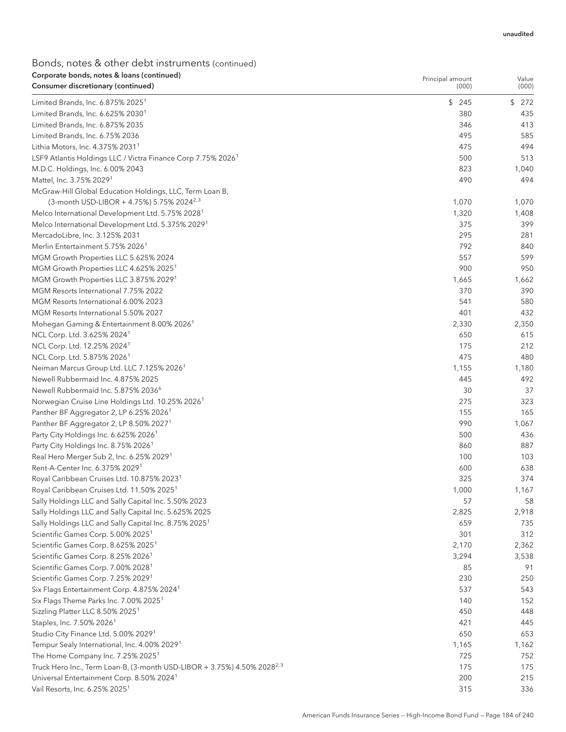unaudited

## Bonds, notes & other debt instruments (continued)

| Corporate bonds, notes & loans (continued)<br>Consumer discretionary (continued) | Principal amount (000) | Value (000) |
|---|---|---|
| Limited Brands, Inc. 6.875% 2025[1] | $ 245 | $ 272 |
| Limited Brands, Inc. 6.625% 2030[1] | 380 | 435 |
| Limited Brands, Inc. 6.875% 2035 | 346 | 413 |
| Limited Brands, Inc. 6.75% 2036 | 495 | 585 |
| Lithia Motors, Inc. 4.375% 2031[1] | 475 | 494 |
| LSF9 Atlantis Holdings LLC / Victra Finance Corp 7.75% 2026[1] | 500 | 513 |
| M.D.C. Holdings, Inc. 6.00% 2043 | 823 | 1,040 |
| Mattel, Inc. 3.75% 2029[1] | 490 | 494 |
| McGraw-Hill Global Education Holdings, LLC, Term Loan B, (3-month USD-LIBOR + 4.75%) 5.75% 2024[2,3] | 1,070 | 1,070 |
| Melco International Development Ltd. 5.75% 2028[1] | 1,320 | 1,408 |
| Melco International Development Ltd. 5.375% 2029[1] | 375 | 399 |
| MercadoLibre, Inc. 3.125% 2031 | 295 | 281 |
| Merlin Entertainment 5.75% 2026[1] | 792 | 840 |
| MGM Growth Properties LLC 5.625% 2024 | 557 | 599 |
| MGM Growth Properties LLC 4.625% 2025[1] | 900 | 950 |
| MGM Growth Properties LLC 3.875% 2029[1] | 1,665 | 1,662 |
| MGM Resorts International 7.75% 2022 | 370 | 390 |
| MGM Resorts International 6.00% 2023 | 541 | 580 |
| MGM Resorts International 5.50% 2027 | 401 | 432 |
| Mohegan Gaming & Entertainment 8.00% 2026[1] | 2,330 | 2,350 |
| NCL Corp. Ltd. 3.625% 2024[1] | 650 | 615 |
| NCL Corp. Ltd. 12.25% 2024[1] | 175 | 212 |
| NCL Corp. Ltd. 5.875% 2026[1] | 475 | 480 |
| Neiman Marcus Group Ltd. LLC 7.125% 2026[1] | 1,155 | 1,180 |
| Newell Rubbermaid Inc. 4.875% 2025 | 445 | 492 |
| Newell Rubbermaid Inc. 5.875% 2036[6] | 30 | 37 |
| Norwegian Cruise Line Holdings Ltd. 10.25% 2026[1] | 275 | 323 |
| Panther BF Aggregator 2, LP 6.25% 2026[1] | 155 | 165 |
| Panther BF Aggregator 2, LP 8.50% 2027[1] | 990 | 1,067 |
| Party City Holdings Inc. 6.625% 2026[1] | 500 | 436 |
| Party City Holdings Inc. 8.75% 2026[1] | 860 | 887 |
| Real Hero Merger Sub 2, Inc. 6.25% 2029[1] | 100 | 103 |
| Rent-A-Center Inc. 6.375% 2029[1] | 600 | 638 |
| Royal Caribbean Cruises Ltd. 10.875% 2023[1] | 325 | 374 |
| Royal Caribbean Cruises Ltd. 11.50% 2025[1] | 1,000 | 1,167 |
| Sally Holdings LLC and Sally Capital Inc. 5.50% 2023 | 57 | 58 |
| Sally Holdings LLC and Sally Capital Inc. 5.625% 2025 | 2,825 | 2,918 |
| Sally Holdings LLC and Sally Capital Inc. 8.75% 2025[1] | 659 | 735 |
| Scientific Games Corp. 5.00% 2025[1] | 301 | 312 |
| Scientific Games Corp. 8.625% 2025[1] | 2,170 | 2,362 |
| Scientific Games Corp. 8.25% 2026[1] | 3,294 | 3,538 |
| Scientific Games Corp. 7.00% 2028[1] | 85 | 91 |
| Scientific Games Corp. 7.25% 2029[1] | 230 | 250 |
| Six Flags Entertainment Corp. 4.875% 2024[1] | 537 | 543 |
| Six Flags Theme Parks Inc. 7.00% 2025[1] | 140 | 152 |
| Sizzling Platter LLC 8.50% 2025[1] | 450 | 448 |
| Staples, Inc. 7.50% 2026[1] | 421 | 445 |
| Studio City Finance Ltd. 5.00% 2029[1] | 650 | 653 |
| Tempur Sealy International, Inc. 4.00% 2029[1] | 1,165 | 1,162 |
| The Home Company Inc. 7.25% 2025[1] | 725 | 752 |
| Truck Hero Inc., Term Loan-B, (3-month USD-LIBOR + 3.75%) 4.50% 2028[2,3] | 175 | 175 |
| Universal Entertainment Corp. 8.50% 2024[1] | 200 | 215 |
| Vail Resorts, Inc. 6.25% 2025[1] | 315 | 336 |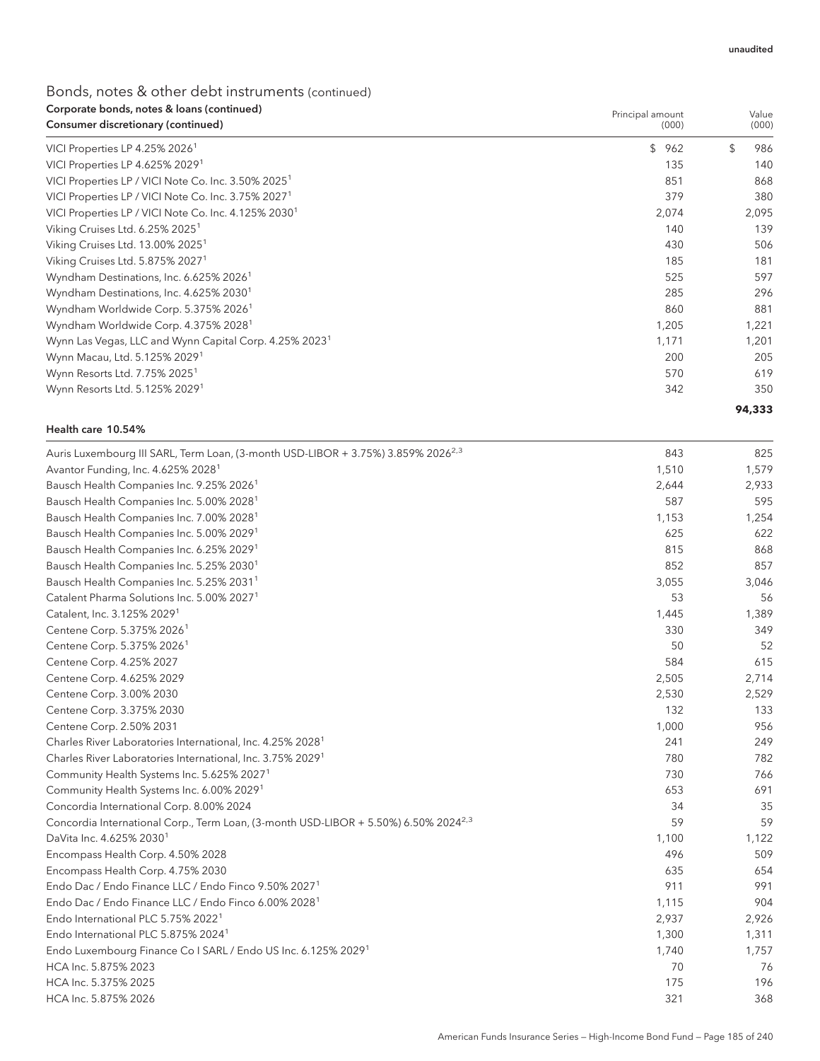unaudited

## Bonds, notes & other debt instruments (continued)

**Corporate bonds, notes & loans (continued)**

| **Consumer discretionary (continued)** | Principal amount (000) | Value (000) |
|---|---|---|
| VICI Properties LP 4.25% 2026[1] | $ 962 | $ 986 |
| VICI Properties LP 4.625% 2029[1] | 135 | 140 |
| VICI Properties LP / VICI Note Co. Inc. 3.50% 2025[1] | 851 | 868 |
| VICI Properties LP / VICI Note Co. Inc. 3.75% 2027[1] | 379 | 380 |
| VICI Properties LP / VICI Note Co. Inc. 4.125% 2030[1] | 2,074 | 2,095 |
| Viking Cruises Ltd. 6.25% 2025[1] | 140 | 139 |
| Viking Cruises Ltd. 13.00% 2025[1] | 430 | 506 |
| Viking Cruises Ltd. 5.875% 2027[1] | 185 | 181 |
| Wyndham Destinations, Inc. 6.625% 2026[1] | 525 | 597 |
| Wyndham Destinations, Inc. 4.625% 2030[1] | 285 | 296 |
| Wyndham Worldwide Corp. 5.375% 2026[1] | 860 | 881 |
| Wyndham Worldwide Corp. 4.375% 2028[1] | 1,205 | 1,221 |
| Wynn Las Vegas, LLC and Wynn Capital Corp. 4.25% 2023[1] | 1,171 | 1,201 |
| Wynn Macau, Ltd. 5.125% 2029[1] | 200 | 205 |
| Wynn Resorts Ltd. 7.75% 2025[1] | 570 | 619 |
| Wynn Resorts Ltd. 5.125% 2029[1] | 342 | 350 |
| | | **94,333** |

| **Health care 10.54%** | | |
|---|---|---|
| Auris Luxembourg III SARL, Term Loan, (3-month USD-LIBOR + 3.75%) 3.859% 2026[2,3] | 843 | 825 |
| Avantor Funding, Inc. 4.625% 2028[1] | 1,510 | 1,579 |
| Bausch Health Companies Inc. 9.25% 2026[1] | 2,644 | 2,933 |
| Bausch Health Companies Inc. 5.00% 2028[1] | 587 | 595 |
| Bausch Health Companies Inc. 7.00% 2028[1] | 1,153 | 1,254 |
| Bausch Health Companies Inc. 5.00% 2029[1] | 625 | 622 |
| Bausch Health Companies Inc. 6.25% 2029[1] | 815 | 868 |
| Bausch Health Companies Inc. 5.25% 2030[1] | 852 | 857 |
| Bausch Health Companies Inc. 5.25% 2031[1] | 3,055 | 3,046 |
| Catalent Pharma Solutions Inc. 5.00% 2027[1] | 53 | 56 |
| Catalent, Inc. 3.125% 2029[1] | 1,445 | 1,389 |
| Centene Corp. 5.375% 2026[1] | 330 | 349 |
| Centene Corp. 5.375% 2026[1] | 50 | 52 |
| Centene Corp. 4.25% 2027 | 584 | 615 |
| Centene Corp. 4.625% 2029 | 2,505 | 2,714 |
| Centene Corp. 3.00% 2030 | 2,530 | 2,529 |
| Centene Corp. 3.375% 2030 | 132 | 133 |
| Centene Corp. 2.50% 2031 | 1,000 | 956 |
| Charles River Laboratories International, Inc. 4.25% 2028[1] | 241 | 249 |
| Charles River Laboratories International, Inc. 3.75% 2029[1] | 780 | 782 |
| Community Health Systems Inc. 5.625% 2027[1] | 730 | 766 |
| Community Health Systems Inc. 6.00% 2029[1] | 653 | 691 |
| Concordia International Corp. 8.00% 2024 | 34 | 35 |
| Concordia International Corp., Term Loan, (3-month USD-LIBOR + 5.50%) 6.50% 2024[2,3] | 59 | 59 |
| DaVita Inc. 4.625% 2030[1] | 1,100 | 1,122 |
| Encompass Health Corp. 4.50% 2028 | 496 | 509 |
| Encompass Health Corp. 4.75% 2030 | 635 | 654 |
| Endo Dac / Endo Finance LLC / Endo Finco 9.50% 2027[1] | 911 | 991 |
| Endo Dac / Endo Finance LLC / Endo Finco 6.00% 2028[1] | 1,115 | 904 |
| Endo International PLC 5.75% 2022[1] | 2,937 | 2,926 |
| Endo International PLC 5.875% 2024[1] | 1,300 | 1,311 |
| Endo Luxembourg Finance Co I SARL / Endo US Inc. 6.125% 2029[1] | 1,740 | 1,757 |
| HCA Inc. 5.875% 2023 | 70 | 76 |
| HCA Inc. 5.375% 2025 | 175 | 196 |
| HCA Inc. 5.875% 2026 | 321 | 368 |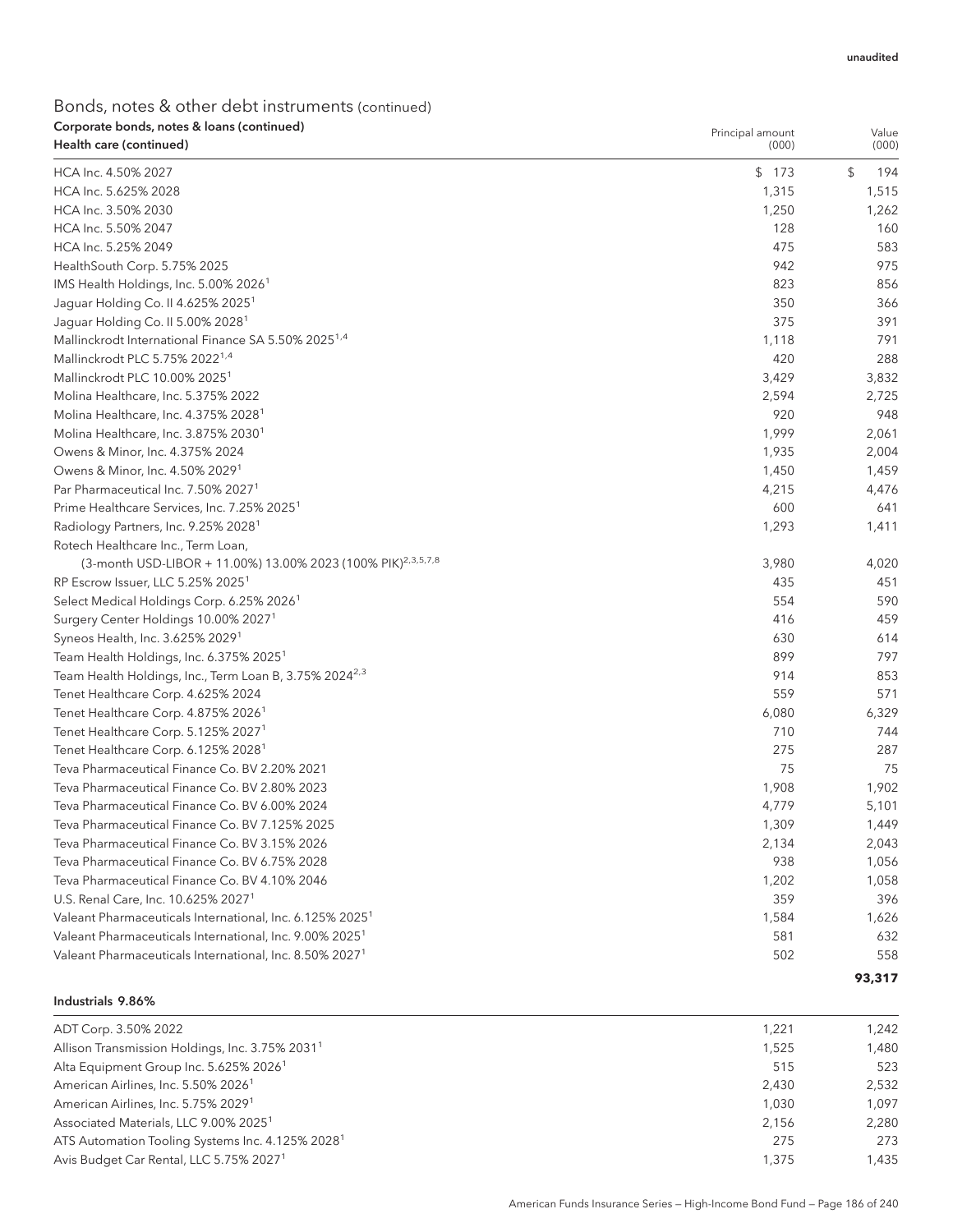unaudited

## Bonds, notes & other debt instruments (continued)

| Corporate bonds, notes & loans (continued) Health care (continued) | Principal amount (000) | Value (000) |
|---|---|---|
| HCA Inc. 4.50% 2027 | $ 173 | $ 194 |
| HCA Inc. 5.625% 2028 | 1,315 | 1,515 |
| HCA Inc. 3.50% 2030 | 1,250 | 1,262 |
| HCA Inc. 5.50% 2047 | 128 | 160 |
| HCA Inc. 5.25% 2049 | 475 | 583 |
| HealthSouth Corp. 5.75% 2025 | 942 | 975 |
| IMS Health Holdings, Inc. 5.00% 2026[1] | 823 | 856 |
| Jaguar Holding Co. II 4.625% 2025[1] | 350 | 366 |
| Jaguar Holding Co. II 5.00% 2028[1] | 375 | 391 |
| Mallinckrodt International Finance SA 5.50% 2025[1,4] | 1,118 | 791 |
| Mallinckrodt PLC 5.75% 2022[1,4] | 420 | 288 |
| Mallinckrodt PLC 10.00% 2025[1] | 3,429 | 3,832 |
| Molina Healthcare, Inc. 5.375% 2022 | 2,594 | 2,725 |
| Molina Healthcare, Inc. 4.375% 2028[1] | 920 | 948 |
| Molina Healthcare, Inc. 3.875% 2030[1] | 1,999 | 2,061 |
| Owens & Minor, Inc. 4.375% 2024 | 1,935 | 2,004 |
| Owens & Minor, Inc. 4.50% 2029[1] | 1,450 | 1,459 |
| Par Pharmaceutical Inc. 7.50% 2027[1] | 4,215 | 4,476 |
| Prime Healthcare Services, Inc. 7.25% 2025[1] | 600 | 641 |
| Radiology Partners, Inc. 9.25% 2028[1] | 1,293 | 1,411 |
| Rotech Healthcare Inc., Term Loan, (3-month USD-LIBOR + 11.00%) 13.00% 2023 (100% PIK)[2,3,5,7,8] | 3,980 | 4,020 |
| RP Escrow Issuer, LLC 5.25% 2025[1] | 435 | 451 |
| Select Medical Holdings Corp. 6.25% 2026[1] | 554 | 590 |
| Surgery Center Holdings 10.00% 2027[1] | 416 | 459 |
| Syneos Health, Inc. 3.625% 2029[1] | 630 | 614 |
| Team Health Holdings, Inc. 6.375% 2025[1] | 899 | 797 |
| Team Health Holdings, Inc., Term Loan B, 3.75% 2024[2,3] | 914 | 853 |
| Tenet Healthcare Corp. 4.625% 2024 | 559 | 571 |
| Tenet Healthcare Corp. 4.875% 2026[1] | 6,080 | 6,329 |
| Tenet Healthcare Corp. 5.125% 2027[1] | 710 | 744 |
| Tenet Healthcare Corp. 6.125% 2028[1] | 275 | 287 |
| Teva Pharmaceutical Finance Co. BV 2.20% 2021 | 75 | 75 |
| Teva Pharmaceutical Finance Co. BV 2.80% 2023 | 1,908 | 1,902 |
| Teva Pharmaceutical Finance Co. BV 6.00% 2024 | 4,779 | 5,101 |
| Teva Pharmaceutical Finance Co. BV 7.125% 2025 | 1,309 | 1,449 |
| Teva Pharmaceutical Finance Co. BV 3.15% 2026 | 2,134 | 2,043 |
| Teva Pharmaceutical Finance Co. BV 6.75% 2028 | 938 | 1,056 |
| Teva Pharmaceutical Finance Co. BV 4.10% 2046 | 1,202 | 1,058 |
| U.S. Renal Care, Inc. 10.625% 2027[1] | 359 | 396 |
| Valeant Pharmaceuticals International, Inc. 6.125% 2025[1] | 1,584 | 1,626 |
| Valeant Pharmaceuticals International, Inc. 9.00% 2025[1] | 581 | 632 |
| Valeant Pharmaceuticals International, Inc. 8.50% 2027[1] | 502 | 558 |
| | | **93,317** |

| Industrials 9.86% | | |
|---|---|---|
| ADT Corp. 3.50% 2022 | 1,221 | 1,242 |
| Allison Transmission Holdings, Inc. 3.75% 2031[1] | 1,525 | 1,480 |
| Alta Equipment Group Inc. 5.625% 2026[1] | 515 | 523 |
| American Airlines, Inc. 5.50% 2026[1] | 2,430 | 2,532 |
| American Airlines, Inc. 5.75% 2029[1] | 1,030 | 1,097 |
| Associated Materials, LLC 9.00% 2025[1] | 2,156 | 2,280 |
| ATS Automation Tooling Systems Inc. 4.125% 2028[1] | 275 | 273 |
| Avis Budget Car Rental, LLC 5.75% 2027[1] | 1,375 | 1,435 |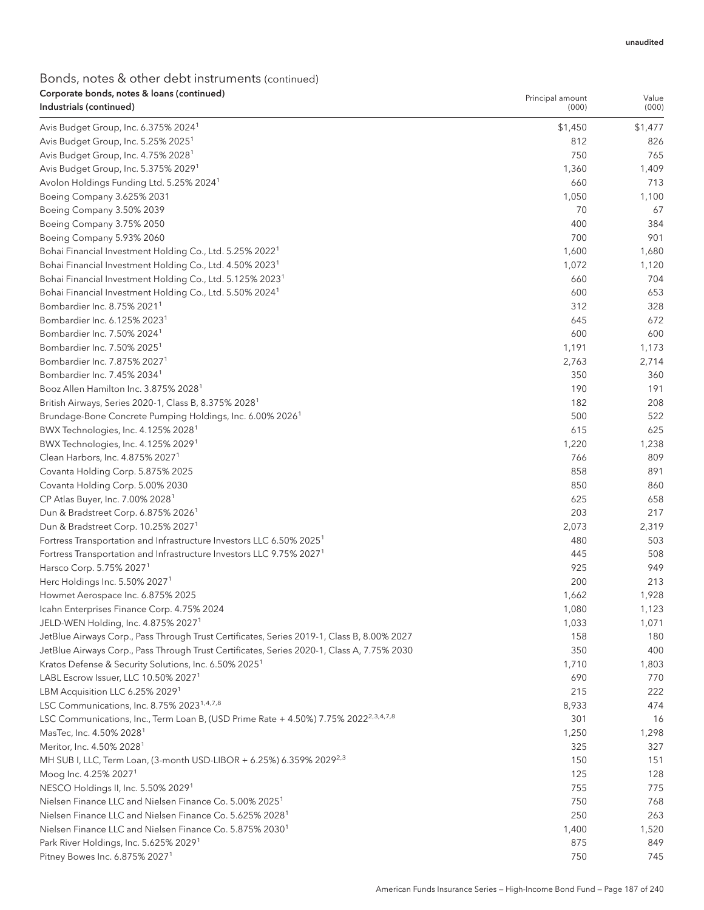unaudited

## Bonds, notes & other debt instruments (continued)

### Corporate bonds, notes & loans (continued)

| Industrials (continued) | Principal amount (000) | Value (000) |
|---|---|---|
| Avis Budget Group, Inc. 6.375% 2024[1] | $1,450 | $1,477 |
| Avis Budget Group, Inc. 5.25% 2025[1] | 812 | 826 |
| Avis Budget Group, Inc. 4.75% 2028[1] | 750 | 765 |
| Avis Budget Group, Inc. 5.375% 2029[1] | 1,360 | 1,409 |
| Avolon Holdings Funding Ltd. 5.25% 2024[1] | 660 | 713 |
| Boeing Company 3.625% 2031 | 1,050 | 1,100 |
| Boeing Company 3.50% 2039 | 70 | 67 |
| Boeing Company 3.75% 2050 | 400 | 384 |
| Boeing Company 5.93% 2060 | 700 | 901 |
| Bohai Financial Investment Holding Co., Ltd. 5.25% 2022[1] | 1,600 | 1,680 |
| Bohai Financial Investment Holding Co., Ltd. 4.50% 2023[1] | 1,072 | 1,120 |
| Bohai Financial Investment Holding Co., Ltd. 5.125% 2023[1] | 660 | 704 |
| Bohai Financial Investment Holding Co., Ltd. 5.50% 2024[1] | 600 | 653 |
| Bombardier Inc. 8.75% 2021[1] | 312 | 328 |
| Bombardier Inc. 6.125% 2023[1] | 645 | 672 |
| Bombardier Inc. 7.50% 2024[1] | 600 | 600 |
| Bombardier Inc. 7.50% 2025[1] | 1,191 | 1,173 |
| Bombardier Inc. 7.875% 2027[1] | 2,763 | 2,714 |
| Bombardier Inc. 7.45% 2034[1] | 350 | 360 |
| Booz Allen Hamilton Inc. 3.875% 2028[1] | 190 | 191 |
| British Airways, Series 2020-1, Class B, 8.375% 2028[1] | 182 | 208 |
| Brundage-Bone Concrete Pumping Holdings, Inc. 6.00% 2026[1] | 500 | 522 |
| BWX Technologies, Inc. 4.125% 2028[1] | 615 | 625 |
| BWX Technologies, Inc. 4.125% 2029[1] | 1,220 | 1,238 |
| Clean Harbors, Inc. 4.875% 2027[1] | 766 | 809 |
| Covanta Holding Corp. 5.875% 2025 | 858 | 891 |
| Covanta Holding Corp. 5.00% 2030 | 850 | 860 |
| CP Atlas Buyer, Inc. 7.00% 2028[1] | 625 | 658 |
| Dun & Bradstreet Corp. 6.875% 2026[1] | 203 | 217 |
| Dun & Bradstreet Corp. 10.25% 2027[1] | 2,073 | 2,319 |
| Fortress Transportation and Infrastructure Investors LLC 6.50% 2025[1] | 480 | 503 |
| Fortress Transportation and Infrastructure Investors LLC 9.75% 2027[1] | 445 | 508 |
| Harsco Corp. 5.75% 2027[1] | 925 | 949 |
| Herc Holdings Inc. 5.50% 2027[1] | 200 | 213 |
| Howmet Aerospace Inc. 6.875% 2025 | 1,662 | 1,928 |
| Icahn Enterprises Finance Corp. 4.75% 2024 | 1,080 | 1,123 |
| JELD-WEN Holding, Inc. 4.875% 2027[1] | 1,033 | 1,071 |
| JetBlue Airways Corp., Pass Through Trust Certificates, Series 2019-1, Class B, 8.00% 2027 | 158 | 180 |
| JetBlue Airways Corp., Pass Through Trust Certificates, Series 2020-1, Class A, 7.75% 2030 | 350 | 400 |
| Kratos Defense & Security Solutions, Inc. 6.50% 2025[1] | 1,710 | 1,803 |
| LABL Escrow Issuer, LLC 10.50% 2027[1] | 690 | 770 |
| LBM Acquisition LLC 6.25% 2029[1] | 215 | 222 |
| LSC Communications, Inc. 8.75% 2023[1,4,7,8] | 8,933 | 474 |
| LSC Communications, Inc., Term Loan B, (USD Prime Rate + 4.50%) 7.75% 2022[2,3,4,7,8] | 301 | 16 |
| MasTec, Inc. 4.50% 2028[1] | 1,250 | 1,298 |
| Meritor, Inc. 4.50% 2028[1] | 325 | 327 |
| MH SUB I, LLC, Term Loan, (3-month USD-LIBOR + 6.25%) 6.359% 2029[2,3] | 150 | 151 |
| Moog Inc. 4.25% 2027[1] | 125 | 128 |
| NESCO Holdings II, Inc. 5.50% 2029[1] | 755 | 775 |
| Nielsen Finance LLC and Nielsen Finance Co. 5.00% 2025[1] | 750 | 768 |
| Nielsen Finance LLC and Nielsen Finance Co. 5.625% 2028[1] | 250 | 263 |
| Nielsen Finance LLC and Nielsen Finance Co. 5.875% 2030[1] | 1,400 | 1,520 |
| Park River Holdings, Inc. 5.625% 2029[1] | 875 | 849 |
| Pitney Bowes Inc. 6.875% 2027[1] | 750 | 745 |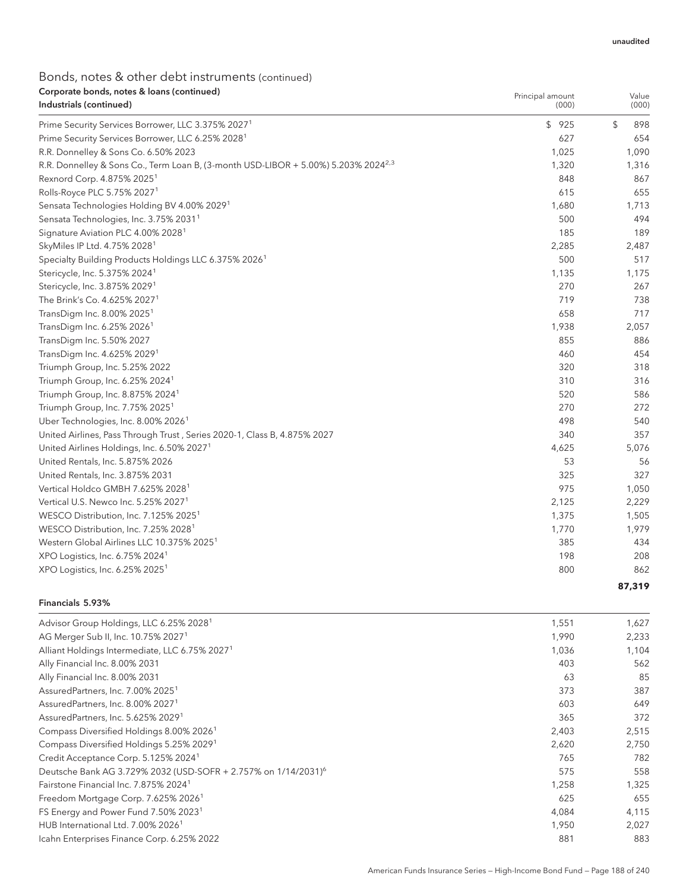unaudited

## Bonds, notes & other debt instruments (continued)

**Corporate bonds, notes & loans (continued)**

| Industrials (continued) | Principal amount (000) | Value (000) |
|---|---|---|
| Prime Security Services Borrower, LLC 3.375% 2027[1] | $ 925 | $ 898 |
| Prime Security Services Borrower, LLC 6.25% 2028[1] | 627 | 654 |
| R.R. Donnelley & Sons Co. 6.50% 2023 | 1,025 | 1,090 |
| R.R. Donnelley & Sons Co., Term Loan B, (3-month USD-LIBOR + 5.00%) 5.203% 2024[2,3] | 1,320 | 1,316 |
| Rexnord Corp. 4.875% 2025[1] | 848 | 867 |
| Rolls-Royce PLC 5.75% 2027[1] | 615 | 655 |
| Sensata Technologies Holding BV 4.00% 2029[1] | 1,680 | 1,713 |
| Sensata Technologies, Inc. 3.75% 2031[1] | 500 | 494 |
| Signature Aviation PLC 4.00% 2028[1] | 185 | 189 |
| SkyMiles IP Ltd. 4.75% 2028[1] | 2,285 | 2,487 |
| Specialty Building Products Holdings LLC 6.375% 2026[1] | 500 | 517 |
| Stericycle, Inc. 5.375% 2024[1] | 1,135 | 1,175 |
| Stericycle, Inc. 3.875% 2029[1] | 270 | 267 |
| The Brink's Co. 4.625% 2027[1] | 719 | 738 |
| TransDigm Inc. 8.00% 2025[1] | 658 | 717 |
| TransDigm Inc. 6.25% 2026[1] | 1,938 | 2,057 |
| TransDigm Inc. 5.50% 2027 | 855 | 886 |
| TransDigm Inc. 4.625% 2029[1] | 460 | 454 |
| Triumph Group, Inc. 5.25% 2022 | 320 | 318 |
| Triumph Group, Inc. 6.25% 2024[1] | 310 | 316 |
| Triumph Group, Inc. 8.875% 2024[1] | 520 | 586 |
| Triumph Group, Inc. 7.75% 2025[1] | 270 | 272 |
| Uber Technologies, Inc. 8.00% 2026[1] | 498 | 540 |
| United Airlines, Pass Through Trust , Series 2020-1, Class B, 4.875% 2027 | 340 | 357 |
| United Airlines Holdings, Inc. 6.50% 2027[1] | 4,625 | 5,076 |
| United Rentals, Inc. 5.875% 2026 | 53 | 56 |
| United Rentals, Inc. 3.875% 2031 | 325 | 327 |
| Vertical Holdco GMBH 7.625% 2028[1] | 975 | 1,050 |
| Vertical U.S. Newco Inc. 5.25% 2027[1] | 2,125 | 2,229 |
| WESCO Distribution, Inc. 7.125% 2025[1] | 1,375 | 1,505 |
| WESCO Distribution, Inc. 7.25% 2028[1] | 1,770 | 1,979 |
| Western Global Airlines LLC 10.375% 2025[1] | 385 | 434 |
| XPO Logistics, Inc. 6.75% 2024[1] | 198 | 208 |
| XPO Logistics, Inc. 6.25% 2025[1] | 800 | 862 |
| | | **87,319** |

| Financials 5.93% | | |
|---|---|---|
| Advisor Group Holdings, LLC 6.25% 2028[1] | 1,551 | 1,627 |
| AG Merger Sub II, Inc. 10.75% 2027[1] | 1,990 | 2,233 |
| Alliant Holdings Intermediate, LLC 6.75% 2027[1] | 1,036 | 1,104 |
| Ally Financial Inc. 8.00% 2031 | 403 | 562 |
| Ally Financial Inc. 8.00% 2031 | 63 | 85 |
| AssuredPartners, Inc. 7.00% 2025[1] | 373 | 387 |
| AssuredPartners, Inc. 8.00% 2027[1] | 603 | 649 |
| AssuredPartners, Inc. 5.625% 2029[1] | 365 | 372 |
| Compass Diversified Holdings 8.00% 2026[1] | 2,403 | 2,515 |
| Compass Diversified Holdings 5.25% 2029[1] | 2,620 | 2,750 |
| Credit Acceptance Corp. 5.125% 2024[1] | 765 | 782 |
| Deutsche Bank AG 3.729% 2032 (USD-SOFR + 2.757% on 1/14/2031)[6] | 575 | 558 |
| Fairstone Financial Inc. 7.875% 2024[1] | 1,258 | 1,325 |
| Freedom Mortgage Corp. 7.625% 2026[1] | 625 | 655 |
| FS Energy and Power Fund 7.50% 2023[1] | 4,084 | 4,115 |
| HUB International Ltd. 7.00% 2026[1] | 1,950 | 2,027 |
| Icahn Enterprises Finance Corp. 6.25% 2022 | 881 | 883 |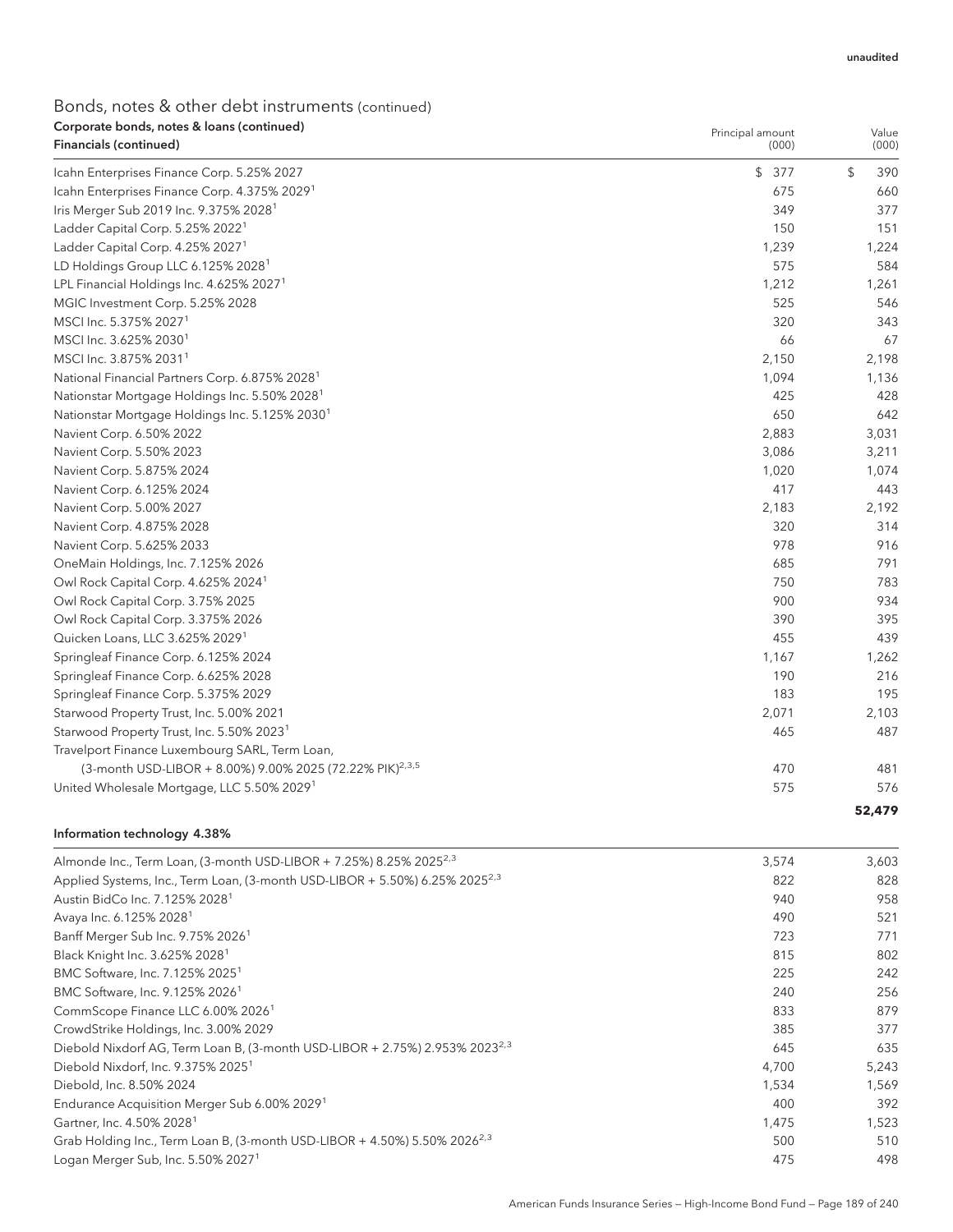unaudited

## Bonds, notes & other debt instruments (continued)

### Corporate bonds, notes & loans (continued)

| Financials (continued) | Principal amount (000) | Value (000) |
|---|---|---|
| Icahn Enterprises Finance Corp. 5.25% 2027 | $ 377 | $ 390 |
| Icahn Enterprises Finance Corp. 4.375% 2029[1] | 675 | 660 |
| Iris Merger Sub 2019 Inc. 9.375% 2028[1] | 349 | 377 |
| Ladder Capital Corp. 5.25% 2022[1] | 150 | 151 |
| Ladder Capital Corp. 4.25% 2027[1] | 1,239 | 1,224 |
| LD Holdings Group LLC 6.125% 2028[1] | 575 | 584 |
| LPL Financial Holdings Inc. 4.625% 2027[1] | 1,212 | 1,261 |
| MGIC Investment Corp. 5.25% 2028 | 525 | 546 |
| MSCI Inc. 5.375% 2027[1] | 320 | 343 |
| MSCI Inc. 3.625% 2030[1] | 66 | 67 |
| MSCI Inc. 3.875% 2031[1] | 2,150 | 2,198 |
| National Financial Partners Corp. 6.875% 2028[1] | 1,094 | 1,136 |
| Nationstar Mortgage Holdings Inc. 5.50% 2028[1] | 425 | 428 |
| Nationstar Mortgage Holdings Inc. 5.125% 2030[1] | 650 | 642 |
| Navient Corp. 6.50% 2022 | 2,883 | 3,031 |
| Navient Corp. 5.50% 2023 | 3,086 | 3,211 |
| Navient Corp. 5.875% 2024 | 1,020 | 1,074 |
| Navient Corp. 6.125% 2024 | 417 | 443 |
| Navient Corp. 5.00% 2027 | 2,183 | 2,192 |
| Navient Corp. 4.875% 2028 | 320 | 314 |
| Navient Corp. 5.625% 2033 | 978 | 916 |
| OneMain Holdings, Inc. 7.125% 2026 | 685 | 791 |
| Owl Rock Capital Corp. 4.625% 2024[1] | 750 | 783 |
| Owl Rock Capital Corp. 3.75% 2025 | 900 | 934 |
| Owl Rock Capital Corp. 3.375% 2026 | 390 | 395 |
| Quicken Loans, LLC 3.625% 2029[1] | 455 | 439 |
| Springleaf Finance Corp. 6.125% 2024 | 1,167 | 1,262 |
| Springleaf Finance Corp. 6.625% 2028 | 190 | 216 |
| Springleaf Finance Corp. 5.375% 2029 | 183 | 195 |
| Starwood Property Trust, Inc. 5.00% 2021 | 2,071 | 2,103 |
| Starwood Property Trust, Inc. 5.50% 2023[1] | 465 | 487 |
| Travelport Finance Luxembourg SARL, Term Loan, (3-month USD-LIBOR + 8.00%) 9.00% 2025 (72.22% PIK)[2,3,5] | 470 | 481 |
| United Wholesale Mortgage, LLC 5.50% 2029[1] | 575 | 576 |
| | | **52,479** |

| Information technology 4.38% | Principal amount (000) | Value (000) |
|---|---|---|
| Almonde Inc., Term Loan, (3-month USD-LIBOR + 7.25%) 8.25% 2025[2,3] | 3,574 | 3,603 |
| Applied Systems, Inc., Term Loan, (3-month USD-LIBOR + 5.50%) 6.25% 2025[2,3] | 822 | 828 |
| Austin BidCo Inc. 7.125% 2028[1] | 940 | 958 |
| Avaya Inc. 6.125% 2028[1] | 490 | 521 |
| Banff Merger Sub Inc. 9.75% 2026[1] | 723 | 771 |
| Black Knight Inc. 3.625% 2028[1] | 815 | 802 |
| BMC Software, Inc. 7.125% 2025[1] | 225 | 242 |
| BMC Software, Inc. 9.125% 2026[1] | 240 | 256 |
| CommScope Finance LLC 6.00% 2026[1] | 833 | 879 |
| CrowdStrike Holdings, Inc. 3.00% 2029 | 385 | 377 |
| Diebold Nixdorf AG, Term Loan B, (3-month USD-LIBOR + 2.75%) 2.953% 2023[2,3] | 645 | 635 |
| Diebold Nixdorf, Inc. 9.375% 2025[1] | 4,700 | 5,243 |
| Diebold, Inc. 8.50% 2024 | 1,534 | 1,569 |
| Endurance Acquisition Merger Sub 6.00% 2029[1] | 400 | 392 |
| Gartner, Inc. 4.50% 2028[1] | 1,475 | 1,523 |
| Grab Holding Inc., Term Loan B, (3-month USD-LIBOR + 4.50%) 5.50% 2026[2,3] | 500 | 510 |
| Logan Merger Sub, Inc. 5.50% 2027[1] | 475 | 498 |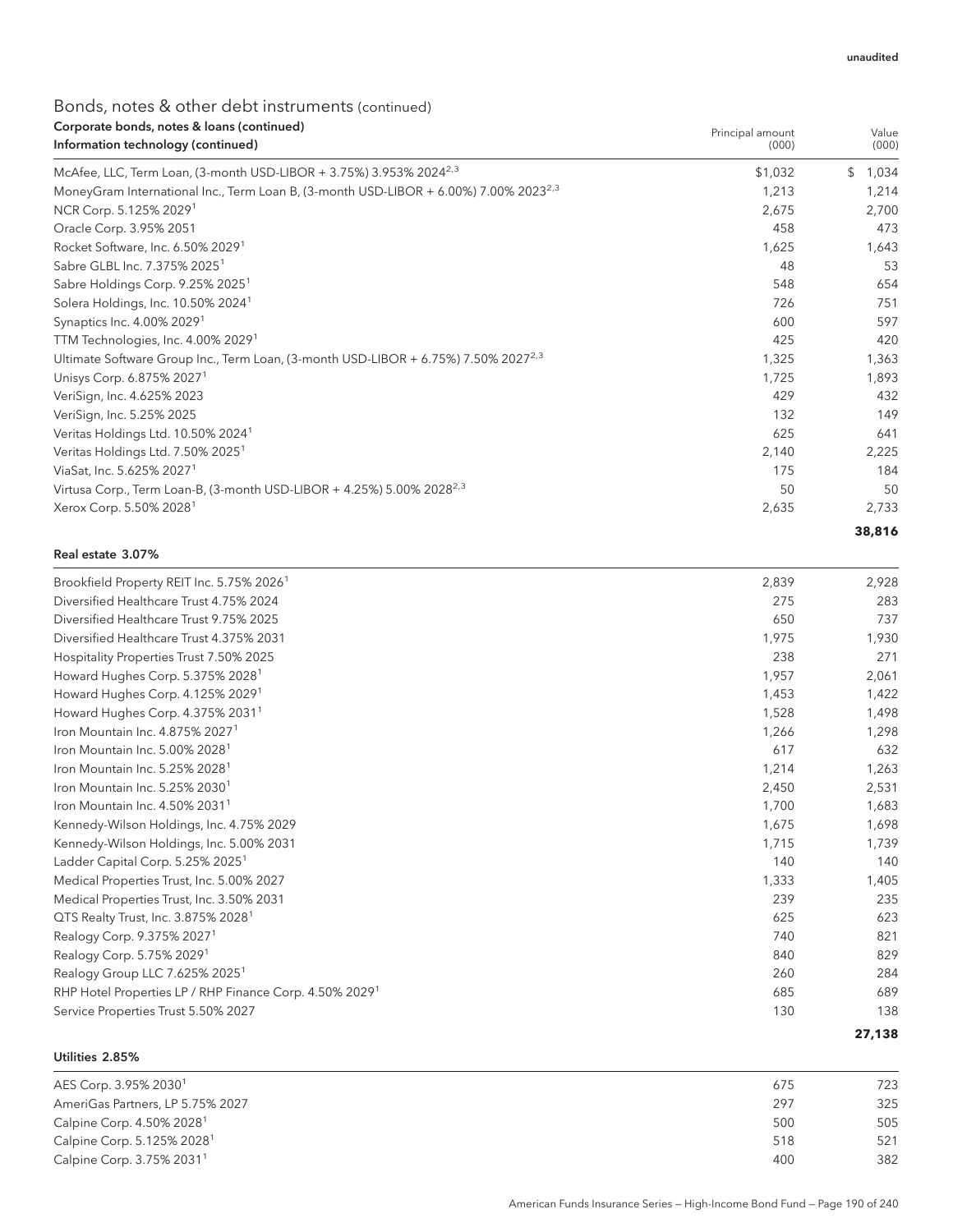unaudited

## Bonds, notes & other debt instruments (continued)

### Corporate bonds, notes & loans (continued)

| Information technology (continued) | Principal amount (000) | Value (000) |
|---|---|---|
| McAfee, LLC, Term Loan, (3-month USD-LIBOR + 3.75%) 3.953% 2024[2,3] | $1,032 | $ 1,034 |
| MoneyGram International Inc., Term Loan B, (3-month USD-LIBOR + 6.00%) 7.00% 2023[2,3] | 1,213 | 1,214 |
| NCR Corp. 5.125% 2029[1] | 2,675 | 2,700 |
| Oracle Corp. 3.95% 2051 | 458 | 473 |
| Rocket Software, Inc. 6.50% 2029[1] | 1,625 | 1,643 |
| Sabre GLBL Inc. 7.375% 2025[1] | 48 | 53 |
| Sabre Holdings Corp. 9.25% 2025[1] | 548 | 654 |
| Solera Holdings, Inc. 10.50% 2024[1] | 726 | 751 |
| Synaptics Inc. 4.00% 2029[1] | 600 | 597 |
| TTM Technologies, Inc. 4.00% 2029[1] | 425 | 420 |
| Ultimate Software Group Inc., Term Loan, (3-month USD-LIBOR + 6.75%) 7.50% 2027[2,3] | 1,325 | 1,363 |
| Unisys Corp. 6.875% 2027[1] | 1,725 | 1,893 |
| VeriSign, Inc. 4.625% 2023 | 429 | 432 |
| VeriSign, Inc. 5.25% 2025 | 132 | 149 |
| Veritas Holdings Ltd. 10.50% 2024[1] | 625 | 641 |
| Veritas Holdings Ltd. 7.50% 2025[1] | 2,140 | 2,225 |
| ViaSat, Inc. 5.625% 2027[1] | 175 | 184 |
| Virtusa Corp., Term Loan-B, (3-month USD-LIBOR + 4.25%) 5.00% 2028[2,3] | 50 | 50 |
| Xerox Corp. 5.50% 2028[1] | 2,635 | 2,733 |
| | | **38,816** |

| Real estate 3.07% | | |
|---|---|---|
| Brookfield Property REIT Inc. 5.75% 2026[1] | 2,839 | 2,928 |
| Diversified Healthcare Trust 4.75% 2024 | 275 | 283 |
| Diversified Healthcare Trust 9.75% 2025 | 650 | 737 |
| Diversified Healthcare Trust 4.375% 2031 | 1,975 | 1,930 |
| Hospitality Properties Trust 7.50% 2025 | 238 | 271 |
| Howard Hughes Corp. 5.375% 2028[1] | 1,957 | 2,061 |
| Howard Hughes Corp. 4.125% 2029[1] | 1,453 | 1,422 |
| Howard Hughes Corp. 4.375% 2031[1] | 1,528 | 1,498 |
| Iron Mountain Inc. 4.875% 2027[1] | 1,266 | 1,298 |
| Iron Mountain Inc. 5.00% 2028[1] | 617 | 632 |
| Iron Mountain Inc. 5.25% 2028[1] | 1,214 | 1,263 |
| Iron Mountain Inc. 5.25% 2030[1] | 2,450 | 2,531 |
| Iron Mountain Inc. 4.50% 2031[1] | 1,700 | 1,683 |
| Kennedy-Wilson Holdings, Inc. 4.75% 2029 | 1,675 | 1,698 |
| Kennedy-Wilson Holdings, Inc. 5.00% 2031 | 1,715 | 1,739 |
| Ladder Capital Corp. 5.25% 2025[1] | 140 | 140 |
| Medical Properties Trust, Inc. 5.00% 2027 | 1,333 | 1,405 |
| Medical Properties Trust, Inc. 3.50% 2031 | 239 | 235 |
| QTS Realty Trust, Inc. 3.875% 2028[1] | 625 | 623 |
| Realogy Corp. 9.375% 2027[1] | 740 | 821 |
| Realogy Corp. 5.75% 2029[1] | 840 | 829 |
| Realogy Group LLC 7.625% 2025[1] | 260 | 284 |
| RHP Hotel Properties LP / RHP Finance Corp. 4.50% 2029[1] | 685 | 689 |
| Service Properties Trust 5.50% 2027 | 130 | 138 |
| | | **27,138** |

| Utilities 2.85% | | |
|---|---|---|
| AES Corp. 3.95% 2030[1] | 675 | 723 |
| AmeriGas Partners, LP 5.75% 2027 | 297 | 325 |
| Calpine Corp. 4.50% 2028[1] | 500 | 505 |
| Calpine Corp. 5.125% 2028[1] | 518 | 521 |
| Calpine Corp. 3.75% 2031[1] | 400 | 382 |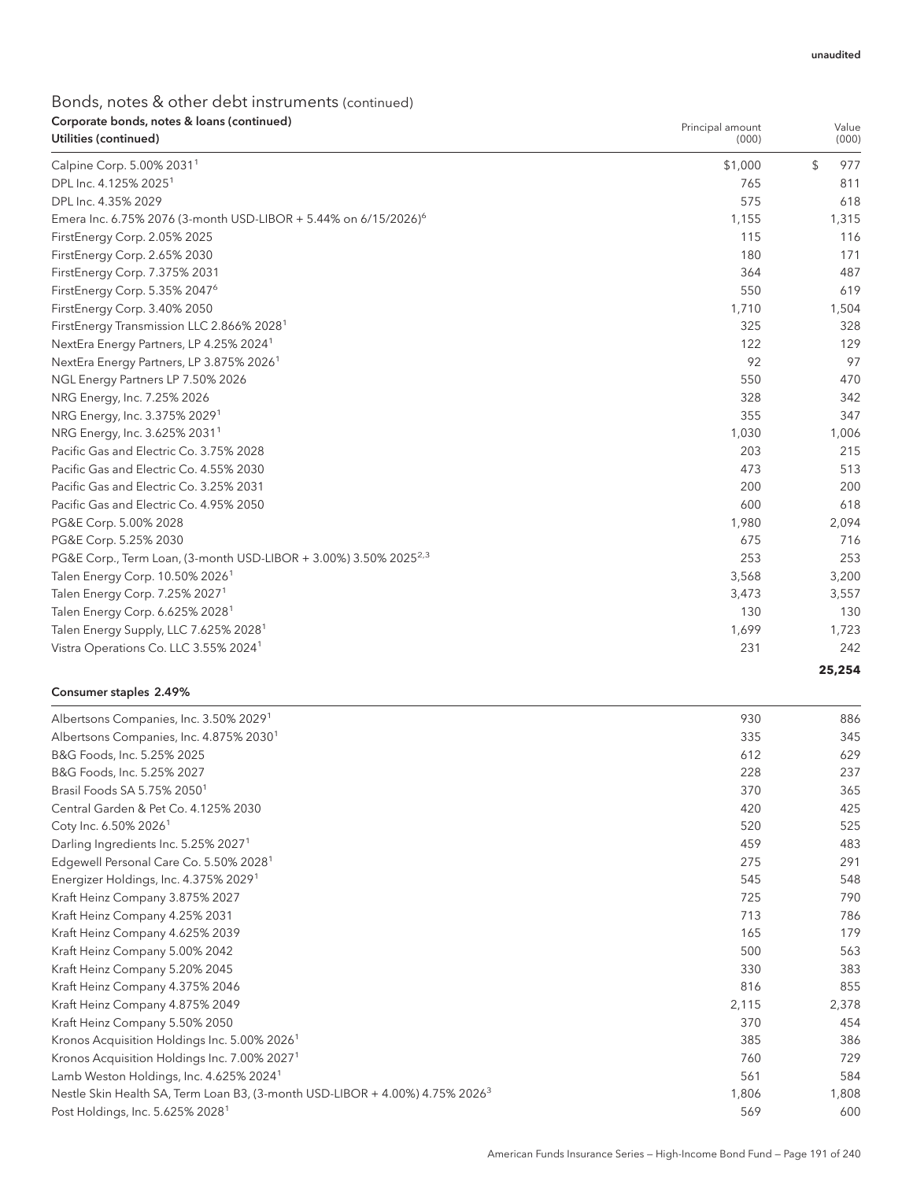unaudited

# Bonds, notes & other debt instruments (continued)

**Corporate bonds, notes & loans (continued)**

| Utilities (continued) | Principal amount (000) | Value (000) |
|---|---|---|
| Calpine Corp. 5.00% 2031[1] | $1,000 | $ 977 |
| DPL Inc. 4.125% 2025[1] | 765 | 811 |
| DPL Inc. 4.35% 2029 | 575 | 618 |
| Emera Inc. 6.75% 2076 (3-month USD-LIBOR + 5.44% on 6/15/2026)[6] | 1,155 | 1,315 |
| FirstEnergy Corp. 2.05% 2025 | 115 | 116 |
| FirstEnergy Corp. 2.65% 2030 | 180 | 171 |
| FirstEnergy Corp. 7.375% 2031 | 364 | 487 |
| FirstEnergy Corp. 5.35% 2047[6] | 550 | 619 |
| FirstEnergy Corp. 3.40% 2050 | 1,710 | 1,504 |
| FirstEnergy Transmission LLC 2.866% 2028[1] | 325 | 328 |
| NextEra Energy Partners, LP 4.25% 2024[1] | 122 | 129 |
| NextEra Energy Partners, LP 3.875% 2026[1] | 92 | 97 |
| NGL Energy Partners LP 7.50% 2026 | 550 | 470 |
| NRG Energy, Inc. 7.25% 2026 | 328 | 342 |
| NRG Energy, Inc. 3.375% 2029[1] | 355 | 347 |
| NRG Energy, Inc. 3.625% 2031[1] | 1,030 | 1,006 |
| Pacific Gas and Electric Co. 3.75% 2028 | 203 | 215 |
| Pacific Gas and Electric Co. 4.55% 2030 | 473 | 513 |
| Pacific Gas and Electric Co. 3.25% 2031 | 200 | 200 |
| Pacific Gas and Electric Co. 4.95% 2050 | 600 | 618 |
| PG&E Corp. 5.00% 2028 | 1,980 | 2,094 |
| PG&E Corp. 5.25% 2030 | 675 | 716 |
| PG&E Corp., Term Loan, (3-month USD-LIBOR + 3.00%) 3.50% 2025[2,3] | 253 | 253 |
| Talen Energy Corp. 10.50% 2026[1] | 3,568 | 3,200 |
| Talen Energy Corp. 7.25% 2027[1] | 3,473 | 3,557 |
| Talen Energy Corp. 6.625% 2028[1] | 130 | 130 |
| Talen Energy Supply, LLC 7.625% 2028[1] | 1,699 | 1,723 |
| Vistra Operations Co. LLC 3.55% 2024[1] | 231 | 242 |
| | | **25,254** |

| Consumer staples 2.49% | | |
|---|---|---|
| Albertsons Companies, Inc. 3.50% 2029[1] | 930 | 886 |
| Albertsons Companies, Inc. 4.875% 2030[1] | 335 | 345 |
| B&G Foods, Inc. 5.25% 2025 | 612 | 629 |
| B&G Foods, Inc. 5.25% 2027 | 228 | 237 |
| Brasil Foods SA 5.75% 2050[1] | 370 | 365 |
| Central Garden & Pet Co. 4.125% 2030 | 420 | 425 |
| Coty Inc. 6.50% 2026[1] | 520 | 525 |
| Darling Ingredients Inc. 5.25% 2027[1] | 459 | 483 |
| Edgewell Personal Care Co. 5.50% 2028[1] | 275 | 291 |
| Energizer Holdings, Inc. 4.375% 2029[1] | 545 | 548 |
| Kraft Heinz Company 3.875% 2027 | 725 | 790 |
| Kraft Heinz Company 4.25% 2031 | 713 | 786 |
| Kraft Heinz Company 4.625% 2039 | 165 | 179 |
| Kraft Heinz Company 5.00% 2042 | 500 | 563 |
| Kraft Heinz Company 5.20% 2045 | 330 | 383 |
| Kraft Heinz Company 4.375% 2046 | 816 | 855 |
| Kraft Heinz Company 4.875% 2049 | 2,115 | 2,378 |
| Kraft Heinz Company 5.50% 2050 | 370 | 454 |
| Kronos Acquisition Holdings Inc. 5.00% 2026[1] | 385 | 386 |
| Kronos Acquisition Holdings Inc. 7.00% 2027[1] | 760 | 729 |
| Lamb Weston Holdings, Inc. 4.625% 2024[1] | 561 | 584 |
| Nestle Skin Health SA, Term Loan B3, (3-month USD-LIBOR + 4.00%) 4.75% 2026[3] | 1,806 | 1,808 |
| Post Holdings, Inc. 5.625% 2028[1] | 569 | 600 |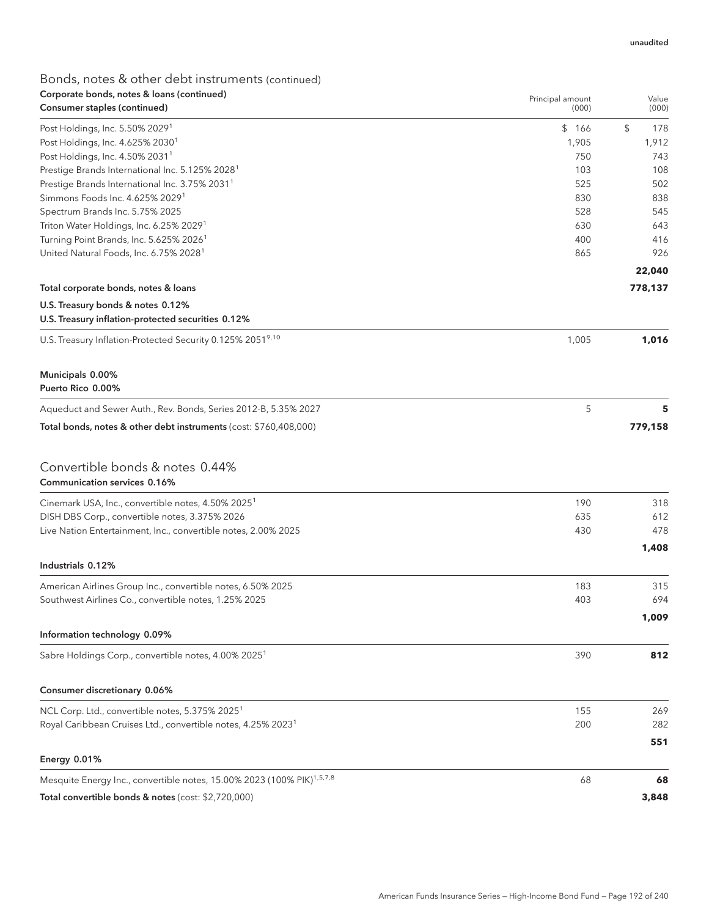unaudited

## Bonds, notes & other debt instruments (continued)

| Corporate bonds, notes & loans (continued)<br>Consumer staples (continued) | Principal amount (000) | Value (000) |
|---|---|---|
| Post Holdings, Inc. 5.50% 2029[1] | $ 166 | $ 178 |
| Post Holdings, Inc. 4.625% 2030[1] | 1,905 | 1,912 |
| Post Holdings, Inc. 4.50% 2031[1] | 750 | 743 |
| Prestige Brands International Inc. 5.125% 2028[1] | 103 | 108 |
| Prestige Brands International Inc. 3.75% 2031[1] | 525 | 502 |
| Simmons Foods Inc. 4.625% 2029[1] | 830 | 838 |
| Spectrum Brands Inc. 5.75% 2025 | 528 | 545 |
| Triton Water Holdings, Inc. 6.25% 2029[1] | 630 | 643 |
| Turning Point Brands, Inc. 5.625% 2026[1] | 400 | 416 |
| United Natural Foods, Inc. 6.75% 2028[1] | 865 | 926 |
| | | **22,040** |
| Total corporate bonds, notes & loans | | **778,137** |

**U.S. Treasury bonds & notes 0.12%**
**U.S. Treasury inflation-protected securities 0.12%**

| | | |
|---|---|---|
| U.S. Treasury Inflation-Protected Security 0.125% 2051[9,10] | 1,005 | **1,016** |

**Municipals 0.00%**
**Puerto Rico 0.00%**

| | | |
|---|---|---|
| Aqueduct and Sewer Auth., Rev. Bonds, Series 2012-B, 5.35% 2027 | 5 | **5** |
| **Total bonds, notes & other debt instruments** (cost: $760,408,000) | | **779,158** |

## Convertible bonds & notes 0.44%

**Communication services 0.16%**

| | | |
|---|---|---|
| Cinemark USA, Inc., convertible notes, 4.50% 2025[1] | 190 | 318 |
| DISH DBS Corp., convertible notes, 3.375% 2026 | 635 | 612 |
| Live Nation Entertainment, Inc., convertible notes, 2.00% 2025 | 430 | 478 |
| | | **1,408** |

**Industrials 0.12%**

| | | |
|---|---|---|
| American Airlines Group Inc., convertible notes, 6.50% 2025 | 183 | 315 |
| Southwest Airlines Co., convertible notes, 1.25% 2025 | 403 | 694 |
| | | **1,009** |

**Information technology 0.09%**

| | | |
|---|---|---|
| Sabre Holdings Corp., convertible notes, 4.00% 2025[1] | 390 | **812** |

**Consumer discretionary 0.06%**

| | | |
|---|---|---|
| NCL Corp. Ltd., convertible notes, 5.375% 2025[1] | 155 | 269 |
| Royal Caribbean Cruises Ltd., convertible notes, 4.25% 2023[1] | 200 | 282 |
| | | **551** |

**Energy 0.01%**

| | | |
|---|---|---|
| Mesquite Energy Inc., convertible notes, 15.00% 2023 (100% PIK)[1,5,7,8] | 68 | **68** |
| **Total convertible bonds & notes** (cost: $2,720,000) | | **3,848** |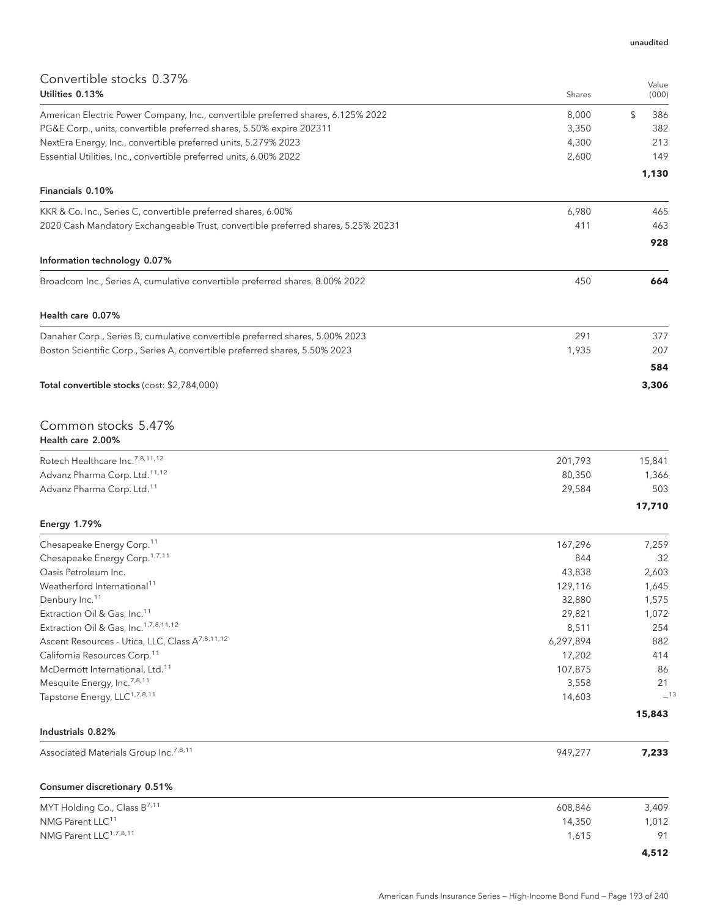unaudited

## Convertible stocks 0.37%

| Utilities 0.13% | Shares | Value (000) |
|---|---|---|
| American Electric Power Company, Inc., convertible preferred shares, 6.125% 2022 | 8,000 | $ 386 |
| PG&E Corp., units, convertible preferred shares, 5.50% expire 202311 | 3,350 | 382 |
| NextEra Energy, Inc., convertible preferred units, 5.279% 2023 | 4,300 | 213 |
| Essential Utilities, Inc., convertible preferred units, 6.00% 2022 | 2,600 | 149 |
| | | **1,130** |
| **Financials 0.10%** | | |
| KKR & Co. Inc., Series C, convertible preferred shares, 6.00% | 6,980 | 465 |
| 2020 Cash Mandatory Exchangeable Trust, convertible preferred shares, 5.25% 20231 | 411 | 463 |
| | | **928** |
| **Information technology 0.07%** | | |
| Broadcom Inc., Series A, cumulative convertible preferred shares, 8.00% 2022 | 450 | **664** |
| **Health care 0.07%** | | |
| Danaher Corp., Series B, cumulative convertible preferred shares, 5.00% 2023 | 291 | 377 |
| Boston Scientific Corp., Series A, convertible preferred shares, 5.50% 2023 | 1,935 | 207 |
| | | **584** |
| **Total convertible stocks** (cost: $2,784,000) | | **3,306** |

## Common stocks 5.47%

| Health care 2.00% | | |
|---|---|---|
| Rotech Healthcare Inc.[7,8,11,12] | 201,793 | 15,841 |
| Advanz Pharma Corp. Ltd.[11,12] | 80,350 | 1,366 |
| Advanz Pharma Corp. Ltd.[11] | 29,584 | 503 |
| | | **17,710** |
| **Energy 1.79%** | | |
| Chesapeake Energy Corp.[11] | 167,296 | 7,259 |
| Chesapeake Energy Corp.[1,7,11] | 844 | 32 |
| Oasis Petroleum Inc. | 43,838 | 2,603 |
| Weatherford International[11] | 129,116 | 1,645 |
| Denbury Inc.[11] | 32,880 | 1,575 |
| Extraction Oil & Gas, Inc.[11] | 29,821 | 1,072 |
| Extraction Oil & Gas, Inc.[1,7,8,11,12] | 8,511 | 254 |
| Ascent Resources - Utica, LLC, Class A[7,8,11,12] | 6,297,894 | 882 |
| California Resources Corp.[11] | 17,202 | 414 |
| McDermott International, Ltd.[11] | 107,875 | 86 |
| Mesquite Energy, Inc.[7,8,11] | 3,558 | 21 |
| Tapstone Energy, LLC[1,7,8,11] | 14,603 | —[13] |
| | | **15,843** |
| **Industrials 0.82%** | | |
| Associated Materials Group Inc.[7,8,11] | 949,277 | **7,233** |
| **Consumer discretionary 0.51%** | | |
| MYT Holding Co., Class B[7,11] | 608,846 | 3,409 |
| NMG Parent LLC[11] | 14,350 | 1,012 |
| NMG Parent LLC[1,7,8,11] | 1,615 | 91 |
| | | **4,512** |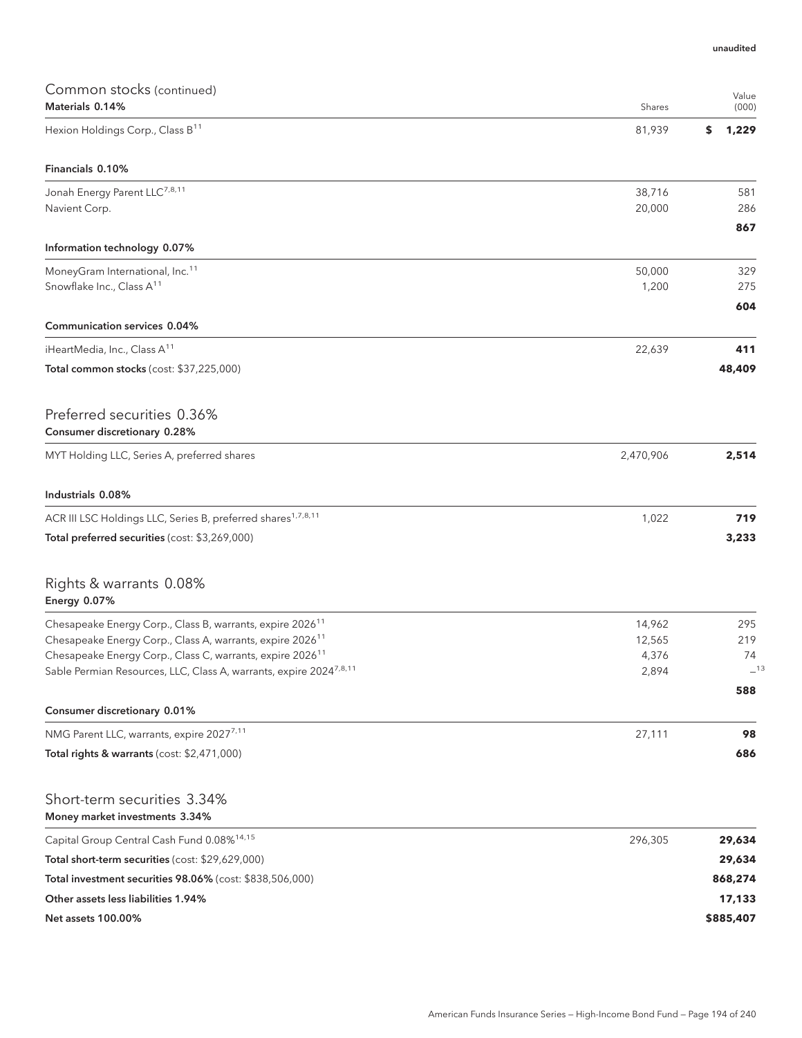unaudited

## Common stocks (continued)

| Materials 0.14% | Shares | Value (000) |
|---|---|---|
| Hexion Holdings Corp., Class B[11] | 81,939 | **$ 1,229** |

| Financials 0.10% | | |
|---|---|---|
| Jonah Energy Parent LLC[7,8,11] | 38,716 | 581 |
| Navient Corp. | 20,000 | 286 |
| | | **867** |

| Information technology 0.07% | | |
|---|---|---|
| MoneyGram International, Inc.[11] | 50,000 | 329 |
| Snowflake Inc., Class A[11] | 1,200 | 275 |
| | | **604** |

| Communication services 0.04% | | |
|---|---|---|
| iHeartMedia, Inc., Class A[11] | 22,639 | **411** |
| **Total common stocks** (cost: $37,225,000) | | **48,409** |

## Preferred securities 0.36%

| Consumer discretionary 0.28% | | |
|---|---|---|
| MYT Holding LLC, Series A, preferred shares | 2,470,906 | **2,514** |

| Industrials 0.08% | | |
|---|---|---|
| ACR III LSC Holdings LLC, Series B, preferred shares[1,7,8,11] | 1,022 | **719** |
| **Total preferred securities** (cost: $3,269,000) | | **3,233** |

## Rights & warrants 0.08%

| Energy 0.07% | | |
|---|---|---|
| Chesapeake Energy Corp., Class B, warrants, expire 2026[11] | 14,962 | 295 |
| Chesapeake Energy Corp., Class A, warrants, expire 2026[11] | 12,565 | 219 |
| Chesapeake Energy Corp., Class C, warrants, expire 2026[11] | 4,376 | 74 |
| Sable Permian Resources, LLC, Class A, warrants, expire 2024[7,8,11] | 2,894 | —[13] |
| | | **588** |

| Consumer discretionary 0.01% | | |
|---|---|---|
| NMG Parent LLC, warrants, expire 2027[7,11] | 27,111 | **98** |
| **Total rights & warrants** (cost: $2,471,000) | | **686** |

## Short-term securities 3.34%

| Money market investments 3.34% | | |
|---|---|---|
| Capital Group Central Cash Fund 0.08%[14,15] | 296,305 | **29,634** |
| **Total short-term securities** (cost: $29,629,000) | | **29,634** |
| **Total investment securities 98.06%** (cost: $838,506,000) | | **868,274** |
| **Other assets less liabilities 1.94%** | | **17,133** |
| **Net assets 100.00%** | | **$885,407** |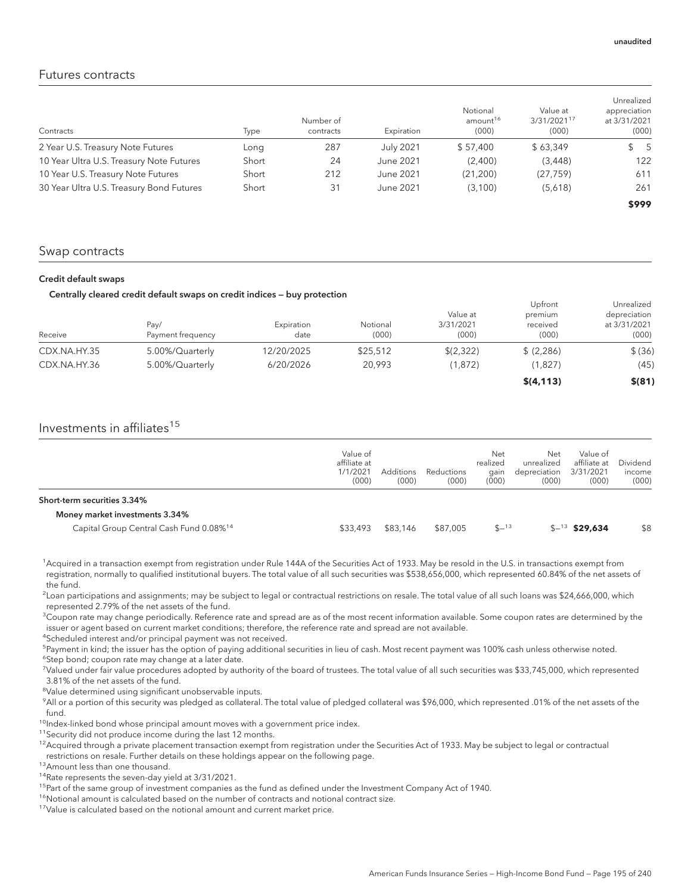unaudited

## Futures contracts

| Contracts | Type | Number of contracts | Expiration | Notional amount[16] (000) | Value at 3/31/2021[17] (000) | Unrealized appreciation at 3/31/2021 (000) |
|---|---|---|---|---|---|---|
| 2 Year U.S. Treasury Note Futures | Long | 287 | July 2021 | $ 57,400 | $ 63,349 | $ 5 |
| 10 Year Ultra U.S. Treasury Note Futures | Short | 24 | June 2021 | (2,400) | (3,448) | 122 |
| 10 Year U.S. Treasury Note Futures | Short | 212 | June 2021 | (21,200) | (27,759) | 611 |
| 30 Year Ultra U.S. Treasury Bond Futures | Short | 31 | June 2021 | (3,100) | (5,618) | 261 |
| | | | | | | **$999** |

## Swap contracts

### Credit default swaps

#### Centrally cleared credit default swaps on credit indices — buy protection

| Receive | Pay/ Payment frequency | Expiration date | Notional (000) | Value at 3/31/2021 (000) | Upfront premium received (000) | Unrealized depreciation at 3/31/2021 (000) |
|---|---|---|---|---|---|---|
| CDX.NA.HY.35 | 5.00%/Quarterly | 12/20/2025 | $25,512 | $(2,322) | $ (2,286) | $ (36) |
| CDX.NA.HY.36 | 5.00%/Quarterly | 6/20/2026 | 20,993 | (1,872) | (1,827) | (45) |
| | | | | | **$(4,113)** | **$(81)** |

## Investments in affiliates[15]

| | Value of affiliate at 1/1/2021 (000) | Additions (000) | Reductions (000) | Net realized gain (000) | Net unrealized depreciation (000) | Value of affiliate at 3/31/2021 (000) | Dividend income (000) |
|---|---|---|---|---|---|---|---|
| **Short-term securities 3.34%** | | | | | | | |
| **Money market investments 3.34%** | | | | | | | |
| Capital Group Central Cash Fund 0.08%[14] | $33,493 | $83,146 | $87,005 | $—[13] | $—[13] | **$29,634** | $8 |

[1]Acquired in a transaction exempt from registration under Rule 144A of the Securities Act of 1933. May be resold in the U.S. in transactions exempt from registration, normally to qualified institutional buyers. The total value of all such securities was $538,656,000, which represented 60.84% of the net assets of the fund.

[2]Loan participations and assignments; may be subject to legal or contractual restrictions on resale. The total value of all such loans was $24,666,000, which represented 2.79% of the net assets of the fund.

[3]Coupon rate may change periodically. Reference rate and spread are as of the most recent information available. Some coupon rates are determined by the issuer or agent based on current market conditions; therefore, the reference rate and spread are not available.

[4]Scheduled interest and/or principal payment was not received.

[5]Payment in kind; the issuer has the option of paying additional securities in lieu of cash. Most recent payment was 100% cash unless otherwise noted.

[6]Step bond; coupon rate may change at a later date.

[7]Valued under fair value procedures adopted by authority of the board of trustees. The total value of all such securities was $33,745,000, which represented 3.81% of the net assets of the fund.

[8]Value determined using significant unobservable inputs.

[9]All or a portion of this security was pledged as collateral. The total value of pledged collateral was $96,000, which represented .01% of the net assets of the fund.

[10]Index-linked bond whose principal amount moves with a government price index.

[11]Security did not produce income during the last 12 months.

[12]Acquired through a private placement transaction exempt from registration under the Securities Act of 1933. May be subject to legal or contractual restrictions on resale. Further details on these holdings appear on the following page.

[13]Amount less than one thousand.

[14]Rate represents the seven-day yield at 3/31/2021.

[15]Part of the same group of investment companies as the fund as defined under the Investment Company Act of 1940.

[16]Notional amount is calculated based on the number of contracts and notional contract size.

[17]Value is calculated based on the notional amount and current market price.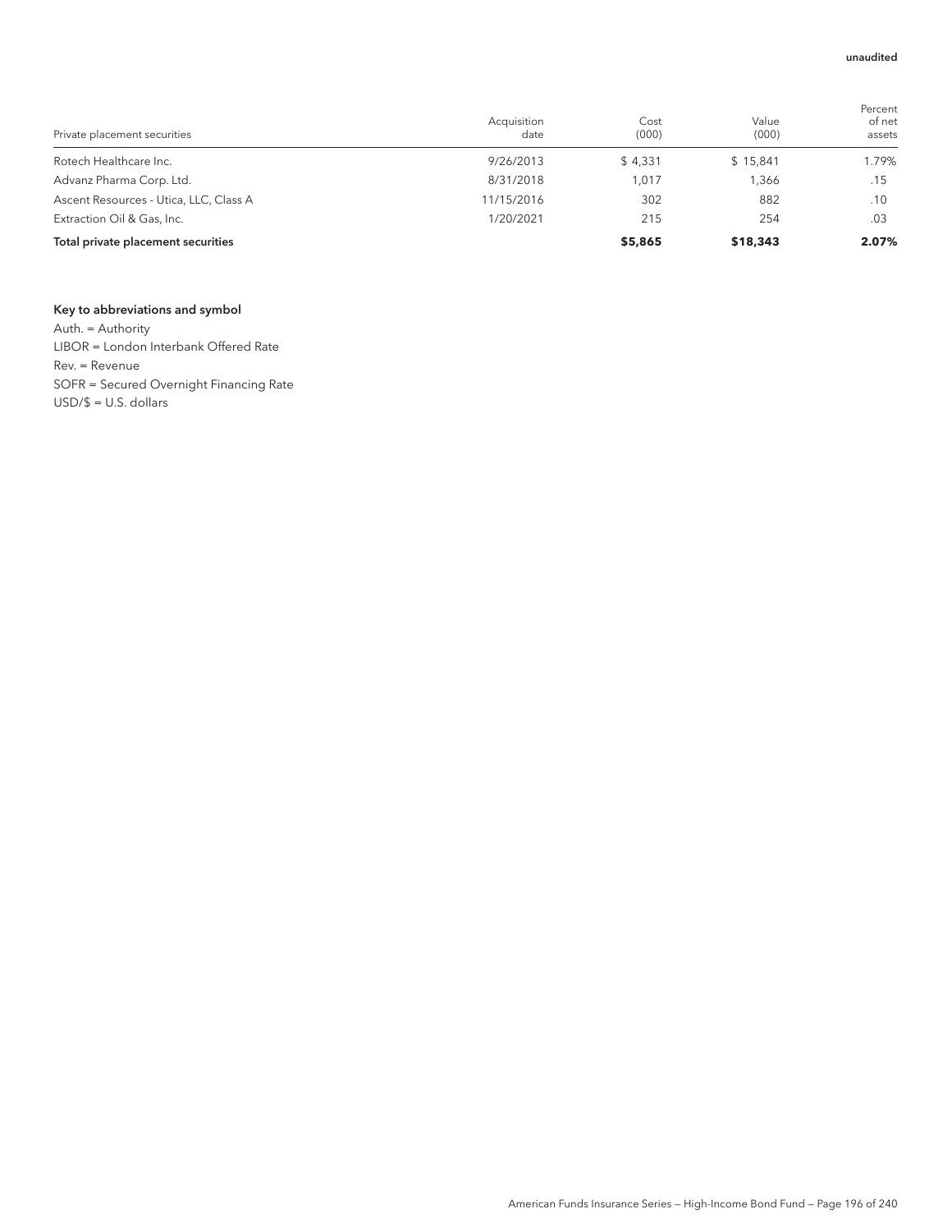unaudited

| Private placement securities | Acquisition date | Cost (000) | Value (000) | Percent of net assets |
|---|---|---|---|---|
| Rotech Healthcare Inc. | 9/26/2013 | $ 4,331 | $ 15,841 | 1.79% |
| Advanz Pharma Corp. Ltd. | 8/31/2018 | 1,017 | 1,366 | .15 |
| Ascent Resources - Utica, LLC, Class A | 11/15/2016 | 302 | 882 | .10 |
| Extraction Oil & Gas, Inc. | 1/20/2021 | 215 | 254 | .03 |
| **Total private placement securities** | | **$5,865** | **$18,343** | **2.07%** |

### Key to abbreviations and symbol

Auth. = Authority

LIBOR = London Interbank Offered Rate

Rev. = Revenue

SOFR = Secured Overnight Financing Rate

USD/$ = U.S. dollars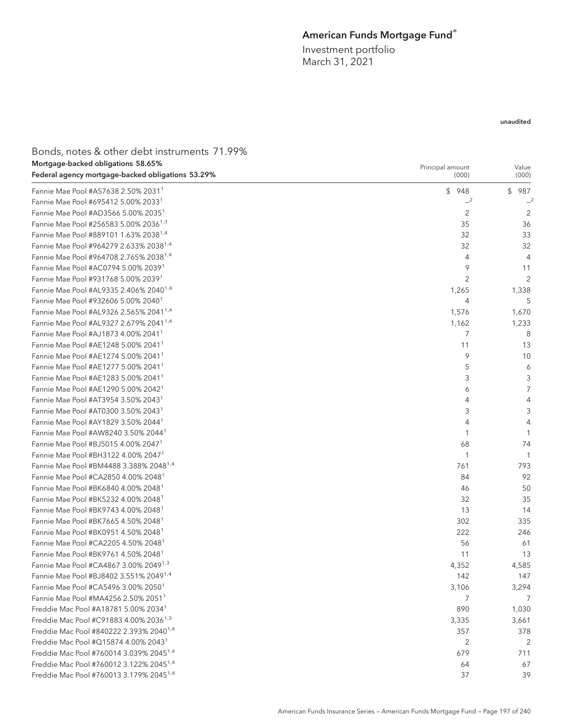# American Funds Mortgage Fund®

Investment portfolio
March 31, 2021

unaudited

## Bonds, notes & other debt instruments 71.99%

| Mortgage-backed obligations 58.65%<br>Federal agency mortgage-backed obligations 53.29% | Principal amount (000) | Value (000) |
|---|---|---|
| Fannie Mae Pool #AS7638 2.50% 2031[1] | $ 948 | $ 987 |
| Fannie Mae Pool #695412 5.00% 2033[1] | —[2] | —[2] |
| Fannie Mae Pool #AD3566 5.00% 2035[1] | 2 | 2 |
| Fannie Mae Pool #256583 5.00% 2036[1,3] | 35 | 36 |
| Fannie Mae Pool #889101 1.63% 2038[1,4] | 32 | 33 |
| Fannie Mae Pool #964279 2.633% 2038[1,4] | 32 | 32 |
| Fannie Mae Pool #964708 2.765% 2038[1,4] | 4 | 4 |
| Fannie Mae Pool #AC0794 5.00% 2039[1] | 9 | 11 |
| Fannie Mae Pool #931768 5.00% 2039[1] | 2 | 2 |
| Fannie Mae Pool #AL9335 2.406% 2040[1,4] | 1,265 | 1,338 |
| Fannie Mae Pool #932606 5.00% 2040[1] | 4 | 5 |
| Fannie Mae Pool #AL9326 2.565% 2041[1,4] | 1,576 | 1,670 |
| Fannie Mae Pool #AL9327 2.679% 2041[1,4] | 1,162 | 1,233 |
| Fannie Mae Pool #AJ1873 4.00% 2041[1] | 7 | 8 |
| Fannie Mae Pool #AE1248 5.00% 2041[1] | 11 | 13 |
| Fannie Mae Pool #AE1274 5.00% 2041[1] | 9 | 10 |
| Fannie Mae Pool #AE1277 5.00% 2041[1] | 5 | 6 |
| Fannie Mae Pool #AE1283 5.00% 2041[1] | 3 | 3 |
| Fannie Mae Pool #AE1290 5.00% 2042[1] | 6 | 7 |
| Fannie Mae Pool #AT3954 3.50% 2043[1] | 4 | 4 |
| Fannie Mae Pool #AT0300 3.50% 2043[1] | 3 | 3 |
| Fannie Mae Pool #AY1829 3.50% 2044[1] | 4 | 4 |
| Fannie Mae Pool #AW8240 3.50% 2044[1] | 1 | 1 |
| Fannie Mae Pool #BJ5015 4.00% 2047[1] | 68 | 74 |
| Fannie Mae Pool #BH3122 4.00% 2047[1] | 1 | 1 |
| Fannie Mae Pool #BM4488 3.388% 2048[1,4] | 761 | 793 |
| Fannie Mae Pool #CA2850 4.00% 2048[1] | 84 | 92 |
| Fannie Mae Pool #BK6840 4.00% 2048[1] | 46 | 50 |
| Fannie Mae Pool #BK5232 4.00% 2048[1] | 32 | 35 |
| Fannie Mae Pool #BK9743 4.00% 2048[1] | 13 | 14 |
| Fannie Mae Pool #BK7665 4.50% 2048[1] | 302 | 335 |
| Fannie Mae Pool #BK0951 4.50% 2048[1] | 222 | 246 |
| Fannie Mae Pool #CA2205 4.50% 2048[1] | 56 | 61 |
| Fannie Mae Pool #BK9761 4.50% 2048[1] | 11 | 13 |
| Fannie Mae Pool #CA4867 3.00% 2049[1,3] | 4,352 | 4,585 |
| Fannie Mae Pool #BJ8402 3.551% 2049[1,4] | 142 | 147 |
| Fannie Mae Pool #CA5496 3.00% 2050[1] | 3,106 | 3,294 |
| Fannie Mae Pool #MA4256 2.50% 2051[1] | 7 | 7 |
| Freddie Mac Pool #A18781 5.00% 2034[1] | 890 | 1,030 |
| Freddie Mac Pool #C91883 4.00% 2036[1,3] | 3,335 | 3,661 |
| Freddie Mac Pool #840222 2.393% 2040[1,4] | 357 | 378 |
| Freddie Mac Pool #Q15874 4.00% 2043[1] | 2 | 2 |
| Freddie Mac Pool #760014 3.039% 2045[1,4] | 679 | 711 |
| Freddie Mac Pool #760012 3.122% 2045[1,4] | 64 | 67 |
| Freddie Mac Pool #760013 3.179% 2045[1,4] | 37 | 39 |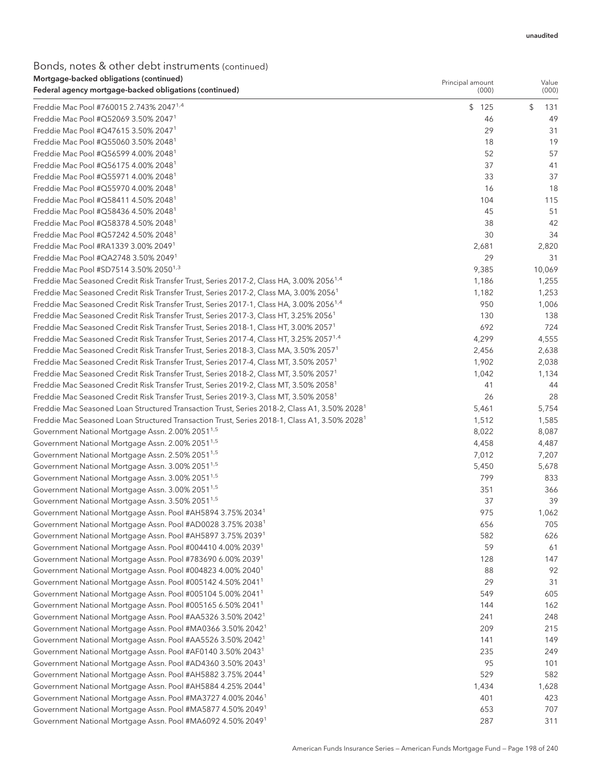unaudited

## Bonds, notes & other debt instruments (continued)

| Mortgage-backed obligations (continued) Federal agency mortgage-backed obligations (continued) | Principal amount (000) | Value (000) |
|---|---|---|
| Freddie Mac Pool #760015 2.743% 2047[1,4] | $ 125 | $ 131 |
| Freddie Mac Pool #Q52069 3.50% 2047[1] | 46 | 49 |
| Freddie Mac Pool #Q47615 3.50% 2047[1] | 29 | 31 |
| Freddie Mac Pool #Q55060 3.50% 2048[1] | 18 | 19 |
| Freddie Mac Pool #Q56599 4.00% 2048[1] | 52 | 57 |
| Freddie Mac Pool #Q56175 4.00% 2048[1] | 37 | 41 |
| Freddie Mac Pool #Q55971 4.00% 2048[1] | 33 | 37 |
| Freddie Mac Pool #Q55970 4.00% 2048[1] | 16 | 18 |
| Freddie Mac Pool #Q58411 4.50% 2048[1] | 104 | 115 |
| Freddie Mac Pool #Q58436 4.50% 2048[1] | 45 | 51 |
| Freddie Mac Pool #Q58378 4.50% 2048[1] | 38 | 42 |
| Freddie Mac Pool #Q57242 4.50% 2048[1] | 30 | 34 |
| Freddie Mac Pool #RA1339 3.00% 2049[1] | 2,681 | 2,820 |
| Freddie Mac Pool #QA2748 3.50% 2049[1] | 29 | 31 |
| Freddie Mac Pool #SD7514 3.50% 2050[1,3] | 9,385 | 10,069 |
| Freddie Mac Seasoned Credit Risk Transfer Trust, Series 2017-2, Class HA, 3.00% 2056[1,4] | 1,186 | 1,255 |
| Freddie Mac Seasoned Credit Risk Transfer Trust, Series 2017-2, Class MA, 3.00% 2056[1] | 1,182 | 1,253 |
| Freddie Mac Seasoned Credit Risk Transfer Trust, Series 2017-1, Class HA, 3.00% 2056[1,4] | 950 | 1,006 |
| Freddie Mac Seasoned Credit Risk Transfer Trust, Series 2017-3, Class HT, 3.25% 2056[1] | 130 | 138 |
| Freddie Mac Seasoned Credit Risk Transfer Trust, Series 2018-1, Class HT, 3.00% 2057[1] | 692 | 724 |
| Freddie Mac Seasoned Credit Risk Transfer Trust, Series 2017-4, Class HT, 3.25% 2057[1,4] | 4,299 | 4,555 |
| Freddie Mac Seasoned Credit Risk Transfer Trust, Series 2018-3, Class MA, 3.50% 2057[1] | 2,456 | 2,638 |
| Freddie Mac Seasoned Credit Risk Transfer Trust, Series 2017-4, Class MT, 3.50% 2057[1] | 1,902 | 2,038 |
| Freddie Mac Seasoned Credit Risk Transfer Trust, Series 2018-2, Class MT, 3.50% 2057[1] | 1,042 | 1,134 |
| Freddie Mac Seasoned Credit Risk Transfer Trust, Series 2019-2, Class MT, 3.50% 2058[1] | 41 | 44 |
| Freddie Mac Seasoned Credit Risk Transfer Trust, Series 2019-3, Class MT, 3.50% 2058[1] | 26 | 28 |
| Freddie Mac Seasoned Loan Structured Transaction Trust, Series 2018-2, Class A1, 3.50% 2028[1] | 5,461 | 5,754 |
| Freddie Mac Seasoned Loan Structured Transaction Trust, Series 2018-1, Class A1, 3.50% 2028[1] | 1,512 | 1,585 |
| Government National Mortgage Assn. 2.00% 2051[1,5] | 8,022 | 8,087 |
| Government National Mortgage Assn. 2.00% 2051[1,5] | 4,458 | 4,487 |
| Government National Mortgage Assn. 2.50% 2051[1,5] | 7,012 | 7,207 |
| Government National Mortgage Assn. 3.00% 2051[1,5] | 5,450 | 5,678 |
| Government National Mortgage Assn. 3.00% 2051[1,5] | 799 | 833 |
| Government National Mortgage Assn. 3.00% 2051[1,5] | 351 | 366 |
| Government National Mortgage Assn. 3.50% 2051[1,5] | 37 | 39 |
| Government National Mortgage Assn. Pool #AH5894 3.75% 2034[1] | 975 | 1,062 |
| Government National Mortgage Assn. Pool #AD0028 3.75% 2038[1] | 656 | 705 |
| Government National Mortgage Assn. Pool #AH5897 3.75% 2039[1] | 582 | 626 |
| Government National Mortgage Assn. Pool #004410 4.00% 2039[1] | 59 | 61 |
| Government National Mortgage Assn. Pool #783690 6.00% 2039[1] | 128 | 147 |
| Government National Mortgage Assn. Pool #004823 4.00% 2040[1] | 88 | 92 |
| Government National Mortgage Assn. Pool #005142 4.50% 2041[1] | 29 | 31 |
| Government National Mortgage Assn. Pool #005104 5.00% 2041[1] | 549 | 605 |
| Government National Mortgage Assn. Pool #005165 6.50% 2041[1] | 144 | 162 |
| Government National Mortgage Assn. Pool #AA5326 3.50% 2042[1] | 241 | 248 |
| Government National Mortgage Assn. Pool #MA0366 3.50% 2042[1] | 209 | 215 |
| Government National Mortgage Assn. Pool #AA5526 3.50% 2042[1] | 141 | 149 |
| Government National Mortgage Assn. Pool #AF0140 3.50% 2043[1] | 235 | 249 |
| Government National Mortgage Assn. Pool #AD4360 3.50% 2043[1] | 95 | 101 |
| Government National Mortgage Assn. Pool #AH5882 3.75% 2044[1] | 529 | 582 |
| Government National Mortgage Assn. Pool #AH5884 4.25% 2044[1] | 1,434 | 1,628 |
| Government National Mortgage Assn. Pool #MA3727 4.00% 2046[1] | 401 | 423 |
| Government National Mortgage Assn. Pool #MA5877 4.50% 2049[1] | 653 | 707 |
| Government National Mortgage Assn. Pool #MA6092 4.50% 2049[1] | 287 | 311 |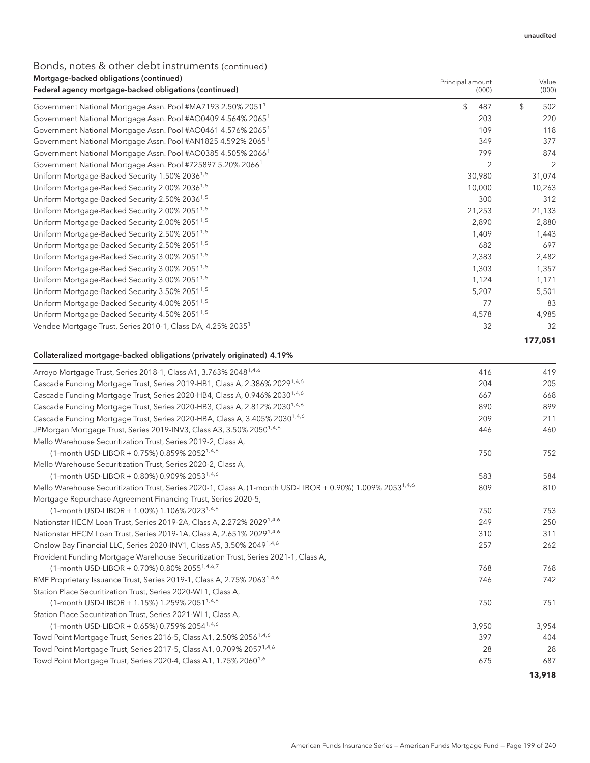unaudited

## Bonds, notes & other debt instruments (continued)

**Mortgage-backed obligations (continued)**

| Federal agency mortgage-backed obligations (continued) | Principal amount (000) | Value (000) |
|---|---|---|
| Government National Mortgage Assn. Pool #MA7193 2.50% 2051[1] | $ 487 | $ 502 |
| Government National Mortgage Assn. Pool #AO0409 4.564% 2065[1] | 203 | 220 |
| Government National Mortgage Assn. Pool #AO0461 4.576% 2065[1] | 109 | 118 |
| Government National Mortgage Assn. Pool #AN1825 4.592% 2065[1] | 349 | 377 |
| Government National Mortgage Assn. Pool #AO0385 4.505% 2066[1] | 799 | 874 |
| Government National Mortgage Assn. Pool #725897 5.20% 2066[1] | 2 | 2 |
| Uniform Mortgage-Backed Security 1.50% 2036[1,5] | 30,980 | 31,074 |
| Uniform Mortgage-Backed Security 2.00% 2036[1,5] | 10,000 | 10,263 |
| Uniform Mortgage-Backed Security 2.50% 2036[1,5] | 300 | 312 |
| Uniform Mortgage-Backed Security 2.00% 2051[1,5] | 21,253 | 21,133 |
| Uniform Mortgage-Backed Security 2.00% 2051[1,5] | 2,890 | 2,880 |
| Uniform Mortgage-Backed Security 2.50% 2051[1,5] | 1,409 | 1,443 |
| Uniform Mortgage-Backed Security 2.50% 2051[1,5] | 682 | 697 |
| Uniform Mortgage-Backed Security 3.00% 2051[1,5] | 2,383 | 2,482 |
| Uniform Mortgage-Backed Security 3.00% 2051[1,5] | 1,303 | 1,357 |
| Uniform Mortgage-Backed Security 3.00% 2051[1,5] | 1,124 | 1,171 |
| Uniform Mortgage-Backed Security 3.50% 2051[1,5] | 5,207 | 5,501 |
| Uniform Mortgage-Backed Security 4.00% 2051[1,5] | 77 | 83 |
| Uniform Mortgage-Backed Security 4.50% 2051[1,5] | 4,578 | 4,985 |
| Vendee Mortgage Trust, Series 2010-1, Class DA, 4.25% 2035[1] | 32 | 32 |
| | | **177,051** |

**Collateralized mortgage-backed obligations (privately originated) 4.19%**

| | | |
|---|---|---|
| Arroyo Mortgage Trust, Series 2018-1, Class A1, 3.763% 2048[1,4,6] | 416 | 419 |
| Cascade Funding Mortgage Trust, Series 2019-HB1, Class A, 2.386% 2029[1,4,6] | 204 | 205 |
| Cascade Funding Mortgage Trust, Series 2020-HB4, Class A, 0.946% 2030[1,4,6] | 667 | 668 |
| Cascade Funding Mortgage Trust, Series 2020-HB3, Class A, 2.812% 2030[1,4,6] | 890 | 899 |
| Cascade Funding Mortgage Trust, Series 2020-HBA, Class A, 3.405% 2030[1,4,6] | 209 | 211 |
| JPMorgan Mortgage Trust, Series 2019-INV3, Class A3, 3.50% 2050[1,4,6] | 446 | 460 |
| Mello Warehouse Securitization Trust, Series 2019-2, Class A, (1-month USD-LIBOR + 0.75%) 0.859% 2052[1,4,6] | 750 | 752 |
| Mello Warehouse Securitization Trust, Series 2020-2, Class A, (1-month USD-LIBOR + 0.80%) 0.909% 2053[1,4,6] | 583 | 584 |
| Mello Warehouse Securitization Trust, Series 2020-1, Class A, (1-month USD-LIBOR + 0.90%) 1.009% 2053[1,4,6] | 809 | 810 |
| Mortgage Repurchase Agreement Financing Trust, Series 2020-5, (1-month USD-LIBOR + 1.00%) 1.106% 2023[1,4,6] | 750 | 753 |
| Nationstar HECM Loan Trust, Series 2019-2A, Class A, 2.272% 2029[1,4,6] | 249 | 250 |
| Nationstar HECM Loan Trust, Series 2019-1A, Class A, 2.651% 2029[1,4,6] | 310 | 311 |
| Onslow Bay Financial LLC, Series 2020-INV1, Class A5, 3.50% 2049[1,4,6] | 257 | 262 |
| Provident Funding Mortgage Warehouse Securitization Trust, Series 2021-1, Class A, (1-month USD-LIBOR + 0.70%) 0.80% 2055[1,4,6,7] | 768 | 768 |
| RMF Proprietary Issuance Trust, Series 2019-1, Class A, 2.75% 2063[1,4,6] | 746 | 742 |
| Station Place Securitization Trust, Series 2020-WL1, Class A, (1-month USD-LIBOR + 1.15%) 1.259% 2051[1,4,6] | 750 | 751 |
| Station Place Securitization Trust, Series 2021-WL1, Class A, (1-month USD-LIBOR + 0.65%) 0.759% 2054[1,4,6] | 3,950 | 3,954 |
| Towd Point Mortgage Trust, Series 2016-5, Class A1, 2.50% 2056[1,4,6] | 397 | 404 |
| Towd Point Mortgage Trust, Series 2017-5, Class A1, 0.709% 2057[1,4,6] | 28 | 28 |
| Towd Point Mortgage Trust, Series 2020-4, Class A1, 1.75% 2060[1,6] | 675 | 687 |
| | | **13,918** |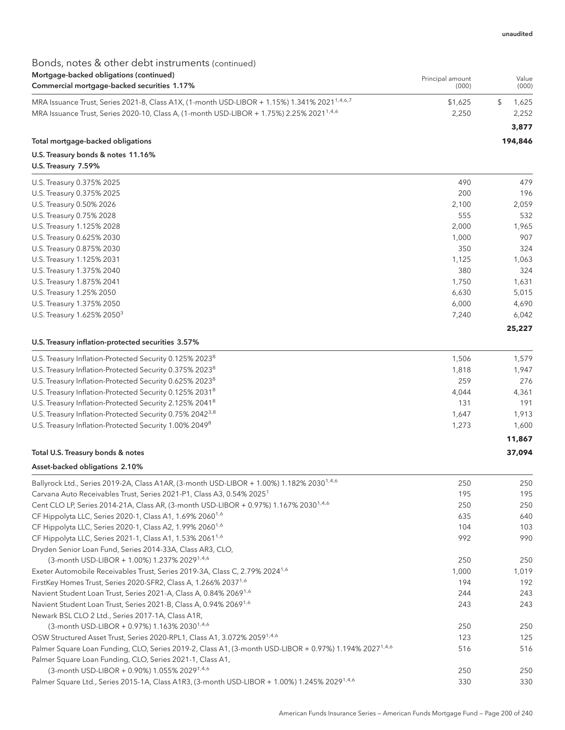unaudited

## Bonds, notes & other debt instruments (continued)

| Mortgage-backed obligations (continued) Commercial mortgage-backed securities 1.17% | Principal amount (000) | Value (000) |
|---|---|---|
| MRA Issuance Trust, Series 2021-8, Class A1X, (1-month USD-LIBOR + 1.15%) 1.341% 2021[1,4,6,7] | $1,625 | $ 1,625 |
| MRA Issuance Trust, Series 2020-10, Class A, (1-month USD-LIBOR + 1.75%) 2.25% 2021[1,4,6] | 2,250 | 2,252 |
| | | **3,877** |
| **Total mortgage-backed obligations** | | **194,846** |
| **U.S. Treasury bonds & notes 11.16%** | | |
| **U.S. Treasury 7.59%** | | |
| U.S. Treasury 0.375% 2025 | 490 | 479 |
| U.S. Treasury 0.375% 2025 | 200 | 196 |
| U.S. Treasury 0.50% 2026 | 2,100 | 2,059 |
| U.S. Treasury 0.75% 2028 | 555 | 532 |
| U.S. Treasury 1.125% 2028 | 2,000 | 1,965 |
| U.S. Treasury 0.625% 2030 | 1,000 | 907 |
| U.S. Treasury 0.875% 2030 | 350 | 324 |
| U.S. Treasury 1.125% 2031 | 1,125 | 1,063 |
| U.S. Treasury 1.375% 2040 | 380 | 324 |
| U.S. Treasury 1.875% 2041 | 1,750 | 1,631 |
| U.S. Treasury 1.25% 2050 | 6,630 | 5,015 |
| U.S. Treasury 1.375% 2050 | 6,000 | 4,690 |
| U.S. Treasury 1.625% 2050[3] | 7,240 | 6,042 |
| | | **25,227** |
| **U.S. Treasury inflation-protected securities 3.57%** | | |
| U.S. Treasury Inflation-Protected Security 0.125% 2023[8] | 1,506 | 1,579 |
| U.S. Treasury Inflation-Protected Security 0.375% 2023[8] | 1,818 | 1,947 |
| U.S. Treasury Inflation-Protected Security 0.625% 2023[8] | 259 | 276 |
| U.S. Treasury Inflation-Protected Security 0.125% 2031[8] | 4,044 | 4,361 |
| U.S. Treasury Inflation-Protected Security 2.125% 2041[8] | 131 | 191 |
| U.S. Treasury Inflation-Protected Security 0.75% 2042[3,8] | 1,647 | 1,913 |
| U.S. Treasury Inflation-Protected Security 1.00% 2049[8] | 1,273 | 1,600 |
| | | **11,867** |
| **Total U.S. Treasury bonds & notes** | | **37,094** |
| **Asset-backed obligations 2.10%** | | |
| Ballyrock Ltd., Series 2019-2A, Class A1AR, (3-month USD-LIBOR + 1.00%) 1.182% 2030[1,4,6] | 250 | 250 |
| Carvana Auto Receivables Trust, Series 2021-P1, Class A3, 0.54% 2025[1] | 195 | 195 |
| Cent CLO LP, Series 2014-21A, Class AR, (3-month USD-LIBOR + 0.97%) 1.167% 2030[1,4,6] | 250 | 250 |
| CF Hippolyta LLC, Series 2020-1, Class A1, 1.69% 2060[1,6] | 635 | 640 |
| CF Hippolyta LLC, Series 2020-1, Class A2, 1.99% 2060[1,6] | 104 | 103 |
| CF Hippolyta LLC, Series 2021-1, Class A1, 1.53% 2061[1,6] | 992 | 990 |
| Dryden Senior Loan Fund, Series 2014-33A, Class AR3, CLO, (3-month USD-LIBOR + 1.00%) 1.237% 2029[1,4,6] | 250 | 250 |
| Exeter Automobile Receivables Trust, Series 2019-3A, Class C, 2.79% 2024[1,6] | 1,000 | 1,019 |
| FirstKey Homes Trust, Series 2020-SFR2, Class A, 1.266% 2037[1,6] | 194 | 192 |
| Navient Student Loan Trust, Series 2021-A, Class A, 0.84% 2069[1,6] | 244 | 243 |
| Navient Student Loan Trust, Series 2021-B, Class A, 0.94% 2069[1,6] | 243 | 243 |
| Newark BSL CLO 2 Ltd., Series 2017-1A, Class A1R, (3-month USD-LIBOR + 0.97%) 1.163% 2030[1,4,6] | 250 | 250 |
| OSW Structured Asset Trust, Series 2020-RPL1, Class A1, 3.072% 2059[1,4,6] | 123 | 125 |
| Palmer Square Loan Funding, CLO, Series 2019-2, Class A1, (3-month USD-LIBOR + 0.97%) 1.194% 2027[1,4,6] | 516 | 516 |
| Palmer Square Loan Funding, CLO, Series 2021-1, Class A1, (3-month USD-LIBOR + 0.90%) 1.055% 2029[1,4,6] | 250 | 250 |
| Palmer Square Ltd., Series 2015-1A, Class A1R3, (3-month USD-LIBOR + 1.00%) 1.245% 2029[1,4,6] | 330 | 330 |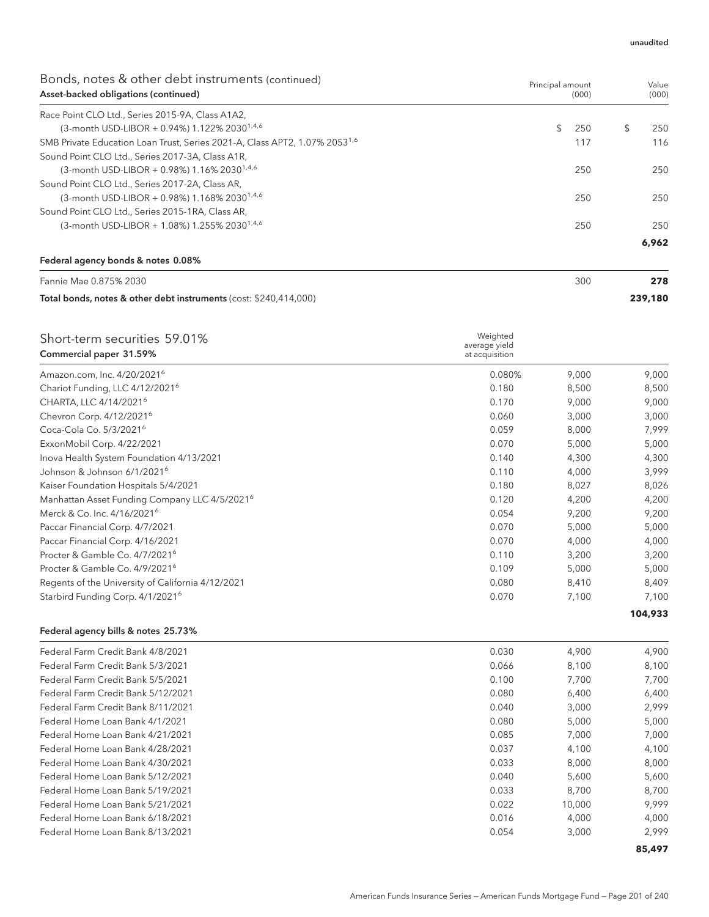unaudited

## Bonds, notes & other debt instruments (continued)

| Asset-backed obligations (continued) | Principal amount (000) | Value (000) |
|---|---|---|
| Race Point CLO Ltd., Series 2015-9A, Class A1A2, (3-month USD-LIBOR + 0.94%) 1.122% 2030[1,4,6] | $ 250 | $ 250 |
| SMB Private Education Loan Trust, Series 2021-A, Class APT2, 1.07% 2053[1,6] | 117 | 116 |
| Sound Point CLO Ltd., Series 2017-3A, Class A1R, (3-month USD-LIBOR + 0.98%) 1.16% 2030[1,4,6] | 250 | 250 |
| Sound Point CLO Ltd., Series 2017-2A, Class AR, (3-month USD-LIBOR + 0.98%) 1.168% 2030[1,4,6] | 250 | 250 |
| Sound Point CLO Ltd., Series 2015-1RA, Class AR, (3-month USD-LIBOR + 1.08%) 1.255% 2030[1,4,6] | 250 | 250 |
| | | **6,962** |

| Federal agency bonds & notes 0.08% | | |
|---|---|---|
| Fannie Mae 0.875% 2030 | 300 | **278** |
| **Total bonds, notes & other debt instruments** (cost: $240,414,000) | | **239,180** |

## Short-term securities 59.01%

| Commercial paper 31.59% | Weighted average yield at acquisition | | |
|---|---|---|---|
| Amazon.com, Inc. 4/20/2021[6] | 0.080% | 9,000 | 9,000 |
| Chariot Funding, LLC 4/12/2021[6] | 0.180 | 8,500 | 8,500 |
| CHARTA, LLC 4/14/2021[6] | 0.170 | 9,000 | 9,000 |
| Chevron Corp. 4/12/2021[6] | 0.060 | 3,000 | 3,000 |
| Coca-Cola Co. 5/3/2021[6] | 0.059 | 8,000 | 7,999 |
| ExxonMobil Corp. 4/22/2021 | 0.070 | 5,000 | 5,000 |
| Inova Health System Foundation 4/13/2021 | 0.140 | 4,300 | 4,300 |
| Johnson & Johnson 6/1/2021[6] | 0.110 | 4,000 | 3,999 |
| Kaiser Foundation Hospitals 5/4/2021 | 0.180 | 8,027 | 8,026 |
| Manhattan Asset Funding Company LLC 4/5/2021[6] | 0.120 | 4,200 | 4,200 |
| Merck & Co. Inc. 4/16/2021[6] | 0.054 | 9,200 | 9,200 |
| Paccar Financial Corp. 4/7/2021 | 0.070 | 5,000 | 5,000 |
| Paccar Financial Corp. 4/16/2021 | 0.070 | 4,000 | 4,000 |
| Procter & Gamble Co. 4/7/2021[6] | 0.110 | 3,200 | 3,200 |
| Procter & Gamble Co. 4/9/2021[6] | 0.109 | 5,000 | 5,000 |
| Regents of the University of California 4/12/2021 | 0.080 | 8,410 | 8,409 |
| Starbird Funding Corp. 4/1/2021[6] | 0.070 | 7,100 | 7,100 |
| | | | **104,933** |

| Federal agency bills & notes 25.73% | | | |
|---|---|---|---|
| Federal Farm Credit Bank 4/8/2021 | 0.030 | 4,900 | 4,900 |
| Federal Farm Credit Bank 5/3/2021 | 0.066 | 8,100 | 8,100 |
| Federal Farm Credit Bank 5/5/2021 | 0.100 | 7,700 | 7,700 |
| Federal Farm Credit Bank 5/12/2021 | 0.080 | 6,400 | 6,400 |
| Federal Farm Credit Bank 8/11/2021 | 0.040 | 3,000 | 2,999 |
| Federal Home Loan Bank 4/1/2021 | 0.080 | 5,000 | 5,000 |
| Federal Home Loan Bank 4/21/2021 | 0.085 | 7,000 | 7,000 |
| Federal Home Loan Bank 4/28/2021 | 0.037 | 4,100 | 4,100 |
| Federal Home Loan Bank 4/30/2021 | 0.033 | 8,000 | 8,000 |
| Federal Home Loan Bank 5/12/2021 | 0.040 | 5,600 | 5,600 |
| Federal Home Loan Bank 5/19/2021 | 0.033 | 8,700 | 8,700 |
| Federal Home Loan Bank 5/21/2021 | 0.022 | 10,000 | 9,999 |
| Federal Home Loan Bank 6/18/2021 | 0.016 | 4,000 | 4,000 |
| Federal Home Loan Bank 8/13/2021 | 0.054 | 3,000 | 2,999 |
| | | | **85,497** |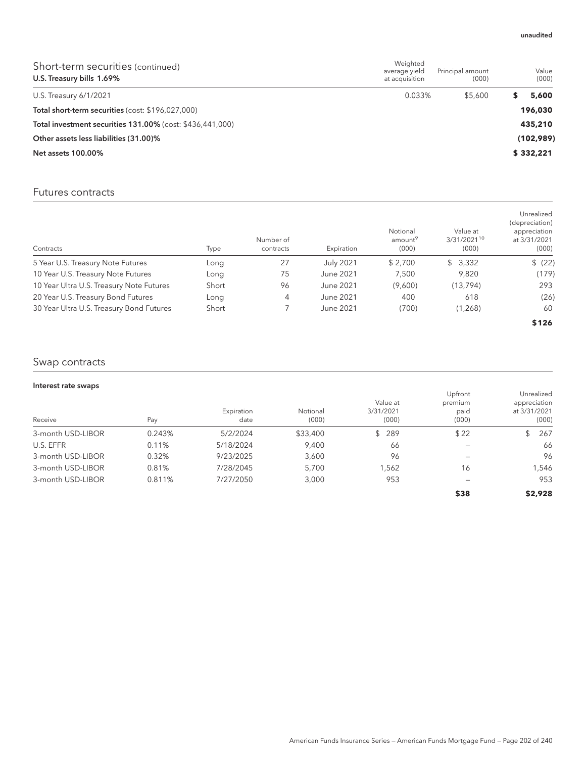unaudited

| Short-term securities (continued) U.S. Treasury bills 1.69% | Weighted average yield at acquisition | Principal amount (000) | Value (000) |
|---|---|---|---|
| U.S. Treasury 6/1/2021 | 0.033% | $5,600 | $ 5,600 |
| **Total short-term securities** (cost: $196,027,000) | | | **196,030** |
| **Total investment securities 131.00%** (cost: $436,441,000) | | | **435,210** |
| **Other assets less liabilities (31.00)%** | | | **(102,989)** |
| **Net assets 100.00%** | | | **$ 332,221** |

## Futures contracts

| Contracts | Type | Number of contracts | Expiration | Notional amount[9] (000) | Value at 3/31/2021[10] (000) | Unrealized (depreciation) appreciation at 3/31/2021 (000) |
|---|---|---|---|---|---|---|
| 5 Year U.S. Treasury Note Futures | Long | 27 | July 2021 | $ 2,700 | $ 3,332 | $ (22) |
| 10 Year U.S. Treasury Note Futures | Long | 75 | June 2021 | 7,500 | 9,820 | (179) |
| 10 Year Ultra U.S. Treasury Note Futures | Short | 96 | June 2021 | (9,600) | (13,794) | 293 |
| 20 Year U.S. Treasury Bond Futures | Long | 4 | June 2021 | 400 | 618 | (26) |
| 30 Year Ultra U.S. Treasury Bond Futures | Short | 7 | June 2021 | (700) | (1,268) | 60 |
| | | | | | | **$126** |

## Swap contracts

### Interest rate swaps

| Receive | Pay | Expiration date | Notional (000) | Value at 3/31/2021 (000) | Upfront premium paid (000) | Unrealized appreciation at 3/31/2021 (000) |
|---|---|---|---|---|---|---|
| 3-month USD-LIBOR | 0.243% | 5/2/2024 | $33,400 | $ 289 | $22 | $ 267 |
| U.S. EFFR | 0.11% | 5/18/2024 | 9,400 | 66 | – | 66 |
| 3-month USD-LIBOR | 0.32% | 9/23/2025 | 3,600 | 96 | – | 96 |
| 3-month USD-LIBOR | 0.81% | 7/28/2045 | 5,700 | 1,562 | 16 | 1,546 |
| 3-month USD-LIBOR | 0.811% | 7/27/2050 | 3,000 | 953 | – | 953 |
| | | | | | **$38** | **$2,928** |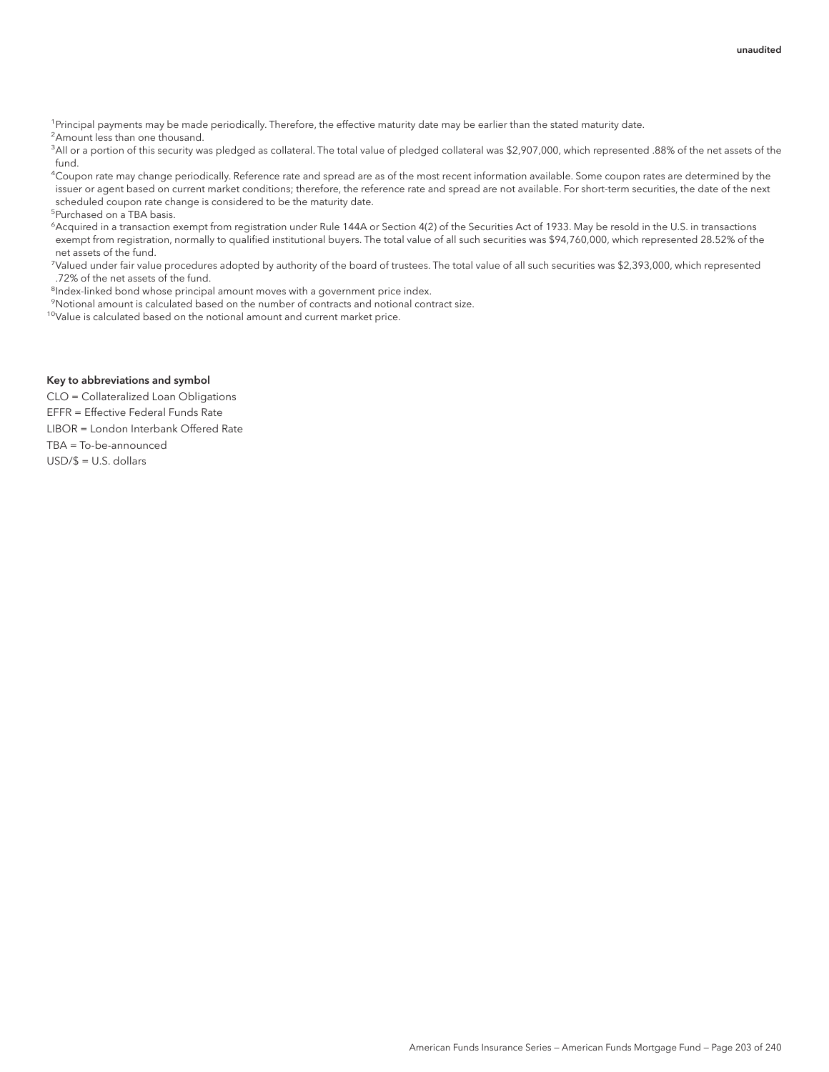[1]Principal payments may be made periodically. Therefore, the effective maturity date may be earlier than the stated maturity date.

[2]Amount less than one thousand.

[3]All or a portion of this security was pledged as collateral. The total value of pledged collateral was $2,907,000, which represented .88% of the net assets of the fund.

[4]Coupon rate may change periodically. Reference rate and spread are as of the most recent information available. Some coupon rates are determined by the issuer or agent based on current market conditions; therefore, the reference rate and spread are not available. For short-term securities, the date of the next scheduled coupon rate change is considered to be the maturity date.

[5]Purchased on a TBA basis.

[6]Acquired in a transaction exempt from registration under Rule 144A or Section 4(2) of the Securities Act of 1933. May be resold in the U.S. in transactions exempt from registration, normally to qualified institutional buyers. The total value of all such securities was $94,760,000, which represented 28.52% of the net assets of the fund.

[7]Valued under fair value procedures adopted by authority of the board of trustees. The total value of all such securities was $2,393,000, which represented .72% of the net assets of the fund.

[8]Index-linked bond whose principal amount moves with a government price index.

[9]Notional amount is calculated based on the number of contracts and notional contract size.

[10]Value is calculated based on the notional amount and current market price.

**Key to abbreviations and symbol**

CLO = Collateralized Loan Obligations

EFFR = Effective Federal Funds Rate

LIBOR = London Interbank Offered Rate

TBA = To-be-announced

USD/$ = U.S. dollars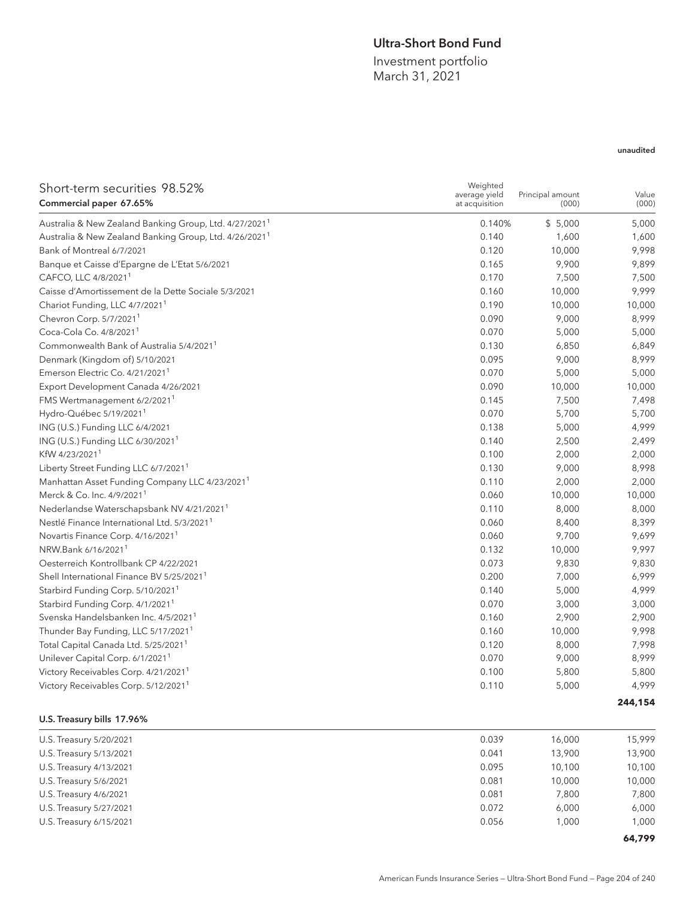## Ultra-Short Bond Fund

Investment portfolio
March 31, 2021

unaudited

| Short-term securities 98.52%<br>Commercial paper 67.65% | Weighted average yield at acquisition | Principal amount (000) | Value (000) |
|---|---|---|---|
| Australia & New Zealand Banking Group, Ltd. 4/27/2021[1] | 0.140% | $ 5,000 | 5,000 |
| Australia & New Zealand Banking Group, Ltd. 4/26/2021[1] | 0.140 | 1,600 | 1,600 |
| Bank of Montreal 6/7/2021 | 0.120 | 10,000 | 9,998 |
| Banque et Caisse d'Epargne de L'Etat 5/6/2021 | 0.165 | 9,900 | 9,899 |
| CAFCO, LLC 4/8/2021[1] | 0.170 | 7,500 | 7,500 |
| Caisse d'Amortissement de la Dette Sociale 5/3/2021 | 0.160 | 10,000 | 9,999 |
| Chariot Funding, LLC 4/7/2021[1] | 0.190 | 10,000 | 10,000 |
| Chevron Corp. 5/7/2021[1] | 0.090 | 9,000 | 8,999 |
| Coca-Cola Co. 4/8/2021[1] | 0.070 | 5,000 | 5,000 |
| Commonwealth Bank of Australia 5/4/2021[1] | 0.130 | 6,850 | 6,849 |
| Denmark (Kingdom of) 5/10/2021 | 0.095 | 9,000 | 8,999 |
| Emerson Electric Co. 4/21/2021[1] | 0.070 | 5,000 | 5,000 |
| Export Development Canada 4/26/2021 | 0.090 | 10,000 | 10,000 |
| FMS Wertmanagement 6/2/2021[1] | 0.145 | 7,500 | 7,498 |
| Hydro-Québec 5/19/2021[1] | 0.070 | 5,700 | 5,700 |
| ING (U.S.) Funding LLC 6/4/2021 | 0.138 | 5,000 | 4,999 |
| ING (U.S.) Funding LLC 6/30/2021[1] | 0.140 | 2,500 | 2,499 |
| KfW 4/23/2021[1] | 0.100 | 2,000 | 2,000 |
| Liberty Street Funding LLC 6/7/2021[1] | 0.130 | 9,000 | 8,998 |
| Manhattan Asset Funding Company LLC 4/23/2021[1] | 0.110 | 2,000 | 2,000 |
| Merck & Co. Inc. 4/9/2021[1] | 0.060 | 10,000 | 10,000 |
| Nederlandse Waterschapsbank NV 4/21/2021[1] | 0.110 | 8,000 | 8,000 |
| Nestlé Finance International Ltd. 5/3/2021[1] | 0.060 | 8,400 | 8,399 |
| Novartis Finance Corp. 4/16/2021[1] | 0.060 | 9,700 | 9,699 |
| NRW.Bank 6/16/2021[1] | 0.132 | 10,000 | 9,997 |
| Oesterreich Kontrollbank CP 4/22/2021 | 0.073 | 9,830 | 9,830 |
| Shell International Finance BV 5/25/2021[1] | 0.200 | 7,000 | 6,999 |
| Starbird Funding Corp. 5/10/2021[1] | 0.140 | 5,000 | 4,999 |
| Starbird Funding Corp. 4/1/2021[1] | 0.070 | 3,000 | 3,000 |
| Svenska Handelsbanken Inc. 4/5/2021[1] | 0.160 | 2,900 | 2,900 |
| Thunder Bay Funding, LLC 5/17/2021[1] | 0.160 | 10,000 | 9,998 |
| Total Capital Canada Ltd. 5/25/2021[1] | 0.120 | 8,000 | 7,998 |
| Unilever Capital Corp. 6/1/2021[1] | 0.070 | 9,000 | 8,999 |
| Victory Receivables Corp. 4/21/2021[1] | 0.100 | 5,800 | 5,800 |
| Victory Receivables Corp. 5/12/2021[1] | 0.110 | 5,000 | 4,999 |
| | | | **244,154** |
| **U.S. Treasury bills 17.96%** | | | |
| U.S. Treasury 5/20/2021 | 0.039 | 16,000 | 15,999 |
| U.S. Treasury 5/13/2021 | 0.041 | 13,900 | 13,900 |
| U.S. Treasury 4/13/2021 | 0.095 | 10,100 | 10,100 |
| U.S. Treasury 5/6/2021 | 0.081 | 10,000 | 10,000 |
| U.S. Treasury 4/6/2021 | 0.081 | 7,800 | 7,800 |
| U.S. Treasury 5/27/2021 | 0.072 | 6,000 | 6,000 |
| U.S. Treasury 6/15/2021 | 0.056 | 1,000 | 1,000 |
| | | | **64,799** |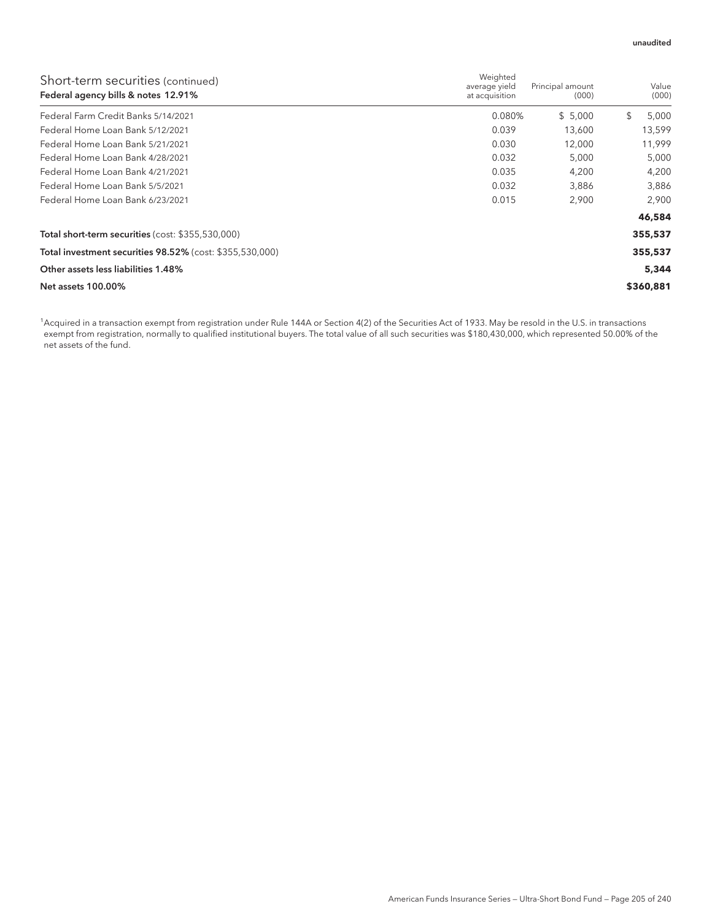unaudited

| Short-term securities (continued)<br>**Federal agency bills & notes 12.91%** | Weighted average yield at acquisition | Principal amount (000) | Value (000) |
|---|---|---|---|
| Federal Farm Credit Banks 5/14/2021 | 0.080% | $ 5,000 | $ 5,000 |
| Federal Home Loan Bank 5/12/2021 | 0.039 | 13,600 | 13,599 |
| Federal Home Loan Bank 5/21/2021 | 0.030 | 12,000 | 11,999 |
| Federal Home Loan Bank 4/28/2021 | 0.032 | 5,000 | 5,000 |
| Federal Home Loan Bank 4/21/2021 | 0.035 | 4,200 | 4,200 |
| Federal Home Loan Bank 5/5/2021 | 0.032 | 3,886 | 3,886 |
| Federal Home Loan Bank 6/23/2021 | 0.015 | 2,900 | 2,900 |
| | | | **46,584** |
| **Total short-term securities** (cost: $355,530,000) | | | **355,537** |
| **Total investment securities 98.52%** (cost: $355,530,000) | | | **355,537** |
| **Other assets less liabilities 1.48%** | | | **5,344** |
| **Net assets 100.00%** | | | **$360,881** |

[1]Acquired in a transaction exempt from registration under Rule 144A or Section 4(2) of the Securities Act of 1933. May be resold in the U.S. in transactions exempt from registration, normally to qualified institutional buyers. The total value of all such securities was $180,430,000, which represented 50.00% of the net assets of the fund.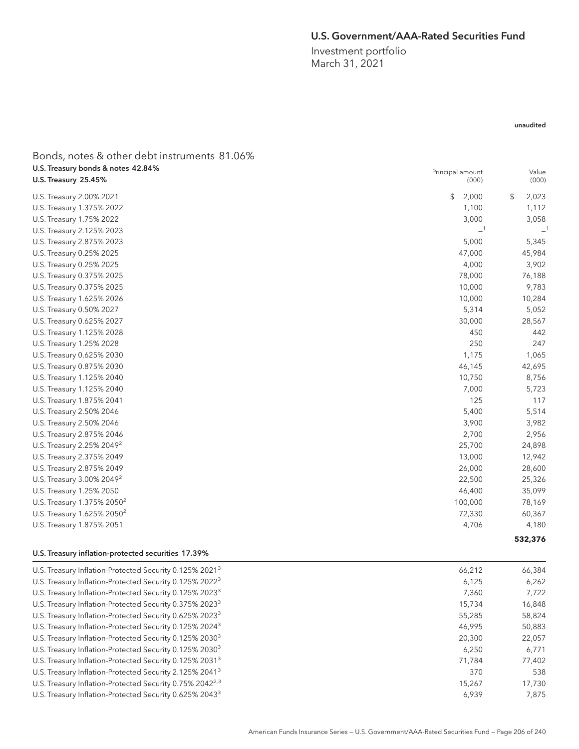# U.S. Government/AAA-Rated Securities Fund

Investment portfolio
March 31, 2021

unaudited

## Bonds, notes & other debt instruments 81.06%

### U.S. Treasury bonds & notes 42.84%

| U.S. Treasury 25.45% | Principal amount (000) | Value (000) |
|---|---|---|
| U.S. Treasury 2.00% 2021 | $ 2,000 | $ 2,023 |
| U.S. Treasury 1.375% 2022 | 1,100 | 1,112 |
| U.S. Treasury 1.75% 2022 | 3,000 | 3,058 |
| U.S. Treasury 2.125% 2023 | —[1] | —[1] |
| U.S. Treasury 2.875% 2023 | 5,000 | 5,345 |
| U.S. Treasury 0.25% 2025 | 47,000 | 45,984 |
| U.S. Treasury 0.25% 2025 | 4,000 | 3,902 |
| U.S. Treasury 0.375% 2025 | 78,000 | 76,188 |
| U.S. Treasury 0.375% 2025 | 10,000 | 9,783 |
| U.S. Treasury 1.625% 2026 | 10,000 | 10,284 |
| U.S. Treasury 0.50% 2027 | 5,314 | 5,052 |
| U.S. Treasury 0.625% 2027 | 30,000 | 28,567 |
| U.S. Treasury 1.125% 2028 | 450 | 442 |
| U.S. Treasury 1.25% 2028 | 250 | 247 |
| U.S. Treasury 0.625% 2030 | 1,175 | 1,065 |
| U.S. Treasury 0.875% 2030 | 46,145 | 42,695 |
| U.S. Treasury 1.125% 2040 | 10,750 | 8,756 |
| U.S. Treasury 1.125% 2040 | 7,000 | 5,723 |
| U.S. Treasury 1.875% 2041 | 125 | 117 |
| U.S. Treasury 2.50% 2046 | 5,400 | 5,514 |
| U.S. Treasury 2.50% 2046 | 3,900 | 3,982 |
| U.S. Treasury 2.875% 2046 | 2,700 | 2,956 |
| U.S. Treasury 2.25% 2049[2] | 25,700 | 24,898 |
| U.S. Treasury 2.375% 2049 | 13,000 | 12,942 |
| U.S. Treasury 2.875% 2049 | 26,000 | 28,600 |
| U.S. Treasury 3.00% 2049[2] | 22,500 | 25,326 |
| U.S. Treasury 1.25% 2050 | 46,400 | 35,099 |
| U.S. Treasury 1.375% 2050[2] | 100,000 | 78,169 |
| U.S. Treasury 1.625% 2050[2] | 72,330 | 60,367 |
| U.S. Treasury 1.875% 2051 | 4,706 | 4,180 |
| | | **532,376** |

### U.S. Treasury inflation-protected securities 17.39%

| | | |
|---|---|---|
| U.S. Treasury Inflation-Protected Security 0.125% 2021[3] | 66,212 | 66,384 |
| U.S. Treasury Inflation-Protected Security 0.125% 2022[3] | 6,125 | 6,262 |
| U.S. Treasury Inflation-Protected Security 0.125% 2023[3] | 7,360 | 7,722 |
| U.S. Treasury Inflation-Protected Security 0.375% 2023[3] | 15,734 | 16,848 |
| U.S. Treasury Inflation-Protected Security 0.625% 2023[3] | 55,285 | 58,824 |
| U.S. Treasury Inflation-Protected Security 0.125% 2024[3] | 46,995 | 50,883 |
| U.S. Treasury Inflation-Protected Security 0.125% 2030[3] | 20,300 | 22,057 |
| U.S. Treasury Inflation-Protected Security 0.125% 2030[3] | 6,250 | 6,771 |
| U.S. Treasury Inflation-Protected Security 0.125% 2031[3] | 71,784 | 77,402 |
| U.S. Treasury Inflation-Protected Security 2.125% 2041[3] | 370 | 538 |
| U.S. Treasury Inflation-Protected Security 0.75% 2042[2,3] | 15,267 | 17,730 |
| U.S. Treasury Inflation-Protected Security 0.625% 2043[3] | 6,939 | 7,875 |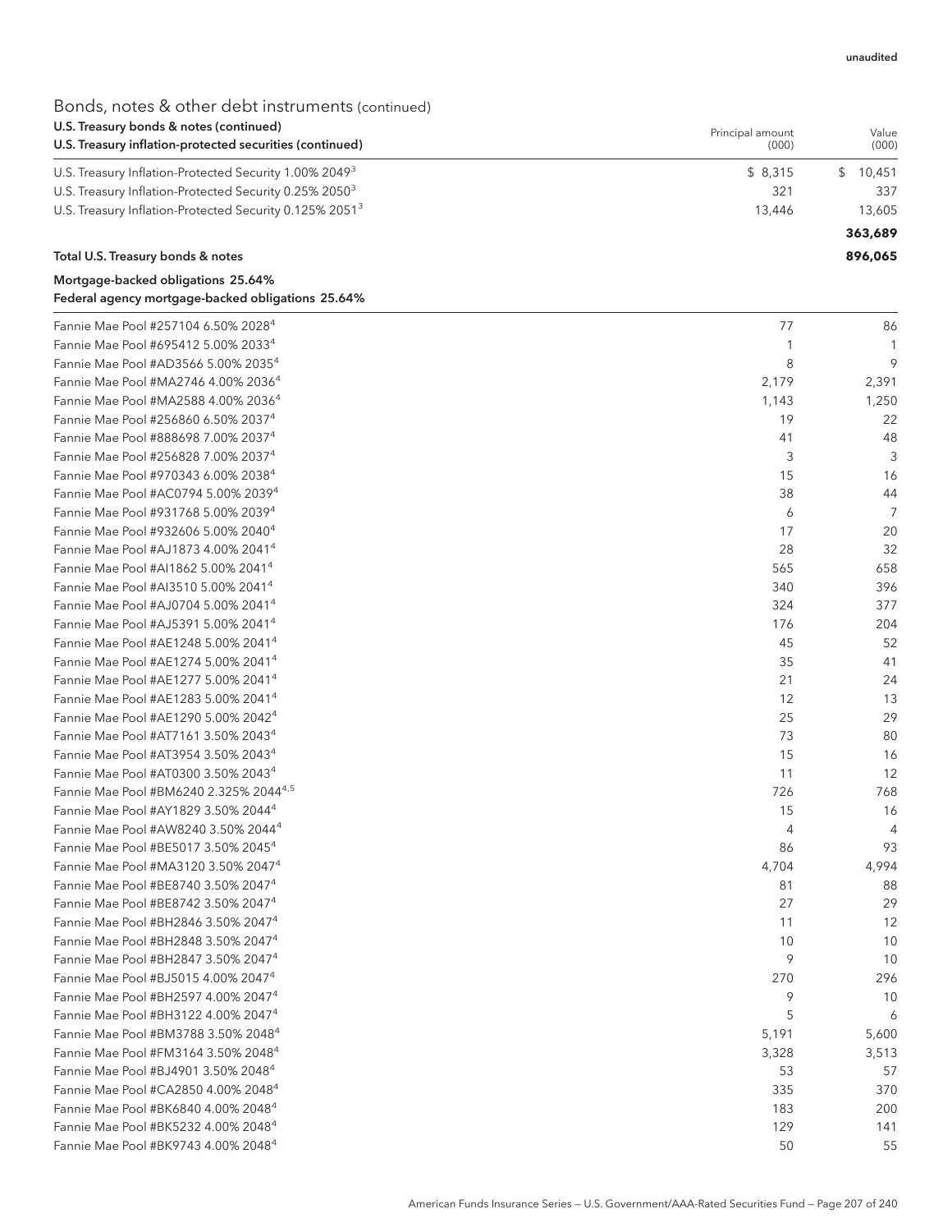unaudited

## Bonds, notes & other debt instruments (continued)

**U.S. Treasury bonds & notes (continued)**
**U.S. Treasury inflation-protected securities (continued)**

| | Principal amount (000) | Value (000) |
|---|---|---|
| U.S. Treasury Inflation-Protected Security 1.00% 2049[3] | $ 8,315 | $ 10,451 |
| U.S. Treasury Inflation-Protected Security 0.25% 2050[3] | 321 | 337 |
| U.S. Treasury Inflation-Protected Security 0.125% 2051[3] | 13,446 | 13,605 |
| | | **363,689** |
| **Total U.S. Treasury bonds & notes** | | **896,065** |

**Mortgage-backed obligations 25.64%**
**Federal agency mortgage-backed obligations 25.64%**

| | Principal amount (000) | Value (000) |
|---|---|---|
| Fannie Mae Pool #257104 6.50% 2028[4] | 77 | 86 |
| Fannie Mae Pool #695412 5.00% 2033[4] | 1 | 1 |
| Fannie Mae Pool #AD3566 5.00% 2035[4] | 8 | 9 |
| Fannie Mae Pool #MA2746 4.00% 2036[4] | 2,179 | 2,391 |
| Fannie Mae Pool #MA2588 4.00% 2036[4] | 1,143 | 1,250 |
| Fannie Mae Pool #256860 6.50% 2037[4] | 19 | 22 |
| Fannie Mae Pool #888698 7.00% 2037[4] | 41 | 48 |
| Fannie Mae Pool #256828 7.00% 2037[4] | 3 | 3 |
| Fannie Mae Pool #970343 6.00% 2038[4] | 15 | 16 |
| Fannie Mae Pool #AC0794 5.00% 2039[4] | 38 | 44 |
| Fannie Mae Pool #931768 5.00% 2039[4] | 6 | 7 |
| Fannie Mae Pool #932606 5.00% 2040[4] | 17 | 20 |
| Fannie Mae Pool #AJ1873 4.00% 2041[4] | 28 | 32 |
| Fannie Mae Pool #AI1862 5.00% 2041[4] | 565 | 658 |
| Fannie Mae Pool #AI3510 5.00% 2041[4] | 340 | 396 |
| Fannie Mae Pool #AJ0704 5.00% 2041[4] | 324 | 377 |
| Fannie Mae Pool #AJ5391 5.00% 2041[4] | 176 | 204 |
| Fannie Mae Pool #AE1248 5.00% 2041[4] | 45 | 52 |
| Fannie Mae Pool #AE1274 5.00% 2041[4] | 35 | 41 |
| Fannie Mae Pool #AE1277 5.00% 2041[4] | 21 | 24 |
| Fannie Mae Pool #AE1283 5.00% 2041[4] | 12 | 13 |
| Fannie Mae Pool #AE1290 5.00% 2042[4] | 25 | 29 |
| Fannie Mae Pool #AT7161 3.50% 2043[4] | 73 | 80 |
| Fannie Mae Pool #AT3954 3.50% 2043[4] | 15 | 16 |
| Fannie Mae Pool #AT0300 3.50% 2043[4] | 11 | 12 |
| Fannie Mae Pool #BM6240 2.325% 2044[4,5] | 726 | 768 |
| Fannie Mae Pool #AY1829 3.50% 2044[4] | 15 | 16 |
| Fannie Mae Pool #AW8240 3.50% 2044[4] | 4 | 4 |
| Fannie Mae Pool #BE5017 3.50% 2045[4] | 86 | 93 |
| Fannie Mae Pool #MA3120 3.50% 2047[4] | 4,704 | 4,994 |
| Fannie Mae Pool #BE8740 3.50% 2047[4] | 81 | 88 |
| Fannie Mae Pool #BE8742 3.50% 2047[4] | 27 | 29 |
| Fannie Mae Pool #BH2846 3.50% 2047[4] | 11 | 12 |
| Fannie Mae Pool #BH2848 3.50% 2047[4] | 10 | 10 |
| Fannie Mae Pool #BH2847 3.50% 2047[4] | 9 | 10 |
| Fannie Mae Pool #BJ5015 4.00% 2047[4] | 270 | 296 |
| Fannie Mae Pool #BH2597 4.00% 2047[4] | 9 | 10 |
| Fannie Mae Pool #BH3122 4.00% 2047[4] | 5 | 6 |
| Fannie Mae Pool #BM3788 3.50% 2048[4] | 5,191 | 5,600 |
| Fannie Mae Pool #FM3164 3.50% 2048[4] | 3,328 | 3,513 |
| Fannie Mae Pool #BJ4901 3.50% 2048[4] | 53 | 57 |
| Fannie Mae Pool #CA2850 4.00% 2048[4] | 335 | 370 |
| Fannie Mae Pool #BK6840 4.00% 2048[4] | 183 | 200 |
| Fannie Mae Pool #BK5232 4.00% 2048[4] | 129 | 141 |
| Fannie Mae Pool #BK9743 4.00% 2048[4] | 50 | 55 |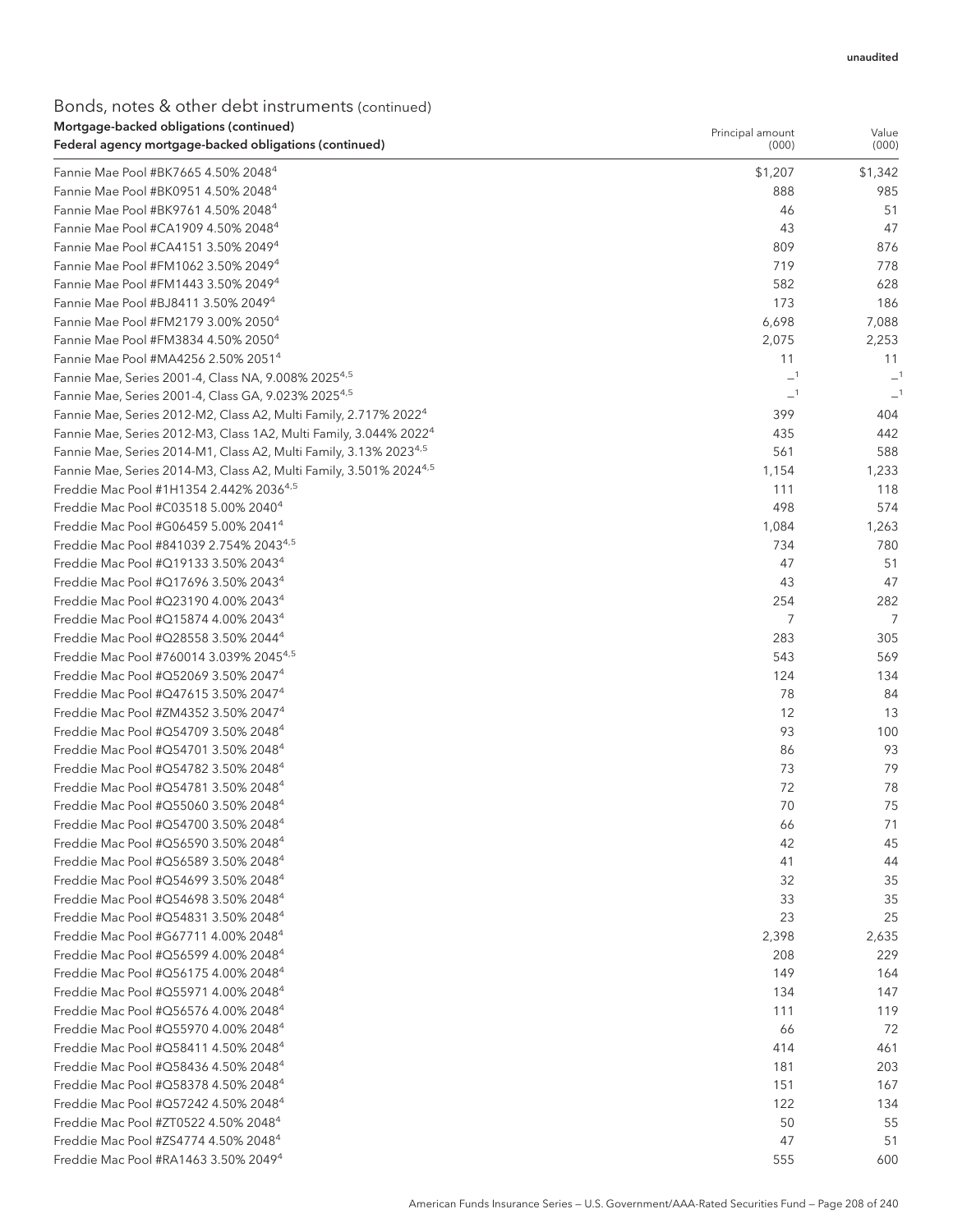## Bonds, notes & other debt instruments (continued)

| Mortgage-backed obligations (continued)<br>Federal agency mortgage-backed obligations (continued) | Principal amount (000) | Value (000) |
|---|---|---|
| Fannie Mae Pool #BK7665 4.50% 2048[4] | $1,207 | $1,342 |
| Fannie Mae Pool #BK0951 4.50% 2048[4] | 888 | 985 |
| Fannie Mae Pool #BK9761 4.50% 2048[4] | 46 | 51 |
| Fannie Mae Pool #CA1909 4.50% 2048[4] | 43 | 47 |
| Fannie Mae Pool #CA4151 3.50% 2049[4] | 809 | 876 |
| Fannie Mae Pool #FM1062 3.50% 2049[4] | 719 | 778 |
| Fannie Mae Pool #FM1443 3.50% 2049[4] | 582 | 628 |
| Fannie Mae Pool #BJ8411 3.50% 2049[4] | 173 | 186 |
| Fannie Mae Pool #FM2179 3.00% 2050[4] | 6,698 | 7,088 |
| Fannie Mae Pool #FM3834 4.50% 2050[4] | 2,075 | 2,253 |
| Fannie Mae Pool #MA4256 2.50% 2051[4] | 11 | 11 |
| Fannie Mae, Series 2001-4, Class NA, 9.008% 2025[4,5] | —[1] | —[1] |
| Fannie Mae, Series 2001-4, Class GA, 9.023% 2025[4,5] | —[1] | —[1] |
| Fannie Mae, Series 2012-M2, Class A2, Multi Family, 2.717% 2022[4] | 399 | 404 |
| Fannie Mae, Series 2012-M3, Class 1A2, Multi Family, 3.044% 2022[4] | 435 | 442 |
| Fannie Mae, Series 2014-M1, Class A2, Multi Family, 3.13% 2023[4,5] | 561 | 588 |
| Fannie Mae, Series 2014-M3, Class A2, Multi Family, 3.501% 2024[4,5] | 1,154 | 1,233 |
| Freddie Mac Pool #1H1354 2.442% 2036[4,5] | 111 | 118 |
| Freddie Mac Pool #C03518 5.00% 2040[4] | 498 | 574 |
| Freddie Mac Pool #G06459 5.00% 2041[4] | 1,084 | 1,263 |
| Freddie Mac Pool #841039 2.754% 2043[4,5] | 734 | 780 |
| Freddie Mac Pool #Q19133 3.50% 2043[4] | 47 | 51 |
| Freddie Mac Pool #Q17696 3.50% 2043[4] | 43 | 47 |
| Freddie Mac Pool #Q23190 4.00% 2043[4] | 254 | 282 |
| Freddie Mac Pool #Q15874 4.00% 2043[4] | 7 | 7 |
| Freddie Mac Pool #Q28558 3.50% 2044[4] | 283 | 305 |
| Freddie Mac Pool #760014 3.039% 2045[4,5] | 543 | 569 |
| Freddie Mac Pool #Q52069 3.50% 2047[4] | 124 | 134 |
| Freddie Mac Pool #Q47615 3.50% 2047[4] | 78 | 84 |
| Freddie Mac Pool #ZM4352 3.50% 2047[4] | 12 | 13 |
| Freddie Mac Pool #Q54709 3.50% 2048[4] | 93 | 100 |
| Freddie Mac Pool #Q54701 3.50% 2048[4] | 86 | 93 |
| Freddie Mac Pool #Q54782 3.50% 2048[4] | 73 | 79 |
| Freddie Mac Pool #Q54781 3.50% 2048[4] | 72 | 78 |
| Freddie Mac Pool #Q55060 3.50% 2048[4] | 70 | 75 |
| Freddie Mac Pool #Q54700 3.50% 2048[4] | 66 | 71 |
| Freddie Mac Pool #Q56590 3.50% 2048[4] | 42 | 45 |
| Freddie Mac Pool #Q56589 3.50% 2048[4] | 41 | 44 |
| Freddie Mac Pool #Q54699 3.50% 2048[4] | 32 | 35 |
| Freddie Mac Pool #Q54698 3.50% 2048[4] | 33 | 35 |
| Freddie Mac Pool #Q54831 3.50% 2048[4] | 23 | 25 |
| Freddie Mac Pool #G67711 4.00% 2048[4] | 2,398 | 2,635 |
| Freddie Mac Pool #Q56599 4.00% 2048[4] | 208 | 229 |
| Freddie Mac Pool #Q56175 4.00% 2048[4] | 149 | 164 |
| Freddie Mac Pool #Q55971 4.00% 2048[4] | 134 | 147 |
| Freddie Mac Pool #Q56576 4.00% 2048[4] | 111 | 119 |
| Freddie Mac Pool #Q55970 4.00% 2048[4] | 66 | 72 |
| Freddie Mac Pool #Q58411 4.50% 2048[4] | 414 | 461 |
| Freddie Mac Pool #Q58436 4.50% 2048[4] | 181 | 203 |
| Freddie Mac Pool #Q58378 4.50% 2048[4] | 151 | 167 |
| Freddie Mac Pool #Q57242 4.50% 2048[4] | 122 | 134 |
| Freddie Mac Pool #ZT0522 4.50% 2048[4] | 50 | 55 |
| Freddie Mac Pool #ZS4774 4.50% 2048[4] | 47 | 51 |
| Freddie Mac Pool #RA1463 3.50% 2049[4] | 555 | 600 |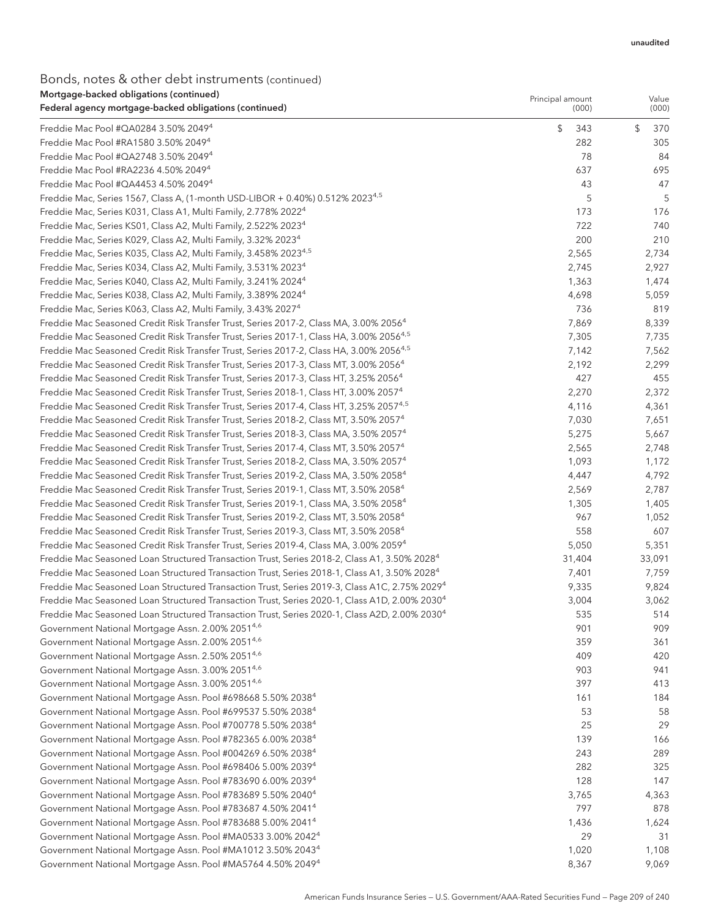unaudited

## Bonds, notes & other debt instruments (continued)

| Mortgage-backed obligations (continued)<br>Federal agency mortgage-backed obligations (continued) | Principal amount (000) | Value (000) |
|---|---|---|
| Freddie Mac Pool #QA0284 3.50% 2049[4] | $ 343 | $ 370 |
| Freddie Mac Pool #RA1580 3.50% 2049[4] | 282 | 305 |
| Freddie Mac Pool #QA2748 3.50% 2049[4] | 78 | 84 |
| Freddie Mac Pool #RA2236 4.50% 2049[4] | 637 | 695 |
| Freddie Mac Pool #QA4453 4.50% 2049[4] | 43 | 47 |
| Freddie Mac, Series 1567, Class A, (1-month USD-LIBOR + 0.40%) 0.512% 2023[4,5] | 5 | 5 |
| Freddie Mac, Series K031, Class A1, Multi Family, 2.778% 2022[4] | 173 | 176 |
| Freddie Mac, Series KS01, Class A2, Multi Family, 2.522% 2023[4] | 722 | 740 |
| Freddie Mac, Series K029, Class A2, Multi Family, 3.32% 2023[4] | 200 | 210 |
| Freddie Mac, Series K035, Class A2, Multi Family, 3.458% 2023[4,5] | 2,565 | 2,734 |
| Freddie Mac, Series K034, Class A2, Multi Family, 3.531% 2023[4] | 2,745 | 2,927 |
| Freddie Mac, Series K040, Class A2, Multi Family, 3.241% 2024[4] | 1,363 | 1,474 |
| Freddie Mac, Series K038, Class A2, Multi Family, 3.389% 2024[4] | 4,698 | 5,059 |
| Freddie Mac, Series K063, Class A2, Multi Family, 3.43% 2027[4] | 736 | 819 |
| Freddie Mac Seasoned Credit Risk Transfer Trust, Series 2017-2, Class MA, 3.00% 2056[4] | 7,869 | 8,339 |
| Freddie Mac Seasoned Credit Risk Transfer Trust, Series 2017-1, Class HA, 3.00% 2056[4,5] | 7,305 | 7,735 |
| Freddie Mac Seasoned Credit Risk Transfer Trust, Series 2017-2, Class HA, 3.00% 2056[4,5] | 7,142 | 7,562 |
| Freddie Mac Seasoned Credit Risk Transfer Trust, Series 2017-3, Class MT, 3.00% 2056[4] | 2,192 | 2,299 |
| Freddie Mac Seasoned Credit Risk Transfer Trust, Series 2017-3, Class HT, 3.25% 2056[4] | 427 | 455 |
| Freddie Mac Seasoned Credit Risk Transfer Trust, Series 2018-1, Class HT, 3.00% 2057[4] | 2,270 | 2,372 |
| Freddie Mac Seasoned Credit Risk Transfer Trust, Series 2017-4, Class HT, 3.25% 2057[4,5] | 4,116 | 4,361 |
| Freddie Mac Seasoned Credit Risk Transfer Trust, Series 2018-2, Class MT, 3.50% 2057[4] | 7,030 | 7,651 |
| Freddie Mac Seasoned Credit Risk Transfer Trust, Series 2018-3, Class MA, 3.50% 2057[4] | 5,275 | 5,667 |
| Freddie Mac Seasoned Credit Risk Transfer Trust, Series 2017-4, Class MT, 3.50% 2057[4] | 2,565 | 2,748 |
| Freddie Mac Seasoned Credit Risk Transfer Trust, Series 2018-2, Class MA, 3.50% 2057[4] | 1,093 | 1,172 |
| Freddie Mac Seasoned Credit Risk Transfer Trust, Series 2019-2, Class MA, 3.50% 2058[4] | 4,447 | 4,792 |
| Freddie Mac Seasoned Credit Risk Transfer Trust, Series 2019-1, Class MT, 3.50% 2058[4] | 2,569 | 2,787 |
| Freddie Mac Seasoned Credit Risk Transfer Trust, Series 2019-1, Class MA, 3.50% 2058[4] | 1,305 | 1,405 |
| Freddie Mac Seasoned Credit Risk Transfer Trust, Series 2019-2, Class MT, 3.50% 2058[4] | 967 | 1,052 |
| Freddie Mac Seasoned Credit Risk Transfer Trust, Series 2019-3, Class MT, 3.50% 2058[4] | 558 | 607 |
| Freddie Mac Seasoned Credit Risk Transfer Trust, Series 2019-4, Class MA, 3.00% 2059[4] | 5,050 | 5,351 |
| Freddie Mac Seasoned Loan Structured Transaction Trust, Series 2018-2, Class A1, 3.50% 2028[4] | 31,404 | 33,091 |
| Freddie Mac Seasoned Loan Structured Transaction Trust, Series 2018-1, Class A1, 3.50% 2028[4] | 7,401 | 7,759 |
| Freddie Mac Seasoned Loan Structured Transaction Trust, Series 2019-3, Class A1C, 2.75% 2029[4] | 9,335 | 9,824 |
| Freddie Mac Seasoned Loan Structured Transaction Trust, Series 2020-1, Class A1D, 2.00% 2030[4] | 3,004 | 3,062 |
| Freddie Mac Seasoned Loan Structured Transaction Trust, Series 2020-1, Class A2D, 2.00% 2030[4] | 535 | 514 |
| Government National Mortgage Assn. 2.00% 2051[4,6] | 901 | 909 |
| Government National Mortgage Assn. 2.00% 2051[4,6] | 359 | 361 |
| Government National Mortgage Assn. 2.50% 2051[4,6] | 409 | 420 |
| Government National Mortgage Assn. 3.00% 2051[4,6] | 903 | 941 |
| Government National Mortgage Assn. 3.00% 2051[4,6] | 397 | 413 |
| Government National Mortgage Assn. Pool #698668 5.50% 2038[4] | 161 | 184 |
| Government National Mortgage Assn. Pool #699537 5.50% 2038[4] | 53 | 58 |
| Government National Mortgage Assn. Pool #700778 5.50% 2038[4] | 25 | 29 |
| Government National Mortgage Assn. Pool #782365 6.00% 2038[4] | 139 | 166 |
| Government National Mortgage Assn. Pool #004269 6.50% 2038[4] | 243 | 289 |
| Government National Mortgage Assn. Pool #698406 5.00% 2039[4] | 282 | 325 |
| Government National Mortgage Assn. Pool #783690 6.00% 2039[4] | 128 | 147 |
| Government National Mortgage Assn. Pool #783689 5.50% 2040[4] | 3,765 | 4,363 |
| Government National Mortgage Assn. Pool #783687 4.50% 2041[4] | 797 | 878 |
| Government National Mortgage Assn. Pool #783688 5.00% 2041[4] | 1,436 | 1,624 |
| Government National Mortgage Assn. Pool #MA0533 3.00% 2042[4] | 29 | 31 |
| Government National Mortgage Assn. Pool #MA1012 3.50% 2043[4] | 1,020 | 1,108 |
| Government National Mortgage Assn. Pool #MA5764 4.50% 2049[4] | 8,367 | 9,069 |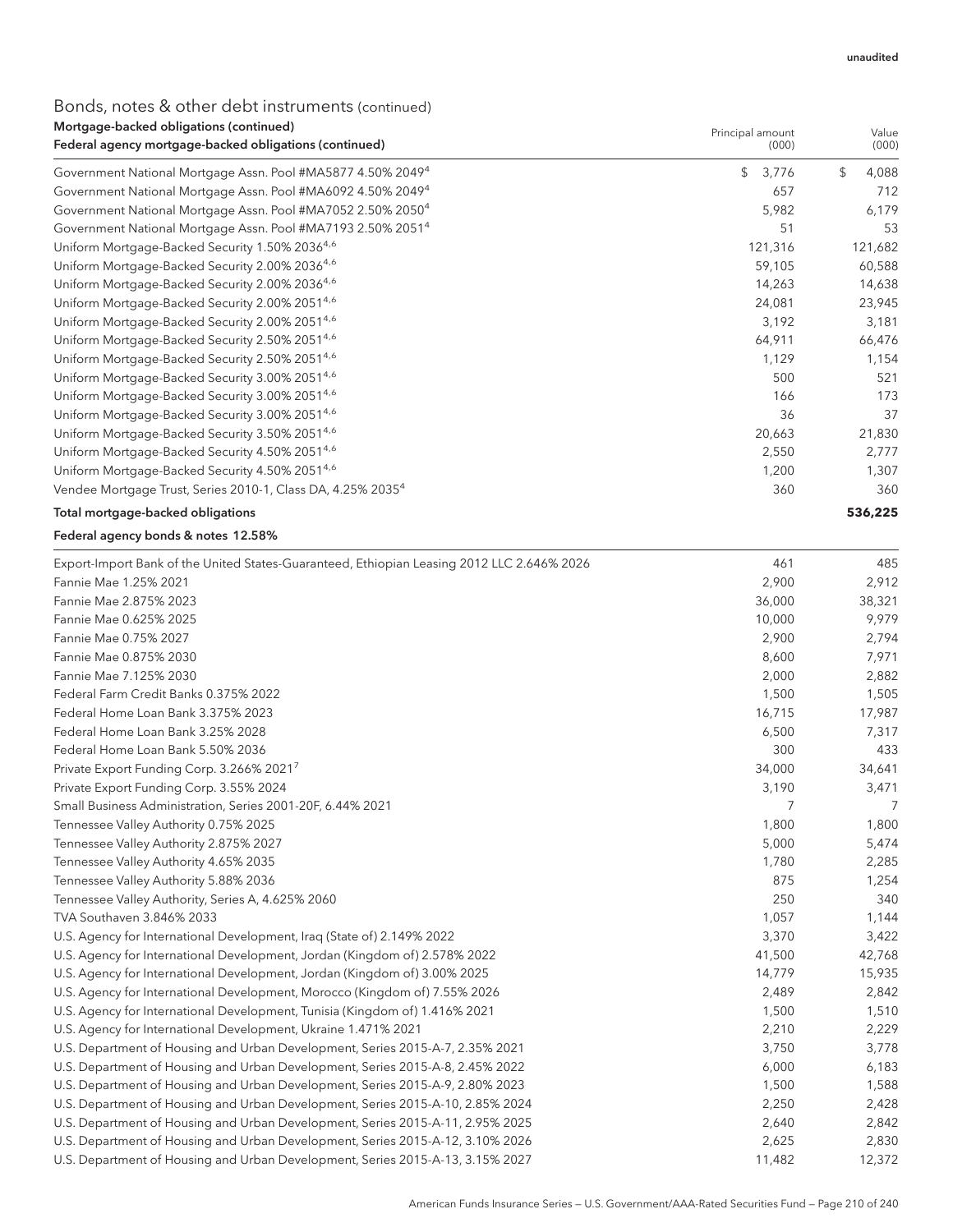unaudited

## Bonds, notes & other debt instruments (continued)

| Mortgage-backed obligations (continued)<br>Federal agency mortgage-backed obligations (continued) | Principal amount (000) | Value (000) |
|---|---|---|
| Government National Mortgage Assn. Pool #MA5877 4.50% 2049[4] | $ 3,776 | $ 4,088 |
| Government National Mortgage Assn. Pool #MA6092 4.50% 2049[4] | 657 | 712 |
| Government National Mortgage Assn. Pool #MA7052 2.50% 2050[4] | 5,982 | 6,179 |
| Government National Mortgage Assn. Pool #MA7193 2.50% 2051[4] | 51 | 53 |
| Uniform Mortgage-Backed Security 1.50% 2036[4,6] | 121,316 | 121,682 |
| Uniform Mortgage-Backed Security 2.00% 2036[4,6] | 59,105 | 60,588 |
| Uniform Mortgage-Backed Security 2.00% 2036[4,6] | 14,263 | 14,638 |
| Uniform Mortgage-Backed Security 2.00% 2051[4,6] | 24,081 | 23,945 |
| Uniform Mortgage-Backed Security 2.00% 2051[4,6] | 3,192 | 3,181 |
| Uniform Mortgage-Backed Security 2.50% 2051[4,6] | 64,911 | 66,476 |
| Uniform Mortgage-Backed Security 2.50% 2051[4,6] | 1,129 | 1,154 |
| Uniform Mortgage-Backed Security 3.00% 2051[4,6] | 500 | 521 |
| Uniform Mortgage-Backed Security 3.00% 2051[4,6] | 166 | 173 |
| Uniform Mortgage-Backed Security 3.00% 2051[4,6] | 36 | 37 |
| Uniform Mortgage-Backed Security 3.50% 2051[4,6] | 20,663 | 21,830 |
| Uniform Mortgage-Backed Security 4.50% 2051[4,6] | 2,550 | 2,777 |
| Uniform Mortgage-Backed Security 4.50% 2051[4,6] | 1,200 | 1,307 |
| Vendee Mortgage Trust, Series 2010-1, Class DA, 4.25% 2035[4] | 360 | 360 |
| **Total mortgage-backed obligations** | | **536,225** |
| **Federal agency bonds & notes 12.58%** | | |
| Export-Import Bank of the United States-Guaranteed, Ethiopian Leasing 2012 LLC 2.646% 2026 | 461 | 485 |
| Fannie Mae 1.25% 2021 | 2,900 | 2,912 |
| Fannie Mae 2.875% 2023 | 36,000 | 38,321 |
| Fannie Mae 0.625% 2025 | 10,000 | 9,979 |
| Fannie Mae 0.75% 2027 | 2,900 | 2,794 |
| Fannie Mae 0.875% 2030 | 8,600 | 7,971 |
| Fannie Mae 7.125% 2030 | 2,000 | 2,882 |
| Federal Farm Credit Banks 0.375% 2022 | 1,500 | 1,505 |
| Federal Home Loan Bank 3.375% 2023 | 16,715 | 17,987 |
| Federal Home Loan Bank 3.25% 2028 | 6,500 | 7,317 |
| Federal Home Loan Bank 5.50% 2036 | 300 | 433 |
| Private Export Funding Corp. 3.266% 2021[7] | 34,000 | 34,641 |
| Private Export Funding Corp. 3.55% 2024 | 3,190 | 3,471 |
| Small Business Administration, Series 2001-20F, 6.44% 2021 | 7 | 7 |
| Tennessee Valley Authority 0.75% 2025 | 1,800 | 1,800 |
| Tennessee Valley Authority 2.875% 2027 | 5,000 | 5,474 |
| Tennessee Valley Authority 4.65% 2035 | 1,780 | 2,285 |
| Tennessee Valley Authority 5.88% 2036 | 875 | 1,254 |
| Tennessee Valley Authority, Series A, 4.625% 2060 | 250 | 340 |
| TVA Southaven 3.846% 2033 | 1,057 | 1,144 |
| U.S. Agency for International Development, Iraq (State of) 2.149% 2022 | 3,370 | 3,422 |
| U.S. Agency for International Development, Jordan (Kingdom of) 2.578% 2022 | 41,500 | 42,768 |
| U.S. Agency for International Development, Jordan (Kingdom of) 3.00% 2025 | 14,779 | 15,935 |
| U.S. Agency for International Development, Morocco (Kingdom of) 7.55% 2026 | 2,489 | 2,842 |
| U.S. Agency for International Development, Tunisia (Kingdom of) 1.416% 2021 | 1,500 | 1,510 |
| U.S. Agency for International Development, Ukraine 1.471% 2021 | 2,210 | 2,229 |
| U.S. Department of Housing and Urban Development, Series 2015-A-7, 2.35% 2021 | 3,750 | 3,778 |
| U.S. Department of Housing and Urban Development, Series 2015-A-8, 2.45% 2022 | 6,000 | 6,183 |
| U.S. Department of Housing and Urban Development, Series 2015-A-9, 2.80% 2023 | 1,500 | 1,588 |
| U.S. Department of Housing and Urban Development, Series 2015-A-10, 2.85% 2024 | 2,250 | 2,428 |
| U.S. Department of Housing and Urban Development, Series 2015-A-11, 2.95% 2025 | 2,640 | 2,842 |
| U.S. Department of Housing and Urban Development, Series 2015-A-12, 3.10% 2026 | 2,625 | 2,830 |
| U.S. Department of Housing and Urban Development, Series 2015-A-13, 3.15% 2027 | 11,482 | 12,372 |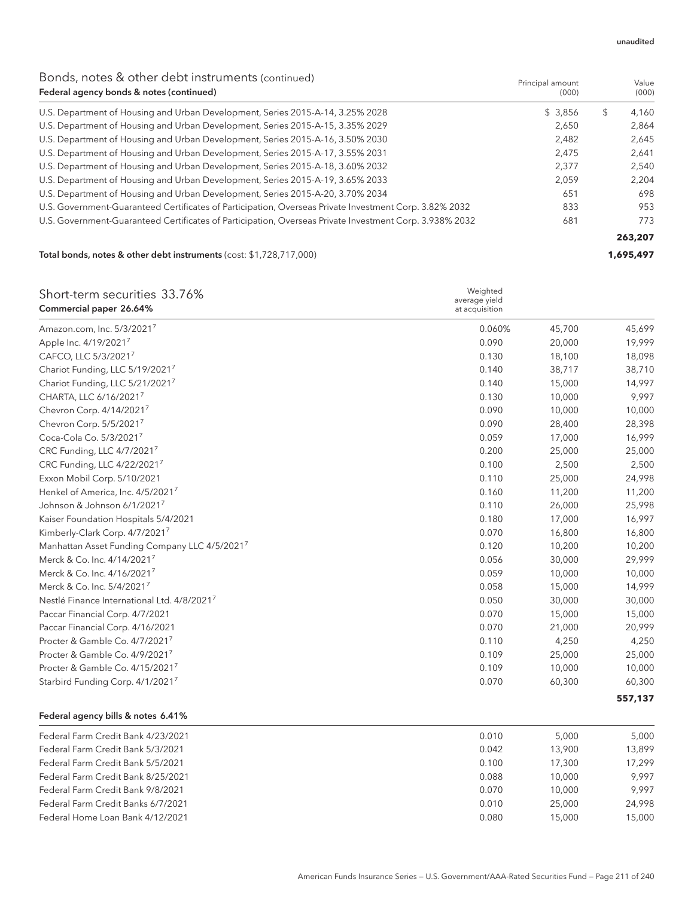unaudited

## Bonds, notes & other debt instruments (continued)

**Federal agency bonds & notes (continued)**

| | Principal amount (000) | Value (000) |
|---|---|---|
| U.S. Department of Housing and Urban Development, Series 2015-A-14, 3.25% 2028 | $ 3,856 | $ 4,160 |
| U.S. Department of Housing and Urban Development, Series 2015-A-15, 3.35% 2029 | 2,650 | 2,864 |
| U.S. Department of Housing and Urban Development, Series 2015-A-16, 3.50% 2030 | 2,482 | 2,645 |
| U.S. Department of Housing and Urban Development, Series 2015-A-17, 3.55% 2031 | 2,475 | 2,641 |
| U.S. Department of Housing and Urban Development, Series 2015-A-18, 3.60% 2032 | 2,377 | 2,540 |
| U.S. Department of Housing and Urban Development, Series 2015-A-19, 3.65% 2033 | 2,059 | 2,204 |
| U.S. Department of Housing and Urban Development, Series 2015-A-20, 3.70% 2034 | 651 | 698 |
| U.S. Government-Guaranteed Certificates of Participation, Overseas Private Investment Corp. 3.82% 2032 | 833 | 953 |
| U.S. Government-Guaranteed Certificates of Participation, Overseas Private Investment Corp. 3.938% 2032 | 681 | 773 |
| | | **263,207** |
| **Total bonds, notes & other debt instruments** (cost: $1,728,717,000) | | **1,695,497** |

## Short-term securities 33.76%

**Commercial paper 26.64%**

| | Weighted average yield at acquisition | | |
|---|---|---|---|
| Amazon.com, Inc. 5/3/2021[7] | 0.060% | 45,700 | 45,699 |
| Apple Inc. 4/19/2021[7] | 0.090 | 20,000 | 19,999 |
| CAFCO, LLC 5/3/2021[7] | 0.130 | 18,100 | 18,098 |
| Chariot Funding, LLC 5/19/2021[7] | 0.140 | 38,717 | 38,710 |
| Chariot Funding, LLC 5/21/2021[7] | 0.140 | 15,000 | 14,997 |
| CHARTA, LLC 6/16/2021[7] | 0.130 | 10,000 | 9,997 |
| Chevron Corp. 4/14/2021[7] | 0.090 | 10,000 | 10,000 |
| Chevron Corp. 5/5/2021[7] | 0.090 | 28,400 | 28,398 |
| Coca-Cola Co. 5/3/2021[7] | 0.059 | 17,000 | 16,999 |
| CRC Funding, LLC 4/7/2021[7] | 0.200 | 25,000 | 25,000 |
| CRC Funding, LLC 4/22/2021[7] | 0.100 | 2,500 | 2,500 |
| Exxon Mobil Corp. 5/10/2021 | 0.110 | 25,000 | 24,998 |
| Henkel of America, Inc. 4/5/2021[7] | 0.160 | 11,200 | 11,200 |
| Johnson & Johnson 6/1/2021[7] | 0.110 | 26,000 | 25,998 |
| Kaiser Foundation Hospitals 5/4/2021 | 0.180 | 17,000 | 16,997 |
| Kimberly-Clark Corp. 4/7/2021[7] | 0.070 | 16,800 | 16,800 |
| Manhattan Asset Funding Company LLC 4/5/2021[7] | 0.120 | 10,200 | 10,200 |
| Merck & Co. Inc. 4/14/2021[7] | 0.056 | 30,000 | 29,999 |
| Merck & Co. Inc. 4/16/2021[7] | 0.059 | 10,000 | 10,000 |
| Merck & Co. Inc. 5/4/2021[7] | 0.058 | 15,000 | 14,999 |
| Nestlé Finance International Ltd. 4/8/2021[7] | 0.050 | 30,000 | 30,000 |
| Paccar Financial Corp. 4/7/2021 | 0.070 | 15,000 | 15,000 |
| Paccar Financial Corp. 4/16/2021 | 0.070 | 21,000 | 20,999 |
| Procter & Gamble Co. 4/7/2021[7] | 0.110 | 4,250 | 4,250 |
| Procter & Gamble Co. 4/9/2021[7] | 0.109 | 25,000 | 25,000 |
| Procter & Gamble Co. 4/15/2021[7] | 0.109 | 10,000 | 10,000 |
| Starbird Funding Corp. 4/1/2021[7] | 0.070 | 60,300 | 60,300 |
| | | | **557,137** |

**Federal agency bills & notes 6.41%**

| | | | |
|---|---|---|---|
| Federal Farm Credit Bank 4/23/2021 | 0.010 | 5,000 | 5,000 |
| Federal Farm Credit Bank 5/3/2021 | 0.042 | 13,900 | 13,899 |
| Federal Farm Credit Bank 5/5/2021 | 0.100 | 17,300 | 17,299 |
| Federal Farm Credit Bank 8/25/2021 | 0.088 | 10,000 | 9,997 |
| Federal Farm Credit Bank 9/8/2021 | 0.070 | 10,000 | 9,997 |
| Federal Farm Credit Banks 6/7/2021 | 0.010 | 25,000 | 24,998 |
| Federal Home Loan Bank 4/12/2021 | 0.080 | 15,000 | 15,000 |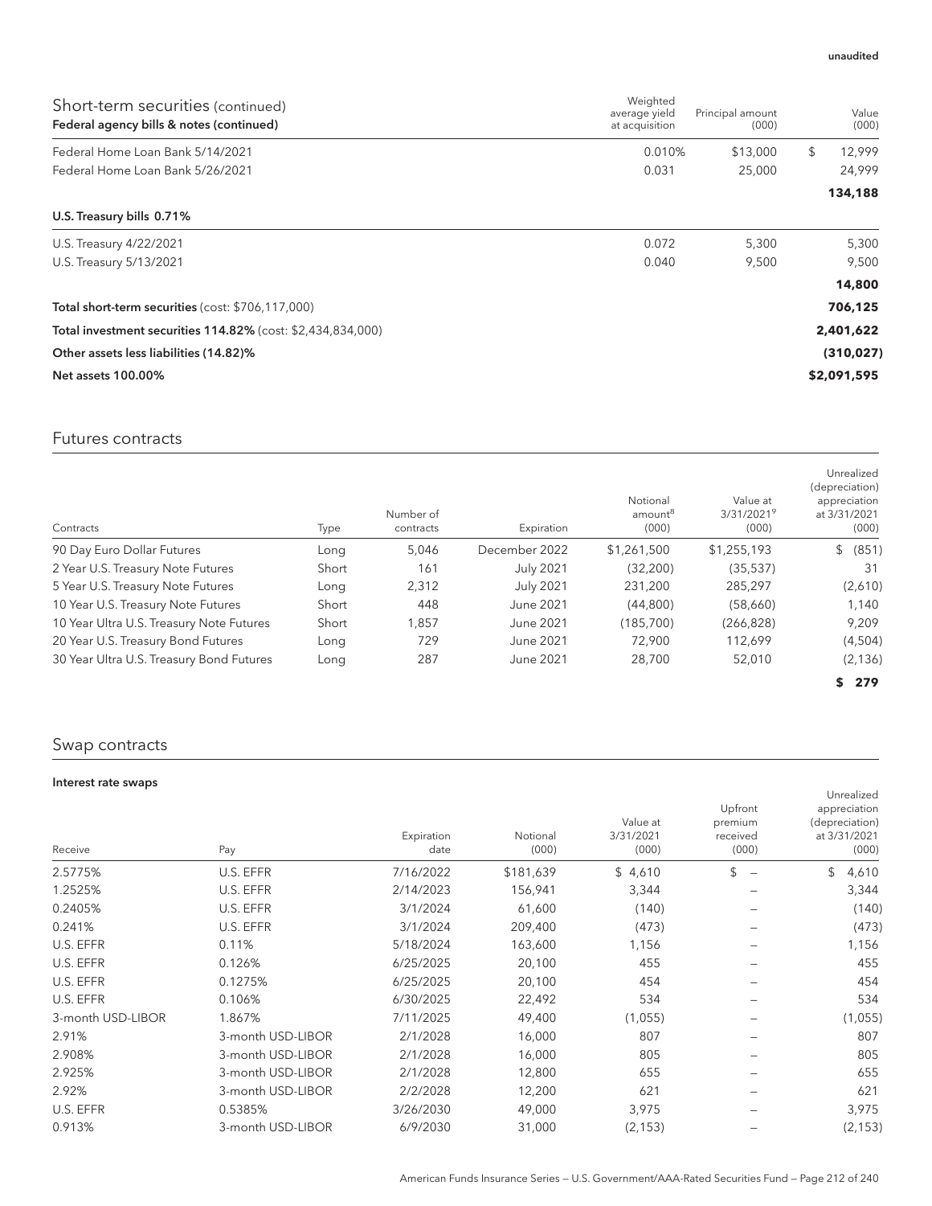unaudited

| Short-term securities (continued)<br>Federal agency bills & notes (continued) | Weighted average yield at acquisition | Principal amount (000) | Value (000) |
|---|---|---|---|
| Federal Home Loan Bank 5/14/2021 | 0.010% | $13,000 | $ 12,999 |
| Federal Home Loan Bank 5/26/2021 | 0.031 | 25,000 | 24,999 |
| | | | **134,188** |
| **U.S. Treasury bills 0.71%** | | | |
| U.S. Treasury 4/22/2021 | 0.072 | 5,300 | 5,300 |
| U.S. Treasury 5/13/2021 | 0.040 | 9,500 | 9,500 |
| | | | **14,800** |
| **Total short-term securities** (cost: $706,117,000) | | | **706,125** |
| **Total investment securities 114.82%** (cost: $2,434,834,000) | | | **2,401,622** |
| **Other assets less liabilities (14.82)%** | | | **(310,027)** |
| **Net assets 100.00%** | | | **$2,091,595** |

## Futures contracts

| Contracts | Type | Number of contracts | Expiration | Notional amount[8] (000) | Value at 3/31/2021[9] (000) | Unrealized (depreciation) appreciation at 3/31/2021 (000) |
|---|---|---|---|---|---|---|
| 90 Day Euro Dollar Futures | Long | 5,046 | December 2022 | $1,261,500 | $1,255,193 | $ (851) |
| 2 Year U.S. Treasury Note Futures | Short | 161 | July 2021 | (32,200) | (35,537) | 31 |
| 5 Year U.S. Treasury Note Futures | Long | 2,312 | July 2021 | 231,200 | 285,297 | (2,610) |
| 10 Year U.S. Treasury Note Futures | Short | 448 | June 2021 | (44,800) | (58,660) | 1,140 |
| 10 Year Ultra U.S. Treasury Note Futures | Short | 1,857 | June 2021 | (185,700) | (266,828) | 9,209 |
| 20 Year U.S. Treasury Bond Futures | Long | 729 | June 2021 | 72,900 | 112,699 | (4,504) |
| 30 Year Ultra U.S. Treasury Bond Futures | Long | 287 | June 2021 | 28,700 | 52,010 | (2,136) |
| | | | | | | **$ 279** |

## Swap contracts

### Interest rate swaps

| Receive | Pay | Expiration date | Notional (000) | Value at 3/31/2021 (000) | Upfront premium received (000) | Unrealized appreciation (depreciation) at 3/31/2021 (000) |
|---|---|---|---|---|---|---|
| 2.5775% | U.S. EFFR | 7/16/2022 | $181,639 | $ 4,610 | $ – | $ 4,610 |
| 1.2525% | U.S. EFFR | 2/14/2023 | 156,941 | 3,344 | – | 3,344 |
| 0.2405% | U.S. EFFR | 3/1/2024 | 61,600 | (140) | – | (140) |
| 0.241% | U.S. EFFR | 3/1/2024 | 209,400 | (473) | – | (473) |
| U.S. EFFR | 0.11% | 5/18/2024 | 163,600 | 1,156 | – | 1,156 |
| U.S. EFFR | 0.126% | 6/25/2025 | 20,100 | 455 | – | 455 |
| U.S. EFFR | 0.1275% | 6/25/2025 | 20,100 | 454 | – | 454 |
| U.S. EFFR | 0.106% | 6/30/2025 | 22,492 | 534 | – | 534 |
| 3-month USD-LIBOR | 1.867% | 7/11/2025 | 49,400 | (1,055) | – | (1,055) |
| 2.91% | 3-month USD-LIBOR | 2/1/2028 | 16,000 | 807 | – | 807 |
| 2.908% | 3-month USD-LIBOR | 2/1/2028 | 16,000 | 805 | – | 805 |
| 2.925% | 3-month USD-LIBOR | 2/1/2028 | 12,800 | 655 | – | 655 |
| 2.92% | 3-month USD-LIBOR | 2/2/2028 | 12,200 | 621 | – | 621 |
| U.S. EFFR | 0.5385% | 3/26/2030 | 49,000 | 3,975 | – | 3,975 |
| 0.913% | 3-month USD-LIBOR | 6/9/2030 | 31,000 | (2,153) | – | (2,153) |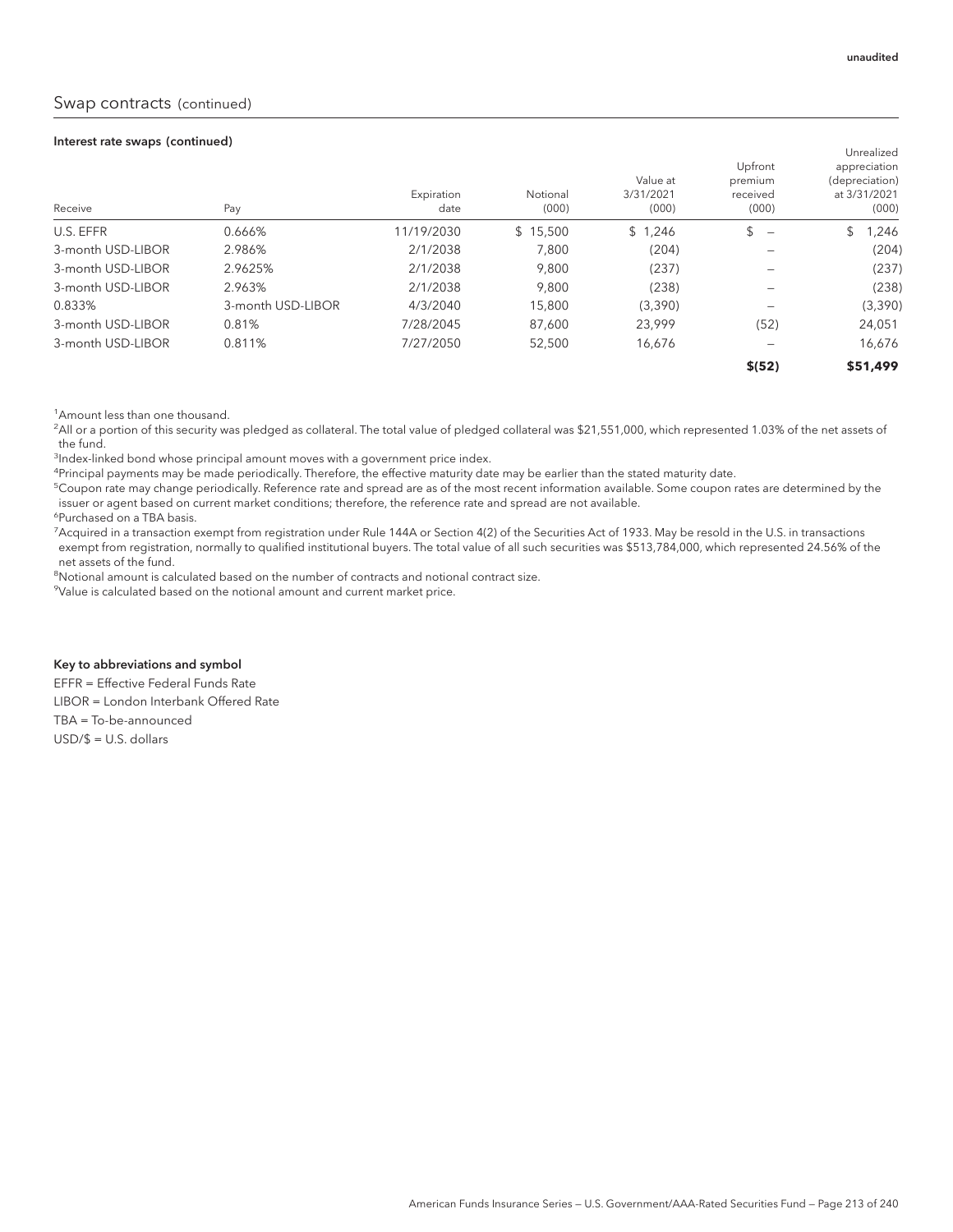unaudited

## Swap contracts (continued)

### Interest rate swaps (continued)

| Receive | Pay | Expiration date | Notional (000) | Value at 3/31/2021 (000) | Upfront premium received (000) | Unrealized appreciation (depreciation) at 3/31/2021 (000) |
|---|---|---|---|---|---|---|
| U.S. EFFR | 0.666% | 11/19/2030 | $ 15,500 | $ 1,246 | $ – | $ 1,246 |
| 3-month USD-LIBOR | 2.986% | 2/1/2038 | 7,800 | (204) | – | (204) |
| 3-month USD-LIBOR | 2.9625% | 2/1/2038 | 9,800 | (237) | – | (237) |
| 3-month USD-LIBOR | 2.963% | 2/1/2038 | 9,800 | (238) | – | (238) |
| 0.833% | 3-month USD-LIBOR | 4/3/2040 | 15,800 | (3,390) | – | (3,390) |
| 3-month USD-LIBOR | 0.81% | 7/28/2045 | 87,600 | 23,999 | (52) | 24,051 |
| 3-month USD-LIBOR | 0.811% | 7/27/2050 | 52,500 | 16,676 | – | 16,676 |
| | | | | | **$(52)** | **$51,499** |

[1]Amount less than one thousand.

[2]All or a portion of this security was pledged as collateral. The total value of pledged collateral was $21,551,000, which represented 1.03% of the net assets of the fund.

[3]Index-linked bond whose principal amount moves with a government price index.

[4]Principal payments may be made periodically. Therefore, the effective maturity date may be earlier than the stated maturity date.

[5]Coupon rate may change periodically. Reference rate and spread are as of the most recent information available. Some coupon rates are determined by the issuer or agent based on current market conditions; therefore, the reference rate and spread are not available.

[6]Purchased on a TBA basis.

[7]Acquired in a transaction exempt from registration under Rule 144A or Section 4(2) of the Securities Act of 1933. May be resold in the U.S. in transactions exempt from registration, normally to qualified institutional buyers. The total value of all such securities was $513,784,000, which represented 24.56% of the net assets of the fund.

[8]Notional amount is calculated based on the number of contracts and notional contract size.

[9]Value is calculated based on the notional amount and current market price.

**Key to abbreviations and symbol**

EFFR = Effective Federal Funds Rate

LIBOR = London Interbank Offered Rate

TBA = To-be-announced

USD/$ = U.S. dollars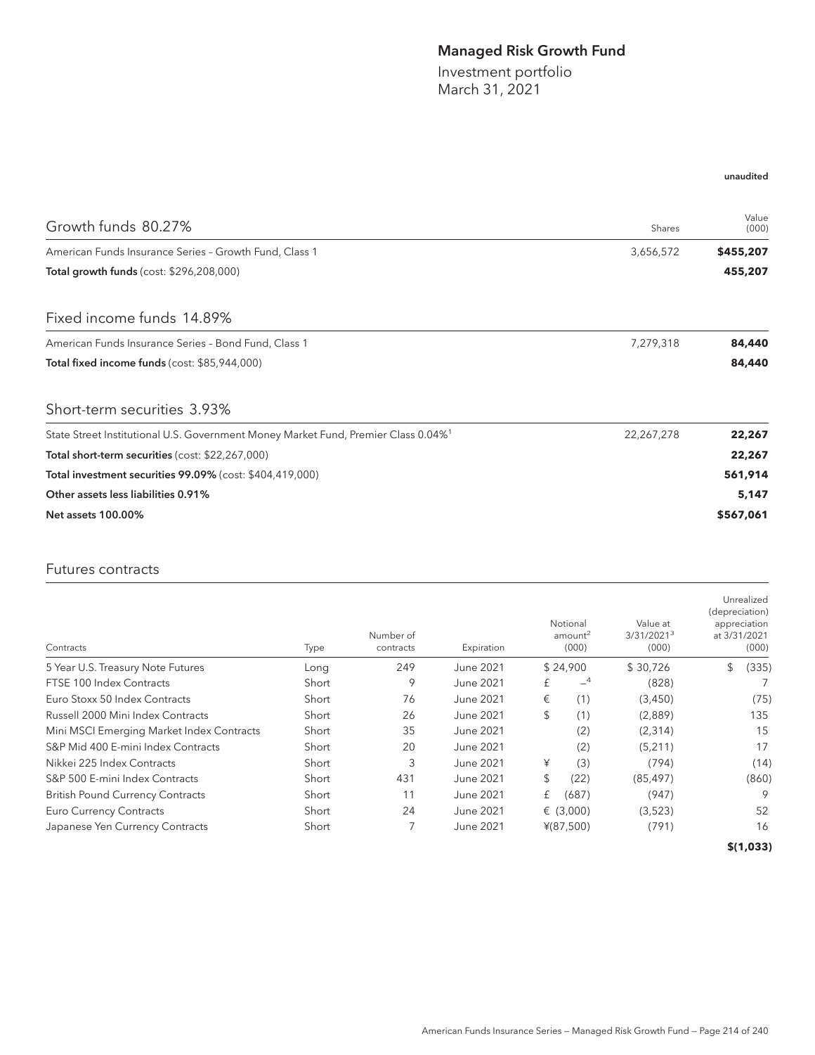# Managed Risk Growth Fund

Investment portfolio
March 31, 2021

unaudited

| Growth funds 80.27% | Shares | Value (000) |
|---|---|---|
| American Funds Insurance Series – Growth Fund, Class 1 | 3,656,572 | **$455,207** |
| **Total growth funds** (cost: $296,208,000) | | **455,207** |

| Fixed income funds 14.89% | | |
|---|---|---|
| American Funds Insurance Series – Bond Fund, Class 1 | 7,279,318 | **84,440** |
| **Total fixed income funds** (cost: $85,944,000) | | **84,440** |

| Short-term securities 3.93% | | |
|---|---|---|
| State Street Institutional U.S. Government Money Market Fund, Premier Class 0.04%[1] | 22,267,278 | **22,267** |
| **Total short-term securities** (cost: $22,267,000) | | **22,267** |
| **Total investment securities 99.09%** (cost: $404,419,000) | | **561,914** |
| **Other assets less liabilities 0.91%** | | **5,147** |
| **Net assets 100.00%** | | **$567,061** |

## Futures contracts

| Contracts | Type | Number of contracts | Expiration | Notional amount[2] (000) | Value at 3/31/2021[3] (000) | Unrealized (depreciation) appreciation at 3/31/2021 (000) |
|---|---|---|---|---|---|---|
| 5 Year U.S. Treasury Note Futures | Long | 249 | June 2021 | $ 24,900 | $ 30,726 | $ (335) |
| FTSE 100 Index Contracts | Short | 9 | June 2021 | £ —[4] | (828) | 7 |
| Euro Stoxx 50 Index Contracts | Short | 76 | June 2021 | € (1) | (3,450) | (75) |
| Russell 2000 Mini Index Contracts | Short | 26 | June 2021 | $ (1) | (2,889) | 135 |
| Mini MSCI Emerging Market Index Contracts | Short | 35 | June 2021 | (2) | (2,314) | 15 |
| S&P Mid 400 E-mini Index Contracts | Short | 20 | June 2021 | (2) | (5,211) | 17 |
| Nikkei 225 Index Contracts | Short | 3 | June 2021 | ¥ (3) | (794) | (14) |
| S&P 500 E-mini Index Contracts | Short | 431 | June 2021 | $ (22) | (85,497) | (860) |
| British Pound Currency Contracts | Short | 11 | June 2021 | £ (687) | (947) | 9 |
| Euro Currency Contracts | Short | 24 | June 2021 | € (3,000) | (3,523) | 52 |
| Japanese Yen Currency Contracts | Short | 7 | June 2021 | ¥(87,500) | (791) | 16 |
| | | | | | | **$(1,033)** |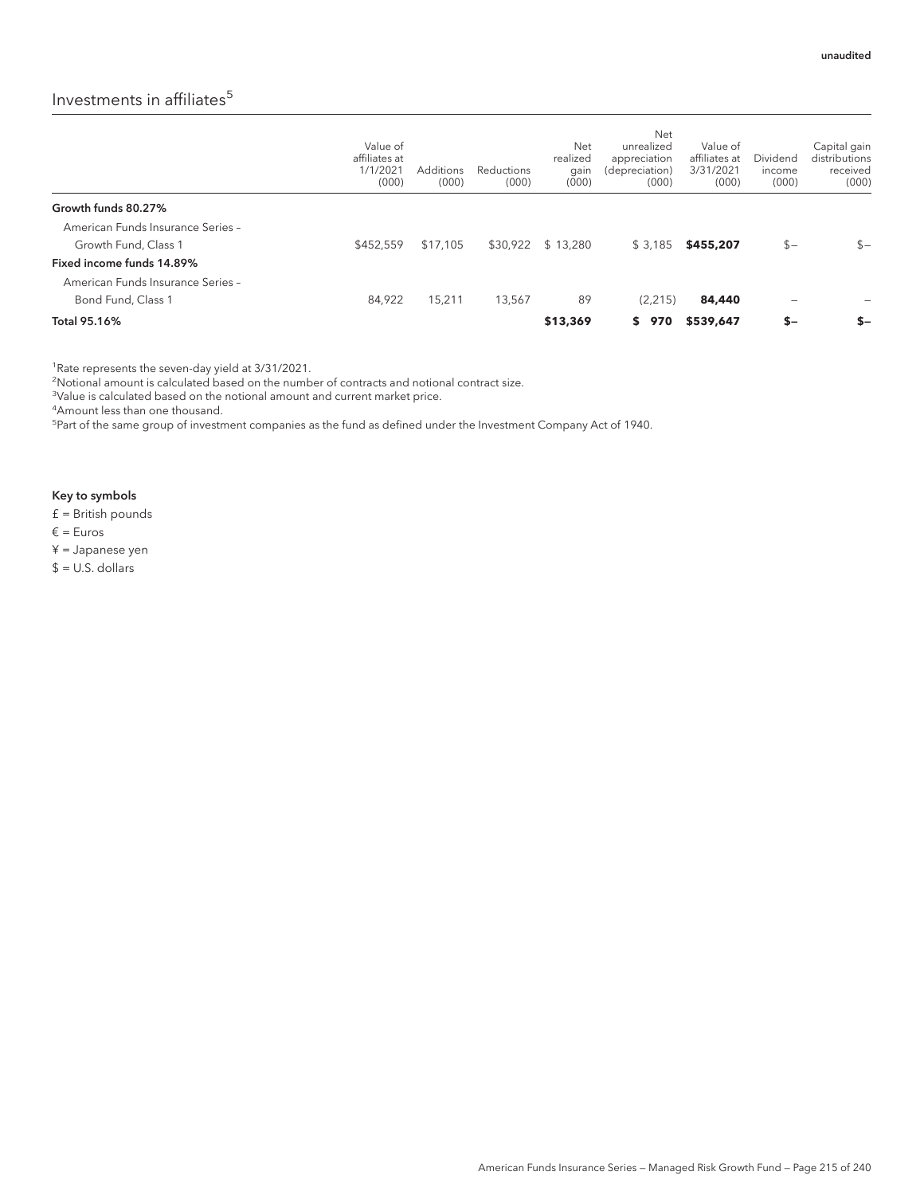unaudited

## Investments in affiliates[5]

| | Value of affiliates at 1/1/2021 (000) | Additions (000) | Reductions (000) | Net realized gain (000) | Net unrealized appreciation (depreciation) (000) | Value of affiliates at 3/31/2021 (000) | Dividend income (000) | Capital gain distributions received (000) |
|---|---|---|---|---|---|---|---|---|
| **Growth funds 80.27%** | | | | | | | | |
| American Funds Insurance Series – Growth Fund, Class 1 | $452,559 | $17,105 | $30,922 | $ 13,280 | $ 3,185 | **$455,207** | $– | $– |
| **Fixed income funds 14.89%** | | | | | | | | |
| American Funds Insurance Series – Bond Fund, Class 1 | 84,922 | 15,211 | 13,567 | 89 | (2,215) | **84,440** | – | – |
| **Total 95.16%** | | | | **$13,369** | **$ 970** | **$539,647** | **$–** | **$–** |

[1]Rate represents the seven-day yield at 3/31/2021.
[2]Notional amount is calculated based on the number of contracts and notional contract size.
[3]Value is calculated based on the notional amount and current market price.
[4]Amount less than one thousand.
[5]Part of the same group of investment companies as the fund as defined under the Investment Company Act of 1940.

**Key to symbols**

£ = British pounds

€ = Euros

¥ = Japanese yen

$ = U.S. dollars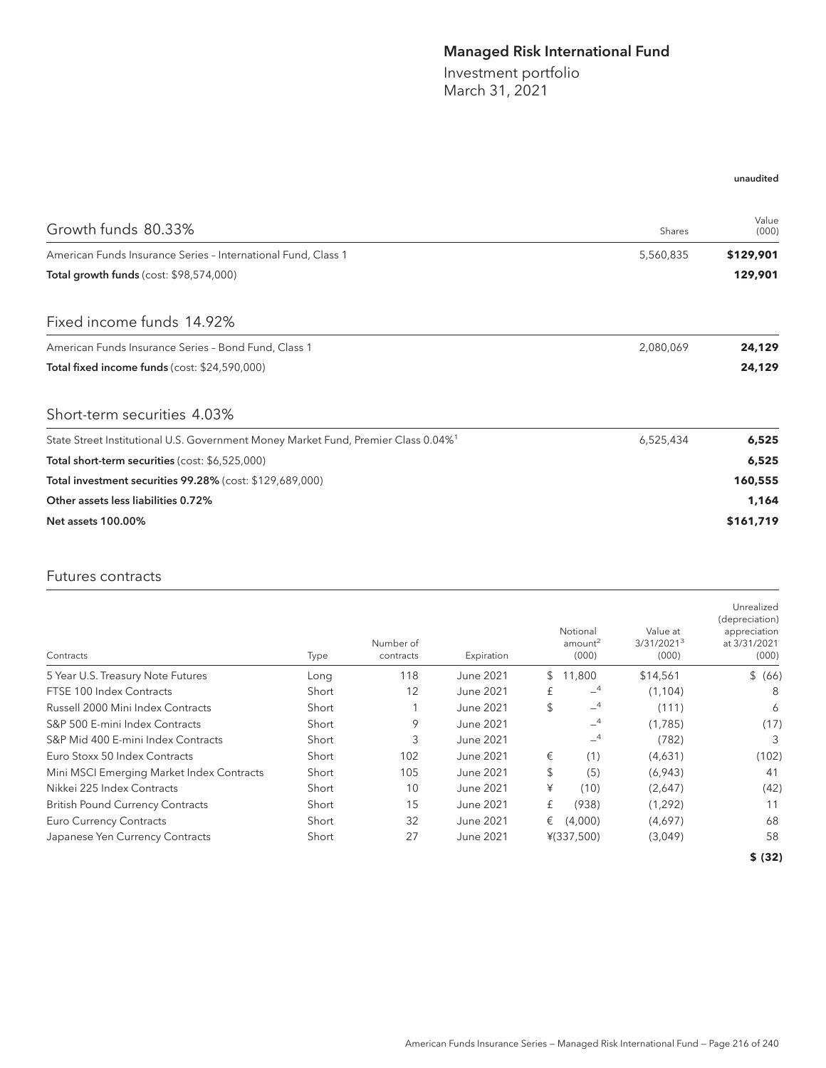# Managed Risk International Fund

Investment portfolio
March 31, 2021

unaudited

| Growth funds 80.33% | Shares | Value (000) |
|---|---|---|
| American Funds Insurance Series – International Fund, Class 1 | 5,560,835 | **$129,901** |
| **Total growth funds** (cost: $98,574,000) | | **129,901** |

| Fixed income funds 14.92% | | |
|---|---|---|
| American Funds Insurance Series – Bond Fund, Class 1 | 2,080,069 | **24,129** |
| **Total fixed income funds** (cost: $24,590,000) | | **24,129** |

| Short-term securities 4.03% | | |
|---|---|---|
| State Street Institutional U.S. Government Money Market Fund, Premier Class 0.04%[1] | 6,525,434 | **6,525** |
| **Total short-term securities** (cost: $6,525,000) | | **6,525** |
| **Total investment securities 99.28%** (cost: $129,689,000) | | **160,555** |
| **Other assets less liabilities 0.72%** | | **1,164** |
| **Net assets 100.00%** | | **$161,719** |

## Futures contracts

| Contracts | Type | Number of contracts | Expiration | Notional amount[2] (000) | Value at 3/31/2021[3] (000) | Unrealized (depreciation) appreciation at 3/31/2021 (000) |
|---|---|---|---|---|---|---|
| 5 Year U.S. Treasury Note Futures | Long | 118 | June 2021 | $ 11,800 | $14,561 | $ (66) |
| FTSE 100 Index Contracts | Short | 12 | June 2021 | £ —[4] | (1,104) | 8 |
| Russell 2000 Mini Index Contracts | Short | 1 | June 2021 | $ —[4] | (111) | 6 |
| S&P 500 E-mini Index Contracts | Short | 9 | June 2021 | —[4] | (1,785) | (17) |
| S&P Mid 400 E-mini Index Contracts | Short | 3 | June 2021 | —[4] | (782) | 3 |
| Euro Stoxx 50 Index Contracts | Short | 102 | June 2021 | € (1) | (4,631) | (102) |
| Mini MSCI Emerging Market Index Contracts | Short | 105 | June 2021 | $ (5) | (6,943) | 41 |
| Nikkei 225 Index Contracts | Short | 10 | June 2021 | ¥ (10) | (2,647) | (42) |
| British Pound Currency Contracts | Short | 15 | June 2021 | £ (938) | (1,292) | 11 |
| Euro Currency Contracts | Short | 32 | June 2021 | € (4,000) | (4,697) | 68 |
| Japanese Yen Currency Contracts | Short | 27 | June 2021 | ¥(337,500) | (3,049) | 58 |
| | | | | | | **$ (32)** |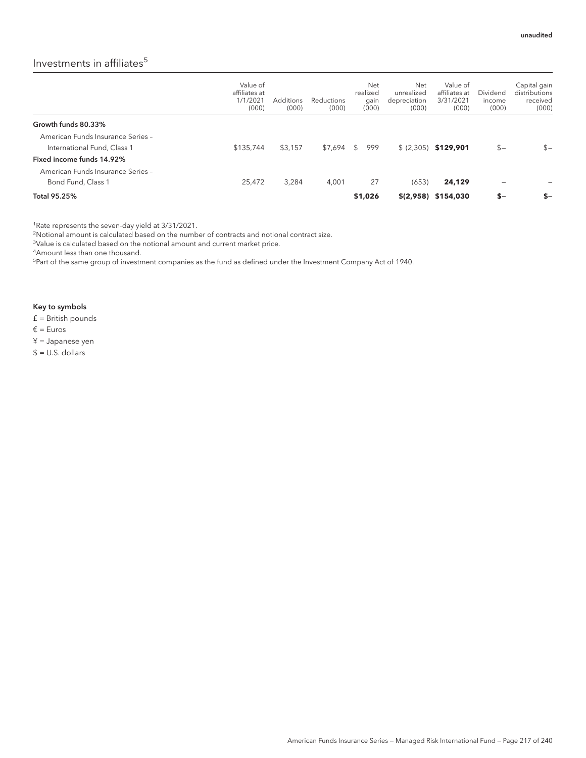unaudited

## Investments in affiliates[5]

| | Value of affiliates at 1/1/2021 (000) | Additions (000) | Reductions (000) | Net realized gain (000) | Net unrealized depreciation (000) | Value of affiliates at 3/31/2021 (000) | Dividend income (000) | Capital gain distributions received (000) |
|---|---|---|---|---|---|---|---|---|
| **Growth funds 80.33%** | | | | | | | | |
| American Funds Insurance Series – International Fund, Class 1 | $135,744 | $3,157 | $7,694 | $ 999 | $ (2,305) | **$129,901** | $– | $– |
| **Fixed income funds 14.92%** | | | | | | | | |
| American Funds Insurance Series – Bond Fund, Class 1 | 25,472 | 3,284 | 4,001 | 27 | (653) | **24,129** | – | – |
| **Total 95.25%** | | | | **$1,026** | **$(2,958)** | **$154,030** | **$–** | **$–** |

[1]Rate represents the seven-day yield at 3/31/2021.
[2]Notional amount is calculated based on the number of contracts and notional contract size.
[3]Value is calculated based on the notional amount and current market price.
[4]Amount less than one thousand.
[5]Part of the same group of investment companies as the fund as defined under the Investment Company Act of 1940.

**Key to symbols**

£ = British pounds
€ = Euros
¥ = Japanese yen
$ = U.S. dollars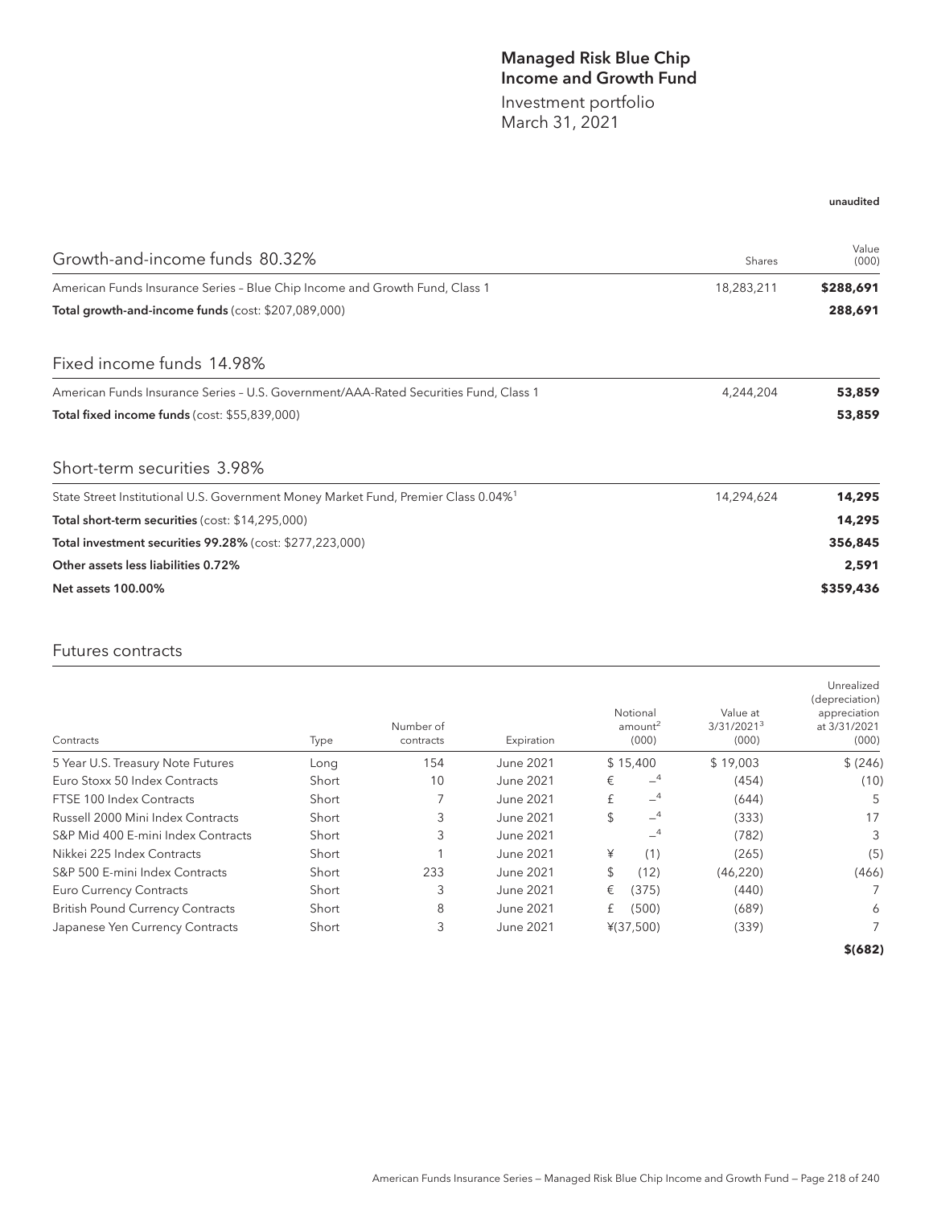## Managed Risk Blue Chip Income and Growth Fund

Investment portfolio
March 31, 2021

unaudited

| Growth-and-income funds 80.32% | Shares | Value (000) |
|---|---|---|
| American Funds Insurance Series – Blue Chip Income and Growth Fund, Class 1 | 18,283,211 | **$288,691** |
| **Total growth-and-income funds** (cost: $207,089,000) | | **288,691** |

| Fixed income funds 14.98% | | |
|---|---|---|
| American Funds Insurance Series – U.S. Government/AAA-Rated Securities Fund, Class 1 | 4,244,204 | **53,859** |
| **Total fixed income funds** (cost: $55,839,000) | | **53,859** |

| Short-term securities 3.98% | | |
|---|---|---|
| State Street Institutional U.S. Government Money Market Fund, Premier Class 0.04%[1] | 14,294,624 | **14,295** |
| **Total short-term securities** (cost: $14,295,000) | | **14,295** |
| **Total investment securities 99.28%** (cost: $277,223,000) | | **356,845** |
| **Other assets less liabilities 0.72%** | | **2,591** |
| **Net assets 100.00%** | | **$359,436** |

### Futures contracts

| Contracts | Type | Number of contracts | Expiration | Notional amount[2] (000) | Value at 3/31/2021[3] (000) | Unrealized (depreciation) appreciation at 3/31/2021 (000) |
|---|---|---|---|---|---|---|
| 5 Year U.S. Treasury Note Futures | Long | 154 | June 2021 | $ 15,400 | $ 19,003 | $ (246) |
| Euro Stoxx 50 Index Contracts | Short | 10 | June 2021 | € —[4] | (454) | (10) |
| FTSE 100 Index Contracts | Short | 7 | June 2021 | £ —[4] | (644) | 5 |
| Russell 2000 Mini Index Contracts | Short | 3 | June 2021 | $ —[4] | (333) | 17 |
| S&P Mid 400 E-mini Index Contracts | Short | 3 | June 2021 | —[4] | (782) | 3 |
| Nikkei 225 Index Contracts | Short | 1 | June 2021 | ¥ (1) | (265) | (5) |
| S&P 500 E-mini Index Contracts | Short | 233 | June 2021 | $ (12) | (46,220) | (466) |
| Euro Currency Contracts | Short | 3 | June 2021 | € (375) | (440) | 7 |
| British Pound Currency Contracts | Short | 8 | June 2021 | £ (500) | (689) | 6 |
| Japanese Yen Currency Contracts | Short | 3 | June 2021 | ¥(37,500) | (339) | 7 |
| | | | | | | **$(682)** |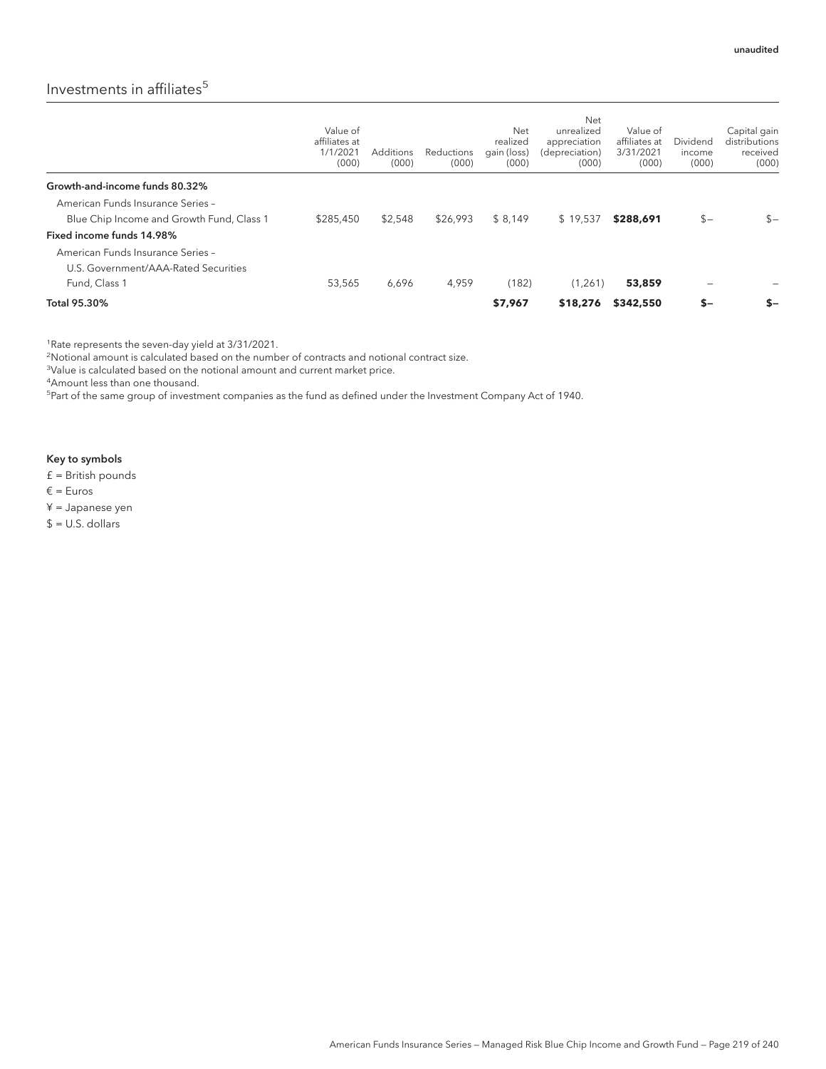unaudited

## Investments in affiliates[5]

| | Value of affiliates at 1/1/2021 (000) | Additions (000) | Reductions (000) | Net realized gain (loss) (000) | Net unrealized appreciation (depreciation) (000) | Value of affiliates at 3/31/2021 (000) | Dividend income (000) | Capital gain distributions received (000) |
|---|---|---|---|---|---|---|---|---|
| **Growth-and-income funds 80.32%** | | | | | | | | |
| American Funds Insurance Series – Blue Chip Income and Growth Fund, Class 1 | $285,450 | $2,548 | $26,993 | $ 8,149 | $ 19,537 | **$288,691** | $– | $– |
| **Fixed income funds 14.98%** | | | | | | | | |
| American Funds Insurance Series – U.S. Government/AAA-Rated Securities Fund, Class 1 | 53,565 | 6,696 | 4,959 | (182) | (1,261) | **53,859** | – | – |
| **Total 95.30%** | | | | **$7,967** | **$18,276** | **$342,550** | **$–** | **$–** |

[1]Rate represents the seven-day yield at 3/31/2021.

[2]Notional amount is calculated based on the number of contracts and notional contract size.

[3]Value is calculated based on the notional amount and current market price.

[4]Amount less than one thousand.

[5]Part of the same group of investment companies as the fund as defined under the Investment Company Act of 1940.

**Key to symbols**

£ = British pounds

€ = Euros

¥ = Japanese yen

$ = U.S. dollars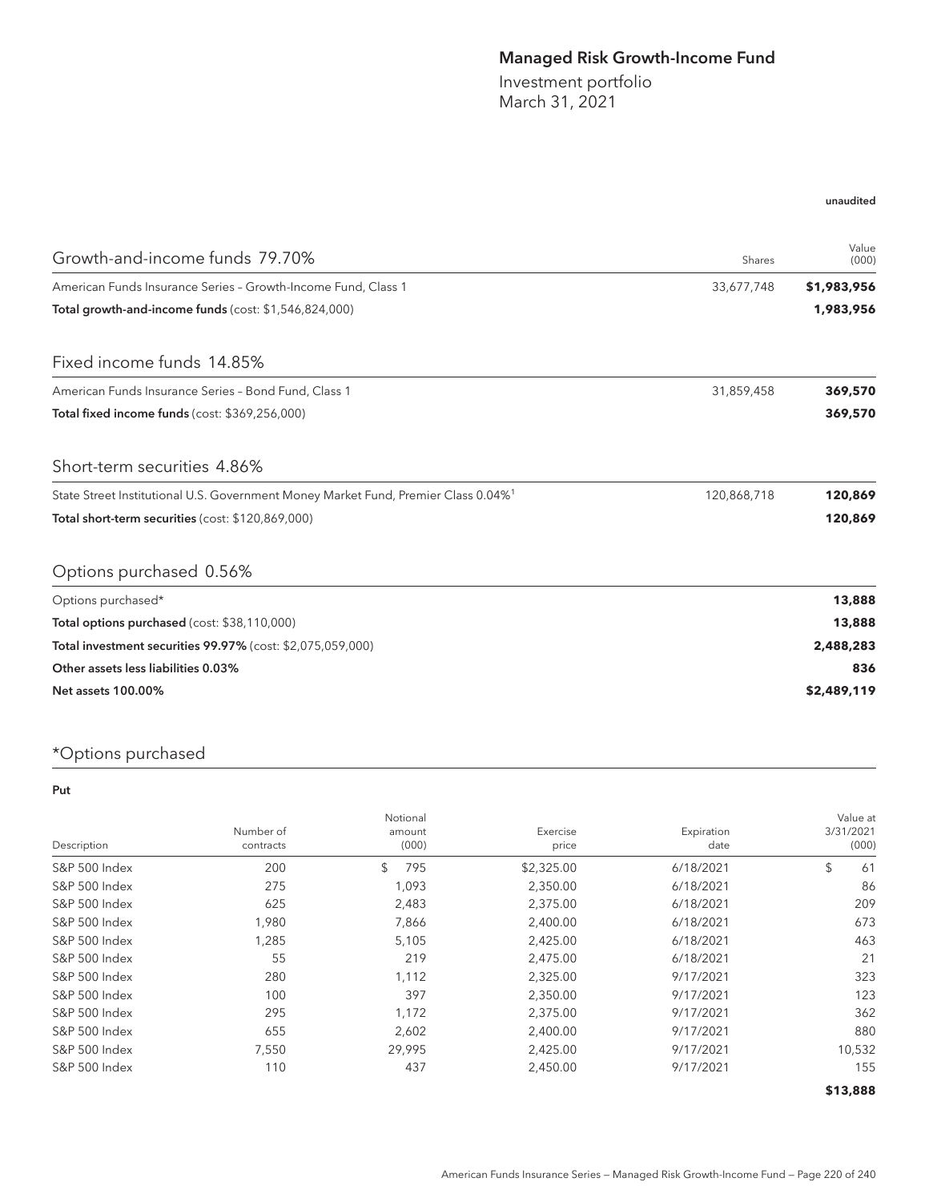# Managed Risk Growth-Income Fund

Investment portfolio
March 31, 2021

unaudited

| Growth-and-income funds 79.70% | Shares | Value (000) |
|---|---|---|
| American Funds Insurance Series – Growth-Income Fund, Class 1 | 33,677,748 | **$1,983,956** |
| **Total growth-and-income funds** (cost: $1,546,824,000) | | **1,983,956** |

| Fixed income funds 14.85% | | |
|---|---|---|
| American Funds Insurance Series – Bond Fund, Class 1 | 31,859,458 | **369,570** |
| **Total fixed income funds** (cost: $369,256,000) | | **369,570** |

| Short-term securities 4.86% | | |
|---|---|---|
| State Street Institutional U.S. Government Money Market Fund, Premier Class 0.04%[1] | 120,868,718 | **120,869** |
| **Total short-term securities** (cost: $120,869,000) | | **120,869** |

| Options purchased 0.56% | | |
|---|---|---|
| Options purchased* | | **13,888** |
| **Total options purchased** (cost: $38,110,000) | | **13,888** |
| **Total investment securities 99.97%** (cost: $2,075,059,000) | | **2,488,283** |
| **Other assets less liabilities 0.03%** | | **836** |
| **Net assets 100.00%** | | **$2,489,119** |

## *Options purchased

**Put**

| Description | Number of contracts | Notional amount (000) | Exercise price | Expiration date | Value at 3/31/2021 (000) |
|---|---|---|---|---|---|
| S&P 500 Index | 200 | $ 795 | $2,325.00 | 6/18/2021 | $ 61 |
| S&P 500 Index | 275 | 1,093 | 2,350.00 | 6/18/2021 | 86 |
| S&P 500 Index | 625 | 2,483 | 2,375.00 | 6/18/2021 | 209 |
| S&P 500 Index | 1,980 | 7,866 | 2,400.00 | 6/18/2021 | 673 |
| S&P 500 Index | 1,285 | 5,105 | 2,425.00 | 6/18/2021 | 463 |
| S&P 500 Index | 55 | 219 | 2,475.00 | 6/18/2021 | 21 |
| S&P 500 Index | 280 | 1,112 | 2,325.00 | 9/17/2021 | 323 |
| S&P 500 Index | 100 | 397 | 2,350.00 | 9/17/2021 | 123 |
| S&P 500 Index | 295 | 1,172 | 2,375.00 | 9/17/2021 | 362 |
| S&P 500 Index | 655 | 2,602 | 2,400.00 | 9/17/2021 | 880 |
| S&P 500 Index | 7,550 | 29,995 | 2,425.00 | 9/17/2021 | 10,532 |
| S&P 500 Index | 110 | 437 | 2,450.00 | 9/17/2021 | 155 |
| | | | | | **$13,888** |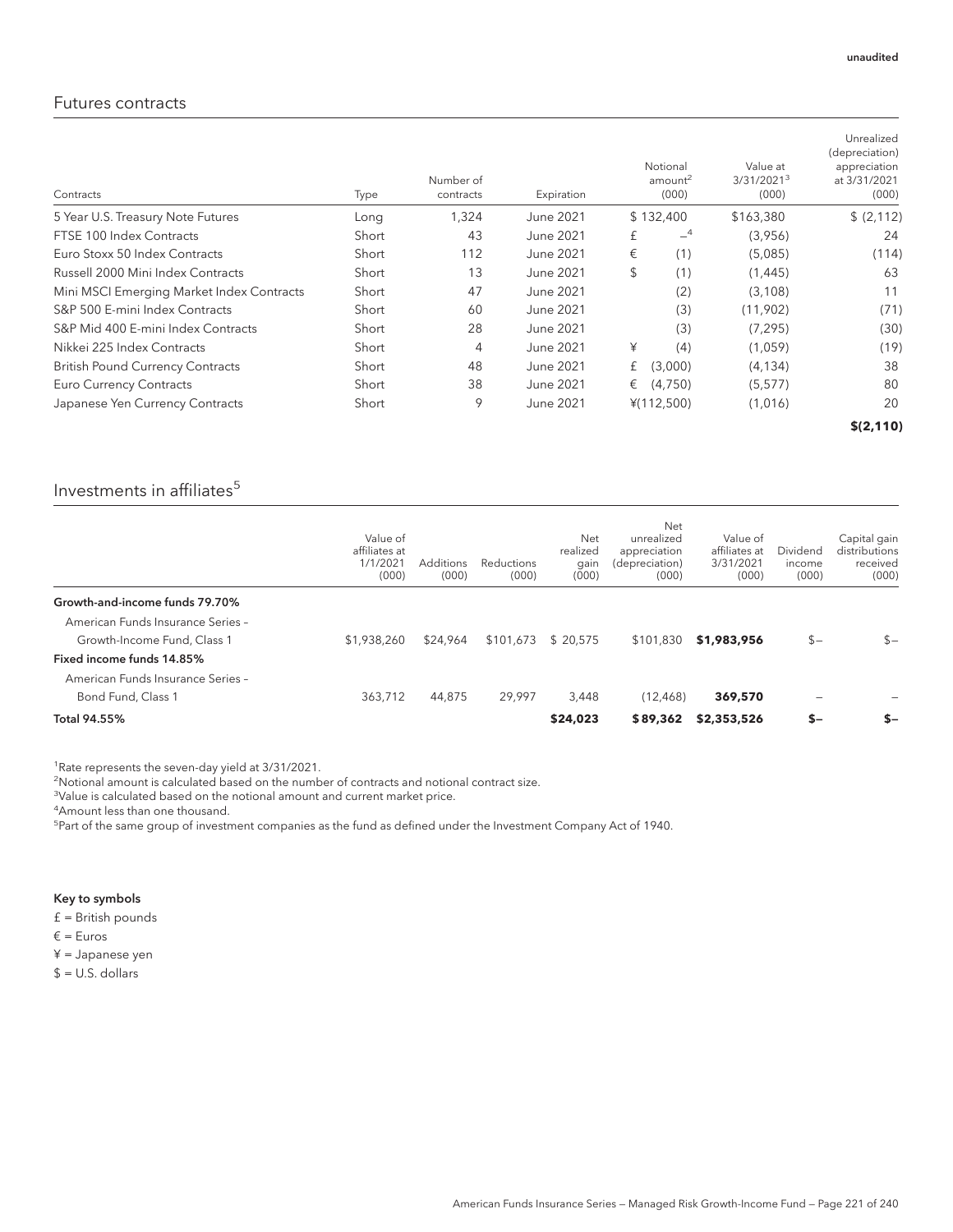unaudited

## Futures contracts

| Contracts | Type | Number of contracts | Expiration | Notional amount[2] (000) | Value at 3/31/2021[3] (000) | Unrealized (depreciation) appreciation at 3/31/2021 (000) |
|---|---|---|---|---|---|---|
| 5 Year U.S. Treasury Note Futures | Long | 1,324 | June 2021 | $ 132,400 | $163,380 | $ (2,112) |
| FTSE 100 Index Contracts | Short | 43 | June 2021 | £ —[4] | (3,956) | 24 |
| Euro Stoxx 50 Index Contracts | Short | 112 | June 2021 | € (1) | (5,085) | (114) |
| Russell 2000 Mini Index Contracts | Short | 13 | June 2021 | $ (1) | (1,445) | 63 |
| Mini MSCI Emerging Market Index Contracts | Short | 47 | June 2021 | (2) | (3,108) | 11 |
| S&P 500 E-mini Index Contracts | Short | 60 | June 2021 | (3) | (11,902) | (71) |
| S&P Mid 400 E-mini Index Contracts | Short | 28 | June 2021 | (3) | (7,295) | (30) |
| Nikkei 225 Index Contracts | Short | 4 | June 2021 | ¥ (4) | (1,059) | (19) |
| British Pound Currency Contracts | Short | 48 | June 2021 | £ (3,000) | (4,134) | 38 |
| Euro Currency Contracts | Short | 38 | June 2021 | € (4,750) | (5,577) | 80 |
| Japanese Yen Currency Contracts | Short | 9 | June 2021 | ¥(112,500) | (1,016) | 20 |
| | | | | | | **$(2,110)** |

## Investments in affiliates[5]

| | Value of affiliates at 1/1/2021 (000) | Additions (000) | Reductions (000) | Net realized gain (000) | Net unrealized appreciation (depreciation) (000) | Value of affiliates at 3/31/2021 (000) | Dividend income (000) | Capital gain distributions received (000) |
|---|---|---|---|---|---|---|---|---|
| **Growth-and-income funds 79.70%** | | | | | | | | |
| American Funds Insurance Series – Growth-Income Fund, Class 1 | $1,938,260 | $24,964 | $101,673 | $ 20,575 | $101,830 | **$1,983,956** | $— | $— |
| **Fixed income funds 14.85%** | | | | | | | | |
| American Funds Insurance Series – Bond Fund, Class 1 | 363,712 | 44,875 | 29,997 | 3,448 | (12,468) | **369,570** | — | — |
| **Total 94.55%** | | | | **$24,023** | **$89,362** | **$2,353,526** | **$—** | **$—** |

[1]Rate represents the seven-day yield at 3/31/2021.
[2]Notional amount is calculated based on the number of contracts and notional contract size.
[3]Value is calculated based on the notional amount and current market price.
[4]Amount less than one thousand.
[5]Part of the same group of investment companies as the fund as defined under the Investment Company Act of 1940.

**Key to symbols**

£ = British pounds
€ = Euros
¥ = Japanese yen
$ = U.S. dollars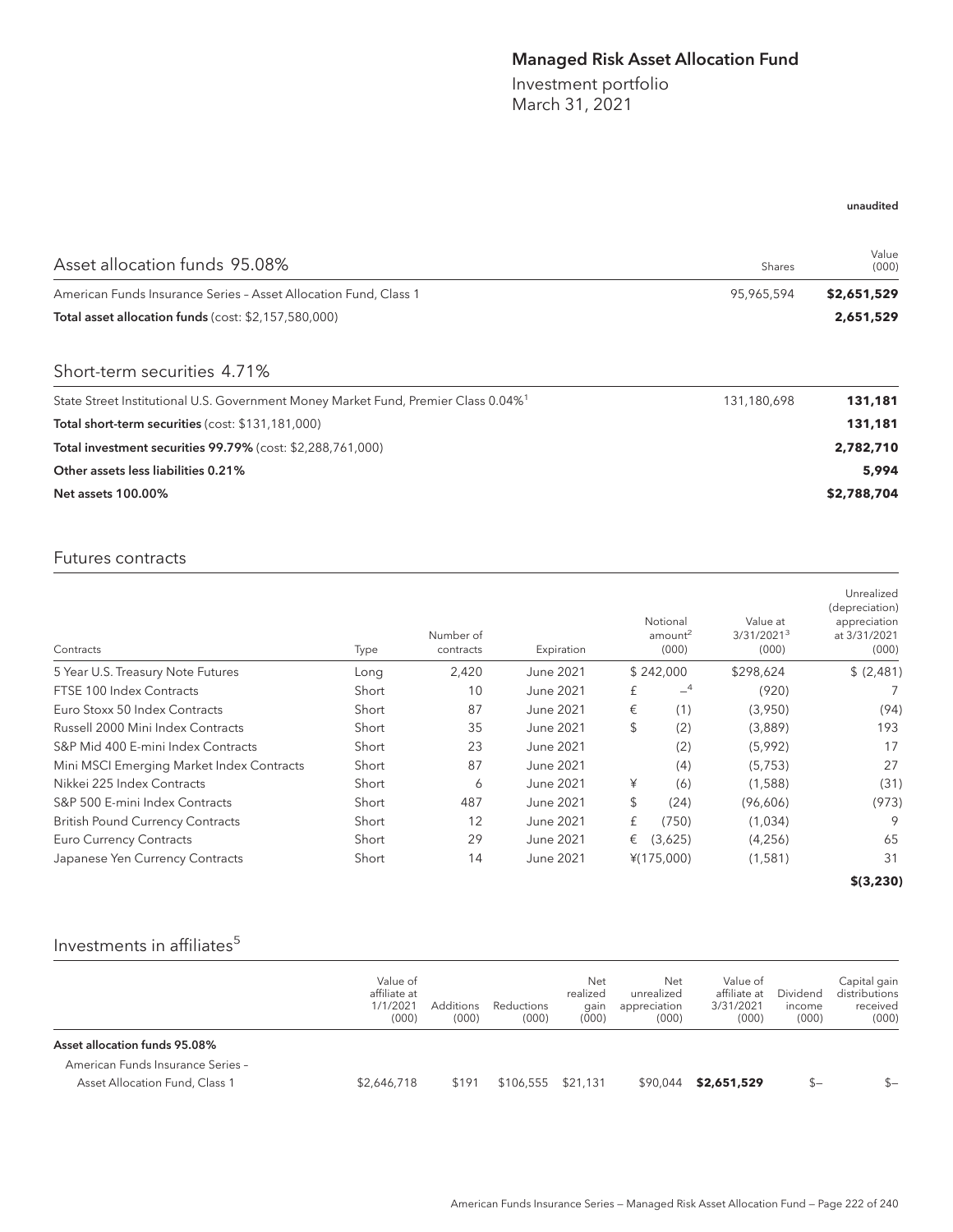# Managed Risk Asset Allocation Fund

Investment portfolio
March 31, 2021

unaudited

| Asset allocation funds 95.08% | Shares | Value (000) |
|---|---|---|
| American Funds Insurance Series – Asset Allocation Fund, Class 1 | 95,965,594 | **$2,651,529** |
| **Total asset allocation funds** (cost: $2,157,580,000) | | **2,651,529** |

| Short-term securities 4.71% | | |
|---|---|---|
| State Street Institutional U.S. Government Money Market Fund, Premier Class 0.04%[1] | 131,180,698 | **131,181** |
| **Total short-term securities** (cost: $131,181,000) | | **131,181** |
| **Total investment securities 99.79%** (cost: $2,288,761,000) | | **2,782,710** |
| **Other assets less liabilities 0.21%** | | **5,994** |
| **Net assets 100.00%** | | **$2,788,704** |

## Futures contracts

| Contracts | Type | Number of contracts | Expiration | Notional amount[2] (000) | Value at 3/31/2021[3] (000) | Unrealized (depreciation) appreciation at 3/31/2021 (000) |
|---|---|---|---|---|---|---|
| 5 Year U.S. Treasury Note Futures | Long | 2,420 | June 2021 | $ 242,000 | $298,624 | $ (2,481) |
| FTSE 100 Index Contracts | Short | 10 | June 2021 | £ –[4] | (920) | 7 |
| Euro Stoxx 50 Index Contracts | Short | 87 | June 2021 | € (1) | (3,950) | (94) |
| Russell 2000 Mini Index Contracts | Short | 35 | June 2021 | $ (2) | (3,889) | 193 |
| S&P Mid 400 E-mini Index Contracts | Short | 23 | June 2021 | (2) | (5,992) | 17 |
| Mini MSCI Emerging Market Index Contracts | Short | 87 | June 2021 | (4) | (5,753) | 27 |
| Nikkei 225 Index Contracts | Short | 6 | June 2021 | ¥ (6) | (1,588) | (31) |
| S&P 500 E-mini Index Contracts | Short | 487 | June 2021 | $ (24) | (96,606) | (973) |
| British Pound Currency Contracts | Short | 12 | June 2021 | £ (750) | (1,034) | 9 |
| Euro Currency Contracts | Short | 29 | June 2021 | € (3,625) | (4,256) | 65 |
| Japanese Yen Currency Contracts | Short | 14 | June 2021 | ¥(175,000) | (1,581) | 31 |
| | | | | | | **$(3,230)** |

## Investments in affiliates[5]

| | Value of affiliate at 1/1/2021 (000) | Additions (000) | Reductions (000) | Net realized gain (000) | Net unrealized appreciation (000) | Value of affiliate at 3/31/2021 (000) | Dividend income (000) | Capital gain distributions received (000) |
|---|---|---|---|---|---|---|---|---|
| **Asset allocation funds 95.08%** | | | | | | | | |
| American Funds Insurance Series – Asset Allocation Fund, Class 1 | $2,646,718 | $191 | $106,555 | $21,131 | $90,044 | **$2,651,529** | $– | $– |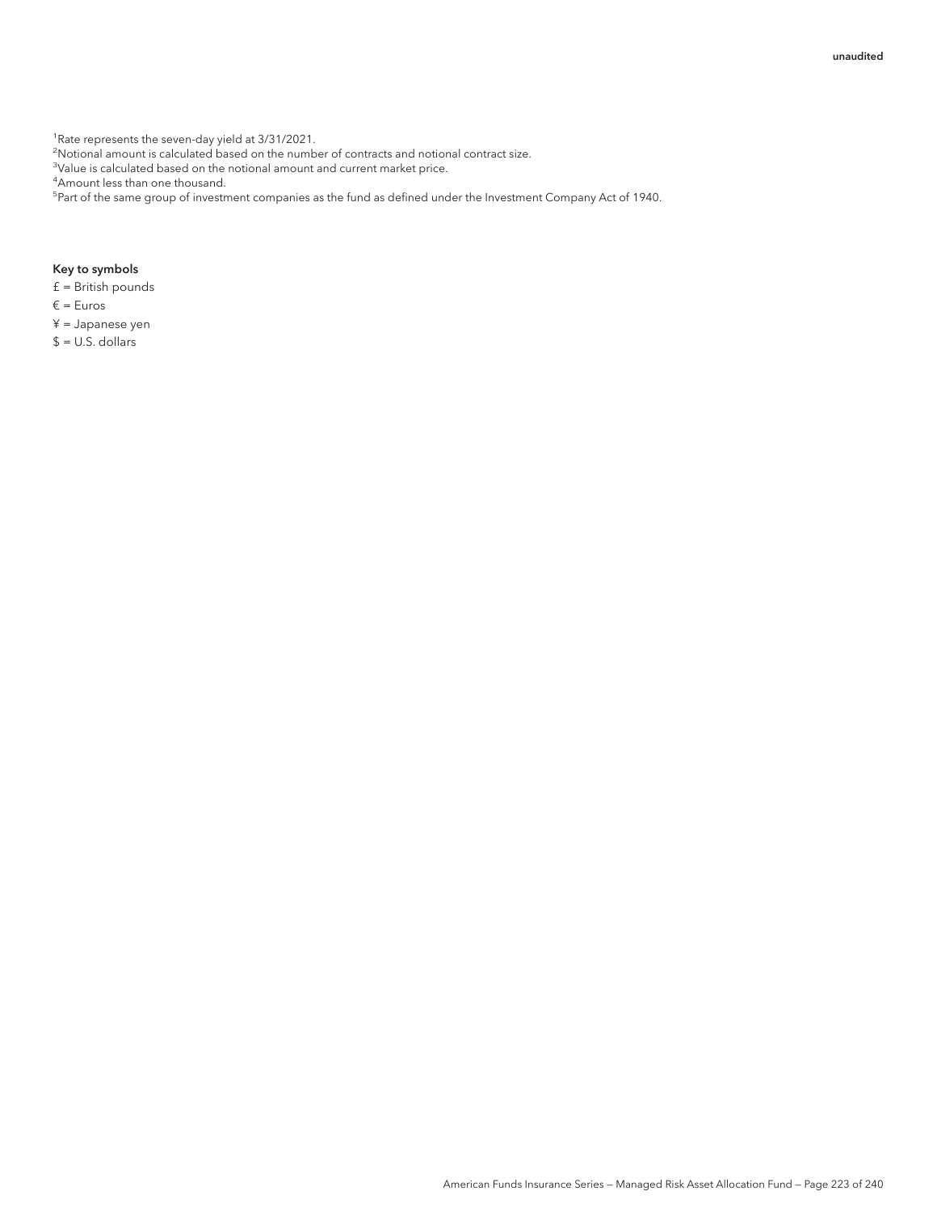unaudited

[1]Rate represents the seven-day yield at 3/31/2021.
[2]Notional amount is calculated based on the number of contracts and notional contract size.
[3]Value is calculated based on the notional amount and current market price.
[4]Amount less than one thousand.
[5]Part of the same group of investment companies as the fund as defined under the Investment Company Act of 1940.

**Key to symbols**

£ = British pounds
€ = Euros
¥ = Japanese yen
$ = U.S. dollars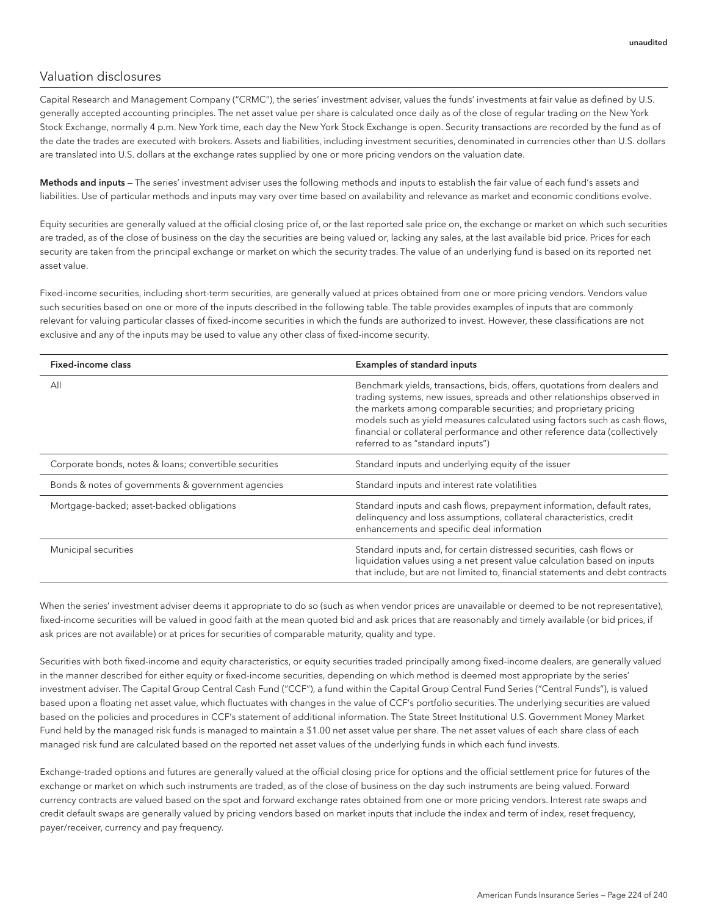unaudited

## Valuation disclosures

Capital Research and Management Company ("CRMC"), the series' investment adviser, values the funds' investments at fair value as defined by U.S. generally accepted accounting principles. The net asset value per share is calculated once daily as of the close of regular trading on the New York Stock Exchange, normally 4 p.m. New York time, each day the New York Stock Exchange is open. Security transactions are recorded by the fund as of the date the trades are executed with brokers. Assets and liabilities, including investment securities, denominated in currencies other than U.S. dollars are translated into U.S. dollars at the exchange rates supplied by one or more pricing vendors on the valuation date.

**Methods and inputs** — The series' investment adviser uses the following methods and inputs to establish the fair value of each fund's assets and liabilities. Use of particular methods and inputs may vary over time based on availability and relevance as market and economic conditions evolve.

Equity securities are generally valued at the official closing price of, or the last reported sale price on, the exchange or market on which such securities are traded, as of the close of business on the day the securities are being valued or, lacking any sales, at the last available bid price. Prices for each security are taken from the principal exchange or market on which the security trades. The value of an underlying fund is based on its reported net asset value.

Fixed-income securities, including short-term securities, are generally valued at prices obtained from one or more pricing vendors. Vendors value such securities based on one or more of the inputs described in the following table. The table provides examples of inputs that are commonly relevant for valuing particular classes of fixed-income securities in which the funds are authorized to invest. However, these classifications are not exclusive and any of the inputs may be used to value any other class of fixed-income security.

| Fixed-income class | Examples of standard inputs |
|---|---|
| All | Benchmark yields, transactions, bids, offers, quotations from dealers and trading systems, new issues, spreads and other relationships observed in the markets among comparable securities; and proprietary pricing models such as yield measures calculated using factors such as cash flows, financial or collateral performance and other reference data (collectively referred to as "standard inputs") |
| Corporate bonds, notes & loans; convertible securities | Standard inputs and underlying equity of the issuer |
| Bonds & notes of governments & government agencies | Standard inputs and interest rate volatilities |
| Mortgage-backed; asset-backed obligations | Standard inputs and cash flows, prepayment information, default rates, delinquency and loss assumptions, collateral characteristics, credit enhancements and specific deal information |
| Municipal securities | Standard inputs and, for certain distressed securities, cash flows or liquidation values using a net present value calculation based on inputs that include, but are not limited to, financial statements and debt contracts |

When the series' investment adviser deems it appropriate to do so (such as when vendor prices are unavailable or deemed to be not representative), fixed-income securities will be valued in good faith at the mean quoted bid and ask prices that are reasonably and timely available (or bid prices, if ask prices are not available) or at prices for securities of comparable maturity, quality and type.

Securities with both fixed-income and equity characteristics, or equity securities traded principally among fixed-income dealers, are generally valued in the manner described for either equity or fixed-income securities, depending on which method is deemed most appropriate by the series' investment adviser. The Capital Group Central Cash Fund ("CCF"), a fund within the Capital Group Central Fund Series ("Central Funds"), is valued based upon a floating net asset value, which fluctuates with changes in the value of CCF's portfolio securities. The underlying securities are valued based on the policies and procedures in CCF's statement of additional information. The State Street Institutional U.S. Government Money Market Fund held by the managed risk funds is managed to maintain a $1.00 net asset value per share. The net asset values of each share class of each managed risk fund are calculated based on the reported net asset values of the underlying funds in which each fund invests.

Exchange-traded options and futures are generally valued at the official closing price for options and the official settlement price for futures of the exchange or market on which such instruments are traded, as of the close of business on the day such instruments are being valued. Forward currency contracts are valued based on the spot and forward exchange rates obtained from one or more pricing vendors. Interest rate swaps and credit default swaps are generally valued by pricing vendors based on market inputs that include the index and term of index, reset frequency, payer/receiver, currency and pay frequency.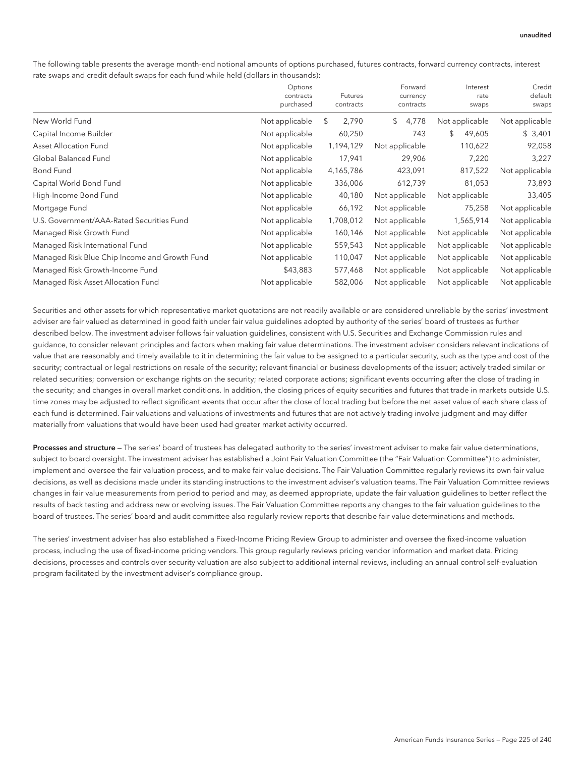unaudited

The following table presents the average month-end notional amounts of options purchased, futures contracts, forward currency contracts, interest rate swaps and credit default swaps for each fund while held (dollars in thousands):

| | Options contracts purchased | Futures contracts | Forward currency contracts | Interest rate swaps | Credit default swaps |
|---|---|---|---|---|---|
| New World Fund | Not applicable | $ 2,790 | $ 4,778 | Not applicable | Not applicable |
| Capital Income Builder | Not applicable | 60,250 | 743 | $ 49,605 | $ 3,401 |
| Asset Allocation Fund | Not applicable | 1,194,129 | Not applicable | 110,622 | 92,058 |
| Global Balanced Fund | Not applicable | 17,941 | 29,906 | 7,220 | 3,227 |
| Bond Fund | Not applicable | 4,165,786 | 423,091 | 817,522 | Not applicable |
| Capital World Bond Fund | Not applicable | 336,006 | 612,739 | 81,053 | 73,893 |
| High-Income Bond Fund | Not applicable | 40,180 | Not applicable | Not applicable | 33,405 |
| Mortgage Fund | Not applicable | 66,192 | Not applicable | 75,258 | Not applicable |
| U.S. Government/AAA-Rated Securities Fund | Not applicable | 1,708,012 | Not applicable | 1,565,914 | Not applicable |
| Managed Risk Growth Fund | Not applicable | 160,146 | Not applicable | Not applicable | Not applicable |
| Managed Risk International Fund | Not applicable | 559,543 | Not applicable | Not applicable | Not applicable |
| Managed Risk Blue Chip Income and Growth Fund | Not applicable | 110,047 | Not applicable | Not applicable | Not applicable |
| Managed Risk Growth-Income Fund | $43,883 | 577,468 | Not applicable | Not applicable | Not applicable |
| Managed Risk Asset Allocation Fund | Not applicable | 582,006 | Not applicable | Not applicable | Not applicable |

Securities and other assets for which representative market quotations are not readily available or are considered unreliable by the series' investment adviser are fair valued as determined in good faith under fair value guidelines adopted by authority of the series' board of trustees as further described below. The investment adviser follows fair valuation guidelines, consistent with U.S. Securities and Exchange Commission rules and guidance, to consider relevant principles and factors when making fair value determinations. The investment adviser considers relevant indications of value that are reasonably and timely available to it in determining the fair value to be assigned to a particular security, such as the type and cost of the security; contractual or legal restrictions on resale of the security; relevant financial or business developments of the issuer; actively traded similar or related securities; conversion or exchange rights on the security; related corporate actions; significant events occurring after the close of trading in the security; and changes in overall market conditions. In addition, the closing prices of equity securities and futures that trade in markets outside U.S. time zones may be adjusted to reflect significant events that occur after the close of local trading but before the net asset value of each share class of each fund is determined. Fair valuations and valuations of investments and futures that are not actively trading involve judgment and may differ materially from valuations that would have been used had greater market activity occurred.

**Processes and structure** — The series' board of trustees has delegated authority to the series' investment adviser to make fair value determinations, subject to board oversight. The investment adviser has established a Joint Fair Valuation Committee (the "Fair Valuation Committee") to administer, implement and oversee the fair valuation process, and to make fair value decisions. The Fair Valuation Committee regularly reviews its own fair value decisions, as well as decisions made under its standing instructions to the investment adviser's valuation teams. The Fair Valuation Committee reviews changes in fair value measurements from period to period and may, as deemed appropriate, update the fair valuation guidelines to better reflect the results of back testing and address new or evolving issues. The Fair Valuation Committee reports any changes to the fair valuation guidelines to the board of trustees. The series' board and audit committee also regularly review reports that describe fair value determinations and methods.

The series' investment adviser has also established a Fixed-Income Pricing Review Group to administer and oversee the fixed-income valuation process, including the use of fixed-income pricing vendors. This group regularly reviews pricing vendor information and market data. Pricing decisions, processes and controls over security valuation are also subject to additional internal reviews, including an annual control self-evaluation program facilitated by the investment adviser's compliance group.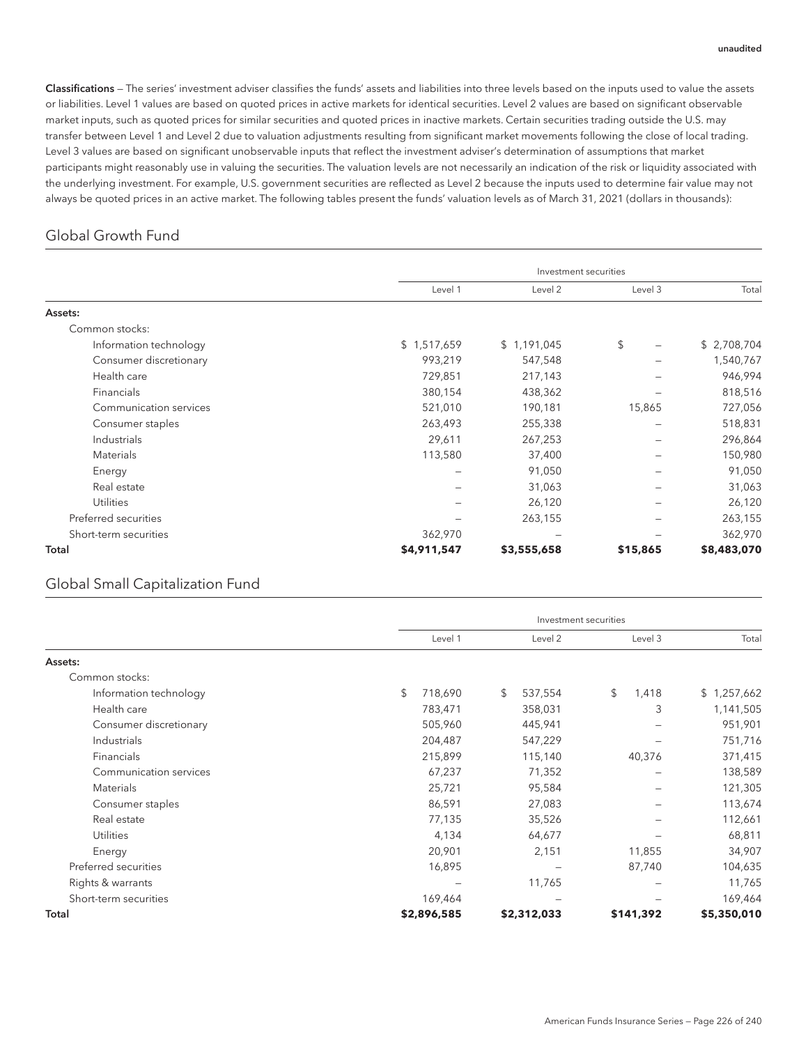unaudited

**Classifications** — The series' investment adviser classifies the funds' assets and liabilities into three levels based on the inputs used to value the assets or liabilities. Level 1 values are based on quoted prices in active markets for identical securities. Level 2 values are based on significant observable market inputs, such as quoted prices for similar securities and quoted prices in inactive markets. Certain securities trading outside the U.S. may transfer between Level 1 and Level 2 due to valuation adjustments resulting from significant market movements following the close of local trading. Level 3 values are based on significant unobservable inputs that reflect the investment adviser's determination of assumptions that market participants might reasonably use in valuing the securities. The valuation levels are not necessarily an indication of the risk or liquidity associated with the underlying investment. For example, U.S. government securities are reflected as Level 2 because the inputs used to determine fair value may not always be quoted prices in an active market. The following tables present the funds' valuation levels as of March 31, 2021 (dollars in thousands):

## Global Growth Fund

| | Investment securities | | | |
|---|---|---|---|---|
| | Level 1 | Level 2 | Level 3 | Total |
| **Assets:** | | | | |
| Common stocks: | | | | |
| Information technology | $ 1,517,659 | $ 1,191,045 | $ – | $ 2,708,704 |
| Consumer discretionary | 993,219 | 547,548 | – | 1,540,767 |
| Health care | 729,851 | 217,143 | – | 946,994 |
| Financials | 380,154 | 438,362 | – | 818,516 |
| Communication services | 521,010 | 190,181 | 15,865 | 727,056 |
| Consumer staples | 263,493 | 255,338 | – | 518,831 |
| Industrials | 29,611 | 267,253 | – | 296,864 |
| Materials | 113,580 | 37,400 | – | 150,980 |
| Energy | – | 91,050 | – | 91,050 |
| Real estate | – | 31,063 | – | 31,063 |
| Utilities | – | 26,120 | – | 26,120 |
| Preferred securities | – | 263,155 | – | 263,155 |
| Short-term securities | 362,970 | – | – | 362,970 |
| **Total** | **$4,911,547** | **$3,555,658** | **$15,865** | **$8,483,070** |

## Global Small Capitalization Fund

| | Investment securities | | | |
|---|---|---|---|---|
| | Level 1 | Level 2 | Level 3 | Total |
| **Assets:** | | | | |
| Common stocks: | | | | |
| Information technology | $ 718,690 | $ 537,554 | $ 1,418 | $ 1,257,662 |
| Health care | 783,471 | 358,031 | 3 | 1,141,505 |
| Consumer discretionary | 505,960 | 445,941 | – | 951,901 |
| Industrials | 204,487 | 547,229 | – | 751,716 |
| Financials | 215,899 | 115,140 | 40,376 | 371,415 |
| Communication services | 67,237 | 71,352 | – | 138,589 |
| Materials | 25,721 | 95,584 | – | 121,305 |
| Consumer staples | 86,591 | 27,083 | – | 113,674 |
| Real estate | 77,135 | 35,526 | – | 112,661 |
| Utilities | 4,134 | 64,677 | – | 68,811 |
| Energy | 20,901 | 2,151 | 11,855 | 34,907 |
| Preferred securities | 16,895 | – | 87,740 | 104,635 |
| Rights & warrants | – | 11,765 | – | 11,765 |
| Short-term securities | 169,464 | – | – | 169,464 |
| **Total** | **$2,896,585** | **$2,312,033** | **$141,392** | **$5,350,010** |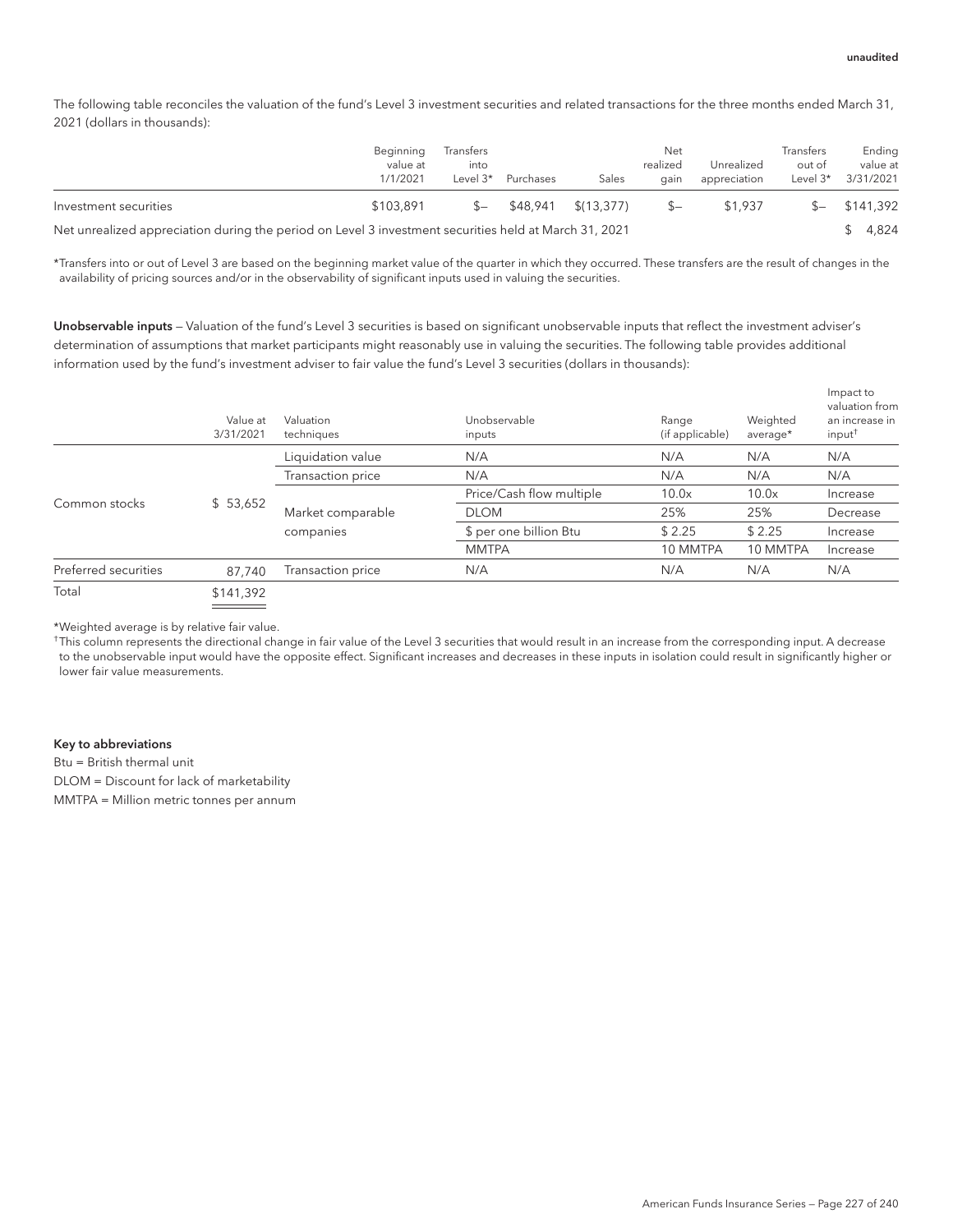unaudited

The following table reconciles the valuation of the fund's Level 3 investment securities and related transactions for the three months ended March 31, 2021 (dollars in thousands):

| | Beginning value at 1/1/2021 | Transfers into Level 3* | Purchases | Sales | Net realized gain | Unrealized appreciation | Transfers out of Level 3* | Ending value at 3/31/2021 |
|---|---|---|---|---|---|---|---|---|
| Investment securities | $103,891 | $– | $48,941 | $(13,377) | $– | $1,937 | $– | $141,392 |
| Net unrealized appreciation during the period on Level 3 investment securities held at March 31, 2021 | | | | | | | | $ 4,824 |

*Transfers into or out of Level 3 are based on the beginning market value of the quarter in which they occurred. These transfers are the result of changes in the availability of pricing sources and/or in the observability of significant inputs used in valuing the securities.

**Unobservable inputs** — Valuation of the fund's Level 3 securities is based on significant unobservable inputs that reflect the investment adviser's determination of assumptions that market participants might reasonably use in valuing the securities. The following table provides additional information used by the fund's investment adviser to fair value the fund's Level 3 securities (dollars in thousands):

| | Value at 3/31/2021 | Valuation techniques | Unobservable inputs | Range (if applicable) | Weighted average* | Impact to valuation from an increase in input† |
|---|---|---|---|---|---|---|
| Common stocks | $ 53,652 | Liquidation value | N/A | N/A | N/A | N/A |
| | | Transaction price | N/A | N/A | N/A | N/A |
| | | Market comparable companies | Price/Cash flow multiple | 10.0x | 10.0x | Increase |
| | | | DLOM | 25% | 25% | Decrease |
| | | | $ per one billion Btu | $ 2.25 | $ 2.25 | Increase |
| | | | MMTPA | 10 MMTPA | 10 MMTPA | Increase |
| Preferred securities | 87,740 | Transaction price | N/A | N/A | N/A | N/A |
| Total | $141,392 | | | | | |

*Weighted average is by relative fair value.

†This column represents the directional change in fair value of the Level 3 securities that would result in an increase from the corresponding input. A decrease to the unobservable input would have the opposite effect. Significant increases and decreases in these inputs in isolation could result in significantly higher or lower fair value measurements.

**Key to abbreviations**

Btu = British thermal unit

DLOM = Discount for lack of marketability

MMTPA = Million metric tonnes per annum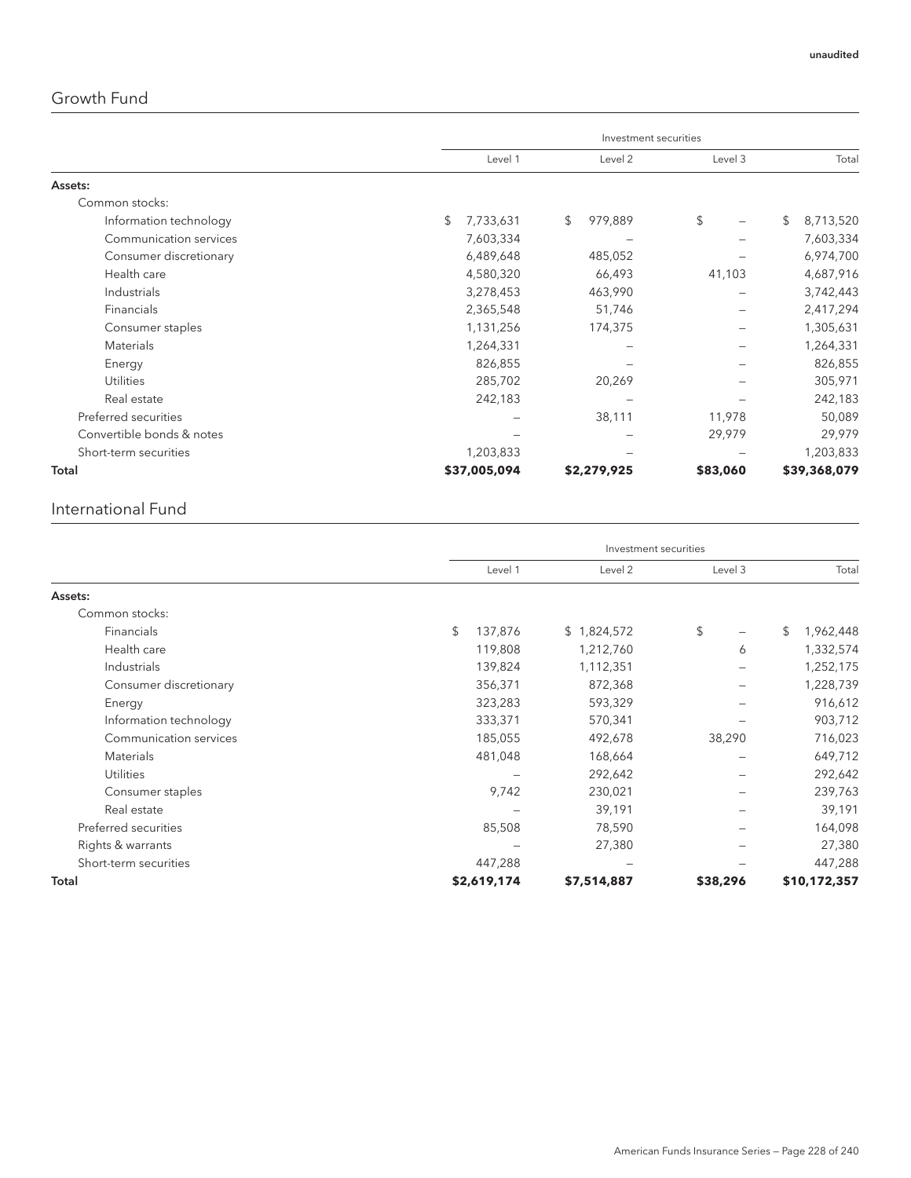unaudited

## Growth Fund

| | Investment securities | | | |
|---|---|---|---|---|
| | Level 1 | Level 2 | Level 3 | Total |
| **Assets:** | | | | |
| Common stocks: | | | | |
| Information technology | $ 7,733,631 | $ 979,889 | $ – | $ 8,713,520 |
| Communication services | 7,603,334 | – | – | 7,603,334 |
| Consumer discretionary | 6,489,648 | 485,052 | – | 6,974,700 |
| Health care | 4,580,320 | 66,493 | 41,103 | 4,687,916 |
| Industrials | 3,278,453 | 463,990 | – | 3,742,443 |
| Financials | 2,365,548 | 51,746 | – | 2,417,294 |
| Consumer staples | 1,131,256 | 174,375 | – | 1,305,631 |
| Materials | 1,264,331 | – | – | 1,264,331 |
| Energy | 826,855 | – | – | 826,855 |
| Utilities | 285,702 | 20,269 | – | 305,971 |
| Real estate | 242,183 | – | – | 242,183 |
| Preferred securities | – | 38,111 | 11,978 | 50,089 |
| Convertible bonds & notes | – | – | 29,979 | 29,979 |
| Short-term securities | 1,203,833 | – | – | 1,203,833 |
| **Total** | **$37,005,094** | **$2,279,925** | **$83,060** | **$39,368,079** |

## International Fund

| | Investment securities | | | |
|---|---|---|---|---|
| | Level 1 | Level 2 | Level 3 | Total |
| **Assets:** | | | | |
| Common stocks: | | | | |
| Financials | $ 137,876 | $ 1,824,572 | $ – | $ 1,962,448 |
| Health care | 119,808 | 1,212,760 | 6 | 1,332,574 |
| Industrials | 139,824 | 1,112,351 | – | 1,252,175 |
| Consumer discretionary | 356,371 | 872,368 | – | 1,228,739 |
| Energy | 323,283 | 593,329 | – | 916,612 |
| Information technology | 333,371 | 570,341 | – | 903,712 |
| Communication services | 185,055 | 492,678 | 38,290 | 716,023 |
| Materials | 481,048 | 168,664 | – | 649,712 |
| Utilities | – | 292,642 | – | 292,642 |
| Consumer staples | 9,742 | 230,021 | – | 239,763 |
| Real estate | – | 39,191 | – | 39,191 |
| Preferred securities | 85,508 | 78,590 | – | 164,098 |
| Rights & warrants | – | 27,380 | – | 27,380 |
| Short-term securities | 447,288 | – | – | 447,288 |
| **Total** | **$2,619,174** | **$7,514,887** | **$38,296** | **$10,172,357** |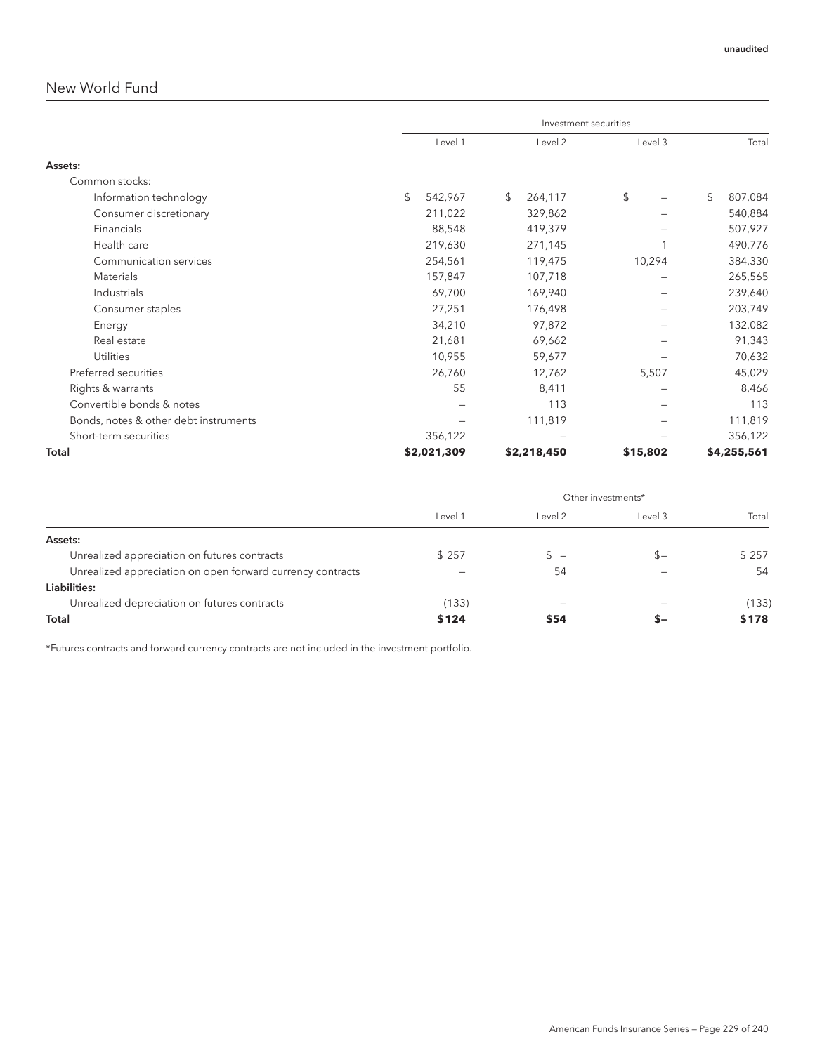unaudited

## New World Fund

| | Investment securities | | | |
|---|---|---|---|---|
| | Level 1 | Level 2 | Level 3 | Total |
| **Assets:** | | | | |
| Common stocks: | | | | |
| Information technology | $ 542,967 | $ 264,117 | $ – | $ 807,084 |
| Consumer discretionary | 211,022 | 329,862 | – | 540,884 |
| Financials | 88,548 | 419,379 | – | 507,927 |
| Health care | 219,630 | 271,145 | 1 | 490,776 |
| Communication services | 254,561 | 119,475 | 10,294 | 384,330 |
| Materials | 157,847 | 107,718 | – | 265,565 |
| Industrials | 69,700 | 169,940 | – | 239,640 |
| Consumer staples | 27,251 | 176,498 | – | 203,749 |
| Energy | 34,210 | 97,872 | – | 132,082 |
| Real estate | 21,681 | 69,662 | – | 91,343 |
| Utilities | 10,955 | 59,677 | – | 70,632 |
| Preferred securities | 26,760 | 12,762 | 5,507 | 45,029 |
| Rights & warrants | 55 | 8,411 | – | 8,466 |
| Convertible bonds & notes | – | 113 | – | 113 |
| Bonds, notes & other debt instruments | – | 111,819 | – | 111,819 |
| Short-term securities | 356,122 | – | – | 356,122 |
| **Total** | **$2,021,309** | **$2,218,450** | **$15,802** | **$4,255,561** |

| | Other investments* | | | |
|---|---|---|---|---|
| | Level 1 | Level 2 | Level 3 | Total |
| **Assets:** | | | | |
| Unrealized appreciation on futures contracts | $ 257 | $ – | $– | $ 257 |
| Unrealized appreciation on open forward currency contracts | – | 54 | – | 54 |
| **Liabilities:** | | | | |
| Unrealized depreciation on futures contracts | (133) | – | – | (133) |
| **Total** | **$124** | **$54** | **$–** | **$178** |

*Futures contracts and forward currency contracts are not included in the investment portfolio.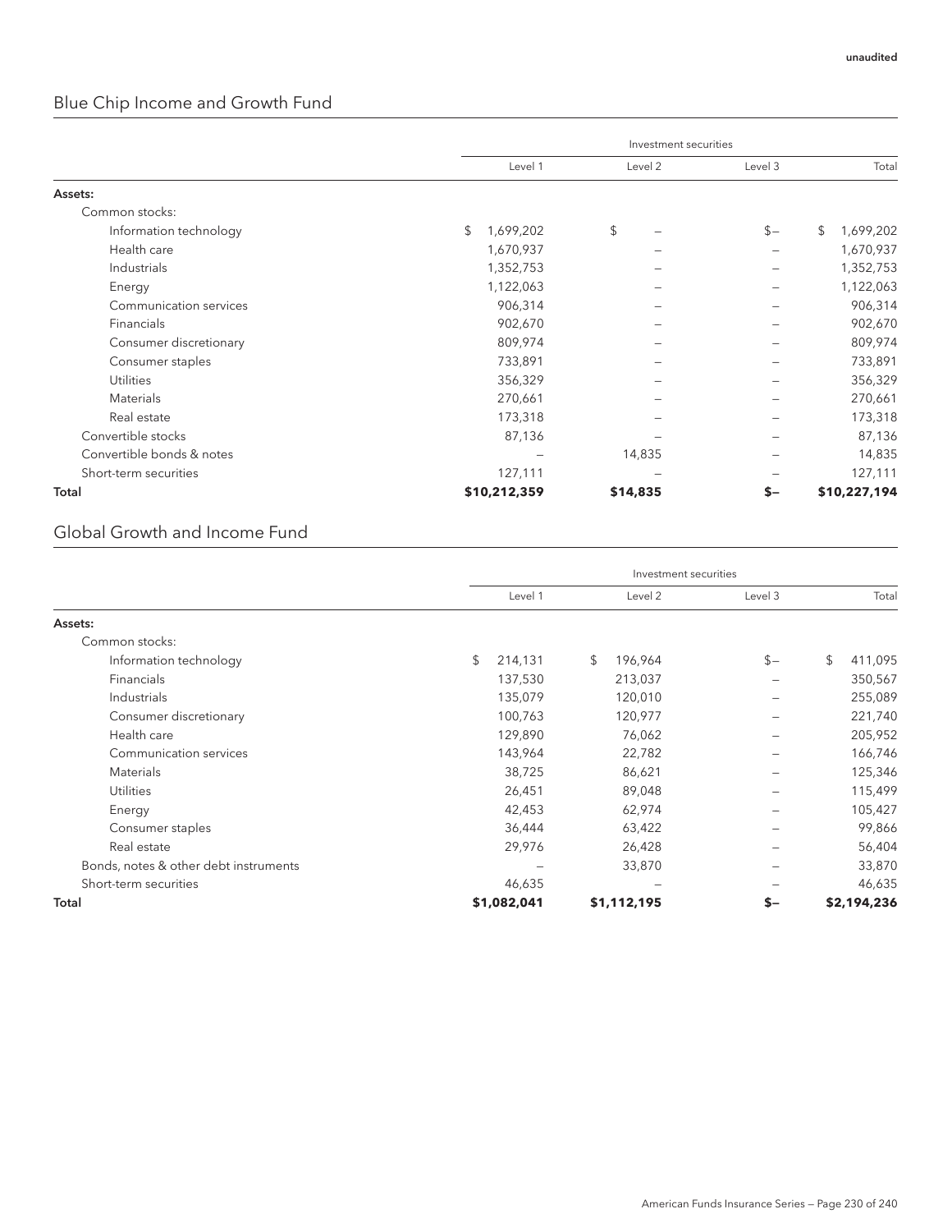unaudited

## Blue Chip Income and Growth Fund

| | Investment securities | | | |
|---|---|---|---|---|
| | Level 1 | Level 2 | Level 3 | Total |
| **Assets:** | | | | |
| Common stocks: | | | | |
| Information technology | $ 1,699,202 | $ – | $– | $ 1,699,202 |
| Health care | 1,670,937 | – | – | 1,670,937 |
| Industrials | 1,352,753 | – | – | 1,352,753 |
| Energy | 1,122,063 | – | – | 1,122,063 |
| Communication services | 906,314 | – | – | 906,314 |
| Financials | 902,670 | – | – | 902,670 |
| Consumer discretionary | 809,974 | – | – | 809,974 |
| Consumer staples | 733,891 | – | – | 733,891 |
| Utilities | 356,329 | – | – | 356,329 |
| Materials | 270,661 | – | – | 270,661 |
| Real estate | 173,318 | – | – | 173,318 |
| Convertible stocks | 87,136 | – | – | 87,136 |
| Convertible bonds & notes | – | 14,835 | – | 14,835 |
| Short-term securities | 127,111 | – | – | 127,111 |
| **Total** | **$10,212,359** | **$14,835** | **$–** | **$10,227,194** |

## Global Growth and Income Fund

| | Investment securities | | | |
|---|---|---|---|---|
| | Level 1 | Level 2 | Level 3 | Total |
| **Assets:** | | | | |
| Common stocks: | | | | |
| Information technology | $ 214,131 | $ 196,964 | $– | $ 411,095 |
| Financials | 137,530 | 213,037 | – | 350,567 |
| Industrials | 135,079 | 120,010 | – | 255,089 |
| Consumer discretionary | 100,763 | 120,977 | – | 221,740 |
| Health care | 129,890 | 76,062 | – | 205,952 |
| Communication services | 143,964 | 22,782 | – | 166,746 |
| Materials | 38,725 | 86,621 | – | 125,346 |
| Utilities | 26,451 | 89,048 | – | 115,499 |
| Energy | 42,453 | 62,974 | – | 105,427 |
| Consumer staples | 36,444 | 63,422 | – | 99,866 |
| Real estate | 29,976 | 26,428 | – | 56,404 |
| Bonds, notes & other debt instruments | – | 33,870 | – | 33,870 |
| Short-term securities | 46,635 | – | – | 46,635 |
| **Total** | **$1,082,041** | **$1,112,195** | **$–** | **$2,194,236** |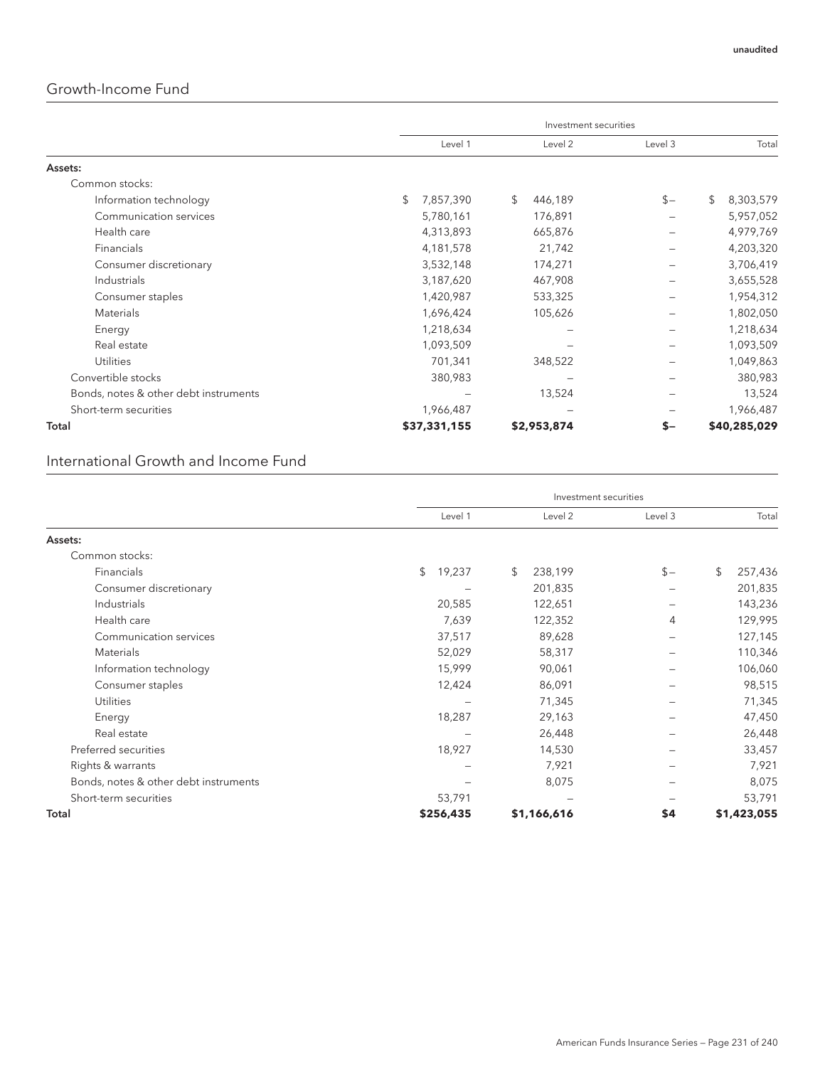unaudited

## Growth-Income Fund

| | Investment securities | | | |
|---|---|---|---|---|
| | Level 1 | Level 2 | Level 3 | Total |
| **Assets:** | | | | |
| Common stocks: | | | | |
| Information technology | $ 7,857,390 | $ 446,189 | $– | $ 8,303,579 |
| Communication services | 5,780,161 | 176,891 | – | 5,957,052 |
| Health care | 4,313,893 | 665,876 | – | 4,979,769 |
| Financials | 4,181,578 | 21,742 | – | 4,203,320 |
| Consumer discretionary | 3,532,148 | 174,271 | – | 3,706,419 |
| Industrials | 3,187,620 | 467,908 | – | 3,655,528 |
| Consumer staples | 1,420,987 | 533,325 | – | 1,954,312 |
| Materials | 1,696,424 | 105,626 | – | 1,802,050 |
| Energy | 1,218,634 | – | – | 1,218,634 |
| Real estate | 1,093,509 | – | – | 1,093,509 |
| Utilities | 701,341 | 348,522 | – | 1,049,863 |
| Convertible stocks | 380,983 | – | – | 380,983 |
| Bonds, notes & other debt instruments | – | 13,524 | – | 13,524 |
| Short-term securities | 1,966,487 | – | – | 1,966,487 |
| **Total** | **$37,331,155** | **$2,953,874** | **$–** | **$40,285,029** |

## International Growth and Income Fund

| | Investment securities | | | |
|---|---|---|---|---|
| | Level 1 | Level 2 | Level 3 | Total |
| **Assets:** | | | | |
| Common stocks: | | | | |
| Financials | $ 19,237 | $ 238,199 | $– | $ 257,436 |
| Consumer discretionary | – | 201,835 | – | 201,835 |
| Industrials | 20,585 | 122,651 | – | 143,236 |
| Health care | 7,639 | 122,352 | 4 | 129,995 |
| Communication services | 37,517 | 89,628 | – | 127,145 |
| Materials | 52,029 | 58,317 | – | 110,346 |
| Information technology | 15,999 | 90,061 | – | 106,060 |
| Consumer staples | 12,424 | 86,091 | – | 98,515 |
| Utilities | – | 71,345 | – | 71,345 |
| Energy | 18,287 | 29,163 | – | 47,450 |
| Real estate | – | 26,448 | – | 26,448 |
| Preferred securities | 18,927 | 14,530 | – | 33,457 |
| Rights & warrants | – | 7,921 | – | 7,921 |
| Bonds, notes & other debt instruments | – | 8,075 | – | 8,075 |
| Short-term securities | 53,791 | – | – | 53,791 |
| **Total** | **$256,435** | **$1,166,616** | **$4** | **$1,423,055** |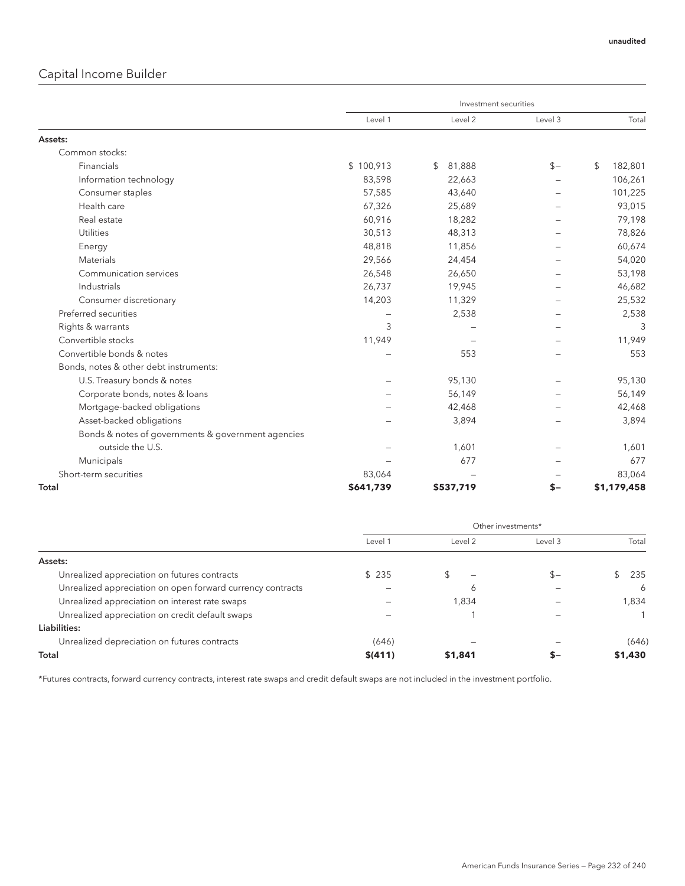unaudited

## Capital Income Builder

| | Investment securities | | | |
|---|---|---|---|---|
| | Level 1 | Level 2 | Level 3 | Total |
| **Assets:** | | | | |
| Common stocks: | | | | |
| Financials | $ 100,913 | $ 81,888 | $– | $ 182,801 |
| Information technology | 83,598 | 22,663 | – | 106,261 |
| Consumer staples | 57,585 | 43,640 | – | 101,225 |
| Health care | 67,326 | 25,689 | – | 93,015 |
| Real estate | 60,916 | 18,282 | – | 79,198 |
| Utilities | 30,513 | 48,313 | – | 78,826 |
| Energy | 48,818 | 11,856 | – | 60,674 |
| Materials | 29,566 | 24,454 | – | 54,020 |
| Communication services | 26,548 | 26,650 | – | 53,198 |
| Industrials | 26,737 | 19,945 | – | 46,682 |
| Consumer discretionary | 14,203 | 11,329 | – | 25,532 |
| Preferred securities | – | 2,538 | – | 2,538 |
| Rights & warrants | 3 | – | – | 3 |
| Convertible stocks | 11,949 | – | – | 11,949 |
| Convertible bonds & notes | – | 553 | – | 553 |
| Bonds, notes & other debt instruments: | | | | |
| U.S. Treasury bonds & notes | – | 95,130 | – | 95,130 |
| Corporate bonds, notes & loans | – | 56,149 | – | 56,149 |
| Mortgage-backed obligations | – | 42,468 | – | 42,468 |
| Asset-backed obligations | – | 3,894 | – | 3,894 |
| Bonds & notes of governments & government agencies outside the U.S. | – | 1,601 | – | 1,601 |
| Municipals | – | 677 | – | 677 |
| Short-term securities | 83,064 | – | – | 83,064 |
| **Total** | **$641,739** | **$537,719** | **$–** | **$1,179,458** |

| | Other investments* | | | |
|---|---|---|---|---|
| | Level 1 | Level 2 | Level 3 | Total |
| **Assets:** | | | | |
| Unrealized appreciation on futures contracts | $ 235 | $ – | $– | $ 235 |
| Unrealized appreciation on open forward currency contracts | – | 6 | – | 6 |
| Unrealized appreciation on interest rate swaps | – | 1,834 | – | 1,834 |
| Unrealized appreciation on credit default swaps | – | 1 | – | 1 |
| **Liabilities:** | | | | |
| Unrealized depreciation on futures contracts | (646) | – | – | (646) |
| **Total** | **$(411)** | **$1,841** | **$–** | **$1,430** |

*Futures contracts, forward currency contracts, interest rate swaps and credit default swaps are not included in the investment portfolio.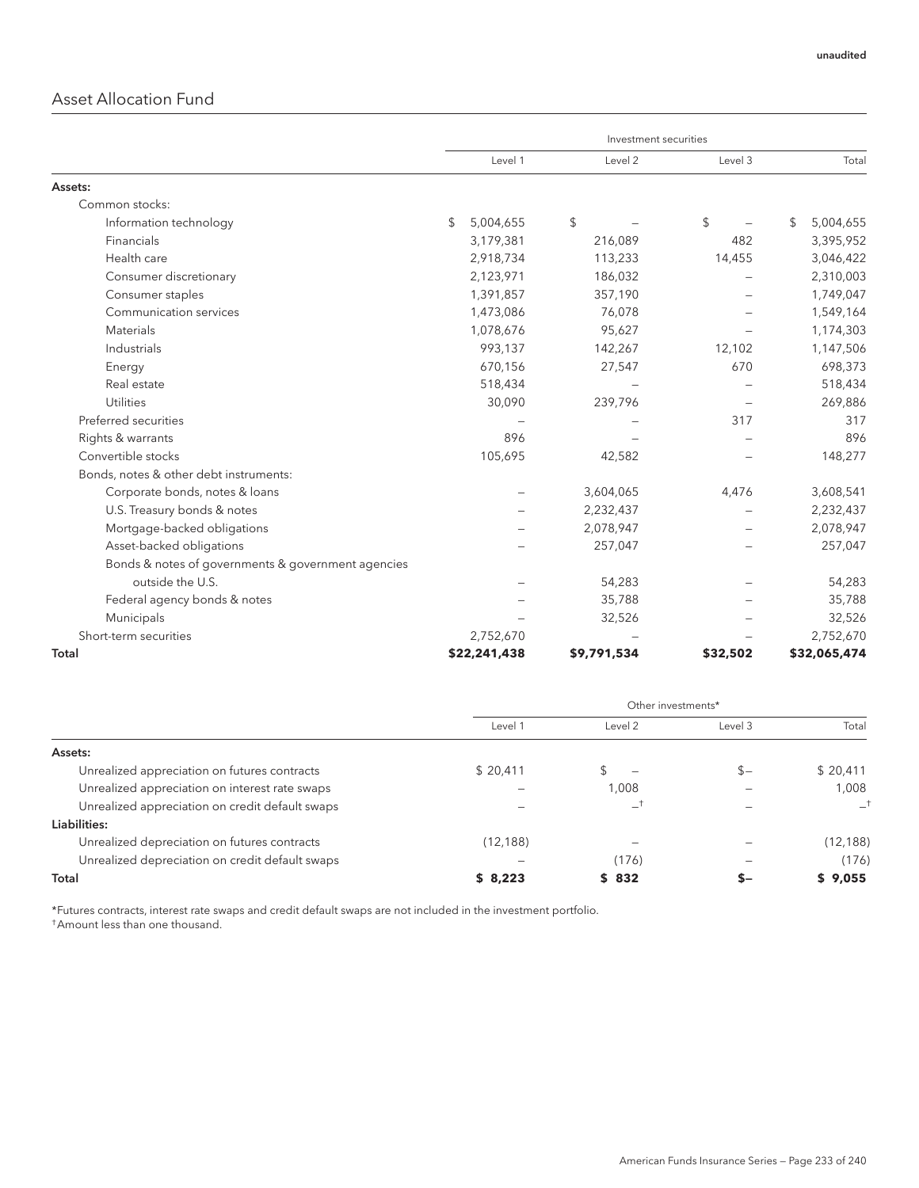unaudited

## Asset Allocation Fund

| | Investment securities | | | |
|---|---|---|---|---|
| | Level 1 | Level 2 | Level 3 | Total |
| **Assets:** | | | | |
| Common stocks: | | | | |
| Information technology | $ 5,004,655 | $ – | $ – | $ 5,004,655 |
| Financials | 3,179,381 | 216,089 | 482 | 3,395,952 |
| Health care | 2,918,734 | 113,233 | 14,455 | 3,046,422 |
| Consumer discretionary | 2,123,971 | 186,032 | – | 2,310,003 |
| Consumer staples | 1,391,857 | 357,190 | – | 1,749,047 |
| Communication services | 1,473,086 | 76,078 | – | 1,549,164 |
| Materials | 1,078,676 | 95,627 | – | 1,174,303 |
| Industrials | 993,137 | 142,267 | 12,102 | 1,147,506 |
| Energy | 670,156 | 27,547 | 670 | 698,373 |
| Real estate | 518,434 | – | – | 518,434 |
| Utilities | 30,090 | 239,796 | – | 269,886 |
| Preferred securities | – | – | 317 | 317 |
| Rights & warrants | 896 | – | – | 896 |
| Convertible stocks | 105,695 | 42,582 | – | 148,277 |
| Bonds, notes & other debt instruments: | | | | |
| Corporate bonds, notes & loans | – | 3,604,065 | 4,476 | 3,608,541 |
| U.S. Treasury bonds & notes | – | 2,232,437 | – | 2,232,437 |
| Mortgage-backed obligations | – | 2,078,947 | – | 2,078,947 |
| Asset-backed obligations | – | 257,047 | – | 257,047 |
| Bonds & notes of governments & government agencies outside the U.S. | – | 54,283 | – | 54,283 |
| Federal agency bonds & notes | – | 35,788 | – | 35,788 |
| Municipals | – | 32,526 | – | 32,526 |
| Short-term securities | 2,752,670 | – | – | 2,752,670 |
| **Total** | **$22,241,438** | **$9,791,534** | **$32,502** | **$32,065,474** |

| | Other investments* | | | |
|---|---|---|---|---|
| | Level 1 | Level 2 | Level 3 | Total |
| **Assets:** | | | | |
| Unrealized appreciation on futures contracts | $ 20,411 | $ – | $– | $ 20,411 |
| Unrealized appreciation on interest rate swaps | – | 1,008 | – | 1,008 |
| Unrealized appreciation on credit default swaps | – | –† | – | –† |
| **Liabilities:** | | | | |
| Unrealized depreciation on futures contracts | (12,188) | – | – | (12,188) |
| Unrealized depreciation on credit default swaps | – | (176) | – | (176) |
| **Total** | **$ 8,223** | **$ 832** | **$–** | **$ 9,055** |

*Futures contracts, interest rate swaps and credit default swaps are not included in the investment portfolio.
†Amount less than one thousand.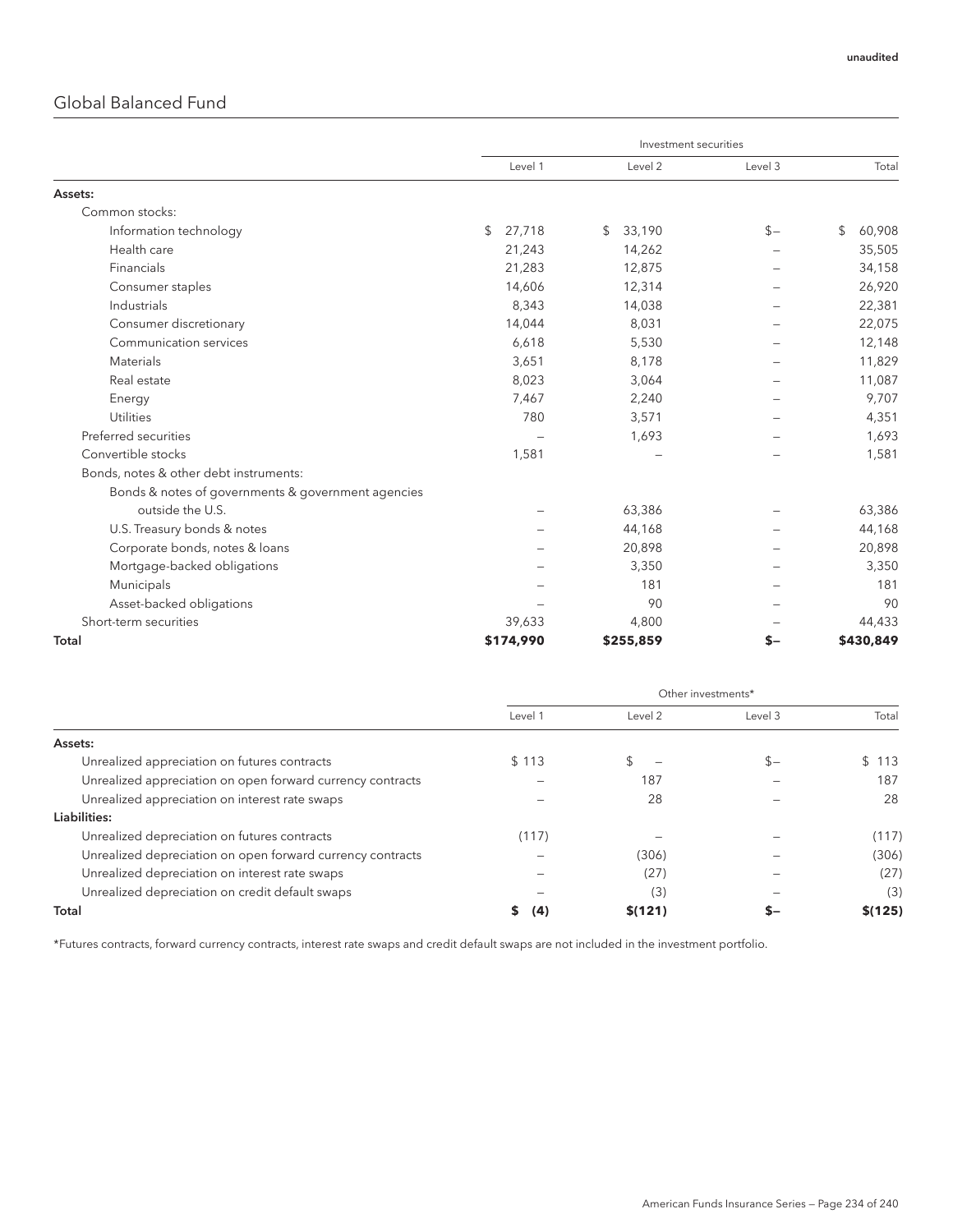unaudited

## Global Balanced Fund

| | Investment securities | | | |
|---|---|---|---|---|
| | Level 1 | Level 2 | Level 3 | Total |
| **Assets:** | | | | |
| Common stocks: | | | | |
| Information technology | $ 27,718 | $ 33,190 | $– | $ 60,908 |
| Health care | 21,243 | 14,262 | – | 35,505 |
| Financials | 21,283 | 12,875 | – | 34,158 |
| Consumer staples | 14,606 | 12,314 | – | 26,920 |
| Industrials | 8,343 | 14,038 | – | 22,381 |
| Consumer discretionary | 14,044 | 8,031 | – | 22,075 |
| Communication services | 6,618 | 5,530 | – | 12,148 |
| Materials | 3,651 | 8,178 | – | 11,829 |
| Real estate | 8,023 | 3,064 | – | 11,087 |
| Energy | 7,467 | 2,240 | – | 9,707 |
| Utilities | 780 | 3,571 | – | 4,351 |
| Preferred securities | – | 1,693 | – | 1,693 |
| Convertible stocks | 1,581 | – | – | 1,581 |
| Bonds, notes & other debt instruments: | | | | |
| Bonds & notes of governments & government agencies outside the U.S. | – | 63,386 | – | 63,386 |
| U.S. Treasury bonds & notes | – | 44,168 | – | 44,168 |
| Corporate bonds, notes & loans | – | 20,898 | – | 20,898 |
| Mortgage-backed obligations | – | 3,350 | – | 3,350 |
| Municipals | – | 181 | – | 181 |
| Asset-backed obligations | – | 90 | – | 90 |
| Short-term securities | 39,633 | 4,800 | – | 44,433 |
| **Total** | **$174,990** | **$255,859** | **$–** | **$430,849** |

| | Other investments* | | | |
|---|---|---|---|---|
| | Level 1 | Level 2 | Level 3 | Total |
| **Assets:** | | | | |
| Unrealized appreciation on futures contracts | $ 113 | $ – | $– | $ 113 |
| Unrealized appreciation on open forward currency contracts | – | 187 | – | 187 |
| Unrealized appreciation on interest rate swaps | – | 28 | – | 28 |
| **Liabilities:** | | | | |
| Unrealized depreciation on futures contracts | (117) | – | – | (117) |
| Unrealized depreciation on open forward currency contracts | – | (306) | – | (306) |
| Unrealized depreciation on interest rate swaps | – | (27) | – | (27) |
| Unrealized depreciation on credit default swaps | – | (3) | – | (3) |
| **Total** | **$ (4)** | **$(121)** | **$–** | **$(125)** |

*Futures contracts, forward currency contracts, interest rate swaps and credit default swaps are not included in the investment portfolio.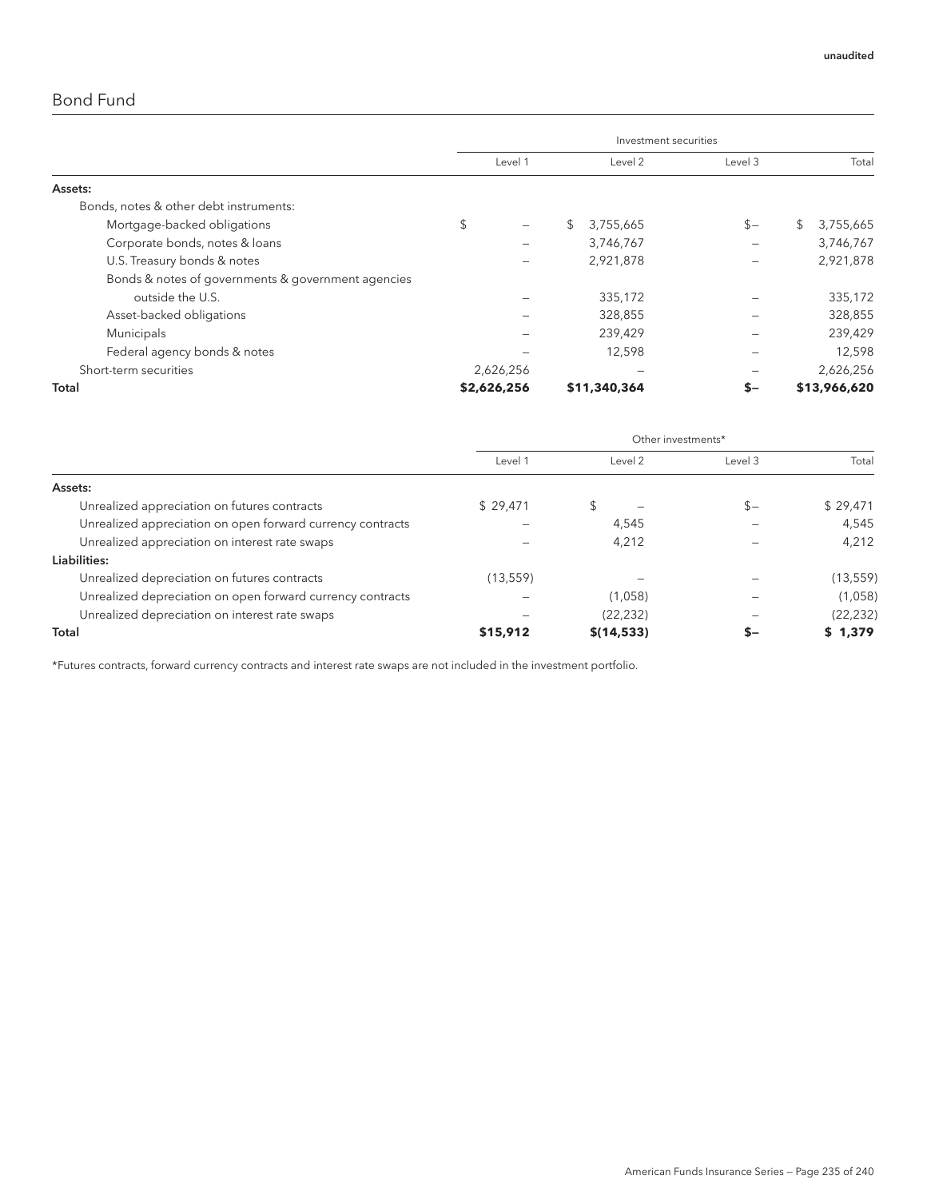unaudited

## Bond Fund

| | Investment securities | | | |
|---|---|---|---|---|
| | Level 1 | Level 2 | Level 3 | Total |
| **Assets:** | | | | |
| Bonds, notes & other debt instruments: | | | | |
| Mortgage-backed obligations | $ – | $ 3,755,665 | $– | $ 3,755,665 |
| Corporate bonds, notes & loans | – | 3,746,767 | – | 3,746,767 |
| U.S. Treasury bonds & notes | – | 2,921,878 | – | 2,921,878 |
| Bonds & notes of governments & government agencies outside the U.S. | – | 335,172 | – | 335,172 |
| Asset-backed obligations | – | 328,855 | – | 328,855 |
| Municipals | – | 239,429 | – | 239,429 |
| Federal agency bonds & notes | – | 12,598 | – | 12,598 |
| Short-term securities | 2,626,256 | – | – | 2,626,256 |
| **Total** | **$2,626,256** | **$11,340,364** | **$–** | **$13,966,620** |

| | Other investments* | | | |
|---|---|---|---|---|
| | Level 1 | Level 2 | Level 3 | Total |
| **Assets:** | | | | |
| Unrealized appreciation on futures contracts | $ 29,471 | $ – | $– | $ 29,471 |
| Unrealized appreciation on open forward currency contracts | – | 4,545 | – | 4,545 |
| Unrealized appreciation on interest rate swaps | – | 4,212 | – | 4,212 |
| **Liabilities:** | | | | |
| Unrealized depreciation on futures contracts | (13,559) | – | – | (13,559) |
| Unrealized depreciation on open forward currency contracts | – | (1,058) | – | (1,058) |
| Unrealized depreciation on interest rate swaps | – | (22,232) | – | (22,232) |
| **Total** | **$15,912** | **$(14,533)** | **$–** | **$ 1,379** |

*Futures contracts, forward currency contracts and interest rate swaps are not included in the investment portfolio.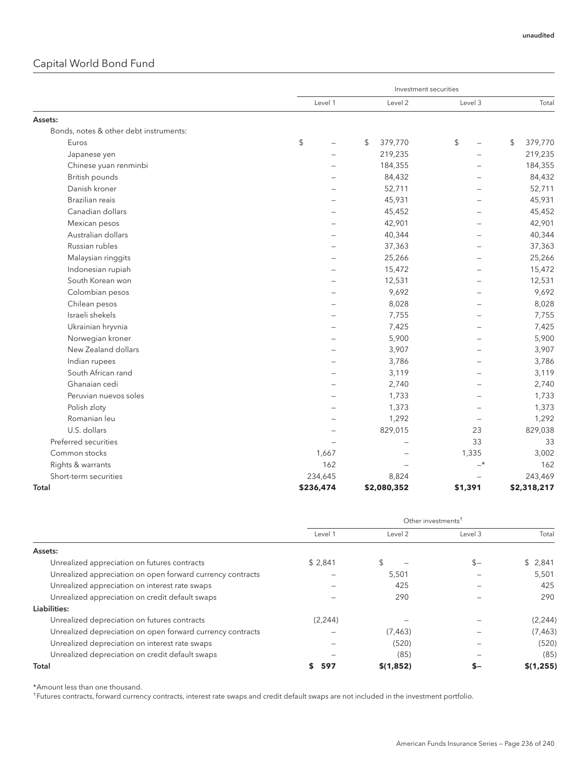unaudited

## Capital World Bond Fund

| | Investment securities | | | |
|---|---|---|---|---|
| | Level 1 | Level 2 | Level 3 | Total |
| **Assets:** | | | | |
| Bonds, notes & other debt instruments: | | | | |
| Euros | $ – | $ 379,770 | $ – | $ 379,770 |
| Japanese yen | – | 219,235 | – | 219,235 |
| Chinese yuan renminbi | – | 184,355 | – | 184,355 |
| British pounds | – | 84,432 | – | 84,432 |
| Danish kroner | – | 52,711 | – | 52,711 |
| Brazilian reais | – | 45,931 | – | 45,931 |
| Canadian dollars | – | 45,452 | – | 45,452 |
| Mexican pesos | – | 42,901 | – | 42,901 |
| Australian dollars | – | 40,344 | – | 40,344 |
| Russian rubles | – | 37,363 | – | 37,363 |
| Malaysian ringgits | – | 25,266 | – | 25,266 |
| Indonesian rupiah | – | 15,472 | – | 15,472 |
| South Korean won | – | 12,531 | – | 12,531 |
| Colombian pesos | – | 9,692 | – | 9,692 |
| Chilean pesos | – | 8,028 | – | 8,028 |
| Israeli shekels | – | 7,755 | – | 7,755 |
| Ukrainian hryvnia | – | 7,425 | – | 7,425 |
| Norwegian kroner | – | 5,900 | – | 5,900 |
| New Zealand dollars | – | 3,907 | – | 3,907 |
| Indian rupees | – | 3,786 | – | 3,786 |
| South African rand | – | 3,119 | – | 3,119 |
| Ghanaian cedi | – | 2,740 | – | 2,740 |
| Peruvian nuevos soles | – | 1,733 | – | 1,733 |
| Polish zloty | – | 1,373 | – | 1,373 |
| Romanian leu | – | 1,292 | – | 1,292 |
| U.S. dollars | – | 829,015 | 23 | 829,038 |
| Preferred securities | – | – | 33 | 33 |
| Common stocks | 1,667 | – | 1,335 | 3,002 |
| Rights & warrants | 162 | – | –* | 162 |
| Short-term securities | 234,645 | 8,824 | – | 243,469 |
| **Total** | **$236,474** | **$2,080,352** | **$1,391** | **$2,318,217** |

| | Other investments† | | | |
|---|---|---|---|---|
| | Level 1 | Level 2 | Level 3 | Total |
| **Assets:** | | | | |
| Unrealized appreciation on futures contracts | $ 2,841 | $ – | $– | $ 2,841 |
| Unrealized appreciation on open forward currency contracts | – | 5,501 | – | 5,501 |
| Unrealized appreciation on interest rate swaps | – | 425 | – | 425 |
| Unrealized appreciation on credit default swaps | – | 290 | – | 290 |
| **Liabilities:** | | | | |
| Unrealized depreciation on futures contracts | (2,244) | – | – | (2,244) |
| Unrealized depreciation on open forward currency contracts | – | (7,463) | – | (7,463) |
| Unrealized depreciation on interest rate swaps | – | (520) | – | (520) |
| Unrealized depreciation on credit default swaps | – | (85) | – | (85) |
| **Total** | **$ 597** | **$(1,852)** | **$–** | **$(1,255)** |

*Amount less than one thousand.

†Futures contracts, forward currency contracts, interest rate swaps and credit default swaps are not included in the investment portfolio.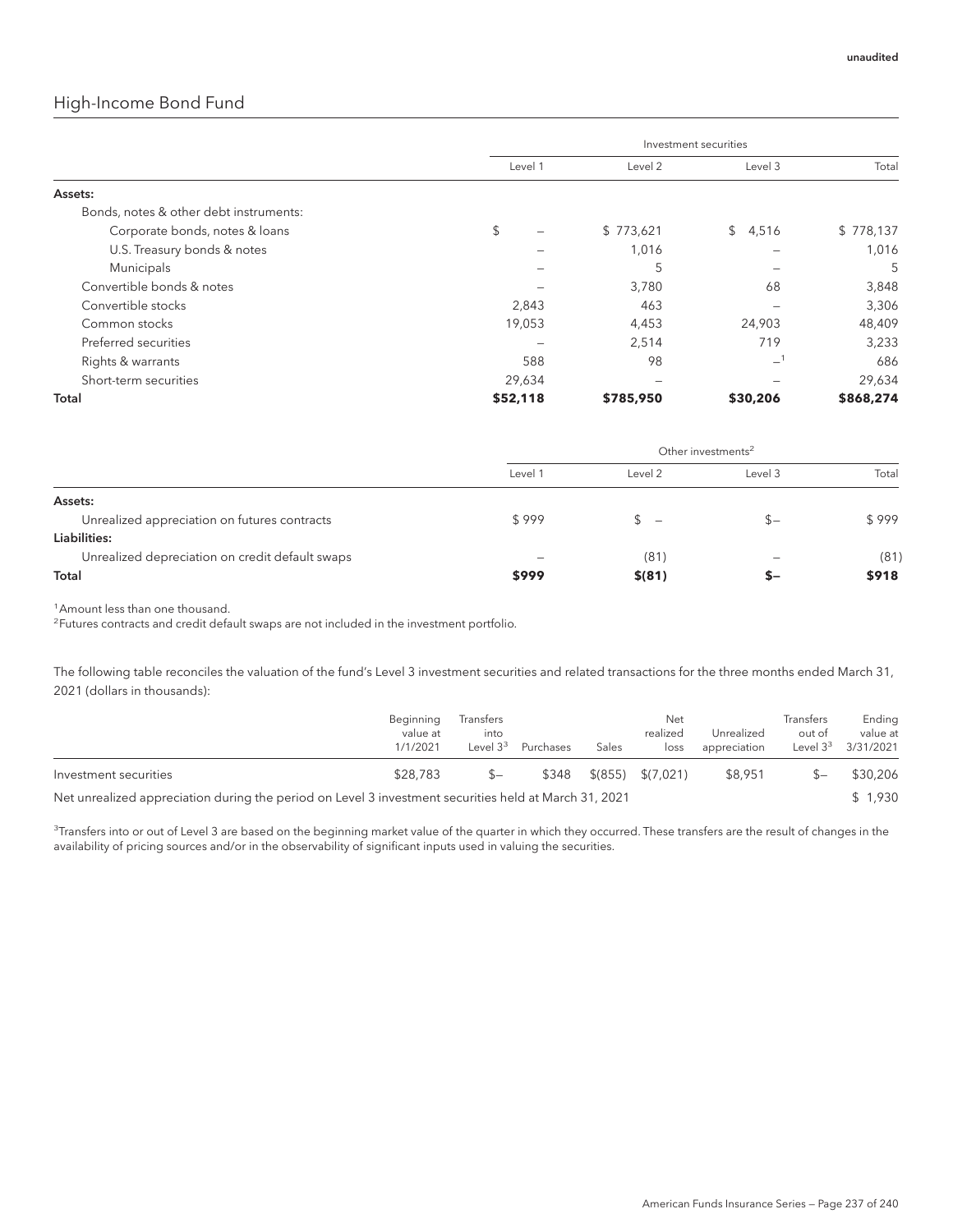unaudited

## High-Income Bond Fund

| | Investment securities | | | |
|---|---|---|---|---|
| | Level 1 | Level 2 | Level 3 | Total |
| **Assets:** | | | | |
| Bonds, notes & other debt instruments: | | | | |
| Corporate bonds, notes & loans | $ – | $ 773,621 | $ 4,516 | $ 778,137 |
| U.S. Treasury bonds & notes | – | 1,016 | – | 1,016 |
| Municipals | – | 5 | – | 5 |
| Convertible bonds & notes | – | 3,780 | 68 | 3,848 |
| Convertible stocks | 2,843 | 463 | – | 3,306 |
| Common stocks | 19,053 | 4,453 | 24,903 | 48,409 |
| Preferred securities | – | 2,514 | 719 | 3,233 |
| Rights & warrants | 588 | 98 | –[1] | 686 |
| Short-term securities | 29,634 | – | – | 29,634 |
| **Total** | **$52,118** | **$785,950** | **$30,206** | **$868,274** |

| | Other investments[2] | | | |
|---|---|---|---|---|
| | Level 1 | Level 2 | Level 3 | Total |
| **Assets:** | | | | |
| Unrealized appreciation on futures contracts | $ 999 | $ – | $– | $ 999 |
| **Liabilities:** | | | | |
| Unrealized depreciation on credit default swaps | – | (81) | – | (81) |
| **Total** | **$999** | **$(81)** | **$–** | **$918** |

[1]Amount less than one thousand.
[2]Futures contracts and credit default swaps are not included in the investment portfolio.

The following table reconciles the valuation of the fund's Level 3 investment securities and related transactions for the three months ended March 31, 2021 (dollars in thousands):

| | Beginning value at 1/1/2021 | Transfers into Level 3[3] | Purchases | Sales | Net realized loss | Unrealized appreciation | Transfers out of Level 3[3] | Ending value at 3/31/2021 |
|---|---|---|---|---|---|---|---|---|
| Investment securities | $28,783 | $– | $348 | $(855) | $(7,021) | $8,951 | $– | $30,206 |
| Net unrealized appreciation during the period on Level 3 investment securities held at March 31, 2021 | | | | | | | | $ 1,930 |

[3]Transfers into or out of Level 3 are based on the beginning market value of the quarter in which they occurred. These transfers are the result of changes in the availability of pricing sources and/or in the observability of significant inputs used in valuing the securities.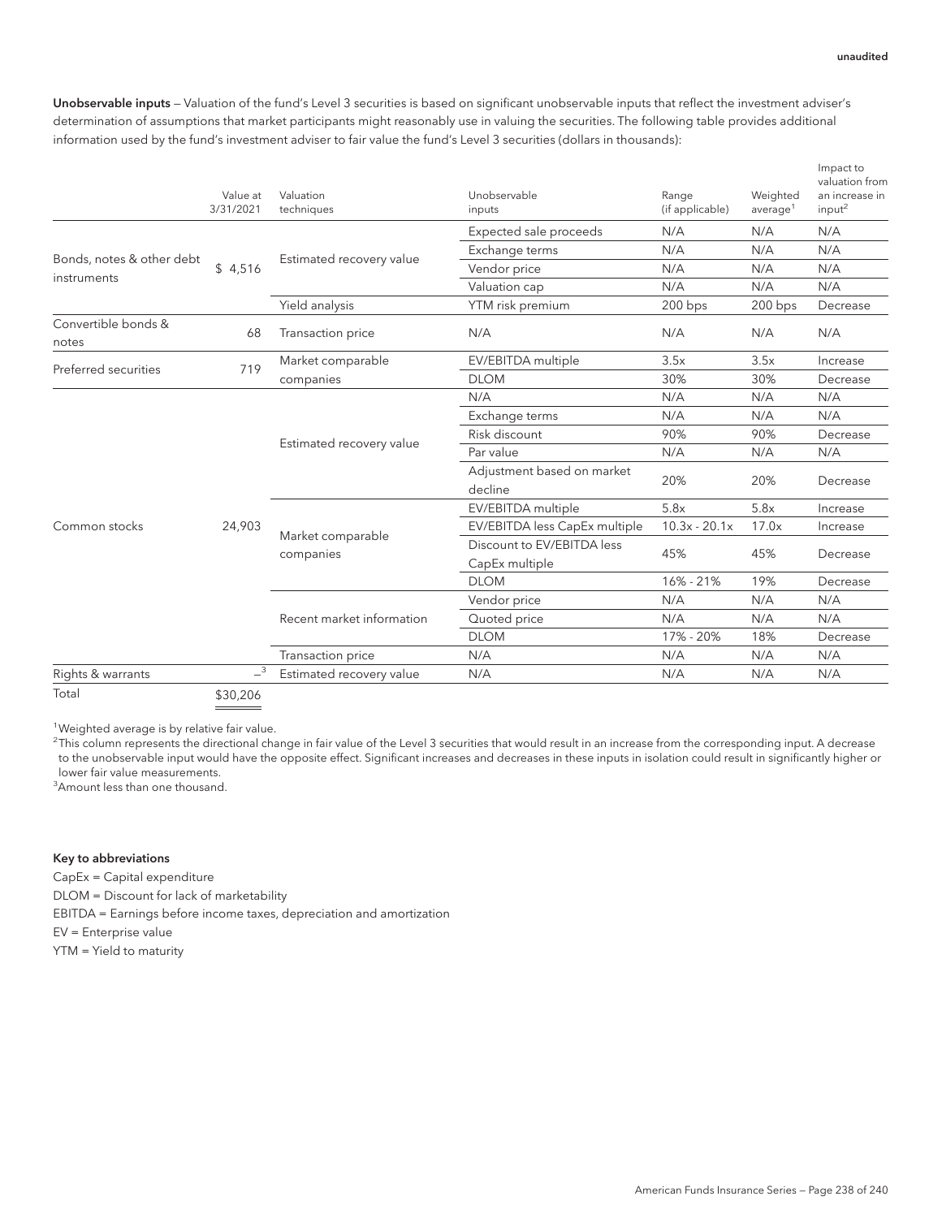unaudited

**Unobservable inputs** — Valuation of the fund's Level 3 securities is based on significant unobservable inputs that reflect the investment adviser's determination of assumptions that market participants might reasonably use in valuing the securities. The following table provides additional information used by the fund's investment adviser to fair value the fund's Level 3 securities (dollars in thousands):

| | Value at 3/31/2021 | Valuation techniques | Unobservable inputs | Range (if applicable) | Weighted average[1] | Impact to valuation from an increase in input[2] |
|---|---|---|---|---|---|---|
| Bonds, notes & other debt instruments | $ 4,516 | Estimated recovery value | Expected sale proceeds | N/A | N/A | N/A |
| | | | Exchange terms | N/A | N/A | N/A |
| | | | Vendor price | N/A | N/A | N/A |
| | | | Valuation cap | N/A | N/A | N/A |
| | | Yield analysis | YTM risk premium | 200 bps | 200 bps | Decrease |
| Convertible bonds & notes | 68 | Transaction price | N/A | N/A | N/A | N/A |
| Preferred securities | 719 | Market comparable companies | EV/EBITDA multiple | 3.5x | 3.5x | Increase |
| | | | DLOM | 30% | 30% | Decrease |
| Common stocks | 24,903 | Estimated recovery value | N/A | N/A | N/A | N/A |
| | | | Exchange terms | N/A | N/A | N/A |
| | | | Risk discount | 90% | 90% | Decrease |
| | | | Par value | N/A | N/A | N/A |
| | | | Adjustment based on market decline | 20% | 20% | Decrease |
| | | Market comparable companies | EV/EBITDA multiple | 5.8x | 5.8x | Increase |
| | | | EV/EBITDA less CapEx multiple | 10.3x - 20.1x | 17.0x | Increase |
| | | | Discount to EV/EBITDA less CapEx multiple | 45% | 45% | Decrease |
| | | | DLOM | 16% - 21% | 19% | Decrease |
| | | Recent market information | Vendor price | N/A | N/A | N/A |
| | | | Quoted price | N/A | N/A | N/A |
| | | | DLOM | 17% - 20% | 18% | Decrease |
| | | Transaction price | N/A | N/A | N/A | N/A |
| Rights & warrants | –[3] | Estimated recovery value | N/A | N/A | N/A | N/A |
| Total | $30,206 | | | | | |

[1]Weighted average is by relative fair value.

[2]This column represents the directional change in fair value of the Level 3 securities that would result in an increase from the corresponding input. A decrease to the unobservable input would have the opposite effect. Significant increases and decreases in these inputs in isolation could result in significantly higher or lower fair value measurements.

[3]Amount less than one thousand.

**Key to abbreviations**

CapEx = Capital expenditure

DLOM = Discount for lack of marketability

EBITDA = Earnings before income taxes, depreciation and amortization

EV = Enterprise value

YTM = Yield to maturity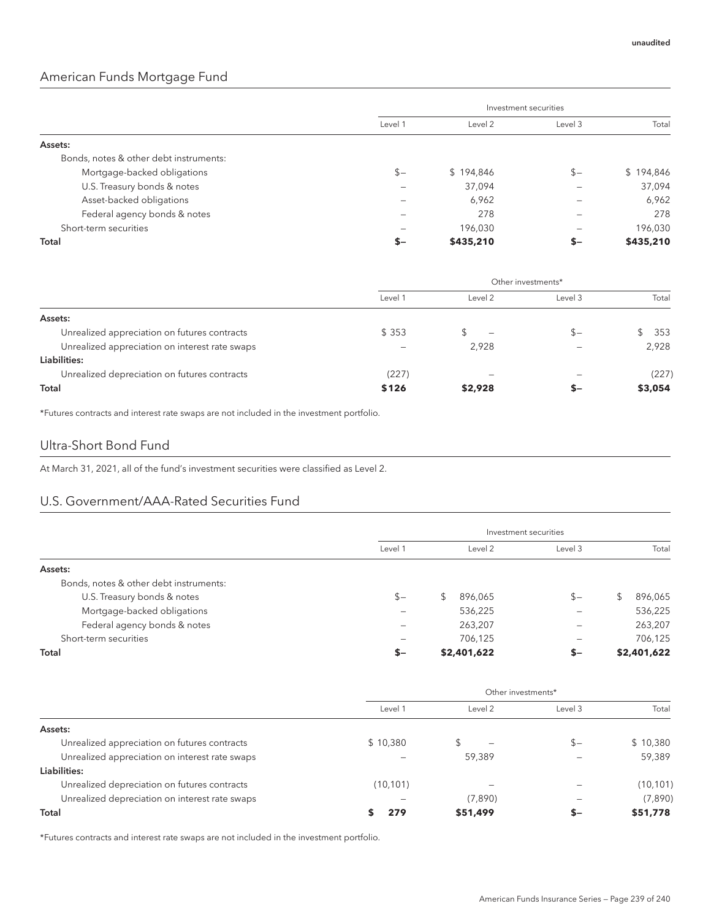unaudited

## American Funds Mortgage Fund

| | Investment securities | | | |
|---|---|---|---|---|
| | Level 1 | Level 2 | Level 3 | Total |
| **Assets:** | | | | |
| Bonds, notes & other debt instruments: | | | | |
| Mortgage-backed obligations | $– | $ 194,846 | $– | $ 194,846 |
| U.S. Treasury bonds & notes | – | 37,094 | – | 37,094 |
| Asset-backed obligations | – | 6,962 | – | 6,962 |
| Federal agency bonds & notes | – | 278 | – | 278 |
| Short-term securities | – | 196,030 | – | 196,030 |
| **Total** | **$–** | **$435,210** | **$–** | **$435,210** |

| | Other investments* | | | |
|---|---|---|---|---|
| | Level 1 | Level 2 | Level 3 | Total |
| **Assets:** | | | | |
| Unrealized appreciation on futures contracts | $ 353 | $ – | $– | $ 353 |
| Unrealized appreciation on interest rate swaps | – | 2,928 | – | 2,928 |
| **Liabilities:** | | | | |
| Unrealized depreciation on futures contracts | (227) | – | – | (227) |
| **Total** | **$126** | **$2,928** | **$–** | **$3,054** |

*Futures contracts and interest rate swaps are not included in the investment portfolio.

## Ultra-Short Bond Fund

At March 31, 2021, all of the fund's investment securities were classified as Level 2.

## U.S. Government/AAA-Rated Securities Fund

| | Investment securities | | | |
|---|---|---|---|---|
| | Level 1 | Level 2 | Level 3 | Total |
| **Assets:** | | | | |
| Bonds, notes & other debt instruments: | | | | |
| U.S. Treasury bonds & notes | $– | $ 896,065 | $– | $ 896,065 |
| Mortgage-backed obligations | – | 536,225 | – | 536,225 |
| Federal agency bonds & notes | – | 263,207 | – | 263,207 |
| Short-term securities | – | 706,125 | – | 706,125 |
| **Total** | **$–** | **$2,401,622** | **$–** | **$2,401,622** |

| | Other investments* | | | |
|---|---|---|---|---|
| | Level 1 | Level 2 | Level 3 | Total |
| **Assets:** | | | | |
| Unrealized appreciation on futures contracts | $ 10,380 | $ – | $– | $ 10,380 |
| Unrealized appreciation on interest rate swaps | – | 59,389 | – | 59,389 |
| **Liabilities:** | | | | |
| Unrealized depreciation on futures contracts | (10,101) | – | – | (10,101) |
| Unrealized depreciation on interest rate swaps | – | (7,890) | – | (7,890) |
| **Total** | **$ 279** | **$51,499** | **$–** | **$51,778** |

*Futures contracts and interest rate swaps are not included in the investment portfolio.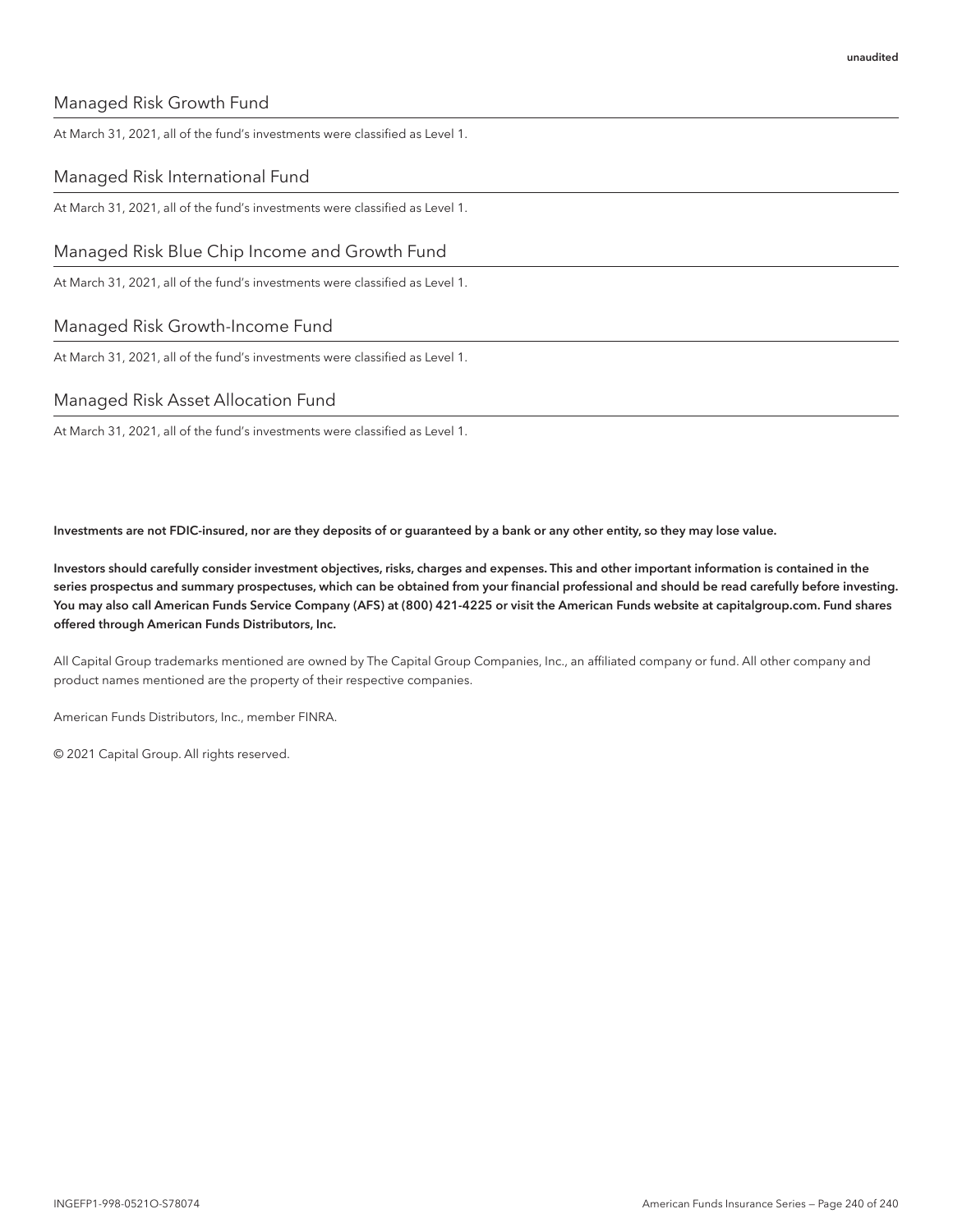unaudited

## Managed Risk Growth Fund

At March 31, 2021, all of the fund's investments were classified as Level 1.

## Managed Risk International Fund

At March 31, 2021, all of the fund's investments were classified as Level 1.

## Managed Risk Blue Chip Income and Growth Fund

At March 31, 2021, all of the fund's investments were classified as Level 1.

## Managed Risk Growth-Income Fund

At March 31, 2021, all of the fund's investments were classified as Level 1.

## Managed Risk Asset Allocation Fund

At March 31, 2021, all of the fund's investments were classified as Level 1.

**Investments are not FDIC-insured, nor are they deposits of or guaranteed by a bank or any other entity, so they may lose value.**

**Investors should carefully consider investment objectives, risks, charges and expenses. This and other important information is contained in the series prospectus and summary prospectuses, which can be obtained from your financial professional and should be read carefully before investing. You may also call American Funds Service Company (AFS) at (800) 421-4225 or visit the American Funds website at capitalgroup.com. Fund shares offered through American Funds Distributors, Inc.**

All Capital Group trademarks mentioned are owned by The Capital Group Companies, Inc., an affiliated company or fund. All other company and product names mentioned are the property of their respective companies.

American Funds Distributors, Inc., member FINRA.

© 2021 Capital Group. All rights reserved.

INGEFP1-998-0521O-S78074